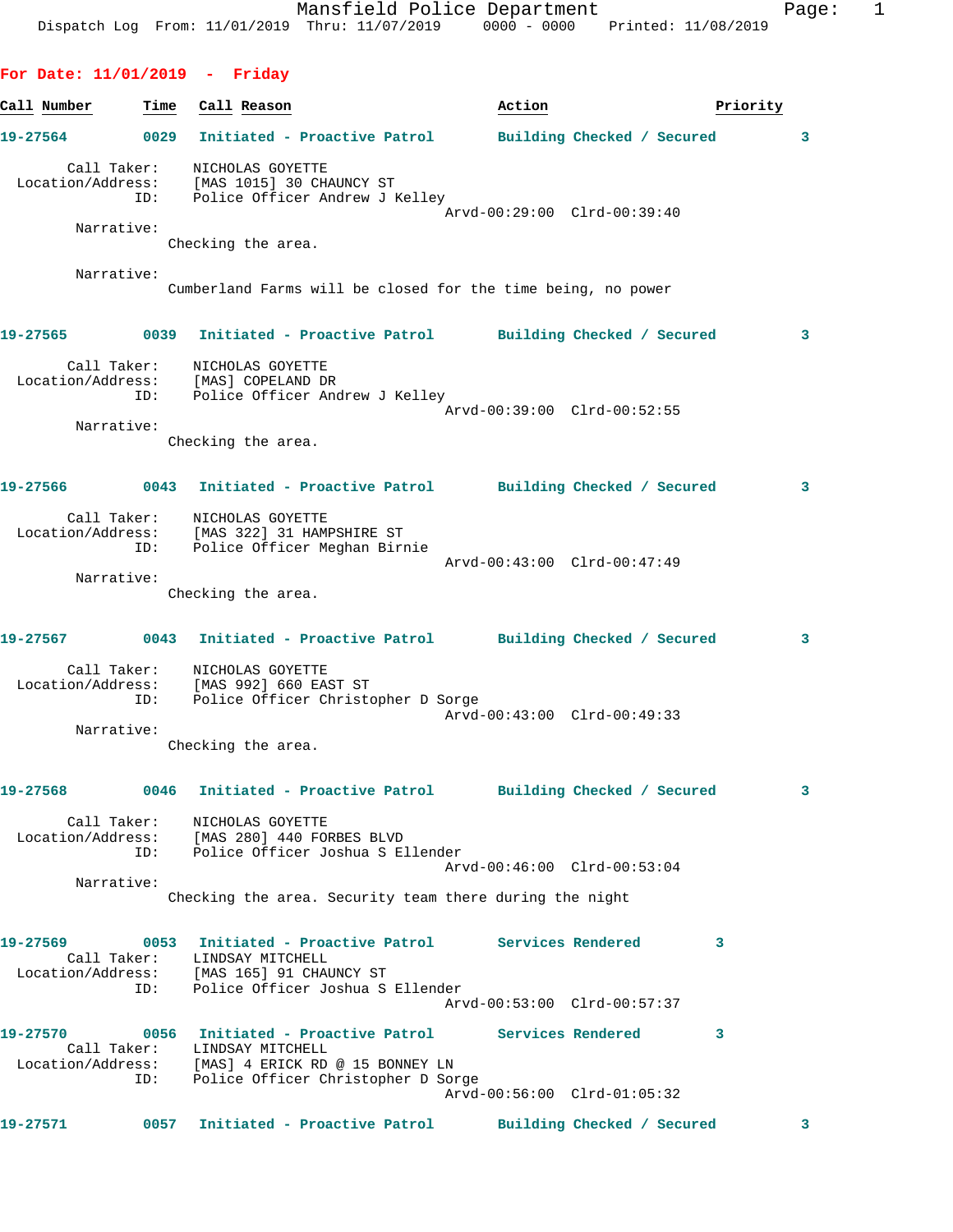Mansfield Police Department
Dispatch Log From: 11/01/2019 Thru: 11/07/2019 0000 - 0000 Printed: 11/08/2019

## For Date: 11/01/2019 - Friday

| Call Number | Time | Call Reason | Action | Priority |
|---|---|---|---|---|

**19-27564** 0029 Initiated - Proactive Patrol — Building Checked / Secured — 3

Call Taker: NICHOLAS GOYETTE
Location/Address: [MAS 1015] 30 CHAUNCY ST
ID: Police Officer Andrew J Kelley
Arvd-00:29:00 Clrd-00:39:40

Narrative:
Checking the area.

Narrative:
Cumberland Farms will be closed for the time being, no power

**19-27565** 0039 Initiated - Proactive Patrol — Building Checked / Secured — 3

Call Taker: NICHOLAS GOYETTE
Location/Address: [MAS] COPELAND DR
ID: Police Officer Andrew J Kelley
Arvd-00:39:00 Clrd-00:52:55

Narrative:
Checking the area.

**19-27566** 0043 Initiated - Proactive Patrol — Building Checked / Secured — 3

Call Taker: NICHOLAS GOYETTE
Location/Address: [MAS 322] 31 HAMPSHIRE ST
ID: Police Officer Meghan Birnie
Arvd-00:43:00 Clrd-00:47:49

Narrative:
Checking the area.

**19-27567** 0043 Initiated - Proactive Patrol — Building Checked / Secured — 3

Call Taker: NICHOLAS GOYETTE
Location/Address: [MAS 992] 660 EAST ST
ID: Police Officer Christopher D Sorge
Arvd-00:43:00 Clrd-00:49:33

Narrative:
Checking the area.

**19-27568** 0046 Initiated - Proactive Patrol — Building Checked / Secured — 3

Call Taker: NICHOLAS GOYETTE
Location/Address: [MAS 280] 440 FORBES BLVD
ID: Police Officer Joshua S Ellender
Arvd-00:46:00 Clrd-00:53:04

Narrative:
Checking the area. Security team there during the night

**19-27569** 0053 Initiated - Proactive Patrol — Services Rendered — 3

Call Taker: LINDSAY MITCHELL
Location/Address: [MAS 165] 91 CHAUNCY ST
ID: Police Officer Joshua S Ellender
Arvd-00:53:00 Clrd-00:57:37

**19-27570** 0056 Initiated - Proactive Patrol — Services Rendered — 3

Call Taker: LINDSAY MITCHELL
Location/Address: [MAS] 4 ERICK RD @ 15 BONNEY LN
ID: Police Officer Christopher D Sorge
Arvd-00:56:00 Clrd-01:05:32

**19-27571** 0057 Initiated - Proactive Patrol — Building Checked / Secured — 3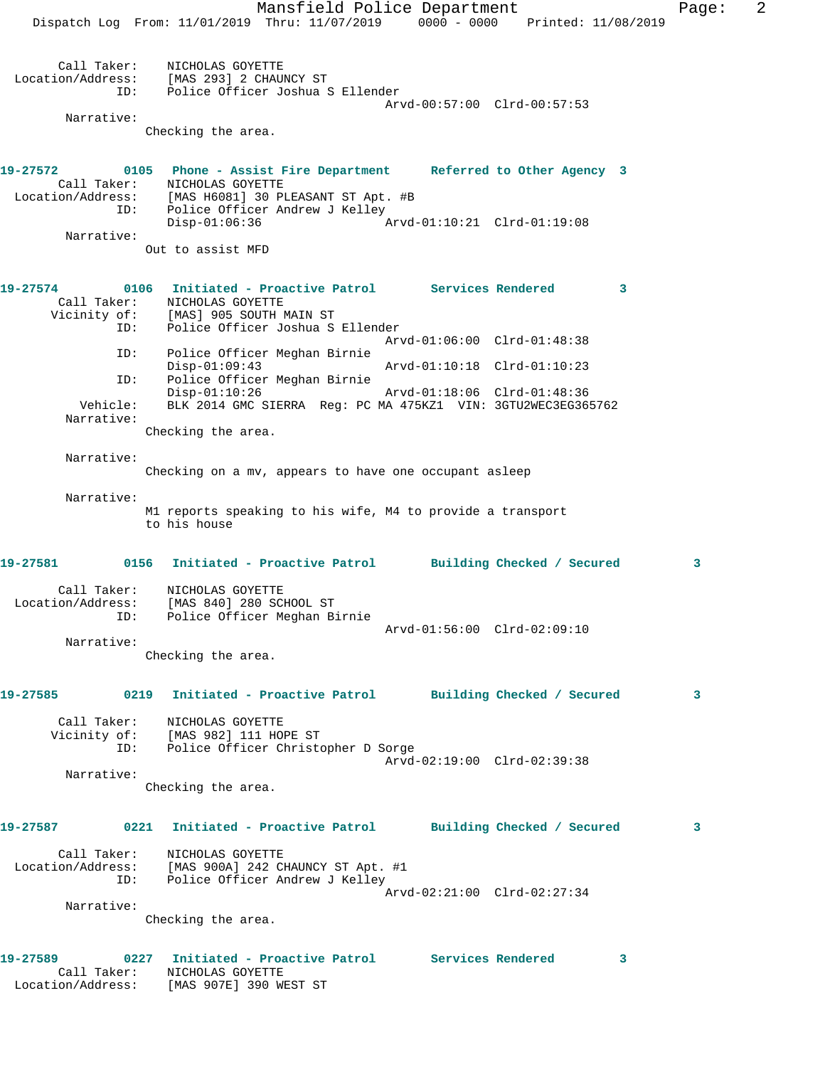Call Taker: NICHOLAS GOYETTE
Location/Address: [MAS 293] 2 CHAUNCY ST
ID: Police Officer Joshua S Ellender
Arvd-00:57:00 Clrd-00:57:53

Narrative:
Checking the area.

**19-27572 0105 Phone - Assist Fire Department Referred to Other Agency 3**

Call Taker: NICHOLAS GOYETTE
Location/Address: [MAS H6081] 30 PLEASANT ST Apt. #B
ID: Police Officer Andrew J Kelley
Disp-01:06:36 Arvd-01:10:21 Clrd-01:19:08

Narrative:
Out to assist MFD

**19-27574 0106 Initiated - Proactive Patrol Services Rendered 3**

Call Taker: NICHOLAS GOYETTE
Vicinity of: [MAS] 905 SOUTH MAIN ST
ID: Police Officer Joshua S Ellender
Arvd-01:06:00 Clrd-01:48:38
ID: Police Officer Meghan Birnie
Disp-01:09:43 Arvd-01:10:18 Clrd-01:10:23
ID: Police Officer Meghan Birnie
Disp-01:10:26 Arvd-01:18:06 Clrd-01:48:36
Vehicle: BLK 2014 GMC SIERRA Reg: PC MA 475KZ1 VIN: 3GTU2WEC3EG365762

Narrative:
Checking the area.

Narrative:
Checking on a mv, appears to have one occupant asleep

Narrative:
M1 reports speaking to his wife, M4 to provide a transport to his house

**19-27581 0156 Initiated - Proactive Patrol Building Checked / Secured 3**

Call Taker: NICHOLAS GOYETTE
Location/Address: [MAS 840] 280 SCHOOL ST
ID: Police Officer Meghan Birnie
Arvd-01:56:00 Clrd-02:09:10

Narrative:
Checking the area.

**19-27585 0219 Initiated - Proactive Patrol Building Checked / Secured 3**

Call Taker: NICHOLAS GOYETTE
Vicinity of: [MAS 982] 111 HOPE ST
ID: Police Officer Christopher D Sorge
Arvd-02:19:00 Clrd-02:39:38

Narrative:
Checking the area.

**19-27587 0221 Initiated - Proactive Patrol Building Checked / Secured 3**

Call Taker: NICHOLAS GOYETTE
Location/Address: [MAS 900A] 242 CHAUNCY ST Apt. #1
ID: Police Officer Andrew J Kelley
Arvd-02:21:00 Clrd-02:27:34

Narrative:
Checking the area.

**19-27589 0227 Initiated - Proactive Patrol Services Rendered 3**

Call Taker: NICHOLAS GOYETTE
Location/Address: [MAS 907E] 390 WEST ST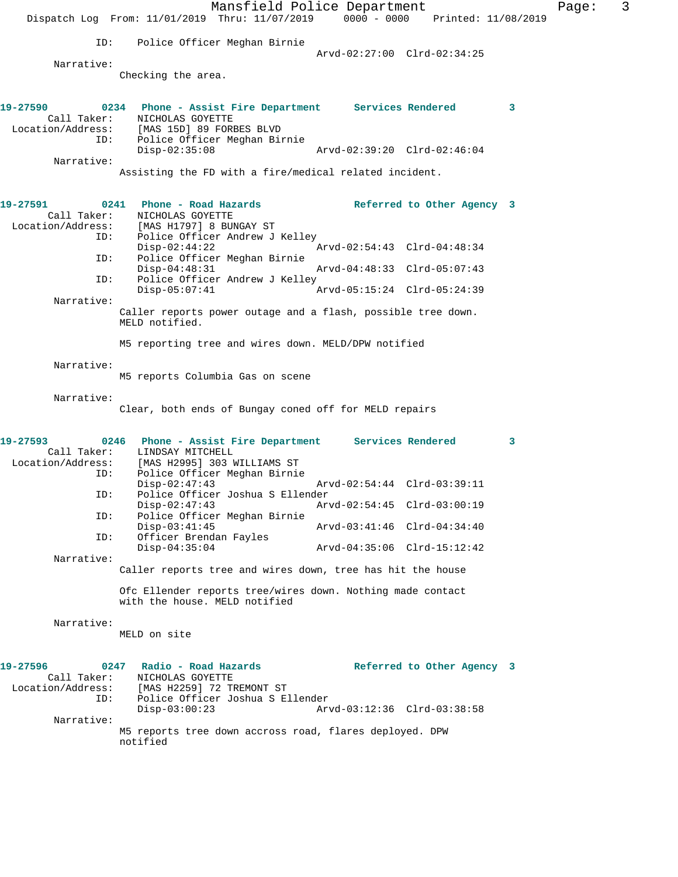ID: Police Officer Meghan Birnie
Arvd-02:27:00 Clrd-02:34:25

Narrative:
Checking the area.

**19-27590 0234 Phone - Assist Fire Department Services Rendered 3**

Call Taker: NICHOLAS GOYETTE
Location/Address: [MAS 15D] 89 FORBES BLVD
ID: Police Officer Meghan Birnie
Disp-02:35:08 Arvd-02:39:20 Clrd-02:46:04

Narrative:
Assisting the FD with a fire/medical related incident.

**19-27591 0241 Phone - Road Hazards Referred to Other Agency 3**

Call Taker: NICHOLAS GOYETTE
Location/Address: [MAS H1797] 8 BUNGAY ST
ID: Police Officer Andrew J Kelley
Disp-02:44:22 Arvd-02:54:43 Clrd-04:48:34
ID: Police Officer Meghan Birnie
Disp-04:48:31 Arvd-04:48:33 Clrd-05:07:43
ID: Police Officer Andrew J Kelley
Disp-05:07:41 Arvd-05:15:24 Clrd-05:24:39

Narrative:
Caller reports power outage and a flash, possible tree down. MELD notified.

M5 reporting tree and wires down. MELD/DPW notified

Narrative:
M5 reports Columbia Gas on scene

Narrative:
Clear, both ends of Bungay coned off for MELD repairs

**19-27593 0246 Phone - Assist Fire Department Services Rendered 3**

Call Taker: LINDSAY MITCHELL
Location/Address: [MAS H2995] 303 WILLIAMS ST
ID: Police Officer Meghan Birnie
Disp-02:47:43 Arvd-02:54:44 Clrd-03:39:11
ID: Police Officer Joshua S Ellender
Disp-02:47:43 Arvd-02:54:45 Clrd-03:00:19
ID: Police Officer Meghan Birnie
Disp-03:41:45 Arvd-03:41:46 Clrd-04:34:40
ID: Officer Brendan Fayles
Disp-04:35:04 Arvd-04:35:06 Clrd-15:12:42

Narrative:
Caller reports tree and wires down, tree has hit the house

Ofc Ellender reports tree/wires down. Nothing made contact with the house. MELD notified

Narrative:
MELD on site

**19-27596 0247 Radio - Road Hazards Referred to Other Agency 3**

Call Taker: NICHOLAS GOYETTE
Location/Address: [MAS H2259] 72 TREMONT ST
ID: Police Officer Joshua S Ellender
Disp-03:00:23 Arvd-03:12:36 Clrd-03:38:58

Narrative:
M5 reports tree down accross road, flares deployed. DPW notified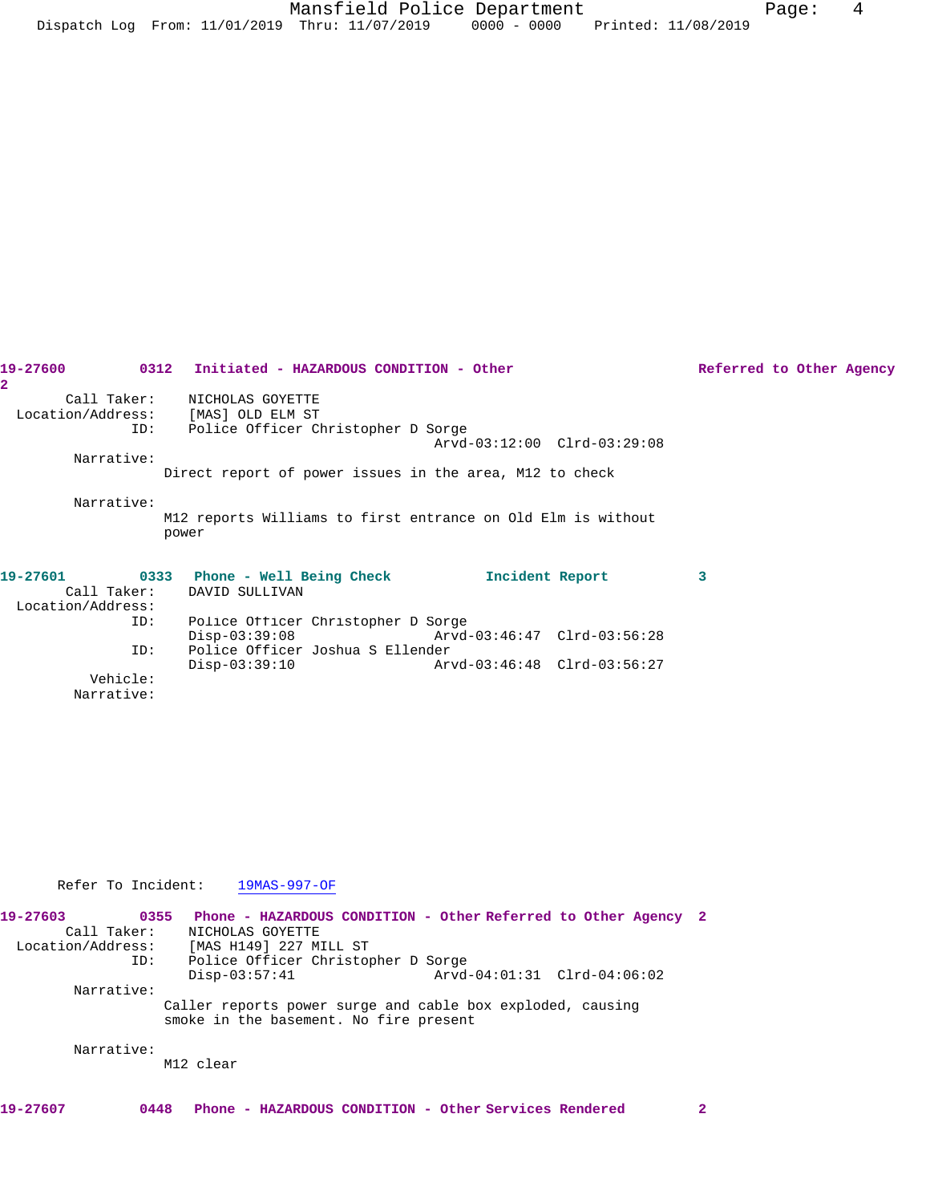19-27600 0312 Initiated - HAZARDOUS CONDITION - Other Referred to Other Agency 2

Call Taker: NICHOLAS GOYETTE
Location/Address: [MAS] OLD ELM ST
ID: Police Officer Christopher D Sorge
Arvd-03:12:00 Clrd-03:29:08

Narrative:
Direct report of power issues in the area, M12 to check

Narrative:
M12 reports Williams to first entrance on Old Elm is without power

19-27601 0333 Phone - Well Being Check Incident Report 3

Call Taker: DAVID SULLIVAN
Location/Address:
ID: Police Officer Christopher D Sorge
Disp-03:39:08 Arvd-03:46:47 Clrd-03:56:28
ID: Police Officer Joshua S Ellender
Disp-03:39:10 Arvd-03:46:48 Clrd-03:56:27
Vehicle:
Narrative:

Refer To Incident: 19MAS-997-OF

19-27603 0355 Phone - HAZARDOUS CONDITION - Other Referred to Other Agency 2

Call Taker: NICHOLAS GOYETTE
Location/Address: [MAS H149] 227 MILL ST
ID: Police Officer Christopher D Sorge
Disp-03:57:41 Arvd-04:01:31 Clrd-04:06:02

Narrative:
Caller reports power surge and cable box exploded, causing smoke in the basement. No fire present

Narrative:
M12 clear

19-27607 0448 Phone - HAZARDOUS CONDITION - Other Services Rendered 2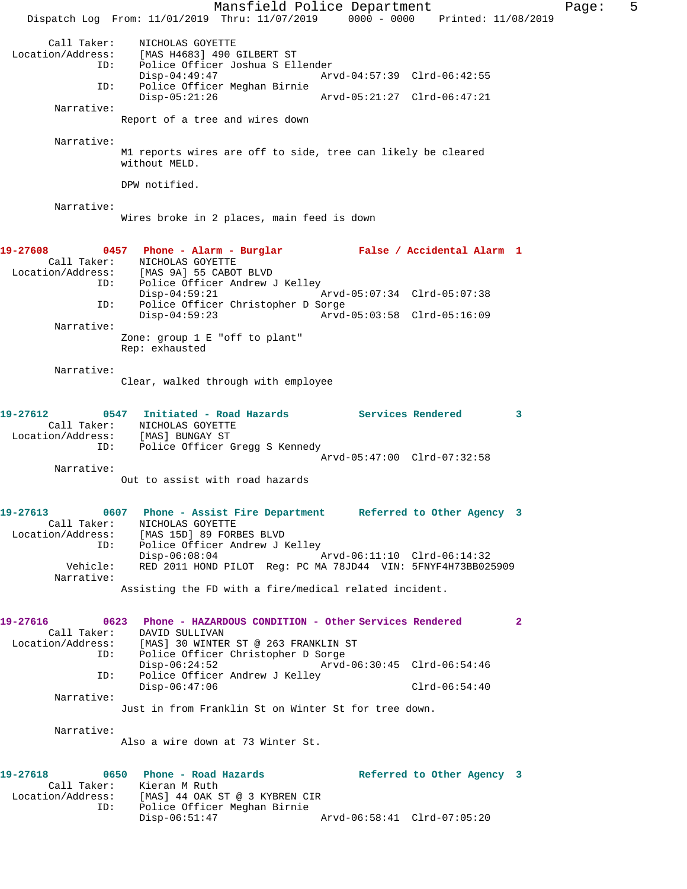Call Taker: NICHOLAS GOYETTE
Location/Address: [MAS H4683] 490 GILBERT ST
ID: Police Officer Joshua S Ellender
Disp-04:49:47 Arvd-04:57:39 Clrd-06:42:55
ID: Police Officer Meghan Birnie
Disp-05:21:26 Arvd-05:21:27 Clrd-06:47:21
Narrative:
Report of a tree and wires down

Narrative:
M1 reports wires are off to side, tree can likely be cleared without MELD.

DPW notified.

Narrative:
Wires broke in 2 places, main feed is down

**19-27608 0457 Phone - Alarm - Burglar False / Accidental Alarm 1**
Call Taker: NICHOLAS GOYETTE
Location/Address: [MAS 9A] 55 CABOT BLVD
ID: Police Officer Andrew J Kelley
Disp-04:59:21 Arvd-05:07:34 Clrd-05:07:38
ID: Police Officer Christopher D Sorge
Disp-04:59:23 Arvd-05:03:58 Clrd-05:16:09
Narrative:
Zone: group 1 E "off to plant"
Rep: exhausted

Narrative:
Clear, walked through with employee

**19-27612 0547 Initiated - Road Hazards Services Rendered 3**
Call Taker: NICHOLAS GOYETTE
Location/Address: [MAS] BUNGAY ST
ID: Police Officer Gregg S Kennedy
Arvd-05:47:00 Clrd-07:32:58
Narrative:
Out to assist with road hazards

**19-27613 0607 Phone - Assist Fire Department Referred to Other Agency 3**
Call Taker: NICHOLAS GOYETTE
Location/Address: [MAS 15D] 89 FORBES BLVD
ID: Police Officer Andrew J Kelley
Disp-06:08:04 Arvd-06:11:10 Clrd-06:14:32
Vehicle: RED 2011 HOND PILOT Reg: PC MA 78JD44 VIN: 5FNYF4H73BB025909
Narrative:
Assisting the FD with a fire/medical related incident.

**19-27616 0623 Phone - HAZARDOUS CONDITION - Other Services Rendered 2**
Call Taker: DAVID SULLIVAN
Location/Address: [MAS] 30 WINTER ST @ 263 FRANKLIN ST
ID: Police Officer Christopher D Sorge
Disp-06:24:52 Arvd-06:30:45 Clrd-06:54:46
ID: Police Officer Andrew J Kelley
Disp-06:47:06 Clrd-06:54:40
Narrative:
Just in from Franklin St on Winter St for tree down.

Narrative:
Also a wire down at 73 Winter St.

**19-27618 0650 Phone - Road Hazards Referred to Other Agency 3**
Call Taker: Kieran M Ruth
Location/Address: [MAS] 44 OAK ST @ 3 KYBREN CIR
ID: Police Officer Meghan Birnie
Disp-06:51:47 Arvd-06:58:41 Clrd-07:05:20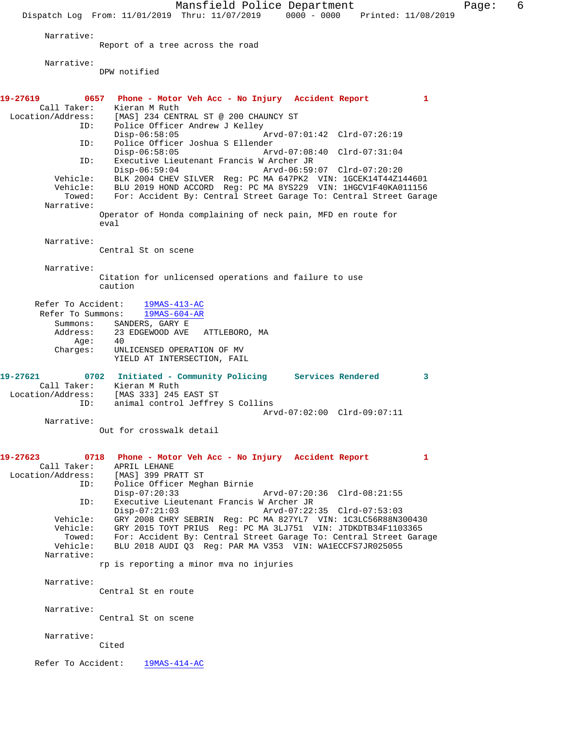Narrative:
Report of a tree across the road

Narrative:
DPW notified

**19-27619 0657 Phone - Motor Veh Acc - No Injury Accident Report 1**

Call Taker: Kieran M Ruth
Location/Address: [MAS] 234 CENTRAL ST @ 200 CHAUNCY ST
ID: Police Officer Andrew J Kelley
Disp-06:58:05 Arvd-07:01:42 Clrd-07:26:19
ID: Police Officer Joshua S Ellender
Disp-06:58:05 Arvd-07:08:40 Clrd-07:31:04
ID: Executive Lieutenant Francis W Archer JR
Disp-06:59:04 Arvd-06:59:07 Clrd-07:20:20
Vehicle: BLK 2004 CHEV SILVER Reg: PC MA 647PK2 VIN: 1GCEK14T44Z144601
Vehicle: BLU 2019 HOND ACCORD Reg: PC MA 8YS229 VIN: 1HGCV1F40KA011156
Towed: For: Accident By: Central Street Garage To: Central Street Garage

Narrative:
Operator of Honda complaining of neck pain, MFD en route for eval

Narrative:
Central St on scene

Narrative:
Citation for unlicensed operations and failure to use caution

Refer To Accident: 19MAS-413-AC
Refer To Summons: 19MAS-604-AR
Summons: SANDERS, GARY E
Address: 23 EDGEWOOD AVE ATTLEBORO, MA
Age: 40
Charges: UNLICENSED OPERATION OF MV
YIELD AT INTERSECTION, FAIL

**19-27621 0702 Initiated - Community Policing Services Rendered 3**

Call Taker: Kieran M Ruth
Location/Address: [MAS 333] 245 EAST ST
ID: animal control Jeffrey S Collins
Arvd-07:02:00 Clrd-09:07:11

Narrative:
Out for crosswalk detail

**19-27623 0718 Phone - Motor Veh Acc - No Injury Accident Report 1**

Call Taker: APRIL LEHANE
Location/Address: [MAS] 399 PRATT ST
ID: Police Officer Meghan Birnie
Disp-07:20:33 Arvd-07:20:36 Clrd-08:21:55
ID: Executive Lieutenant Francis W Archer JR
Disp-07:21:03 Arvd-07:22:35 Clrd-07:53:03
Vehicle: GRY 2008 CHRY SEBRIN Reg: PC MA 827YL7 VIN: 1C3LC56R88N300430
Vehicle: GRY 2015 TOYT PRIUS Reg: PC MA 3LJ751 VIN: JTDKDTB34F1103365
Towed: For: Accident By: Central Street Garage To: Central Street Garage
Vehicle: BLU 2018 AUDI Q3 Reg: PAR MA V353 VIN: WA1ECCFS7JR025055

Narrative:
rp is reporting a minor mva no injuries

Narrative:
Central St en route

Narrative:
Central St on scene

Narrative:
Cited

Refer To Accident: 19MAS-414-AC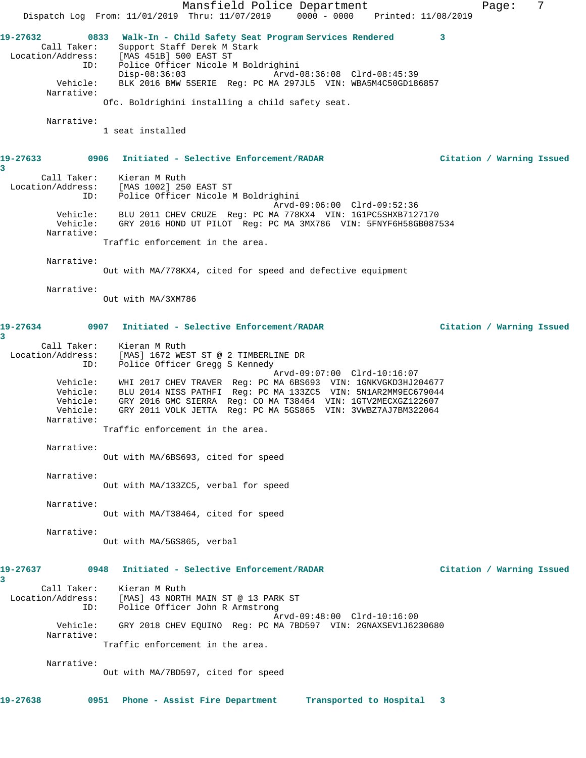**19-27632** 0833 **Walk-In - Child Safety Seat Program Services Rendered** 3

Call Taker: Support Staff Derek M Stark
Location/Address: [MAS 451B] 500 EAST ST
ID: Police Officer Nicole M Boldrighini
Disp-08:36:03 Arvd-08:36:08 Clrd-08:45:39
Vehicle: BLK 2016 BMW 5SERIE Reg: PC MA 297JL5 VIN: WBA5M4C50GD186857
Narrative:
Ofc. Boldrighini installing a child safety seat.

Narrative:
1 seat installed

**19-27633** 0906 **Initiated - Selective Enforcement/RADAR** **Citation / Warning Issued** 3

Call Taker: Kieran M Ruth
Location/Address: [MAS 1002] 250 EAST ST
ID: Police Officer Nicole M Boldrighini
Arvd-09:06:00 Clrd-09:52:36
Vehicle: BLU 2011 CHEV CRUZE Reg: PC MA 778KX4 VIN: 1G1PC5SHXB7127170
Vehicle: GRY 2016 HOND UT PILOT Reg: PC MA 3MX786 VIN: 5FNYF6H58GB087534
Narrative:
Traffic enforcement in the area.

Narrative:
Out with MA/778KX4, cited for speed and defective equipment

Narrative:
Out with MA/3XM786

**19-27634** 0907 **Initiated - Selective Enforcement/RADAR** **Citation / Warning Issued** 3

Call Taker: Kieran M Ruth
Location/Address: [MAS] 1672 WEST ST @ 2 TIMBERLINE DR
ID: Police Officer Gregg S Kennedy
Arvd-09:07:00 Clrd-10:16:07
Vehicle: WHI 2017 CHEV TRAVER Reg: PC MA 6BS693 VIN: 1GNKVGKD3HJ204677
Vehicle: BLU 2014 NISS PATHFI Reg: PC MA 133ZC5 VIN: 5N1AR2MM9EC679044
Vehicle: GRY 2016 GMC SIERRA Reg: CO MA T38464 VIN: 1GTV2MECXGZ122607
Vehicle: GRY 2011 VOLK JETTA Reg: PC MA 5GS865 VIN: 3VWBZ7AJ7BM322064
Narrative:
Traffic enforcement in the area.

Narrative:
Out with MA/6BS693, cited for speed

Narrative:
Out with MA/133ZC5, verbal for speed

Narrative:
Out with MA/T38464, cited for speed

Narrative:
Out with MA/5GS865, verbal

**19-27637** 0948 **Initiated - Selective Enforcement/RADAR** **Citation / Warning Issued** 3

Call Taker: Kieran M Ruth
Location/Address: [MAS] 43 NORTH MAIN ST @ 13 PARK ST
ID: Police Officer John R Armstrong
Arvd-09:48:00 Clrd-10:16:00
Vehicle: GRY 2018 CHEV EQUINO Reg: PC MA 7BD597 VIN: 2GNAXSEV1J6230680
Narrative:
Traffic enforcement in the area.

Narrative:
Out with MA/7BD597, cited for speed

**19-27638** 0951 **Phone - Assist Fire Department** **Transported to Hospital** 3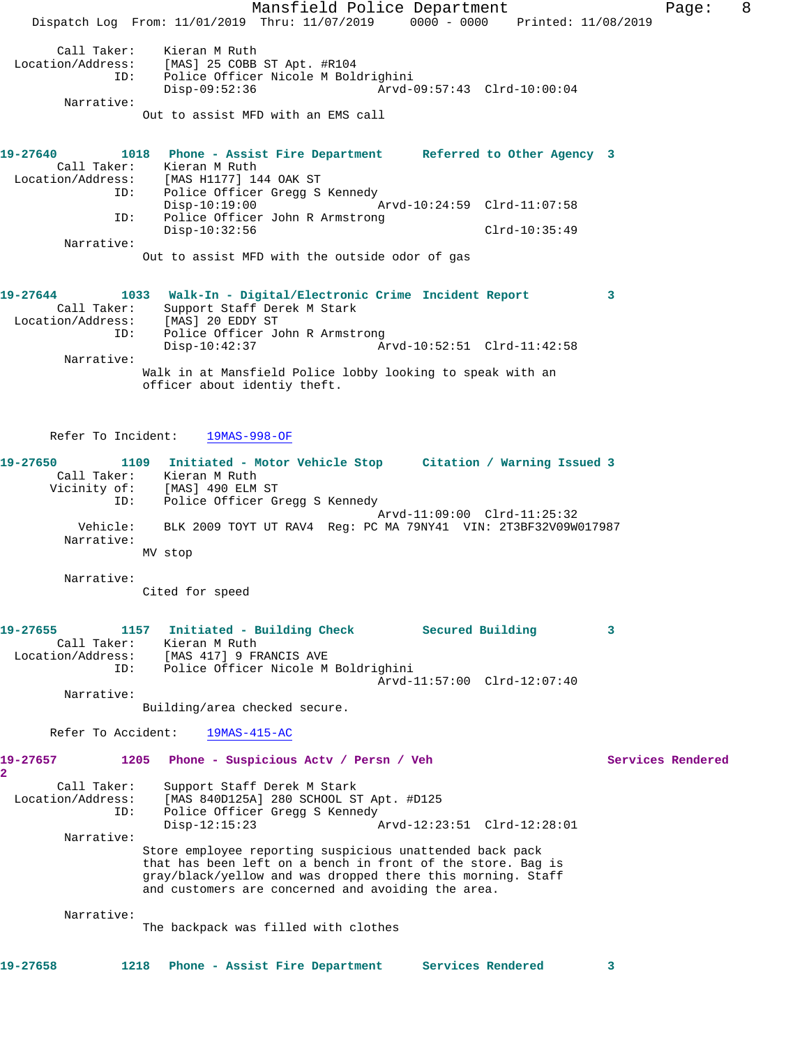Call Taker: Kieran M Ruth
Location/Address: [MAS] 25 COBB ST Apt. #R104
ID: Police Officer Nicole M Boldrighini
Disp-09:52:36 Arvd-09:57:43 Clrd-10:00:04
Narrative:
Out to assist MFD with an EMS call

**19-27640 1018 Phone - Assist Fire Department Referred to Other Agency 3**
Call Taker: Kieran M Ruth
Location/Address: [MAS H1177] 144 OAK ST
ID: Police Officer Gregg S Kennedy
Disp-10:19:00 Arvd-10:24:59 Clrd-11:07:58
ID: Police Officer John R Armstrong
Disp-10:32:56 Clrd-10:35:49
Narrative:
Out to assist MFD with the outside odor of gas

**19-27644 1033 Walk-In - Digital/Electronic Crime Incident Report 3**
Call Taker: Support Staff Derek M Stark
Location/Address: [MAS] 20 EDDY ST
ID: Police Officer John R Armstrong
Disp-10:42:37 Arvd-10:52:51 Clrd-11:42:58
Narrative:
Walk in at Mansfield Police lobby looking to speak with an officer about identiy theft.

Refer To Incident: 19MAS-998-OF

**19-27650 1109 Initiated - Motor Vehicle Stop Citation / Warning Issued 3**
Call Taker: Kieran M Ruth
Vicinity of: [MAS] 490 ELM ST
ID: Police Officer Gregg S Kennedy
Arvd-11:09:00 Clrd-11:25:32
Vehicle: BLK 2009 TOYT UT RAV4 Reg: PC MA 79NY41 VIN: 2T3BF32V09W017987
Narrative:
MV stop

Narrative:
Cited for speed

**19-27655 1157 Initiated - Building Check Secured Building 3**
Call Taker: Kieran M Ruth
Location/Address: [MAS 417] 9 FRANCIS AVE
ID: Police Officer Nicole M Boldrighini
Arvd-11:57:00 Clrd-12:07:40
Narrative:
Building/area checked secure.

Refer To Accident: 19MAS-415-AC

**19-27657 1205 Phone - Suspicious Actv / Persn / Veh Services Rendered 2**
Call Taker: Support Staff Derek M Stark
Location/Address: [MAS 840D125A] 280 SCHOOL ST Apt. #D125
ID: Police Officer Gregg S Kennedy
Disp-12:15:23 Arvd-12:23:51 Clrd-12:28:01
Narrative:
Store employee reporting suspicious unattended back pack that has been left on a bench in front of the store. Bag is gray/black/yellow and was dropped there this morning. Staff and customers are concerned and avoiding the area.

Narrative:
The backpack was filled with clothes

**19-27658 1218 Phone - Assist Fire Department Services Rendered 3**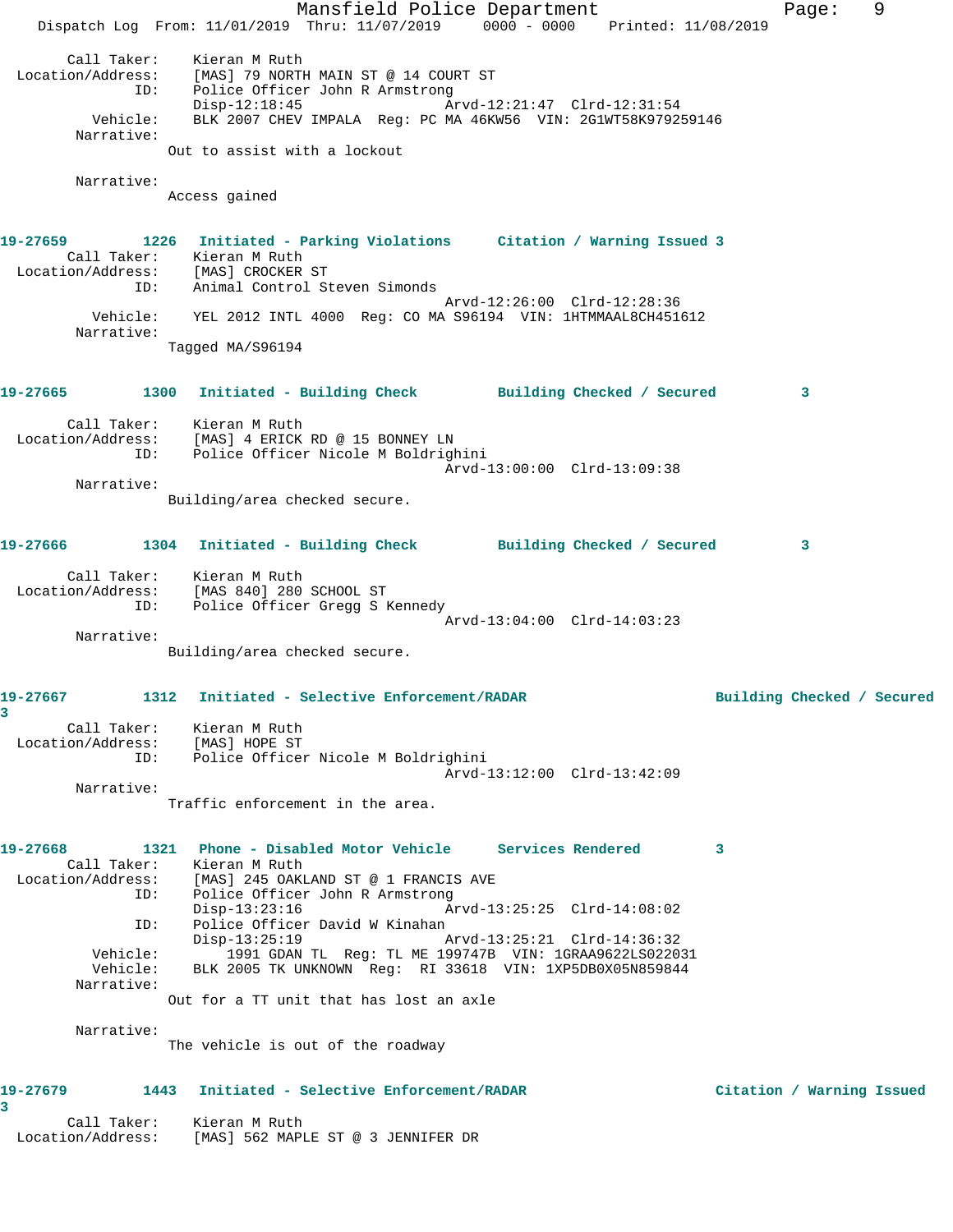```
Call Taker:    Kieran M Ruth
Location/Address:    [MAS] 79 NORTH MAIN ST @ 14 COURT ST
            ID:    Police Officer John R Armstrong
                   Disp-12:18:45                Arvd-12:21:47  Clrd-12:31:54
       Vehicle:    BLK 2007 CHEV IMPALA  Reg: PC MA 46KW56  VIN: 2G1WT58K979259146
     Narrative:
                Out to assist with a lockout

     Narrative:
                Access gained
```

**19-27659        1226   Initiated - Parking Violations      Citation / Warning Issued 3**

```
Call Taker:    Kieran M Ruth
Location/Address:    [MAS] CROCKER ST
            ID:    Animal Control Steven Simonds
                                                Arvd-12:26:00  Clrd-12:28:36
       Vehicle:    YEL 2012 INTL 4000  Reg: CO MA S96194  VIN: 1HTMMAAL8CH451612
     Narrative:
                Tagged MA/S96194
```

**19-27665        1300   Initiated - Building Check         Building Checked / Secured         3**

```
Call Taker:    Kieran M Ruth
Location/Address:    [MAS] 4 ERICK RD @ 15 BONNEY LN
            ID:    Police Officer Nicole M Boldrighini
                                                Arvd-13:00:00  Clrd-13:09:38
     Narrative:
                Building/area checked secure.
```

**19-27666        1304   Initiated - Building Check         Building Checked / Secured         3**

```
Call Taker:    Kieran M Ruth
Location/Address:    [MAS 840] 280 SCHOOL ST
            ID:    Police Officer Gregg S Kennedy
                                                Arvd-13:04:00  Clrd-14:03:23
     Narrative:
                Building/area checked secure.
```

**19-27667        1312   Initiated - Selective Enforcement/RADAR                        Building Checked / Secured 3**

```
Call Taker:    Kieran M Ruth
Location/Address:    [MAS] HOPE ST
            ID:    Police Officer Nicole M Boldrighini
                                                Arvd-13:12:00  Clrd-13:42:09
     Narrative:
                Traffic enforcement in the area.
```

**19-27668        1321   Phone - Disabled Motor Vehicle      Services Rendered         3**

```
Call Taker:    Kieran M Ruth
Location/Address:    [MAS] 245 OAKLAND ST @ 1 FRANCIS AVE
            ID:    Police Officer John R Armstrong
                   Disp-13:23:16                Arvd-13:25:25  Clrd-14:08:02
            ID:    Police Officer David W Kinahan
                   Disp-13:25:19                Arvd-13:25:21  Clrd-14:36:32
       Vehicle:       1991 GDAN TL  Reg: TL ME 199747B  VIN: 1GRAA9622LS022031
       Vehicle:    BLK 2005 TK UNKNOWN  Reg:  RI 33618  VIN: 1XP5DB0X05N859844
     Narrative:
                Out for a TT unit that has lost an axle

     Narrative:
                The vehicle is out of the roadway
```

**19-27679        1443   Initiated - Selective Enforcement/RADAR                        Citation / Warning Issued 3**

```
Call Taker:    Kieran M Ruth
Location/Address:    [MAS] 562 MAPLE ST @ 3 JENNIFER DR
```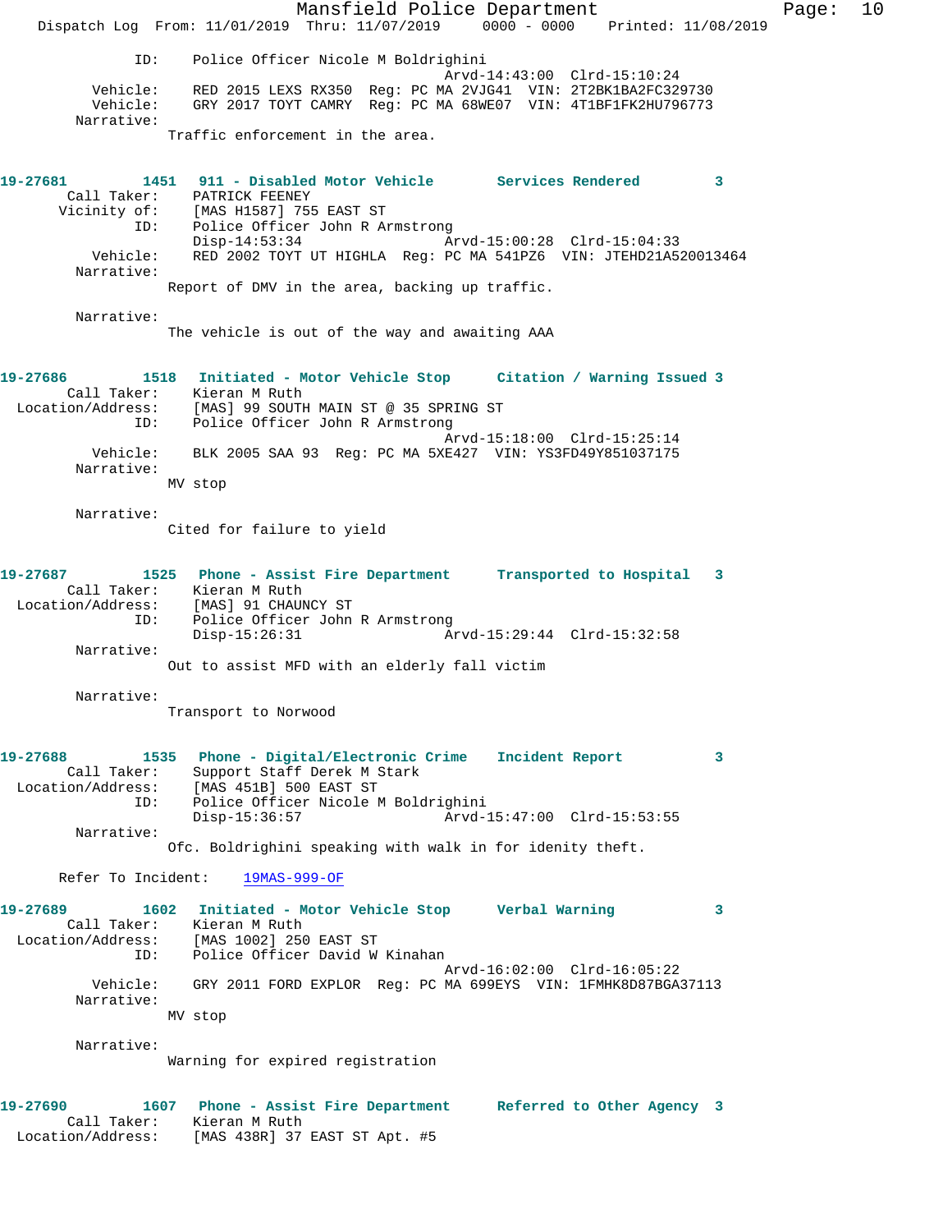```
            ID:    Police Officer Nicole M Boldrighini
                                              Arvd-14:43:00  Clrd-15:10:24
       Vehicle:    RED 2015 LEXS RX350  Reg: PC MA 2VJG41  VIN: 2T2BK1BA2FC329730
       Vehicle:    GRY 2017 TOYT CAMRY  Reg: PC MA 68WE07  VIN: 4T1BF1FK2HU796773
     Narrative:
                Traffic enforcement in the area.
```

```
19-27681        1451   911 - Disabled Motor Vehicle       Services Rendered        3
       Call Taker:    PATRICK FEENEY
      Vicinity of:    [MAS H1587] 755 EAST ST
               ID:    Police Officer John R Armstrong
                      Disp-14:53:34                 Arvd-15:00:28  Clrd-15:04:33
          Vehicle:    RED 2002 TOYT UT HIGHLA  Reg: PC MA 541PZ6  VIN: JTEHD21A520013464
        Narrative:
                   Report of DMV in the area, backing up traffic.

        Narrative:
                   The vehicle is out of the way and awaiting AAA
```

```
19-27686        1518   Initiated - Motor Vehicle Stop     Citation / Warning Issued 3
       Call Taker:    Kieran M Ruth
 Location/Address:    [MAS] 99 SOUTH MAIN ST @ 35 SPRING ST
               ID:    Police Officer John R Armstrong
                                                    Arvd-15:18:00  Clrd-15:25:14
          Vehicle:    BLK 2005 SAA 93  Reg: PC MA 5XE427  VIN: YS3FD49Y851037175
        Narrative:
                   MV stop

        Narrative:
                   Cited for failure to yield
```

```
19-27687        1525   Phone - Assist Fire Department     Transported to Hospital   3
       Call Taker:    Kieran M Ruth
 Location/Address:    [MAS] 91 CHAUNCY ST
               ID:    Police Officer John R Armstrong
                      Disp-15:26:31                 Arvd-15:29:44  Clrd-15:32:58
        Narrative:
                   Out to assist MFD with an elderly fall victim

        Narrative:
                   Transport to Norwood
```

```
19-27688        1535   Phone - Digital/Electronic Crime   Incident Report          3
       Call Taker:    Support Staff Derek M Stark
 Location/Address:    [MAS 451B] 500 EAST ST
               ID:    Police Officer Nicole M Boldrighini
                      Disp-15:36:57                 Arvd-15:47:00  Clrd-15:53:55
        Narrative:
                   Ofc. Boldrighini speaking with walk in for idenity theft.

      Refer To Incident:    19MAS-999-OF
```

```
19-27689        1602   Initiated - Motor Vehicle Stop     Verbal Warning           3
       Call Taker:    Kieran M Ruth
 Location/Address:    [MAS 1002] 250 EAST ST
               ID:    Police Officer David W Kinahan
                                                    Arvd-16:02:00  Clrd-16:05:22
          Vehicle:    GRY 2011 FORD EXPLOR  Reg: PC MA 699EYS  VIN: 1FMHK8D87BGA37113
        Narrative:
                   MV stop

        Narrative:
                   Warning for expired registration
```

```
19-27690        1607   Phone - Assist Fire Department     Referred to Other Agency  3
       Call Taker:    Kieran M Ruth
 Location/Address:    [MAS 438R] 37 EAST ST Apt. #5
```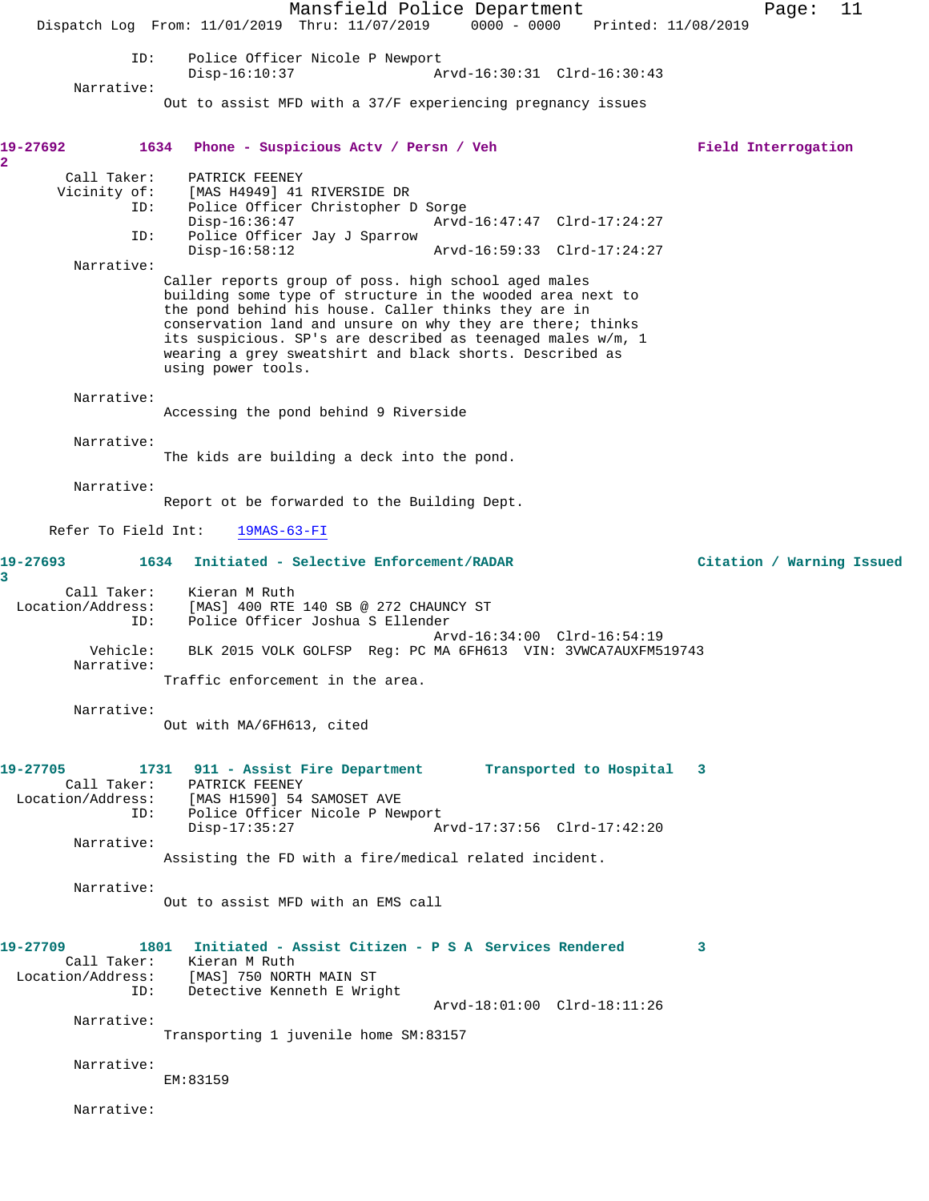ID: Police Officer Nicole P Newport
Disp-16:10:37 Arvd-16:30:31 Clrd-16:30:43

Narrative:
Out to assist MFD with a 37/F experiencing pregnancy issues

**19-27692 1634 Phone - Suspicious Actv / Persn / Veh Field Interrogation 2**

Call Taker: PATRICK FEENEY
Vicinity of: [MAS H4949] 41 RIVERSIDE DR
ID: Police Officer Christopher D Sorge
Disp-16:36:47 Arvd-16:47:47 Clrd-17:24:27
ID: Police Officer Jay J Sparrow
Disp-16:58:12 Arvd-16:59:33 Clrd-17:24:27

Narrative:
Caller reports group of poss. high school aged males building some type of structure in the wooded area next to the pond behind his house. Caller thinks they are in conservation land and unsure on why they are there; thinks its suspicious. SP's are described as teenaged males w/m, 1 wearing a grey sweatshirt and black shorts. Described as using power tools.

Narrative:
Accessing the pond behind 9 Riverside

Narrative:
The kids are building a deck into the pond.

Narrative:
Report ot be forwarded to the Building Dept.

Refer To Field Int: 19MAS-63-FI

**19-27693 1634 Initiated - Selective Enforcement/RADAR Citation / Warning Issued 3**

Call Taker: Kieran M Ruth
Location/Address: [MAS] 400 RTE 140 SB @ 272 CHAUNCY ST
ID: Police Officer Joshua S Ellender
Arvd-16:34:00 Clrd-16:54:19
Vehicle: BLK 2015 VOLK GOLFSP Reg: PC MA 6FH613 VIN: 3VWCA7AUXFM519743

Narrative:
Traffic enforcement in the area.

Narrative:
Out with MA/6FH613, cited

**19-27705 1731 911 - Assist Fire Department Transported to Hospital 3**

Call Taker: PATRICK FEENEY
Location/Address: [MAS H1590] 54 SAMOSET AVE
ID: Police Officer Nicole P Newport
Disp-17:35:27 Arvd-17:37:56 Clrd-17:42:20

Narrative:
Assisting the FD with a fire/medical related incident.

Narrative:
Out to assist MFD with an EMS call

**19-27709 1801 Initiated - Assist Citizen - P S A Services Rendered 3**

Call Taker: Kieran M Ruth
Location/Address: [MAS] 750 NORTH MAIN ST
ID: Detective Kenneth E Wright
Arvd-18:01:00 Clrd-18:11:26

Narrative:
Transporting 1 juvenile home SM:83157

Narrative:
EM:83159

Narrative: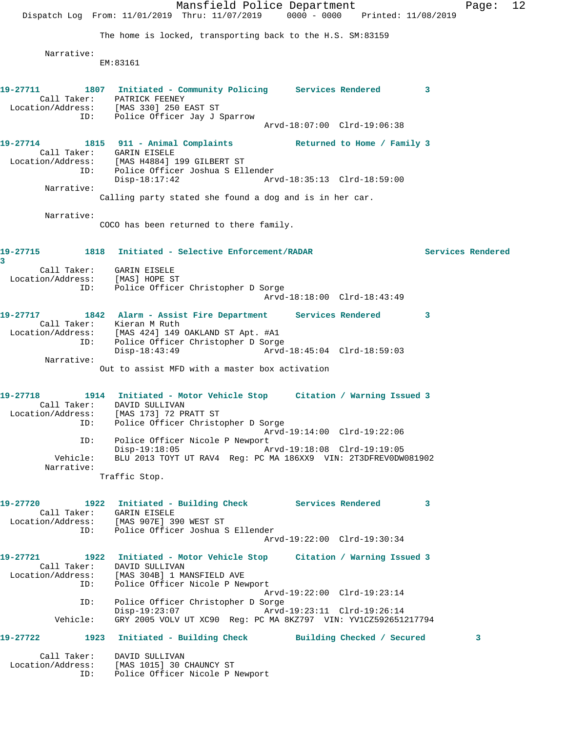The home is locked, transporting back to the H.S. SM:83159

Narrative:
EM:83161

**19-27711** 1807 **Initiated - Community Policing** **Services Rendered** 3
Call Taker: PATRICK FEENEY
Location/Address: [MAS 330] 250 EAST ST
ID: Police Officer Jay J Sparrow
Arvd-18:07:00 Clrd-19:06:38

**19-27714** 1815 **911 - Animal Complaints** **Returned to Home / Family** 3
Call Taker: GARIN EISELE
Location/Address: [MAS H4884] 199 GILBERT ST
ID: Police Officer Joshua S Ellender
Disp-18:17:42 Arvd-18:35:13 Clrd-18:59:00
Narrative:
Calling party stated she found a dog and is in her car.

Narrative:
COCO has been returned to there family.

**19-27715** 1818 **Initiated - Selective Enforcement/RADAR** **Services Rendered** 3
Call Taker: GARIN EISELE
Location/Address: [MAS] HOPE ST
ID: Police Officer Christopher D Sorge
Arvd-18:18:00 Clrd-18:43:49

**19-27717** 1842 **Alarm - Assist Fire Department** **Services Rendered** 3
Call Taker: Kieran M Ruth
Location/Address: [MAS 424] 149 OAKLAND ST Apt. #A1
ID: Police Officer Christopher D Sorge
Disp-18:43:49 Arvd-18:45:04 Clrd-18:59:03
Narrative:
Out to assist MFD with a master box activation

**19-27718** 1914 **Initiated - Motor Vehicle Stop** **Citation / Warning Issued** 3
Call Taker: DAVID SULLIVAN
Location/Address: [MAS 173] 72 PRATT ST
ID: Police Officer Christopher D Sorge
Arvd-19:14:00 Clrd-19:22:06
ID: Police Officer Nicole P Newport
Disp-19:18:05 Arvd-19:18:08 Clrd-19:19:05
Vehicle: BLU 2013 TOYT UT RAV4 Reg: PC MA 186XX9 VIN: 2T3DFREV0DW081902
Narrative:
Traffic Stop.

**19-27720** 1922 **Initiated - Building Check** **Services Rendered** 3
Call Taker: GARIN EISELE
Location/Address: [MAS 907E] 390 WEST ST
ID: Police Officer Joshua S Ellender
Arvd-19:22:00 Clrd-19:30:34

**19-27721** 1922 **Initiated - Motor Vehicle Stop** **Citation / Warning Issued** 3
Call Taker: DAVID SULLIVAN
Location/Address: [MAS 304B] 1 MANSFIELD AVE
ID: Police Officer Nicole P Newport
Arvd-19:22:00 Clrd-19:23:14
ID: Police Officer Christopher D Sorge
Disp-19:23:07 Arvd-19:23:11 Clrd-19:26:14
Vehicle: GRY 2005 VOLV UT XC90 Reg: PC MA 8KZ797 VIN: YV1CZ592651217794

**19-27722** 1923 **Initiated - Building Check** **Building Checked / Secured** 3
Call Taker: DAVID SULLIVAN
Location/Address: [MAS 1015] 30 CHAUNCY ST
ID: Police Officer Nicole P Newport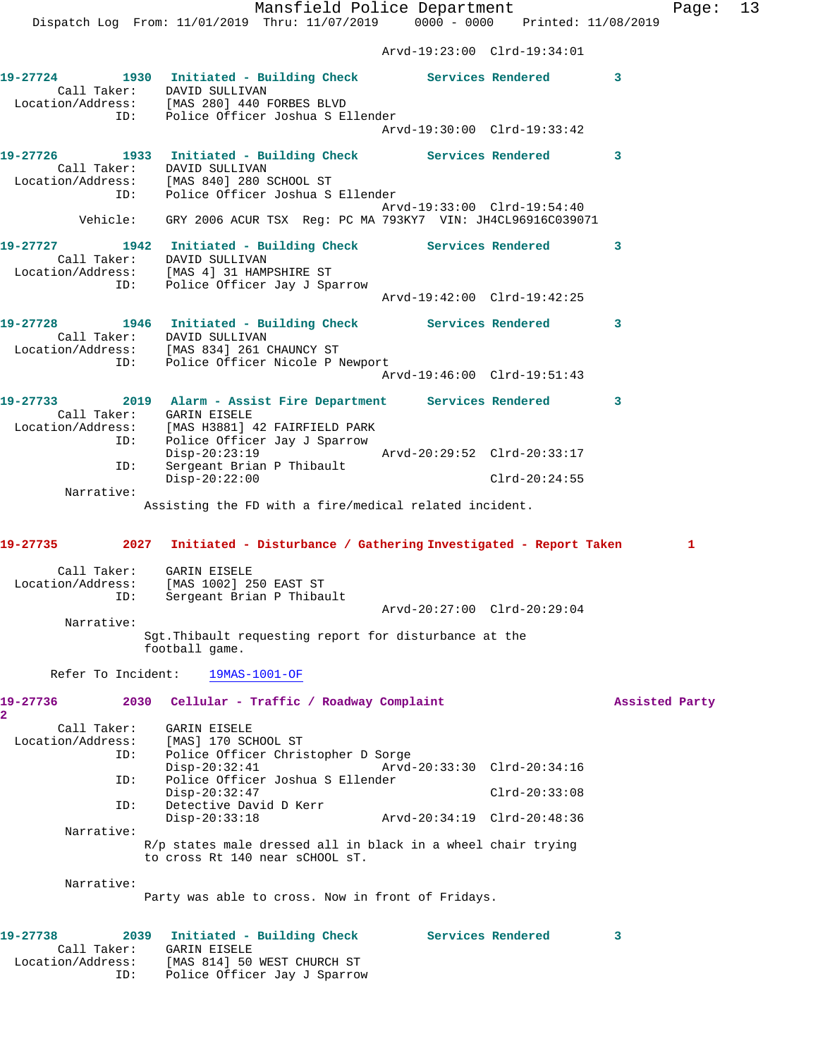Arvd-19:23:00 Clrd-19:34:01

**19-27724** 1930 **Initiated - Building Check** **Services Rendered** 3
Call Taker: DAVID SULLIVAN
Location/Address: [MAS 280] 440 FORBES BLVD
ID: Police Officer Joshua S Ellender
Arvd-19:30:00 Clrd-19:33:42

**19-27726** 1933 **Initiated - Building Check** **Services Rendered** 3
Call Taker: DAVID SULLIVAN
Location/Address: [MAS 840] 280 SCHOOL ST
ID: Police Officer Joshua S Ellender
Arvd-19:33:00 Clrd-19:54:40
Vehicle: GRY 2006 ACUR TSX Reg: PC MA 793KY7 VIN: JH4CL96916C039071

**19-27727** 1942 **Initiated - Building Check** **Services Rendered** 3
Call Taker: DAVID SULLIVAN
Location/Address: [MAS 4] 31 HAMPSHIRE ST
ID: Police Officer Jay J Sparrow
Arvd-19:42:00 Clrd-19:42:25

**19-27728** 1946 **Initiated - Building Check** **Services Rendered** 3
Call Taker: DAVID SULLIVAN
Location/Address: [MAS 834] 261 CHAUNCY ST
ID: Police Officer Nicole P Newport
Arvd-19:46:00 Clrd-19:51:43

**19-27733** 2019 **Alarm - Assist Fire Department** **Services Rendered** 3
Call Taker: GARIN EISELE
Location/Address: [MAS H3881] 42 FAIRFIELD PARK
ID: Police Officer Jay J Sparrow
Disp-20:23:19 Arvd-20:29:52 Clrd-20:33:17
ID: Sergeant Brian P Thibault
Disp-20:22:00 Clrd-20:24:55
Narrative:
Assisting the FD with a fire/medical related incident.

**19-27735** 2027 **Initiated - Disturbance / Gathering Investigated - Report Taken** 1
Call Taker: GARIN EISELE
Location/Address: [MAS 1002] 250 EAST ST
ID: Sergeant Brian P Thibault
Arvd-20:27:00 Clrd-20:29:04
Narrative:
Sgt.Thibault requesting report for disturbance at the football game.

Refer To Incident: 19MAS-1001-OF

**19-27736** 2030 **Cellular - Traffic / Roadway Complaint** **Assisted Party** 2
Call Taker: GARIN EISELE
Location/Address: [MAS] 170 SCHOOL ST
ID: Police Officer Christopher D Sorge
Disp-20:32:41 Arvd-20:33:30 Clrd-20:34:16
ID: Police Officer Joshua S Ellender
Disp-20:32:47 Clrd-20:33:08
ID: Detective David D Kerr
Disp-20:33:18 Arvd-20:34:19 Clrd-20:48:36
Narrative:
R/p states male dressed all in black in a wheel chair trying to cross Rt 140 near sCHOOL sT.

Narrative:
Party was able to cross. Now in front of Fridays.

**19-27738** 2039 **Initiated - Building Check** **Services Rendered** 3
Call Taker: GARIN EISELE
Location/Address: [MAS 814] 50 WEST CHURCH ST
ID: Police Officer Jay J Sparrow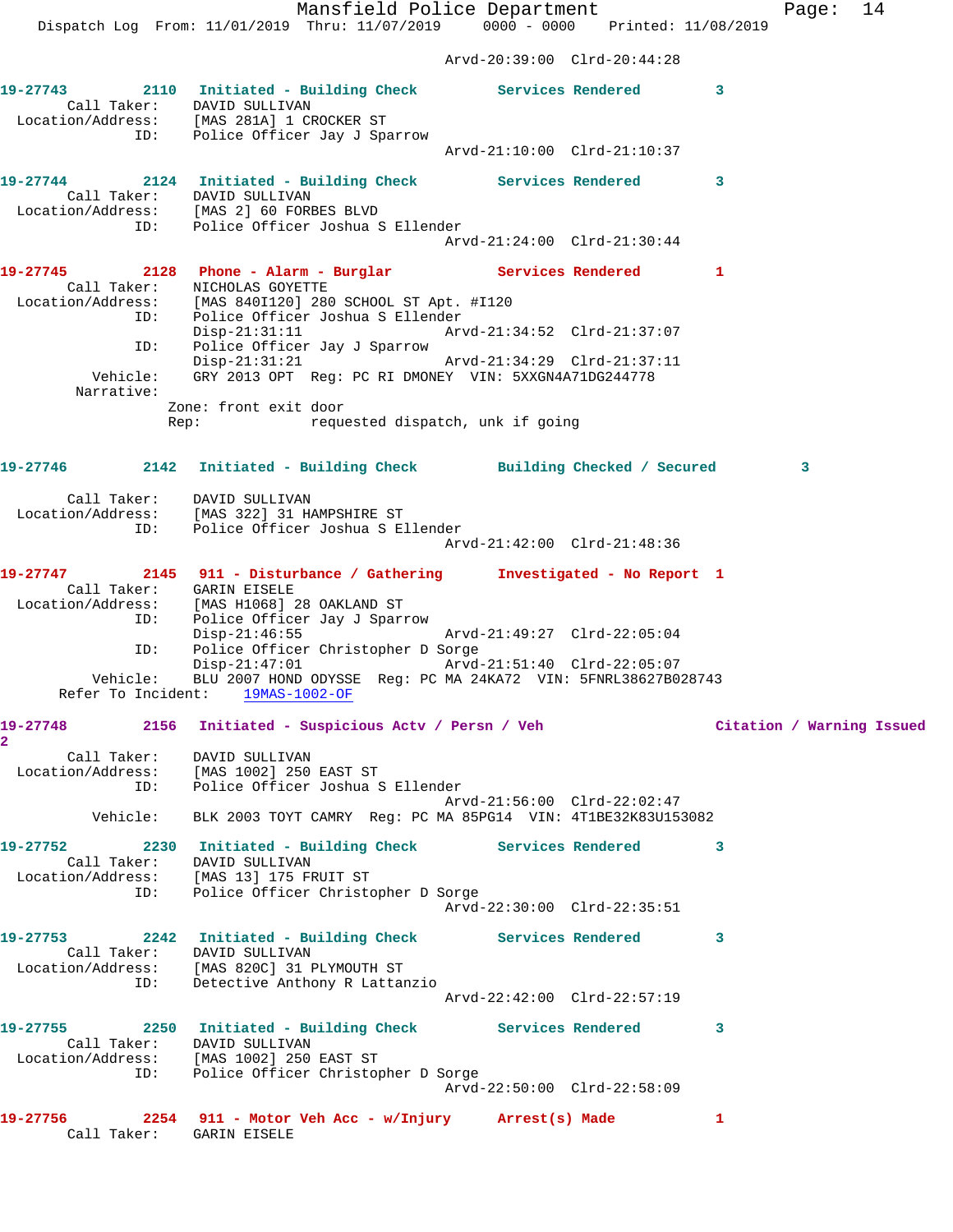Arvd-20:39:00 Clrd-20:44:28

**19-27743** 2110 **Initiated - Building Check** **Services Rendered** 3
Call Taker: DAVID SULLIVAN
Location/Address: [MAS 281A] 1 CROCKER ST
ID: Police Officer Jay J Sparrow
Arvd-21:10:00 Clrd-21:10:37

**19-27744** 2124 **Initiated - Building Check** **Services Rendered** 3
Call Taker: DAVID SULLIVAN
Location/Address: [MAS 2] 60 FORBES BLVD
ID: Police Officer Joshua S Ellender
Arvd-21:24:00 Clrd-21:30:44

**19-27745** 2128 **Phone - Alarm - Burglar** **Services Rendered** 1
Call Taker: NICHOLAS GOYETTE
Location/Address: [MAS 840I120] 280 SCHOOL ST Apt. #I120
ID: Police Officer Joshua S Ellender
Disp-21:31:11 Arvd-21:34:52 Clrd-21:37:07
ID: Police Officer Jay J Sparrow
Disp-21:31:21 Arvd-21:34:29 Clrd-21:37:11
Vehicle: GRY 2013 OPT Reg: PC RI DMONEY VIN: 5XXGN4A71DG244778
Narrative:
Zone: front exit door
Rep: requested dispatch, unk if going

**19-27746** 2142 **Initiated - Building Check** **Building Checked / Secured** 3
Call Taker: DAVID SULLIVAN
Location/Address: [MAS 322] 31 HAMPSHIRE ST
ID: Police Officer Joshua S Ellender
Arvd-21:42:00 Clrd-21:48:36

**19-27747** 2145 **911 - Disturbance / Gathering** **Investigated - No Report** 1
Call Taker: GARIN EISELE
Location/Address: [MAS H1068] 28 OAKLAND ST
ID: Police Officer Jay J Sparrow
Disp-21:46:55 Arvd-21:49:27 Clrd-22:05:04
ID: Police Officer Christopher D Sorge
Disp-21:47:01 Arvd-21:51:40 Clrd-22:05:07
Vehicle: BLU 2007 HOND ODYSSE Reg: PC MA 24KA72 VIN: 5FNRL38627B028743
Refer To Incident: 19MAS-1002-OF

**19-27748** 2156 **Initiated - Suspicious Actv / Persn / Veh** **Citation / Warning Issued** 2
Call Taker: DAVID SULLIVAN
Location/Address: [MAS 1002] 250 EAST ST
ID: Police Officer Joshua S Ellender
Arvd-21:56:00 Clrd-22:02:47
Vehicle: BLK 2003 TOYT CAMRY Reg: PC MA 85PG14 VIN: 4T1BE32K83U153082

**19-27752** 2230 **Initiated - Building Check** **Services Rendered** 3
Call Taker: DAVID SULLIVAN
Location/Address: [MAS 13] 175 FRUIT ST
ID: Police Officer Christopher D Sorge
Arvd-22:30:00 Clrd-22:35:51

**19-27753** 2242 **Initiated - Building Check** **Services Rendered** 3
Call Taker: DAVID SULLIVAN
Location/Address: [MAS 820C] 31 PLYMOUTH ST
ID: Detective Anthony R Lattanzio
Arvd-22:42:00 Clrd-22:57:19

**19-27755** 2250 **Initiated - Building Check** **Services Rendered** 3
Call Taker: DAVID SULLIVAN
Location/Address: [MAS 1002] 250 EAST ST
ID: Police Officer Christopher D Sorge
Arvd-22:50:00 Clrd-22:58:09

**19-27756** 2254 **911 - Motor Veh Acc - w/Injury** **Arrest(s) Made** 1
Call Taker: GARIN EISELE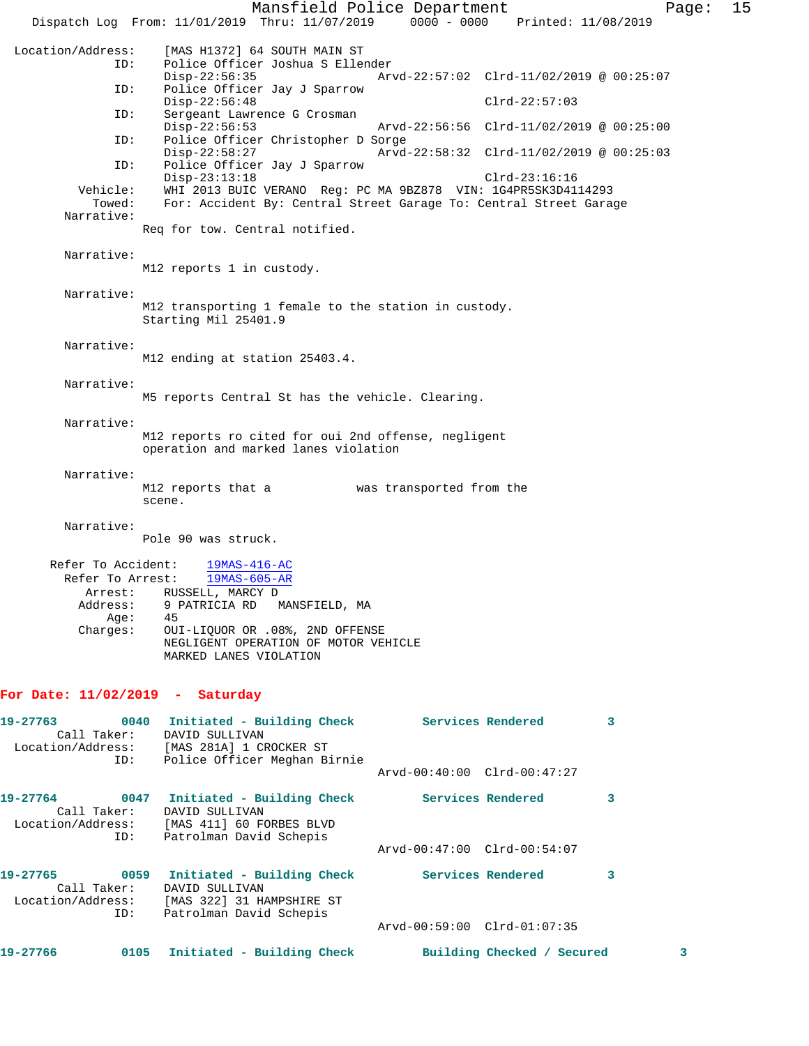```
 Location/Address:    [MAS H1372] 64 SOUTH MAIN ST
               ID:    Police Officer Joshua S Ellender
                      Disp-22:56:35                 Arvd-22:57:02  Clrd-11/02/2019 @ 00:25:07
               ID:    Police Officer Jay J Sparrow
                      Disp-22:56:48                                Clrd-22:57:03
               ID:    Sergeant Lawrence G Crosman
                      Disp-22:56:53                 Arvd-22:56:56  Clrd-11/02/2019 @ 00:25:00
               ID:    Police Officer Christopher D Sorge
                      Disp-22:58:27                 Arvd-22:58:32  Clrd-11/02/2019 @ 00:25:03
               ID:    Police Officer Jay J Sparrow
                      Disp-23:13:18                                Clrd-23:16:16
          Vehicle:    WHI 2013 BUIC VERANO  Reg: PC MA 9BZ878  VIN: 1G4PR5SK3D4114293
            Towed:    For: Accident By: Central Street Garage To: Central Street Garage
        Narrative:
                   Req for tow. Central notified.

        Narrative:
                   M12 reports 1 in custody.

        Narrative:
                   M12 transporting 1 female to the station in custody.
                   Starting Mil 25401.9

        Narrative:
                   M12 ending at station 25403.4.

        Narrative:
                   M5 reports Central St has the vehicle. Clearing.

        Narrative:
                   M12 reports ro cited for oui 2nd offense, negligent
                   operation and marked lanes violation

        Narrative:
                   M12 reports that a            was transported from the
                   scene.

        Narrative:
                   Pole 90 was struck.

      Refer To Accident:    19MAS-416-AC
        Refer To Arrest:    19MAS-605-AR
             Arrest:    RUSSELL, MARCY D
            Address:    9 PATRICIA RD   MANSFIELD, MA
                Age:    45
            Charges:    OUI-LIQUOR OR .08%, 2ND OFFENSE
                        NEGLIGENT OPERATION OF MOTOR VEHICLE
                        MARKED LANES VIOLATION
```

**For Date: 11/02/2019 - Saturday**

```
19-27763        0040   Initiated - Building Check         Services Rendered        3
       Call Taker:    DAVID SULLIVAN
 Location/Address:    [MAS 281A] 1 CROCKER ST
               ID:    Police Officer Meghan Birnie
                                                    Arvd-00:40:00  Clrd-00:47:27

19-27764        0047   Initiated - Building Check         Services Rendered        3
       Call Taker:    DAVID SULLIVAN
 Location/Address:    [MAS 411] 60 FORBES BLVD
               ID:    Patrolman David Schepis
                                                    Arvd-00:47:00  Clrd-00:54:07

19-27765        0059   Initiated - Building Check         Services Rendered        3
       Call Taker:    DAVID SULLIVAN
 Location/Address:    [MAS 322] 31 HAMPSHIRE ST
               ID:    Patrolman David Schepis
                                                    Arvd-00:59:00  Clrd-01:07:35

19-27766        0105   Initiated - Building Check         Building Checked / Secured        3
```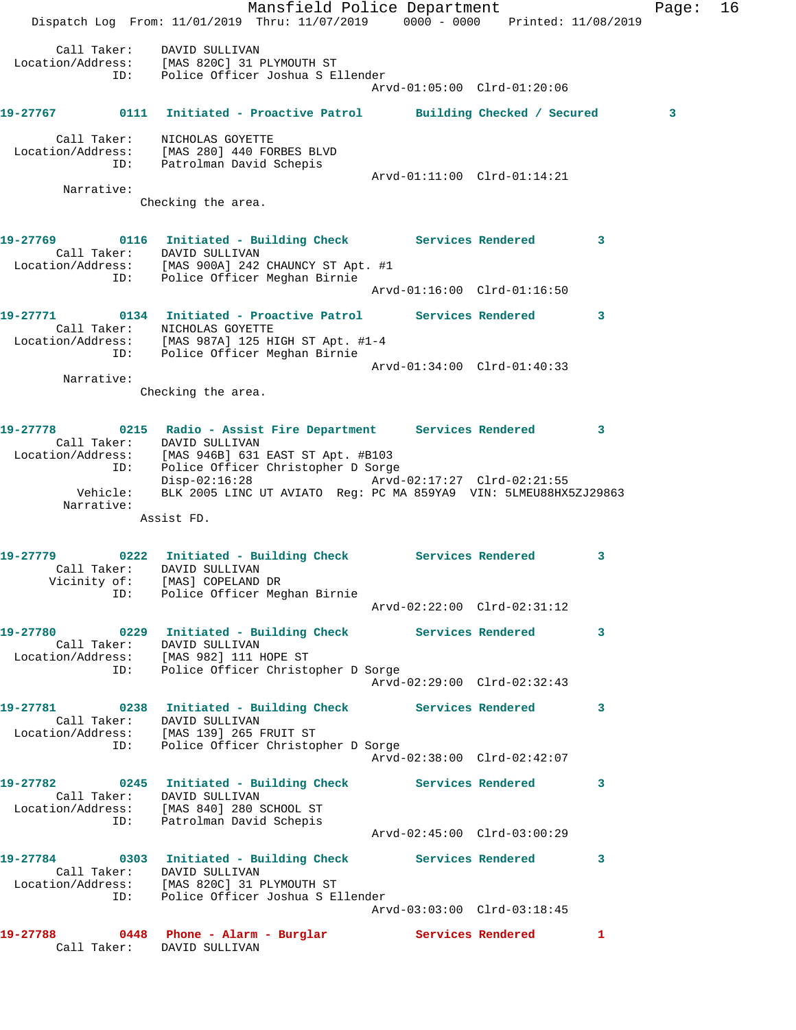```
    Call Taker:    DAVID SULLIVAN
  Location/Address:    [MAS 820C] 31 PLYMOUTH ST
             ID:    Police Officer Joshua S Ellender
                                          Arvd-01:05:00  Clrd-01:20:06

19-27767        0111  Initiated - Proactive Patrol       Building Checked / Secured         3

    Call Taker:    NICHOLAS GOYETTE
  Location/Address:    [MAS 280] 440 FORBES BLVD
             ID:    Patrolman David Schepis
                                          Arvd-01:11:00  Clrd-01:14:21
     Narrative:
               Checking the area.

19-27769        0116  Initiated - Building Check         Services Rendered         3
    Call Taker:    DAVID SULLIVAN
  Location/Address:    [MAS 900A] 242 CHAUNCY ST Apt. #1
             ID:    Police Officer Meghan Birnie
                                          Arvd-01:16:00  Clrd-01:16:50

19-27771        0134  Initiated - Proactive Patrol       Services Rendered         3
    Call Taker:    NICHOLAS GOYETTE
  Location/Address:    [MAS 987A] 125 HIGH ST Apt. #1-4
             ID:    Police Officer Meghan Birnie
                                          Arvd-01:34:00  Clrd-01:40:33
     Narrative:
               Checking the area.

19-27778        0215  Radio - Assist Fire Department     Services Rendered         3
    Call Taker:    DAVID SULLIVAN
  Location/Address:    [MAS 946B] 631 EAST ST Apt. #B103
             ID:    Police Officer Christopher D Sorge
                    Disp-02:16:28                Arvd-02:17:27  Clrd-02:21:55
       Vehicle:    BLK 2005 LINC UT AVIATO  Reg: PC MA 859YA9  VIN: 5LMEU88HX5ZJ29863
     Narrative:
               Assist FD.

19-27779        0222  Initiated - Building Check         Services Rendered         3
    Call Taker:    DAVID SULLIVAN
      Vicinity of:    [MAS] COPELAND DR
             ID:    Police Officer Meghan Birnie
                                          Arvd-02:22:00  Clrd-02:31:12

19-27780        0229  Initiated - Building Check         Services Rendered         3
    Call Taker:    DAVID SULLIVAN
  Location/Address:    [MAS 982] 111 HOPE ST
             ID:    Police Officer Christopher D Sorge
                                          Arvd-02:29:00  Clrd-02:32:43

19-27781        0238  Initiated - Building Check         Services Rendered         3
    Call Taker:    DAVID SULLIVAN
  Location/Address:    [MAS 139] 265 FRUIT ST
             ID:    Police Officer Christopher D Sorge
                                          Arvd-02:38:00  Clrd-02:42:07

19-27782        0245  Initiated - Building Check         Services Rendered         3
    Call Taker:    DAVID SULLIVAN
  Location/Address:    [MAS 840] 280 SCHOOL ST
             ID:    Patrolman David Schepis
                                          Arvd-02:45:00  Clrd-03:00:29

19-27784        0303  Initiated - Building Check         Services Rendered         3
    Call Taker:    DAVID SULLIVAN
  Location/Address:    [MAS 820C] 31 PLYMOUTH ST
             ID:    Police Officer Joshua S Ellender
                                          Arvd-03:03:00  Clrd-03:18:45

19-27788        0448  Phone - Alarm - Burglar            Services Rendered         1
    Call Taker:    DAVID SULLIVAN
```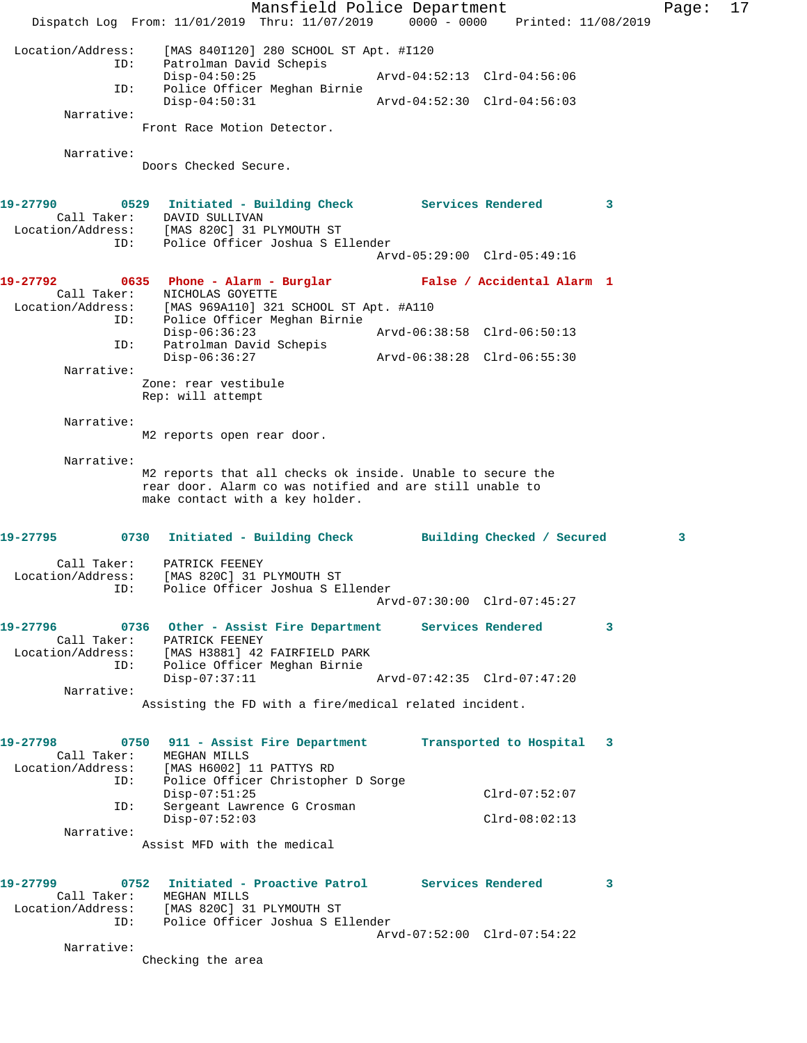```
 Location/Address:    [MAS 840I120] 280 SCHOOL ST Apt. #I120
               ID:    Patrolman David Schepis
                      Disp-04:50:25                 Arvd-04:52:13  Clrd-04:56:06
               ID:    Police Officer Meghan Birnie
                      Disp-04:50:31                 Arvd-04:52:30  Clrd-04:56:03
        Narrative:
                     Front Race Motion Detector.

        Narrative:
                     Doors Checked Secure.


19-27790        0529   Initiated - Building Check        Services Rendered        3
       Call Taker:    DAVID SULLIVAN
 Location/Address:    [MAS 820C] 31 PLYMOUTH ST
               ID:    Police Officer Joshua S Ellender
                                                    Arvd-05:29:00  Clrd-05:49:16

19-27792        0635   Phone - Alarm - Burglar           False / Accidental Alarm  1
       Call Taker:    NICHOLAS GOYETTE
 Location/Address:    [MAS 969A110] 321 SCHOOL ST Apt. #A110
               ID:    Police Officer Meghan Birnie
                      Disp-06:36:23                 Arvd-06:38:58  Clrd-06:50:13
               ID:    Patrolman David Schepis
                      Disp-06:36:27                 Arvd-06:38:28  Clrd-06:55:30
        Narrative:
                     Zone: rear vestibule
                     Rep: will attempt

        Narrative:
                     M2 reports open rear door.

        Narrative:
                     M2 reports that all checks ok inside. Unable to secure the
                     rear door. Alarm co was notified and are still unable to
                     make contact with a key holder.


19-27795        0730   Initiated - Building Check        Building Checked / Secured        3

       Call Taker:    PATRICK FEENEY
 Location/Address:    [MAS 820C] 31 PLYMOUTH ST
               ID:    Police Officer Joshua S Ellender
                                                    Arvd-07:30:00  Clrd-07:45:27

19-27796        0736   Other - Assist Fire Department    Services Rendered        3
       Call Taker:    PATRICK FEENEY
 Location/Address:    [MAS H3881] 42 FAIRFIELD PARK
               ID:    Police Officer Meghan Birnie
                      Disp-07:37:11                 Arvd-07:42:35  Clrd-07:47:20
        Narrative:
                     Assisting the FD with a fire/medical related incident.


19-27798        0750   911 - Assist Fire Department      Transported to Hospital   3
       Call Taker:    MEGHAN MILLS
 Location/Address:    [MAS H6002] 11 PATTYS RD
               ID:    Police Officer Christopher D Sorge
                      Disp-07:51:25                                Clrd-07:52:07
               ID:    Sergeant Lawrence G Crosman
                      Disp-07:52:03                                Clrd-08:02:13
        Narrative:
                     Assist MFD with the medical


19-27799        0752   Initiated - Proactive Patrol      Services Rendered        3
       Call Taker:    MEGHAN MILLS
 Location/Address:    [MAS 820C] 31 PLYMOUTH ST
               ID:    Police Officer Joshua S Ellender
                                                    Arvd-07:52:00  Clrd-07:54:22
        Narrative:
                     Checking the area
```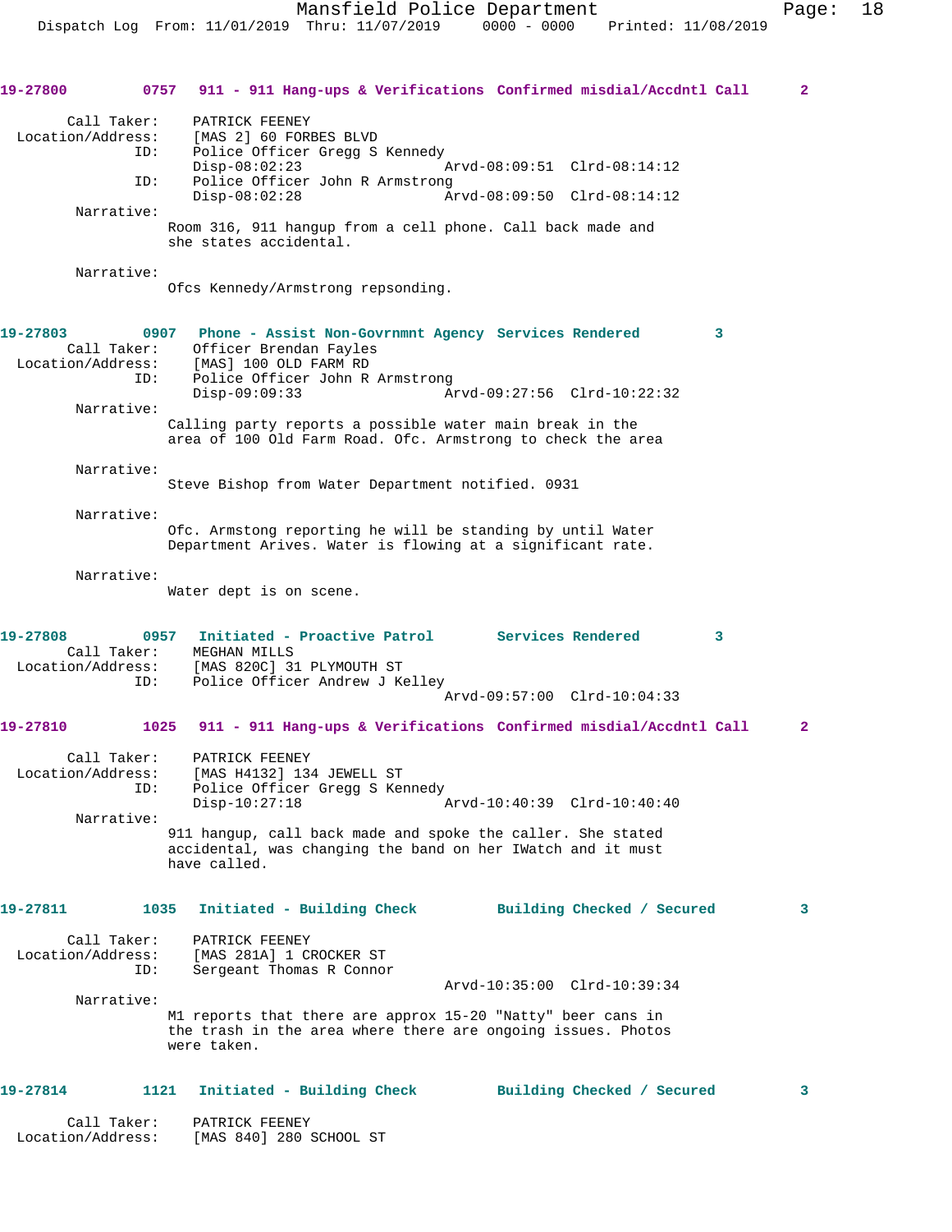**19-27800** 0757 **911 - 911 Hang-ups & Verifications** **Confirmed misdial/Accdntl Call** 2

Call Taker: PATRICK FEENEY
Location/Address: [MAS 2] 60 FORBES BLVD
ID: Police Officer Gregg S Kennedy
Disp-08:02:23 Arvd-08:09:51 Clrd-08:14:12
ID: Police Officer John R Armstrong
Disp-08:02:28 Arvd-08:09:50 Clrd-08:14:12

Narrative:
Room 316, 911 hangup from a cell phone. Call back made and she states accidental.

Narrative:
Ofcs Kennedy/Armstrong repsonding.

**19-27803** 0907 **Phone - Assist Non-Govrnmnt Agency** **Services Rendered** 3

Call Taker: Officer Brendan Fayles
Location/Address: [MAS] 100 OLD FARM RD
ID: Police Officer John R Armstrong
Disp-09:09:33 Arvd-09:27:56 Clrd-10:22:32

Narrative:
Calling party reports a possible water main break in the area of 100 Old Farm Road. Ofc. Armstrong to check the area

Narrative:
Steve Bishop from Water Department notified. 0931

Narrative:
Ofc. Armstong reporting he will be standing by until Water Department Arives. Water is flowing at a significant rate.

Narrative:
Water dept is on scene.

**19-27808** 0957 **Initiated - Proactive Patrol** **Services Rendered** 3

Call Taker: MEGHAN MILLS
Location/Address: [MAS 820C] 31 PLYMOUTH ST
ID: Police Officer Andrew J Kelley
Arvd-09:57:00 Clrd-10:04:33

**19-27810** 1025 **911 - 911 Hang-ups & Verifications** **Confirmed misdial/Accdntl Call** 2

Call Taker: PATRICK FEENEY
Location/Address: [MAS H4132] 134 JEWELL ST
ID: Police Officer Gregg S Kennedy
Disp-10:27:18 Arvd-10:40:39 Clrd-10:40:40

Narrative:
911 hangup, call back made and spoke the caller. She stated accidental, was changing the band on her IWatch and it must have called.

**19-27811** 1035 **Initiated - Building Check** **Building Checked / Secured** 3

Call Taker: PATRICK FEENEY
Location/Address: [MAS 281A] 1 CROCKER ST
ID: Sergeant Thomas R Connor
Arvd-10:35:00 Clrd-10:39:34

Narrative:
M1 reports that there are approx 15-20 "Natty" beer cans in the trash in the area where there are ongoing issues. Photos were taken.

**19-27814** 1121 **Initiated - Building Check** **Building Checked / Secured** 3

Call Taker: PATRICK FEENEY
Location/Address: [MAS 840] 280 SCHOOL ST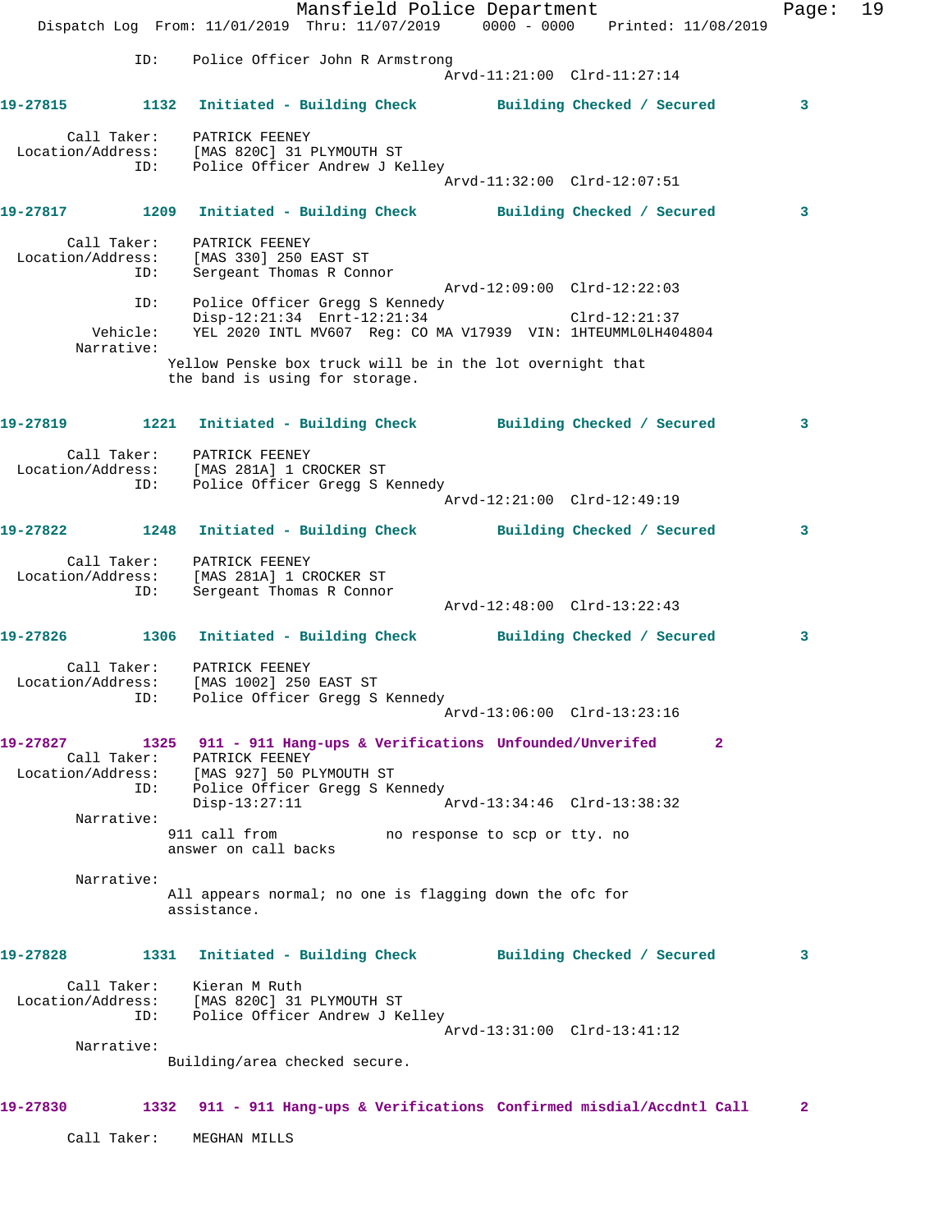ID: Police Officer John R Armstrong
Arvd-11:21:00 Clrd-11:27:14

**19-27815** 1132 Initiated - Building Check — Building Checked / Secured — 3

Call Taker: PATRICK FEENEY
Location/Address: [MAS 820C] 31 PLYMOUTH ST
ID: Police Officer Andrew J Kelley
Arvd-11:32:00 Clrd-12:07:51

**19-27817** 1209 Initiated - Building Check — Building Checked / Secured — 3

Call Taker: PATRICK FEENEY
Location/Address: [MAS 330] 250 EAST ST
ID: Sergeant Thomas R Connor
Arvd-12:09:00 Clrd-12:22:03
ID: Police Officer Gregg S Kennedy
Disp-12:21:34 Enrt-12:21:34 Clrd-12:21:37
Vehicle: YEL 2020 INTL MV607 Reg: CO MA V17939 VIN: 1HTEUMML0LH404804
Narrative:
Yellow Penske box truck will be in the lot overnight that the band is using for storage.

**19-27819** 1221 Initiated - Building Check — Building Checked / Secured — 3

Call Taker: PATRICK FEENEY
Location/Address: [MAS 281A] 1 CROCKER ST
ID: Police Officer Gregg S Kennedy
Arvd-12:21:00 Clrd-12:49:19

**19-27822** 1248 Initiated - Building Check — Building Checked / Secured — 3

Call Taker: PATRICK FEENEY
Location/Address: [MAS 281A] 1 CROCKER ST
ID: Sergeant Thomas R Connor
Arvd-12:48:00 Clrd-13:22:43

**19-27826** 1306 Initiated - Building Check — Building Checked / Secured — 3

Call Taker: PATRICK FEENEY
Location/Address: [MAS 1002] 250 EAST ST
ID: Police Officer Gregg S Kennedy
Arvd-13:06:00 Clrd-13:23:16

**19-27827** 1325 911 - 911 Hang-ups & Verifications — Unfounded/Unverifed — 2

Call Taker: PATRICK FEENEY
Location/Address: [MAS 927] 50 PLYMOUTH ST
ID: Police Officer Gregg S Kennedy
Disp-13:27:11 Arvd-13:34:46 Clrd-13:38:32
Narrative:
911 call from no response to scp or tty. no answer on call backs

Narrative:
All appears normal; no one is flagging down the ofc for assistance.

**19-27828** 1331 Initiated - Building Check — Building Checked / Secured — 3

Call Taker: Kieran M Ruth
Location/Address: [MAS 820C] 31 PLYMOUTH ST
ID: Police Officer Andrew J Kelley
Arvd-13:31:00 Clrd-13:41:12
Narrative:
Building/area checked secure.

**19-27830** 1332 911 - 911 Hang-ups & Verifications — Confirmed misdial/Accdntl Call — 2

Call Taker: MEGHAN MILLS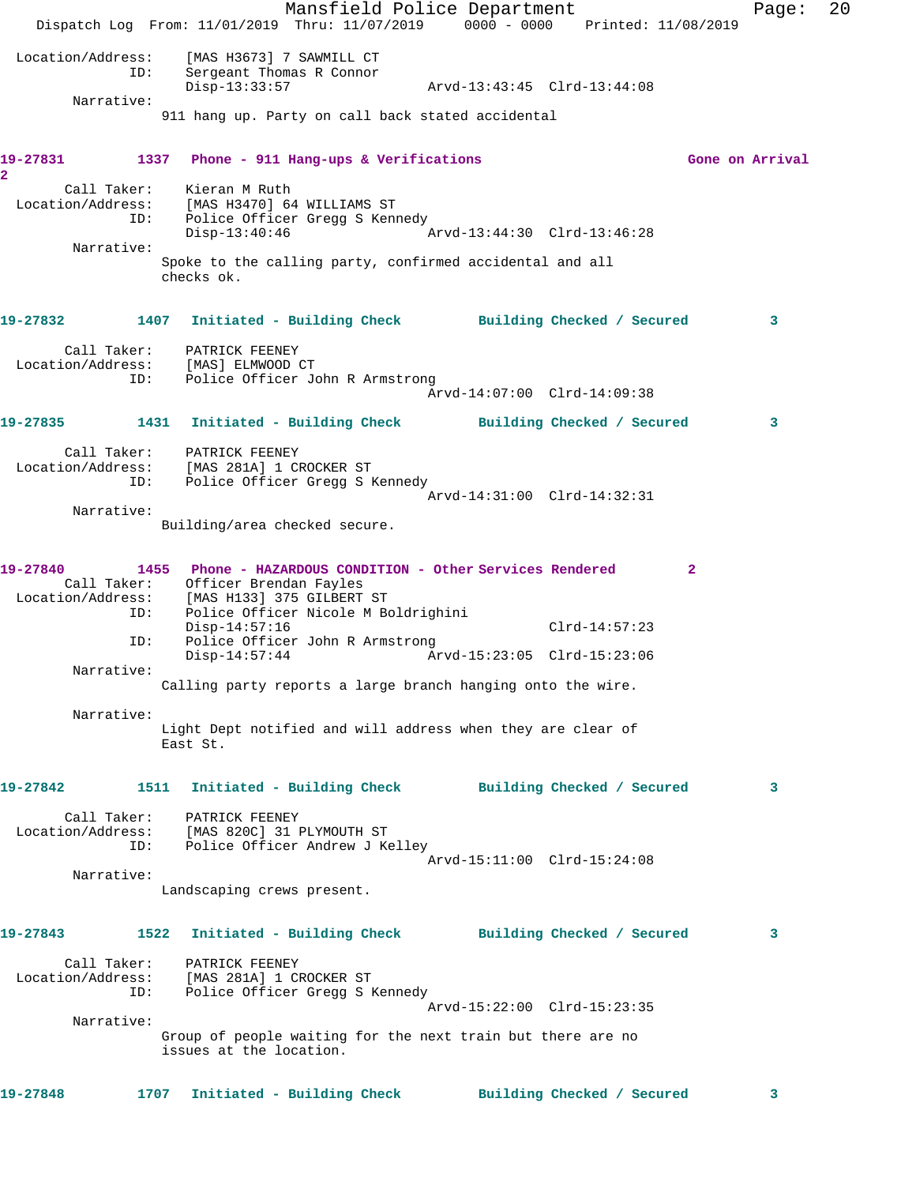Location/Address: [MAS H3673] 7 SAWMILL CT
ID: Sergeant Thomas R Connor
Disp-13:33:57 Arvd-13:43:45 Clrd-13:44:08

Narrative:
911 hang up. Party on call back stated accidental

**19-27831 1337 Phone - 911 Hang-ups & Verifications Gone on Arrival 2**

Call Taker: Kieran M Ruth
Location/Address: [MAS H3470] 64 WILLIAMS ST
ID: Police Officer Gregg S Kennedy
Disp-13:40:46 Arvd-13:44:30 Clrd-13:46:28

Narrative:
Spoke to the calling party, confirmed accidental and all checks ok.

**19-27832 1407 Initiated - Building Check Building Checked / Secured 3**

Call Taker: PATRICK FEENEY
Location/Address: [MAS] ELMWOOD CT
ID: Police Officer John R Armstrong
Arvd-14:07:00 Clrd-14:09:38

**19-27835 1431 Initiated - Building Check Building Checked / Secured 3**

Call Taker: PATRICK FEENEY
Location/Address: [MAS 281A] 1 CROCKER ST
ID: Police Officer Gregg S Kennedy
Arvd-14:31:00 Clrd-14:32:31

Narrative:
Building/area checked secure.

**19-27840 1455 Phone - HAZARDOUS CONDITION - Other Services Rendered 2**

Call Taker: Officer Brendan Fayles
Location/Address: [MAS H133] 375 GILBERT ST
ID: Police Officer Nicole M Boldrighini
Disp-14:57:16 Clrd-14:57:23
ID: Police Officer John R Armstrong
Disp-14:57:44 Arvd-15:23:05 Clrd-15:23:06

Narrative:
Calling party reports a large branch hanging onto the wire.

Narrative:
Light Dept notified and will address when they are clear of East St.

**19-27842 1511 Initiated - Building Check Building Checked / Secured 3**

Call Taker: PATRICK FEENEY
Location/Address: [MAS 820C] 31 PLYMOUTH ST
ID: Police Officer Andrew J Kelley
Arvd-15:11:00 Clrd-15:24:08

Narrative:
Landscaping crews present.

**19-27843 1522 Initiated - Building Check Building Checked / Secured 3**

Call Taker: PATRICK FEENEY
Location/Address: [MAS 281A] 1 CROCKER ST
ID: Police Officer Gregg S Kennedy
Arvd-15:22:00 Clrd-15:23:35

Narrative:
Group of people waiting for the next train but there are no issues at the location.

**19-27848 1707 Initiated - Building Check Building Checked / Secured 3**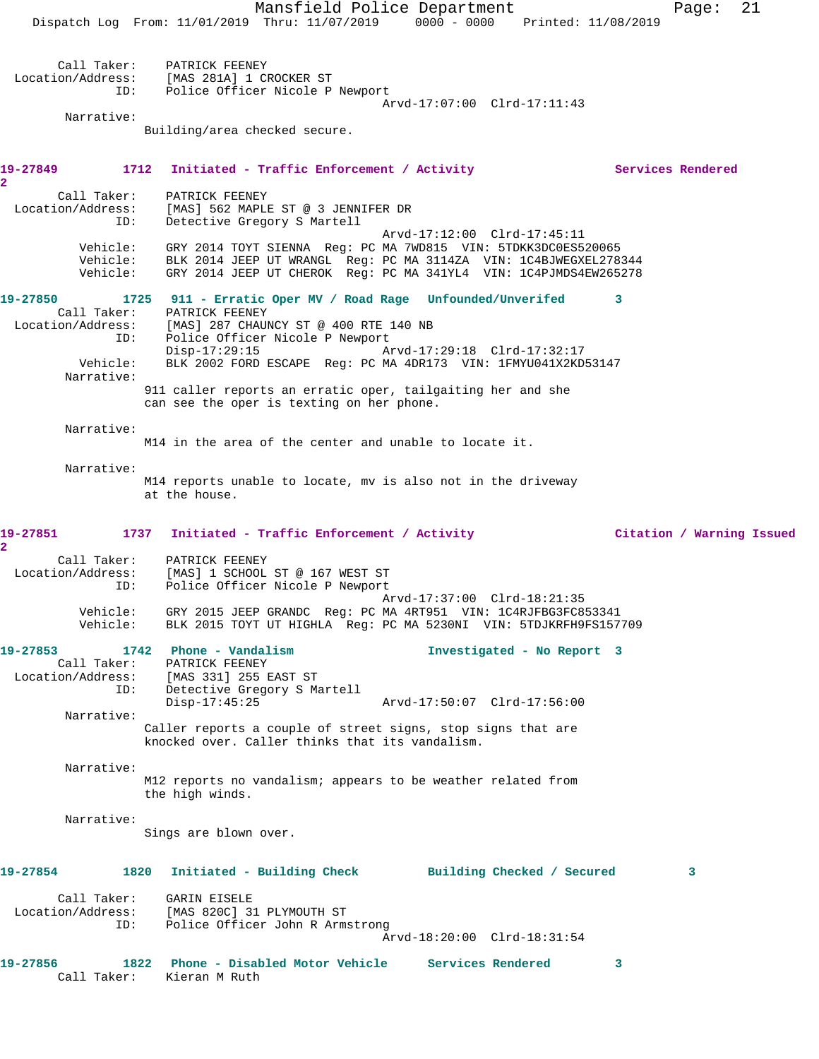Call Taker: PATRICK FEENEY
Location/Address: [MAS 281A] 1 CROCKER ST
ID: Police Officer Nicole P Newport
Arvd-17:07:00 Clrd-17:11:43
Narrative:
Building/area checked secure.

**19-27849 1712 Initiated - Traffic Enforcement / Activity Services Rendered 2**
Call Taker: PATRICK FEENEY
Location/Address: [MAS] 562 MAPLE ST @ 3 JENNIFER DR
ID: Detective Gregory S Martell
Arvd-17:12:00 Clrd-17:45:11
Vehicle: GRY 2014 TOYT SIENNA Reg: PC MA 7WD815 VIN: 5TDKK3DC0ES520065
Vehicle: BLK 2014 JEEP UT WRANGL Reg: PC MA 3114ZA VIN: 1C4BJWEGXEL278344
Vehicle: GRY 2014 JEEP UT CHEROK Reg: PC MA 341YL4 VIN: 1C4PJMDS4EW265278

**19-27850 1725 911 - Erratic Oper MV / Road Rage Unfounded/Unverifed 3**
Call Taker: PATRICK FEENEY
Location/Address: [MAS] 287 CHAUNCY ST @ 400 RTE 140 NB
ID: Police Officer Nicole P Newport
Disp-17:29:15 Arvd-17:29:18 Clrd-17:32:17
Vehicle: BLK 2002 FORD ESCAPE Reg: PC MA 4DR173 VIN: 1FMYU041X2KD53147
Narrative:
911 caller reports an erratic oper, tailgaiting her and she can see the oper is texting on her phone.

Narrative:
M14 in the area of the center and unable to locate it.

Narrative:
M14 reports unable to locate, mv is also not in the driveway at the house.

**19-27851 1737 Initiated - Traffic Enforcement / Activity Citation / Warning Issued 2**
Call Taker: PATRICK FEENEY
Location/Address: [MAS] 1 SCHOOL ST @ 167 WEST ST
ID: Police Officer Nicole P Newport
Arvd-17:37:00 Clrd-18:21:35
Vehicle: GRY 2015 JEEP GRANDC Reg: PC MA 4RT951 VIN: 1C4RJFBG3FC853341
Vehicle: BLK 2015 TOYT UT HIGHLA Reg: PC MA 5230NI VIN: 5TDJKRFH9FS157709

**19-27853 1742 Phone - Vandalism Investigated - No Report 3**
Call Taker: PATRICK FEENEY
Location/Address: [MAS 331] 255 EAST ST
ID: Detective Gregory S Martell
Disp-17:45:25 Arvd-17:50:07 Clrd-17:56:00
Narrative:
Caller reports a couple of street signs, stop signs that are knocked over. Caller thinks that its vandalism.

Narrative:
M12 reports no vandalism; appears to be weather related from the high winds.

Narrative:
Sings are blown over.

**19-27854 1820 Initiated - Building Check Building Checked / Secured 3**
Call Taker: GARIN EISELE
Location/Address: [MAS 820C] 31 PLYMOUTH ST
ID: Police Officer John R Armstrong
Arvd-18:20:00 Clrd-18:31:54

**19-27856 1822 Phone - Disabled Motor Vehicle Services Rendered 3**
Call Taker: Kieran M Ruth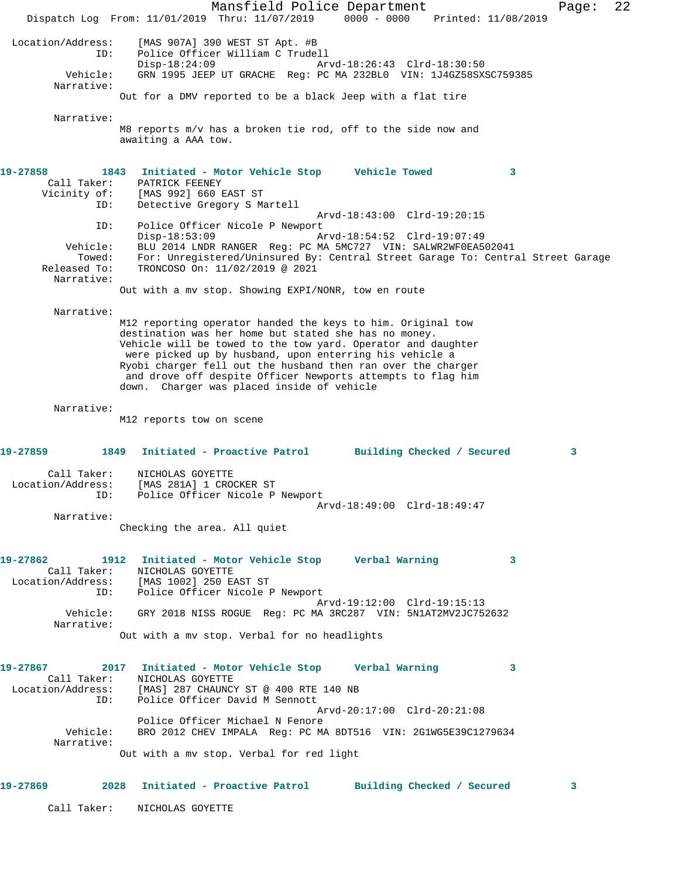Location/Address: [MAS 907A] 390 WEST ST Apt. #B
ID: Police Officer William C Trudell
Disp-18:24:09 Arvd-18:26:43 Clrd-18:30:50
Vehicle: GRN 1995 JEEP UT GRACHE Reg: PC MA 232BL0 VIN: 1J4GZ58SXSC759385
Narrative:
Out for a DMV reported to be a black Jeep with a flat tire

Narrative:
M8 reports m/v has a broken tie rod, off to the side now and awaiting a AAA tow.

**19-27858 1843 Initiated - Motor Vehicle Stop Vehicle Towed 3**
Call Taker: PATRICK FEENEY
Vicinity of: [MAS 992] 660 EAST ST
ID: Detective Gregory S Martell
Arvd-18:43:00 Clrd-19:20:15
ID: Police Officer Nicole P Newport
Disp-18:53:09 Arvd-18:54:52 Clrd-19:07:49
Vehicle: BLU 2014 LNDR RANGER Reg: PC MA 5MC727 VIN: SALWR2WF0EA502041
Towed: For: Unregistered/Uninsured By: Central Street Garage To: Central Street Garage
Released To: TRONCOSO On: 11/02/2019 @ 2021
Narrative:
Out with a mv stop. Showing EXPI/NONR, tow en route

Narrative:
M12 reporting operator handed the keys to him. Original tow destination was her home but stated she has no money. Vehicle will be towed to the tow yard. Operator and daughter were picked up by husband, upon entering his vehicle a Ryobi charger fell out the husband then ran over the charger and drove off despite Officer Newports attempts to flag him down. Charger was placed inside of vehicle

Narrative:
M12 reports tow on scene

**19-27859 1849 Initiated - Proactive Patrol Building Checked / Secured 3**
Call Taker: NICHOLAS GOYETTE
Location/Address: [MAS 281A] 1 CROCKER ST
ID: Police Officer Nicole P Newport
Arvd-18:49:00 Clrd-18:49:47
Narrative:
Checking the area. All quiet

**19-27862 1912 Initiated - Motor Vehicle Stop Verbal Warning 3**
Call Taker: NICHOLAS GOYETTE
Location/Address: [MAS 1002] 250 EAST ST
ID: Police Officer Nicole P Newport
Arvd-19:12:00 Clrd-19:15:13
Vehicle: GRY 2018 NISS ROGUE Reg: PC MA 3RC287 VIN: 5N1AT2MV2JC752632
Narrative:
Out with a mv stop. Verbal for no headlights

**19-27867 2017 Initiated - Motor Vehicle Stop Verbal Warning 3**
Call Taker: NICHOLAS GOYETTE
Location/Address: [MAS] 287 CHAUNCY ST @ 400 RTE 140 NB
ID: Police Officer David M Sennott
Arvd-20:17:00 Clrd-20:21:08
Police Officer Michael N Fenore
Vehicle: BRO 2012 CHEV IMPALA Reg: PC MA 8DT516 VIN: 2G1WG5E39C1279634
Narrative:
Out with a mv stop. Verbal for red light

**19-27869 2028 Initiated - Proactive Patrol Building Checked / Secured 3**

Call Taker: NICHOLAS GOYETTE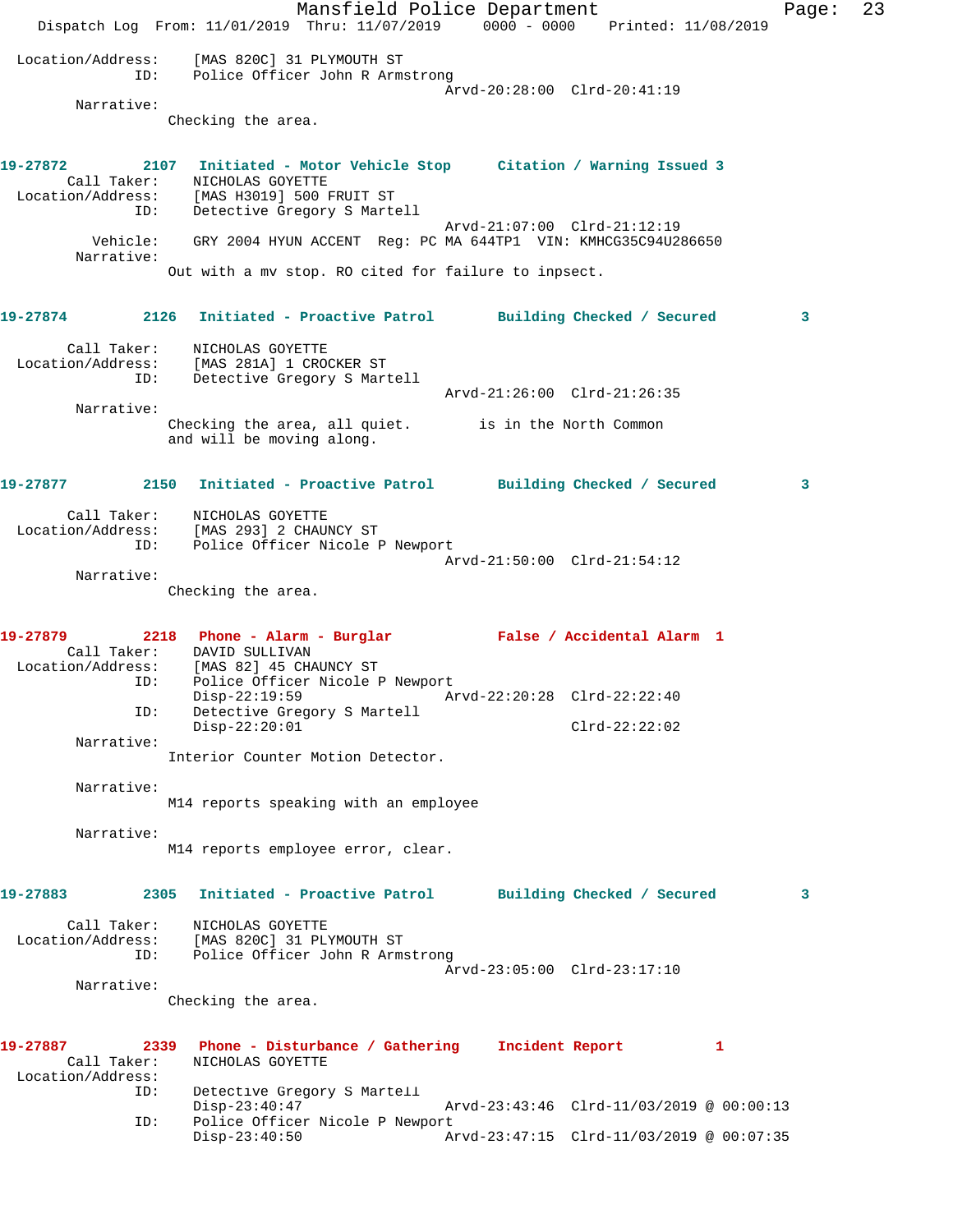Location/Address: [MAS 820C] 31 PLYMOUTH ST
ID: Police Officer John R Armstrong
Arvd-20:28:00 Clrd-20:41:19
Narrative:
Checking the area.

**19-27872 2107 Initiated - Motor Vehicle Stop Citation / Warning Issued 3**
Call Taker: NICHOLAS GOYETTE
Location/Address: [MAS H3019] 500 FRUIT ST
ID: Detective Gregory S Martell
Arvd-21:07:00 Clrd-21:12:19
Vehicle: GRY 2004 HYUN ACCENT Reg: PC MA 644TP1 VIN: KMHCG35C94U286650
Narrative:
Out with a mv stop. RO cited for failure to inpsect.

**19-27874 2126 Initiated - Proactive Patrol Building Checked / Secured 3**
Call Taker: NICHOLAS GOYETTE
Location/Address: [MAS 281A] 1 CROCKER ST
ID: Detective Gregory S Martell
Arvd-21:26:00 Clrd-21:26:35
Narrative:
Checking the area, all quiet. is in the North Common and will be moving along.

**19-27877 2150 Initiated - Proactive Patrol Building Checked / Secured 3**
Call Taker: NICHOLAS GOYETTE
Location/Address: [MAS 293] 2 CHAUNCY ST
ID: Police Officer Nicole P Newport
Arvd-21:50:00 Clrd-21:54:12
Narrative:
Checking the area.

**19-27879 2218 Phone - Alarm - Burglar False / Accidental Alarm 1**
Call Taker: DAVID SULLIVAN
Location/Address: [MAS 82] 45 CHAUNCY ST
ID: Police Officer Nicole P Newport
Disp-22:19:59 Arvd-22:20:28 Clrd-22:22:40
ID: Detective Gregory S Martell
Disp-22:20:01 Clrd-22:22:02
Narrative:
Interior Counter Motion Detector.

Narrative:
M14 reports speaking with an employee

Narrative:
M14 reports employee error, clear.

**19-27883 2305 Initiated - Proactive Patrol Building Checked / Secured 3**
Call Taker: NICHOLAS GOYETTE
Location/Address: [MAS 820C] 31 PLYMOUTH ST
ID: Police Officer John R Armstrong
Arvd-23:05:00 Clrd-23:17:10
Narrative:
Checking the area.

**19-27887 2339 Phone - Disturbance / Gathering Incident Report 1**
Call Taker: NICHOLAS GOYETTE
Location/Address:
ID: Detective Gregory S Martell
Disp-23:40:47 Arvd-23:43:46 Clrd-11/03/2019 @ 00:00:13
ID: Police Officer Nicole P Newport
Disp-23:40:50 Arvd-23:47:15 Clrd-11/03/2019 @ 00:07:35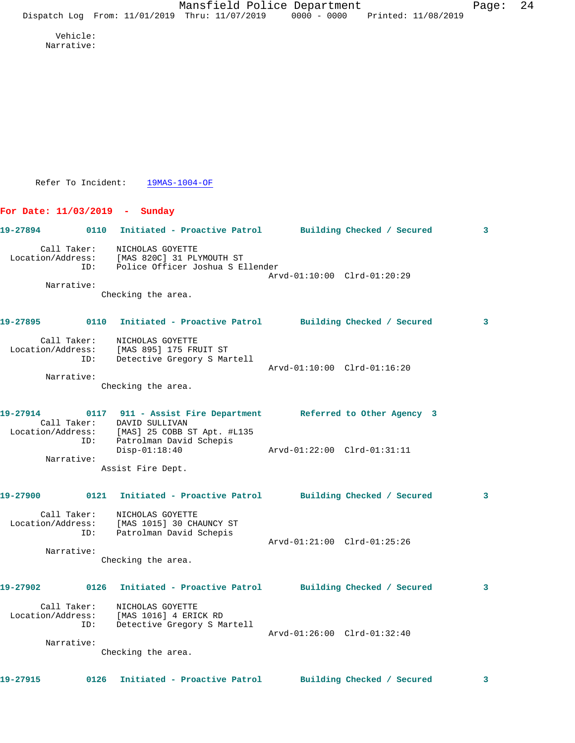Vehicle:
Narrative:

Refer To Incident: 19MAS-1004-OF

## For Date: 11/03/2019 - Sunday

**19-27894 0110 Initiated - Proactive Patrol Building Checked / Secured 3**

Call Taker: NICHOLAS GOYETTE
Location/Address: [MAS 820C] 31 PLYMOUTH ST
ID: Police Officer Joshua S Ellender
Arvd-01:10:00 Clrd-01:20:29
Narrative:
Checking the area.

**19-27895 0110 Initiated - Proactive Patrol Building Checked / Secured 3**

Call Taker: NICHOLAS GOYETTE
Location/Address: [MAS 895] 175 FRUIT ST
ID: Detective Gregory S Martell
Arvd-01:10:00 Clrd-01:16:20
Narrative:
Checking the area.

**19-27914 0117 911 - Assist Fire Department Referred to Other Agency 3**

Call Taker: DAVID SULLIVAN
Location/Address: [MAS] 25 COBB ST Apt. #L135
ID: Patrolman David Schepis
Disp-01:18:40 Arvd-01:22:00 Clrd-01:31:11
Narrative:
Assist Fire Dept.

**19-27900 0121 Initiated - Proactive Patrol Building Checked / Secured 3**

Call Taker: NICHOLAS GOYETTE
Location/Address: [MAS 1015] 30 CHAUNCY ST
ID: Patrolman David Schepis
Arvd-01:21:00 Clrd-01:25:26
Narrative:
Checking the area.

**19-27902 0126 Initiated - Proactive Patrol Building Checked / Secured 3**

Call Taker: NICHOLAS GOYETTE
Location/Address: [MAS 1016] 4 ERICK RD
ID: Detective Gregory S Martell
Arvd-01:26:00 Clrd-01:32:40
Narrative:
Checking the area.

**19-27915 0126 Initiated - Proactive Patrol Building Checked / Secured 3**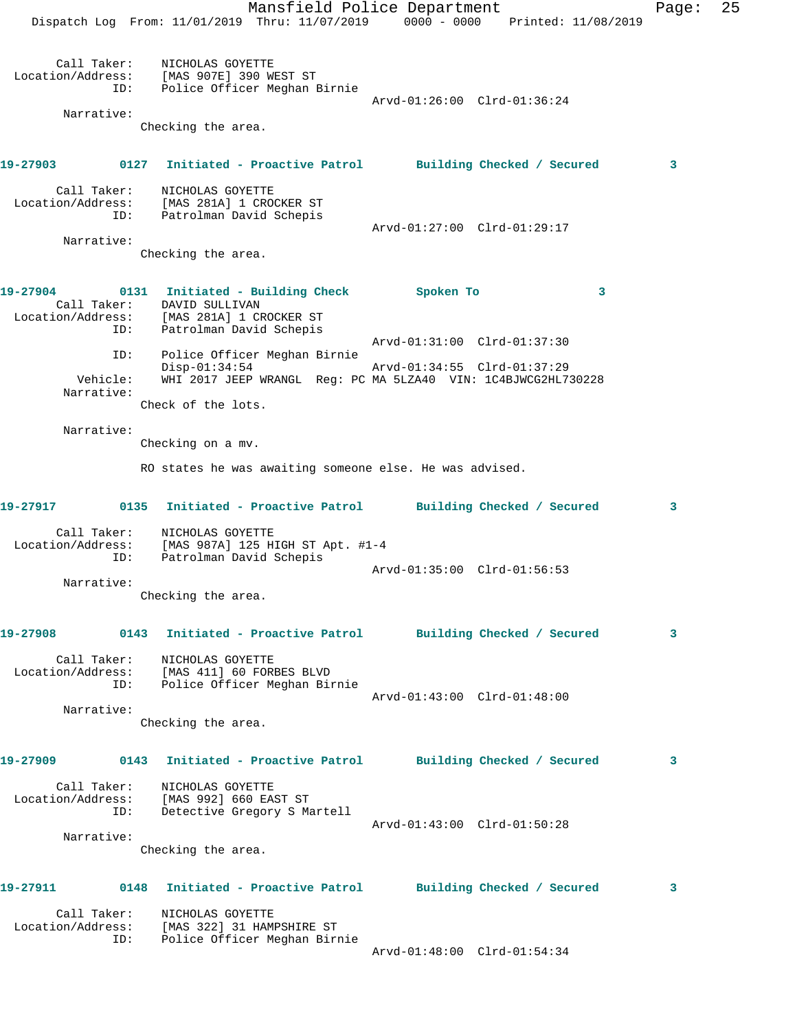Call Taker: NICHOLAS GOYETTE
Location/Address: [MAS 907E] 390 WEST ST
ID: Police Officer Meghan Birnie
Arvd-01:26:00 Clrd-01:36:24
Narrative:
Checking the area.

**19-27903 0127 Initiated - Proactive Patrol Building Checked / Secured 3**

Call Taker: NICHOLAS GOYETTE
Location/Address: [MAS 281A] 1 CROCKER ST
ID: Patrolman David Schepis
Arvd-01:27:00 Clrd-01:29:17
Narrative:
Checking the area.

**19-27904 0131 Initiated - Building Check Spoken To 3**

Call Taker: DAVID SULLIVAN
Location/Address: [MAS 281A] 1 CROCKER ST
ID: Patrolman David Schepis
Arvd-01:31:00 Clrd-01:37:30
ID: Police Officer Meghan Birnie
Disp-01:34:54 Arvd-01:34:55 Clrd-01:37:29
Vehicle: WHI 2017 JEEP WRANGL Reg: PC MA 5LZA40 VIN: 1C4BJWCG2HL730228
Narrative:
Check of the lots.

Narrative:
Checking on a mv.

RO states he was awaiting someone else. He was advised.

**19-27917 0135 Initiated - Proactive Patrol Building Checked / Secured 3**

Call Taker: NICHOLAS GOYETTE
Location/Address: [MAS 987A] 125 HIGH ST Apt. #1-4
ID: Patrolman David Schepis
Arvd-01:35:00 Clrd-01:56:53
Narrative:
Checking the area.

**19-27908 0143 Initiated - Proactive Patrol Building Checked / Secured 3**

Call Taker: NICHOLAS GOYETTE
Location/Address: [MAS 411] 60 FORBES BLVD
ID: Police Officer Meghan Birnie
Arvd-01:43:00 Clrd-01:48:00
Narrative:
Checking the area.

**19-27909 0143 Initiated - Proactive Patrol Building Checked / Secured 3**

Call Taker: NICHOLAS GOYETTE
Location/Address: [MAS 992] 660 EAST ST
ID: Detective Gregory S Martell
Arvd-01:43:00 Clrd-01:50:28
Narrative:
Checking the area.

**19-27911 0148 Initiated - Proactive Patrol Building Checked / Secured 3**

Call Taker: NICHOLAS GOYETTE
Location/Address: [MAS 322] 31 HAMPSHIRE ST
ID: Police Officer Meghan Birnie
Arvd-01:48:00 Clrd-01:54:34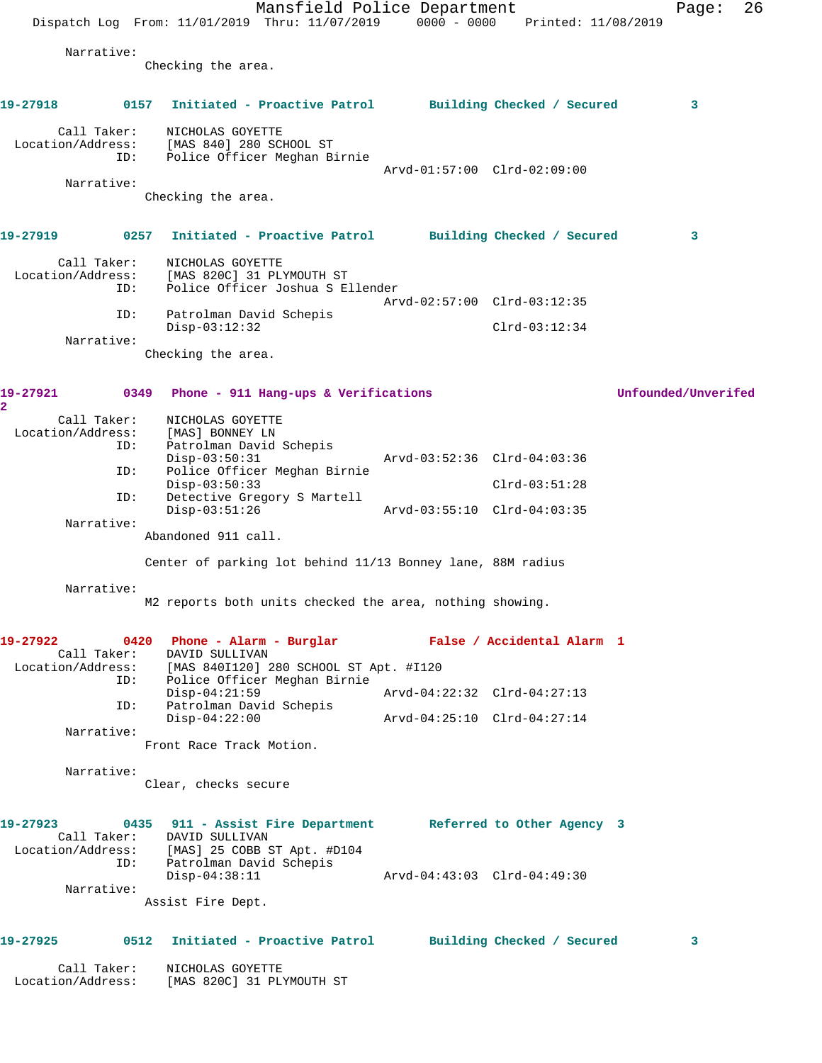Narrative:
Checking the area.

**19-27918** 0157 Initiated - Proactive Patrol Building Checked / Secured 3

Call Taker: NICHOLAS GOYETTE
Location/Address: [MAS 840] 280 SCHOOL ST
ID: Police Officer Meghan Birnie
Arvd-01:57:00 Clrd-02:09:00

Narrative:
Checking the area.

**19-27919** 0257 Initiated - Proactive Patrol Building Checked / Secured 3

Call Taker: NICHOLAS GOYETTE
Location/Address: [MAS 820C] 31 PLYMOUTH ST
ID: Police Officer Joshua S Ellender
Arvd-02:57:00 Clrd-03:12:35
ID: Patrolman David Schepis
Disp-03:12:32 Clrd-03:12:34

Narrative:
Checking the area.

**19-27921** 0349 Phone - 911 Hang-ups & Verifications Unfounded/Unverifed 2

Call Taker: NICHOLAS GOYETTE
Location/Address: [MAS] BONNEY LN
ID: Patrolman David Schepis
Disp-03:50:31 Arvd-03:52:36 Clrd-04:03:36
ID: Police Officer Meghan Birnie
Disp-03:50:33 Clrd-03:51:28
ID: Detective Gregory S Martell
Disp-03:51:26 Arvd-03:55:10 Clrd-04:03:35

Narrative:
Abandoned 911 call.

Center of parking lot behind 11/13 Bonney lane, 88M radius

Narrative:
M2 reports both units checked the area, nothing showing.

**19-27922** 0420 Phone - Alarm - Burglar False / Accidental Alarm 1

Call Taker: DAVID SULLIVAN
Location/Address: [MAS 840I120] 280 SCHOOL ST Apt. #I120
ID: Police Officer Meghan Birnie
Disp-04:21:59 Arvd-04:22:32 Clrd-04:27:13
ID: Patrolman David Schepis
Disp-04:22:00 Arvd-04:25:10 Clrd-04:27:14

Narrative:
Front Race Track Motion.

Narrative:
Clear, checks secure

**19-27923** 0435 911 - Assist Fire Department Referred to Other Agency 3

Call Taker: DAVID SULLIVAN
Location/Address: [MAS] 25 COBB ST Apt. #D104
ID: Patrolman David Schepis
Disp-04:38:11 Arvd-04:43:03 Clrd-04:49:30

Narrative:
Assist Fire Dept.

**19-27925** 0512 Initiated - Proactive Patrol Building Checked / Secured 3

Call Taker: NICHOLAS GOYETTE
Location/Address: [MAS 820C] 31 PLYMOUTH ST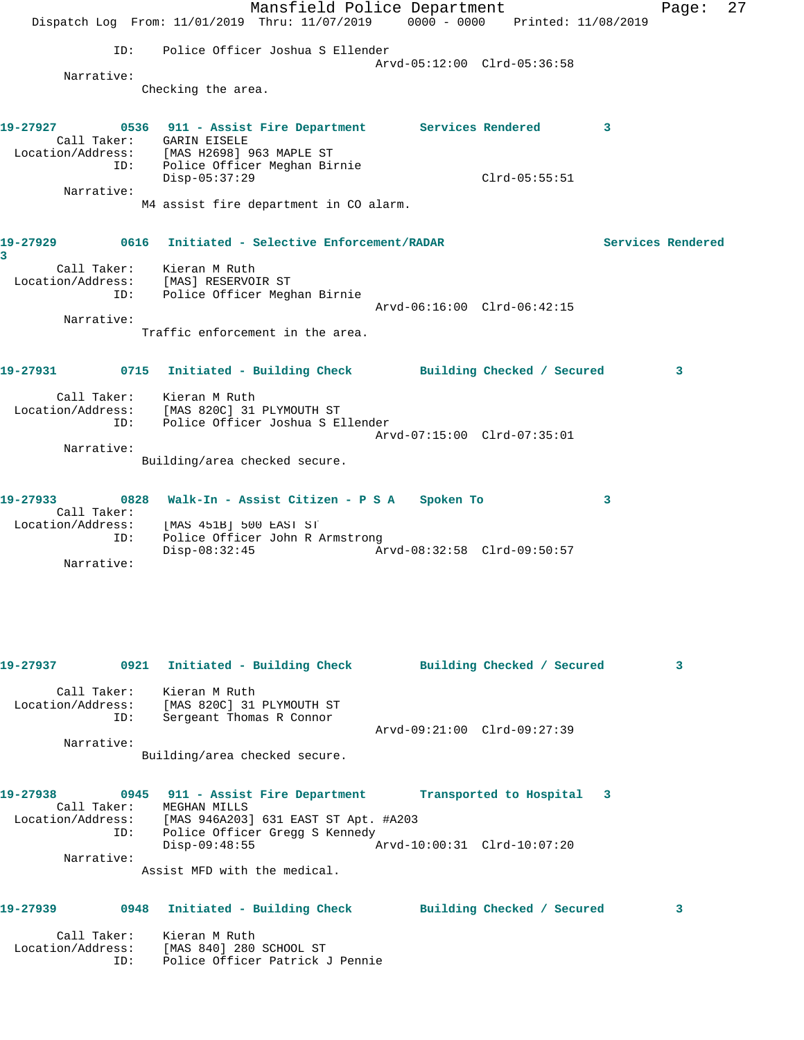ID: Police Officer Joshua S Ellender
Arvd-05:12:00 Clrd-05:36:58

Narrative:
Checking the area.

**19-27927 0536 911 - Assist Fire Department Services Rendered 3**

Call Taker: GARIN EISELE
Location/Address: [MAS H2698] 963 MAPLE ST
ID: Police Officer Meghan Birnie
Disp-05:37:29 Clrd-05:55:51

Narrative:
M4 assist fire department in CO alarm.

**19-27929 0616 Initiated - Selective Enforcement/RADAR Services Rendered 3**

Call Taker: Kieran M Ruth
Location/Address: [MAS] RESERVOIR ST
ID: Police Officer Meghan Birnie
Arvd-06:16:00 Clrd-06:42:15

Narrative:
Traffic enforcement in the area.

**19-27931 0715 Initiated - Building Check Building Checked / Secured 3**

Call Taker: Kieran M Ruth
Location/Address: [MAS 820C] 31 PLYMOUTH ST
ID: Police Officer Joshua S Ellender
Arvd-07:15:00 Clrd-07:35:01

Narrative:
Building/area checked secure.

**19-27933 0828 Walk-In - Assist Citizen - P S A Spoken To 3**

Call Taker:
Location/Address: [MAS 451B] 500 EAST ST
ID: Police Officer John R Armstrong
Disp-08:32:45 Arvd-08:32:58 Clrd-09:50:57

Narrative:

**19-27937 0921 Initiated - Building Check Building Checked / Secured 3**

Call Taker: Kieran M Ruth
Location/Address: [MAS 820C] 31 PLYMOUTH ST
ID: Sergeant Thomas R Connor
Arvd-09:21:00 Clrd-09:27:39

Narrative:
Building/area checked secure.

**19-27938 0945 911 - Assist Fire Department Transported to Hospital 3**

Call Taker: MEGHAN MILLS
Location/Address: [MAS 946A203] 631 EAST ST Apt. #A203
ID: Police Officer Gregg S Kennedy
Disp-09:48:55 Arvd-10:00:31 Clrd-10:07:20

Narrative:
Assist MFD with the medical.

**19-27939 0948 Initiated - Building Check Building Checked / Secured 3**

Call Taker: Kieran M Ruth
Location/Address: [MAS 840] 280 SCHOOL ST
ID: Police Officer Patrick J Pennie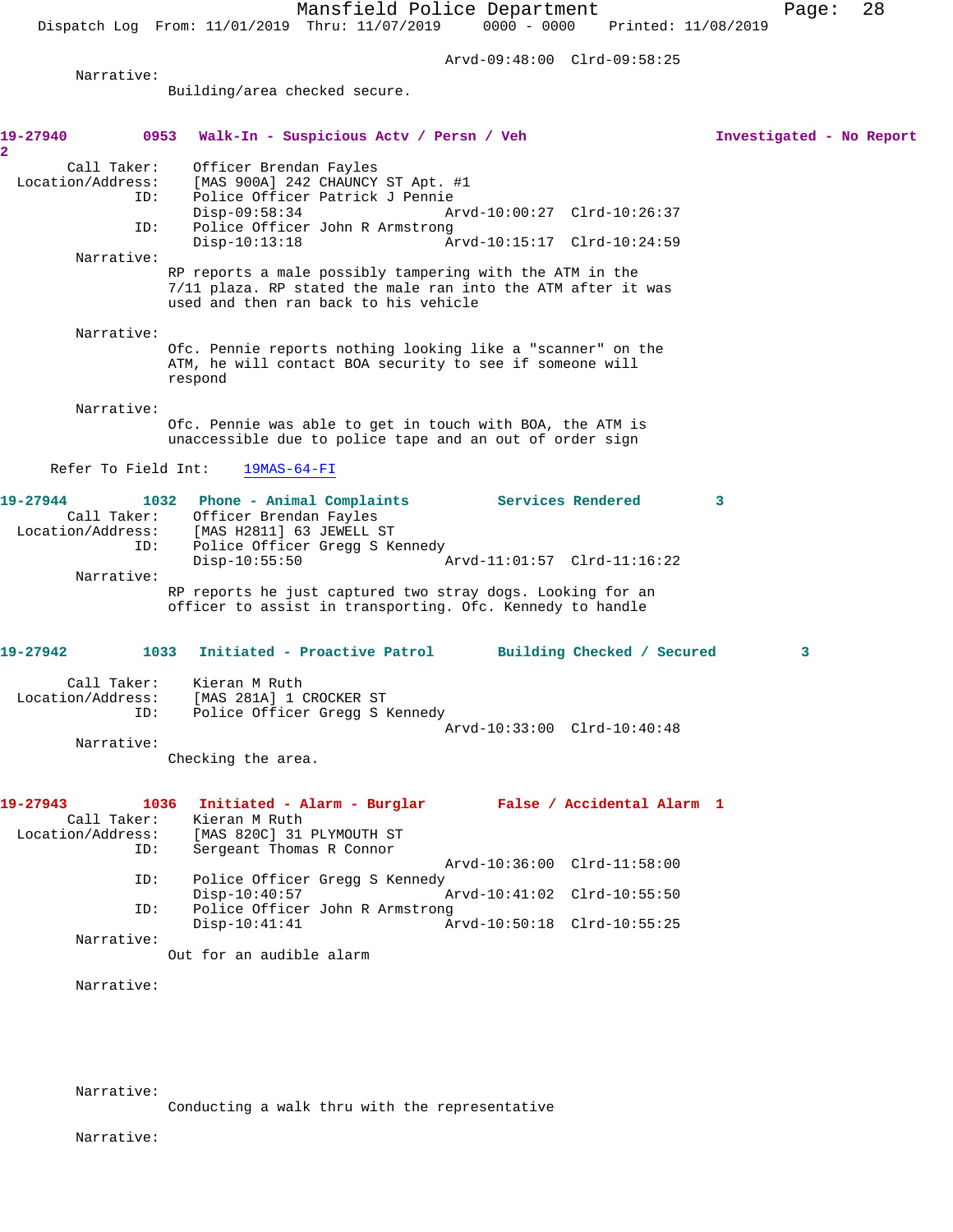Arvd-09:48:00 Clrd-09:58:25

Narrative:
Building/area checked secure.

**19-27940 0953 Walk-In - Suspicious Actv / Persn / Veh Investigated - No Report 2**

Call Taker: Officer Brendan Fayles
Location/Address: [MAS 900A] 242 CHAUNCY ST Apt. #1
ID: Police Officer Patrick J Pennie
Disp-09:58:34 Arvd-10:00:27 Clrd-10:26:37
ID: Police Officer John R Armstrong
Disp-10:13:18 Arvd-10:15:17 Clrd-10:24:59

Narrative:
RP reports a male possibly tampering with the ATM in the 7/11 plaza. RP stated the male ran into the ATM after it was used and then ran back to his vehicle

Narrative:
Ofc. Pennie reports nothing looking like a "scanner" on the ATM, he will contact BOA security to see if someone will respond

Narrative:
Ofc. Pennie was able to get in touch with BOA, the ATM is unaccessible due to police tape and an out of order sign

Refer To Field Int: 19MAS-64-FI

**19-27944 1032 Phone - Animal Complaints Services Rendered 3**

Call Taker: Officer Brendan Fayles
Location/Address: [MAS H2811] 63 JEWELL ST
ID: Police Officer Gregg S Kennedy
Disp-10:55:50 Arvd-11:01:57 Clrd-11:16:22

Narrative:
RP reports he just captured two stray dogs. Looking for an officer to assist in transporting. Ofc. Kennedy to handle

**19-27942 1033 Initiated - Proactive Patrol Building Checked / Secured 3**

Call Taker: Kieran M Ruth
Location/Address: [MAS 281A] 1 CROCKER ST
ID: Police Officer Gregg S Kennedy
Arvd-10:33:00 Clrd-10:40:48

Narrative:
Checking the area.

**19-27943 1036 Initiated - Alarm - Burglar False / Accidental Alarm 1**

Call Taker: Kieran M Ruth
Location/Address: [MAS 820C] 31 PLYMOUTH ST
ID: Sergeant Thomas R Connor
Arvd-10:36:00 Clrd-11:58:00
ID: Police Officer Gregg S Kennedy
Disp-10:40:57 Arvd-10:41:02 Clrd-10:55:50
ID: Police Officer John R Armstrong
Disp-10:41:41 Arvd-10:50:18 Clrd-10:55:25

Narrative:
Out for an audible alarm

Narrative:

Narrative:
Conducting a walk thru with the representative

Narrative: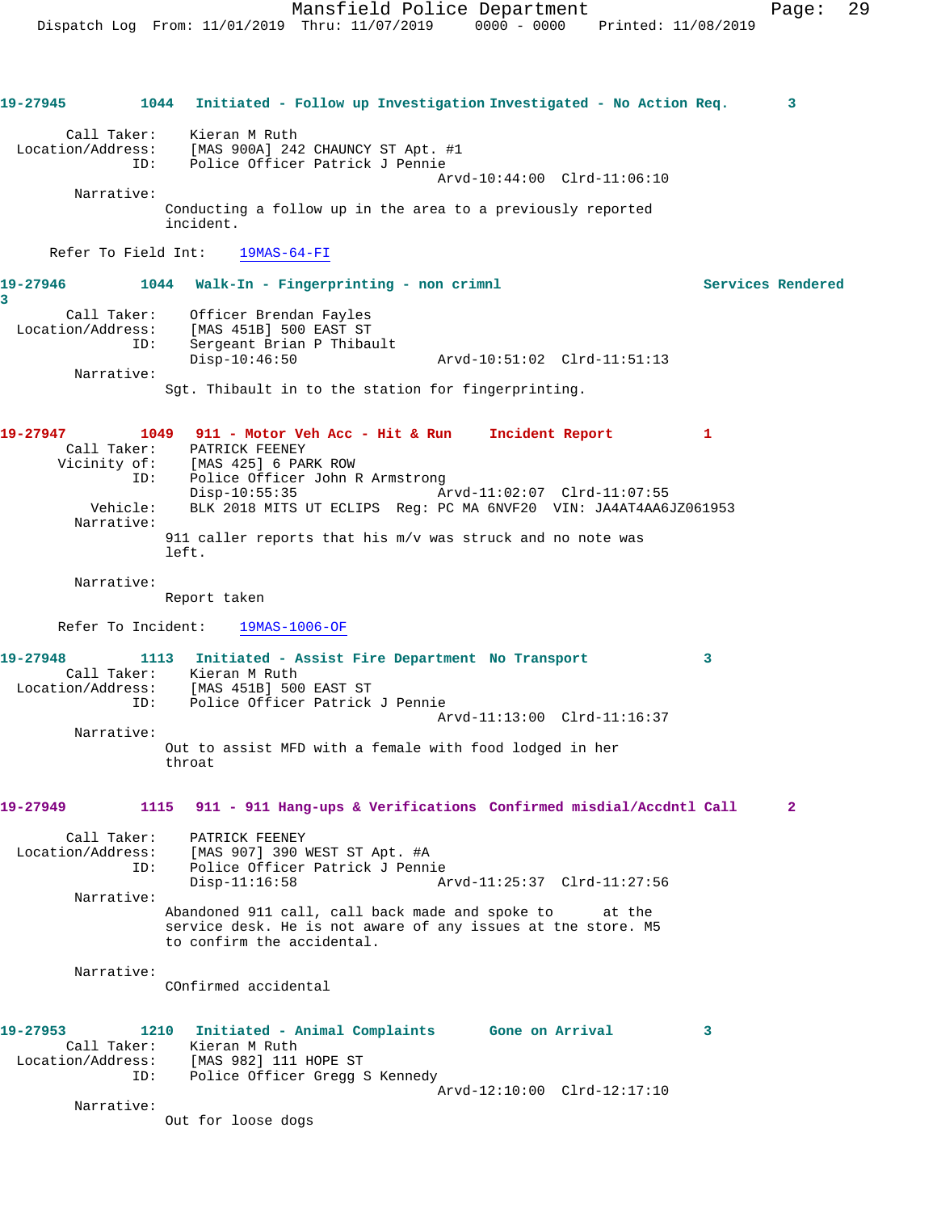**19-27945** 1044 Initiated - Follow up Investigation Investigated - No Action Req. 3

Call Taker: Kieran M Ruth
Location/Address: [MAS 900A] 242 CHAUNCY ST Apt. #1
ID: Police Officer Patrick J Pennie
Arvd-10:44:00 Clrd-11:06:10

Narrative:
Conducting a follow up in the area to a previously reported incident.

Refer To Field Int: 19MAS-64-FI

**19-27946** 1044 Walk-In - Fingerprinting - non crimnl Services Rendered 3

Call Taker: Officer Brendan Fayles
Location/Address: [MAS 451B] 500 EAST ST
ID: Sergeant Brian P Thibault
Disp-10:46:50 Arvd-10:51:02 Clrd-11:51:13

Narrative:
Sgt. Thibault in to the station for fingerprinting.

**19-27947** 1049 911 - Motor Veh Acc - Hit & Run Incident Report 1

Call Taker: PATRICK FEENEY
Vicinity of: [MAS 425] 6 PARK ROW
ID: Police Officer John R Armstrong
Disp-10:55:35 Arvd-11:02:07 Clrd-11:07:55
Vehicle: BLK 2018 MITS UT ECLIPS Reg: PC MA 6NVF20 VIN: JA4AT4AA6JZ061953

Narrative:
911 caller reports that his m/v was struck and no note was left.

Narrative:
Report taken

Refer To Incident: 19MAS-1006-OF

**19-27948** 1113 Initiated - Assist Fire Department No Transport 3

Call Taker: Kieran M Ruth
Location/Address: [MAS 451B] 500 EAST ST
ID: Police Officer Patrick J Pennie
Arvd-11:13:00 Clrd-11:16:37

Narrative:
Out to assist MFD with a female with food lodged in her throat

**19-27949** 1115 911 - 911 Hang-ups & Verifications Confirmed misdial/Accdntl Call 2

Call Taker: PATRICK FEENEY
Location/Address: [MAS 907] 390 WEST ST Apt. #A
ID: Police Officer Patrick J Pennie
Disp-11:16:58 Arvd-11:25:37 Clrd-11:27:56

Narrative:
Abandoned 911 call, call back made and spoke to at the service desk. He is not aware of any issues at the store. M5 to confirm the accidental.

Narrative:
COnfirmed accidental

**19-27953** 1210 Initiated - Animal Complaints Gone on Arrival 3

Call Taker: Kieran M Ruth
Location/Address: [MAS 982] 111 HOPE ST
ID: Police Officer Gregg S Kennedy
Arvd-12:10:00 Clrd-12:17:10

Narrative:
Out for loose dogs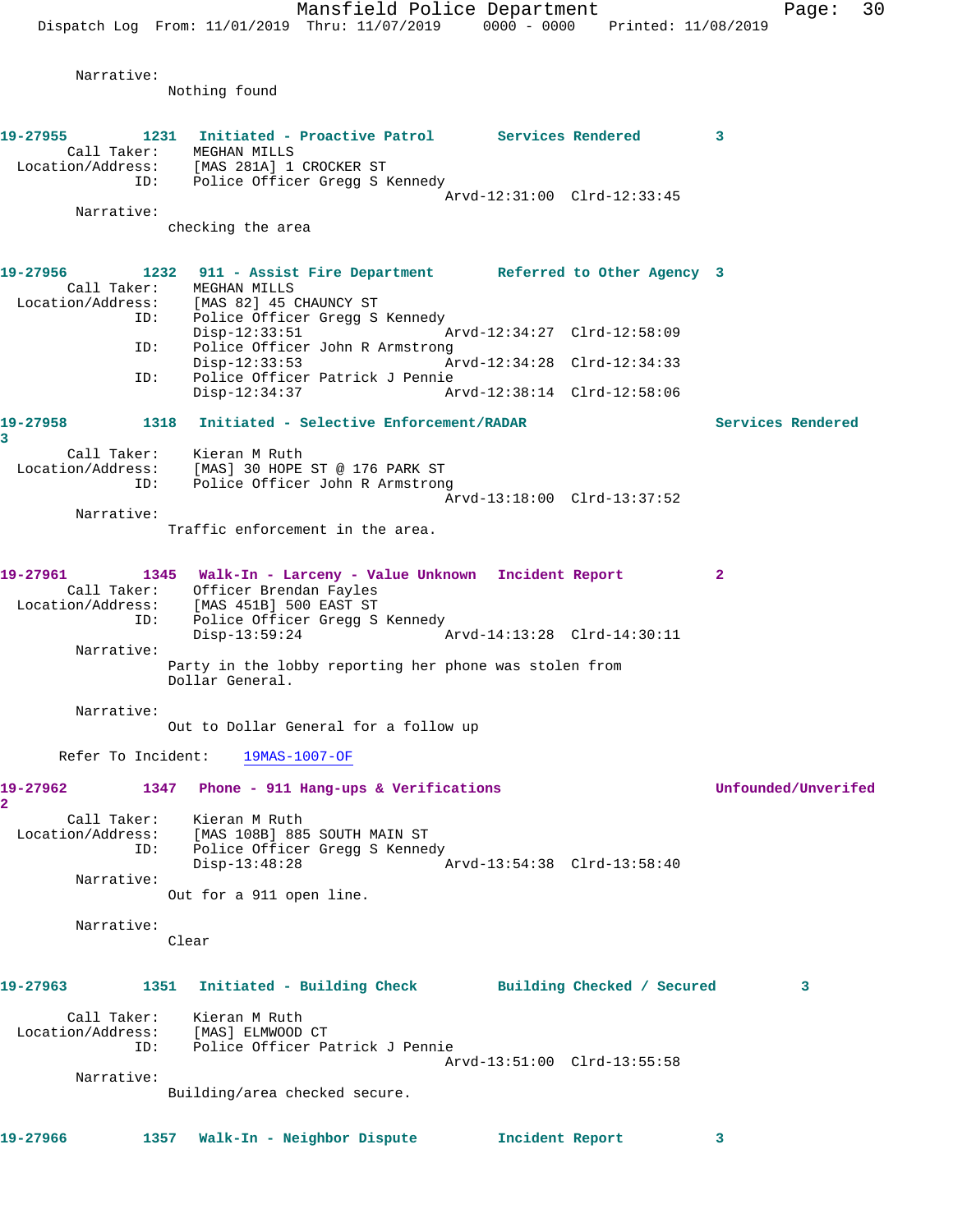Narrative:
Nothing found

**19-27955 1231 Initiated - Proactive Patrol Services Rendered 3**

Call Taker: MEGHAN MILLS
Location/Address: [MAS 281A] 1 CROCKER ST
ID: Police Officer Gregg S Kennedy
Arvd-12:31:00 Clrd-12:33:45

Narrative:
checking the area

**19-27956 1232 911 - Assist Fire Department Referred to Other Agency 3**

Call Taker: MEGHAN MILLS
Location/Address: [MAS 82] 45 CHAUNCY ST
ID: Police Officer Gregg S Kennedy
Disp-12:33:51 Arvd-12:34:27 Clrd-12:58:09
ID: Police Officer John R Armstrong
Disp-12:33:53 Arvd-12:34:28 Clrd-12:34:33
ID: Police Officer Patrick J Pennie
Disp-12:34:37 Arvd-12:38:14 Clrd-12:58:06

**19-27958 1318 Initiated - Selective Enforcement/RADAR Services Rendered 3**

Call Taker: Kieran M Ruth
Location/Address: [MAS] 30 HOPE ST @ 176 PARK ST
ID: Police Officer John R Armstrong
Arvd-13:18:00 Clrd-13:37:52

Narrative:
Traffic enforcement in the area.

**19-27961 1345 Walk-In - Larceny - Value Unknown Incident Report 2**

Call Taker: Officer Brendan Fayles
Location/Address: [MAS 451B] 500 EAST ST
ID: Police Officer Gregg S Kennedy
Disp-13:59:24 Arvd-14:13:28 Clrd-14:30:11

Narrative:
Party in the lobby reporting her phone was stolen from Dollar General.

Narrative:
Out to Dollar General for a follow up

Refer To Incident: 19MAS-1007-OF

**19-27962 1347 Phone - 911 Hang-ups & Verifications Unfounded/Unverifed 2**

Call Taker: Kieran M Ruth
Location/Address: [MAS 108B] 885 SOUTH MAIN ST
ID: Police Officer Gregg S Kennedy
Disp-13:48:28 Arvd-13:54:38 Clrd-13:58:40

Narrative:
Out for a 911 open line.

Narrative:
Clear

**19-27963 1351 Initiated - Building Check Building Checked / Secured 3**

Call Taker: Kieran M Ruth
Location/Address: [MAS] ELMWOOD CT
ID: Police Officer Patrick J Pennie
Arvd-13:51:00 Clrd-13:55:58

Narrative:
Building/area checked secure.

**19-27966 1357 Walk-In - Neighbor Dispute Incident Report 3**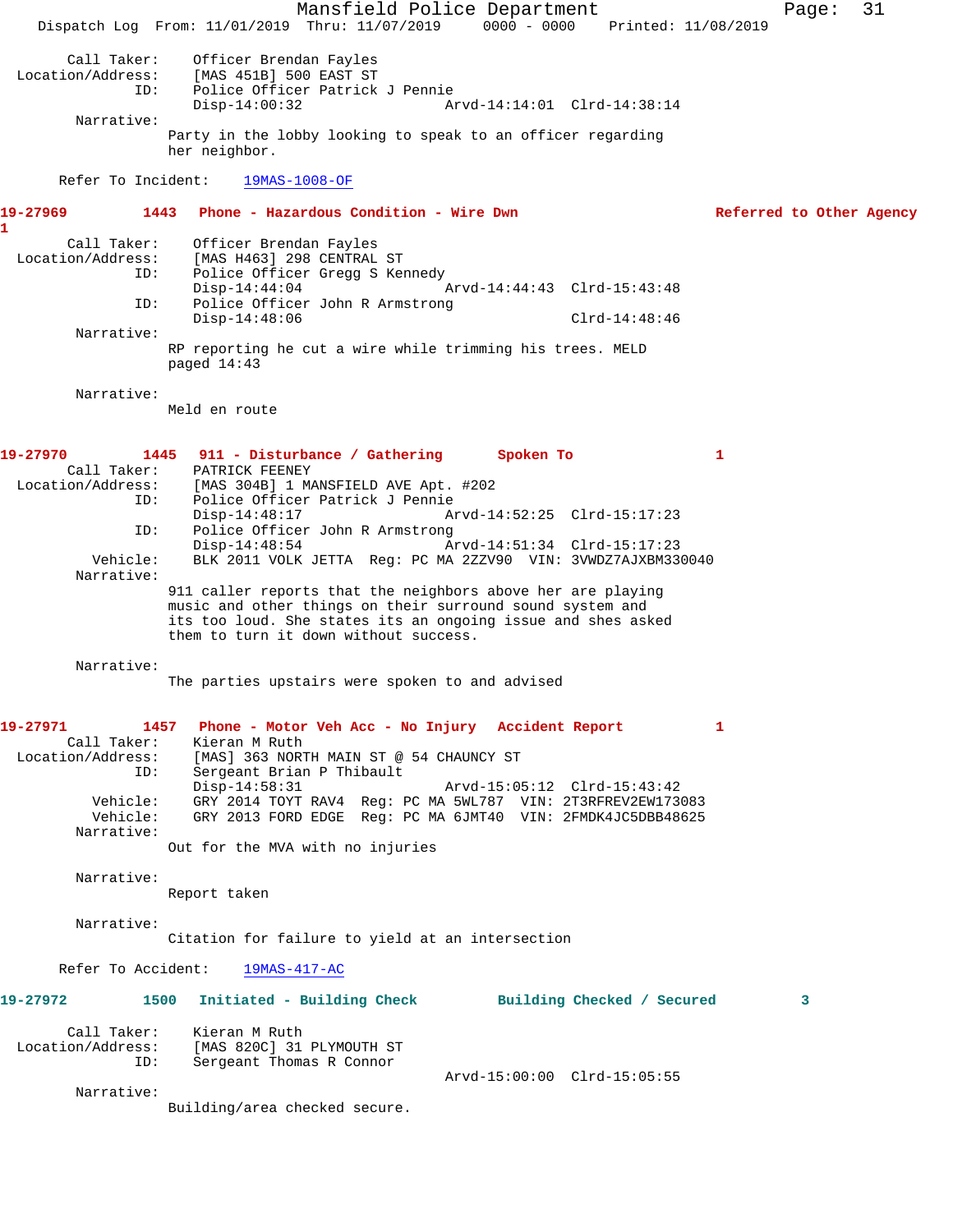Call Taker: Officer Brendan Fayles
Location/Address: [MAS 451B] 500 EAST ST
ID: Police Officer Patrick J Pennie
Disp-14:00:32 Arvd-14:14:01 Clrd-14:38:14

Narrative:
Party in the lobby looking to speak to an officer regarding her neighbor.

Refer To Incident: 19MAS-1008-OF

**19-27969 1443 Phone - Hazardous Condition - Wire Dwn Referred to Other Agency 1**

Call Taker: Officer Brendan Fayles
Location/Address: [MAS H463] 298 CENTRAL ST
ID: Police Officer Gregg S Kennedy
Disp-14:44:04 Arvd-14:44:43 Clrd-15:43:48
ID: Police Officer John R Armstrong
Disp-14:48:06 Clrd-14:48:46

Narrative:
RP reporting he cut a wire while trimming his trees. MELD paged 14:43

Narrative:
Meld en route

**19-27970 1445 911 - Disturbance / Gathering Spoken To 1**

Call Taker: PATRICK FEENEY
Location/Address: [MAS 304B] 1 MANSFIELD AVE Apt. #202
ID: Police Officer Patrick J Pennie
Disp-14:48:17 Arvd-14:52:25 Clrd-15:17:23
ID: Police Officer John R Armstrong
Disp-14:48:54 Arvd-14:51:34 Clrd-15:17:23
Vehicle: BLK 2011 VOLK JETTA Reg: PC MA 2ZZV90 VIN: 3VWDZ7AJXBM330040

Narrative:
911 caller reports that the neighbors above her are playing music and other things on their surround sound system and its too loud. She states its an ongoing issue and shes asked them to turn it down without success.

Narrative:
The parties upstairs were spoken to and advised

**19-27971 1457 Phone - Motor Veh Acc - No Injury Accident Report 1**

Call Taker: Kieran M Ruth
Location/Address: [MAS] 363 NORTH MAIN ST @ 54 CHAUNCY ST
ID: Sergeant Brian P Thibault
Disp-14:58:31 Arvd-15:05:12 Clrd-15:43:42
Vehicle: GRY 2014 TOYT RAV4 Reg: PC MA 5WL787 VIN: 2T3RFREV2EW173083
Vehicle: GRY 2013 FORD EDGE Reg: PC MA 6JMT40 VIN: 2FMDK4JC5DBB48625

Narrative:
Out for the MVA with no injuries

Narrative:
Report taken

Narrative:
Citation for failure to yield at an intersection

Refer To Accident: 19MAS-417-AC

**19-27972 1500 Initiated - Building Check Building Checked / Secured 3**

Call Taker: Kieran M Ruth
Location/Address: [MAS 820C] 31 PLYMOUTH ST
ID: Sergeant Thomas R Connor
Arvd-15:00:00 Clrd-15:05:55

Narrative:
Building/area checked secure.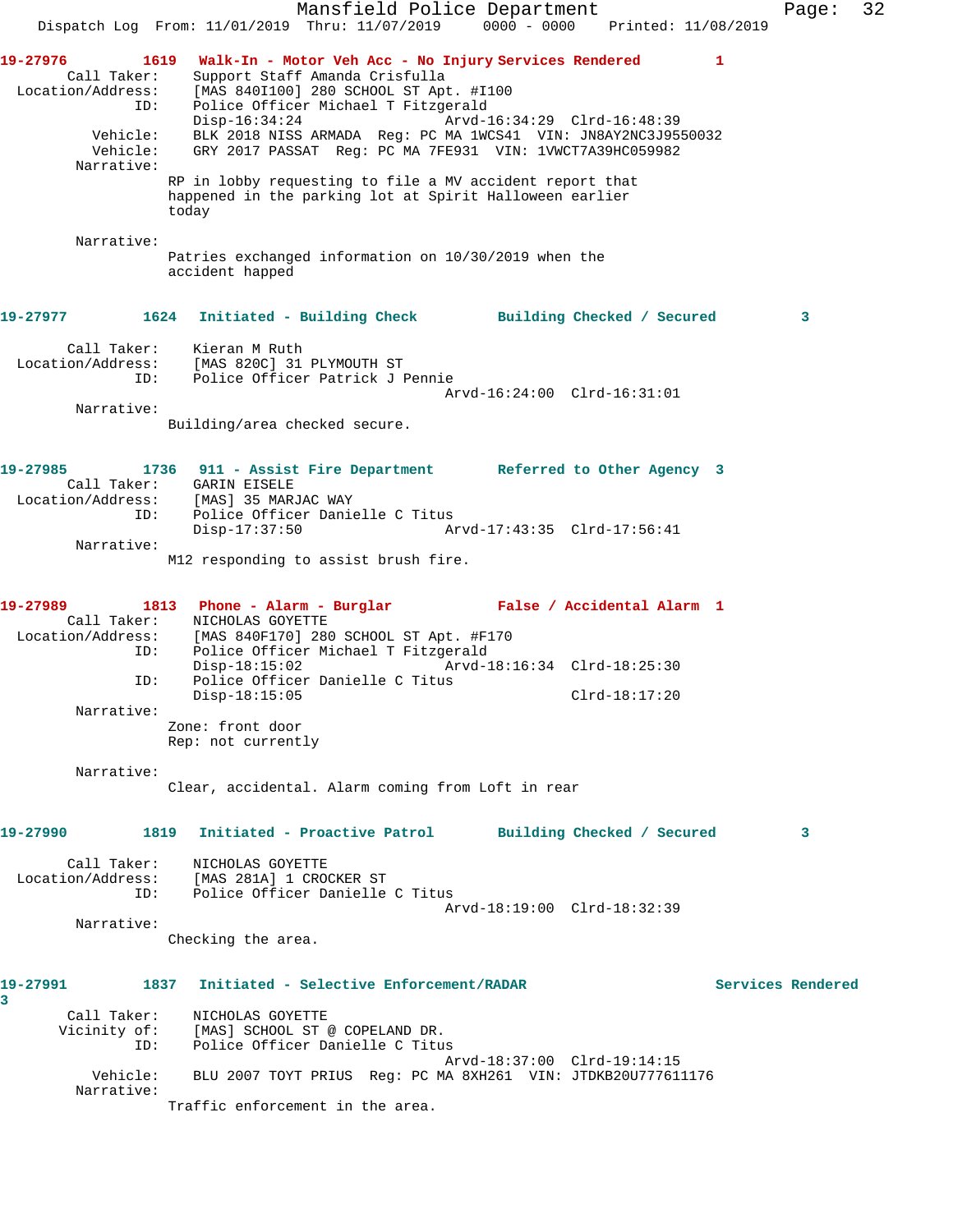Mansfield Police Department
Dispatch Log From: 11/01/2019 Thru: 11/07/2019 0000 - 0000 Printed: 11/08/2019

**19-27976 1619 Walk-In - Motor Veh Acc - No Injury Services Rendered 1**

Call Taker: Support Staff Amanda Crisfulla
Location/Address: [MAS 840I100] 280 SCHOOL ST Apt. #I100
ID: Police Officer Michael T Fitzgerald
Disp-16:34:24 Arvd-16:34:29 Clrd-16:48:39
Vehicle: BLK 2018 NISS ARMADA Reg: PC MA 1WCS41 VIN: JN8AY2NC3J9550032
Vehicle: GRY 2017 PASSAT Reg: PC MA 7FE931 VIN: 1VWCT7A39HC059982
Narrative:
RP in lobby requesting to file a MV accident report that happened in the parking lot at Spirit Halloween earlier today

Narrative:
Patries exchanged information on 10/30/2019 when the accident happed

**19-27977 1624 Initiated - Building Check Building Checked / Secured 3**

Call Taker: Kieran M Ruth
Location/Address: [MAS 820C] 31 PLYMOUTH ST
ID: Police Officer Patrick J Pennie
Arvd-16:24:00 Clrd-16:31:01
Narrative:
Building/area checked secure.

**19-27985 1736 911 - Assist Fire Department Referred to Other Agency 3**

Call Taker: GARIN EISELE
Location/Address: [MAS] 35 MARJAC WAY
ID: Police Officer Danielle C Titus
Disp-17:37:50 Arvd-17:43:35 Clrd-17:56:41
Narrative:
M12 responding to assist brush fire.

**19-27989 1813 Phone - Alarm - Burglar False / Accidental Alarm 1**

Call Taker: NICHOLAS GOYETTE
Location/Address: [MAS 840F170] 280 SCHOOL ST Apt. #F170
ID: Police Officer Michael T Fitzgerald
Disp-18:15:02 Arvd-18:16:34 Clrd-18:25:30
ID: Police Officer Danielle C Titus
Disp-18:15:05 Clrd-18:17:20
Narrative:
Zone: front door
Rep: not currently

Narrative:
Clear, accidental. Alarm coming from Loft in rear

**19-27990 1819 Initiated - Proactive Patrol Building Checked / Secured 3**

Call Taker: NICHOLAS GOYETTE
Location/Address: [MAS 281A] 1 CROCKER ST
ID: Police Officer Danielle C Titus
Arvd-18:19:00 Clrd-18:32:39
Narrative:
Checking the area.

**19-27991 1837 Initiated - Selective Enforcement/RADAR Services Rendered 3**

Call Taker: NICHOLAS GOYETTE
Vicinity of: [MAS] SCHOOL ST @ COPELAND DR.
ID: Police Officer Danielle C Titus
Arvd-18:37:00 Clrd-19:14:15
Vehicle: BLU 2007 TOYT PRIUS Reg: PC MA 8XH261 VIN: JTDKB20U777611176
Narrative:
Traffic enforcement in the area.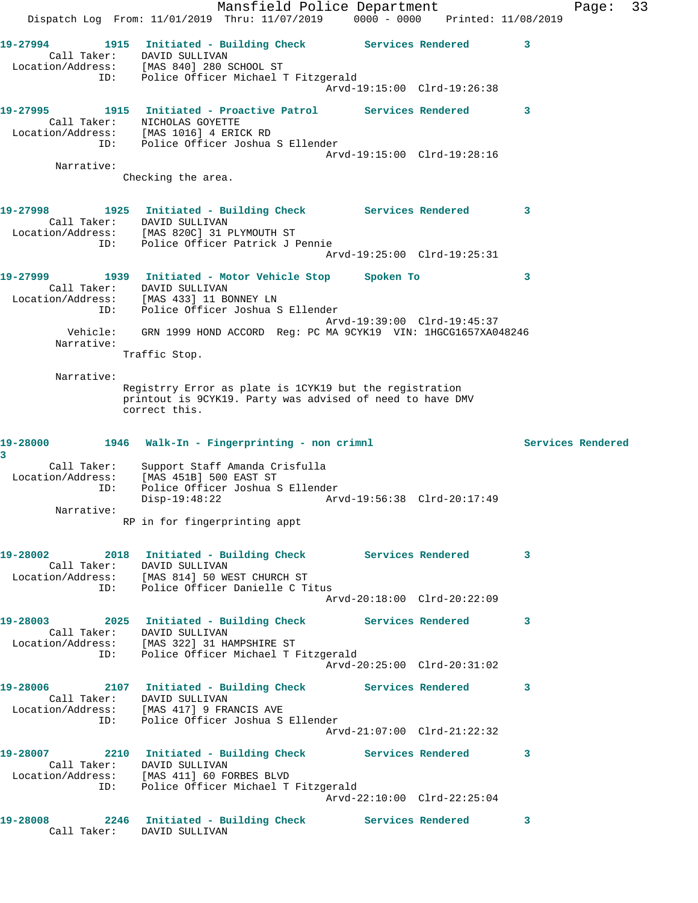**19-27994** 1915 **Initiated - Building Check** **Services Rendered** 3
Call Taker: DAVID SULLIVAN
Location/Address: [MAS 840] 280 SCHOOL ST
ID: Police Officer Michael T Fitzgerald
Arvd-19:15:00 Clrd-19:26:38

**19-27995** 1915 **Initiated - Proactive Patrol** **Services Rendered** 3
Call Taker: NICHOLAS GOYETTE
Location/Address: [MAS 1016] 4 ERICK RD
ID: Police Officer Joshua S Ellender
Arvd-19:15:00 Clrd-19:28:16
Narrative:
Checking the area.

**19-27998** 1925 **Initiated - Building Check** **Services Rendered** 3
Call Taker: DAVID SULLIVAN
Location/Address: [MAS 820C] 31 PLYMOUTH ST
ID: Police Officer Patrick J Pennie
Arvd-19:25:00 Clrd-19:25:31

**19-27999** 1939 **Initiated - Motor Vehicle Stop** **Spoken To** 3
Call Taker: DAVID SULLIVAN
Location/Address: [MAS 433] 11 BONNEY LN
ID: Police Officer Joshua S Ellender
Arvd-19:39:00 Clrd-19:45:37
Vehicle: GRN 1999 HOND ACCORD Reg: PC MA 9CYK19 VIN: 1HGCG1657XA048246
Narrative:
Traffic Stop.

Narrative:
Registrry Error as plate is 1CYK19 but the registration printout is 9CYK19. Party was advised of need to have DMV correct this.

**19-28000** 1946 **Walk-In - Fingerprinting - non crimnl** **Services Rendered** 3
Call Taker: Support Staff Amanda Crisfulla
Location/Address: [MAS 451B] 500 EAST ST
ID: Police Officer Joshua S Ellender
Disp-19:48:22 Arvd-19:56:38 Clrd-20:17:49
Narrative:
RP in for fingerprinting appt

**19-28002** 2018 **Initiated - Building Check** **Services Rendered** 3
Call Taker: DAVID SULLIVAN
Location/Address: [MAS 814] 50 WEST CHURCH ST
ID: Police Officer Danielle C Titus
Arvd-20:18:00 Clrd-20:22:09

**19-28003** 2025 **Initiated - Building Check** **Services Rendered** 3
Call Taker: DAVID SULLIVAN
Location/Address: [MAS 322] 31 HAMPSHIRE ST
ID: Police Officer Michael T Fitzgerald
Arvd-20:25:00 Clrd-20:31:02

**19-28006** 2107 **Initiated - Building Check** **Services Rendered** 3
Call Taker: DAVID SULLIVAN
Location/Address: [MAS 417] 9 FRANCIS AVE
ID: Police Officer Joshua S Ellender
Arvd-21:07:00 Clrd-21:22:32

**19-28007** 2210 **Initiated - Building Check** **Services Rendered** 3
Call Taker: DAVID SULLIVAN
Location/Address: [MAS 411] 60 FORBES BLVD
ID: Police Officer Michael T Fitzgerald
Arvd-22:10:00 Clrd-22:25:04

**19-28008** 2246 **Initiated - Building Check** **Services Rendered** 3
Call Taker: DAVID SULLIVAN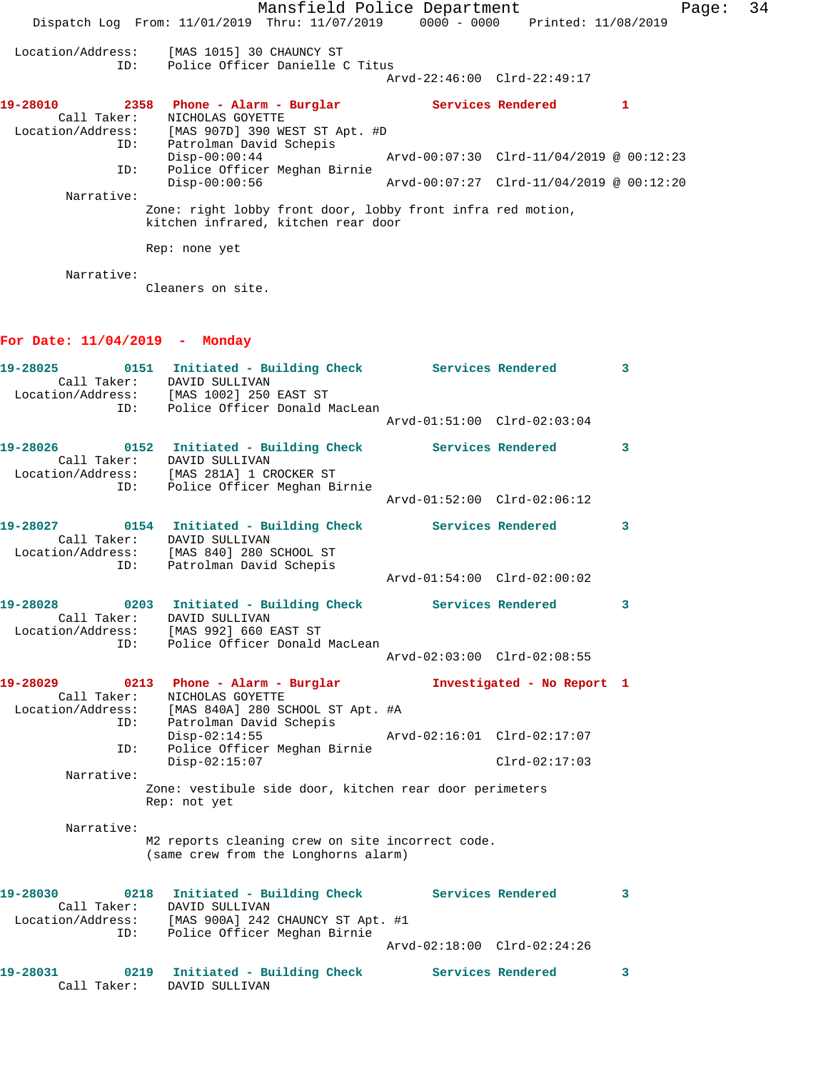```
 Location/Address:    [MAS 1015] 30 CHAUNCY ST
               ID:    Police Officer Danielle C Titus
                                              Arvd-22:46:00  Clrd-22:49:17

19-28010        2358   Phone - Alarm - Burglar          Services Rendered         1
       Call Taker:    NICHOLAS GOYETTE
 Location/Address:    [MAS 907D] 390 WEST ST Apt. #D
               ID:    Patrolman David Schepis
                      Disp-00:00:44               Arvd-00:07:30  Clrd-11/04/2019 @ 00:12:23
               ID:    Police Officer Meghan Birnie
                      Disp-00:00:56               Arvd-00:07:27  Clrd-11/04/2019 @ 00:12:20
        Narrative:
                     Zone: right lobby front door, lobby front infra red motion,
                     kitchen infrared, kitchen rear door

                     Rep: none yet

        Narrative:
                     Cleaners on site.
```

## For Date: 11/04/2019 - Monday

```
19-28025        0151   Initiated - Building Check       Services Rendered         3
       Call Taker:    DAVID SULLIVAN
 Location/Address:    [MAS 1002] 250 EAST ST
               ID:    Police Officer Donald MacLean
                                              Arvd-01:51:00  Clrd-02:03:04

19-28026        0152   Initiated - Building Check       Services Rendered         3
       Call Taker:    DAVID SULLIVAN
 Location/Address:    [MAS 281A] 1 CROCKER ST
               ID:    Police Officer Meghan Birnie
                                              Arvd-01:52:00  Clrd-02:06:12

19-28027        0154   Initiated - Building Check       Services Rendered         3
       Call Taker:    DAVID SULLIVAN
 Location/Address:    [MAS 840] 280 SCHOOL ST
               ID:    Patrolman David Schepis
                                              Arvd-01:54:00  Clrd-02:00:02

19-28028        0203   Initiated - Building Check       Services Rendered         3
       Call Taker:    DAVID SULLIVAN
 Location/Address:    [MAS 992] 660 EAST ST
               ID:    Police Officer Donald MacLean
                                              Arvd-02:03:00  Clrd-02:08:55

19-28029        0213   Phone - Alarm - Burglar          Investigated - No Report  1
       Call Taker:    NICHOLAS GOYETTE
 Location/Address:    [MAS 840A] 280 SCHOOL ST Apt. #A
               ID:    Patrolman David Schepis
                      Disp-02:14:55               Arvd-02:16:01  Clrd-02:17:07
               ID:    Police Officer Meghan Birnie
                      Disp-02:15:07                              Clrd-02:17:03
        Narrative:
                     Zone: vestibule side door, kitchen rear door perimeters
                     Rep: not yet

        Narrative:
                     M2 reports cleaning crew on site incorrect code.
                     (same crew from the Longhorns alarm)

19-28030        0218   Initiated - Building Check       Services Rendered         3
       Call Taker:    DAVID SULLIVAN
 Location/Address:    [MAS 900A] 242 CHAUNCY ST Apt. #1
               ID:    Police Officer Meghan Birnie
                                              Arvd-02:18:00  Clrd-02:24:26

19-28031        0219   Initiated - Building Check       Services Rendered         3
       Call Taker:    DAVID SULLIVAN
```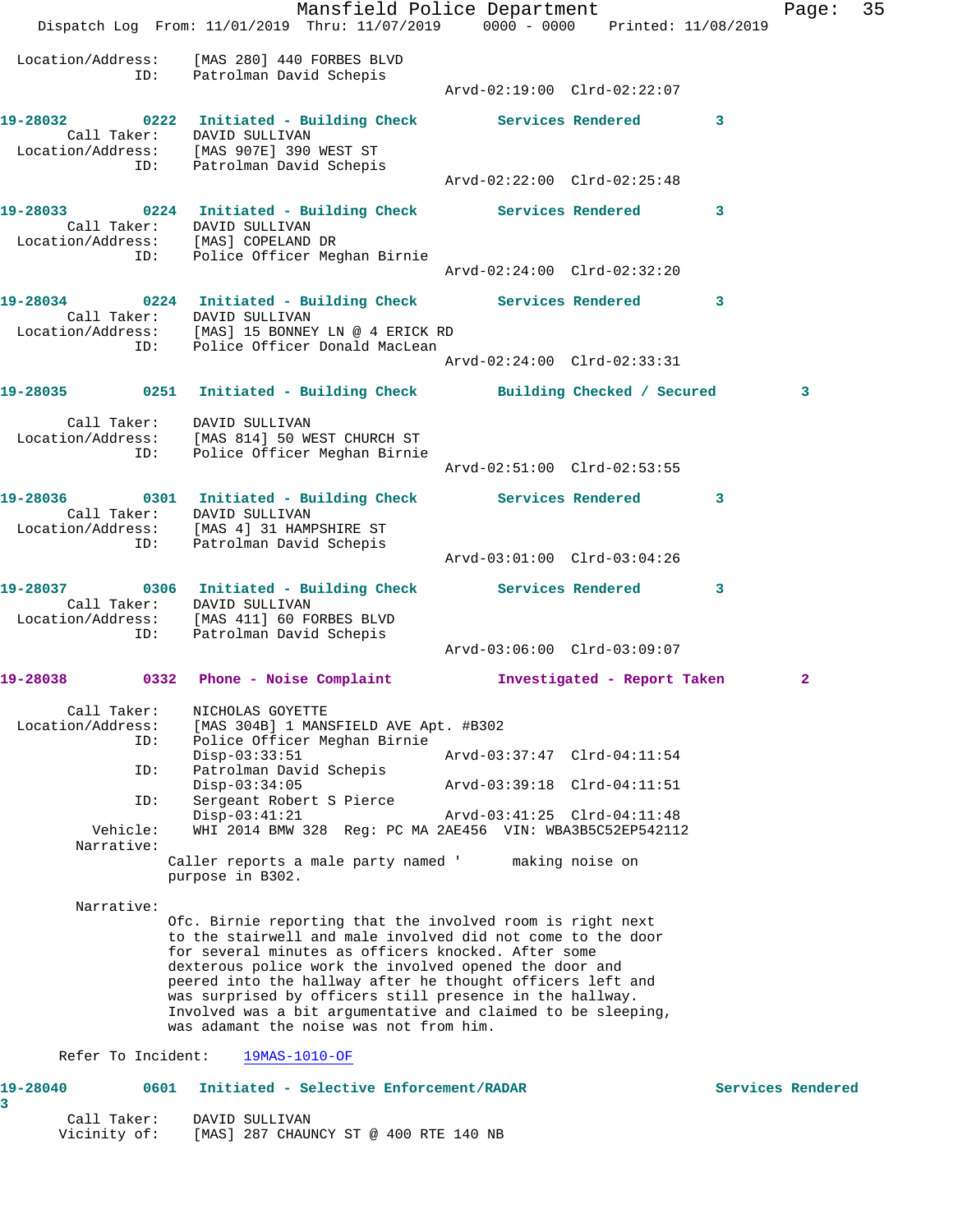```
 Location/Address:     [MAS 280] 440 FORBES BLVD
               ID:     Patrolman David Schepis
                                                   Arvd-02:19:00  Clrd-02:22:07

19-28032        0222   Initiated - Building Check        Services Rendered         3
       Call Taker:     DAVID SULLIVAN
 Location/Address:     [MAS 907E] 390 WEST ST
               ID:     Patrolman David Schepis
                                                   Arvd-02:22:00  Clrd-02:25:48

19-28033        0224   Initiated - Building Check        Services Rendered         3
       Call Taker:     DAVID SULLIVAN
 Location/Address:     [MAS] COPELAND DR
               ID:     Police Officer Meghan Birnie
                                                   Arvd-02:24:00  Clrd-02:32:20

19-28034        0224   Initiated - Building Check        Services Rendered         3
       Call Taker:     DAVID SULLIVAN
 Location/Address:     [MAS] 15 BONNEY LN @ 4 ERICK RD
               ID:     Police Officer Donald MacLean
                                                   Arvd-02:24:00  Clrd-02:33:31

19-28035        0251   Initiated - Building Check        Building Checked / Secured          3

       Call Taker:     DAVID SULLIVAN
 Location/Address:     [MAS 814] 50 WEST CHURCH ST
               ID:     Police Officer Meghan Birnie
                                                   Arvd-02:51:00  Clrd-02:53:55

19-28036        0301   Initiated - Building Check        Services Rendered         3
       Call Taker:     DAVID SULLIVAN
 Location/Address:     [MAS 4] 31 HAMPSHIRE ST
               ID:     Patrolman David Schepis
                                                   Arvd-03:01:00  Clrd-03:04:26

19-28037        0306   Initiated - Building Check        Services Rendered         3
       Call Taker:     DAVID SULLIVAN
 Location/Address:     [MAS 411] 60 FORBES BLVD
               ID:     Patrolman David Schepis
                                                   Arvd-03:06:00  Clrd-03:09:07

19-28038        0332   Phone - Noise Complaint           Investigated - Report Taken         2

       Call Taker:     NICHOLAS GOYETTE
 Location/Address:     [MAS 304B] 1 MANSFIELD AVE Apt. #B302
               ID:     Police Officer Meghan Birnie
                       Disp-03:33:51               Arvd-03:37:47  Clrd-04:11:54
               ID:     Patrolman David Schepis
                       Disp-03:34:05               Arvd-03:39:18  Clrd-04:11:51
               ID:     Sergeant Robert S Pierce
                       Disp-03:41:21               Arvd-03:41:25  Clrd-04:11:48
          Vehicle:     WHI 2014 BMW 328  Reg: PC MA 2AE456  VIN: WBA3B5C52EP542112
        Narrative:
                      Caller reports a male party named '      making noise on
                      purpose in B302.

        Narrative:
                      Ofc. Birnie reporting that the involved room is right next
                      to the stairwell and male involved did not come to the door
                      for several minutes as officers knocked. After some
                      dexterous police work the involved opened the door and
                      peered into the hallway after he thought officers left and
                      was surprised by officers still presence in the hallway.
                      Involved was a bit argumentative and claimed to be sleeping,
                      was adamant the noise was not from him.

      Refer To Incident:    19MAS-1010-OF

19-28040        0601   Initiated - Selective Enforcement/RADAR                    Services Rendered
3
       Call Taker:     DAVID SULLIVAN
      Vicinity of:     [MAS] 287 CHAUNCY ST @ 400 RTE 140 NB
```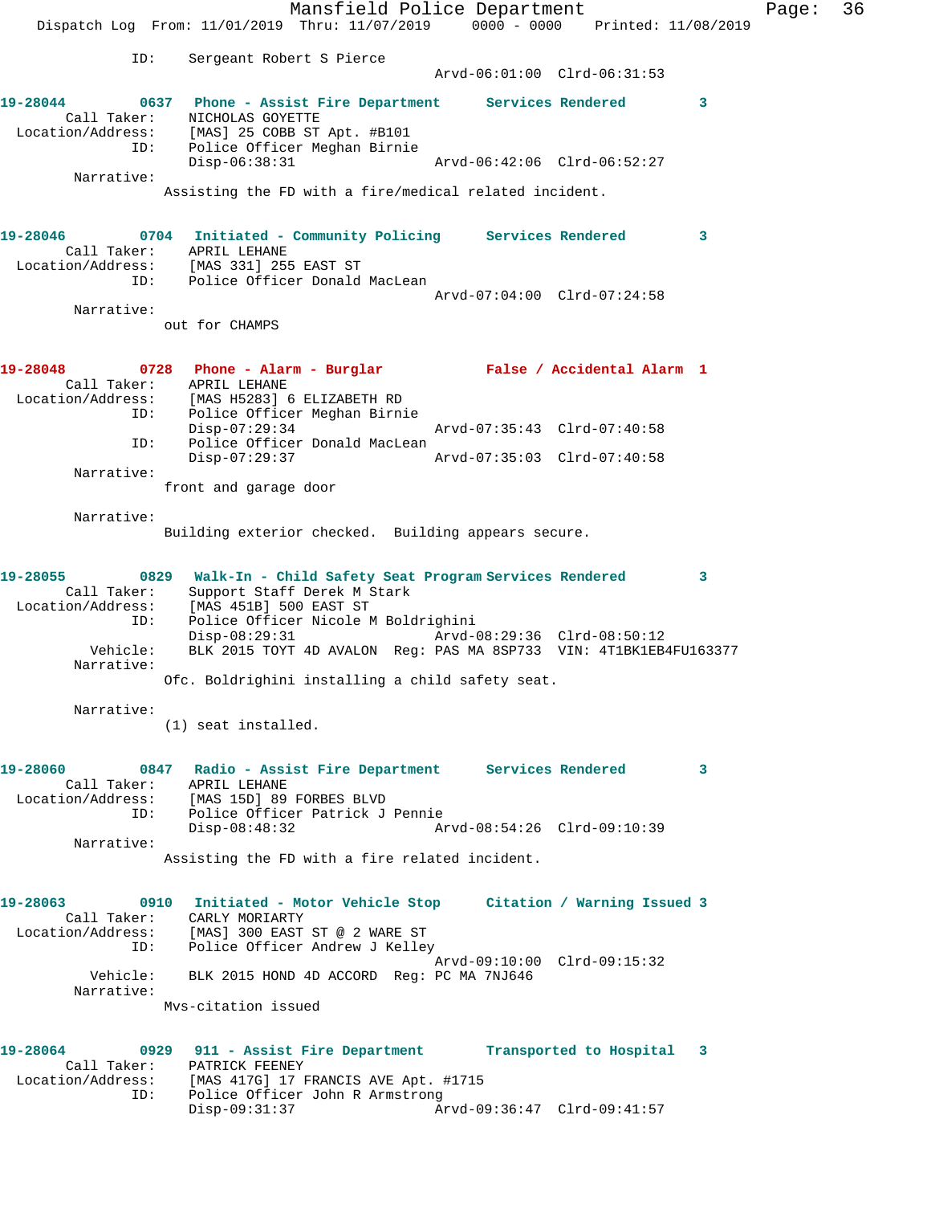```
                ID:    Sergeant Robert S Pierce
                                                 Arvd-06:01:00  Clrd-06:31:53

19-28044        0637   Phone - Assist Fire Department      Services Rendered         3
        Call Taker:    NICHOLAS GOYETTE
  Location/Address:    [MAS] 25 COBB ST Apt. #B101
                ID:    Police Officer Meghan Birnie
                       Disp-06:38:31                     Arvd-06:42:06  Clrd-06:52:27
         Narrative:
                      Assisting the FD with a fire/medical related incident.

19-28046        0704   Initiated - Community Policing      Services Rendered         3
        Call Taker:    APRIL LEHANE
  Location/Address:    [MAS 331] 255 EAST ST
                ID:    Police Officer Donald MacLean
                                                 Arvd-07:04:00  Clrd-07:24:58
         Narrative:
                      out for CHAMPS

19-28048        0728   Phone - Alarm - Burglar             False / Accidental Alarm  1
        Call Taker:    APRIL LEHANE
  Location/Address:    [MAS H5283] 6 ELIZABETH RD
                ID:    Police Officer Meghan Birnie
                       Disp-07:29:34                     Arvd-07:35:43  Clrd-07:40:58
                ID:    Police Officer Donald MacLean
                       Disp-07:29:37                     Arvd-07:35:03  Clrd-07:40:58
         Narrative:
                      front and garage door

         Narrative:
                      Building exterior checked.  Building appears secure.

19-28055        0829   Walk-In - Child Safety Seat Program Services Rendered         3
        Call Taker:    Support Staff Derek M Stark
  Location/Address:    [MAS 451B] 500 EAST ST
                ID:    Police Officer Nicole M Boldrighini
                       Disp-08:29:31                     Arvd-08:29:36  Clrd-08:50:12
           Vehicle:    BLK 2015 TOYT 4D AVALON  Reg: PAS MA 8SP733  VIN: 4T1BK1EB4FU163377
         Narrative:
                      Ofc. Boldrighini installing a child safety seat.

         Narrative:
                      (1) seat installed.

19-28060        0847   Radio - Assist Fire Department      Services Rendered         3
        Call Taker:    APRIL LEHANE
  Location/Address:    [MAS 15D] 89 FORBES BLVD
                ID:    Police Officer Patrick J Pennie
                       Disp-08:48:32                     Arvd-08:54:26  Clrd-09:10:39
         Narrative:
                      Assisting the FD with a fire related incident.

19-28063        0910   Initiated - Motor Vehicle Stop      Citation / Warning Issued 3
        Call Taker:    CARLY MORIARTY
  Location/Address:    [MAS] 300 EAST ST @ 2 WARE ST
                ID:    Police Officer Andrew J Kelley
                                                 Arvd-09:10:00  Clrd-09:15:32
           Vehicle:    BLK 2015 HOND 4D ACCORD  Reg: PC MA 7NJ646
         Narrative:
                      Mvs-citation issued

19-28064        0929   911 - Assist Fire Department        Transported to Hospital   3
        Call Taker:    PATRICK FEENEY
  Location/Address:    [MAS 417G] 17 FRANCIS AVE Apt. #1715
                ID:    Police Officer John R Armstrong
                       Disp-09:31:37                     Arvd-09:36:47  Clrd-09:41:57
```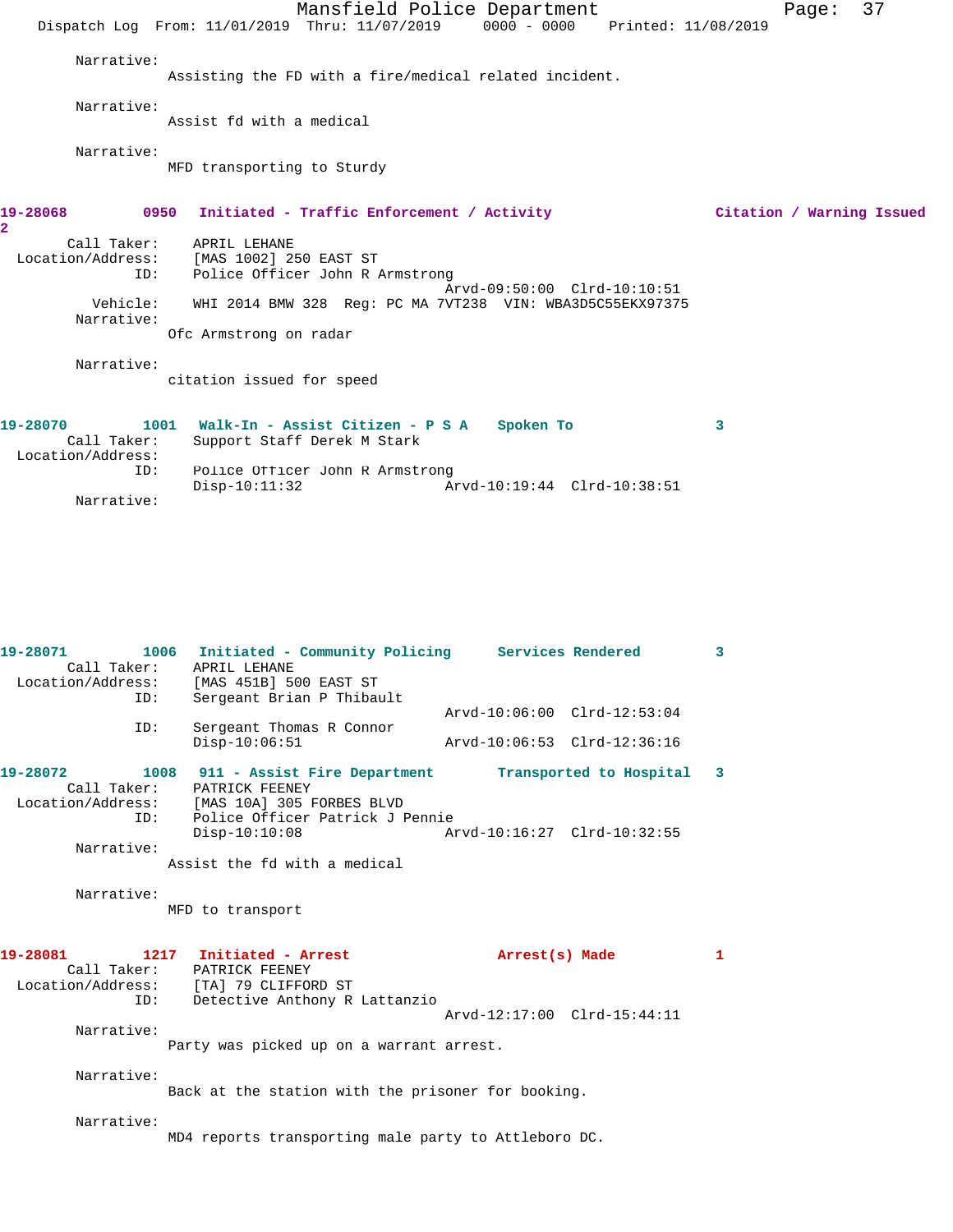Narrative:
Assisting the FD with a fire/medical related incident.

Narrative:
Assist fd with a medical

Narrative:
MFD transporting to Sturdy

**19-28068 0950 Initiated - Traffic Enforcement / Activity Citation / Warning Issued 2**

Call Taker: APRIL LEHANE
Location/Address: [MAS 1002] 250 EAST ST
ID: Police Officer John R Armstrong
Arvd-09:50:00 Clrd-10:10:51
Vehicle: WHI 2014 BMW 328 Reg: PC MA 7VT238 VIN: WBA3D5C55EKX97375
Narrative:
Ofc Armstrong on radar

Narrative:
citation issued for speed

**19-28070 1001 Walk-In - Assist Citizen - P S A Spoken To 3**

Call Taker: Support Staff Derek M Stark
Location/Address:
ID: Police Officer John R Armstrong
Disp-10:11:32 Arvd-10:19:44 Clrd-10:38:51
Narrative:

**19-28071 1006 Initiated - Community Policing Services Rendered 3**

Call Taker: APRIL LEHANE
Location/Address: [MAS 451B] 500 EAST ST
ID: Sergeant Brian P Thibault
Arvd-10:06:00 Clrd-12:53:04
ID: Sergeant Thomas R Connor
Disp-10:06:51 Arvd-10:06:53 Clrd-12:36:16

**19-28072 1008 911 - Assist Fire Department Transported to Hospital 3**

Call Taker: PATRICK FEENEY
Location/Address: [MAS 10A] 305 FORBES BLVD
ID: Police Officer Patrick J Pennie
Disp-10:10:08 Arvd-10:16:27 Clrd-10:32:55
Narrative:
Assist the fd with a medical

Narrative:
MFD to transport

**19-28081 1217 Initiated - Arrest Arrest(s) Made 1**

Call Taker: PATRICK FEENEY
Location/Address: [TA] 79 CLIFFORD ST
ID: Detective Anthony R Lattanzio
Arvd-12:17:00 Clrd-15:44:11
Narrative:
Party was picked up on a warrant arrest.

Narrative:
Back at the station with the prisoner for booking.

Narrative:
MD4 reports transporting male party to Attleboro DC.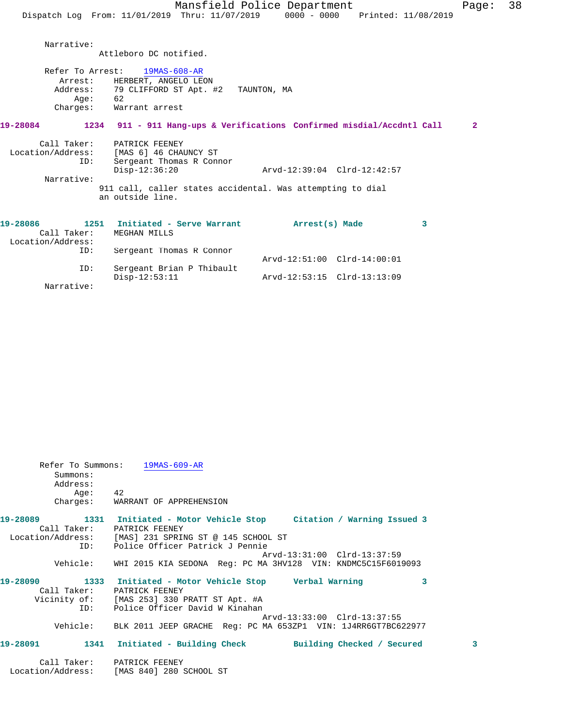Narrative:
Attleboro DC notified.

Refer To Arrest: 19MAS-608-AR
Arrest: HERBERT, ANGELO LEON
Address: 79 CLIFFORD ST Apt. #2 TAUNTON, MA
Age: 62
Charges: Warrant arrest

**19-28084 1234 911 - 911 Hang-ups & Verifications Confirmed misdial/Accdntl Call 2**

Call Taker: PATRICK FEENEY
Location/Address: [MAS 6] 46 CHAUNCY ST
ID: Sergeant Thomas R Connor
Disp-12:36:20 Arvd-12:39:04 Clrd-12:42:57
Narrative:
911 call, caller states accidental. Was attempting to dial an outside line.

**19-28086 1251 Initiated - Serve Warrant Arrest(s) Made 3**

Call Taker: MEGHAN MILLS
Location/Address:
ID: Sergeant Thomas R Connor
Arvd-12:51:00 Clrd-14:00:01
ID: Sergeant Brian P Thibault
Disp-12:53:11 Arvd-12:53:15 Clrd-13:13:09
Narrative:

Refer To Summons: 19MAS-609-AR
Summons:
Address:
Age: 42
Charges: WARRANT OF APPREHENSION

**19-28089 1331 Initiated - Motor Vehicle Stop Citation / Warning Issued 3**

Call Taker: PATRICK FEENEY
Location/Address: [MAS] 231 SPRING ST @ 145 SCHOOL ST
ID: Police Officer Patrick J Pennie
Arvd-13:31:00 Clrd-13:37:59
Vehicle: WHI 2015 KIA SEDONA Reg: PC MA 3HV128 VIN: KNDMC5C15F6019093

**19-28090 1333 Initiated - Motor Vehicle Stop Verbal Warning 3**

Call Taker: PATRICK FEENEY
Vicinity of: [MAS 253] 330 PRATT ST Apt. #A
ID: Police Officer David W Kinahan
Arvd-13:33:00 Clrd-13:37:55
Vehicle: BLK 2011 JEEP GRACHE Reg: PC MA 653ZP1 VIN: 1J4RR6GT7BC622977

**19-28091 1341 Initiated - Building Check Building Checked / Secured 3**

Call Taker: PATRICK FEENEY
Location/Address: [MAS 840] 280 SCHOOL ST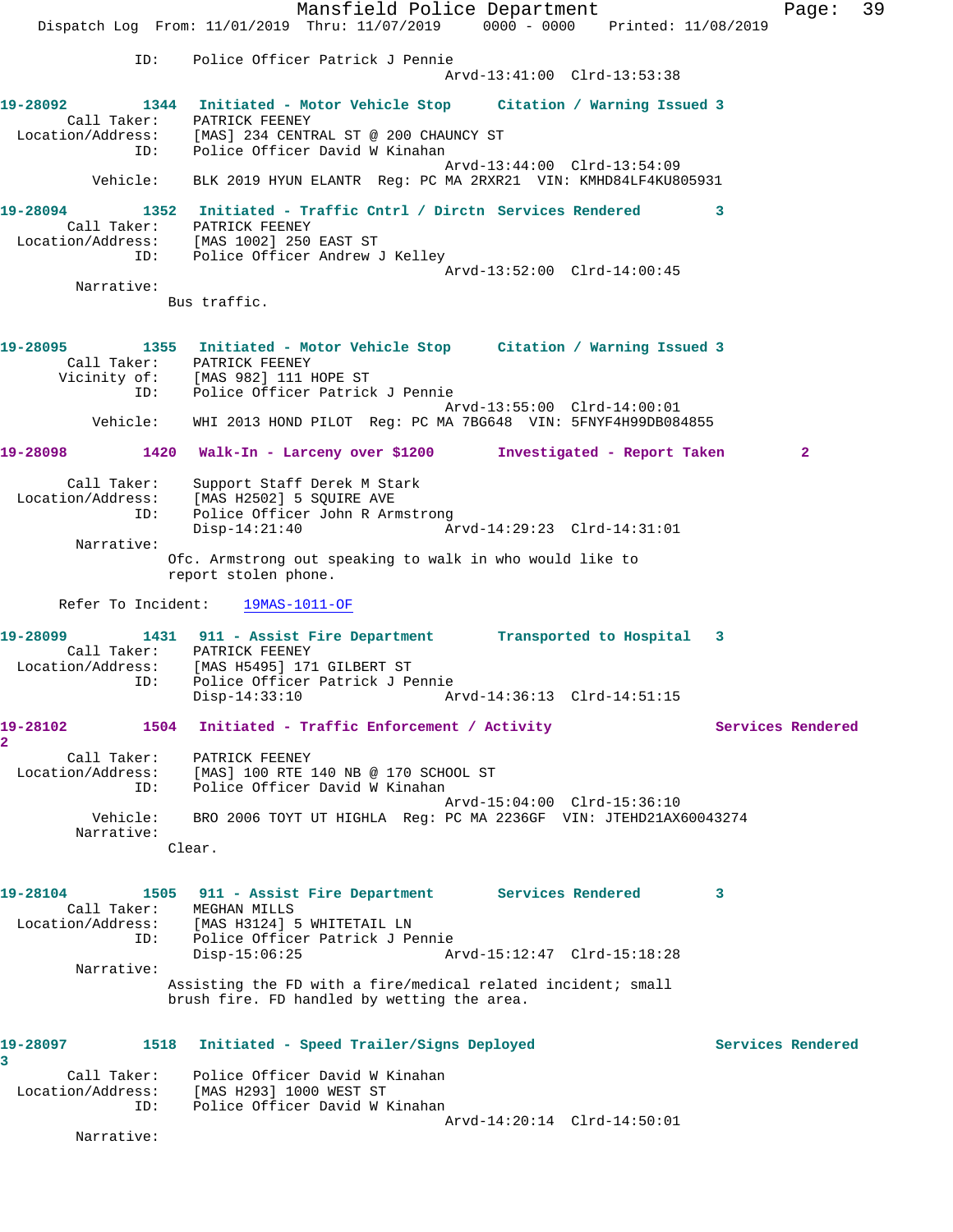ID: Police Officer Patrick J Pennie
Arvd-13:41:00 Clrd-13:53:38

**19-28092 1344 Initiated - Motor Vehicle Stop Citation / Warning Issued 3**
Call Taker: PATRICK FEENEY
Location/Address: [MAS] 234 CENTRAL ST @ 200 CHAUNCY ST
ID: Police Officer David W Kinahan
Arvd-13:44:00 Clrd-13:54:09
Vehicle: BLK 2019 HYUN ELANTR Reg: PC MA 2RXR21 VIN: KMHD84LF4KU805931

**19-28094 1352 Initiated - Traffic Cntrl / Dirctn Services Rendered 3**
Call Taker: PATRICK FEENEY
Location/Address: [MAS 1002] 250 EAST ST
ID: Police Officer Andrew J Kelley
Arvd-13:52:00 Clrd-14:00:45
Narrative:
Bus traffic.

**19-28095 1355 Initiated - Motor Vehicle Stop Citation / Warning Issued 3**
Call Taker: PATRICK FEENEY
Vicinity of: [MAS 982] 111 HOPE ST
ID: Police Officer Patrick J Pennie
Arvd-13:55:00 Clrd-14:00:01
Vehicle: WHI 2013 HOND PILOT Reg: PC MA 7BG648 VIN: 5FNYF4H99DB084855

**19-28098 1420 Walk-In - Larceny over $1200 Investigated - Report Taken 2**
Call Taker: Support Staff Derek M Stark
Location/Address: [MAS H2502] 5 SQUIRE AVE
ID: Police Officer John R Armstrong
Disp-14:21:40 Arvd-14:29:23 Clrd-14:31:01
Narrative:
Ofc. Armstrong out speaking to walk in who would like to report stolen phone.

Refer To Incident: 19MAS-1011-OF

**19-28099 1431 911 - Assist Fire Department Transported to Hospital 3**
Call Taker: PATRICK FEENEY
Location/Address: [MAS H5495] 171 GILBERT ST
ID: Police Officer Patrick J Pennie
Disp-14:33:10 Arvd-14:36:13 Clrd-14:51:15

**19-28102 1504 Initiated - Traffic Enforcement / Activity Services Rendered 2**
Call Taker: PATRICK FEENEY
Location/Address: [MAS] 100 RTE 140 NB @ 170 SCHOOL ST
ID: Police Officer David W Kinahan
Arvd-15:04:00 Clrd-15:36:10
Vehicle: BRO 2006 TOYT UT HIGHLA Reg: PC MA 2236GF VIN: JTEHD21AX60043274
Narrative:
Clear.

**19-28104 1505 911 - Assist Fire Department Services Rendered 3**
Call Taker: MEGHAN MILLS
Location/Address: [MAS H3124] 5 WHITETAIL LN
ID: Police Officer Patrick J Pennie
Disp-15:06:25 Arvd-15:12:47 Clrd-15:18:28
Narrative:
Assisting the FD with a fire/medical related incident; small brush fire. FD handled by wetting the area.

**19-28097 1518 Initiated - Speed Trailer/Signs Deployed Services Rendered 3**
Call Taker: Police Officer David W Kinahan
Location/Address: [MAS H293] 1000 WEST ST
ID: Police Officer David W Kinahan
Arvd-14:20:14 Clrd-14:50:01
Narrative: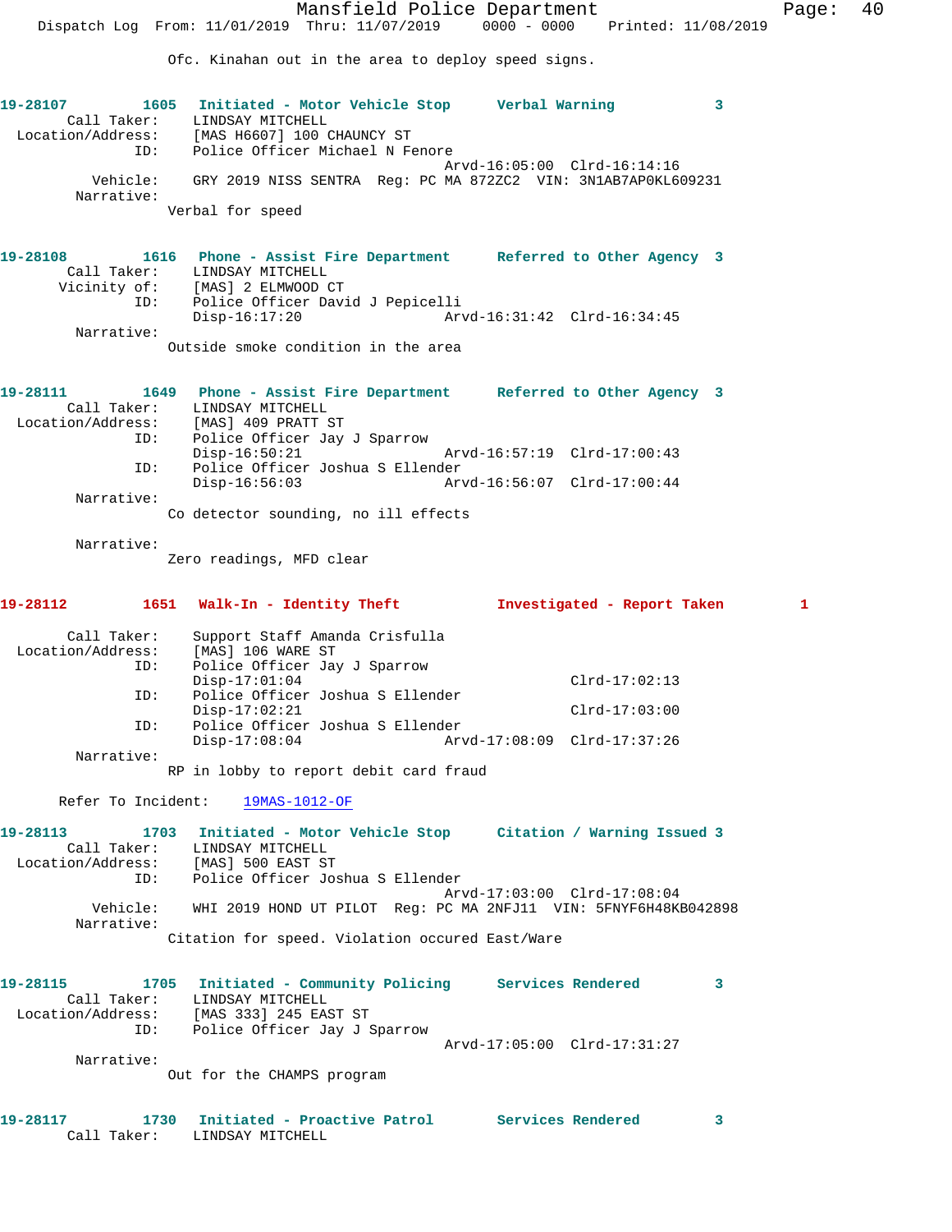Ofc. Kinahan out in the area to deploy speed signs.

**19-28107 1605 Initiated - Motor Vehicle Stop Verbal Warning 3**

Call Taker: LINDSAY MITCHELL
Location/Address: [MAS H6607] 100 CHAUNCY ST
ID: Police Officer Michael N Fenore
Arvd-16:05:00 Clrd-16:14:16
Vehicle: GRY 2019 NISS SENTRA Reg: PC MA 872ZC2 VIN: 3N1AB7AP0KL609231
Narrative:
Verbal for speed

**19-28108 1616 Phone - Assist Fire Department Referred to Other Agency 3**

Call Taker: LINDSAY MITCHELL
Vicinity of: [MAS] 2 ELMWOOD CT
ID: Police Officer David J Pepicelli
Disp-16:17:20 Arvd-16:31:42 Clrd-16:34:45
Narrative:
Outside smoke condition in the area

**19-28111 1649 Phone - Assist Fire Department Referred to Other Agency 3**

Call Taker: LINDSAY MITCHELL
Location/Address: [MAS] 409 PRATT ST
ID: Police Officer Jay J Sparrow
Disp-16:50:21 Arvd-16:57:19 Clrd-17:00:43
ID: Police Officer Joshua S Ellender
Disp-16:56:03 Arvd-16:56:07 Clrd-17:00:44
Narrative:
Co detector sounding, no ill effects

Narrative:
Zero readings, MFD clear

**19-28112 1651 Walk-In - Identity Theft Investigated - Report Taken 1**

Call Taker: Support Staff Amanda Crisfulla
Location/Address: [MAS] 106 WARE ST
ID: Police Officer Jay J Sparrow
Disp-17:01:04 Clrd-17:02:13
ID: Police Officer Joshua S Ellender
Disp-17:02:21 Clrd-17:03:00
ID: Police Officer Joshua S Ellender
Disp-17:08:04 Arvd-17:08:09 Clrd-17:37:26
Narrative:
RP in lobby to report debit card fraud

Refer To Incident: 19MAS-1012-OF

**19-28113 1703 Initiated - Motor Vehicle Stop Citation / Warning Issued 3**

Call Taker: LINDSAY MITCHELL
Location/Address: [MAS] 500 EAST ST
ID: Police Officer Joshua S Ellender
Arvd-17:03:00 Clrd-17:08:04
Vehicle: WHI 2019 HOND UT PILOT Reg: PC MA 2NFJ11 VIN: 5FNYF6H48KB042898
Narrative:
Citation for speed. Violation occured East/Ware

**19-28115 1705 Initiated - Community Policing Services Rendered 3**

Call Taker: LINDSAY MITCHELL
Location/Address: [MAS 333] 245 EAST ST
ID: Police Officer Jay J Sparrow
Arvd-17:05:00 Clrd-17:31:27
Narrative:
Out for the CHAMPS program

**19-28117 1730 Initiated - Proactive Patrol Services Rendered 3**

Call Taker: LINDSAY MITCHELL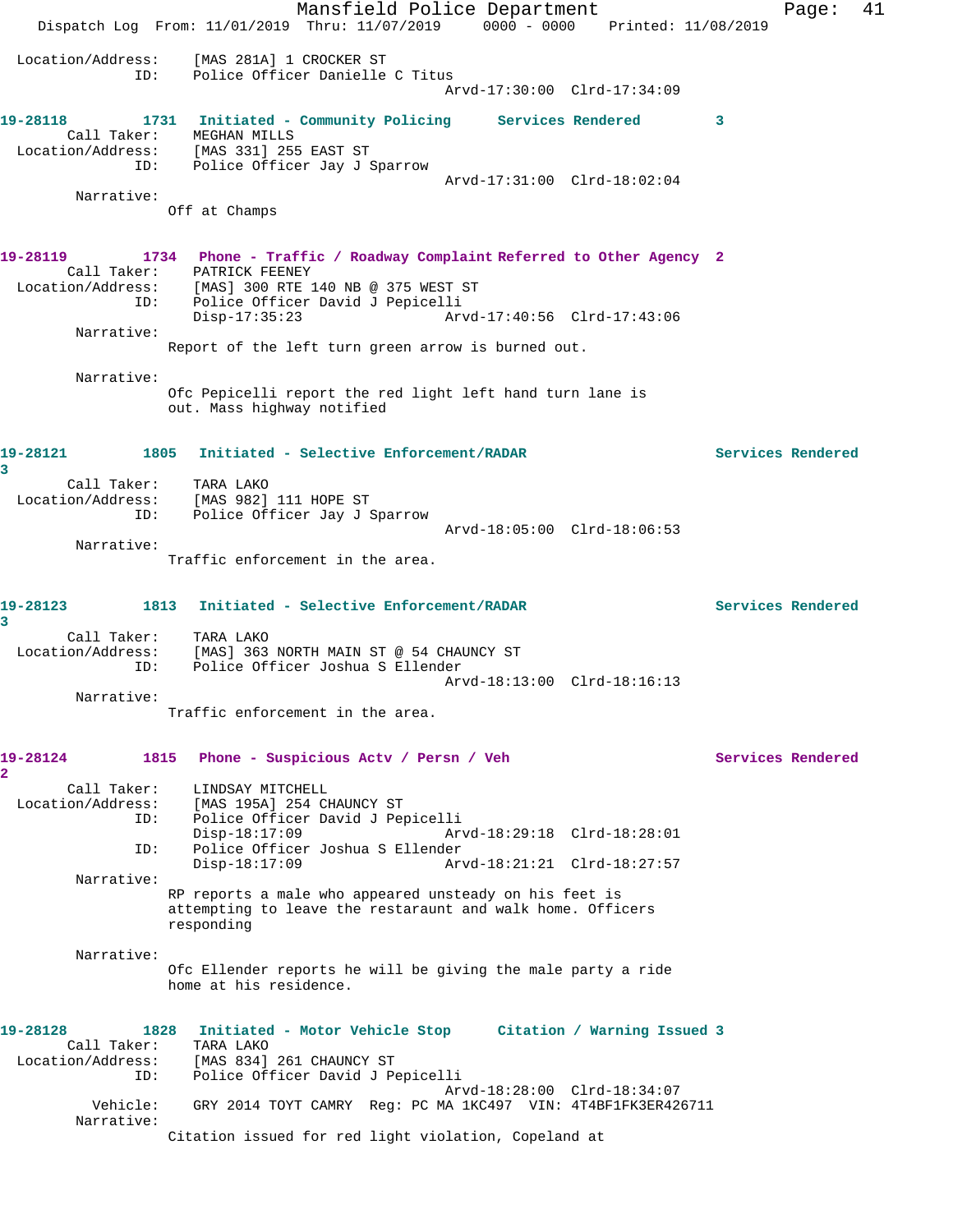Location/Address: [MAS 281A] 1 CROCKER ST
ID: Police Officer Danielle C Titus
Arvd-17:30:00 Clrd-17:34:09

**19-28118 1731 Initiated - Community Policing Services Rendered 3**

Call Taker: MEGHAN MILLS
Location/Address: [MAS 331] 255 EAST ST
ID: Police Officer Jay J Sparrow
Arvd-17:31:00 Clrd-18:02:04

Narrative:
Off at Champs

**19-28119 1734 Phone - Traffic / Roadway Complaint Referred to Other Agency 2**

Call Taker: PATRICK FEENEY
Location/Address: [MAS] 300 RTE 140 NB @ 375 WEST ST
ID: Police Officer David J Pepicelli
Disp-17:35:23 Arvd-17:40:56 Clrd-17:43:06

Narrative:
Report of the left turn green arrow is burned out.

Narrative:
Ofc Pepicelli report the red light left hand turn lane is out. Mass highway notified

**19-28121 1805 Initiated - Selective Enforcement/RADAR Services Rendered 3**

Call Taker: TARA LAKO
Location/Address: [MAS 982] 111 HOPE ST
ID: Police Officer Jay J Sparrow
Arvd-18:05:00 Clrd-18:06:53

Narrative:
Traffic enforcement in the area.

**19-28123 1813 Initiated - Selective Enforcement/RADAR Services Rendered 3**

Call Taker: TARA LAKO
Location/Address: [MAS] 363 NORTH MAIN ST @ 54 CHAUNCY ST
ID: Police Officer Joshua S Ellender
Arvd-18:13:00 Clrd-18:16:13

Narrative:
Traffic enforcement in the area.

**19-28124 1815 Phone - Suspicious Actv / Persn / Veh Services Rendered 2**

Call Taker: LINDSAY MITCHELL
Location/Address: [MAS 195A] 254 CHAUNCY ST
ID: Police Officer David J Pepicelli
Disp-18:17:09 Arvd-18:29:18 Clrd-18:28:01
ID: Police Officer Joshua S Ellender
Disp-18:17:09 Arvd-18:21:21 Clrd-18:27:57

Narrative:
RP reports a male who appeared unsteady on his feet is attempting to leave the restaraunt and walk home. Officers responding

Narrative:
Ofc Ellender reports he will be giving the male party a ride home at his residence.

**19-28128 1828 Initiated - Motor Vehicle Stop Citation / Warning Issued 3**

Call Taker: TARA LAKO
Location/Address: [MAS 834] 261 CHAUNCY ST
ID: Police Officer David J Pepicelli
Arvd-18:28:00 Clrd-18:34:07
Vehicle: GRY 2014 TOYT CAMRY Reg: PC MA 1KC497 VIN: 4T4BF1FK3ER426711

Narrative:
Citation issued for red light violation, Copeland at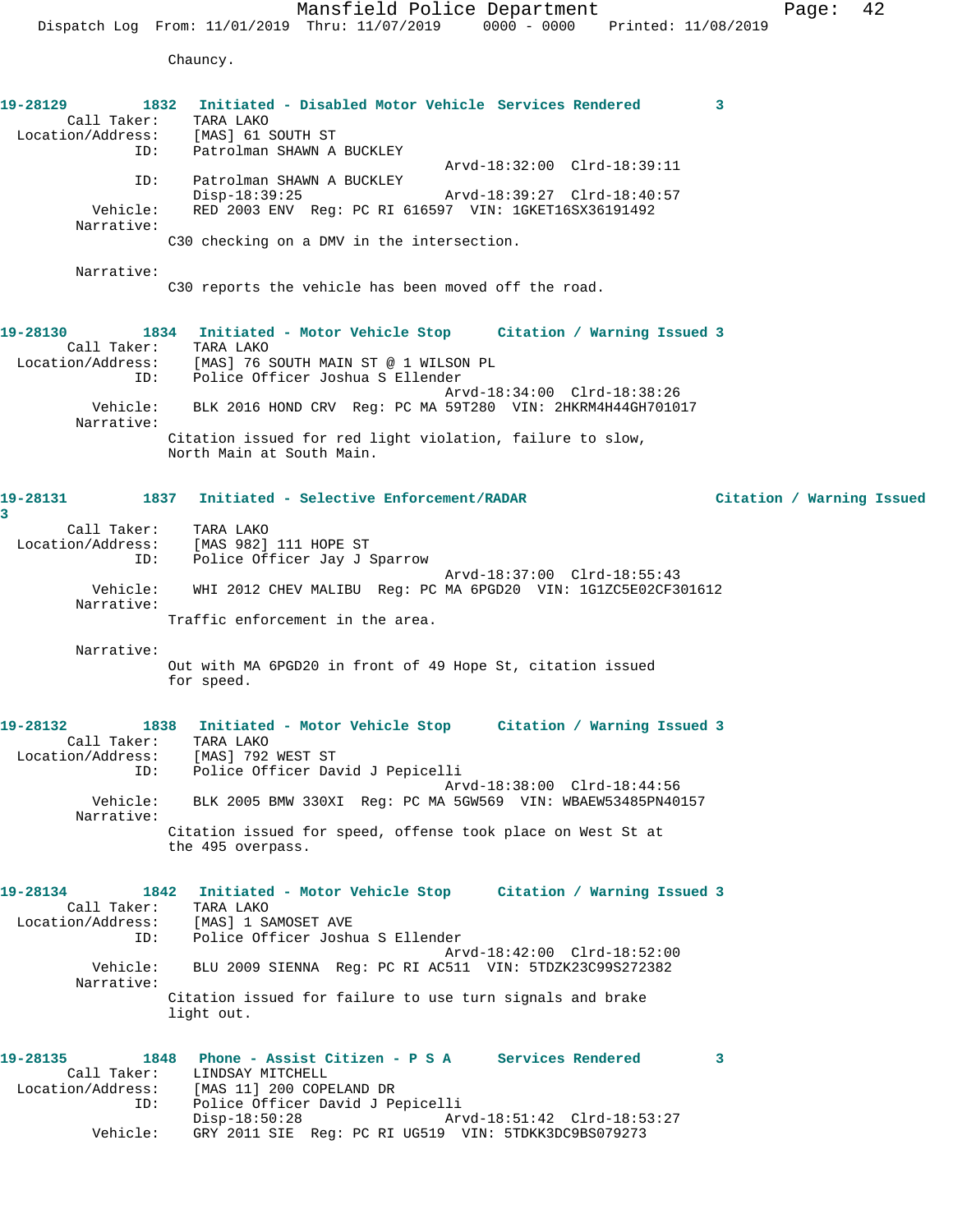Chauncy.

**19-28129** 1832 **Initiated - Disabled Motor Vehicle** **Services Rendered** 3

Call Taker: TARA LAKO
Location/Address: [MAS] 61 SOUTH ST
ID: Patrolman SHAWN A BUCKLEY
Arvd-18:32:00 Clrd-18:39:11
ID: Patrolman SHAWN A BUCKLEY
Disp-18:39:25 Arvd-18:39:27 Clrd-18:40:57
Vehicle: RED 2003 ENV Reg: PC RI 616597 VIN: 1GKET16SX36191492
Narrative:
C30 checking on a DMV in the intersection.

Narrative:
C30 reports the vehicle has been moved off the road.

**19-28130** 1834 **Initiated - Motor Vehicle Stop** **Citation / Warning Issued** 3

Call Taker: TARA LAKO
Location/Address: [MAS] 76 SOUTH MAIN ST @ 1 WILSON PL
ID: Police Officer Joshua S Ellender
Arvd-18:34:00 Clrd-18:38:26
Vehicle: BLK 2016 HOND CRV Reg: PC MA 59T280 VIN: 2HKRM4H44GH701017
Narrative:
Citation issued for red light violation, failure to slow, North Main at South Main.

**19-28131** 1837 **Initiated - Selective Enforcement/RADAR** **Citation / Warning Issued** 3

Call Taker: TARA LAKO
Location/Address: [MAS 982] 111 HOPE ST
ID: Police Officer Jay J Sparrow
Arvd-18:37:00 Clrd-18:55:43
Vehicle: WHI 2012 CHEV MALIBU Reg: PC MA 6PGD20 VIN: 1G1ZC5E02CF301612
Narrative:
Traffic enforcement in the area.

Narrative:
Out with MA 6PGD20 in front of 49 Hope St, citation issued for speed.

**19-28132** 1838 **Initiated - Motor Vehicle Stop** **Citation / Warning Issued** 3

Call Taker: TARA LAKO
Location/Address: [MAS] 792 WEST ST
ID: Police Officer David J Pepicelli
Arvd-18:38:00 Clrd-18:44:56
Vehicle: BLK 2005 BMW 330XI Reg: PC MA 5GW569 VIN: WBAEW53485PN40157
Narrative:
Citation issued for speed, offense took place on West St at the 495 overpass.

**19-28134** 1842 **Initiated - Motor Vehicle Stop** **Citation / Warning Issued** 3

Call Taker: TARA LAKO
Location/Address: [MAS] 1 SAMOSET AVE
ID: Police Officer Joshua S Ellender
Arvd-18:42:00 Clrd-18:52:00
Vehicle: BLU 2009 SIENNA Reg: PC RI AC511 VIN: 5TDZK23C99S272382
Narrative:
Citation issued for failure to use turn signals and brake light out.

**19-28135** 1848 **Phone - Assist Citizen - P S A** **Services Rendered** 3

Call Taker: LINDSAY MITCHELL
Location/Address: [MAS 11] 200 COPELAND DR
ID: Police Officer David J Pepicelli
Disp-18:50:28 Arvd-18:51:42 Clrd-18:53:27
Vehicle: GRY 2011 SIE Reg: PC RI UG519 VIN: 5TDKK3DC9BS079273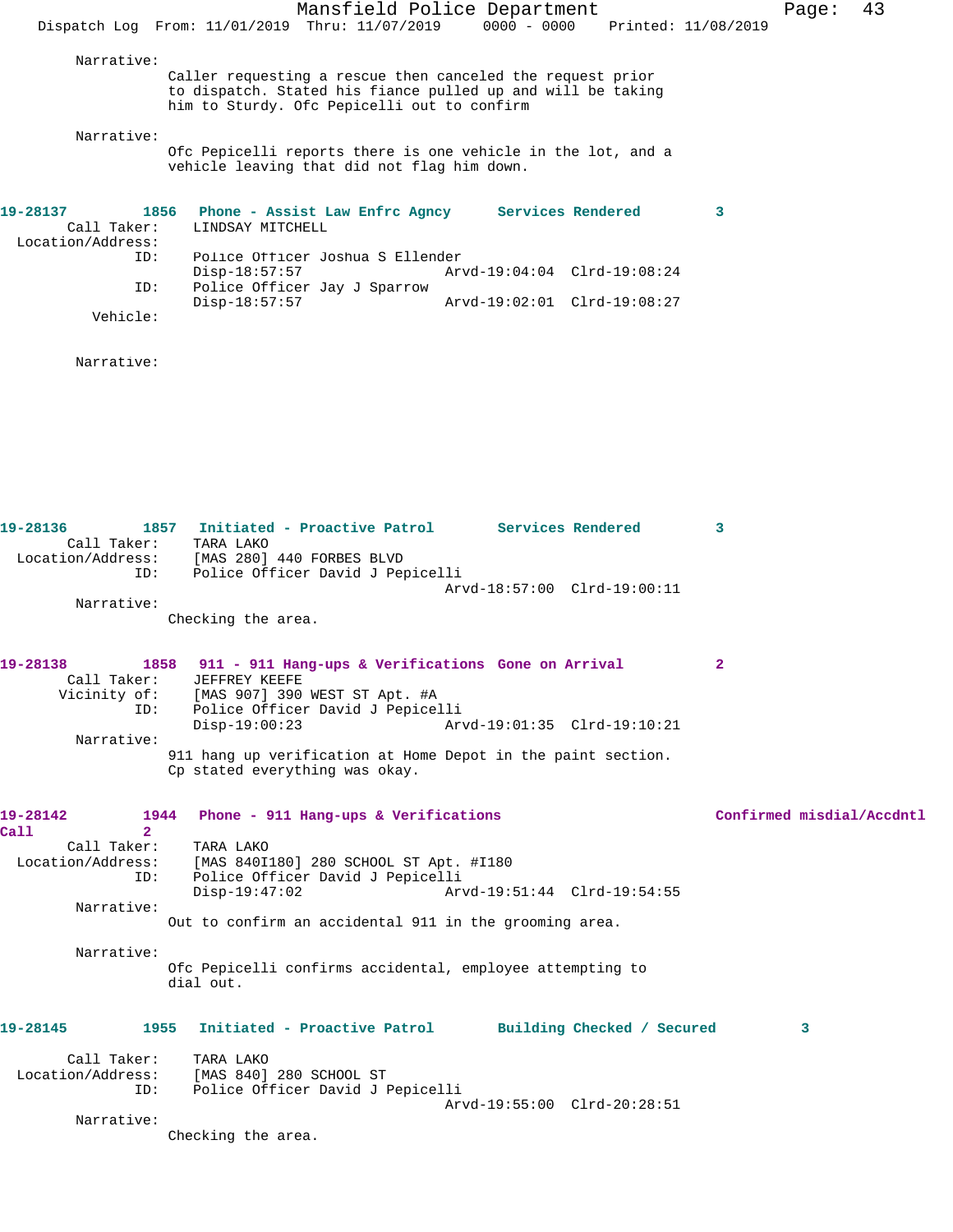Narrative:
Caller requesting a rescue then canceled the request prior to dispatch. Stated his fiance pulled up and will be taking him to Sturdy. Ofc Pepicelli out to confirm

Narrative:
Ofc Pepicelli reports there is one vehicle in the lot, and a vehicle leaving that did not flag him down.

**19-28137 1856 Phone - Assist Law Enfrc Agncy Services Rendered 3**

Call Taker: LINDSAY MITCHELL
Location/Address:
ID: Police Officer Joshua S Ellender
Disp-18:57:57 Arvd-19:04:04 Clrd-19:08:24
ID: Police Officer Jay J Sparrow
Disp-18:57:57 Arvd-19:02:01 Clrd-19:08:27
Vehicle:

Narrative:

**19-28136 1857 Initiated - Proactive Patrol Services Rendered 3**

Call Taker: TARA LAKO
Location/Address: [MAS 280] 440 FORBES BLVD
ID: Police Officer David J Pepicelli
Arvd-18:57:00 Clrd-19:00:11

Narrative:
Checking the area.

**19-28138 1858 911 - 911 Hang-ups & Verifications Gone on Arrival 2**

Call Taker: JEFFREY KEEFE
Vicinity of: [MAS 907] 390 WEST ST Apt. #A
ID: Police Officer David J Pepicelli
Disp-19:00:23 Arvd-19:01:35 Clrd-19:10:21

Narrative:
911 hang up verification at Home Depot in the paint section. Cp stated everything was okay.

**19-28142 1944 Phone - 911 Hang-ups & Verifications Confirmed misdial/Accdntl Call 2**

Call Taker: TARA LAKO
Location/Address: [MAS 840I180] 280 SCHOOL ST Apt. #I180
ID: Police Officer David J Pepicelli
Disp-19:47:02 Arvd-19:51:44 Clrd-19:54:55

Narrative:
Out to confirm an accidental 911 in the grooming area.

Narrative:
Ofc Pepicelli confirms accidental, employee attempting to dial out.

**19-28145 1955 Initiated - Proactive Patrol Building Checked / Secured 3**

Call Taker: TARA LAKO
Location/Address: [MAS 840] 280 SCHOOL ST
ID: Police Officer David J Pepicelli
Arvd-19:55:00 Clrd-20:28:51

Narrative:
Checking the area.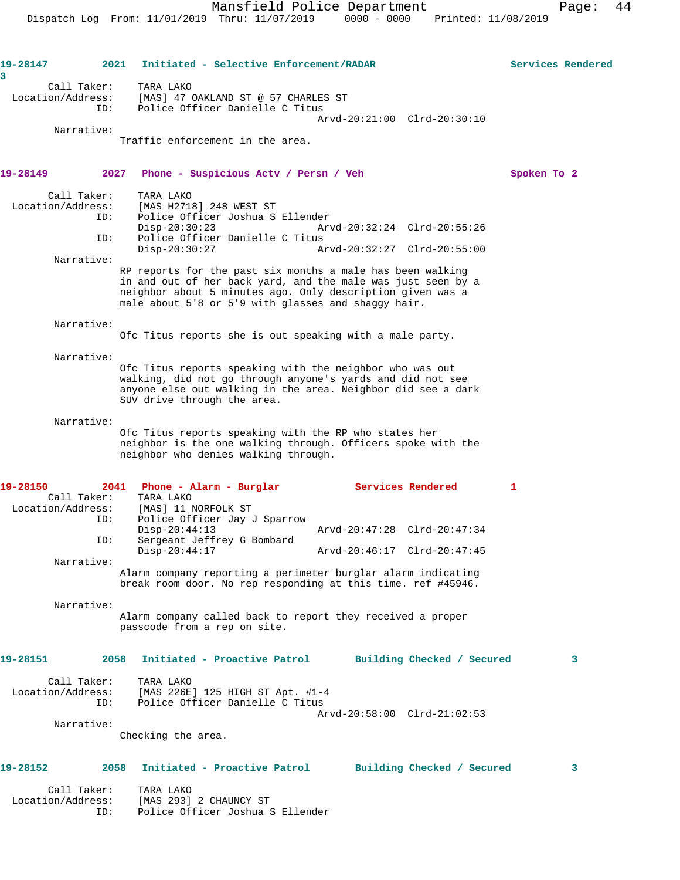**19-28147** 2021 Initiated - Selective Enforcement/RADAR Services Rendered 3

Call Taker: TARA LAKO
Location/Address: [MAS] 47 OAKLAND ST @ 57 CHARLES ST
ID: Police Officer Danielle C Titus
Arvd-20:21:00 Clrd-20:30:10

Narrative:
Traffic enforcement in the area.

**19-28149** 2027 Phone - Suspicious Actv / Persn / Veh Spoken To 2

Call Taker: TARA LAKO
Location/Address: [MAS H2718] 248 WEST ST
ID: Police Officer Joshua S Ellender
Disp-20:30:23 Arvd-20:32:24 Clrd-20:55:26
ID: Police Officer Danielle C Titus
Disp-20:30:27 Arvd-20:32:27 Clrd-20:55:00

Narrative:
RP reports for the past six months a male has been walking in and out of her back yard, and the male was just seen by a neighbor about 5 minutes ago. Only description given was a male about 5'8 or 5'9 with glasses and shaggy hair.

Narrative:
Ofc Titus reports she is out speaking with a male party.

Narrative:
Ofc Titus reports speaking with the neighbor who was out walking, did not go through anyone's yards and did not see anyone else out walking in the area. Neighbor did see a dark SUV drive through the area.

Narrative:
Ofc Titus reports speaking with the RP who states her neighbor is the one walking through. Officers spoke with the neighbor who denies walking through.

**19-28150** 2041 Phone - Alarm - Burglar Services Rendered 1

Call Taker: TARA LAKO
Location/Address: [MAS] 11 NORFOLK ST
ID: Police Officer Jay J Sparrow
Disp-20:44:13 Arvd-20:47:28 Clrd-20:47:34
ID: Sergeant Jeffrey G Bombard
Disp-20:44:17 Arvd-20:46:17 Clrd-20:47:45

Narrative:
Alarm company reporting a perimeter burglar alarm indicating break room door. No rep responding at this time. ref #45946.

Narrative:
Alarm company called back to report they received a proper passcode from a rep on site.

**19-28151** 2058 Initiated - Proactive Patrol Building Checked / Secured 3

Call Taker: TARA LAKO
Location/Address: [MAS 226E] 125 HIGH ST Apt. #1-4
ID: Police Officer Danielle C Titus
Arvd-20:58:00 Clrd-21:02:53

Narrative:
Checking the area.

**19-28152** 2058 Initiated - Proactive Patrol Building Checked / Secured 3

Call Taker: TARA LAKO
Location/Address: [MAS 293] 2 CHAUNCY ST
ID: Police Officer Joshua S Ellender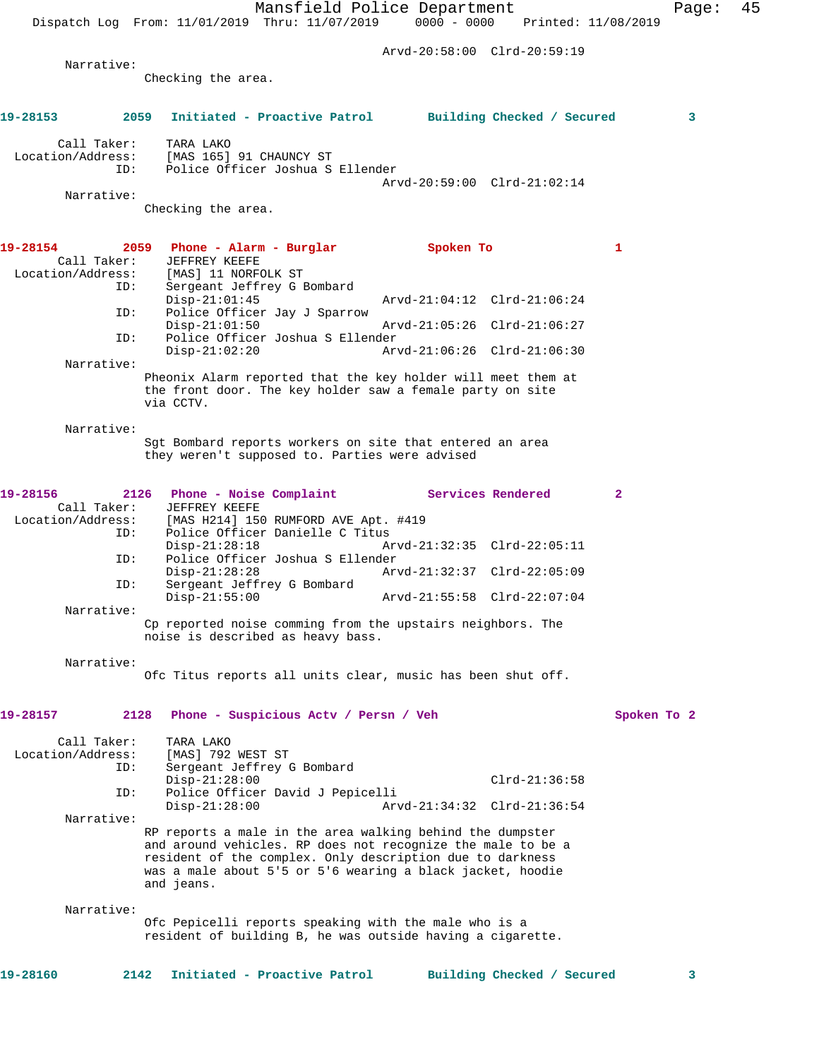Arvd-20:58:00 Clrd-20:59:19

Narrative:
Checking the area.

**19-28153 2059 Initiated - Proactive Patrol Building Checked / Secured 3**

Call Taker: TARA LAKO
Location/Address: [MAS 165] 91 CHAUNCY ST
ID: Police Officer Joshua S Ellender
Arvd-20:59:00 Clrd-21:02:14

Narrative:
Checking the area.

**19-28154 2059 Phone - Alarm - Burglar Spoken To 1**

Call Taker: JEFFREY KEEFE
Location/Address: [MAS] 11 NORFOLK ST
ID: Sergeant Jeffrey G Bombard
Disp-21:01:45 Arvd-21:04:12 Clrd-21:06:24
ID: Police Officer Jay J Sparrow
Disp-21:01:50 Arvd-21:05:26 Clrd-21:06:27
ID: Police Officer Joshua S Ellender
Disp-21:02:20 Arvd-21:06:26 Clrd-21:06:30

Narrative:
Pheonix Alarm reported that the key holder will meet them at the front door. The key holder saw a female party on site via CCTV.

Narrative:
Sgt Bombard reports workers on site that entered an area they weren't supposed to. Parties were advised

**19-28156 2126 Phone - Noise Complaint Services Rendered 2**

Call Taker: JEFFREY KEEFE
Location/Address: [MAS H214] 150 RUMFORD AVE Apt. #419
ID: Police Officer Danielle C Titus
Disp-21:28:18 Arvd-21:32:35 Clrd-22:05:11
ID: Police Officer Joshua S Ellender
Disp-21:28:28 Arvd-21:32:37 Clrd-22:05:09
ID: Sergeant Jeffrey G Bombard
Disp-21:55:00 Arvd-21:55:58 Clrd-22:07:04

Narrative:
Cp reported noise comming from the upstairs neighbors. The noise is described as heavy bass.

Narrative:
Ofc Titus reports all units clear, music has been shut off.

**19-28157 2128 Phone - Suspicious Actv / Persn / Veh Spoken To 2**

Call Taker: TARA LAKO
Location/Address: [MAS] 792 WEST ST
ID: Sergeant Jeffrey G Bombard
Disp-21:28:00 Clrd-21:36:58
ID: Police Officer David J Pepicelli
Disp-21:28:00 Arvd-21:34:32 Clrd-21:36:54

Narrative:
RP reports a male in the area walking behind the dumpster and around vehicles. RP does not recognize the male to be a resident of the complex. Only description due to darkness was a male about 5'5 or 5'6 wearing a black jacket, hoodie and jeans.

Narrative:
Ofc Pepicelli reports speaking with the male who is a resident of building B, he was outside having a cigarette.

**19-28160 2142 Initiated - Proactive Patrol Building Checked / Secured 3**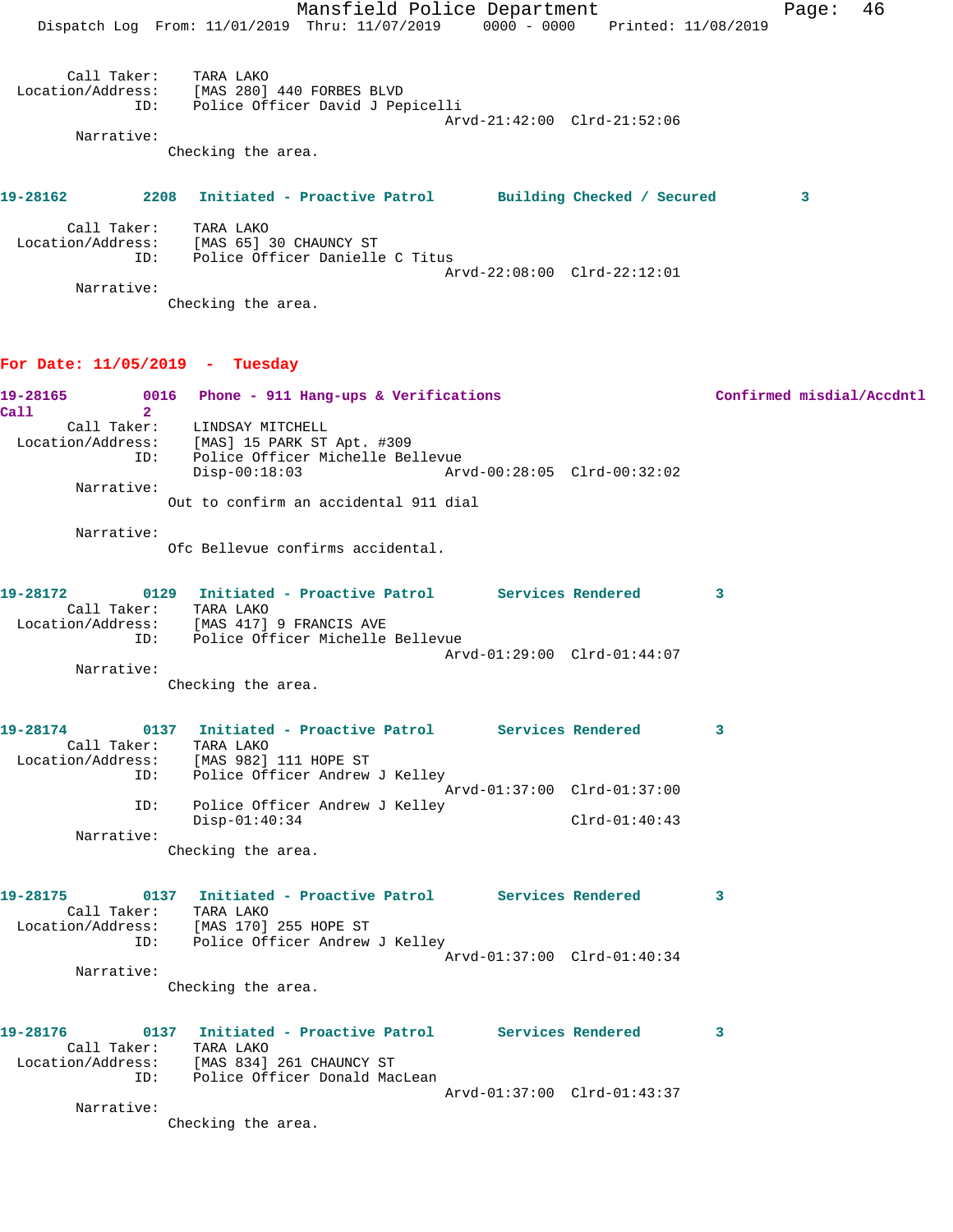Call Taker: TARA LAKO
Location/Address: [MAS 280] 440 FORBES BLVD
ID: Police Officer David J Pepicelli
Arvd-21:42:00 Clrd-21:52:06
Narrative:
Checking the area.

**19-28162 2208 Initiated - Proactive Patrol Building Checked / Secured 3**

Call Taker: TARA LAKO
Location/Address: [MAS 65] 30 CHAUNCY ST
ID: Police Officer Danielle C Titus
Arvd-22:08:00 Clrd-22:12:01
Narrative:
Checking the area.

## For Date: 11/05/2019 - Tuesday

**19-28165 0016 Phone - 911 Hang-ups & Verifications Confirmed misdial/Accdntl Call 2**

Call Taker: LINDSAY MITCHELL
Location/Address: [MAS] 15 PARK ST Apt. #309
ID: Police Officer Michelle Bellevue
Disp-00:18:03 Arvd-00:28:05 Clrd-00:32:02
Narrative:
Out to confirm an accidental 911 dial

Narrative:
Ofc Bellevue confirms accidental.

**19-28172 0129 Initiated - Proactive Patrol Services Rendered 3**

Call Taker: TARA LAKO
Location/Address: [MAS 417] 9 FRANCIS AVE
ID: Police Officer Michelle Bellevue
Arvd-01:29:00 Clrd-01:44:07
Narrative:
Checking the area.

**19-28174 0137 Initiated - Proactive Patrol Services Rendered 3**

Call Taker: TARA LAKO
Location/Address: [MAS 982] 111 HOPE ST
ID: Police Officer Andrew J Kelley
Arvd-01:37:00 Clrd-01:37:00
ID: Police Officer Andrew J Kelley
Disp-01:40:34 Clrd-01:40:43
Narrative:
Checking the area.

**19-28175 0137 Initiated - Proactive Patrol Services Rendered 3**

Call Taker: TARA LAKO
Location/Address: [MAS 170] 255 HOPE ST
ID: Police Officer Andrew J Kelley
Arvd-01:37:00 Clrd-01:40:34
Narrative:
Checking the area.

**19-28176 0137 Initiated - Proactive Patrol Services Rendered 3**

Call Taker: TARA LAKO
Location/Address: [MAS 834] 261 CHAUNCY ST
ID: Police Officer Donald MacLean
Arvd-01:37:00 Clrd-01:43:37
Narrative:
Checking the area.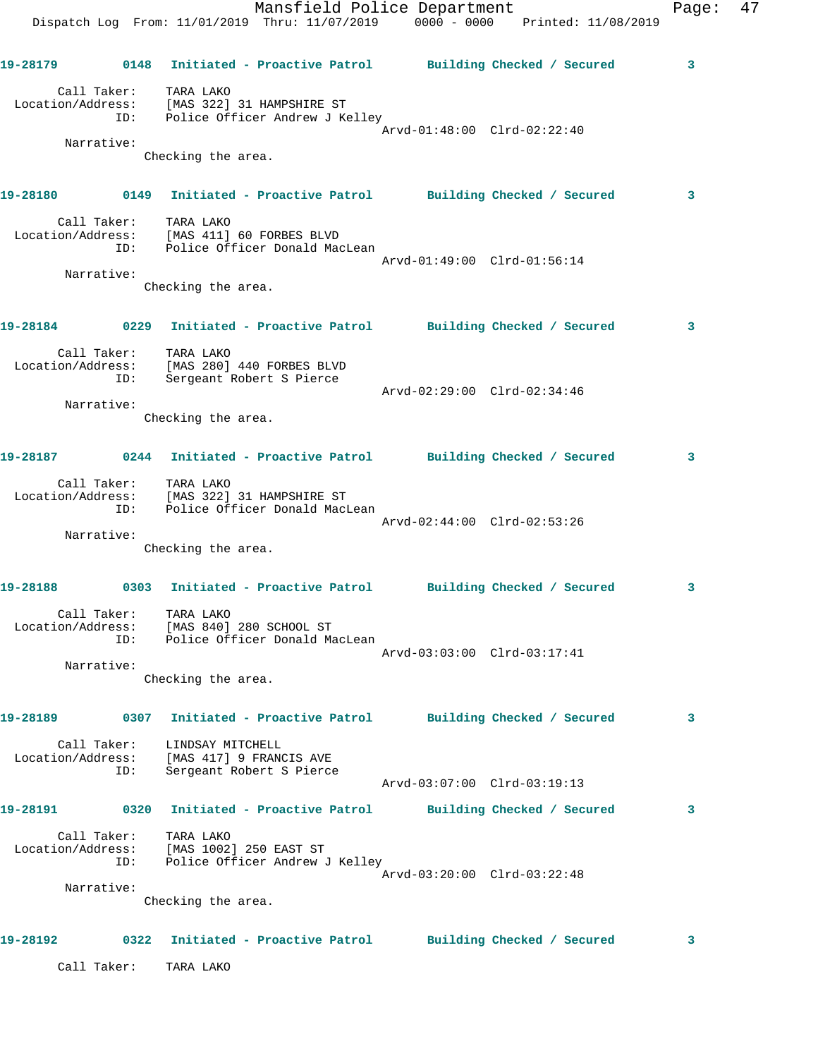**19-28179** 0148 **Initiated - Proactive Patrol** **Building Checked / Secured** 3

Call Taker: TARA LAKO
Location/Address: [MAS 322] 31 HAMPSHIRE ST
ID: Police Officer Andrew J Kelley
Arvd-01:48:00 Clrd-02:22:40

Narrative:
Checking the area.

**19-28180** 0149 **Initiated - Proactive Patrol** **Building Checked / Secured** 3

Call Taker: TARA LAKO
Location/Address: [MAS 411] 60 FORBES BLVD
ID: Police Officer Donald MacLean
Arvd-01:49:00 Clrd-01:56:14

Narrative:
Checking the area.

**19-28184** 0229 **Initiated - Proactive Patrol** **Building Checked / Secured** 3

Call Taker: TARA LAKO
Location/Address: [MAS 280] 440 FORBES BLVD
ID: Sergeant Robert S Pierce
Arvd-02:29:00 Clrd-02:34:46

Narrative:
Checking the area.

**19-28187** 0244 **Initiated - Proactive Patrol** **Building Checked / Secured** 3

Call Taker: TARA LAKO
Location/Address: [MAS 322] 31 HAMPSHIRE ST
ID: Police Officer Donald MacLean
Arvd-02:44:00 Clrd-02:53:26

Narrative:
Checking the area.

**19-28188** 0303 **Initiated - Proactive Patrol** **Building Checked / Secured** 3

Call Taker: TARA LAKO
Location/Address: [MAS 840] 280 SCHOOL ST
ID: Police Officer Donald MacLean
Arvd-03:03:00 Clrd-03:17:41

Narrative:
Checking the area.

**19-28189** 0307 **Initiated - Proactive Patrol** **Building Checked / Secured** 3

Call Taker: LINDSAY MITCHELL
Location/Address: [MAS 417] 9 FRANCIS AVE
ID: Sergeant Robert S Pierce
Arvd-03:07:00 Clrd-03:19:13

**19-28191** 0320 **Initiated - Proactive Patrol** **Building Checked / Secured** 3

Call Taker: TARA LAKO
Location/Address: [MAS 1002] 250 EAST ST
ID: Police Officer Andrew J Kelley
Arvd-03:20:00 Clrd-03:22:48

Narrative:
Checking the area.

**19-28192** 0322 **Initiated - Proactive Patrol** **Building Checked / Secured** 3

Call Taker: TARA LAKO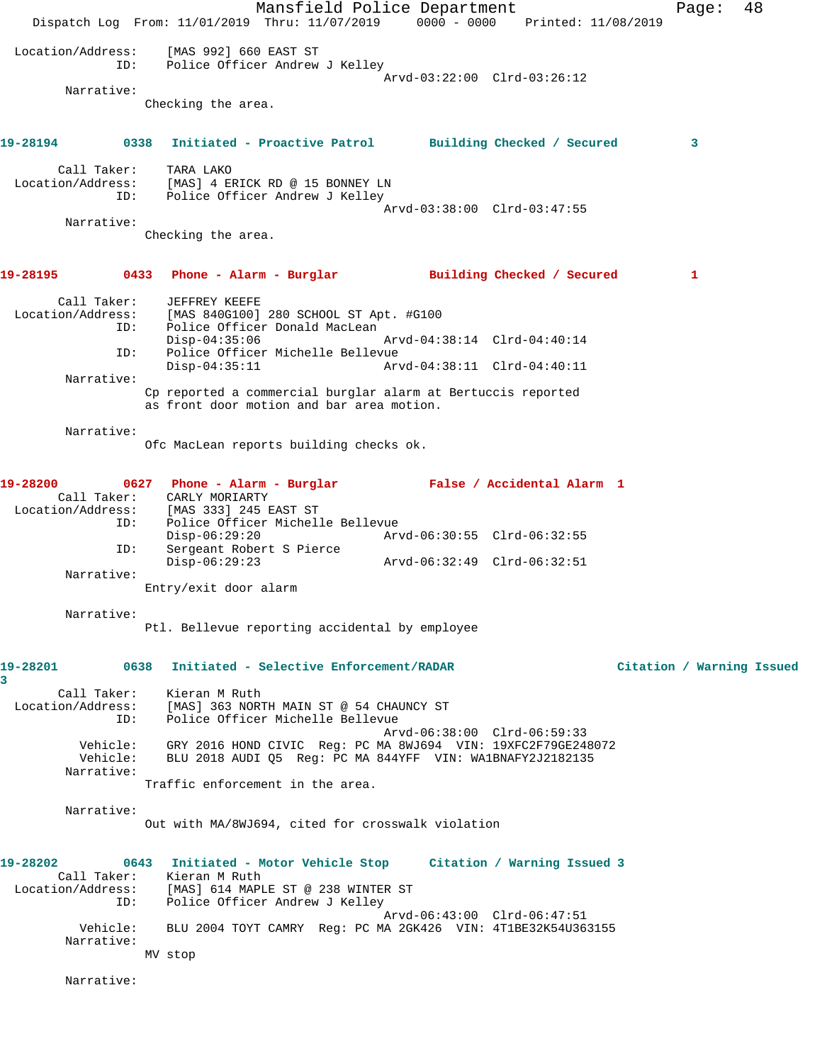```
  Location/Address:    [MAS 992] 660 EAST ST
                ID:    Police Officer Andrew J Kelley
                                              Arvd-03:22:00  Clrd-03:26:12
         Narrative:
                   Checking the area.


19-28194         0338   Initiated - Proactive Patrol       Building Checked / Secured         3

        Call Taker:    TARA LAKO
  Location/Address:    [MAS] 4 ERICK RD @ 15 BONNEY LN
                ID:    Police Officer Andrew J Kelley
                                              Arvd-03:38:00  Clrd-03:47:55
         Narrative:
                   Checking the area.


19-28195         0433   Phone - Alarm - Burglar            Building Checked / Secured         1

        Call Taker:    JEFFREY KEEFE
  Location/Address:    [MAS 840G100] 280 SCHOOL ST Apt. #G100
                ID:    Police Officer Donald MacLean
                       Disp-04:35:06                  Arvd-04:38:14  Clrd-04:40:14
                ID:    Police Officer Michelle Bellevue
                       Disp-04:35:11                  Arvd-04:38:11  Clrd-04:40:11
         Narrative:
                   Cp reported a commercial burglar alarm at Bertuccis reported
                   as front door motion and bar area motion.

         Narrative:
                   Ofc MacLean reports building checks ok.


19-28200         0627   Phone - Alarm - Burglar            False / Accidental Alarm  1
        Call Taker:    CARLY MORIARTY
  Location/Address:    [MAS 333] 245 EAST ST
                ID:    Police Officer Michelle Bellevue
                       Disp-06:29:20                  Arvd-06:30:55  Clrd-06:32:55
                ID:    Sergeant Robert S Pierce
                       Disp-06:29:23                  Arvd-06:32:49  Clrd-06:32:51
         Narrative:
                   Entry/exit door alarm

         Narrative:
                   Ptl. Bellevue reporting accidental by employee


19-28201         0638   Initiated - Selective Enforcement/RADAR                 Citation / Warning Issued
3
        Call Taker:    Kieran M Ruth
  Location/Address:    [MAS] 363 NORTH MAIN ST @ 54 CHAUNCY ST
                ID:    Police Officer Michelle Bellevue
                                              Arvd-06:38:00  Clrd-06:59:33
           Vehicle:    GRY 2016 HOND CIVIC  Reg: PC MA 8WJ694  VIN: 19XFC2F79GE248072
           Vehicle:    BLU 2018 AUDI Q5  Reg: PC MA 844YFF  VIN: WA1BNAFY2J2182135
         Narrative:
                   Traffic enforcement in the area.

         Narrative:
                   Out with MA/8WJ694, cited for crosswalk violation


19-28202         0643   Initiated - Motor Vehicle Stop     Citation / Warning Issued 3
        Call Taker:    Kieran M Ruth
  Location/Address:    [MAS] 614 MAPLE ST @ 238 WINTER ST
                ID:    Police Officer Andrew J Kelley
                                              Arvd-06:43:00  Clrd-06:47:51
           Vehicle:    BLU 2004 TOYT CAMRY  Reg: PC MA 2GK426  VIN: 4T1BE32K54U363155
         Narrative:
                   MV stop

         Narrative:
```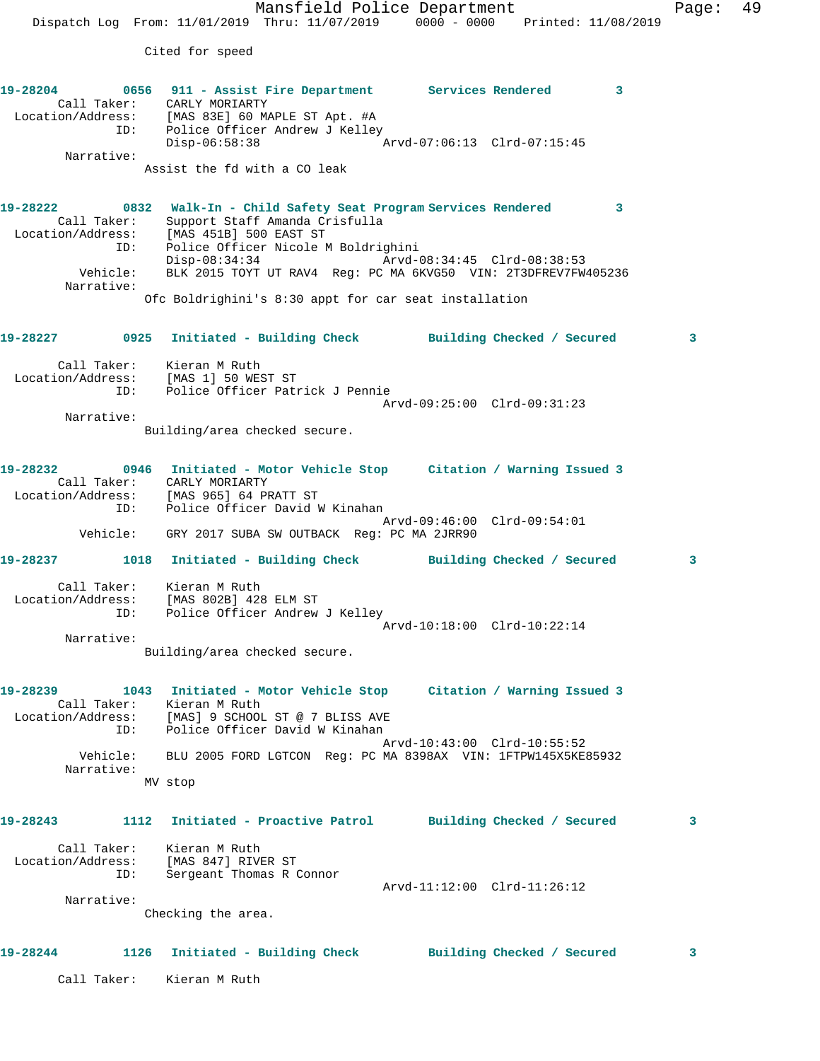Cited for speed

**19-28204** 0656 **911 - Assist Fire Department** **Services Rendered** 3
Call Taker: CARLY MORIARTY
Location/Address: [MAS 83E] 60 MAPLE ST Apt. #A
ID: Police Officer Andrew J Kelley
Disp-06:58:38 Arvd-07:06:13 Clrd-07:15:45
Narrative:
Assist the fd with a CO leak

**19-28222** 0832 **Walk-In - Child Safety Seat Program** **Services Rendered** 3
Call Taker: Support Staff Amanda Crisfulla
Location/Address: [MAS 451B] 500 EAST ST
ID: Police Officer Nicole M Boldrighini
Disp-08:34:34 Arvd-08:34:45 Clrd-08:38:53
Vehicle: BLK 2015 TOYT UT RAV4 Reg: PC MA 6KVG50 VIN: 2T3DFREV7FW405236
Narrative:
Ofc Boldrighini's 8:30 appt for car seat installation

**19-28227** 0925 **Initiated - Building Check** **Building Checked / Secured** 3
Call Taker: Kieran M Ruth
Location/Address: [MAS 1] 50 WEST ST
ID: Police Officer Patrick J Pennie
Arvd-09:25:00 Clrd-09:31:23
Narrative:
Building/area checked secure.

**19-28232** 0946 **Initiated - Motor Vehicle Stop** **Citation / Warning Issued** 3
Call Taker: CARLY MORIARTY
Location/Address: [MAS 965] 64 PRATT ST
ID: Police Officer David W Kinahan
Arvd-09:46:00 Clrd-09:54:01
Vehicle: GRY 2017 SUBA SW OUTBACK Reg: PC MA 2JRR90

**19-28237** 1018 **Initiated - Building Check** **Building Checked / Secured** 3
Call Taker: Kieran M Ruth
Location/Address: [MAS 802B] 428 ELM ST
ID: Police Officer Andrew J Kelley
Arvd-10:18:00 Clrd-10:22:14
Narrative:
Building/area checked secure.

**19-28239** 1043 **Initiated - Motor Vehicle Stop** **Citation / Warning Issued** 3
Call Taker: Kieran M Ruth
Location/Address: [MAS] 9 SCHOOL ST @ 7 BLISS AVE
ID: Police Officer David W Kinahan
Arvd-10:43:00 Clrd-10:55:52
Vehicle: BLU 2005 FORD LGTCON Reg: PC MA 8398AX VIN: 1FTPW145X5KE85932
Narrative:
MV stop

**19-28243** 1112 **Initiated - Proactive Patrol** **Building Checked / Secured** 3
Call Taker: Kieran M Ruth
Location/Address: [MAS 847] RIVER ST
ID: Sergeant Thomas R Connor
Arvd-11:12:00 Clrd-11:26:12
Narrative:
Checking the area.

**19-28244** 1126 **Initiated - Building Check** **Building Checked / Secured** 3
Call Taker: Kieran M Ruth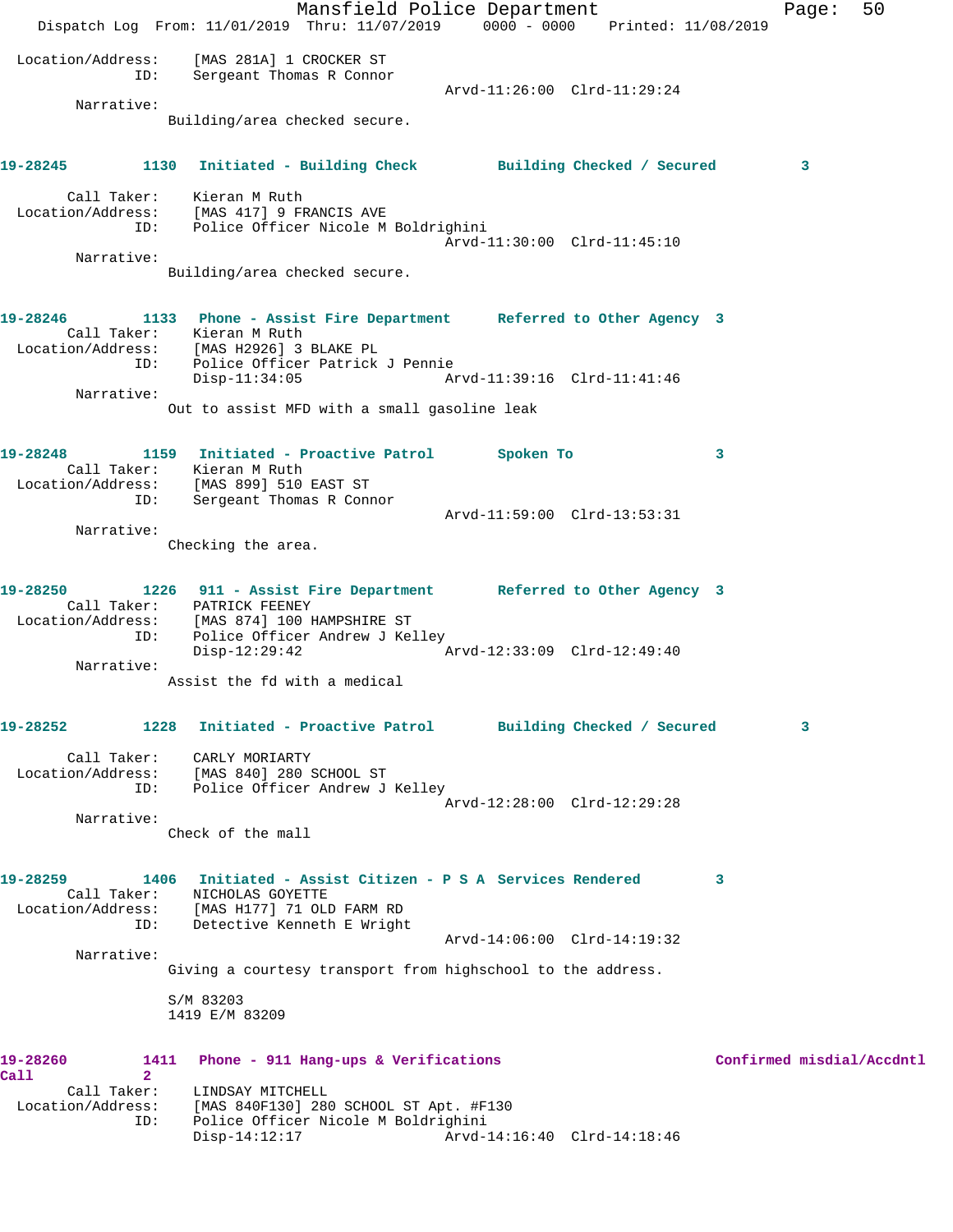Location/Address: [MAS 281A] 1 CROCKER ST
ID: Sergeant Thomas R Connor
Arvd-11:26:00 Clrd-11:29:24

Narrative:
Building/area checked secure.

**19-28245** 1130 **Initiated - Building Check** **Building Checked / Secured** 3

Call Taker: Kieran M Ruth
Location/Address: [MAS 417] 9 FRANCIS AVE
ID: Police Officer Nicole M Boldrighini
Arvd-11:30:00 Clrd-11:45:10

Narrative:
Building/area checked secure.

**19-28246** 1133 **Phone - Assist Fire Department** **Referred to Other Agency** 3

Call Taker: Kieran M Ruth
Location/Address: [MAS H2926] 3 BLAKE PL
ID: Police Officer Patrick J Pennie
Disp-11:34:05 Arvd-11:39:16 Clrd-11:41:46

Narrative:
Out to assist MFD with a small gasoline leak

**19-28248** 1159 **Initiated - Proactive Patrol** **Spoken To** 3

Call Taker: Kieran M Ruth
Location/Address: [MAS 899] 510 EAST ST
ID: Sergeant Thomas R Connor
Arvd-11:59:00 Clrd-13:53:31

Narrative:
Checking the area.

**19-28250** 1226 **911 - Assist Fire Department** **Referred to Other Agency** 3

Call Taker: PATRICK FEENEY
Location/Address: [MAS 874] 100 HAMPSHIRE ST
ID: Police Officer Andrew J Kelley
Disp-12:29:42 Arvd-12:33:09 Clrd-12:49:40

Narrative:
Assist the fd with a medical

**19-28252** 1228 **Initiated - Proactive Patrol** **Building Checked / Secured** 3

Call Taker: CARLY MORIARTY
Location/Address: [MAS 840] 280 SCHOOL ST
ID: Police Officer Andrew J Kelley
Arvd-12:28:00 Clrd-12:29:28

Narrative:
Check of the mall

**19-28259** 1406 **Initiated - Assist Citizen - P S A** **Services Rendered** 3

Call Taker: NICHOLAS GOYETTE
Location/Address: [MAS H177] 71 OLD FARM RD
ID: Detective Kenneth E Wright
Arvd-14:06:00 Clrd-14:19:32

Narrative:
Giving a courtesy transport from highschool to the address.

S/M 83203
1419 E/M 83209

**19-28260** 1411 **Phone - 911 Hang-ups & Verifications** **Confirmed misdial/Accdntl Call** 2

Call Taker: LINDSAY MITCHELL
Location/Address: [MAS 840F130] 280 SCHOOL ST Apt. #F130
ID: Police Officer Nicole M Boldrighini
Disp-14:12:17 Arvd-14:16:40 Clrd-14:18:46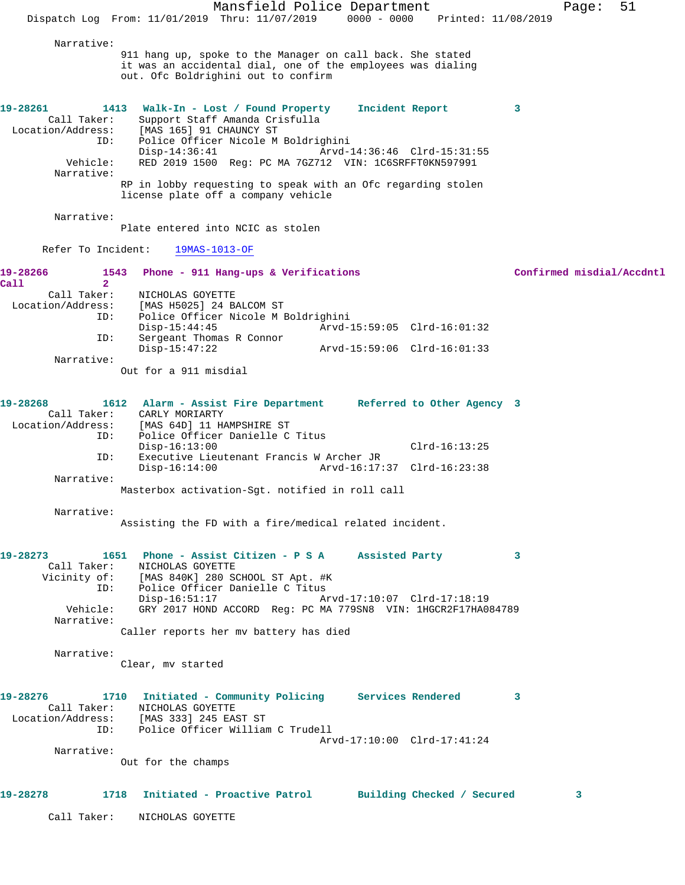Narrative:
911 hang up, spoke to the Manager on call back. She stated it was an accidental dial, one of the employees was dialing out. Ofc Boldrighini out to confirm

**19-28261 1413 Walk-In - Lost / Found Property Incident Report 3**

Call Taker: Support Staff Amanda Crisfulla
Location/Address: [MAS 165] 91 CHAUNCY ST
ID: Police Officer Nicole M Boldrighini
Disp-14:36:41 Arvd-14:36:46 Clrd-15:31:55
Vehicle: RED 2019 1500 Reg: PC MA 7GZ712 VIN: 1C6SRFFT0KN597991
Narrative:
RP in lobby requesting to speak with an Ofc regarding stolen license plate off a company vehicle

Narrative:
Plate entered into NCIC as stolen

Refer To Incident: 19MAS-1013-OF

**19-28266 1543 Phone - 911 Hang-ups & Verifications Confirmed misdial/Accdntl Call 2**

Call Taker: NICHOLAS GOYETTE
Location/Address: [MAS H5025] 24 BALCOM ST
ID: Police Officer Nicole M Boldrighini
Disp-15:44:45 Arvd-15:59:05 Clrd-16:01:32
ID: Sergeant Thomas R Connor
Disp-15:47:22 Arvd-15:59:06 Clrd-16:01:33
Narrative:
Out for a 911 misdial

**19-28268 1612 Alarm - Assist Fire Department Referred to Other Agency 3**

Call Taker: CARLY MORIARTY
Location/Address: [MAS 64D] 11 HAMPSHIRE ST
ID: Police Officer Danielle C Titus
Disp-16:13:00 Clrd-16:13:25
ID: Executive Lieutenant Francis W Archer JR
Disp-16:14:00 Arvd-16:17:37 Clrd-16:23:38
Narrative:
Masterbox activation-Sgt. notified in roll call

Narrative:
Assisting the FD with a fire/medical related incident.

**19-28273 1651 Phone - Assist Citizen - P S A Assisted Party 3**

Call Taker: NICHOLAS GOYETTE
Vicinity of: [MAS 840K] 280 SCHOOL ST Apt. #K
ID: Police Officer Danielle C Titus
Disp-16:51:17 Arvd-17:10:07 Clrd-17:18:19
Vehicle: GRY 2017 HOND ACCORD Reg: PC MA 779SN8 VIN: 1HGCR2F17HA084789
Narrative:
Caller reports her mv battery has died

Narrative:
Clear, mv started

**19-28276 1710 Initiated - Community Policing Services Rendered 3**

Call Taker: NICHOLAS GOYETTE
Location/Address: [MAS 333] 245 EAST ST
ID: Police Officer William C Trudell
Arvd-17:10:00 Clrd-17:41:24
Narrative:
Out for the champs

**19-28278 1718 Initiated - Proactive Patrol Building Checked / Secured 3**

Call Taker: NICHOLAS GOYETTE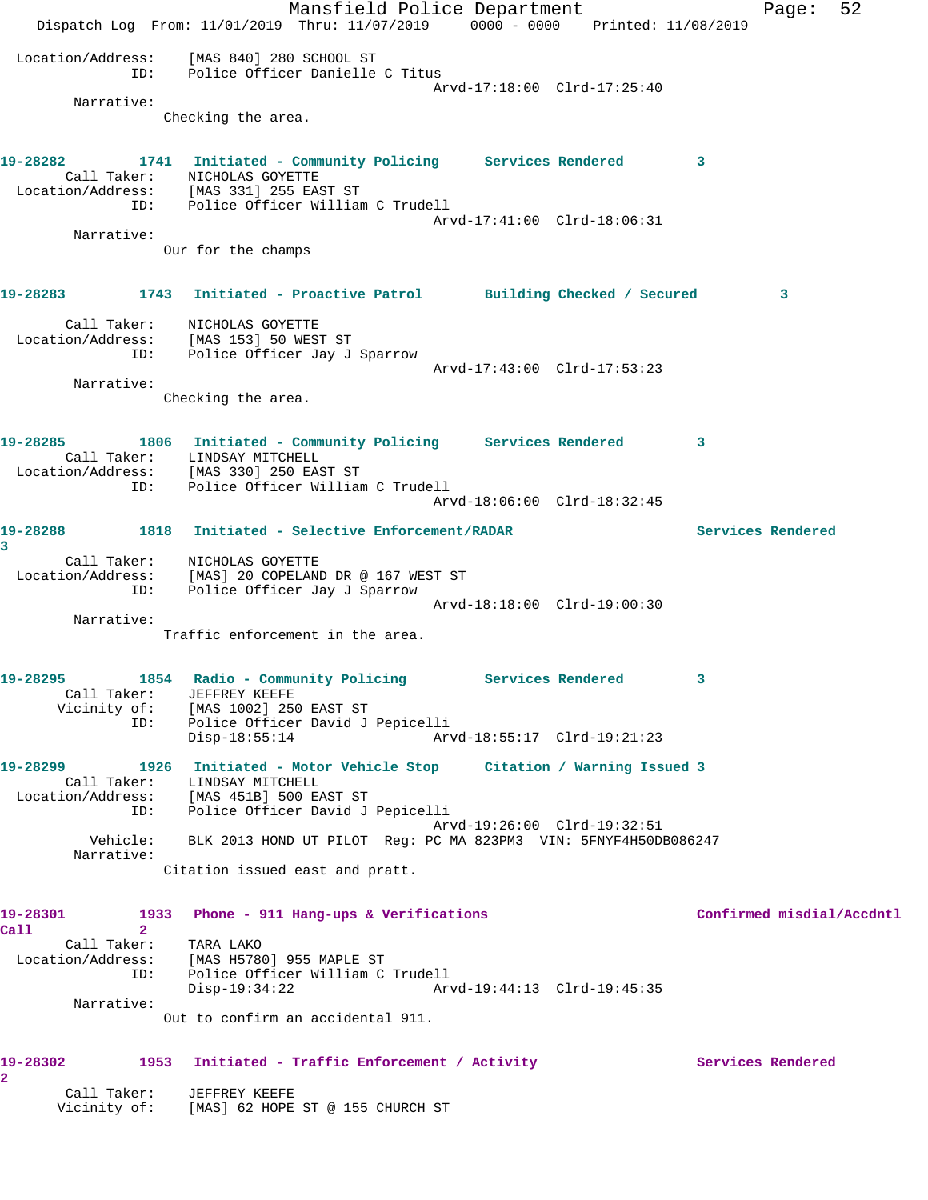```
 Location/Address:    [MAS 840] 280 SCHOOL ST
               ID:    Police Officer Danielle C Titus
                                          Arvd-17:18:00  Clrd-17:25:40
        Narrative:
                Checking the area.


19-28282        1741   Initiated - Community Policing     Services Rendered        3
       Call Taker:    NICHOLAS GOYETTE
 Location/Address:    [MAS 331] 255 EAST ST
               ID:    Police Officer William C Trudell
                                          Arvd-17:41:00  Clrd-18:06:31
        Narrative:
                Our for the champs


19-28283        1743   Initiated - Proactive Patrol       Building Checked / Secured         3

       Call Taker:    NICHOLAS GOYETTE
 Location/Address:    [MAS 153] 50 WEST ST
               ID:    Police Officer Jay J Sparrow
                                          Arvd-17:43:00  Clrd-17:53:23
        Narrative:
                Checking the area.


19-28285        1806   Initiated - Community Policing     Services Rendered        3
       Call Taker:    LINDSAY MITCHELL
 Location/Address:    [MAS 330] 250 EAST ST
               ID:    Police Officer William C Trudell
                                          Arvd-18:06:00  Clrd-18:32:45

19-28288        1818   Initiated - Selective Enforcement/RADAR                     Services Rendered
3
       Call Taker:    NICHOLAS GOYETTE
 Location/Address:    [MAS] 20 COPELAND DR @ 167 WEST ST
               ID:    Police Officer Jay J Sparrow
                                          Arvd-18:18:00  Clrd-19:00:30
        Narrative:
                Traffic enforcement in the area.


19-28295        1854   Radio - Community Policing         Services Rendered        3
       Call Taker:    JEFFREY KEEFE
      Vicinity of:    [MAS 1002] 250 EAST ST
               ID:    Police Officer David J Pepicelli
                      Disp-18:55:14               Arvd-18:55:17  Clrd-19:21:23

19-28299        1926   Initiated - Motor Vehicle Stop     Citation / Warning Issued 3
       Call Taker:    LINDSAY MITCHELL
 Location/Address:    [MAS 451B] 500 EAST ST
               ID:    Police Officer David J Pepicelli
                                          Arvd-19:26:00  Clrd-19:32:51
          Vehicle:    BLK 2013 HOND UT PILOT  Reg: PC MA 823PM3  VIN: 5FNYF4H50DB086247
        Narrative:
                Citation issued east and pratt.


19-28301        1933   Phone - 911 Hang-ups & Verifications                        Confirmed misdial/Accdntl
Call            2
       Call Taker:    TARA LAKO
 Location/Address:    [MAS H5780] 955 MAPLE ST
               ID:    Police Officer William C Trudell
                      Disp-19:34:22               Arvd-19:44:13  Clrd-19:45:35
        Narrative:
                Out to confirm an accidental 911.


19-28302        1953   Initiated - Traffic Enforcement / Activity                  Services Rendered
2
       Call Taker:    JEFFREY KEEFE
      Vicinity of:    [MAS] 62 HOPE ST @ 155 CHURCH ST
```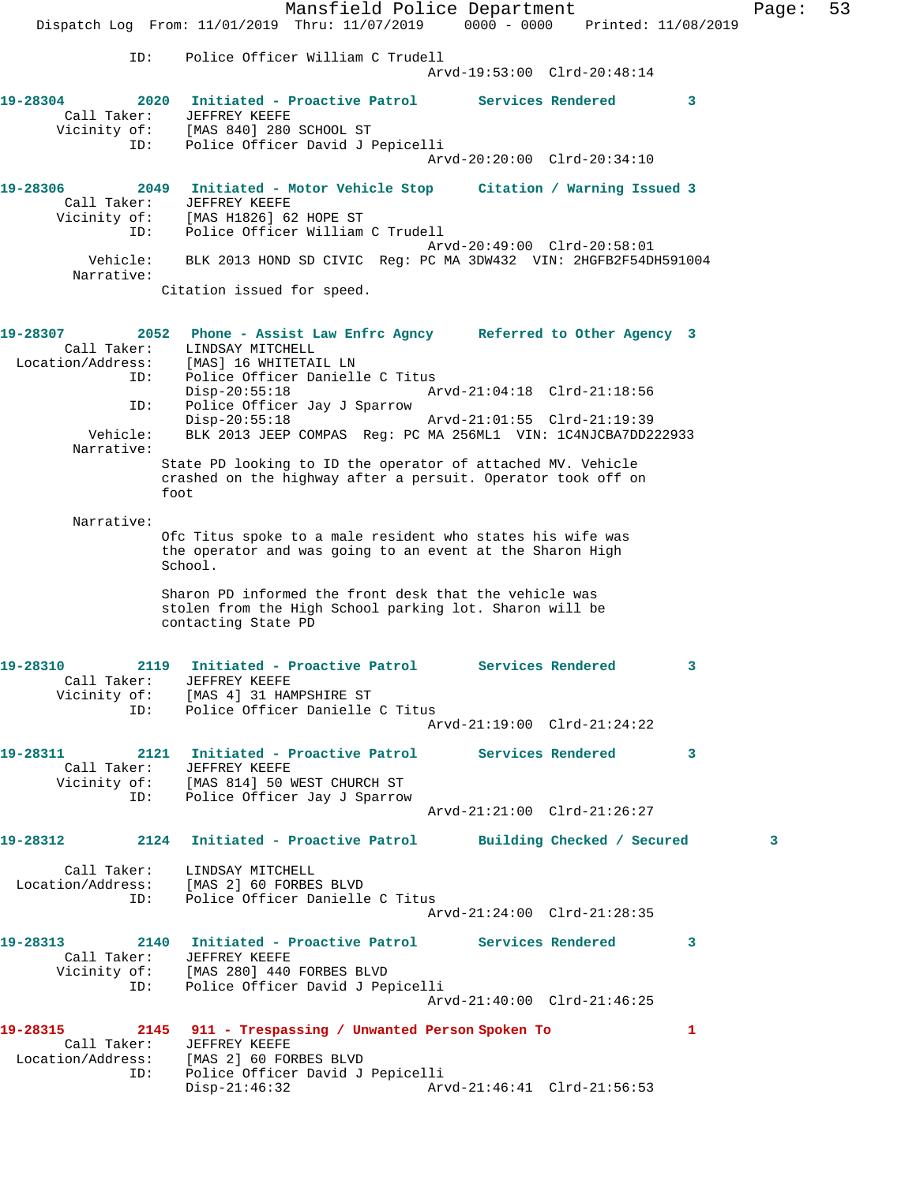ID: Police Officer William C Trudell
Arvd-19:53:00 Clrd-20:48:14

**19-28304 2020 Initiated - Proactive Patrol Services Rendered 3**
Call Taker: JEFFREY KEEFE
Vicinity of: [MAS 840] 280 SCHOOL ST
ID: Police Officer David J Pepicelli
Arvd-20:20:00 Clrd-20:34:10

**19-28306 2049 Initiated - Motor Vehicle Stop Citation / Warning Issued 3**
Call Taker: JEFFREY KEEFE
Vicinity of: [MAS H1826] 62 HOPE ST
ID: Police Officer William C Trudell
Arvd-20:49:00 Clrd-20:58:01
Vehicle: BLK 2013 HOND SD CIVIC Reg: PC MA 3DW432 VIN: 2HGFB2F54DH591004
Narrative:
Citation issued for speed.

**19-28307 2052 Phone - Assist Law Enfrc Agncy Referred to Other Agency 3**
Call Taker: LINDSAY MITCHELL
Location/Address: [MAS] 16 WHITETAIL LN
ID: Police Officer Danielle C Titus
Disp-20:55:18 Arvd-21:04:18 Clrd-21:18:56
ID: Police Officer Jay J Sparrow
Disp-20:55:18 Arvd-21:01:55 Clrd-21:19:39
Vehicle: BLK 2013 JEEP COMPAS Reg: PC MA 256ML1 VIN: 1C4NJCBA7DD222933
Narrative:
State PD looking to ID the operator of attached MV. Vehicle crashed on the highway after a persuit. Operator took off on foot

Narrative:
Ofc Titus spoke to a male resident who states his wife was the operator and was going to an event at the Sharon High School.

Sharon PD informed the front desk that the vehicle was stolen from the High School parking lot. Sharon will be contacting State PD

**19-28310 2119 Initiated - Proactive Patrol Services Rendered 3**
Call Taker: JEFFREY KEEFE
Vicinity of: [MAS 4] 31 HAMPSHIRE ST
ID: Police Officer Danielle C Titus
Arvd-21:19:00 Clrd-21:24:22

**19-28311 2121 Initiated - Proactive Patrol Services Rendered 3**
Call Taker: JEFFREY KEEFE
Vicinity of: [MAS 814] 50 WEST CHURCH ST
ID: Police Officer Jay J Sparrow
Arvd-21:21:00 Clrd-21:26:27

**19-28312 2124 Initiated - Proactive Patrol Building Checked / Secured 3**
Call Taker: LINDSAY MITCHELL
Location/Address: [MAS 2] 60 FORBES BLVD
ID: Police Officer Danielle C Titus
Arvd-21:24:00 Clrd-21:28:35

**19-28313 2140 Initiated - Proactive Patrol Services Rendered 3**
Call Taker: JEFFREY KEEFE
Vicinity of: [MAS 280] 440 FORBES BLVD
ID: Police Officer David J Pepicelli
Arvd-21:40:00 Clrd-21:46:25

**19-28315 2145 911 - Trespassing / Unwanted Person Spoken To 1**
Call Taker: JEFFREY KEEFE
Location/Address: [MAS 2] 60 FORBES BLVD
ID: Police Officer David J Pepicelli
Disp-21:46:32 Arvd-21:46:41 Clrd-21:56:53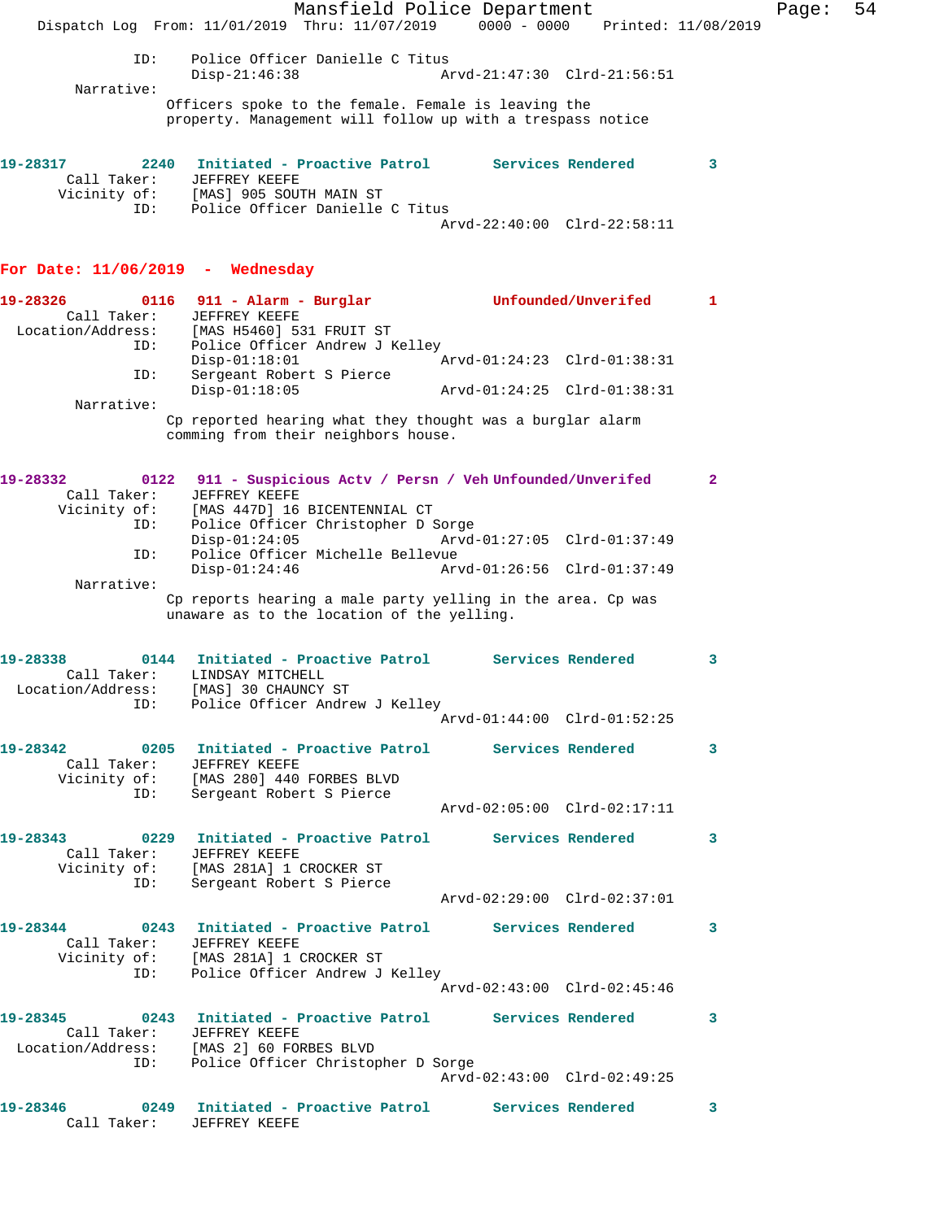```
            ID:    Police Officer Danielle C Titus
                   Disp-21:46:38                 Arvd-21:47:30  Clrd-21:56:51
     Narrative:
                    Officers spoke to the female. Female is leaving the
                    property. Management will follow up with a trespass notice
```

```
19-28317        2240   Initiated - Proactive Patrol       Services Rendered         3
      Call Taker:      JEFFREY KEEFE
      Vicinity of:     [MAS] 905 SOUTH MAIN ST
              ID:      Police Officer Danielle C Titus
                                                 Arvd-22:40:00  Clrd-22:58:11
```

## For Date: 11/06/2019 - Wednesday

```
19-28326        0116   911 - Alarm - Burglar              Unfounded/Unverifed       1
      Call Taker:      JEFFREY KEEFE
  Location/Address:    [MAS H5460] 531 FRUIT ST
              ID:      Police Officer Andrew J Kelley
                       Disp-01:18:01             Arvd-01:24:23  Clrd-01:38:31
              ID:      Sergeant Robert S Pierce
                       Disp-01:18:05             Arvd-01:24:25  Clrd-01:38:31
     Narrative:
                    Cp reported hearing what they thought was a burglar alarm
                    comming from their neighbors house.
```

```
19-28332        0122   911 - Suspicious Actv / Persn / Veh Unfounded/Unverifed      2
      Call Taker:      JEFFREY KEEFE
      Vicinity of:     [MAS 447D] 16 BICENTENNIAL CT
              ID:      Police Officer Christopher D Sorge
                       Disp-01:24:05             Arvd-01:27:05  Clrd-01:37:49
              ID:      Police Officer Michelle Bellevue
                       Disp-01:24:46             Arvd-01:26:56  Clrd-01:37:49
     Narrative:
                    Cp reports hearing a male party yelling in the area. Cp was
                    unaware as to the location of the yelling.
```

```
19-28338        0144   Initiated - Proactive Patrol       Services Rendered         3
      Call Taker:      LINDSAY MITCHELL
  Location/Address:    [MAS] 30 CHAUNCY ST
              ID:      Police Officer Andrew J Kelley
                                                 Arvd-01:44:00  Clrd-01:52:25
```

```
19-28342        0205   Initiated - Proactive Patrol       Services Rendered         3
      Call Taker:      JEFFREY KEEFE
      Vicinity of:     [MAS 280] 440 FORBES BLVD
              ID:      Sergeant Robert S Pierce
                                                 Arvd-02:05:00  Clrd-02:17:11
```

```
19-28343        0229   Initiated - Proactive Patrol       Services Rendered         3
      Call Taker:      JEFFREY KEEFE
      Vicinity of:     [MAS 281A] 1 CROCKER ST
              ID:      Sergeant Robert S Pierce
                                                 Arvd-02:29:00  Clrd-02:37:01
```

```
19-28344        0243   Initiated - Proactive Patrol       Services Rendered         3
      Call Taker:      JEFFREY KEEFE
      Vicinity of:     [MAS 281A] 1 CROCKER ST
              ID:      Police Officer Andrew J Kelley
                                                 Arvd-02:43:00  Clrd-02:45:46
```

```
19-28345        0243   Initiated - Proactive Patrol       Services Rendered         3
      Call Taker:      JEFFREY KEEFE
  Location/Address:    [MAS 2] 60 FORBES BLVD
              ID:      Police Officer Christopher D Sorge
                                                 Arvd-02:43:00  Clrd-02:49:25
```

```
19-28346        0249   Initiated - Proactive Patrol       Services Rendered         3
      Call Taker:      JEFFREY KEEFE
```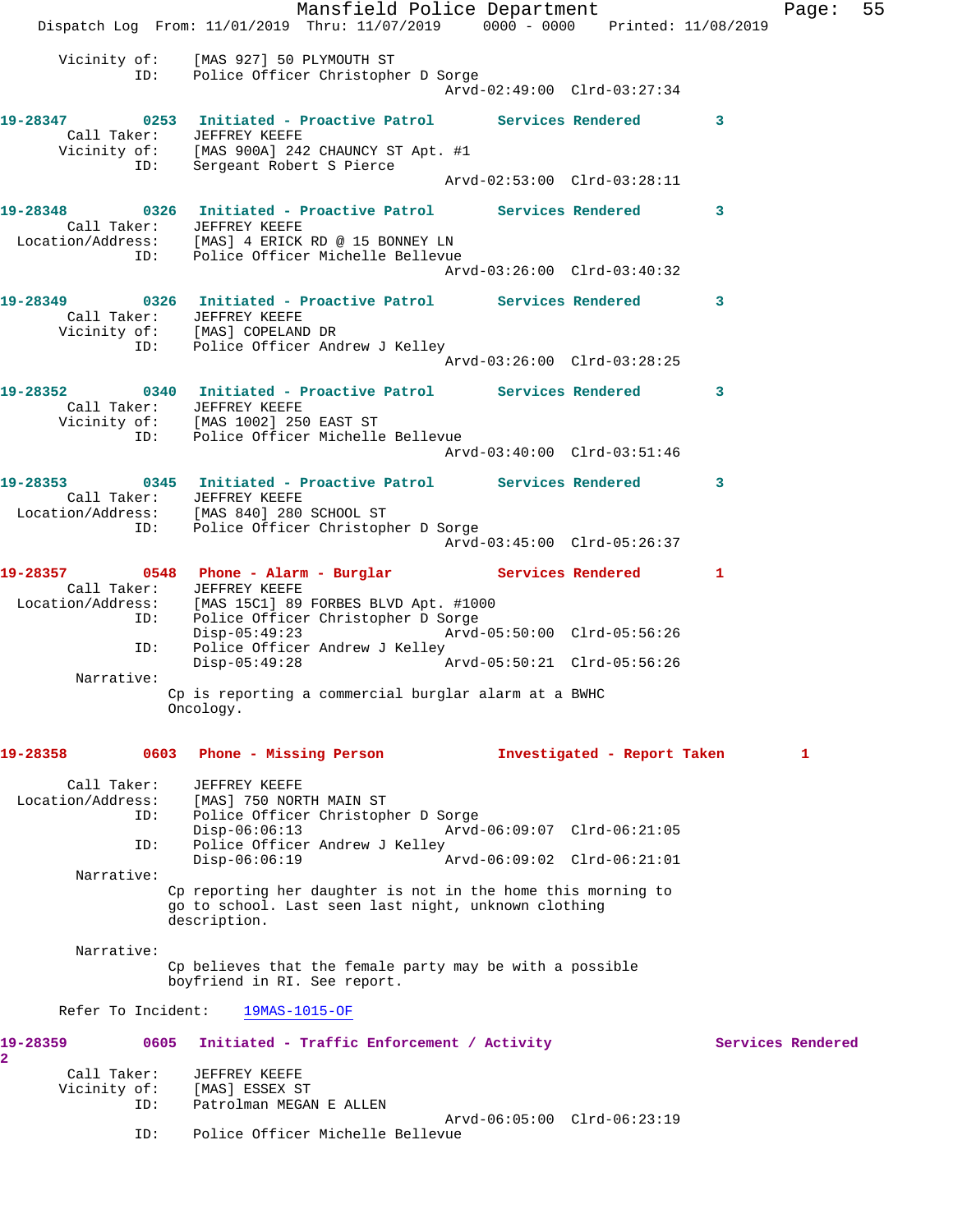Vicinity of: [MAS 927] 50 PLYMOUTH ST
ID: Police Officer Christopher D Sorge
Arvd-02:49:00 Clrd-03:27:34

**19-28347** 0253 **Initiated - Proactive Patrol** **Services Rendered** 3
Call Taker: JEFFREY KEEFE
Vicinity of: [MAS 900A] 242 CHAUNCY ST Apt. #1
ID: Sergeant Robert S Pierce
Arvd-02:53:00 Clrd-03:28:11

**19-28348** 0326 **Initiated - Proactive Patrol** **Services Rendered** 3
Call Taker: JEFFREY KEEFE
Location/Address: [MAS] 4 ERICK RD @ 15 BONNEY LN
ID: Police Officer Michelle Bellevue
Arvd-03:26:00 Clrd-03:40:32

**19-28349** 0326 **Initiated - Proactive Patrol** **Services Rendered** 3
Call Taker: JEFFREY KEEFE
Vicinity of: [MAS] COPELAND DR
ID: Police Officer Andrew J Kelley
Arvd-03:26:00 Clrd-03:28:25

**19-28352** 0340 **Initiated - Proactive Patrol** **Services Rendered** 3
Call Taker: JEFFREY KEEFE
Vicinity of: [MAS 1002] 250 EAST ST
ID: Police Officer Michelle Bellevue
Arvd-03:40:00 Clrd-03:51:46

**19-28353** 0345 **Initiated - Proactive Patrol** **Services Rendered** 3
Call Taker: JEFFREY KEEFE
Location/Address: [MAS 840] 280 SCHOOL ST
ID: Police Officer Christopher D Sorge
Arvd-03:45:00 Clrd-05:26:37

**19-28357** 0548 **Phone - Alarm - Burglar** **Services Rendered** 1
Call Taker: JEFFREY KEEFE
Location/Address: [MAS 15C1] 89 FORBES BLVD Apt. #1000
ID: Police Officer Christopher D Sorge
Disp-05:49:23 Arvd-05:50:00 Clrd-05:56:26
ID: Police Officer Andrew J Kelley
Disp-05:49:28 Arvd-05:50:21 Clrd-05:56:26
Narrative:
Cp is reporting a commercial burglar alarm at a BWHC Oncology.

**19-28358** 0603 **Phone - Missing Person** **Investigated - Report Taken** 1
Call Taker: JEFFREY KEEFE
Location/Address: [MAS] 750 NORTH MAIN ST
ID: Police Officer Christopher D Sorge
Disp-06:06:13 Arvd-06:09:07 Clrd-06:21:05
ID: Police Officer Andrew J Kelley
Disp-06:06:19 Arvd-06:09:02 Clrd-06:21:01
Narrative:
Cp reporting her daughter is not in the home this morning to go to school. Last seen last night, unknown clothing description.

Narrative:
Cp believes that the female party may be with a possible boyfriend in RI. See report.

Refer To Incident: 19MAS-1015-OF

**19-28359** 0605 **Initiated - Traffic Enforcement / Activity** **Services Rendered** 2
Call Taker: JEFFREY KEEFE
Vicinity of: [MAS] ESSEX ST
ID: Patrolman MEGAN E ALLEN
Arvd-06:05:00 Clrd-06:23:19
ID: Police Officer Michelle Bellevue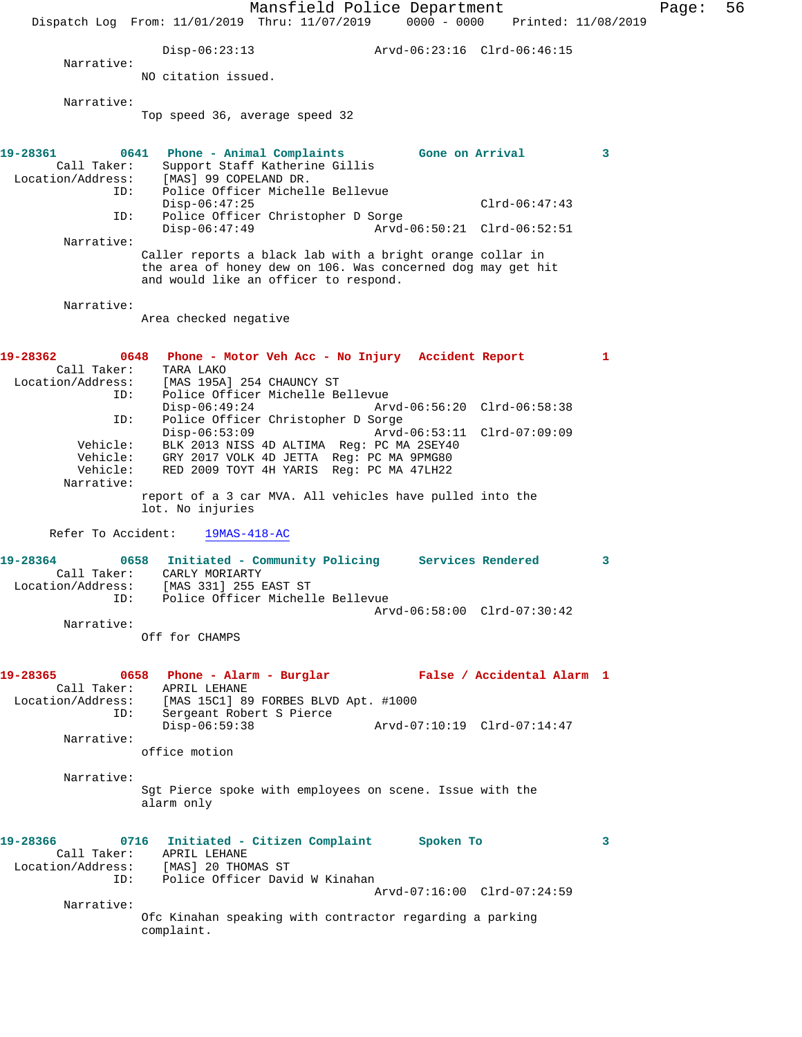Disp-06:23:13 Arvd-06:23:16 Clrd-06:46:15

Narrative:

NO citation issued.

Narrative:

Top speed 36, average speed 32

**19-28361 0641 Phone - Animal Complaints Gone on Arrival 3**

Call Taker: Support Staff Katherine Gillis
Location/Address: [MAS] 99 COPELAND DR.
ID: Police Officer Michelle Bellevue
Disp-06:47:25 Clrd-06:47:43
ID: Police Officer Christopher D Sorge
Disp-06:47:49 Arvd-06:50:21 Clrd-06:52:51

Narrative:

Caller reports a black lab with a bright orange collar in the area of honey dew on 106. Was concerned dog may get hit and would like an officer to respond.

Narrative:

Area checked negative

**19-28362 0648 Phone - Motor Veh Acc - No Injury Accident Report 1**

Call Taker: TARA LAKO
Location/Address: [MAS 195A] 254 CHAUNCY ST
ID: Police Officer Michelle Bellevue
Disp-06:49:24 Arvd-06:56:20 Clrd-06:58:38
ID: Police Officer Christopher D Sorge
Disp-06:53:09 Arvd-06:53:11 Clrd-07:09:09
Vehicle: BLK 2013 NISS 4D ALTIMA Reg: PC MA 2SEY40
Vehicle: GRY 2017 VOLK 4D JETTA Reg: PC MA 9PMG80
Vehicle: RED 2009 TOYT 4H YARIS Reg: PC MA 47LH22

Narrative:

report of a 3 car MVA. All vehicles have pulled into the lot. No injuries

Refer To Accident: 19MAS-418-AC

**19-28364 0658 Initiated - Community Policing Services Rendered 3**

Call Taker: CARLY MORIARTY
Location/Address: [MAS 331] 255 EAST ST
ID: Police Officer Michelle Bellevue
Arvd-06:58:00 Clrd-07:30:42

Narrative:

Off for CHAMPS

**19-28365 0658 Phone - Alarm - Burglar False / Accidental Alarm 1**

Call Taker: APRIL LEHANE
Location/Address: [MAS 15C1] 89 FORBES BLVD Apt. #1000
ID: Sergeant Robert S Pierce
Disp-06:59:38 Arvd-07:10:19 Clrd-07:14:47

Narrative:

office motion

Narrative:

Sgt Pierce spoke with employees on scene. Issue with the alarm only

**19-28366 0716 Initiated - Citizen Complaint Spoken To 3**

Call Taker: APRIL LEHANE
Location/Address: [MAS] 20 THOMAS ST
ID: Police Officer David W Kinahan
Arvd-07:16:00 Clrd-07:24:59

Narrative:

Ofc Kinahan speaking with contractor regarding a parking complaint.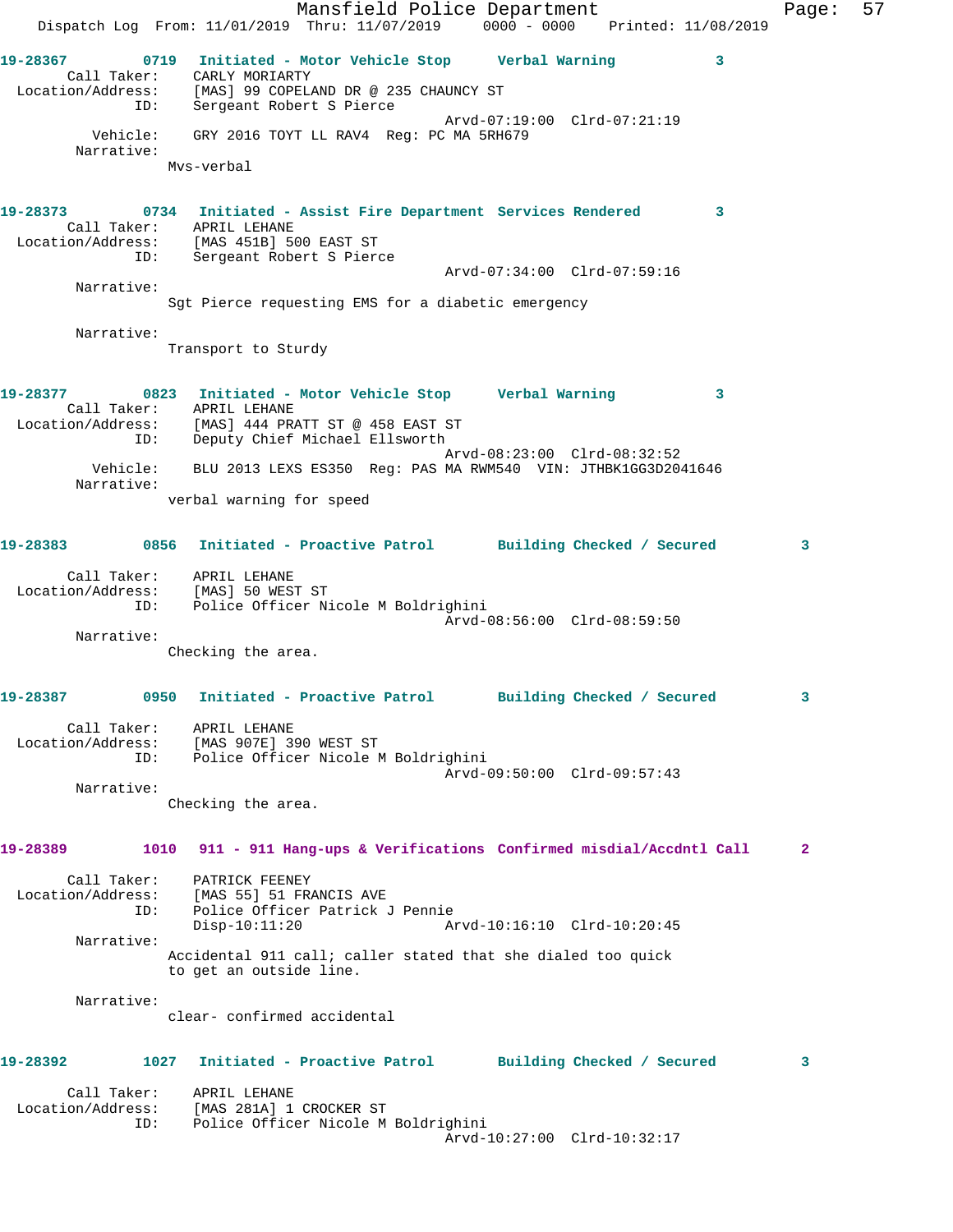**19-28367** 0719 **Initiated - Motor Vehicle Stop** **Verbal Warning** 3

Call Taker: CARLY MORIARTY
Location/Address: [MAS] 99 COPELAND DR @ 235 CHAUNCY ST
ID: Sergeant Robert S Pierce
Arvd-07:19:00 Clrd-07:21:19
Vehicle: GRY 2016 TOYT LL RAV4 Reg: PC MA 5RH679
Narrative:
Mvs-verbal

**19-28373** 0734 **Initiated - Assist Fire Department** **Services Rendered** 3

Call Taker: APRIL LEHANE
Location/Address: [MAS 451B] 500 EAST ST
ID: Sergeant Robert S Pierce
Arvd-07:34:00 Clrd-07:59:16
Narrative:
Sgt Pierce requesting EMS for a diabetic emergency

Narrative:
Transport to Sturdy

**19-28377** 0823 **Initiated - Motor Vehicle Stop** **Verbal Warning** 3

Call Taker: APRIL LEHANE
Location/Address: [MAS] 444 PRATT ST @ 458 EAST ST
ID: Deputy Chief Michael Ellsworth
Arvd-08:23:00 Clrd-08:32:52
Vehicle: BLU 2013 LEXS ES350 Reg: PAS MA RWM540 VIN: JTHBK1GG3D2041646
Narrative:
verbal warning for speed

**19-28383** 0856 **Initiated - Proactive Patrol** **Building Checked / Secured** 3

Call Taker: APRIL LEHANE
Location/Address: [MAS] 50 WEST ST
ID: Police Officer Nicole M Boldrighini
Arvd-08:56:00 Clrd-08:59:50
Narrative:
Checking the area.

**19-28387** 0950 **Initiated - Proactive Patrol** **Building Checked / Secured** 3

Call Taker: APRIL LEHANE
Location/Address: [MAS 907E] 390 WEST ST
ID: Police Officer Nicole M Boldrighini
Arvd-09:50:00 Clrd-09:57:43
Narrative:
Checking the area.

**19-28389** 1010 **911 - 911 Hang-ups & Verifications** **Confirmed misdial/Accdntl Call** 2

Call Taker: PATRICK FEENEY
Location/Address: [MAS 55] 51 FRANCIS AVE
ID: Police Officer Patrick J Pennie
Disp-10:11:20 Arvd-10:16:10 Clrd-10:20:45
Narrative:
Accidental 911 call; caller stated that she dialed too quick to get an outside line.

Narrative:
clear- confirmed accidental

**19-28392** 1027 **Initiated - Proactive Patrol** **Building Checked / Secured** 3

Call Taker: APRIL LEHANE
Location/Address: [MAS 281A] 1 CROCKER ST
ID: Police Officer Nicole M Boldrighini
Arvd-10:27:00 Clrd-10:32:17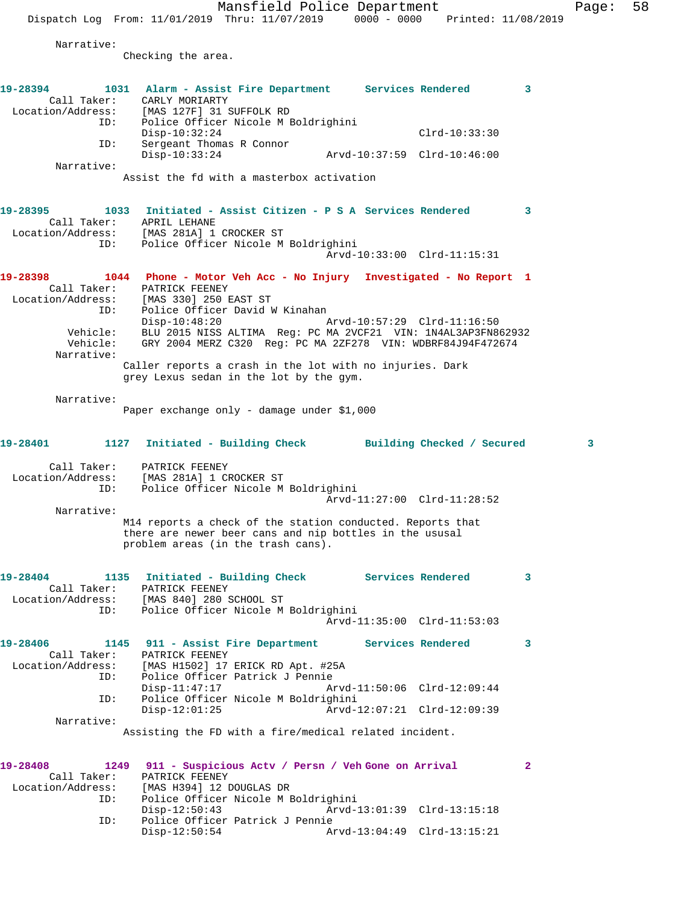Narrative:
Checking the area.

**19-28394** 1031 **Alarm - Assist Fire Department** **Services Rendered** 3

Call Taker: CARLY MORIARTY
Location/Address: [MAS 127F] 31 SUFFOLK RD
ID: Police Officer Nicole M Boldrighini
Disp-10:32:24 Clrd-10:33:30
ID: Sergeant Thomas R Connor
Disp-10:33:24 Arvd-10:37:59 Clrd-10:46:00

Narrative:
Assist the fd with a masterbox activation

**19-28395** 1033 **Initiated - Assist Citizen - P S A** **Services Rendered** 3

Call Taker: APRIL LEHANE
Location/Address: [MAS 281A] 1 CROCKER ST
ID: Police Officer Nicole M Boldrighini
Arvd-10:33:00 Clrd-11:15:31

**19-28398** 1044 **Phone - Motor Veh Acc - No Injury** **Investigated - No Report** 1

Call Taker: PATRICK FEENEY
Location/Address: [MAS 330] 250 EAST ST
ID: Police Officer David W Kinahan
Disp-10:48:20 Arvd-10:57:29 Clrd-11:16:50
Vehicle: BLU 2015 NISS ALTIMA Reg: PC MA 2VCF21 VIN: 1N4AL3AP3FN862932
Vehicle: GRY 2004 MERZ C320 Reg: PC MA 2ZF278 VIN: WDBRF84J94F472674

Narrative:
Caller reports a crash in the lot with no injuries. Dark grey Lexus sedan in the lot by the gym.

Narrative:
Paper exchange only - damage under $1,000

**19-28401** 1127 **Initiated - Building Check** **Building Checked / Secured** 3

Call Taker: PATRICK FEENEY
Location/Address: [MAS 281A] 1 CROCKER ST
ID: Police Officer Nicole M Boldrighini
Arvd-11:27:00 Clrd-11:28:52

Narrative:
M14 reports a check of the station conducted. Reports that there are newer beer cans and nip bottles in the ususal problem areas (in the trash cans).

**19-28404** 1135 **Initiated - Building Check** **Services Rendered** 3

Call Taker: PATRICK FEENEY
Location/Address: [MAS 840] 280 SCHOOL ST
ID: Police Officer Nicole M Boldrighini
Arvd-11:35:00 Clrd-11:53:03

**19-28406** 1145 **911 - Assist Fire Department** **Services Rendered** 3

Call Taker: PATRICK FEENEY
Location/Address: [MAS H1502] 17 ERICK RD Apt. #25A
ID: Police Officer Patrick J Pennie
Disp-11:47:17 Arvd-11:50:06 Clrd-12:09:44
ID: Police Officer Nicole M Boldrighini
Disp-12:01:25 Arvd-12:07:21 Clrd-12:09:39

Narrative:
Assisting the FD with a fire/medical related incident.

**19-28408** 1249 **911 - Suspicious Actv / Persn / Veh** **Gone on Arrival** 2

Call Taker: PATRICK FEENEY
Location/Address: [MAS H394] 12 DOUGLAS DR
ID: Police Officer Nicole M Boldrighini
Disp-12:50:43 Arvd-13:01:39 Clrd-13:15:18
ID: Police Officer Patrick J Pennie
Disp-12:50:54 Arvd-13:04:49 Clrd-13:15:21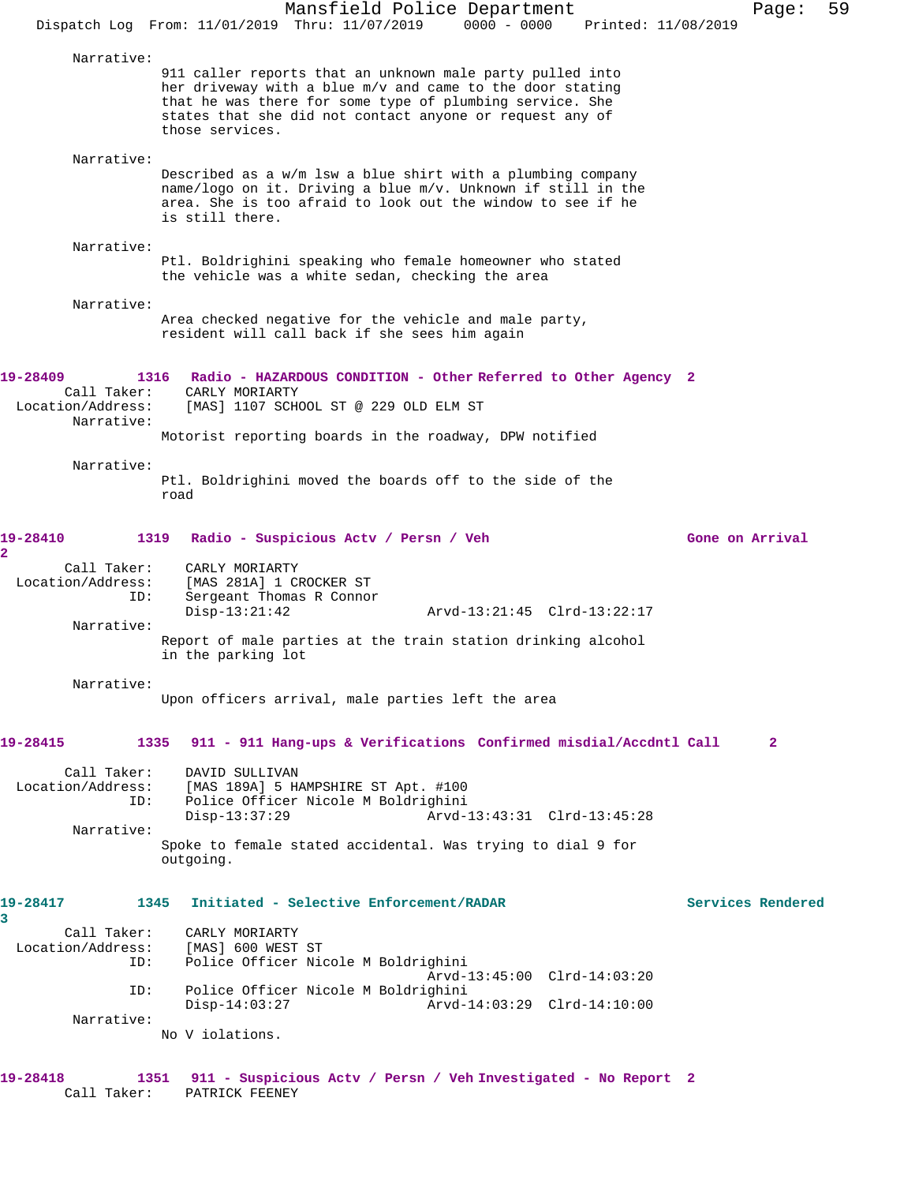Narrative:
911 caller reports that an unknown male party pulled into her driveway with a blue m/v and came to the door stating that he was there for some type of plumbing service. She states that she did not contact anyone or request any of those services.

Narrative:
Described as a w/m lsw a blue shirt with a plumbing company name/logo on it. Driving a blue m/v. Unknown if still in the area. She is too afraid to look out the window to see if he is still there.

Narrative:
Ptl. Boldrighini speaking who female homeowner who stated the vehicle was a white sedan, checking the area

Narrative:
Area checked negative for the vehicle and male party, resident will call back if she sees him again

**19-28409 1316 Radio - HAZARDOUS CONDITION - Other Referred to Other Agency 2**

Call Taker: CARLY MORIARTY
Location/Address: [MAS] 1107 SCHOOL ST @ 229 OLD ELM ST
Narrative:
Motorist reporting boards in the roadway, DPW notified

Narrative:
Ptl. Boldrighini moved the boards off to the side of the road

**19-28410 1319 Radio - Suspicious Actv / Persn / Veh Gone on Arrival 2**

Call Taker: CARLY MORIARTY
Location/Address: [MAS 281A] 1 CROCKER ST
ID: Sergeant Thomas R Connor
Disp-13:21:42 Arvd-13:21:45 Clrd-13:22:17
Narrative:
Report of male parties at the train station drinking alcohol in the parking lot

Narrative:
Upon officers arrival, male parties left the area

**19-28415 1335 911 - 911 Hang-ups & Verifications Confirmed misdial/Accdntl Call 2**

Call Taker: DAVID SULLIVAN
Location/Address: [MAS 189A] 5 HAMPSHIRE ST Apt. #100
ID: Police Officer Nicole M Boldrighini
Disp-13:37:29 Arvd-13:43:31 Clrd-13:45:28
Narrative:
Spoke to female stated accidental. Was trying to dial 9 for outgoing.

**19-28417 1345 Initiated - Selective Enforcement/RADAR Services Rendered 3**

Call Taker: CARLY MORIARTY
Location/Address: [MAS] 600 WEST ST
ID: Police Officer Nicole M Boldrighini
Arvd-13:45:00 Clrd-14:03:20
ID: Police Officer Nicole M Boldrighini
Disp-14:03:27 Arvd-14:03:29 Clrd-14:10:00
Narrative:
No V iolations.

**19-28418 1351 911 - Suspicious Actv / Persn / Veh Investigated - No Report 2**

Call Taker: PATRICK FEENEY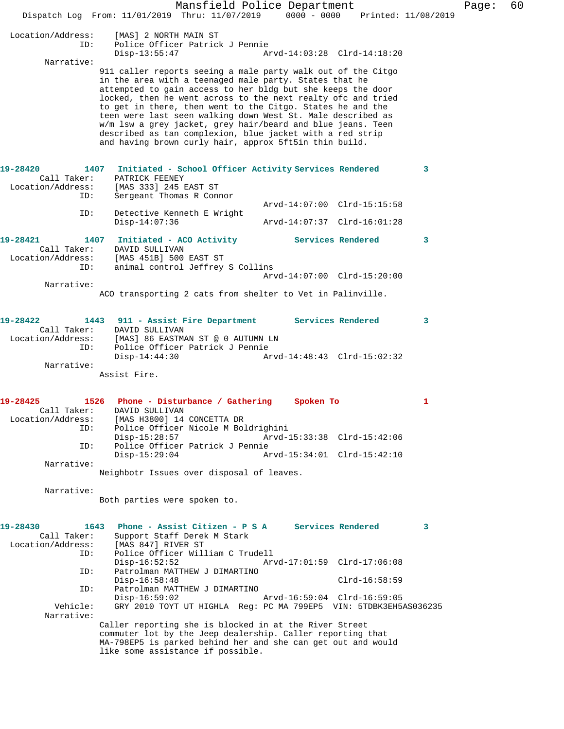Location/Address: [MAS] 2 NORTH MAIN ST
ID: Police Officer Patrick J Pennie
Disp-13:55:47 Arvd-14:03:28 Clrd-14:18:20

Narrative:

911 caller reports seeing a male party walk out of the Citgo in the area with a teenaged male party. States that he attempted to gain access to her bldg but she keeps the door locked, then he went across to the next realty ofc and tried to get in there, then went to the Citgo. States he and the teen were last seen walking down West St. Male described as w/m lsw a grey jacket, grey hair/beard and blue jeans. Teen described as tan complexion, blue jacket with a red strip and having brown curly hair, approx 5ft5in thin build.

**19-28420 1407 Initiated - School Officer Activity Services Rendered 3**

Call Taker: PATRICK FEENEY
Location/Address: [MAS 333] 245 EAST ST
ID: Sergeant Thomas R Connor
Arvd-14:07:00 Clrd-15:15:58
ID: Detective Kenneth E Wright
Disp-14:07:36 Arvd-14:07:37 Clrd-16:01:28

**19-28421 1407 Initiated - ACO Activity Services Rendered 3**

Call Taker: DAVID SULLIVAN
Location/Address: [MAS 451B] 500 EAST ST
ID: animal control Jeffrey S Collins
Arvd-14:07:00 Clrd-15:20:00

Narrative:

ACO transporting 2 cats from shelter to Vet in Palinville.

**19-28422 1443 911 - Assist Fire Department Services Rendered 3**

Call Taker: DAVID SULLIVAN
Location/Address: [MAS] 86 EASTMAN ST @ 0 AUTUMN LN
ID: Police Officer Patrick J Pennie
Disp-14:44:30 Arvd-14:48:43 Clrd-15:02:32

Narrative:

Assist Fire.

**19-28425 1526 Phone - Disturbance / Gathering Spoken To 1**

Call Taker: DAVID SULLIVAN
Location/Address: [MAS H3800] 14 CONCETTA DR
ID: Police Officer Nicole M Boldrighini
Disp-15:28:57 Arvd-15:33:38 Clrd-15:42:06
ID: Police Officer Patrick J Pennie
Disp-15:29:04 Arvd-15:34:01 Clrd-15:42:10

Narrative:

Neighbotr Issues over disposal of leaves.

Narrative:

Both parties were spoken to.

**19-28430 1643 Phone - Assist Citizen - P S A Services Rendered 3**

Call Taker: Support Staff Derek M Stark
Location/Address: [MAS 847] RIVER ST
ID: Police Officer William C Trudell
Disp-16:52:52 Arvd-17:01:59 Clrd-17:06:08
ID: Patrolman MATTHEW J DIMARTINO
Disp-16:58:48 Clrd-16:58:59
ID: Patrolman MATTHEW J DIMARTINO
Disp-16:59:02 Arvd-16:59:04 Clrd-16:59:05
Vehicle: GRY 2010 TOYT UT HIGHLA Reg: PC MA 799EP5 VIN: 5TDBK3EH5AS036235

Narrative:

Caller reporting she is blocked in at the River Street commuter lot by the Jeep dealership. Caller reporting that MA-798EP5 is parked behind her and she can get out and would like some assistance if possible.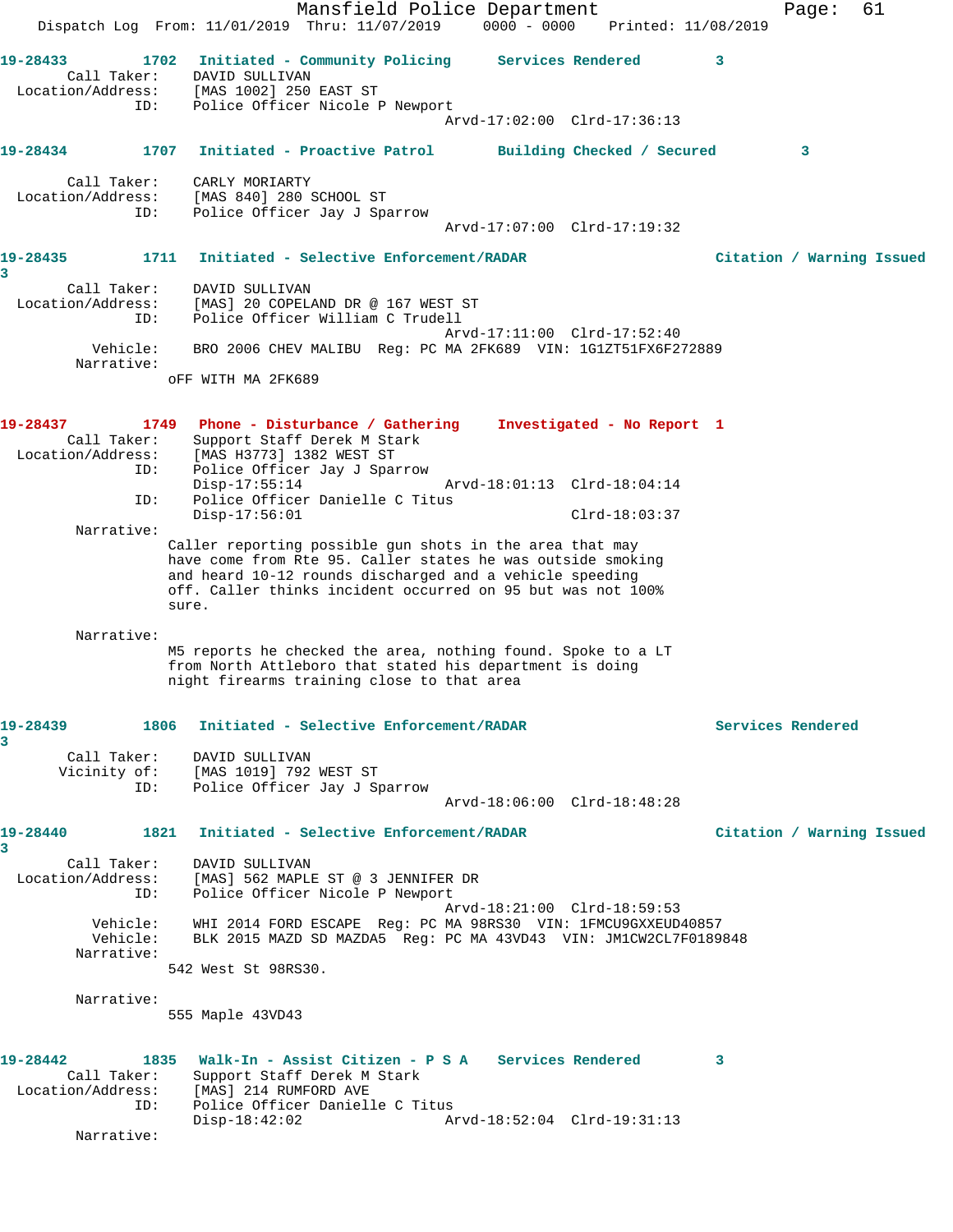**19-28433** 1702 Initiated - Community Policing Services Rendered 3
Call Taker: DAVID SULLIVAN
Location/Address: [MAS 1002] 250 EAST ST
ID: Police Officer Nicole P Newport
Arvd-17:02:00 Clrd-17:36:13

**19-28434** 1707 Initiated - Proactive Patrol Building Checked / Secured 3
Call Taker: CARLY MORIARTY
Location/Address: [MAS 840] 280 SCHOOL ST
ID: Police Officer Jay J Sparrow
Arvd-17:07:00 Clrd-17:19:32

**19-28435** 1711 Initiated - Selective Enforcement/RADAR Citation / Warning Issued 3
Call Taker: DAVID SULLIVAN
Location/Address: [MAS] 20 COPELAND DR @ 167 WEST ST
ID: Police Officer William C Trudell
Arvd-17:11:00 Clrd-17:52:40
Vehicle: BRO 2006 CHEV MALIBU Reg: PC MA 2FK689 VIN: 1G1ZT51FX6F272889
Narrative:
oFF WITH MA 2FK689

**19-28437** 1749 Phone - Disturbance / Gathering Investigated - No Report 1
Call Taker: Support Staff Derek M Stark
Location/Address: [MAS H3773] 1382 WEST ST
ID: Police Officer Jay J Sparrow
Disp-17:55:14 Arvd-18:01:13 Clrd-18:04:14
ID: Police Officer Danielle C Titus
Disp-17:56:01 Clrd-18:03:37
Narrative:
Caller reporting possible gun shots in the area that may have come from Rte 95. Caller states he was outside smoking and heard 10-12 rounds discharged and a vehicle speeding off. Caller thinks incident occurred on 95 but was not 100% sure.

Narrative:
M5 reports he checked the area, nothing found. Spoke to a LT from North Attleboro that stated his department is doing night firearms training close to that area

**19-28439** 1806 Initiated - Selective Enforcement/RADAR Services Rendered 3
Call Taker: DAVID SULLIVAN
Vicinity of: [MAS 1019] 792 WEST ST
ID: Police Officer Jay J Sparrow
Arvd-18:06:00 Clrd-18:48:28

**19-28440** 1821 Initiated - Selective Enforcement/RADAR Citation / Warning Issued 3
Call Taker: DAVID SULLIVAN
Location/Address: [MAS] 562 MAPLE ST @ 3 JENNIFER DR
ID: Police Officer Nicole P Newport
Arvd-18:21:00 Clrd-18:59:53
Vehicle: WHI 2014 FORD ESCAPE Reg: PC MA 98RS30 VIN: 1FMCU9GXXEUD40857
Vehicle: BLK 2015 MAZD SD MAZDA5 Reg: PC MA 43VD43 VIN: JM1CW2CL7F0189848
Narrative:
542 West St 98RS30.

Narrative:
555 Maple 43VD43

**19-28442** 1835 Walk-In - Assist Citizen - P S A Services Rendered 3
Call Taker: Support Staff Derek M Stark
Location/Address: [MAS] 214 RUMFORD AVE
ID: Police Officer Danielle C Titus
Disp-18:42:02 Arvd-18:52:04 Clrd-19:31:13
Narrative: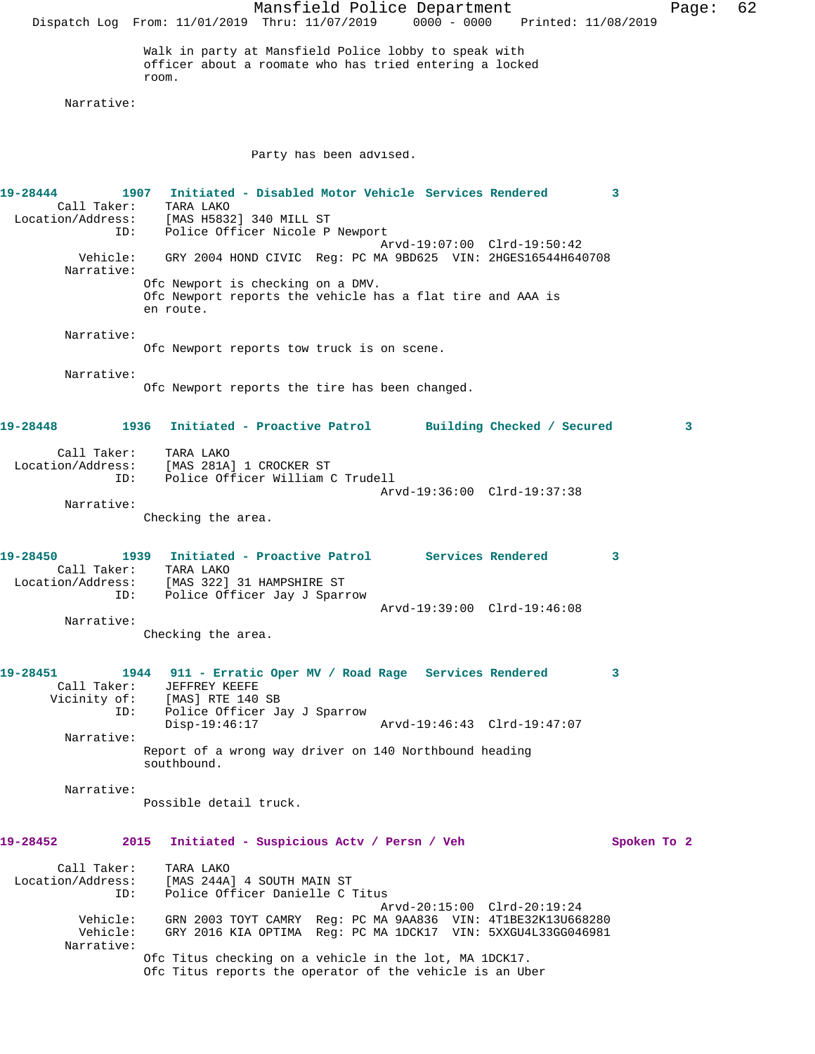Walk in party at Mansfield Police lobby to speak with officer about a roomate who has tried entering a locked room.

Narrative:

Party has been advised.

**19-28444 1907 Initiated - Disabled Motor Vehicle Services Rendered 3**

Call Taker: TARA LAKO
Location/Address: [MAS H5832] 340 MILL ST
ID: Police Officer Nicole P Newport
Arvd-19:07:00 Clrd-19:50:42
Vehicle: GRY 2004 HOND CIVIC Reg: PC MA 9BD625 VIN: 2HGES16544H640708
Narrative:
Ofc Newport is checking on a DMV.
Ofc Newport reports the vehicle has a flat tire and AAA is en route.

Narrative:
Ofc Newport reports tow truck is on scene.

Narrative:
Ofc Newport reports the tire has been changed.

**19-28448 1936 Initiated - Proactive Patrol Building Checked / Secured 3**

Call Taker: TARA LAKO
Location/Address: [MAS 281A] 1 CROCKER ST
ID: Police Officer William C Trudell
Arvd-19:36:00 Clrd-19:37:38
Narrative:
Checking the area.

**19-28450 1939 Initiated - Proactive Patrol Services Rendered 3**

Call Taker: TARA LAKO
Location/Address: [MAS 322] 31 HAMPSHIRE ST
ID: Police Officer Jay J Sparrow
Arvd-19:39:00 Clrd-19:46:08
Narrative:
Checking the area.

**19-28451 1944 911 - Erratic Oper MV / Road Rage Services Rendered 3**

Call Taker: JEFFREY KEEFE
Vicinity of: [MAS] RTE 140 SB
ID: Police Officer Jay J Sparrow
Disp-19:46:17 Arvd-19:46:43 Clrd-19:47:07
Narrative:
Report of a wrong way driver on 140 Northbound heading southbound.

Narrative:
Possible detail truck.

**19-28452 2015 Initiated - Suspicious Actv / Persn / Veh Spoken To 2**

Call Taker: TARA LAKO
Location/Address: [MAS 244A] 4 SOUTH MAIN ST
ID: Police Officer Danielle C Titus
Arvd-20:15:00 Clrd-20:19:24
Vehicle: GRN 2003 TOYT CAMRY Reg: PC MA 9AA836 VIN: 4T1BE32K13U668280
Vehicle: GRY 2016 KIA OPTIMA Reg: PC MA 1DCK17 VIN: 5XXGU4L33GG046981
Narrative:
Ofc Titus checking on a vehicle in the lot, MA 1DCK17.
Ofc Titus reports the operator of the vehicle is an Uber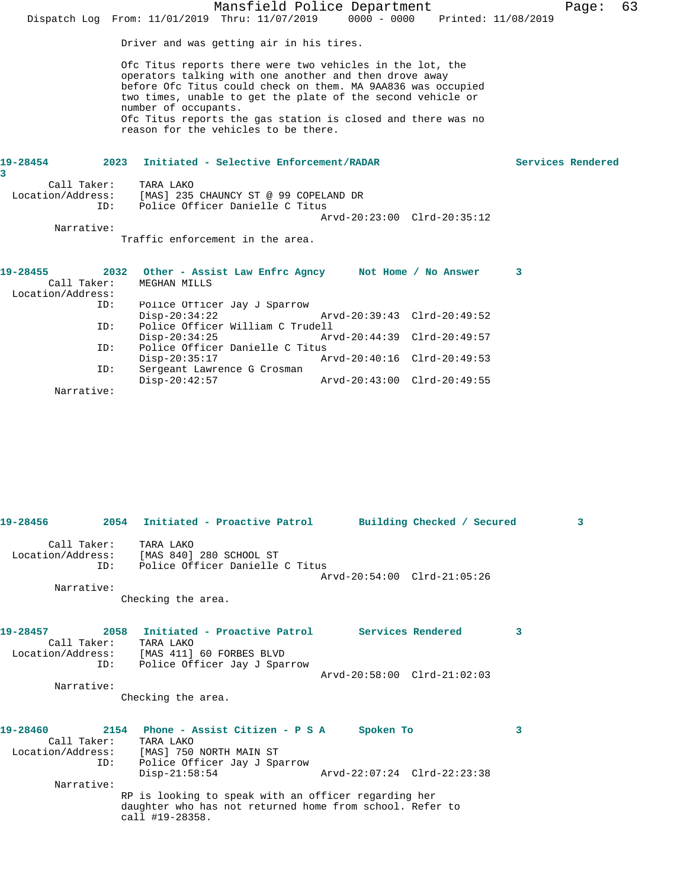Driver and was getting air in his tires.

Ofc Titus reports there were two vehicles in the lot, the operators talking with one another and then drove away before Ofc Titus could check on them. MA 9AA836 was occupied two times, unable to get the plate of the second vehicle or number of occupants.
Ofc Titus reports the gas station is closed and there was no reason for the vehicles to be there.

**19-28454 2023 Initiated - Selective Enforcement/RADAR Services Rendered 3**

Call Taker: TARA LAKO
Location/Address: [MAS] 235 CHAUNCY ST @ 99 COPELAND DR
ID: Police Officer Danielle C Titus
Arvd-20:23:00 Clrd-20:35:12

Narrative:
Traffic enforcement in the area.

**19-28455 2032 Other - Assist Law Enfrc Agncy Not Home / No Answer 3**

Call Taker: MEGHAN MILLS
Location/Address:
ID: Police Officer Jay J Sparrow
Disp-20:34:22 Arvd-20:39:43 Clrd-20:49:52
ID: Police Officer William C Trudell
Disp-20:34:25 Arvd-20:44:39 Clrd-20:49:57
ID: Police Officer Danielle C Titus
Disp-20:35:17 Arvd-20:40:16 Clrd-20:49:53
ID: Sergeant Lawrence G Crosman
Disp-20:42:57 Arvd-20:43:00 Clrd-20:49:55

Narrative:

**19-28456 2054 Initiated - Proactive Patrol Building Checked / Secured 3**

Call Taker: TARA LAKO
Location/Address: [MAS 840] 280 SCHOOL ST
ID: Police Officer Danielle C Titus
Arvd-20:54:00 Clrd-21:05:26

Narrative:
Checking the area.

**19-28457 2058 Initiated - Proactive Patrol Services Rendered 3**

Call Taker: TARA LAKO
Location/Address: [MAS 411] 60 FORBES BLVD
ID: Police Officer Jay J Sparrow
Arvd-20:58:00 Clrd-21:02:03

Narrative:
Checking the area.

**19-28460 2154 Phone - Assist Citizen - P S A Spoken To 3**

Call Taker: TARA LAKO
Location/Address: [MAS] 750 NORTH MAIN ST
ID: Police Officer Jay J Sparrow
Disp-21:58:54 Arvd-22:07:24 Clrd-22:23:38

Narrative:
RP is looking to speak with an officer regarding her daughter who has not returned home from school. Refer to call #19-28358.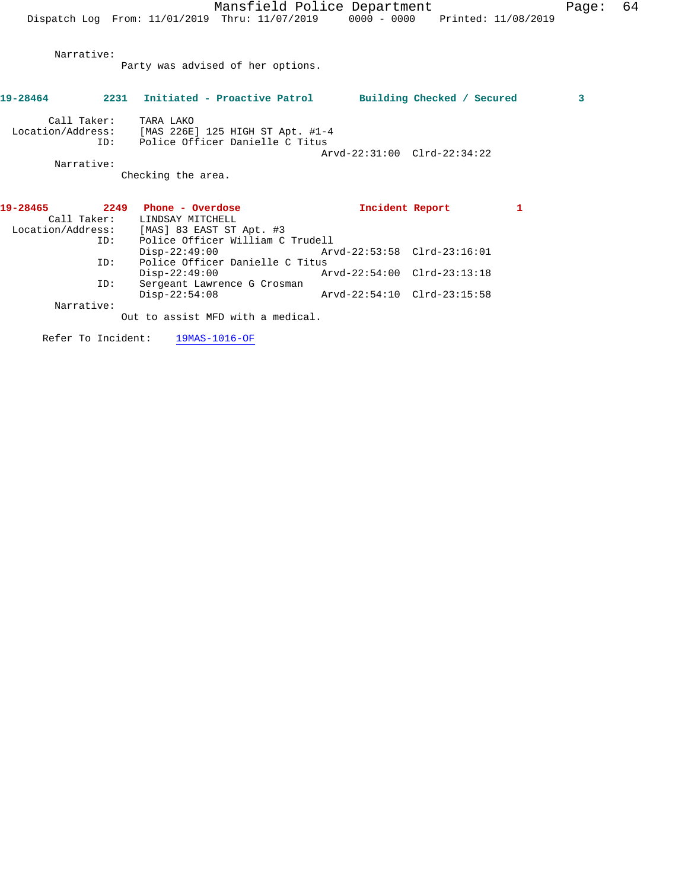Narrative:
Party was advised of her options.

**19-28464 2231 Initiated - Proactive Patrol Building Checked / Secured 3**

Call Taker: TARA LAKO
Location/Address: [MAS 226E] 125 HIGH ST Apt. #1-4
ID: Police Officer Danielle C Titus
Arvd-22:31:00 Clrd-22:34:22
Narrative:
Checking the area.

**19-28465 2249 Phone - Overdose Incident Report 1**

Call Taker: LINDSAY MITCHELL
Location/Address: [MAS] 83 EAST ST Apt. #3
ID: Police Officer William C Trudell
Disp-22:49:00 Arvd-22:53:58 Clrd-23:16:01
ID: Police Officer Danielle C Titus
Disp-22:49:00 Arvd-22:54:00 Clrd-23:13:18
ID: Sergeant Lawrence G Crosman
Disp-22:54:08 Arvd-22:54:10 Clrd-23:15:58
Narrative:
Out to assist MFD with a medical.

Refer To Incident: 19MAS-1016-OF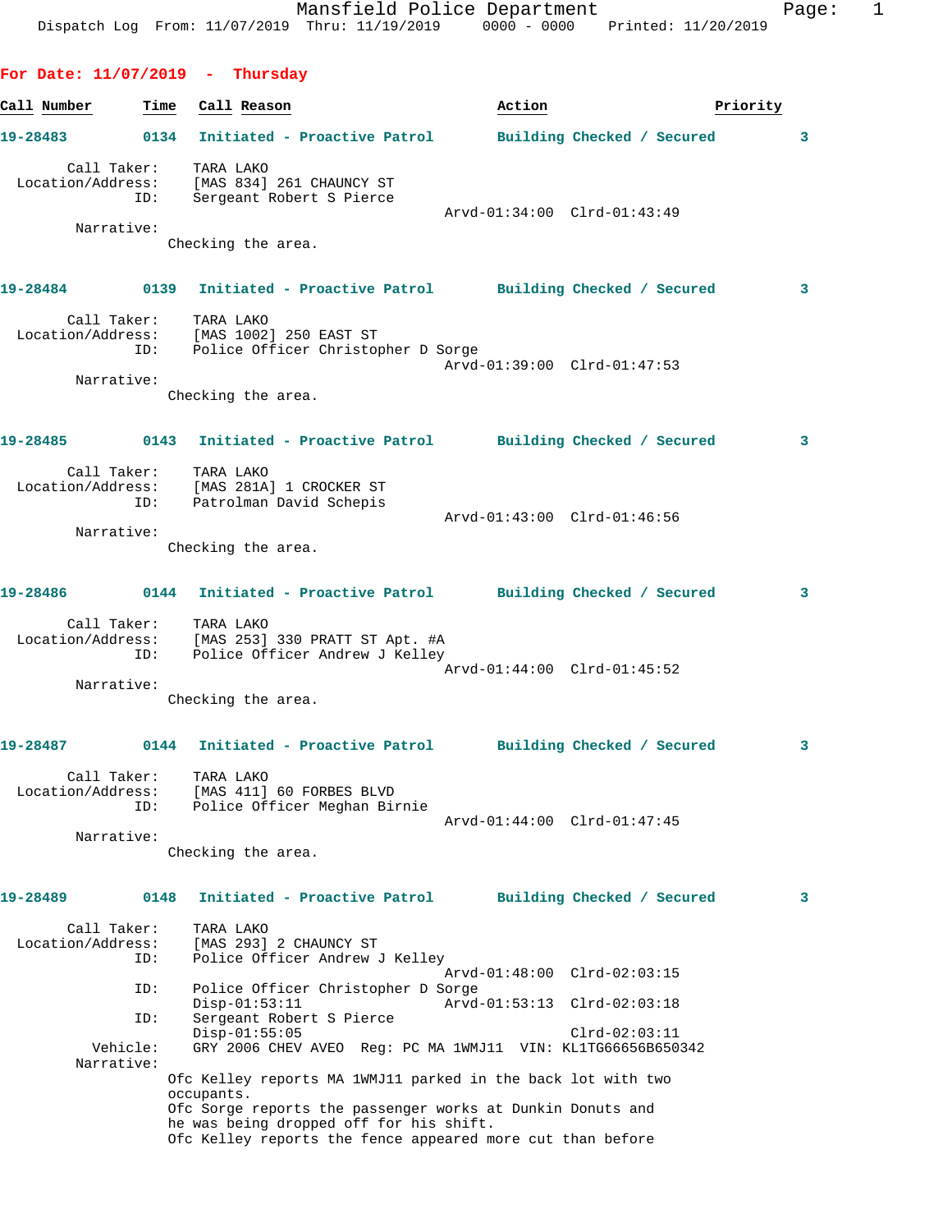Mansfield Police Department
Dispatch Log From: 11/07/2019 Thru: 11/19/2019 0000 - 0000 Printed: 11/20/2019

## For Date: 11/07/2019 - Thursday

| Call Number | Time | Call Reason | Action | Priority |
|---|---|---|---|---|

**19-28483** 0134 Initiated - Proactive Patrol — Building Checked / Secured — 3

Call Taker: TARA LAKO
Location/Address: [MAS 834] 261 CHAUNCY ST
ID: Sergeant Robert S Pierce
Arvd-01:34:00 Clrd-01:43:49
Narrative:
Checking the area.

**19-28484** 0139 Initiated - Proactive Patrol — Building Checked / Secured — 3

Call Taker: TARA LAKO
Location/Address: [MAS 1002] 250 EAST ST
ID: Police Officer Christopher D Sorge
Arvd-01:39:00 Clrd-01:47:53
Narrative:
Checking the area.

**19-28485** 0143 Initiated - Proactive Patrol — Building Checked / Secured — 3

Call Taker: TARA LAKO
Location/Address: [MAS 281A] 1 CROCKER ST
ID: Patrolman David Schepis
Arvd-01:43:00 Clrd-01:46:56
Narrative:
Checking the area.

**19-28486** 0144 Initiated - Proactive Patrol — Building Checked / Secured — 3

Call Taker: TARA LAKO
Location/Address: [MAS 253] 330 PRATT ST Apt. #A
ID: Police Officer Andrew J Kelley
Arvd-01:44:00 Clrd-01:45:52
Narrative:
Checking the area.

**19-28487** 0144 Initiated - Proactive Patrol — Building Checked / Secured — 3

Call Taker: TARA LAKO
Location/Address: [MAS 411] 60 FORBES BLVD
ID: Police Officer Meghan Birnie
Arvd-01:44:00 Clrd-01:47:45
Narrative:
Checking the area.

**19-28489** 0148 Initiated - Proactive Patrol — Building Checked / Secured — 3

Call Taker: TARA LAKO
Location/Address: [MAS 293] 2 CHAUNCY ST
ID: Police Officer Andrew J Kelley
Arvd-01:48:00 Clrd-02:03:15
ID: Police Officer Christopher D Sorge
Disp-01:53:11 Arvd-01:53:13 Clrd-02:03:18
ID: Sergeant Robert S Pierce
Disp-01:55:05 Clrd-02:03:11
Vehicle: GRY 2006 CHEV AVEO Reg: PC MA 1WMJ11 VIN: KL1TG66656B650342
Narrative:
Ofc Kelley reports MA 1WMJ11 parked in the back lot with two occupants.
Ofc Sorge reports the passenger works at Dunkin Donuts and he was being dropped off for his shift.
Ofc Kelley reports the fence appeared more cut than before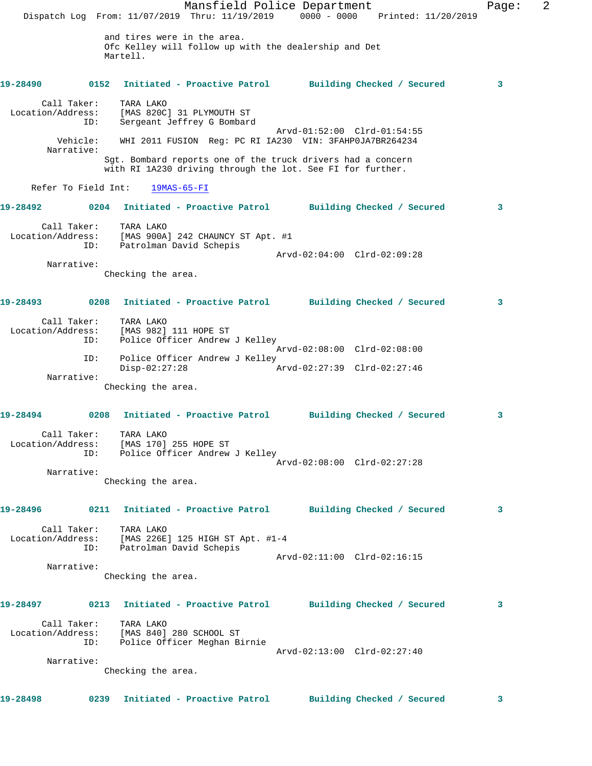and tires were in the area.
Ofc Kelley will follow up with the dealership and Det Martell.

**19-28490** 0152 **Initiated - Proactive Patrol** **Building Checked / Secured** 3

Call Taker: TARA LAKO
Location/Address: [MAS 820C] 31 PLYMOUTH ST
ID: Sergeant Jeffrey G Bombard
Arvd-01:52:00 Clrd-01:54:55
Vehicle: WHI 2011 FUSION Reg: PC RI IA230 VIN: 3FAHP0JA7BR264234
Narrative:
Sgt. Bombard reports one of the truck drivers had a concern with RI 1A230 driving through the lot. See FI for further.

Refer To Field Int: 19MAS-65-FI

**19-28492** 0204 **Initiated - Proactive Patrol** **Building Checked / Secured** 3

Call Taker: TARA LAKO
Location/Address: [MAS 900A] 242 CHAUNCY ST Apt. #1
ID: Patrolman David Schepis
Arvd-02:04:00 Clrd-02:09:28
Narrative:
Checking the area.

**19-28493** 0208 **Initiated - Proactive Patrol** **Building Checked / Secured** 3

Call Taker: TARA LAKO
Location/Address: [MAS 982] 111 HOPE ST
ID: Police Officer Andrew J Kelley
Arvd-02:08:00 Clrd-02:08:00
ID: Police Officer Andrew J Kelley
Disp-02:27:28 Arvd-02:27:39 Clrd-02:27:46
Narrative:
Checking the area.

**19-28494** 0208 **Initiated - Proactive Patrol** **Building Checked / Secured** 3

Call Taker: TARA LAKO
Location/Address: [MAS 170] 255 HOPE ST
ID: Police Officer Andrew J Kelley
Arvd-02:08:00 Clrd-02:27:28
Narrative:
Checking the area.

**19-28496** 0211 **Initiated - Proactive Patrol** **Building Checked / Secured** 3

Call Taker: TARA LAKO
Location/Address: [MAS 226E] 125 HIGH ST Apt. #1-4
ID: Patrolman David Schepis
Arvd-02:11:00 Clrd-02:16:15
Narrative:
Checking the area.

**19-28497** 0213 **Initiated - Proactive Patrol** **Building Checked / Secured** 3

Call Taker: TARA LAKO
Location/Address: [MAS 840] 280 SCHOOL ST
ID: Police Officer Meghan Birnie
Arvd-02:13:00 Clrd-02:27:40
Narrative:
Checking the area.

**19-28498** 0239 **Initiated - Proactive Patrol** **Building Checked / Secured** 3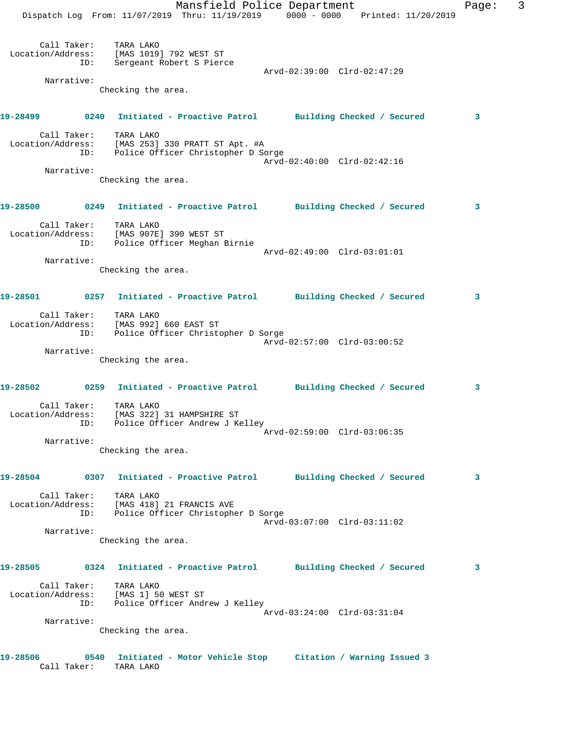Call Taker: TARA LAKO
Location/Address: [MAS 1019] 792 WEST ST
ID: Sergeant Robert S Pierce
Arvd-02:39:00 Clrd-02:47:29
Narrative:
Checking the area.

**19-28499 0240 Initiated - Proactive Patrol Building Checked / Secured 3**

Call Taker: TARA LAKO
Location/Address: [MAS 253] 330 PRATT ST Apt. #A
ID: Police Officer Christopher D Sorge
Arvd-02:40:00 Clrd-02:42:16
Narrative:
Checking the area.

**19-28500 0249 Initiated - Proactive Patrol Building Checked / Secured 3**

Call Taker: TARA LAKO
Location/Address: [MAS 907E] 390 WEST ST
ID: Police Officer Meghan Birnie
Arvd-02:49:00 Clrd-03:01:01
Narrative:
Checking the area.

**19-28501 0257 Initiated - Proactive Patrol Building Checked / Secured 3**

Call Taker: TARA LAKO
Location/Address: [MAS 992] 660 EAST ST
ID: Police Officer Christopher D Sorge
Arvd-02:57:00 Clrd-03:00:52
Narrative:
Checking the area.

**19-28502 0259 Initiated - Proactive Patrol Building Checked / Secured 3**

Call Taker: TARA LAKO
Location/Address: [MAS 322] 31 HAMPSHIRE ST
ID: Police Officer Andrew J Kelley
Arvd-02:59:00 Clrd-03:06:35
Narrative:
Checking the area.

**19-28504 0307 Initiated - Proactive Patrol Building Checked / Secured 3**

Call Taker: TARA LAKO
Location/Address: [MAS 418] 21 FRANCIS AVE
ID: Police Officer Christopher D Sorge
Arvd-03:07:00 Clrd-03:11:02
Narrative:
Checking the area.

**19-28505 0324 Initiated - Proactive Patrol Building Checked / Secured 3**

Call Taker: TARA LAKO
Location/Address: [MAS 1] 50 WEST ST
ID: Police Officer Andrew J Kelley
Arvd-03:24:00 Clrd-03:31:04
Narrative:
Checking the area.

**19-28506 0540 Initiated - Motor Vehicle Stop Citation / Warning Issued 3**

Call Taker: TARA LAKO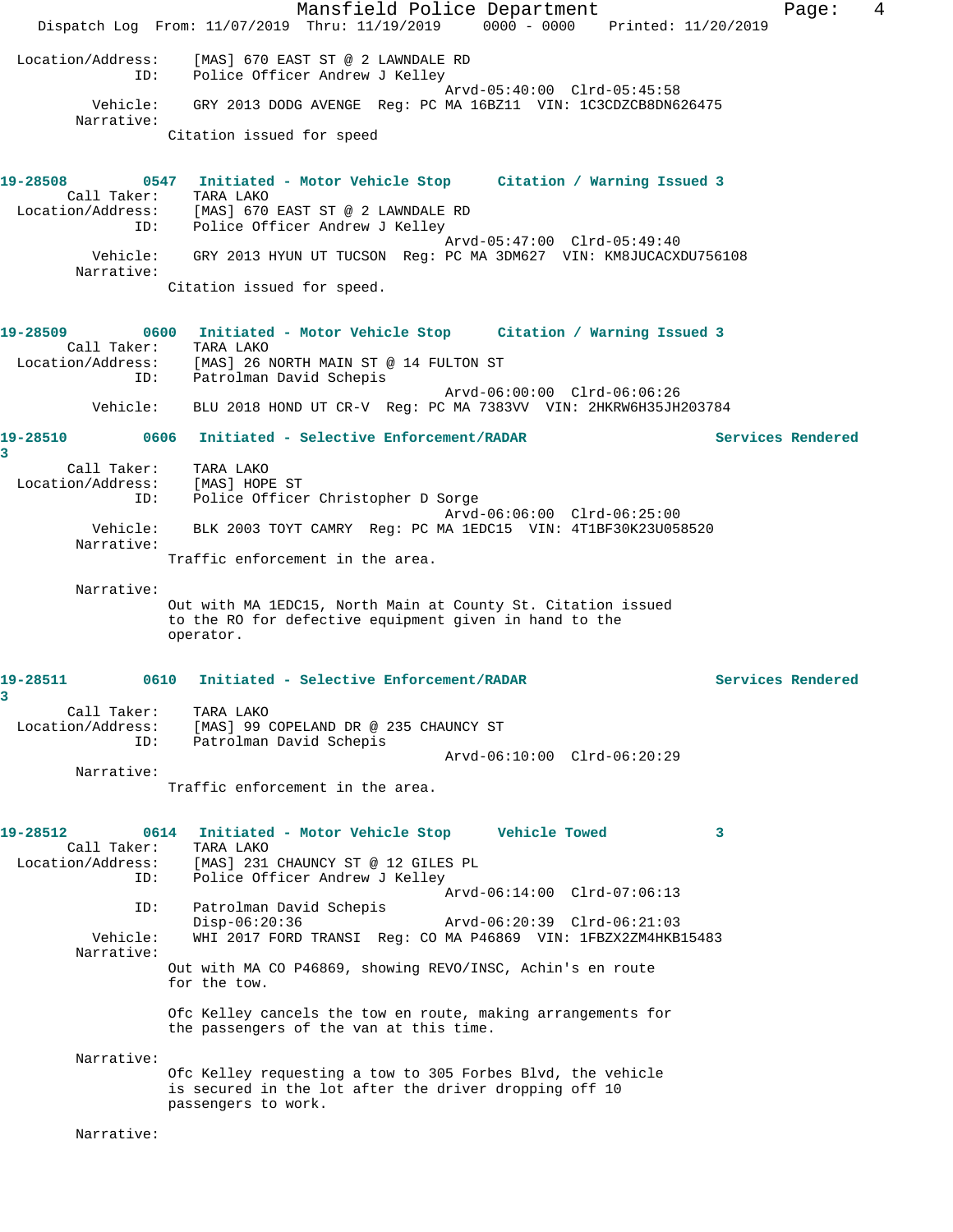Location/Address: [MAS] 670 EAST ST @ 2 LAWNDALE RD
ID: Police Officer Andrew J Kelley
Arvd-05:40:00 Clrd-05:45:58
Vehicle: GRY 2013 DODG AVENGE Reg: PC MA 16BZ11 VIN: 1C3CDZCB8DN626475
Narrative:
Citation issued for speed

**19-28508 0547 Initiated - Motor Vehicle Stop Citation / Warning Issued 3**
Call Taker: TARA LAKO
Location/Address: [MAS] 670 EAST ST @ 2 LAWNDALE RD
ID: Police Officer Andrew J Kelley
Arvd-05:47:00 Clrd-05:49:40
Vehicle: GRY 2013 HYUN UT TUCSON Reg: PC MA 3DM627 VIN: KM8JUCACXDU756108
Narrative:
Citation issued for speed.

**19-28509 0600 Initiated - Motor Vehicle Stop Citation / Warning Issued 3**
Call Taker: TARA LAKO
Location/Address: [MAS] 26 NORTH MAIN ST @ 14 FULTON ST
ID: Patrolman David Schepis
Arvd-06:00:00 Clrd-06:06:26
Vehicle: BLU 2018 HOND UT CR-V Reg: PC MA 7383VV VIN: 2HKRW6H35JH203784

**19-28510 0606 Initiated - Selective Enforcement/RADAR Services Rendered 3**
Call Taker: TARA LAKO
Location/Address: [MAS] HOPE ST
ID: Police Officer Christopher D Sorge
Arvd-06:06:00 Clrd-06:25:00
Vehicle: BLK 2003 TOYT CAMRY Reg: PC MA 1EDC15 VIN: 4T1BF30K23U058520
Narrative:
Traffic enforcement in the area.

Narrative:
Out with MA 1EDC15, North Main at County St. Citation issued to the RO for defective equipment given in hand to the operator.

**19-28511 0610 Initiated - Selective Enforcement/RADAR Services Rendered 3**
Call Taker: TARA LAKO
Location/Address: [MAS] 99 COPELAND DR @ 235 CHAUNCY ST
ID: Patrolman David Schepis
Arvd-06:10:00 Clrd-06:20:29
Narrative:
Traffic enforcement in the area.

**19-28512 0614 Initiated - Motor Vehicle Stop Vehicle Towed 3**
Call Taker: TARA LAKO
Location/Address: [MAS] 231 CHAUNCY ST @ 12 GILES PL
ID: Police Officer Andrew J Kelley
Arvd-06:14:00 Clrd-07:06:13
ID: Patrolman David Schepis
Disp-06:20:36 Arvd-06:20:39 Clrd-06:21:03
Vehicle: WHI 2017 FORD TRANSI Reg: CO MA P46869 VIN: 1FBZX2ZM4HKB15483
Narrative:
Out with MA CO P46869, showing REVO/INSC, Achin's en route for the tow.

Ofc Kelley cancels the tow en route, making arrangements for the passengers of the van at this time.

Narrative:
Ofc Kelley requesting a tow to 305 Forbes Blvd, the vehicle is secured in the lot after the driver dropping off 10 passengers to work.

Narrative: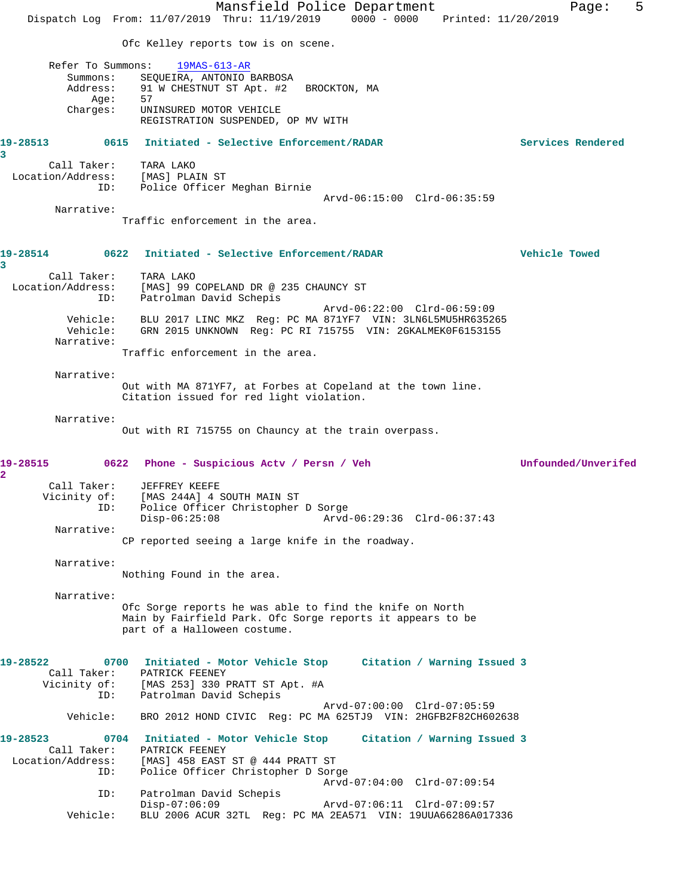Ofc Kelley reports tow is on scene.

Refer To Summons: 19MAS-613-AR

Summons: SEQUEIRA, ANTONIO BARBOSA
Address: 91 W CHESTNUT ST Apt. #2 BROCKTON, MA
Age: 57
Charges: UNINSURED MOTOR VEHICLE
REGISTRATION SUSPENDED, OP MV WITH

**19-28513** 0615 Initiated - Selective Enforcement/RADAR — Services Rendered 3

Call Taker: TARA LAKO
Location/Address: [MAS] PLAIN ST
ID: Police Officer Meghan Birnie
Arvd-06:15:00 Clrd-06:35:59

Narrative:
Traffic enforcement in the area.

**19-28514** 0622 Initiated - Selective Enforcement/RADAR — Vehicle Towed 3

Call Taker: TARA LAKO
Location/Address: [MAS] 99 COPELAND DR @ 235 CHAUNCY ST
ID: Patrolman David Schepis
Arvd-06:22:00 Clrd-06:59:09
Vehicle: BLU 2017 LINC MKZ Reg: PC MA 871YF7 VIN: 3LN6L5MU5HR635265
Vehicle: GRN 2015 UNKNOWN Reg: PC RI 715755 VIN: 2GKALMEK0F6153155

Narrative:
Traffic enforcement in the area.

Narrative:
Out with MA 871YF7, at Forbes at Copeland at the town line. Citation issued for red light violation.

Narrative:
Out with RI 715755 on Chauncy at the train overpass.

**19-28515** 0622 Phone - Suspicious Actv / Persn / Veh — Unfounded/Unverifed 2

Call Taker: JEFFREY KEEFE
Vicinity of: [MAS 244A] 4 SOUTH MAIN ST
ID: Police Officer Christopher D Sorge
Disp-06:25:08 Arvd-06:29:36 Clrd-06:37:43

Narrative:
CP reported seeing a large knife in the roadway.

Narrative:
Nothing Found in the area.

Narrative:
Ofc Sorge reports he was able to find the knife on North Main by Fairfield Park. Ofc Sorge reports it appears to be part of a Halloween costume.

**19-28522** 0700 Initiated - Motor Vehicle Stop — Citation / Warning Issued 3

Call Taker: PATRICK FEENEY
Vicinity of: [MAS 253] 330 PRATT ST Apt. #A
ID: Patrolman David Schepis
Arvd-07:00:00 Clrd-07:05:59
Vehicle: BRO 2012 HOND CIVIC Reg: PC MA 625TJ9 VIN: 2HGFB2F82CH602638

**19-28523** 0704 Initiated - Motor Vehicle Stop — Citation / Warning Issued 3

Call Taker: PATRICK FEENEY
Location/Address: [MAS] 458 EAST ST @ 444 PRATT ST
ID: Police Officer Christopher D Sorge
Arvd-07:04:00 Clrd-07:09:54
ID: Patrolman David Schepis
Disp-07:06:09 Arvd-07:06:11 Clrd-07:09:57
Vehicle: BLU 2006 ACUR 32TL Reg: PC MA 2EA571 VIN: 19UUA66286A017336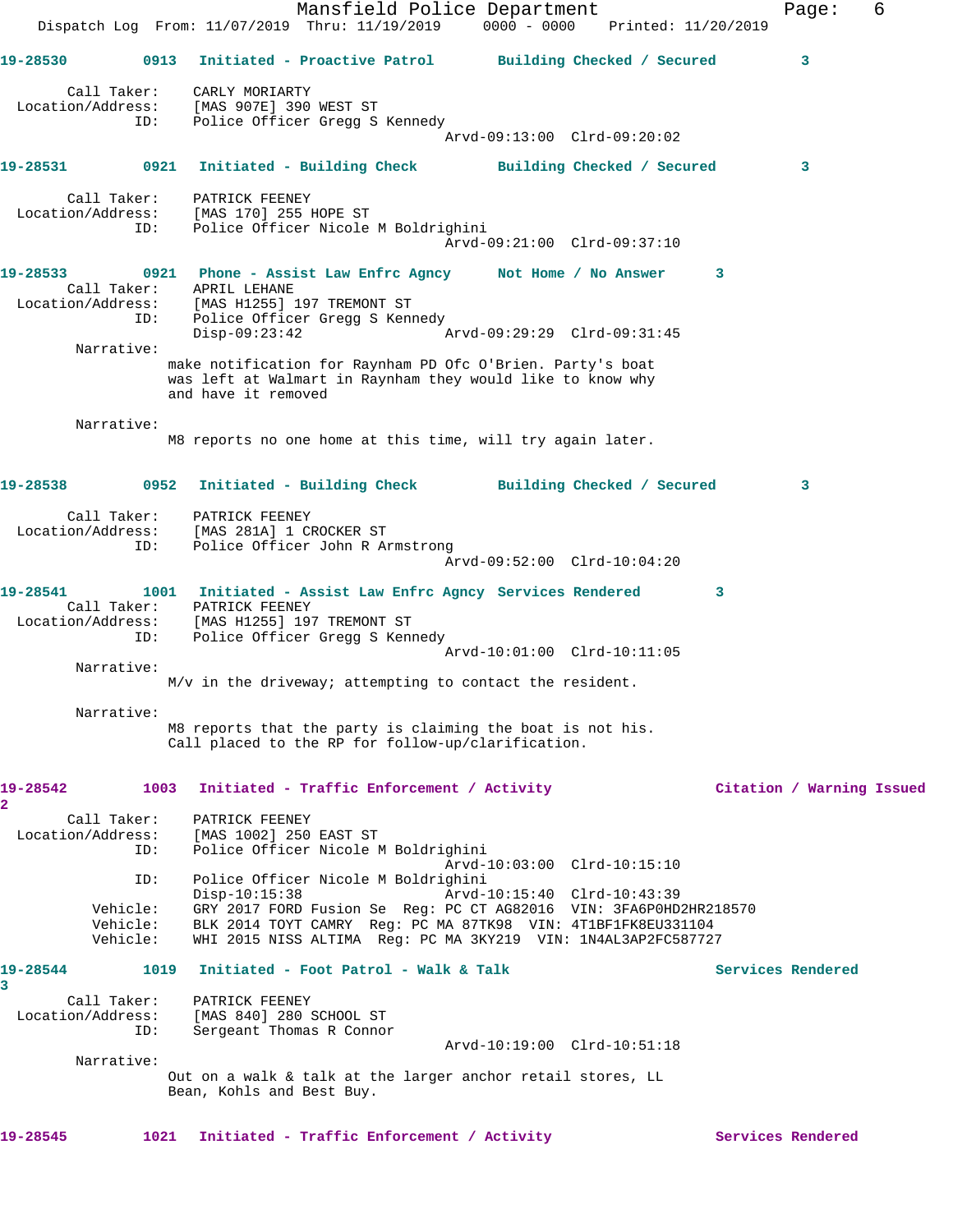**19-28530** 0913 **Initiated - Proactive Patrol** **Building Checked / Secured** 3

Call Taker: CARLY MORIARTY
Location/Address: [MAS 907E] 390 WEST ST
ID: Police Officer Gregg S Kennedy
Arvd-09:13:00 Clrd-09:20:02

**19-28531** 0921 **Initiated - Building Check** **Building Checked / Secured** 3

Call Taker: PATRICK FEENEY
Location/Address: [MAS 170] 255 HOPE ST
ID: Police Officer Nicole M Boldrighini
Arvd-09:21:00 Clrd-09:37:10

**19-28533** 0921 **Phone - Assist Law Enfrc Agncy** **Not Home / No Answer** 3

Call Taker: APRIL LEHANE
Location/Address: [MAS H1255] 197 TREMONT ST
ID: Police Officer Gregg S Kennedy
Disp-09:23:42 Arvd-09:29:29 Clrd-09:31:45

Narrative:
make notification for Raynham PD Ofc O'Brien. Party's boat was left at Walmart in Raynham they would like to know why and have it removed

Narrative:
M8 reports no one home at this time, will try again later.

**19-28538** 0952 **Initiated - Building Check** **Building Checked / Secured** 3

Call Taker: PATRICK FEENEY
Location/Address: [MAS 281A] 1 CROCKER ST
ID: Police Officer John R Armstrong
Arvd-09:52:00 Clrd-10:04:20

**19-28541** 1001 **Initiated - Assist Law Enfrc Agncy** **Services Rendered** 3

Call Taker: PATRICK FEENEY
Location/Address: [MAS H1255] 197 TREMONT ST
ID: Police Officer Gregg S Kennedy
Arvd-10:01:00 Clrd-10:11:05

Narrative:
M/v in the driveway; attempting to contact the resident.

Narrative:
M8 reports that the party is claiming the boat is not his. Call placed to the RP for follow-up/clarification.

**19-28542** 1003 **Initiated - Traffic Enforcement / Activity** **Citation / Warning Issued** 2

Call Taker: PATRICK FEENEY
Location/Address: [MAS 1002] 250 EAST ST
ID: Police Officer Nicole M Boldrighini
Arvd-10:03:00 Clrd-10:15:10
ID: Police Officer Nicole M Boldrighini
Disp-10:15:38 Arvd-10:15:40 Clrd-10:43:39
Vehicle: GRY 2017 FORD Fusion Se Reg: PC CT AG82016 VIN: 3FA6P0HD2HR218570
Vehicle: BLK 2014 TOYT CAMRY Reg: PC MA 87TK98 VIN: 4T1BF1FK8EU331104
Vehicle: WHI 2015 NISS ALTIMA Reg: PC MA 3KY219 VIN: 1N4AL3AP2FC587727

**19-28544** 1019 **Initiated - Foot Patrol - Walk & Talk** **Services Rendered** 3

Call Taker: PATRICK FEENEY
Location/Address: [MAS 840] 280 SCHOOL ST
ID: Sergeant Thomas R Connor
Arvd-10:19:00 Clrd-10:51:18

Narrative:
Out on a walk & talk at the larger anchor retail stores, LL Bean, Kohls and Best Buy.

**19-28545** 1021 **Initiated - Traffic Enforcement / Activity** **Services Rendered**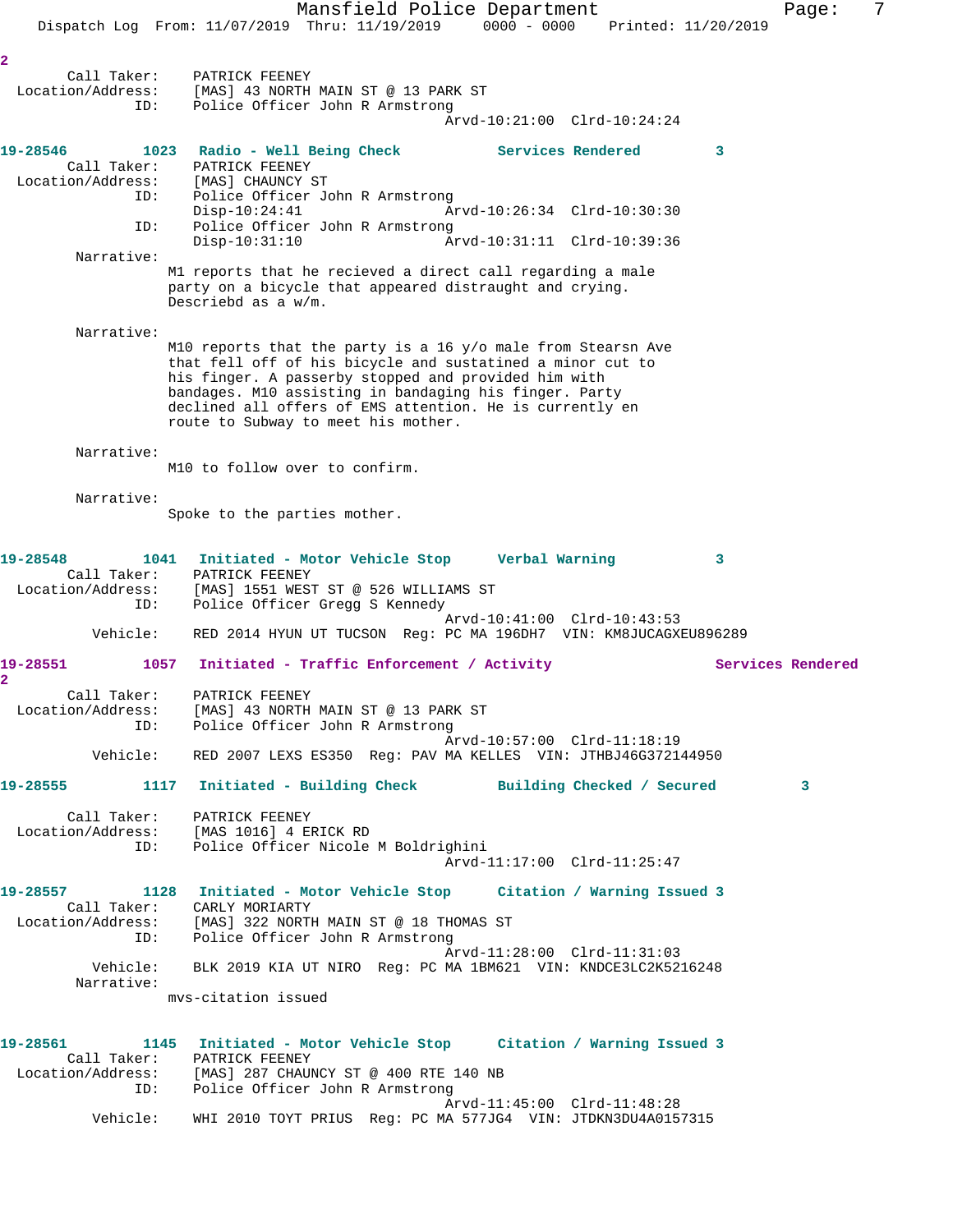2

Call Taker: PATRICK FEENEY
Location/Address: [MAS] 43 NORTH MAIN ST @ 13 PARK ST
ID: Police Officer John R Armstrong
Arvd-10:21:00 Clrd-10:24:24

**19-28546 1023 Radio - Well Being Check Services Rendered 3**

Call Taker: PATRICK FEENEY
Location/Address: [MAS] CHAUNCY ST
ID: Police Officer John R Armstrong
Disp-10:24:41 Arvd-10:26:34 Clrd-10:30:30
ID: Police Officer John R Armstrong
Disp-10:31:10 Arvd-10:31:11 Clrd-10:39:36

Narrative:
M1 reports that he recieved a direct call regarding a male party on a bicycle that appeared distraught and crying. Descriebd as a w/m.

Narrative:
M10 reports that the party is a 16 y/o male from Stearsn Ave that fell off of his bicycle and sustained a minor cut to his finger. A passerby stopped and provided him with bandages. M10 assisting in bandaging his finger. Party declined all offers of EMS attention. He is currently en route to Subway to meet his mother.

Narrative:
M10 to follow over to confirm.

Narrative:
Spoke to the parties mother.

**19-28548 1041 Initiated - Motor Vehicle Stop Verbal Warning 3**

Call Taker: PATRICK FEENEY
Location/Address: [MAS] 1551 WEST ST @ 526 WILLIAMS ST
ID: Police Officer Gregg S Kennedy
Arvd-10:41:00 Clrd-10:43:53
Vehicle: RED 2014 HYUN UT TUCSON Reg: PC MA 196DH7 VIN: KM8JUCAGXEU896289

**19-28551 1057 Initiated - Traffic Enforcement / Activity Services Rendered 2**

Call Taker: PATRICK FEENEY
Location/Address: [MAS] 43 NORTH MAIN ST @ 13 PARK ST
ID: Police Officer John R Armstrong
Arvd-10:57:00 Clrd-11:18:19
Vehicle: RED 2007 LEXS ES350 Reg: PAV MA KELLES VIN: JTHBJ46G372144950

**19-28555 1117 Initiated - Building Check Building Checked / Secured 3**

Call Taker: PATRICK FEENEY
Location/Address: [MAS 1016] 4 ERICK RD
ID: Police Officer Nicole M Boldrighini
Arvd-11:17:00 Clrd-11:25:47

**19-28557 1128 Initiated - Motor Vehicle Stop Citation / Warning Issued 3**

Call Taker: CARLY MORIARTY
Location/Address: [MAS] 322 NORTH MAIN ST @ 18 THOMAS ST
ID: Police Officer John R Armstrong
Arvd-11:28:00 Clrd-11:31:03
Vehicle: BLK 2019 KIA UT NIRO Reg: PC MA 1BM621 VIN: KNDCE3LC2K5216248

Narrative:
mvs-citation issued

**19-28561 1145 Initiated - Motor Vehicle Stop Citation / Warning Issued 3**

Call Taker: PATRICK FEENEY
Location/Address: [MAS] 287 CHAUNCY ST @ 400 RTE 140 NB
ID: Police Officer John R Armstrong
Arvd-11:45:00 Clrd-11:48:28
Vehicle: WHI 2010 TOYT PRIUS Reg: PC MA 577JG4 VIN: JTDKN3DU4A0157315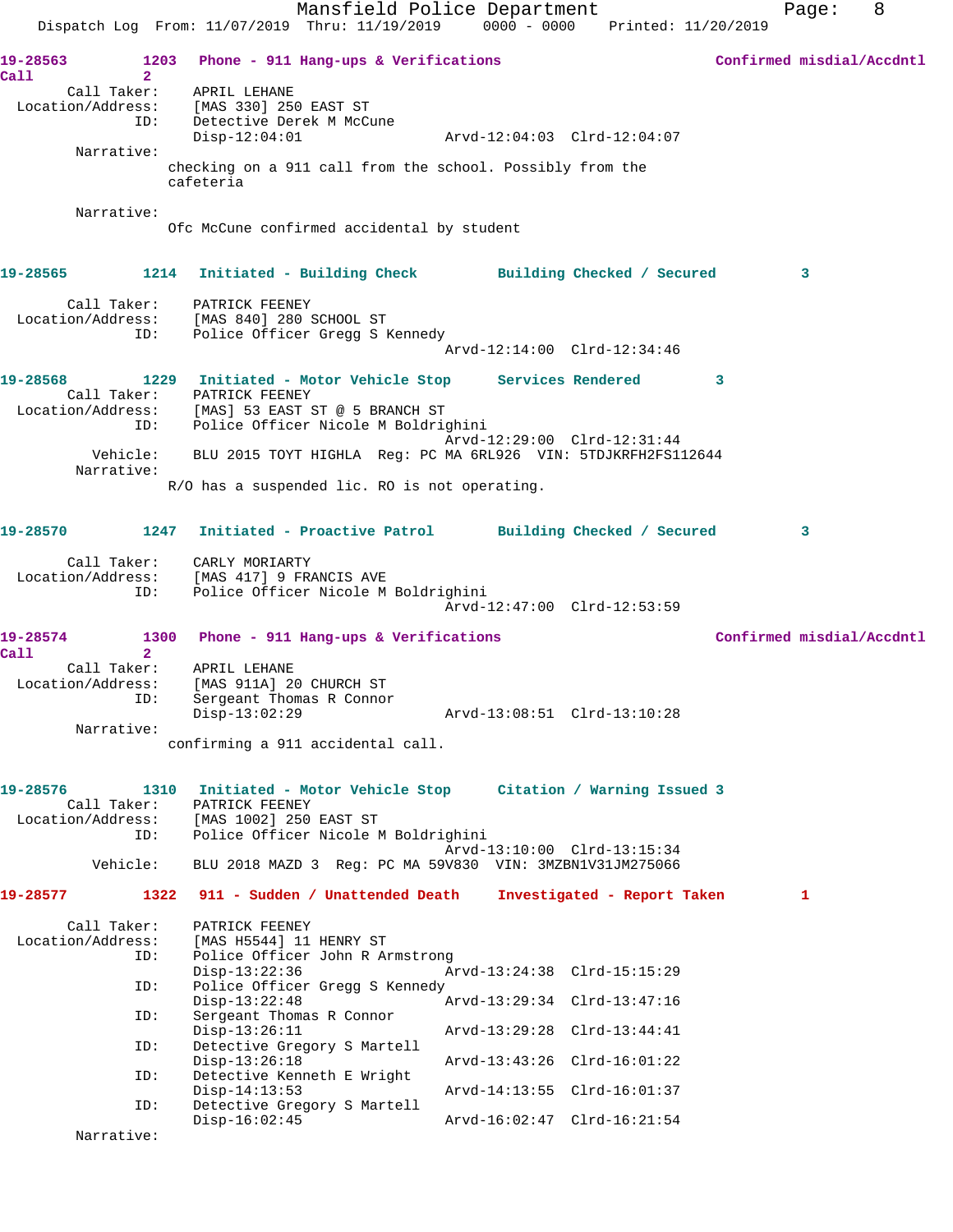**19-28563** 1203 **Phone - 911 Hang-ups & Verifications** **Confirmed misdial/Accdntl Call** 2

Call Taker: APRIL LEHANE
Location/Address: [MAS 330] 250 EAST ST
ID: Detective Derek M McCune
Disp-12:04:01 Arvd-12:04:03 Clrd-12:04:07

Narrative:
checking on a 911 call from the school. Possibly from the cafeteria

Narrative:
Ofc McCune confirmed accidental by student

**19-28565** 1214 **Initiated - Building Check** **Building Checked / Secured** 3

Call Taker: PATRICK FEENEY
Location/Address: [MAS 840] 280 SCHOOL ST
ID: Police Officer Gregg S Kennedy
Arvd-12:14:00 Clrd-12:34:46

**19-28568** 1229 **Initiated - Motor Vehicle Stop** **Services Rendered** 3

Call Taker: PATRICK FEENEY
Location/Address: [MAS] 53 EAST ST @ 5 BRANCH ST
ID: Police Officer Nicole M Boldrighini
Arvd-12:29:00 Clrd-12:31:44
Vehicle: BLU 2015 TOYT HIGHLA Reg: PC MA 6RL926 VIN: 5TDJKRFH2FS112644

Narrative:
R/O has a suspended lic. RO is not operating.

**19-28570** 1247 **Initiated - Proactive Patrol** **Building Checked / Secured** 3

Call Taker: CARLY MORIARTY
Location/Address: [MAS 417] 9 FRANCIS AVE
ID: Police Officer Nicole M Boldrighini
Arvd-12:47:00 Clrd-12:53:59

**19-28574** 1300 **Phone - 911 Hang-ups & Verifications** **Confirmed misdial/Accdntl Call** 2

Call Taker: APRIL LEHANE
Location/Address: [MAS 911A] 20 CHURCH ST
ID: Sergeant Thomas R Connor
Disp-13:02:29 Arvd-13:08:51 Clrd-13:10:28

Narrative:
confirming a 911 accidental call.

**19-28576** 1310 **Initiated - Motor Vehicle Stop** **Citation / Warning Issued** 3

Call Taker: PATRICK FEENEY
Location/Address: [MAS 1002] 250 EAST ST
ID: Police Officer Nicole M Boldrighini
Arvd-13:10:00 Clrd-13:15:34
Vehicle: BLU 2018 MAZD 3 Reg: PC MA 59V830 VIN: 3MZBN1V31JM275066

**19-28577** 1322 **911 - Sudden / Unattended Death** **Investigated - Report Taken** 1

Call Taker: PATRICK FEENEY
Location/Address: [MAS H5544] 11 HENRY ST
ID: Police Officer John R Armstrong
Disp-13:22:36 Arvd-13:24:38 Clrd-15:15:29
ID: Police Officer Gregg S Kennedy
Disp-13:22:48 Arvd-13:29:34 Clrd-13:47:16
ID: Sergeant Thomas R Connor
Disp-13:26:11 Arvd-13:29:28 Clrd-13:44:41
ID: Detective Gregory S Martell
Disp-13:26:18 Arvd-13:43:26 Clrd-16:01:22
ID: Detective Kenneth E Wright
Disp-14:13:53 Arvd-14:13:55 Clrd-16:01:37
ID: Detective Gregory S Martell
Disp-16:02:45 Arvd-16:02:47 Clrd-16:21:54

Narrative: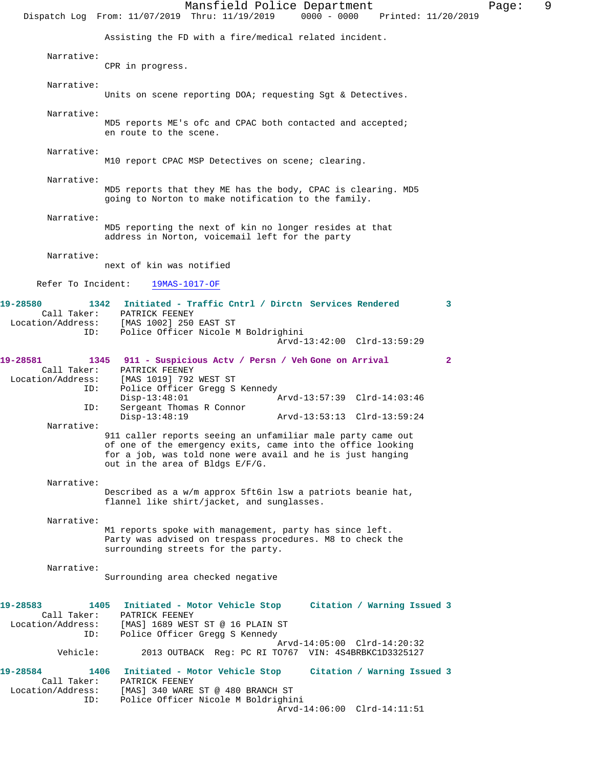Assisting the FD with a fire/medical related incident.

Narrative:
CPR in progress.

Narrative:
Units on scene reporting DOA; requesting Sgt & Detectives.

Narrative:
MD5 reports ME's ofc and CPAC both contacted and accepted; en route to the scene.

Narrative:
M10 report CPAC MSP Detectives on scene; clearing.

Narrative:
MD5 reports that they ME has the body, CPAC is clearing. MD5 going to Norton to make notification to the family.

Narrative:
MD5 reporting the next of kin no longer resides at that address in Norton, voicemail left for the party

Narrative:
next of kin was notified

Refer To Incident: 19MAS-1017-OF

**19-28580 1342 Initiated - Traffic Cntrl / Dirctn Services Rendered 3**

Call Taker: PATRICK FEENEY
Location/Address: [MAS 1002] 250 EAST ST
ID: Police Officer Nicole M Boldrighini
Arvd-13:42:00 Clrd-13:59:29

**19-28581 1345 911 - Suspicious Actv / Persn / Veh Gone on Arrival 2**

Call Taker: PATRICK FEENEY
Location/Address: [MAS 1019] 792 WEST ST
ID: Police Officer Gregg S Kennedy
Disp-13:48:01 Arvd-13:57:39 Clrd-14:03:46
ID: Sergeant Thomas R Connor
Disp-13:48:19 Arvd-13:53:13 Clrd-13:59:24

Narrative:
911 caller reports seeing an unfamiliar male party came out of one of the emergency exits, came into the office looking for a job, was told none were avail and he is just hanging out in the area of Bldgs E/F/G.

Narrative:
Described as a w/m approx 5ft6in lsw a patriots beanie hat, flannel like shirt/jacket, and sunglasses.

Narrative:
M1 reports spoke with management, party has since left. Party was advised on trespass procedures. M8 to check the surrounding streets for the party.

Narrative:
Surrounding area checked negative

**19-28583 1405 Initiated - Motor Vehicle Stop Citation / Warning Issued 3**

Call Taker: PATRICK FEENEY
Location/Address: [MAS] 1689 WEST ST @ 16 PLAIN ST
ID: Police Officer Gregg S Kennedy
Arvd-14:05:00 Clrd-14:20:32
Vehicle: 2013 OUTBACK Reg: PC RI TO767 VIN: 4S4BRBKC1D3325127

**19-28584 1406 Initiated - Motor Vehicle Stop Citation / Warning Issued 3**

Call Taker: PATRICK FEENEY
Location/Address: [MAS] 340 WARE ST @ 480 BRANCH ST
ID: Police Officer Nicole M Boldrighini
Arvd-14:06:00 Clrd-14:11:51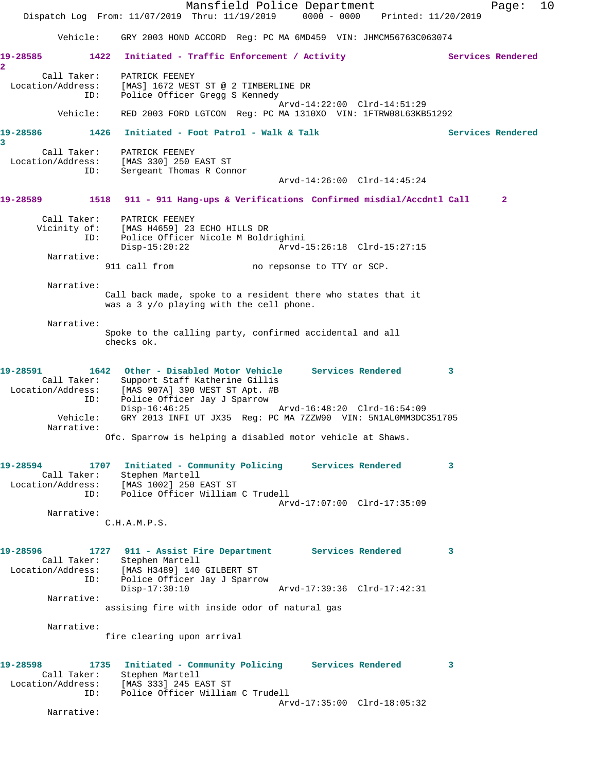Vehicle: GRY 2003 HOND ACCORD Reg: PC MA 6MD459 VIN: JHMCM56763C063074

**19-28585 1422 Initiated - Traffic Enforcement / Activity Services Rendered 2**

Call Taker: PATRICK FEENEY
Location/Address: [MAS] 1672 WEST ST @ 2 TIMBERLINE DR
ID: Police Officer Gregg S Kennedy
Arvd-14:22:00 Clrd-14:51:29
Vehicle: RED 2003 FORD LGTCON Reg: PC MA 1310XO VIN: 1FTRW08L63KB51292

**19-28586 1426 Initiated - Foot Patrol - Walk & Talk Services Rendered 3**

Call Taker: PATRICK FEENEY
Location/Address: [MAS 330] 250 EAST ST
ID: Sergeant Thomas R Connor
Arvd-14:26:00 Clrd-14:45:24

**19-28589 1518 911 - 911 Hang-ups & Verifications Confirmed misdial/Accdntl Call 2**

Call Taker: PATRICK FEENEY
Vicinity of: [MAS H4659] 23 ECHO HILLS DR
ID: Police Officer Nicole M Boldrighini
Disp-15:20:22 Arvd-15:26:18 Clrd-15:27:15

Narrative:
911 call from no repsonse to TTY or SCP.

Narrative:
Call back made, spoke to a resident there who states that it was a 3 y/o playing with the cell phone.

Narrative:
Spoke to the calling party, confirmed accidental and all checks ok.

**19-28591 1642 Other - Disabled Motor Vehicle Services Rendered 3**

Call Taker: Support Staff Katherine Gillis
Location/Address: [MAS 907A] 390 WEST ST Apt. #B
ID: Police Officer Jay J Sparrow
Disp-16:46:25 Arvd-16:48:20 Clrd-16:54:09
Vehicle: GRY 2013 INFI UT JX35 Reg: PC MA 7ZZW90 VIN: 5N1AL0MM3DC351705

Narrative:
Ofc. Sparrow is helping a disabled motor vehicle at Shaws.

**19-28594 1707 Initiated - Community Policing Services Rendered 3**

Call Taker: Stephen Martell
Location/Address: [MAS 1002] 250 EAST ST
ID: Police Officer William C Trudell
Arvd-17:07:00 Clrd-17:35:09

Narrative:
C.H.A.M.P.S.

**19-28596 1727 911 - Assist Fire Department Services Rendered 3**

Call Taker: Stephen Martell
Location/Address: [MAS H3489] 140 GILBERT ST
ID: Police Officer Jay J Sparrow
Disp-17:30:10 Arvd-17:39:36 Clrd-17:42:31

Narrative:
assising fire with inside odor of natural gas

Narrative:
fire clearing upon arrival

**19-28598 1735 Initiated - Community Policing Services Rendered 3**

Call Taker: Stephen Martell
Location/Address: [MAS 333] 245 EAST ST
ID: Police Officer William C Trudell
Arvd-17:35:00 Clrd-18:05:32

Narrative: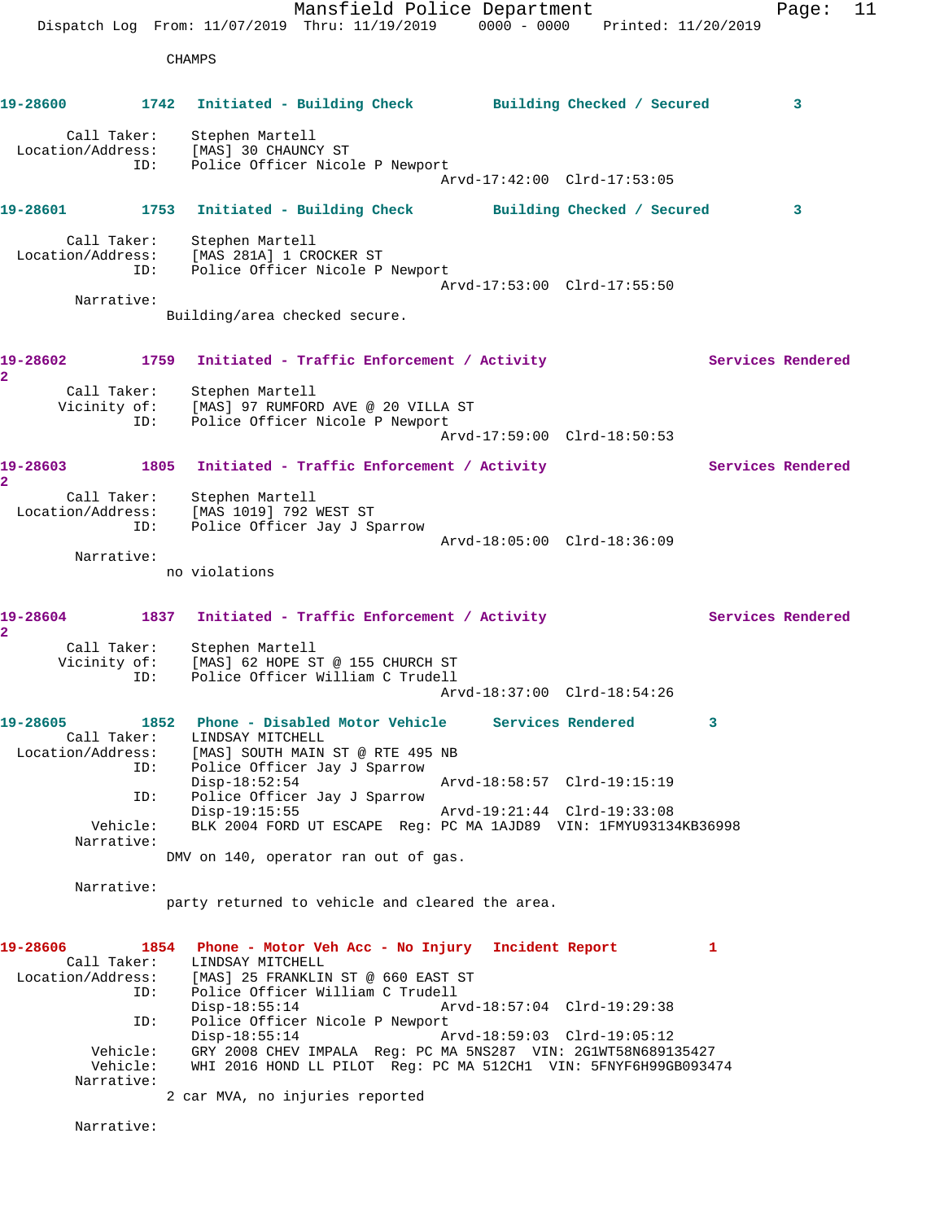CHAMPS

**19-28600** 1742 Initiated - Building Check Building Checked / Secured 3

Call Taker: Stephen Martell
Location/Address: [MAS] 30 CHAUNCY ST
ID: Police Officer Nicole P Newport
Arvd-17:42:00 Clrd-17:53:05

**19-28601** 1753 Initiated - Building Check Building Checked / Secured 3

Call Taker: Stephen Martell
Location/Address: [MAS 281A] 1 CROCKER ST
ID: Police Officer Nicole P Newport
Arvd-17:53:00 Clrd-17:55:50
Narrative:
Building/area checked secure.

**19-28602** 1759 Initiated - Traffic Enforcement / Activity Services Rendered 2

Call Taker: Stephen Martell
Vicinity of: [MAS] 97 RUMFORD AVE @ 20 VILLA ST
ID: Police Officer Nicole P Newport
Arvd-17:59:00 Clrd-18:50:53

**19-28603** 1805 Initiated - Traffic Enforcement / Activity Services Rendered 2

Call Taker: Stephen Martell
Location/Address: [MAS 1019] 792 WEST ST
ID: Police Officer Jay J Sparrow
Arvd-18:05:00 Clrd-18:36:09
Narrative:
no violations

**19-28604** 1837 Initiated - Traffic Enforcement / Activity Services Rendered 2

Call Taker: Stephen Martell
Vicinity of: [MAS] 62 HOPE ST @ 155 CHURCH ST
ID: Police Officer William C Trudell
Arvd-18:37:00 Clrd-18:54:26

**19-28605** 1852 Phone - Disabled Motor Vehicle Services Rendered 3

Call Taker: LINDSAY MITCHELL
Location/Address: [MAS] SOUTH MAIN ST @ RTE 495 NB
ID: Police Officer Jay J Sparrow
Disp-18:52:54 Arvd-18:58:57 Clrd-19:15:19
ID: Police Officer Jay J Sparrow
Disp-19:15:55 Arvd-19:21:44 Clrd-19:33:08
Vehicle: BLK 2004 FORD UT ESCAPE Reg: PC MA 1AJD89 VIN: 1FMYU93134KB36998
Narrative:
DMV on 140, operator ran out of gas.

Narrative:
party returned to vehicle and cleared the area.

**19-28606** 1854 Phone - Motor Veh Acc - No Injury Incident Report 1

Call Taker: LINDSAY MITCHELL
Location/Address: [MAS] 25 FRANKLIN ST @ 660 EAST ST
ID: Police Officer William C Trudell
Disp-18:55:14 Arvd-18:57:04 Clrd-19:29:38
ID: Police Officer Nicole P Newport
Disp-18:55:14 Arvd-18:59:03 Clrd-19:05:12
Vehicle: GRY 2008 CHEV IMPALA Reg: PC MA 5NS287 VIN: 2G1WT58N689135427
Vehicle: WHI 2016 HOND LL PILOT Reg: PC MA 512CH1 VIN: 5FNYF6H99GB093474
Narrative:
2 car MVA, no injuries reported

Narrative: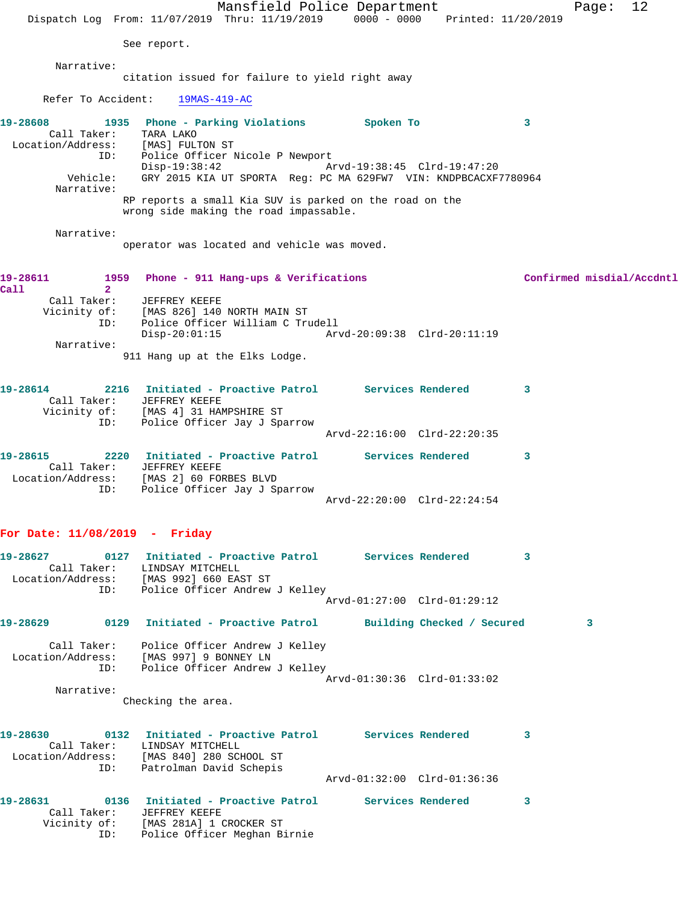See report.

Narrative:
citation issued for failure to yield right away

Refer To Accident: 19MAS-419-AC

**19-28608 1935 Phone - Parking Violations Spoken To 3**

Call Taker: TARA LAKO
Location/Address: [MAS] FULTON ST
ID: Police Officer Nicole P Newport
Disp-19:38:42 Arvd-19:38:45 Clrd-19:47:20
Vehicle: GRY 2015 KIA UT SPORTA Reg: PC MA 629FW7 VIN: KNDPBCACXF7780964
Narrative:
RP reports a small Kia SUV is parked on the road on the wrong side making the road impassable.

Narrative:
operator was located and vehicle was moved.

**19-28611 1959 Phone - 911 Hang-ups & Verifications Confirmed misdial/Accdntl Call 2**

Call Taker: JEFFREY KEEFE
Vicinity of: [MAS 826] 140 NORTH MAIN ST
ID: Police Officer William C Trudell
Disp-20:01:15 Arvd-20:09:38 Clrd-20:11:19
Narrative:
911 Hang up at the Elks Lodge.

**19-28614 2216 Initiated - Proactive Patrol Services Rendered 3**

Call Taker: JEFFREY KEEFE
Vicinity of: [MAS 4] 31 HAMPSHIRE ST
ID: Police Officer Jay J Sparrow
Arvd-22:16:00 Clrd-22:20:35

**19-28615 2220 Initiated - Proactive Patrol Services Rendered 3**

Call Taker: JEFFREY KEEFE
Location/Address: [MAS 2] 60 FORBES BLVD
ID: Police Officer Jay J Sparrow
Arvd-22:20:00 Clrd-22:24:54

## For Date: 11/08/2019 - Friday

**19-28627 0127 Initiated - Proactive Patrol Services Rendered 3**

Call Taker: LINDSAY MITCHELL
Location/Address: [MAS 992] 660 EAST ST
ID: Police Officer Andrew J Kelley
Arvd-01:27:00 Clrd-01:29:12

**19-28629 0129 Initiated - Proactive Patrol Building Checked / Secured 3**

Call Taker: Police Officer Andrew J Kelley
Location/Address: [MAS 997] 9 BONNEY LN
ID: Police Officer Andrew J Kelley
Arvd-01:30:36 Clrd-01:33:02
Narrative:
Checking the area.

**19-28630 0132 Initiated - Proactive Patrol Services Rendered 3**

Call Taker: LINDSAY MITCHELL
Location/Address: [MAS 840] 280 SCHOOL ST
ID: Patrolman David Schepis
Arvd-01:32:00 Clrd-01:36:36

**19-28631 0136 Initiated - Proactive Patrol Services Rendered 3**

Call Taker: JEFFREY KEEFE
Vicinity of: [MAS 281A] 1 CROCKER ST
ID: Police Officer Meghan Birnie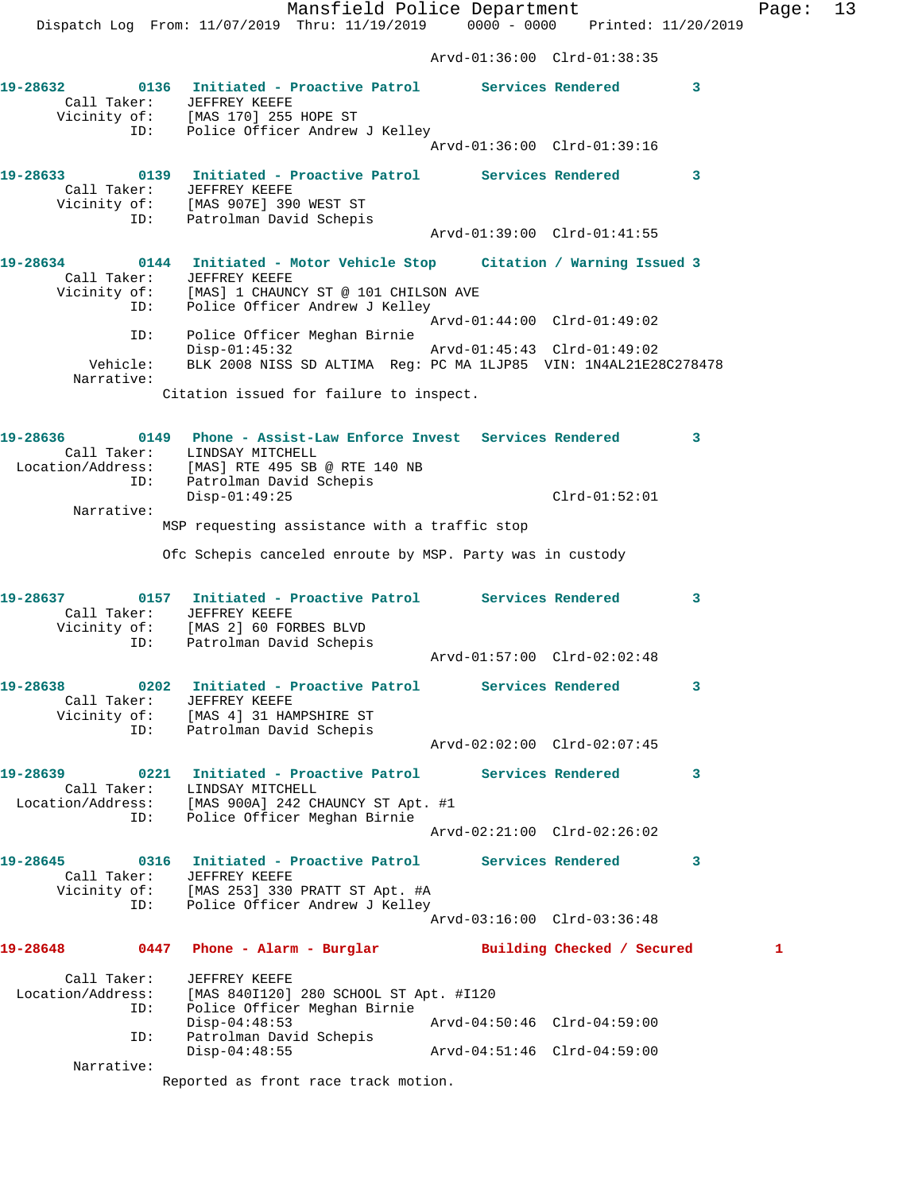Arvd-01:36:00 Clrd-01:38:35

**19-28632** 0136 **Initiated - Proactive Patrol** **Services Rendered** 3
Call Taker: JEFFREY KEEFE
Vicinity of: [MAS 170] 255 HOPE ST
ID: Police Officer Andrew J Kelley
Arvd-01:36:00 Clrd-01:39:16

**19-28633** 0139 **Initiated - Proactive Patrol** **Services Rendered** 3
Call Taker: JEFFREY KEEFE
Vicinity of: [MAS 907E] 390 WEST ST
ID: Patrolman David Schepis
Arvd-01:39:00 Clrd-01:41:55

**19-28634** 0144 **Initiated - Motor Vehicle Stop** **Citation / Warning Issued** 3
Call Taker: JEFFREY KEEFE
Vicinity of: [MAS] 1 CHAUNCY ST @ 101 CHILSON AVE
ID: Police Officer Andrew J Kelley
Arvd-01:44:00 Clrd-01:49:02
ID: Police Officer Meghan Birnie
Disp-01:45:32 Arvd-01:45:43 Clrd-01:49:02
Vehicle: BLK 2008 NISS SD ALTIMA Reg: PC MA 1LJP85 VIN: 1N4AL21E28C278478
Narrative:
Citation issued for failure to inspect.

**19-28636** 0149 **Phone - Assist-Law Enforce Invest** **Services Rendered** 3
Call Taker: LINDSAY MITCHELL
Location/Address: [MAS] RTE 495 SB @ RTE 140 NB
ID: Patrolman David Schepis
Disp-01:49:25 Clrd-01:52:01
Narrative:
MSP requesting assistance with a traffic stop

Ofc Schepis canceled enroute by MSP. Party was in custody

**19-28637** 0157 **Initiated - Proactive Patrol** **Services Rendered** 3
Call Taker: JEFFREY KEEFE
Vicinity of: [MAS 2] 60 FORBES BLVD
ID: Patrolman David Schepis
Arvd-01:57:00 Clrd-02:02:48

**19-28638** 0202 **Initiated - Proactive Patrol** **Services Rendered** 3
Call Taker: JEFFREY KEEFE
Vicinity of: [MAS 4] 31 HAMPSHIRE ST
ID: Patrolman David Schepis
Arvd-02:02:00 Clrd-02:07:45

**19-28639** 0221 **Initiated - Proactive Patrol** **Services Rendered** 3
Call Taker: LINDSAY MITCHELL
Location/Address: [MAS 900A] 242 CHAUNCY ST Apt. #1
ID: Police Officer Meghan Birnie
Arvd-02:21:00 Clrd-02:26:02

**19-28645** 0316 **Initiated - Proactive Patrol** **Services Rendered** 3
Call Taker: JEFFREY KEEFE
Vicinity of: [MAS 253] 330 PRATT ST Apt. #A
ID: Police Officer Andrew J Kelley
Arvd-03:16:00 Clrd-03:36:48

**19-28648** 0447 **Phone - Alarm - Burglar** **Building Checked / Secured** 1

Call Taker: JEFFREY KEEFE
Location/Address: [MAS 840I120] 280 SCHOOL ST Apt. #I120
ID: Police Officer Meghan Birnie
Disp-04:48:53 Arvd-04:50:46 Clrd-04:59:00
ID: Patrolman David Schepis
Disp-04:48:55 Arvd-04:51:46 Clrd-04:59:00
Narrative:
Reported as front race track motion.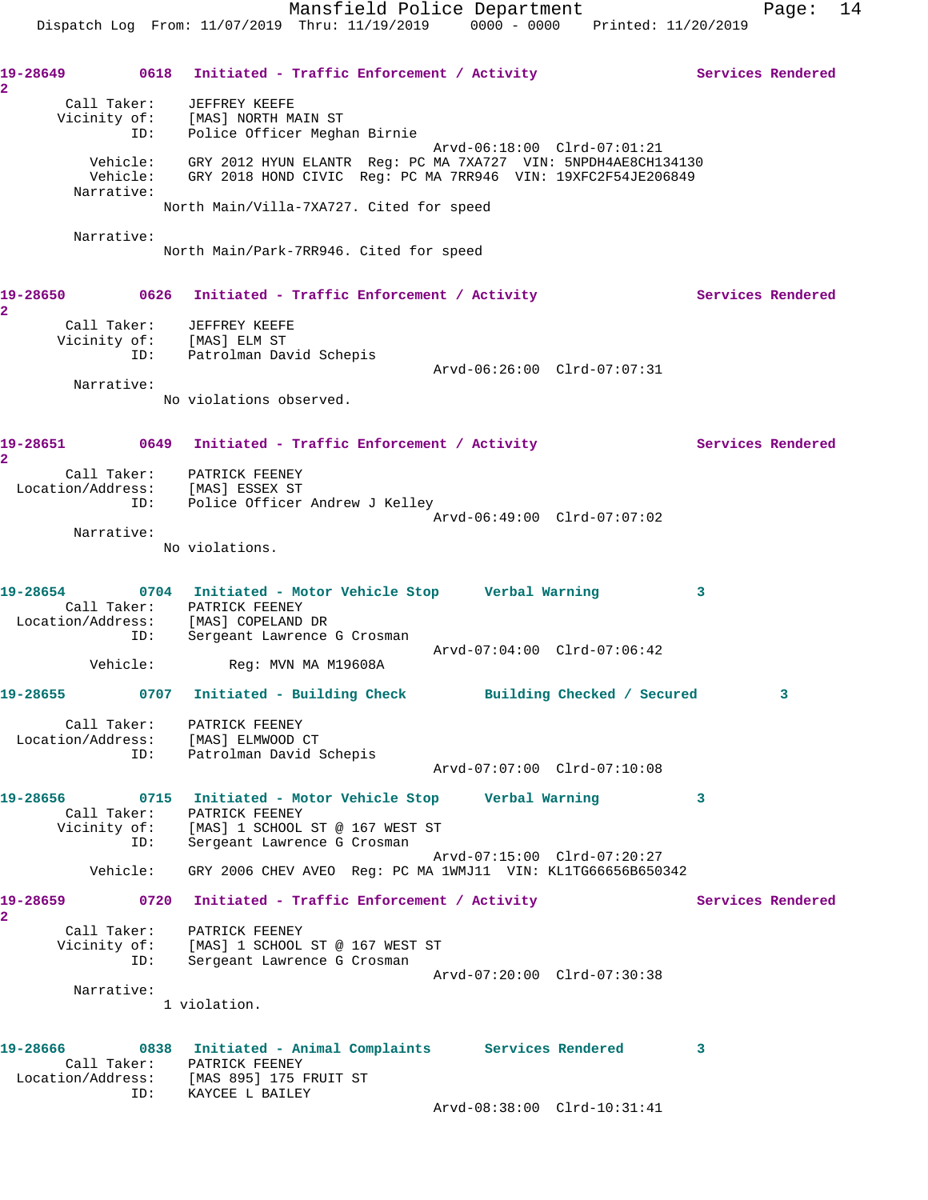19-28649 0618 Initiated - Traffic Enforcement / Activity Services Rendered 2

Call Taker: JEFFREY KEEFE
Vicinity of: [MAS] NORTH MAIN ST
ID: Police Officer Meghan Birnie
Arvd-06:18:00 Clrd-07:01:21
Vehicle: GRY 2012 HYUN ELANTR Reg: PC MA 7XA727 VIN: 5NPDH4AE8CH134130
Vehicle: GRY 2018 HOND CIVIC Reg: PC MA 7RR946 VIN: 19XFC2F54JE206849
Narrative:
North Main/Villa-7XA727. Cited for speed

Narrative:
North Main/Park-7RR946. Cited for speed

19-28650 0626 Initiated - Traffic Enforcement / Activity Services Rendered 2

Call Taker: JEFFREY KEEFE
Vicinity of: [MAS] ELM ST
ID: Patrolman David Schepis
Arvd-06:26:00 Clrd-07:07:31
Narrative:
No violations observed.

19-28651 0649 Initiated - Traffic Enforcement / Activity Services Rendered 2

Call Taker: PATRICK FEENEY
Location/Address: [MAS] ESSEX ST
ID: Police Officer Andrew J Kelley
Arvd-06:49:00 Clrd-07:07:02
Narrative:
No violations.

19-28654 0704 Initiated - Motor Vehicle Stop Verbal Warning 3
Call Taker: PATRICK FEENEY
Location/Address: [MAS] COPELAND DR
ID: Sergeant Lawrence G Crosman
Arvd-07:04:00 Clrd-07:06:42
Vehicle: Reg: MVN MA M19608A

19-28655 0707 Initiated - Building Check Building Checked / Secured 3

Call Taker: PATRICK FEENEY
Location/Address: [MAS] ELMWOOD CT
ID: Patrolman David Schepis
Arvd-07:07:00 Clrd-07:10:08

19-28656 0715 Initiated - Motor Vehicle Stop Verbal Warning 3
Call Taker: PATRICK FEENEY
Vicinity of: [MAS] 1 SCHOOL ST @ 167 WEST ST
ID: Sergeant Lawrence G Crosman
Arvd-07:15:00 Clrd-07:20:27
Vehicle: GRY 2006 CHEV AVEO Reg: PC MA 1WMJ11 VIN: KL1TG66656B650342

19-28659 0720 Initiated - Traffic Enforcement / Activity Services Rendered 2

Call Taker: PATRICK FEENEY
Vicinity of: [MAS] 1 SCHOOL ST @ 167 WEST ST
ID: Sergeant Lawrence G Crosman
Arvd-07:20:00 Clrd-07:30:38
Narrative:
1 violation.

19-28666 0838 Initiated - Animal Complaints Services Rendered 3
Call Taker: PATRICK FEENEY
Location/Address: [MAS 895] 175 FRUIT ST
ID: KAYCEE L BAILEY
Arvd-08:38:00 Clrd-10:31:41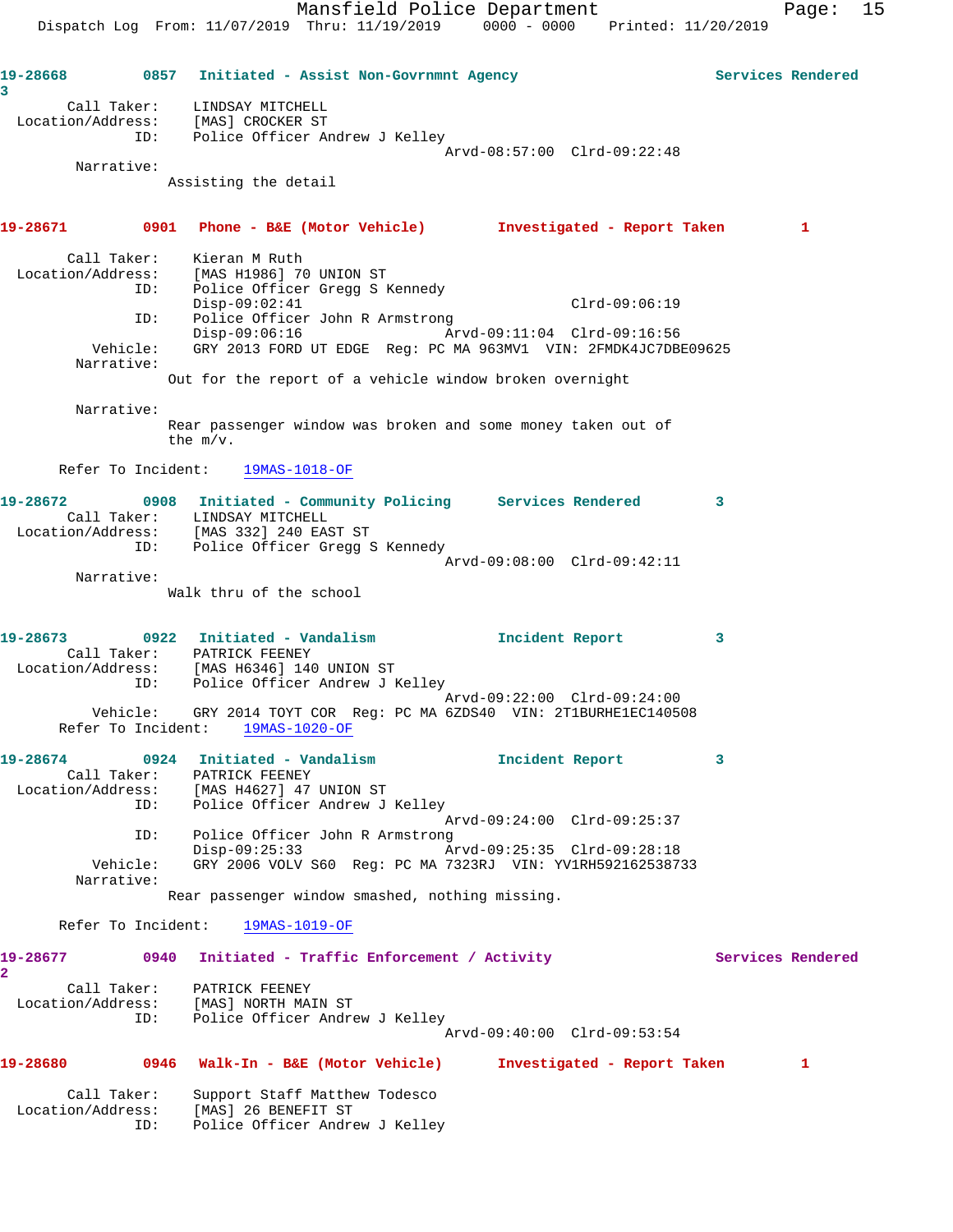**19-28668** 0857 Initiated - Assist Non-Govrnmnt Agency Services Rendered 3

Call Taker: LINDSAY MITCHELL
Location/Address: [MAS] CROCKER ST
ID: Police Officer Andrew J Kelley
Arvd-08:57:00 Clrd-09:22:48

Narrative:
Assisting the detail

**19-28671** 0901 Phone - B&E (Motor Vehicle) Investigated - Report Taken 1

Call Taker: Kieran M Ruth
Location/Address: [MAS H1986] 70 UNION ST
ID: Police Officer Gregg S Kennedy
Disp-09:02:41 Clrd-09:06:19
ID: Police Officer John R Armstrong
Disp-09:06:16 Arvd-09:11:04 Clrd-09:16:56
Vehicle: GRY 2013 FORD UT EDGE Reg: PC MA 963MV1 VIN: 2FMDK4JC7DBE09625

Narrative:
Out for the report of a vehicle window broken overnight

Narrative:
Rear passenger window was broken and some money taken out of the m/v.

Refer To Incident: 19MAS-1018-OF

**19-28672** 0908 Initiated - Community Policing Services Rendered 3

Call Taker: LINDSAY MITCHELL
Location/Address: [MAS 332] 240 EAST ST
ID: Police Officer Gregg S Kennedy
Arvd-09:08:00 Clrd-09:42:11

Narrative:
Walk thru of the school

**19-28673** 0922 Initiated - Vandalism Incident Report 3

Call Taker: PATRICK FEENEY
Location/Address: [MAS H6346] 140 UNION ST
ID: Police Officer Andrew J Kelley
Arvd-09:22:00 Clrd-09:24:00
Vehicle: GRY 2014 TOYT COR Reg: PC MA 6ZDS40 VIN: 2T1BURHE1EC140508
Refer To Incident: 19MAS-1020-OF

**19-28674** 0924 Initiated - Vandalism Incident Report 3

Call Taker: PATRICK FEENEY
Location/Address: [MAS H4627] 47 UNION ST
ID: Police Officer Andrew J Kelley
Arvd-09:24:00 Clrd-09:25:37
ID: Police Officer John R Armstrong
Disp-09:25:33 Arvd-09:25:35 Clrd-09:28:18
Vehicle: GRY 2006 VOLV S60 Reg: PC MA 7323RJ VIN: YV1RH592162538733

Narrative:
Rear passenger window smashed, nothing missing.

Refer To Incident: 19MAS-1019-OF

**19-28677** 0940 Initiated - Traffic Enforcement / Activity Services Rendered 2

Call Taker: PATRICK FEENEY
Location/Address: [MAS] NORTH MAIN ST
ID: Police Officer Andrew J Kelley
Arvd-09:40:00 Clrd-09:53:54

**19-28680** 0946 Walk-In - B&E (Motor Vehicle) Investigated - Report Taken 1

Call Taker: Support Staff Matthew Todesco
Location/Address: [MAS] 26 BENEFIT ST
ID: Police Officer Andrew J Kelley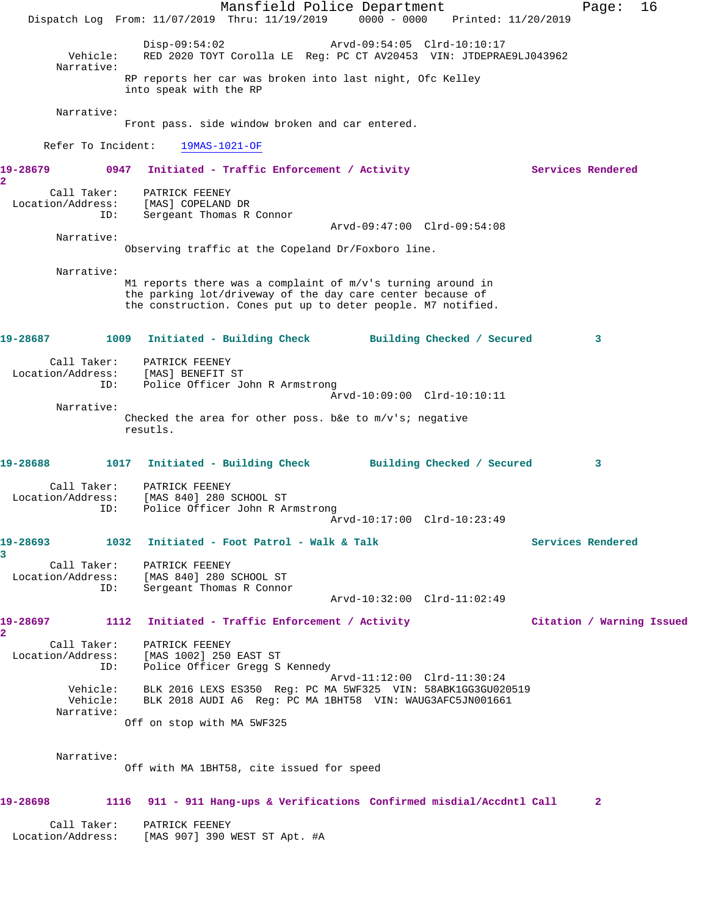Disp-09:54:02 Arvd-09:54:05 Clrd-10:10:17
Vehicle: RED 2020 TOYT Corolla LE Reg: PC CT AV20453 VIN: JTDEPRAE9LJ043962
Narrative:
RP reports her car was broken into last night, Ofc Kelley into speak with the RP

Narrative:
Front pass. side window broken and car entered.

Refer To Incident: 19MAS-1021-OF

**19-28679 0947 Initiated - Traffic Enforcement / Activity Services Rendered 2**

Call Taker: PATRICK FEENEY
Location/Address: [MAS] COPELAND DR
ID: Sergeant Thomas R Connor
Arvd-09:47:00 Clrd-09:54:08
Narrative:
Observing traffic at the Copeland Dr/Foxboro line.

Narrative:
M1 reports there was a complaint of m/v's turning around in the parking lot/driveway of the day care center because of the construction. Cones put up to deter people. M7 notified.

**19-28687 1009 Initiated - Building Check Building Checked / Secured 3**

Call Taker: PATRICK FEENEY
Location/Address: [MAS] BENEFIT ST
ID: Police Officer John R Armstrong
Arvd-10:09:00 Clrd-10:10:11
Narrative:
Checked the area for other poss. b&e to m/v's; negative resutls.

**19-28688 1017 Initiated - Building Check Building Checked / Secured 3**

Call Taker: PATRICK FEENEY
Location/Address: [MAS 840] 280 SCHOOL ST
ID: Police Officer John R Armstrong
Arvd-10:17:00 Clrd-10:23:49

**19-28693 1032 Initiated - Foot Patrol - Walk & Talk Services Rendered 3**

Call Taker: PATRICK FEENEY
Location/Address: [MAS 840] 280 SCHOOL ST
ID: Sergeant Thomas R Connor
Arvd-10:32:00 Clrd-11:02:49

**19-28697 1112 Initiated - Traffic Enforcement / Activity Citation / Warning Issued 2**

Call Taker: PATRICK FEENEY
Location/Address: [MAS 1002] 250 EAST ST
ID: Police Officer Gregg S Kennedy
Arvd-11:12:00 Clrd-11:30:24
Vehicle: BLK 2016 LEXS ES350 Reg: PC MA 5WF325 VIN: 58ABK1GG3GU020519
Vehicle: BLK 2018 AUDI A6 Reg: PC MA 1BHT58 VIN: WAUG3AFC5JN001661
Narrative:
Off on stop with MA 5WF325

Narrative:
Off with MA 1BHT58, cite issued for speed

**19-28698 1116 911 - 911 Hang-ups & Verifications Confirmed misdial/Accdntl Call 2**

Call Taker: PATRICK FEENEY
Location/Address: [MAS 907] 390 WEST ST Apt. #A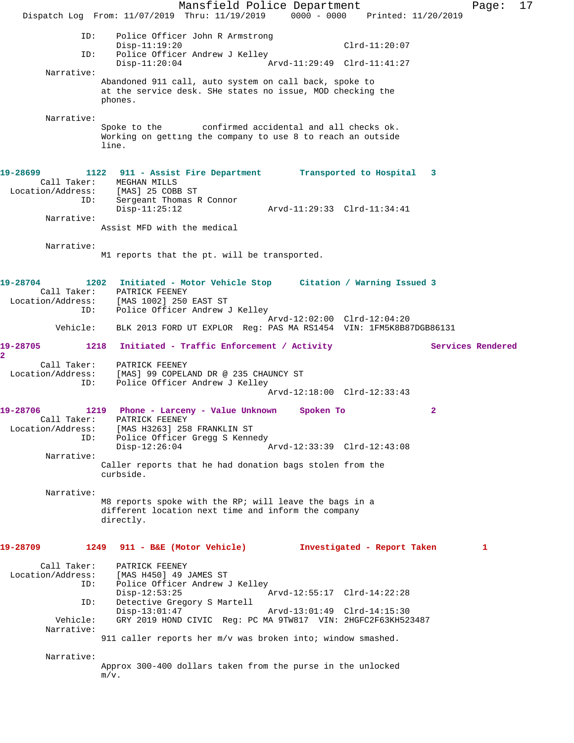ID: Police Officer John R Armstrong
Disp-11:19:20 Clrd-11:20:07
ID: Police Officer Andrew J Kelley
Disp-11:20:04 Arvd-11:29:49 Clrd-11:41:27

Narrative:
Abandoned 911 call, auto system on call back, spoke to at the service desk. SHe states no issue, MOD checking the phones.

Narrative:
Spoke to the confirmed accidental and all checks ok. Working on getting the company to use 8 to reach an outside line.

**19-28699 1122 911 - Assist Fire Department Transported to Hospital 3**

Call Taker: MEGHAN MILLS
Location/Address: [MAS] 25 COBB ST
ID: Sergeant Thomas R Connor
Disp-11:25:12 Arvd-11:29:33 Clrd-11:34:41

Narrative:
Assist MFD with the medical

Narrative:
M1 reports that the pt. will be transported.

**19-28704 1202 Initiated - Motor Vehicle Stop Citation / Warning Issued 3**

Call Taker: PATRICK FEENEY
Location/Address: [MAS 1002] 250 EAST ST
ID: Police Officer Andrew J Kelley
Arvd-12:02:00 Clrd-12:04:20
Vehicle: BLK 2013 FORD UT EXPLOR Reg: PAS MA RS1454 VIN: 1FM5K8B87DGB86131

**19-28705 1218 Initiated - Traffic Enforcement / Activity Services Rendered 2**

Call Taker: PATRICK FEENEY
Location/Address: [MAS] 99 COPELAND DR @ 235 CHAUNCY ST
ID: Police Officer Andrew J Kelley
Arvd-12:18:00 Clrd-12:33:43

**19-28706 1219 Phone - Larceny - Value Unknown Spoken To 2**

Call Taker: PATRICK FEENEY
Location/Address: [MAS H3263] 258 FRANKLIN ST
ID: Police Officer Gregg S Kennedy
Disp-12:26:04 Arvd-12:33:39 Clrd-12:43:08

Narrative:
Caller reports that he had donation bags stolen from the curbside.

Narrative:
M8 reports spoke with the RP; will leave the bags in a different location next time and inform the company directly.

**19-28709 1249 911 - B&E (Motor Vehicle) Investigated - Report Taken 1**

Call Taker: PATRICK FEENEY
Location/Address: [MAS H450] 49 JAMES ST
ID: Police Officer Andrew J Kelley
Disp-12:53:25 Arvd-12:55:17 Clrd-14:22:28
ID: Detective Gregory S Martell
Disp-13:01:47 Arvd-13:01:49 Clrd-14:15:30
Vehicle: GRY 2019 HOND CIVIC Reg: PC MA 9TW817 VIN: 2HGFC2F63KH523487

Narrative:
911 caller reports her m/v was broken into; window smashed.

Narrative:
Approx 300-400 dollars taken from the purse in the unlocked m/v.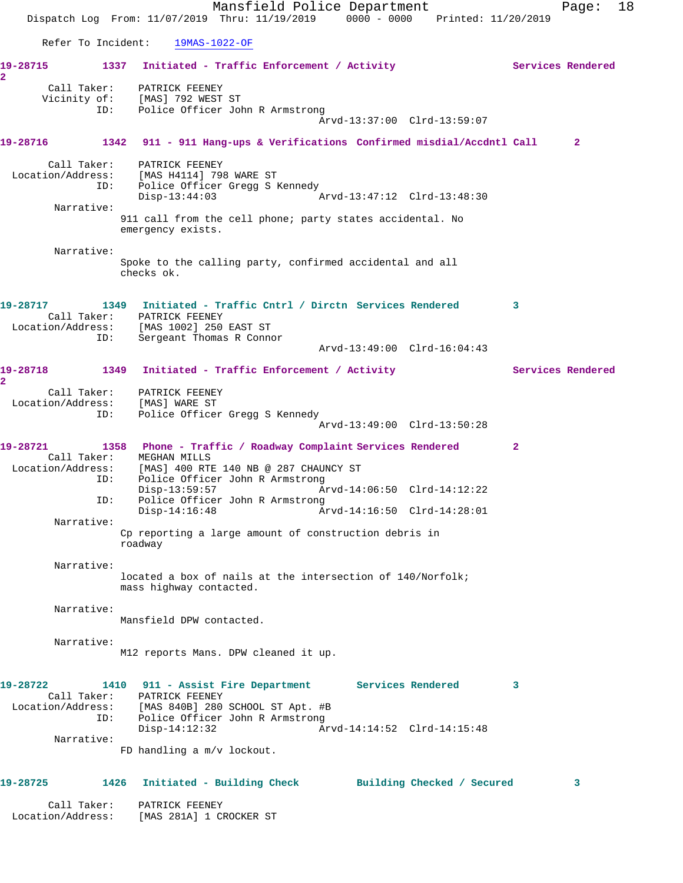Refer To Incident: 19MAS-1022-OF

**19-28715 1337 Initiated - Traffic Enforcement / Activity Services Rendered 2**

Call Taker: PATRICK FEENEY
Vicinity of: [MAS] 792 WEST ST
ID: Police Officer John R Armstrong
Arvd-13:37:00 Clrd-13:59:07

**19-28716 1342 911 - 911 Hang-ups & Verifications Confirmed misdial/Accdntl Call 2**

Call Taker: PATRICK FEENEY
Location/Address: [MAS H4114] 798 WARE ST
ID: Police Officer Gregg S Kennedy
Disp-13:44:03 Arvd-13:47:12 Clrd-13:48:30

Narrative:
911 call from the cell phone; party states accidental. No emergency exists.

Narrative:
Spoke to the calling party, confirmed accidental and all checks ok.

**19-28717 1349 Initiated - Traffic Cntrl / Dirctn Services Rendered 3**

Call Taker: PATRICK FEENEY
Location/Address: [MAS 1002] 250 EAST ST
ID: Sergeant Thomas R Connor
Arvd-13:49:00 Clrd-16:04:43

**19-28718 1349 Initiated - Traffic Enforcement / Activity Services Rendered 2**

Call Taker: PATRICK FEENEY
Location/Address: [MAS] WARE ST
ID: Police Officer Gregg S Kennedy
Arvd-13:49:00 Clrd-13:50:28

**19-28721 1358 Phone - Traffic / Roadway Complaint Services Rendered 2**

Call Taker: MEGHAN MILLS
Location/Address: [MAS] 400 RTE 140 NB @ 287 CHAUNCY ST
ID: Police Officer John R Armstrong
Disp-13:59:57 Arvd-14:06:50 Clrd-14:12:22
ID: Police Officer John R Armstrong
Disp-14:16:48 Arvd-14:16:50 Clrd-14:28:01

Narrative:
Cp reporting a large amount of construction debris in roadway

Narrative:
located a box of nails at the intersection of 140/Norfolk; mass highway contacted.

Narrative:
Mansfield DPW contacted.

Narrative:
M12 reports Mans. DPW cleaned it up.

**19-28722 1410 911 - Assist Fire Department Services Rendered 3**

Call Taker: PATRICK FEENEY
Location/Address: [MAS 840B] 280 SCHOOL ST Apt. #B
ID: Police Officer John R Armstrong
Disp-14:12:32 Arvd-14:14:52 Clrd-14:15:48

Narrative:
FD handling a m/v lockout.

**19-28725 1426 Initiated - Building Check Building Checked / Secured 3**

Call Taker: PATRICK FEENEY
Location/Address: [MAS 281A] 1 CROCKER ST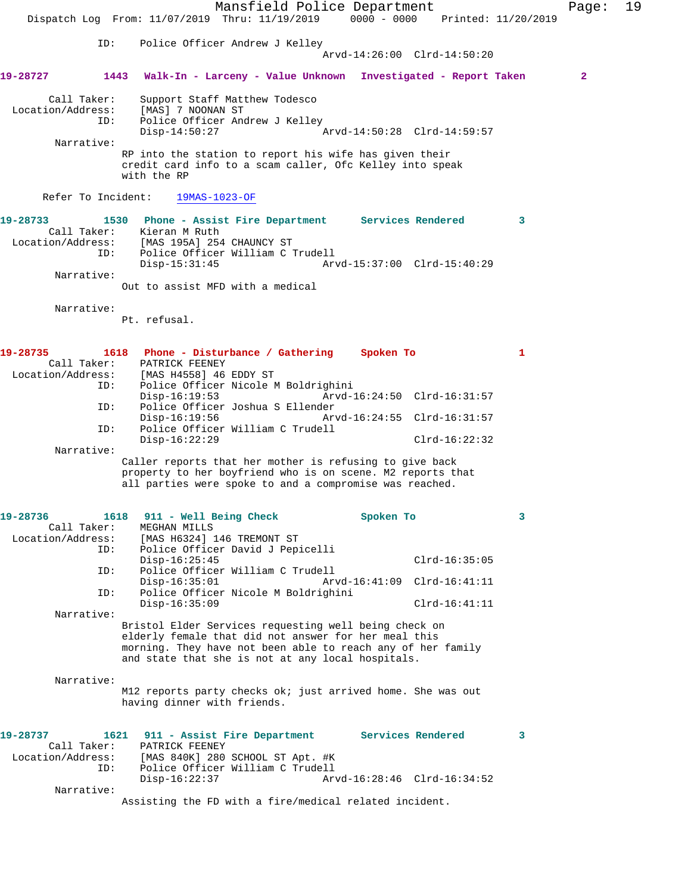ID: Police Officer Andrew J Kelley
Arvd-14:26:00 Clrd-14:50:20

**19-28727 1443 Walk-In - Larceny - Value Unknown Investigated - Report Taken 2**

Call Taker: Support Staff Matthew Todesco
Location/Address: [MAS] 7 NOONAN ST
ID: Police Officer Andrew J Kelley
Disp-14:50:27 Arvd-14:50:28 Clrd-14:59:57
Narrative:
RP into the station to report his wife has given their credit card info to a scam caller, Ofc Kelley into speak with the RP

Refer To Incident: 19MAS-1023-OF

**19-28733 1530 Phone - Assist Fire Department Services Rendered 3**

Call Taker: Kieran M Ruth
Location/Address: [MAS 195A] 254 CHAUNCY ST
ID: Police Officer William C Trudell
Disp-15:31:45 Arvd-15:37:00 Clrd-15:40:29
Narrative:
Out to assist MFD with a medical

Narrative:
Pt. refusal.

**19-28735 1618 Phone - Disturbance / Gathering Spoken To 1**

Call Taker: PATRICK FEENEY
Location/Address: [MAS H4558] 46 EDDY ST
ID: Police Officer Nicole M Boldrighini
Disp-16:19:53 Arvd-16:24:50 Clrd-16:31:57
ID: Police Officer Joshua S Ellender
Disp-16:19:56 Arvd-16:24:55 Clrd-16:31:57
ID: Police Officer William C Trudell
Disp-16:22:29 Clrd-16:22:32
Narrative:
Caller reports that her mother is refusing to give back property to her boyfriend who is on scene. M2 reports that all parties were spoke to and a compromise was reached.

**19-28736 1618 911 - Well Being Check Spoken To 3**

Call Taker: MEGHAN MILLS
Location/Address: [MAS H6324] 146 TREMONT ST
ID: Police Officer David J Pepicelli
Disp-16:25:45 Clrd-16:35:05
ID: Police Officer William C Trudell
Disp-16:35:01 Arvd-16:41:09 Clrd-16:41:11
ID: Police Officer Nicole M Boldrighini
Disp-16:35:09 Clrd-16:41:11
Narrative:
Bristol Elder Services requesting well being check on elderly female that did not answer for her meal this morning. They have not been able to reach any of her family and state that she is not at any local hospitals.

Narrative:
M12 reports party checks ok; just arrived home. She was out having dinner with friends.

**19-28737 1621 911 - Assist Fire Department Services Rendered 3**

Call Taker: PATRICK FEENEY
Location/Address: [MAS 840K] 280 SCHOOL ST Apt. #K
ID: Police Officer William C Trudell
Disp-16:22:37 Arvd-16:28:46 Clrd-16:34:52
Narrative:
Assisting the FD with a fire/medical related incident.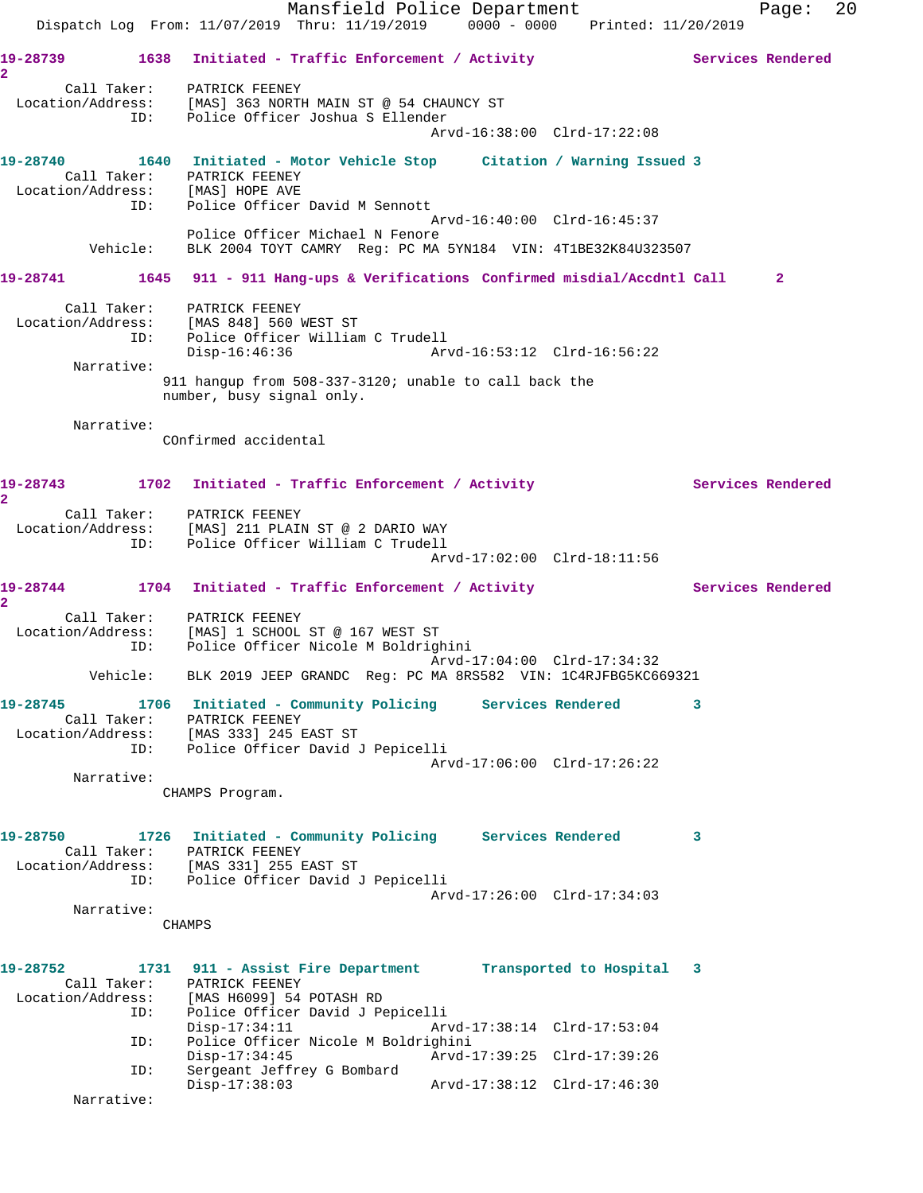**19-28739 1638 Initiated - Traffic Enforcement / Activity Services Rendered 2**

Call Taker: PATRICK FEENEY
Location/Address: [MAS] 363 NORTH MAIN ST @ 54 CHAUNCY ST
ID: Police Officer Joshua S Ellender
Arvd-16:38:00 Clrd-17:22:08

**19-28740 1640 Initiated - Motor Vehicle Stop Citation / Warning Issued 3**

Call Taker: PATRICK FEENEY
Location/Address: [MAS] HOPE AVE
ID: Police Officer David M Sennott
Arvd-16:40:00 Clrd-16:45:37
Police Officer Michael N Fenore
Vehicle: BLK 2004 TOYT CAMRY Reg: PC MA 5YN184 VIN: 4T1BE32K84U323507

**19-28741 1645 911 - 911 Hang-ups & Verifications Confirmed misdial/Accdntl Call 2**

Call Taker: PATRICK FEENEY
Location/Address: [MAS 848] 560 WEST ST
ID: Police Officer William C Trudell
Disp-16:46:36 Arvd-16:53:12 Clrd-16:56:22

Narrative:
911 hangup from 508-337-3120; unable to call back the number, busy signal only.

Narrative:
COnfirmed accidental

**19-28743 1702 Initiated - Traffic Enforcement / Activity Services Rendered 2**

Call Taker: PATRICK FEENEY
Location/Address: [MAS] 211 PLAIN ST @ 2 DARIO WAY
ID: Police Officer William C Trudell
Arvd-17:02:00 Clrd-18:11:56

**19-28744 1704 Initiated - Traffic Enforcement / Activity Services Rendered 2**

Call Taker: PATRICK FEENEY
Location/Address: [MAS] 1 SCHOOL ST @ 167 WEST ST
ID: Police Officer Nicole M Boldrighini
Arvd-17:04:00 Clrd-17:34:32
Vehicle: BLK 2019 JEEP GRANDC Reg: PC MA 8RS582 VIN: 1C4RJFBG5KC669321

**19-28745 1706 Initiated - Community Policing Services Rendered 3**

Call Taker: PATRICK FEENEY
Location/Address: [MAS 333] 245 EAST ST
ID: Police Officer David J Pepicelli
Arvd-17:06:00 Clrd-17:26:22

Narrative:
CHAMPS Program.

**19-28750 1726 Initiated - Community Policing Services Rendered 3**

Call Taker: PATRICK FEENEY
Location/Address: [MAS 331] 255 EAST ST
ID: Police Officer David J Pepicelli
Arvd-17:26:00 Clrd-17:34:03

Narrative:
CHAMPS

**19-28752 1731 911 - Assist Fire Department Transported to Hospital 3**

Call Taker: PATRICK FEENEY
Location/Address: [MAS H6099] 54 POTASH RD
ID: Police Officer David J Pepicelli
Disp-17:34:11 Arvd-17:38:14 Clrd-17:53:04
ID: Police Officer Nicole M Boldrighini
Disp-17:34:45 Arvd-17:39:25 Clrd-17:39:26
ID: Sergeant Jeffrey G Bombard
Disp-17:38:03 Arvd-17:38:12 Clrd-17:46:30

Narrative: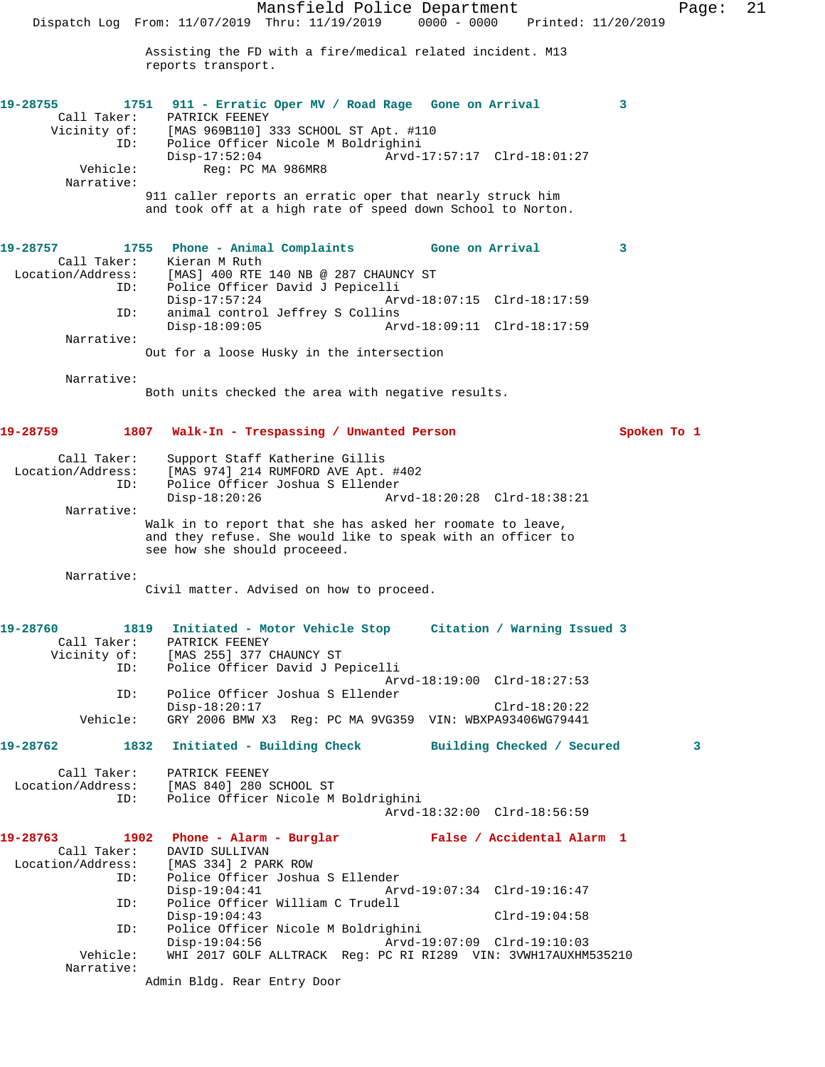Assisting the FD with a fire/medical related incident. M13 reports transport.

**19-28755 1751 911 - Erratic Oper MV / Road Rage Gone on Arrival 3**

Call Taker: PATRICK FEENEY
Vicinity of: [MAS 969B110] 333 SCHOOL ST Apt. #110
ID: Police Officer Nicole M Boldrighini
Disp-17:52:04 Arvd-17:57:17 Clrd-18:01:27
Vehicle: Reg: PC MA 986MR8
Narrative:
911 caller reports an erratic oper that nearly struck him and took off at a high rate of speed down School to Norton.

**19-28757 1755 Phone - Animal Complaints Gone on Arrival 3**

Call Taker: Kieran M Ruth
Location/Address: [MAS] 400 RTE 140 NB @ 287 CHAUNCY ST
ID: Police Officer David J Pepicelli
Disp-17:57:24 Arvd-18:07:15 Clrd-18:17:59
ID: animal control Jeffrey S Collins
Disp-18:09:05 Arvd-18:09:11 Clrd-18:17:59
Narrative:
Out for a loose Husky in the intersection

Narrative:
Both units checked the area with negative results.

**19-28759 1807 Walk-In - Trespassing / Unwanted Person Spoken To 1**

Call Taker: Support Staff Katherine Gillis
Location/Address: [MAS 974] 214 RUMFORD AVE Apt. #402
ID: Police Officer Joshua S Ellender
Disp-18:20:26 Arvd-18:20:28 Clrd-18:38:21
Narrative:
Walk in to report that she has asked her roomate to leave, and they refuse. She would like to speak with an officer to see how she should proceeed.

Narrative:
Civil matter. Advised on how to proceed.

**19-28760 1819 Initiated - Motor Vehicle Stop Citation / Warning Issued 3**

Call Taker: PATRICK FEENEY
Vicinity of: [MAS 255] 377 CHAUNCY ST
ID: Police Officer David J Pepicelli
Arvd-18:19:00 Clrd-18:27:53
ID: Police Officer Joshua S Ellender
Disp-18:20:17 Clrd-18:20:22
Vehicle: GRY 2006 BMW X3 Reg: PC MA 9VG359 VIN: WBXPA93406WG79441

**19-28762 1832 Initiated - Building Check Building Checked / Secured 3**

Call Taker: PATRICK FEENEY
Location/Address: [MAS 840] 280 SCHOOL ST
ID: Police Officer Nicole M Boldrighini
Arvd-18:32:00 Clrd-18:56:59

**19-28763 1902 Phone - Alarm - Burglar False / Accidental Alarm 1**

Call Taker: DAVID SULLIVAN
Location/Address: [MAS 334] 2 PARK ROW
ID: Police Officer Joshua S Ellender
Disp-19:04:41 Arvd-19:07:34 Clrd-19:16:47
ID: Police Officer William C Trudell
Disp-19:04:43 Clrd-19:04:58
ID: Police Officer Nicole M Boldrighini
Disp-19:04:56 Arvd-19:07:09 Clrd-19:10:03
Vehicle: WHI 2017 GOLF ALLTRACK Reg: PC RI RI289 VIN: 3VWH17AUXHM535210
Narrative:
Admin Bldg. Rear Entry Door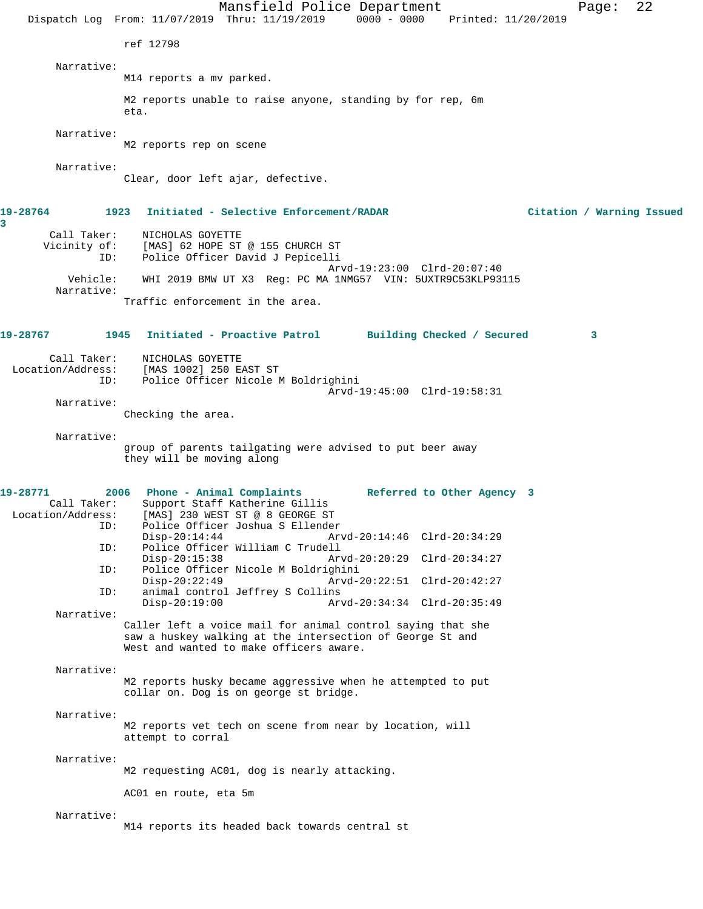ref 12798

Narrative:
M14 reports a mv parked.

M2 reports unable to raise anyone, standing by for rep, 6m eta.

Narrative:
M2 reports rep on scene

Narrative:
Clear, door left ajar, defective.

**19-28764 1923 Initiated - Selective Enforcement/RADAR Citation / Warning Issued 3**

Call Taker: NICHOLAS GOYETTE
Vicinity of: [MAS] 62 HOPE ST @ 155 CHURCH ST
ID: Police Officer David J Pepicelli
Arvd-19:23:00 Clrd-20:07:40
Vehicle: WHI 2019 BMW UT X3 Reg: PC MA 1NMG57 VIN: 5UXTR9C53KLP93115
Narrative:
Traffic enforcement in the area.

**19-28767 1945 Initiated - Proactive Patrol Building Checked / Secured 3**

Call Taker: NICHOLAS GOYETTE
Location/Address: [MAS 1002] 250 EAST ST
ID: Police Officer Nicole M Boldrighini
Arvd-19:45:00 Clrd-19:58:31
Narrative:
Checking the area.

Narrative:
group of parents tailgating were advised to put beer away they will be moving along

**19-28771 2006 Phone - Animal Complaints Referred to Other Agency 3**

Call Taker: Support Staff Katherine Gillis
Location/Address: [MAS] 230 WEST ST @ 8 GEORGE ST
ID: Police Officer Joshua S Ellender
Disp-20:14:44 Arvd-20:14:46 Clrd-20:34:29
ID: Police Officer William C Trudell
Disp-20:15:38 Arvd-20:20:29 Clrd-20:34:27
ID: Police Officer Nicole M Boldrighini
Disp-20:22:49 Arvd-20:22:51 Clrd-20:42:27
ID: animal control Jeffrey S Collins
Disp-20:19:00 Arvd-20:34:34 Clrd-20:35:49
Narrative:
Caller left a voice mail for animal control saying that she saw a huskey walking at the intersection of George St and West and wanted to make officers aware.

Narrative:
M2 reports husky became aggressive when he attempted to put collar on. Dog is on george st bridge.

Narrative:
M2 reports vet tech on scene from near by location, will attempt to corral

Narrative:
M2 requesting AC01, dog is nearly attacking.

AC01 en route, eta 5m

Narrative:
M14 reports its headed back towards central st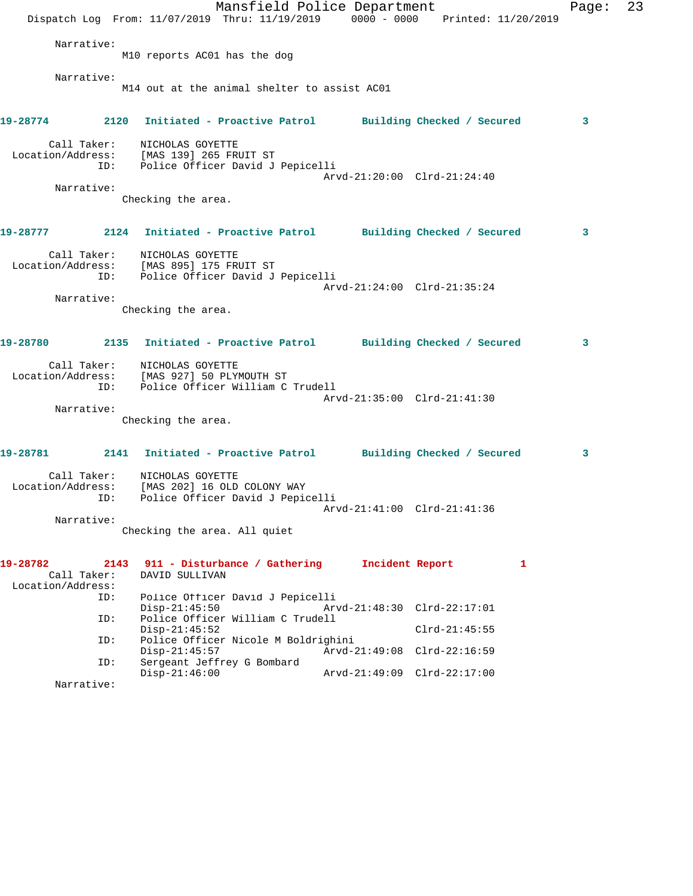Narrative:
M10 reports AC01 has the dog

Narrative:
M14 out at the animal shelter to assist AC01

**19-28774 2120 Initiated - Proactive Patrol Building Checked / Secured 3**

Call Taker: NICHOLAS GOYETTE
Location/Address: [MAS 139] 265 FRUIT ST
ID: Police Officer David J Pepicelli
Arvd-21:20:00 Clrd-21:24:40

Narrative:
Checking the area.

**19-28777 2124 Initiated - Proactive Patrol Building Checked / Secured 3**

Call Taker: NICHOLAS GOYETTE
Location/Address: [MAS 895] 175 FRUIT ST
ID: Police Officer David J Pepicelli
Arvd-21:24:00 Clrd-21:35:24

Narrative:
Checking the area.

**19-28780 2135 Initiated - Proactive Patrol Building Checked / Secured 3**

Call Taker: NICHOLAS GOYETTE
Location/Address: [MAS 927] 50 PLYMOUTH ST
ID: Police Officer William C Trudell
Arvd-21:35:00 Clrd-21:41:30

Narrative:
Checking the area.

**19-28781 2141 Initiated - Proactive Patrol Building Checked / Secured 3**

Call Taker: NICHOLAS GOYETTE
Location/Address: [MAS 202] 16 OLD COLONY WAY
ID: Police Officer David J Pepicelli
Arvd-21:41:00 Clrd-21:41:36

Narrative:
Checking the area. All quiet

**19-28782 2143 911 - Disturbance / Gathering Incident Report 1**

Call Taker: DAVID SULLIVAN
Location/Address:
ID: Police Officer David J Pepicelli
Disp-21:45:50 Arvd-21:48:30 Clrd-22:17:01
ID: Police Officer William C Trudell
Disp-21:45:52 Clrd-21:45:55
ID: Police Officer Nicole M Boldrighini
Disp-21:45:57 Arvd-21:49:08 Clrd-22:16:59
ID: Sergeant Jeffrey G Bombard
Disp-21:46:00 Arvd-21:49:09 Clrd-22:17:00

Narrative: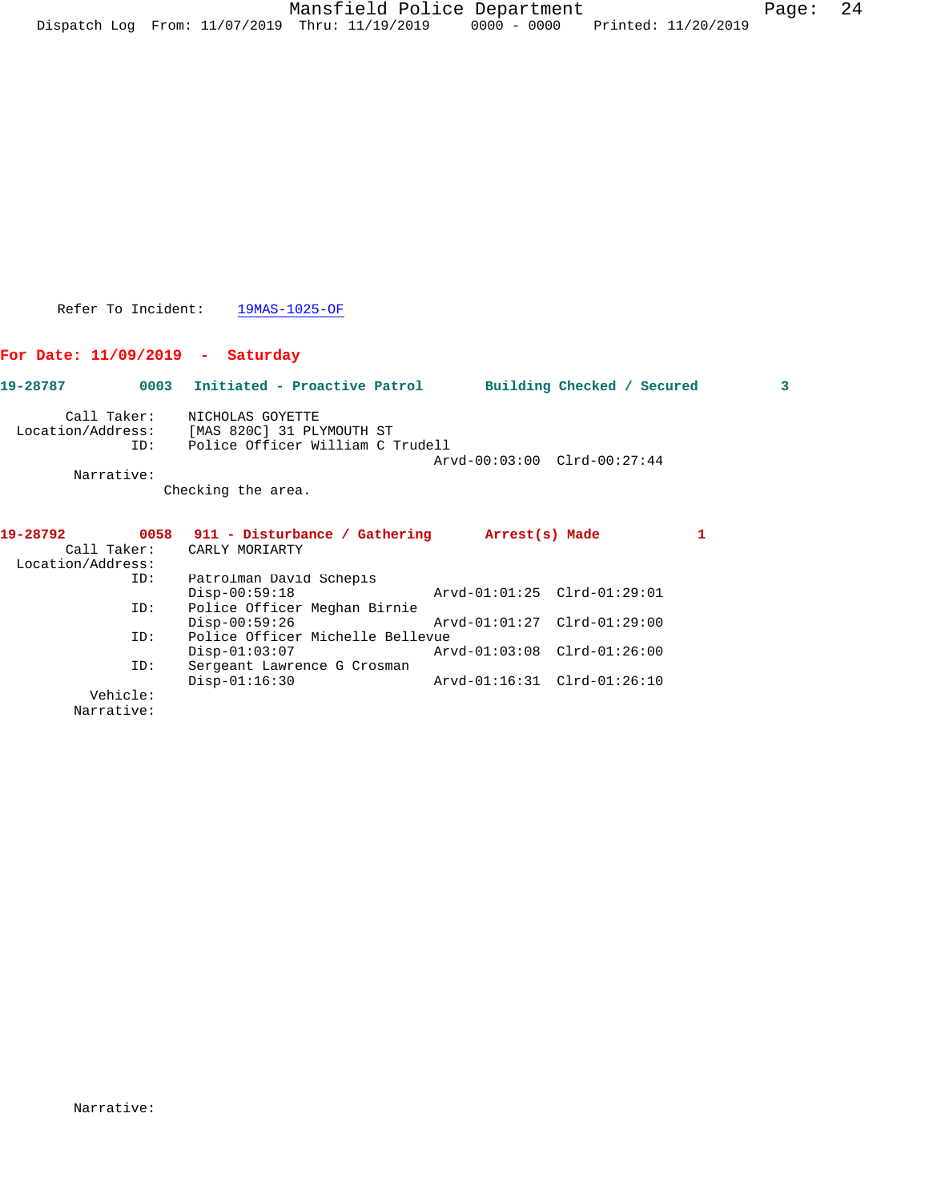Refer To Incident: 19MAS-1025-OF

## For Date: 11/09/2019 - Saturday

**19-28787** **0003** **Initiated - Proactive Patrol** **Building Checked / Secured** **3**

```
        Call Taker:     NICHOLAS GOYETTE
  Location/Address:     [MAS 820C] 31 PLYMOUTH ST
                ID:     Police Officer William C Trudell
                                              Arvd-00:03:00  Clrd-00:27:44
         Narrative:
                       Checking the area.
```

**19-28792** **0058** **911 - Disturbance / Gathering** **Arrest(s) Made** **1**

```
        Call Taker:     CARLY MORIARTY
  Location/Address:
                ID:     Patrolman David Schepis
                        Disp-00:59:18             Arvd-01:01:25  Clrd-01:29:01
                ID:     Police Officer Meghan Birnie
                        Disp-00:59:26             Arvd-01:01:27  Clrd-01:29:00
                ID:     Police Officer Michelle Bellevue
                        Disp-01:03:07             Arvd-01:03:08  Clrd-01:26:00
                ID:     Sergeant Lawrence G Crosman
                        Disp-01:16:30             Arvd-01:16:31  Clrd-01:26:10
           Vehicle:
         Narrative:
```

```
         Narrative:
```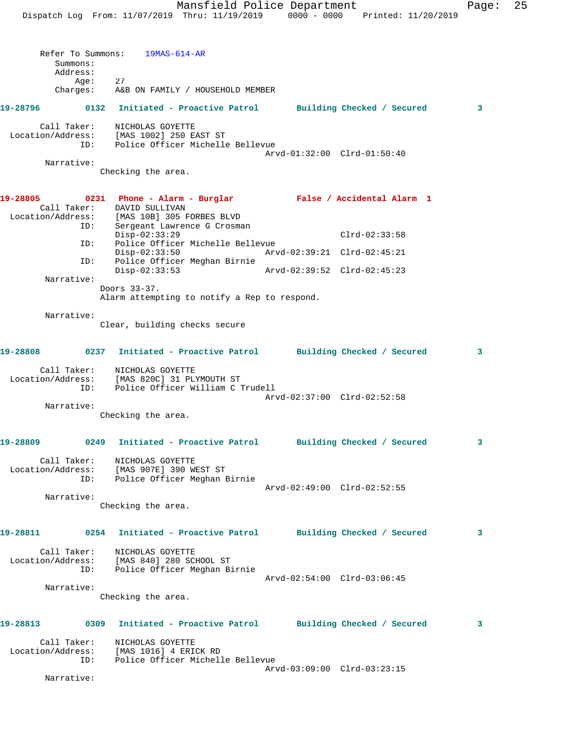Refer To Summons: 19MAS-614-AR
Summons:
Address:
Age: 27
Charges: A&B ON FAMILY / HOUSEHOLD MEMBER

**19-28796** 0132 Initiated - Proactive Patrol Building Checked / Secured 3

Call Taker: NICHOLAS GOYETTE
Location/Address: [MAS 1002] 250 EAST ST
ID: Police Officer Michelle Bellevue
Arvd-01:32:00 Clrd-01:50:40
Narrative:
Checking the area.

**19-28805** 0231 Phone - Alarm - Burglar False / Accidental Alarm 1

Call Taker: DAVID SULLIVAN
Location/Address: [MAS 10B] 305 FORBES BLVD
ID: Sergeant Lawrence G Crosman
Disp-02:33:29 Clrd-02:33:58
ID: Police Officer Michelle Bellevue
Disp-02:33:50 Arvd-02:39:21 Clrd-02:45:21
ID: Police Officer Meghan Birnie
Disp-02:33:53 Arvd-02:39:52 Clrd-02:45:23
Narrative:
Doors 33-37.
Alarm attempting to notify a Rep to respond.

Narrative:
Clear, building checks secure

**19-28808** 0237 Initiated - Proactive Patrol Building Checked / Secured 3

Call Taker: NICHOLAS GOYETTE
Location/Address: [MAS 820C] 31 PLYMOUTH ST
ID: Police Officer William C Trudell
Arvd-02:37:00 Clrd-02:52:58
Narrative:
Checking the area.

**19-28809** 0249 Initiated - Proactive Patrol Building Checked / Secured 3

Call Taker: NICHOLAS GOYETTE
Location/Address: [MAS 907E] 390 WEST ST
ID: Police Officer Meghan Birnie
Arvd-02:49:00 Clrd-02:52:55
Narrative:
Checking the area.

**19-28811** 0254 Initiated - Proactive Patrol Building Checked / Secured 3

Call Taker: NICHOLAS GOYETTE
Location/Address: [MAS 840] 280 SCHOOL ST
ID: Police Officer Meghan Birnie
Arvd-02:54:00 Clrd-03:06:45
Narrative:
Checking the area.

**19-28813** 0309 Initiated - Proactive Patrol Building Checked / Secured 3

Call Taker: NICHOLAS GOYETTE
Location/Address: [MAS 1016] 4 ERICK RD
ID: Police Officer Michelle Bellevue
Arvd-03:09:00 Clrd-03:23:15
Narrative: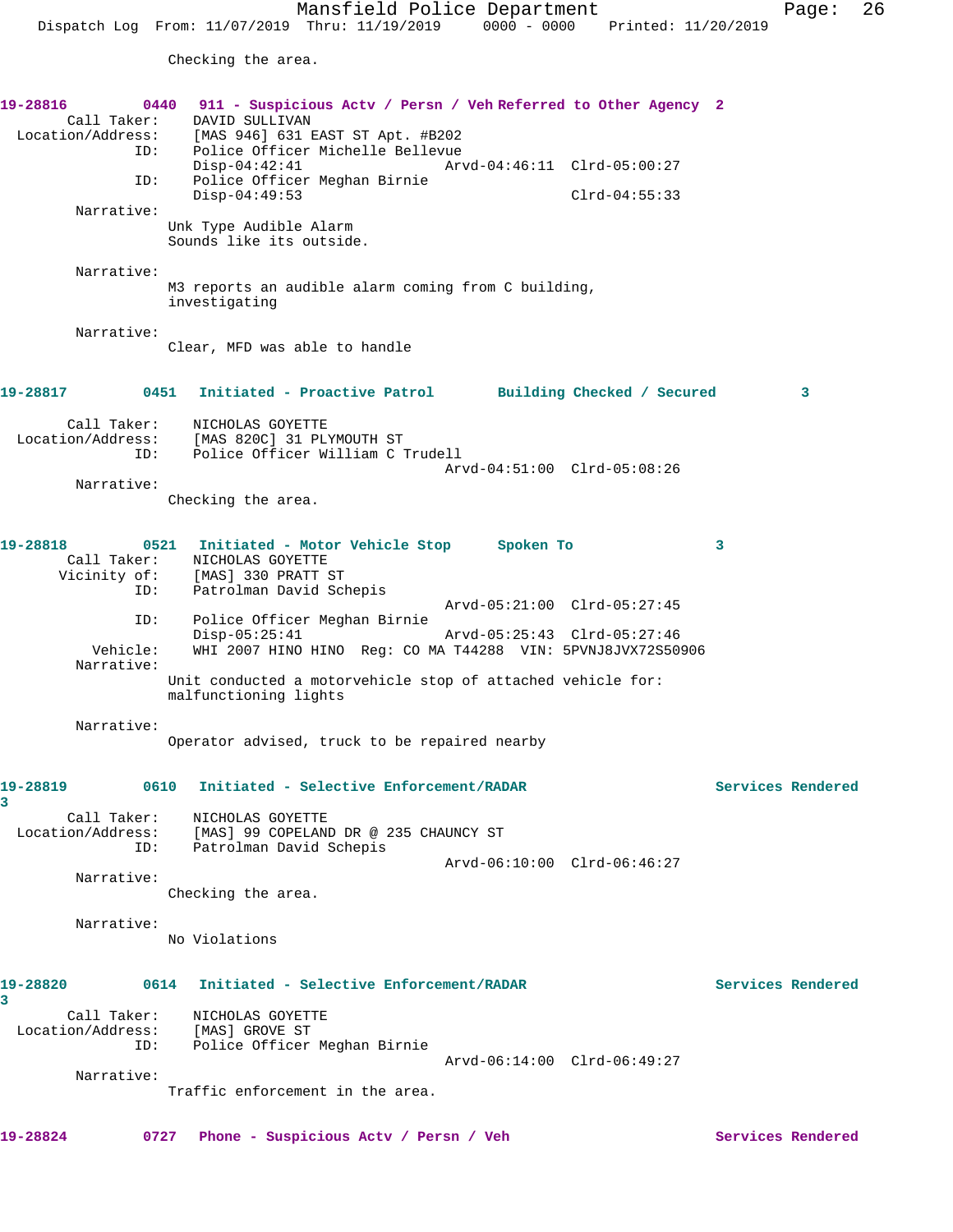Checking the area.

**19-28816 0440 911 - Suspicious Actv / Persn / Veh Referred to Other Agency 2**

Call Taker: DAVID SULLIVAN
Location/Address: [MAS 946] 631 EAST ST Apt. #B202
ID: Police Officer Michelle Bellevue
Disp-04:42:41 Arvd-04:46:11 Clrd-05:00:27
ID: Police Officer Meghan Birnie
Disp-04:49:53 Clrd-04:55:33

Narrative:
Unk Type Audible Alarm
Sounds like its outside.

Narrative:
M3 reports an audible alarm coming from C building, investigating

Narrative:
Clear, MFD was able to handle

**19-28817 0451 Initiated - Proactive Patrol Building Checked / Secured 3**

Call Taker: NICHOLAS GOYETTE
Location/Address: [MAS 820C] 31 PLYMOUTH ST
ID: Police Officer William C Trudell
Arvd-04:51:00 Clrd-05:08:26

Narrative:
Checking the area.

**19-28818 0521 Initiated - Motor Vehicle Stop Spoken To 3**

Call Taker: NICHOLAS GOYETTE
Vicinity of: [MAS] 330 PRATT ST
ID: Patrolman David Schepis
Arvd-05:21:00 Clrd-05:27:45
ID: Police Officer Meghan Birnie
Disp-05:25:41 Arvd-05:25:43 Clrd-05:27:46
Vehicle: WHI 2007 HINO HINO Reg: CO MA T44288 VIN: 5PVNJ8JVX72S50906

Narrative:
Unit conducted a motorvehicle stop of attached vehicle for: malfunctioning lights

Narrative:
Operator advised, truck to be repaired nearby

**19-28819 0610 Initiated - Selective Enforcement/RADAR Services Rendered 3**

Call Taker: NICHOLAS GOYETTE
Location/Address: [MAS] 99 COPELAND DR @ 235 CHAUNCY ST
ID: Patrolman David Schepis
Arvd-06:10:00 Clrd-06:46:27

Narrative:
Checking the area.

Narrative:
No Violations

**19-28820 0614 Initiated - Selective Enforcement/RADAR Services Rendered 3**

Call Taker: NICHOLAS GOYETTE
Location/Address: [MAS] GROVE ST
ID: Police Officer Meghan Birnie
Arvd-06:14:00 Clrd-06:49:27

Narrative:
Traffic enforcement in the area.

**19-28824 0727 Phone - Suspicious Actv / Persn / Veh Services Rendered**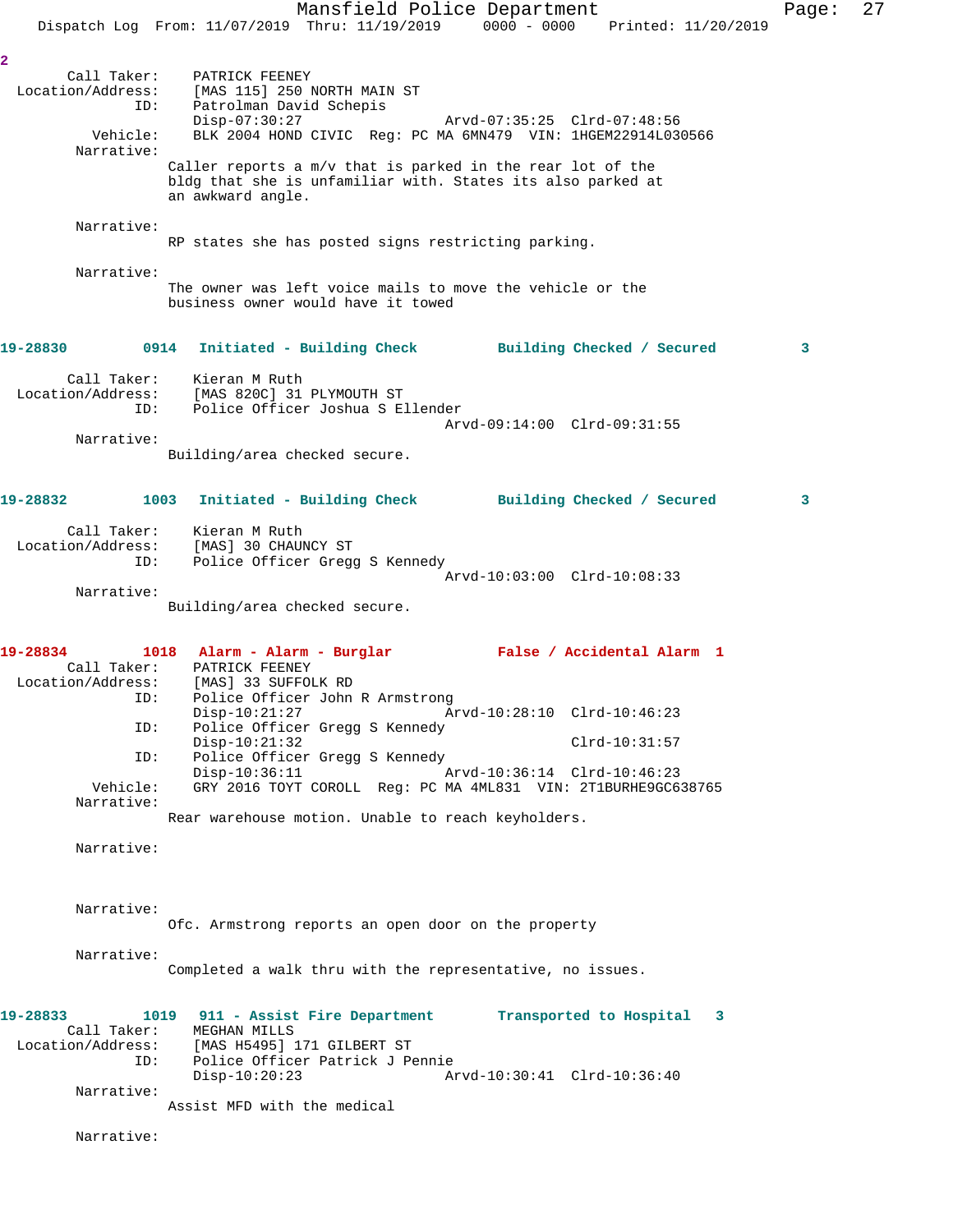2

```
        Call Taker:    PATRICK FEENEY
  Location/Address:    [MAS 115] 250 NORTH MAIN ST
                ID:    Patrolman David Schepis
                       Disp-07:30:27                 Arvd-07:35:25  Clrd-07:48:56
           Vehicle:    BLK 2004 HOND CIVIC  Reg: PC MA 6MN479  VIN: 1HGEM22914L030566
         Narrative:
                       Caller reports a m/v that is parked in the rear lot of the
                       bldg that she is unfamiliar with. States its also parked at
                       an awkward angle.

         Narrative:
                       RP states she has posted signs restricting parking.

         Narrative:
                       The owner was left voice mails to move the vehicle or the
                       business owner would have it towed
```

**19-28830 0914 Initiated - Building Check — Building Checked / Secured 3**

```
        Call Taker:    Kieran M Ruth
  Location/Address:    [MAS 820C] 31 PLYMOUTH ST
                ID:    Police Officer Joshua S Ellender
                                                     Arvd-09:14:00  Clrd-09:31:55
         Narrative:
                       Building/area checked secure.
```

**19-28832 1003 Initiated - Building Check — Building Checked / Secured 3**

```
        Call Taker:    Kieran M Ruth
  Location/Address:    [MAS] 30 CHAUNCY ST
                ID:    Police Officer Gregg S Kennedy
                                                     Arvd-10:03:00  Clrd-10:08:33
         Narrative:
                       Building/area checked secure.
```

**19-28834 1018 Alarm - Alarm - Burglar — False / Accidental Alarm 1**

```
        Call Taker:    PATRICK FEENEY
  Location/Address:    [MAS] 33 SUFFOLK RD
                ID:    Police Officer John R Armstrong
                       Disp-10:21:27                 Arvd-10:28:10  Clrd-10:46:23
                ID:    Police Officer Gregg S Kennedy
                       Disp-10:21:32                                Clrd-10:31:57
                ID:    Police Officer Gregg S Kennedy
                       Disp-10:36:11                 Arvd-10:36:14  Clrd-10:46:23
           Vehicle:    GRY 2016 TOYT COROLL  Reg: PC MA 4ML831  VIN: 2T1BURHE9GC638765
         Narrative:
                       Rear warehouse motion. Unable to reach keyholders.

         Narrative:


         Narrative:
                       Ofc. Armstrong reports an open door on the property

         Narrative:
                       Completed a walk thru with the representative, no issues.
```

**19-28833 1019 911 - Assist Fire Department — Transported to Hospital 3**

```
        Call Taker:    MEGHAN MILLS
  Location/Address:    [MAS H5495] 171 GILBERT ST
                ID:    Police Officer Patrick J Pennie
                       Disp-10:20:23                 Arvd-10:30:41  Clrd-10:36:40
         Narrative:
                       Assist MFD with the medical

         Narrative:
```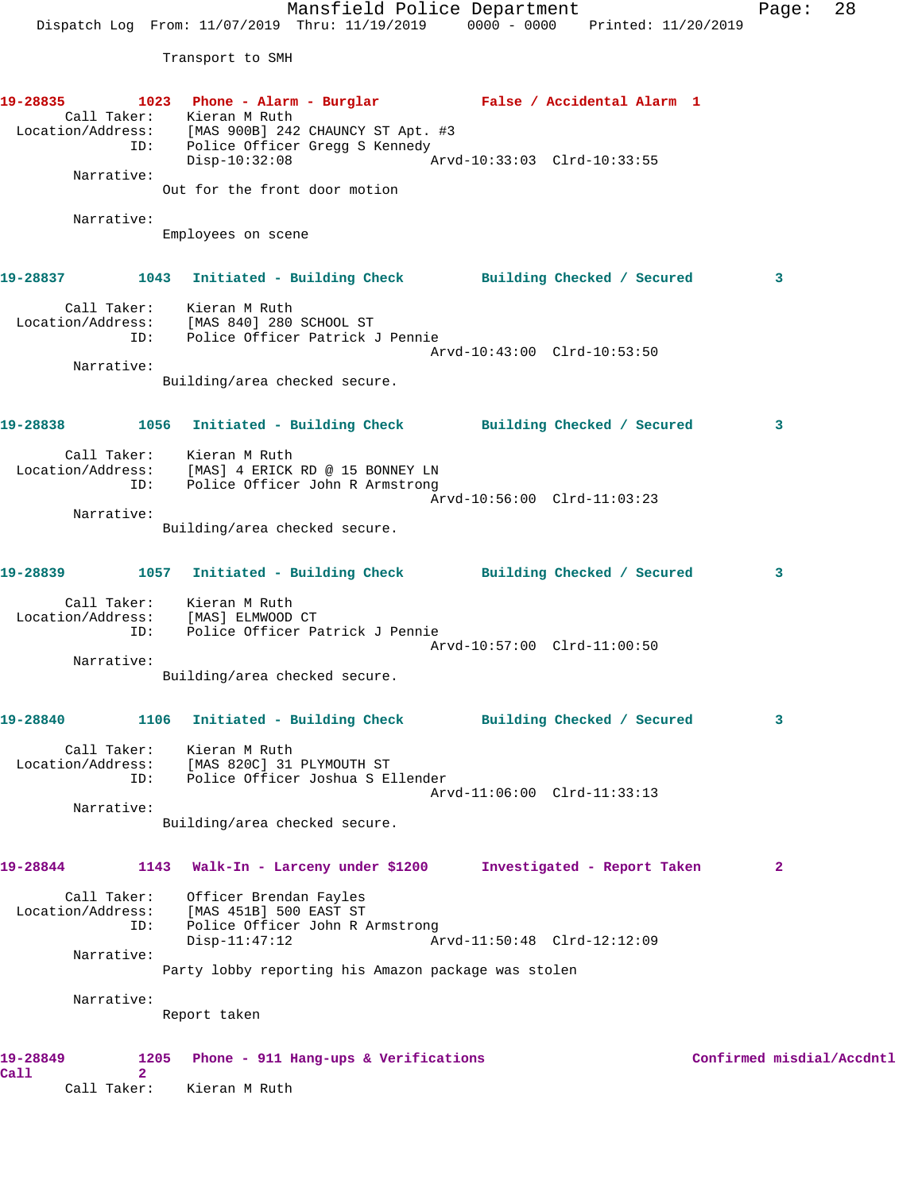Transport to SMH

**19-28835** 1023 **Phone - Alarm - Burglar** **False / Accidental Alarm 1**

Call Taker: Kieran M Ruth
Location/Address: [MAS 900B] 242 CHAUNCY ST Apt. #3
ID: Police Officer Gregg S Kennedy
Disp-10:32:08 Arvd-10:33:03 Clrd-10:33:55

Narrative:
Out for the front door motion

Narrative:
Employees on scene

**19-28837** 1043 **Initiated - Building Check** **Building Checked / Secured** 3

Call Taker: Kieran M Ruth
Location/Address: [MAS 840] 280 SCHOOL ST
ID: Police Officer Patrick J Pennie
Arvd-10:43:00 Clrd-10:53:50

Narrative:
Building/area checked secure.

**19-28838** 1056 **Initiated - Building Check** **Building Checked / Secured** 3

Call Taker: Kieran M Ruth
Location/Address: [MAS] 4 ERICK RD @ 15 BONNEY LN
ID: Police Officer John R Armstrong
Arvd-10:56:00 Clrd-11:03:23

Narrative:
Building/area checked secure.

**19-28839** 1057 **Initiated - Building Check** **Building Checked / Secured** 3

Call Taker: Kieran M Ruth
Location/Address: [MAS] ELMWOOD CT
ID: Police Officer Patrick J Pennie
Arvd-10:57:00 Clrd-11:00:50

Narrative:
Building/area checked secure.

**19-28840** 1106 **Initiated - Building Check** **Building Checked / Secured** 3

Call Taker: Kieran M Ruth
Location/Address: [MAS 820C] 31 PLYMOUTH ST
ID: Police Officer Joshua S Ellender
Arvd-11:06:00 Clrd-11:33:13

Narrative:
Building/area checked secure.

**19-28844** 1143 **Walk-In - Larceny under $1200** **Investigated - Report Taken** 2

Call Taker: Officer Brendan Fayles
Location/Address: [MAS 451B] 500 EAST ST
ID: Police Officer John R Armstrong
Disp-11:47:12 Arvd-11:50:48 Clrd-12:12:09

Narrative:
Party lobby reporting his Amazon package was stolen

Narrative:
Report taken

**19-28849** 1205 **Phone - 911 Hang-ups & Verifications** **Confirmed misdial/Accdntl Call** 2

Call Taker: Kieran M Ruth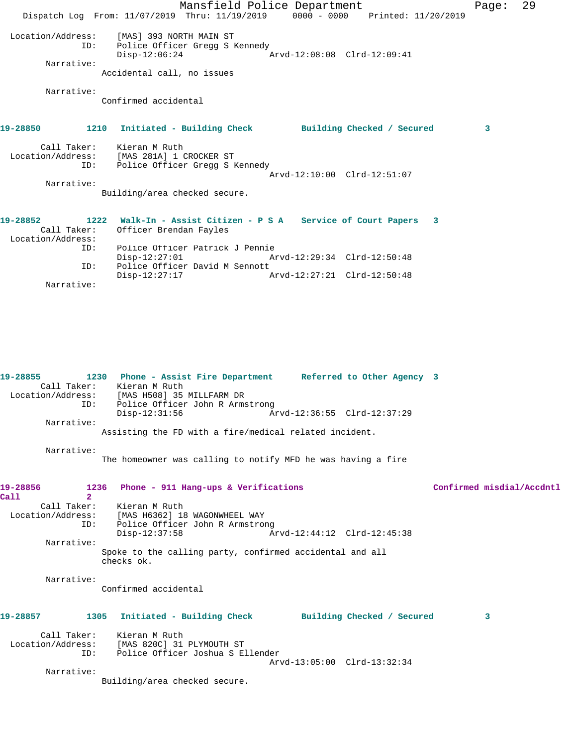```
 Location/Address:    [MAS] 393 NORTH MAIN ST
               ID:    Police Officer Gregg S Kennedy
                      Disp-12:06:24                Arvd-12:08:08  Clrd-12:09:41
        Narrative:
                  Accidental call, no issues

        Narrative:
                  Confirmed accidental
```

**19-28850 1210 Initiated - Building Check Building Checked / Secured 3**

```
       Call Taker:    Kieran M Ruth
 Location/Address:    [MAS 281A] 1 CROCKER ST
               ID:    Police Officer Gregg S Kennedy
                                                   Arvd-12:10:00  Clrd-12:51:07
        Narrative:
                  Building/area checked secure.
```

**19-28852 1222 Walk-In - Assist Citizen - P S A Service of Court Papers 3**

```
       Call Taker:    Officer Brendan Fayles
 Location/Address:
               ID:    Police Officer Patrick J Pennie
                      Disp-12:27:01                Arvd-12:29:34  Clrd-12:50:48
               ID:    Police Officer David M Sennott
                      Disp-12:27:17                Arvd-12:27:21  Clrd-12:50:48
        Narrative:
```

**19-28855 1230 Phone - Assist Fire Department Referred to Other Agency 3**

```
       Call Taker:    Kieran M Ruth
 Location/Address:    [MAS H508] 35 MILLFARM DR
               ID:    Police Officer John R Armstrong
                      Disp-12:31:56                Arvd-12:36:55  Clrd-12:37:29
        Narrative:
                  Assisting the FD with a fire/medical related incident.

        Narrative:
                  The homeowner was calling to notify MFD he was having a fire
```

**19-28856 1236 Phone - 911 Hang-ups & Verifications Confirmed misdial/Accdntl Call 2**

```
       Call Taker:    Kieran M Ruth
 Location/Address:    [MAS H6362] 18 WAGONWHEEL WAY
               ID:    Police Officer John R Armstrong
                      Disp-12:37:58                Arvd-12:44:12  Clrd-12:45:38
        Narrative:
                  Spoke to the calling party, confirmed accidental and all
                  checks ok.

        Narrative:
                  Confirmed accidental
```

**19-28857 1305 Initiated - Building Check Building Checked / Secured 3**

```
       Call Taker:    Kieran M Ruth
 Location/Address:    [MAS 820C] 31 PLYMOUTH ST
               ID:    Police Officer Joshua S Ellender
                                                   Arvd-13:05:00  Clrd-13:32:34
        Narrative:
                  Building/area checked secure.
```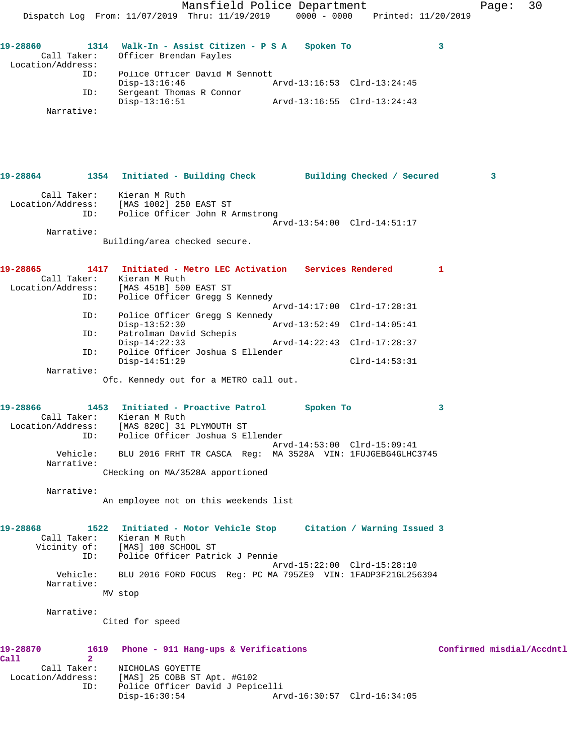**19-28860** 1314 **Walk-In - Assist Citizen - P S A** **Spoken To** 3

Call Taker: Officer Brendan Fayles
Location/Address:
ID: Police Officer David M Sennott
Disp-13:16:46 Arvd-13:16:53 Clrd-13:24:45
ID: Sergeant Thomas R Connor
Disp-13:16:51 Arvd-13:16:55 Clrd-13:24:43
Narrative:

**19-28864** 1354 **Initiated - Building Check** **Building Checked / Secured** 3

Call Taker: Kieran M Ruth
Location/Address: [MAS 1002] 250 EAST ST
ID: Police Officer John R Armstrong
Arvd-13:54:00 Clrd-14:51:17
Narrative:
Building/area checked secure.

**19-28865** 1417 **Initiated - Metro LEC Activation** **Services Rendered** 1

Call Taker: Kieran M Ruth
Location/Address: [MAS 451B] 500 EAST ST
ID: Police Officer Gregg S Kennedy
Arvd-14:17:00 Clrd-17:28:31
ID: Police Officer Gregg S Kennedy
Disp-13:52:30 Arvd-13:52:49 Clrd-14:05:41
ID: Patrolman David Schepis
Disp-14:22:33 Arvd-14:22:43 Clrd-17:28:37
ID: Police Officer Joshua S Ellender
Disp-14:51:29 Clrd-14:53:31
Narrative:
Ofc. Kennedy out for a METRO call out.

**19-28866** 1453 **Initiated - Proactive Patrol** **Spoken To** 3

Call Taker: Kieran M Ruth
Location/Address: [MAS 820C] 31 PLYMOUTH ST
ID: Police Officer Joshua S Ellender
Arvd-14:53:00 Clrd-15:09:41
Vehicle: BLU 2016 FRHT TR CASCA Reg: MA 3528A VIN: 1FUJGEBG4GLHC3745
Narrative:
CHecking on MA/3528A apportioned

Narrative:
An employee not on this weekends list

**19-28868** 1522 **Initiated - Motor Vehicle Stop** **Citation / Warning Issued** 3

Call Taker: Kieran M Ruth
Vicinity of: [MAS] 100 SCHOOL ST
ID: Police Officer Patrick J Pennie
Arvd-15:22:00 Clrd-15:28:10
Vehicle: BLU 2016 FORD FOCUS Reg: PC MA 795ZE9 VIN: 1FADP3F21GL256394
Narrative:
MV stop

Narrative:
Cited for speed

**19-28870** 1619 **Phone - 911 Hang-ups & Verifications** **Confirmed misdial/Accdntl Call** 2

Call Taker: NICHOLAS GOYETTE
Location/Address: [MAS] 25 COBB ST Apt. #G102
ID: Police Officer David J Pepicelli
Disp-16:30:54 Arvd-16:30:57 Clrd-16:34:05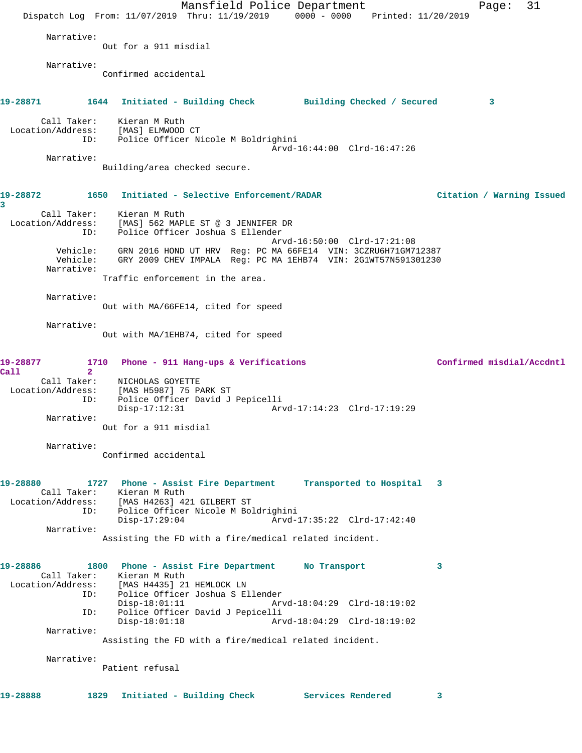Narrative:
Out for a 911 misdial

Narrative:
Confirmed accidental

**19-28871 1644 Initiated - Building Check Building Checked / Secured 3**

Call Taker: Kieran M Ruth
Location/Address: [MAS] ELMWOOD CT
ID: Police Officer Nicole M Boldrighini
Arvd-16:44:00 Clrd-16:47:26

Narrative:
Building/area checked secure.

**19-28872 1650 Initiated - Selective Enforcement/RADAR Citation / Warning Issued 3**

Call Taker: Kieran M Ruth
Location/Address: [MAS] 562 MAPLE ST @ 3 JENNIFER DR
ID: Police Officer Joshua S Ellender
Arvd-16:50:00 Clrd-17:21:08
Vehicle: GRN 2016 HOND UT HRV Reg: PC MA 66FE14 VIN: 3CZRU6H71GM712387
Vehicle: GRY 2009 CHEV IMPALA Reg: PC MA 1EHB74 VIN: 2G1WT57N591301230

Narrative:
Traffic enforcement in the area.

Narrative:
Out with MA/66FE14, cited for speed

Narrative:
Out with MA/1EHB74, cited for speed

**19-28877 1710 Phone - 911 Hang-ups & Verifications Confirmed misdial/Accdntl Call 2**

Call Taker: NICHOLAS GOYETTE
Location/Address: [MAS H5987] 75 PARK ST
ID: Police Officer David J Pepicelli
Disp-17:12:31 Arvd-17:14:23 Clrd-17:19:29

Narrative:
Out for a 911 misdial

Narrative:
Confirmed accidental

**19-28880 1727 Phone - Assist Fire Department Transported to Hospital 3**

Call Taker: Kieran M Ruth
Location/Address: [MAS H4263] 421 GILBERT ST
ID: Police Officer Nicole M Boldrighini
Disp-17:29:04 Arvd-17:35:22 Clrd-17:42:40

Narrative:
Assisting the FD with a fire/medical related incident.

**19-28886 1800 Phone - Assist Fire Department No Transport 3**

Call Taker: Kieran M Ruth
Location/Address: [MAS H4435] 21 HEMLOCK LN
ID: Police Officer Joshua S Ellender
Disp-18:01:11 Arvd-18:04:29 Clrd-18:19:02
ID: Police Officer David J Pepicelli
Disp-18:01:18 Arvd-18:04:29 Clrd-18:19:02

Narrative:
Assisting the FD with a fire/medical related incident.

Narrative:
Patient refusal

**19-28888 1829 Initiated - Building Check Services Rendered 3**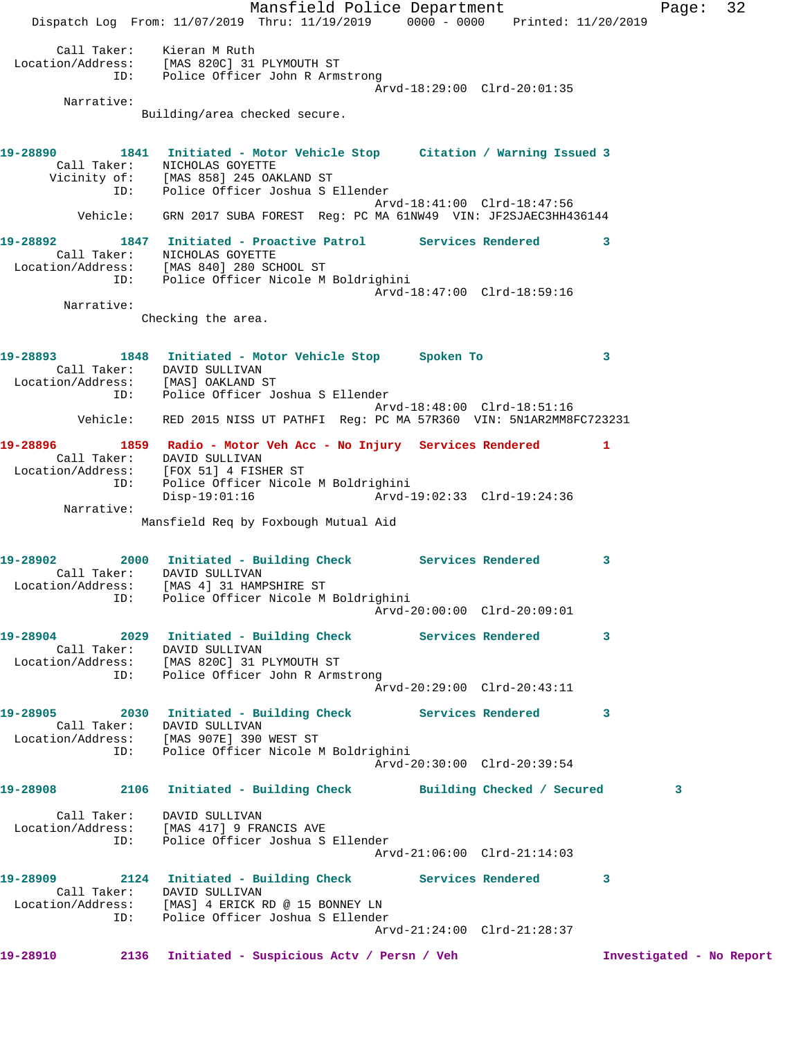```
        Call Taker:    Kieran M Ruth
  Location/Address:    [MAS 820C] 31 PLYMOUTH ST
                ID:    Police Officer John R Armstrong
                                              Arvd-18:29:00  Clrd-20:01:35
         Narrative:
                 Building/area checked secure.


19-28890        1841   Initiated - Motor Vehicle Stop      Citation / Warning Issued 3
        Call Taker:    NICHOLAS GOYETTE
       Vicinity of:    [MAS 858] 245 OAKLAND ST
                ID:    Police Officer Joshua S Ellender
                                              Arvd-18:41:00  Clrd-18:47:56
           Vehicle:    GRN 2017 SUBA FOREST  Reg: PC MA 61NW49  VIN: JF2SJAEC3HH436144

19-28892        1847   Initiated - Proactive Patrol        Services Rendered         3
        Call Taker:    NICHOLAS GOYETTE
  Location/Address:    [MAS 840] 280 SCHOOL ST
                ID:    Police Officer Nicole M Boldrighini
                                              Arvd-18:47:00  Clrd-18:59:16
         Narrative:
                 Checking the area.


19-28893        1848   Initiated - Motor Vehicle Stop      Spoken To                 3
        Call Taker:    DAVID SULLIVAN
  Location/Address:    [MAS] OAKLAND ST
                ID:    Police Officer Joshua S Ellender
                                              Arvd-18:48:00  Clrd-18:51:16
           Vehicle:    RED 2015 NISS UT PATHFI  Reg: PC MA 57R360  VIN: 5N1AR2MM8FC723231

19-28896        1859   Radio - Motor Veh Acc - No Injury   Services Rendered         1
        Call Taker:    DAVID SULLIVAN
  Location/Address:    [FOX 51] 4 FISHER ST
                ID:    Police Officer Nicole M Boldrighini
                       Disp-19:01:16          Arvd-19:02:33  Clrd-19:24:36
         Narrative:
                 Mansfield Req by Foxbough Mutual Aid


19-28902        2000   Initiated - Building Check          Services Rendered         3
        Call Taker:    DAVID SULLIVAN
  Location/Address:    [MAS 4] 31 HAMPSHIRE ST
                ID:    Police Officer Nicole M Boldrighini
                                              Arvd-20:00:00  Clrd-20:09:01

19-28904        2029   Initiated - Building Check          Services Rendered         3
        Call Taker:    DAVID SULLIVAN
  Location/Address:    [MAS 820C] 31 PLYMOUTH ST
                ID:    Police Officer John R Armstrong
                                              Arvd-20:29:00  Clrd-20:43:11

19-28905        2030   Initiated - Building Check          Services Rendered         3
        Call Taker:    DAVID SULLIVAN
  Location/Address:    [MAS 907E] 390 WEST ST
                ID:    Police Officer Nicole M Boldrighini
                                              Arvd-20:30:00  Clrd-20:39:54

19-28908        2106   Initiated - Building Check          Building Checked / Secured         3

        Call Taker:    DAVID SULLIVAN
  Location/Address:    [MAS 417] 9 FRANCIS AVE
                ID:    Police Officer Joshua S Ellender
                                              Arvd-21:06:00  Clrd-21:14:03

19-28909        2124   Initiated - Building Check          Services Rendered         3
        Call Taker:    DAVID SULLIVAN
  Location/Address:    [MAS] 4 ERICK RD @ 15 BONNEY LN
                ID:    Police Officer Joshua S Ellender
                                              Arvd-21:24:00  Clrd-21:28:37

19-28910        2136   Initiated - Suspicious Actv / Persn / Veh                Investigated - No Report
```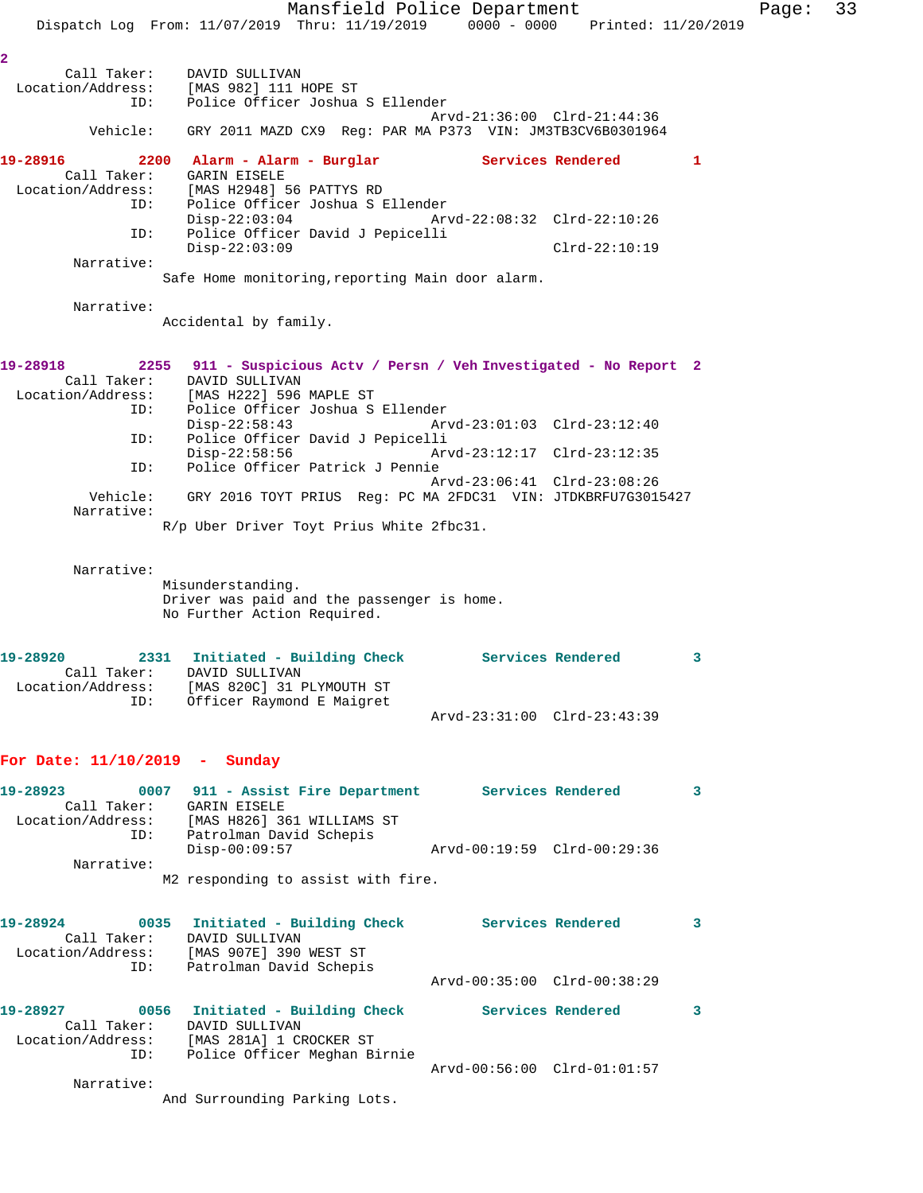2

Call Taker: DAVID SULLIVAN
Location/Address: [MAS 982] 111 HOPE ST
ID: Police Officer Joshua S Ellender
Arvd-21:36:00 Clrd-21:44:36
Vehicle: GRY 2011 MAZD CX9 Reg: PAR MA P373 VIN: JM3TB3CV6B0301964

**19-28916 2200 Alarm - Alarm - Burglar Services Rendered 1**

Call Taker: GARIN EISELE
Location/Address: [MAS H2948] 56 PATTYS RD
ID: Police Officer Joshua S Ellender
Disp-22:03:04 Arvd-22:08:32 Clrd-22:10:26
ID: Police Officer David J Pepicelli
Disp-22:03:09 Clrd-22:10:19
Narrative:
Safe Home monitoring,reporting Main door alarm.

Narrative:
Accidental by family.

**19-28918 2255 911 - Suspicious Actv / Persn / Veh Investigated - No Report 2**

Call Taker: DAVID SULLIVAN
Location/Address: [MAS H222] 596 MAPLE ST
ID: Police Officer Joshua S Ellender
Disp-22:58:43 Arvd-23:01:03 Clrd-23:12:40
ID: Police Officer David J Pepicelli
Disp-22:58:56 Arvd-23:12:17 Clrd-23:12:35
ID: Police Officer Patrick J Pennie
Arvd-23:06:41 Clrd-23:08:26
Vehicle: GRY 2016 TOYT PRIUS Reg: PC MA 2FDC31 VIN: JTDKBRFU7G3015427
Narrative:
R/p Uber Driver Toyt Prius White 2fbc31.

Narrative:
Misunderstanding.
Driver was paid and the passenger is home.
No Further Action Required.

**19-28920 2331 Initiated - Building Check Services Rendered 3**

Call Taker: DAVID SULLIVAN
Location/Address: [MAS 820C] 31 PLYMOUTH ST
ID: Officer Raymond E Maigret
Arvd-23:31:00 Clrd-23:43:39

## For Date: 11/10/2019 - Sunday

**19-28923 0007 911 - Assist Fire Department Services Rendered 3**

Call Taker: GARIN EISELE
Location/Address: [MAS H826] 361 WILLIAMS ST
ID: Patrolman David Schepis
Disp-00:09:57 Arvd-00:19:59 Clrd-00:29:36
Narrative:
M2 responding to assist with fire.

**19-28924 0035 Initiated - Building Check Services Rendered 3**

Call Taker: DAVID SULLIVAN
Location/Address: [MAS 907E] 390 WEST ST
ID: Patrolman David Schepis
Arvd-00:35:00 Clrd-00:38:29

**19-28927 0056 Initiated - Building Check Services Rendered 3**

Call Taker: DAVID SULLIVAN
Location/Address: [MAS 281A] 1 CROCKER ST
ID: Police Officer Meghan Birnie
Arvd-00:56:00 Clrd-01:01:57
Narrative:
And Surrounding Parking Lots.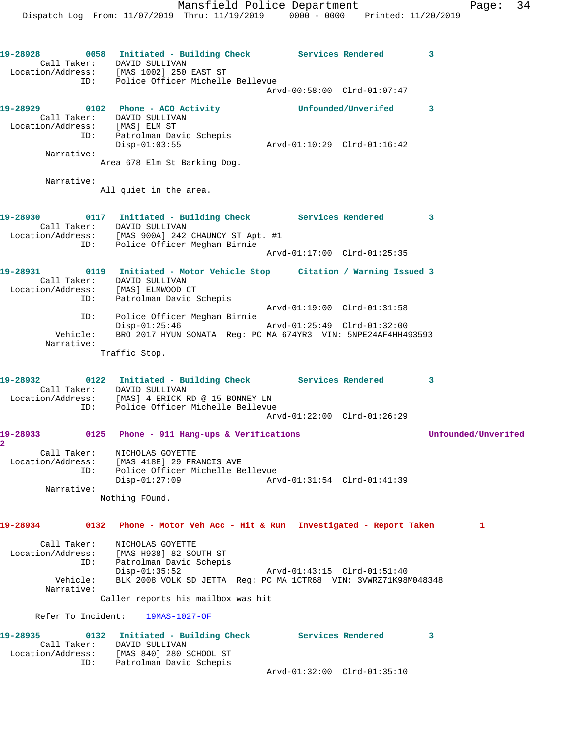**19-28928** 0058 **Initiated - Building Check** **Services Rendered** 3

Call Taker: DAVID SULLIVAN
Location/Address: [MAS 1002] 250 EAST ST
ID: Police Officer Michelle Bellevue
Arvd-00:58:00 Clrd-01:07:47

**19-28929** 0102 **Phone - ACO Activity** **Unfounded/Unverifed** 3

Call Taker: DAVID SULLIVAN
Location/Address: [MAS] ELM ST
ID: Patrolman David Schepis
Disp-01:03:55 Arvd-01:10:29 Clrd-01:16:42
Narrative:
Area 678 Elm St Barking Dog.

Narrative:
All quiet in the area.

**19-28930** 0117 **Initiated - Building Check** **Services Rendered** 3

Call Taker: DAVID SULLIVAN
Location/Address: [MAS 900A] 242 CHAUNCY ST Apt. #1
ID: Police Officer Meghan Birnie
Arvd-01:17:00 Clrd-01:25:35

**19-28931** 0119 **Initiated - Motor Vehicle Stop** **Citation / Warning Issued** 3

Call Taker: DAVID SULLIVAN
Location/Address: [MAS] ELMWOOD CT
ID: Patrolman David Schepis
Arvd-01:19:00 Clrd-01:31:58
ID: Police Officer Meghan Birnie
Disp-01:25:46 Arvd-01:25:49 Clrd-01:32:00
Vehicle: BRO 2017 HYUN SONATA Reg: PC MA 674YR3 VIN: 5NPE24AF4HH493593
Narrative:
Traffic Stop.

**19-28932** 0122 **Initiated - Building Check** **Services Rendered** 3

Call Taker: DAVID SULLIVAN
Location/Address: [MAS] 4 ERICK RD @ 15 BONNEY LN
ID: Police Officer Michelle Bellevue
Arvd-01:22:00 Clrd-01:26:29

**19-28933** 0125 **Phone - 911 Hang-ups & Verifications** **Unfounded/Unverifed** 2

Call Taker: NICHOLAS GOYETTE
Location/Address: [MAS 418E] 29 FRANCIS AVE
ID: Police Officer Michelle Bellevue
Disp-01:27:09 Arvd-01:31:54 Clrd-01:41:39
Narrative:
Nothing FOund.

**19-28934** 0132 **Phone - Motor Veh Acc - Hit & Run** **Investigated - Report Taken** 1

Call Taker: NICHOLAS GOYETTE
Location/Address: [MAS H938] 82 SOUTH ST
ID: Patrolman David Schepis
Disp-01:35:52 Arvd-01:43:15 Clrd-01:51:40
Vehicle: BLK 2008 VOLK SD JETTA Reg: PC MA 1CTR68 VIN: 3VWRZ71K98M048348
Narrative:
Caller reports his mailbox was hit

Refer To Incident: 19MAS-1027-OF

**19-28935** 0132 **Initiated - Building Check** **Services Rendered** 3

Call Taker: DAVID SULLIVAN
Location/Address: [MAS 840] 280 SCHOOL ST
ID: Patrolman David Schepis
Arvd-01:32:00 Clrd-01:35:10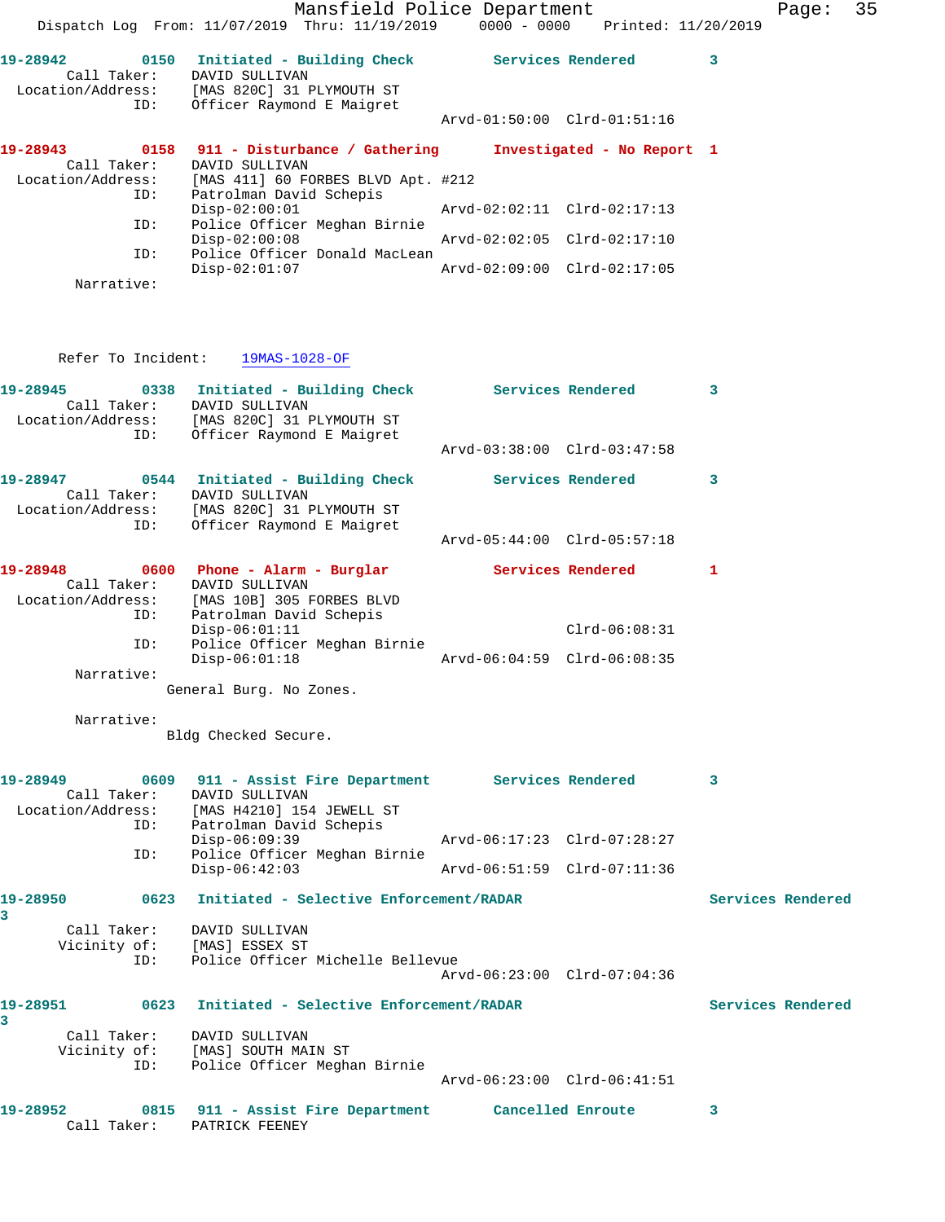19-28942 0150 Initiated - Building Check Services Rendered 3
Call Taker: DAVID SULLIVAN
Location/Address: [MAS 820C] 31 PLYMOUTH ST
ID: Officer Raymond E Maigret
Arvd-01:50:00 Clrd-01:51:16

19-28943 0158 911 - Disturbance / Gathering Investigated - No Report 1
Call Taker: DAVID SULLIVAN
Location/Address: [MAS 411] 60 FORBES BLVD Apt. #212
ID: Patrolman David Schepis
Disp-02:00:01 Arvd-02:02:11 Clrd-02:17:13
ID: Police Officer Meghan Birnie
Disp-02:00:08 Arvd-02:02:05 Clrd-02:17:10
ID: Police Officer Donald MacLean
Disp-02:01:07 Arvd-02:09:00 Clrd-02:17:05
Narrative:

Refer To Incident: 19MAS-1028-OF

19-28945 0338 Initiated - Building Check Services Rendered 3
Call Taker: DAVID SULLIVAN
Location/Address: [MAS 820C] 31 PLYMOUTH ST
ID: Officer Raymond E Maigret
Arvd-03:38:00 Clrd-03:47:58

19-28947 0544 Initiated - Building Check Services Rendered 3
Call Taker: DAVID SULLIVAN
Location/Address: [MAS 820C] 31 PLYMOUTH ST
ID: Officer Raymond E Maigret
Arvd-05:44:00 Clrd-05:57:18

19-28948 0600 Phone - Alarm - Burglar Services Rendered 1
Call Taker: DAVID SULLIVAN
Location/Address: [MAS 10B] 305 FORBES BLVD
ID: Patrolman David Schepis
Disp-06:01:11 Clrd-06:08:31
ID: Police Officer Meghan Birnie
Disp-06:01:18 Arvd-06:04:59 Clrd-06:08:35
Narrative:
General Burg. No Zones.

Narrative:
Bldg Checked Secure.

19-28949 0609 911 - Assist Fire Department Services Rendered 3
Call Taker: DAVID SULLIVAN
Location/Address: [MAS H4210] 154 JEWELL ST
ID: Patrolman David Schepis
Disp-06:09:39 Arvd-06:17:23 Clrd-07:28:27
ID: Police Officer Meghan Birnie
Disp-06:42:03 Arvd-06:51:59 Clrd-07:11:36

19-28950 0623 Initiated - Selective Enforcement/RADAR Services Rendered 3
Call Taker: DAVID SULLIVAN
Vicinity of: [MAS] ESSEX ST
ID: Police Officer Michelle Bellevue
Arvd-06:23:00 Clrd-07:04:36

19-28951 0623 Initiated - Selective Enforcement/RADAR Services Rendered 3
Call Taker: DAVID SULLIVAN
Vicinity of: [MAS] SOUTH MAIN ST
ID: Police Officer Meghan Birnie
Arvd-06:23:00 Clrd-06:41:51

19-28952 0815 911 - Assist Fire Department Cancelled Enroute 3
Call Taker: PATRICK FEENEY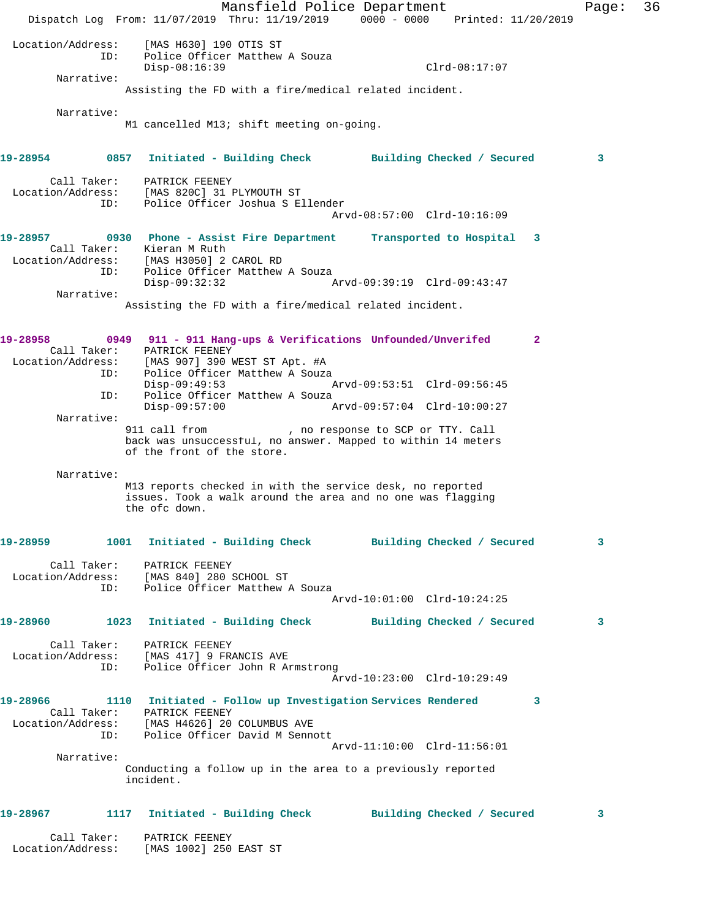Location/Address: [MAS H630] 190 OTIS ST
ID: Police Officer Matthew A Souza
Disp-08:16:39 Clrd-08:17:07

Narrative:
Assisting the FD with a fire/medical related incident.

Narrative:
M1 cancelled M13; shift meeting on-going.

**19-28954 0857 Initiated - Building Check Building Checked / Secured 3**

Call Taker: PATRICK FEENEY
Location/Address: [MAS 820C] 31 PLYMOUTH ST
ID: Police Officer Joshua S Ellender
Arvd-08:57:00 Clrd-10:16:09

**19-28957 0930 Phone - Assist Fire Department Transported to Hospital 3**

Call Taker: Kieran M Ruth
Location/Address: [MAS H3050] 2 CAROL RD
ID: Police Officer Matthew A Souza
Disp-09:32:32 Arvd-09:39:19 Clrd-09:43:47

Narrative:
Assisting the FD with a fire/medical related incident.

**19-28958 0949 911 - 911 Hang-ups & Verifications Unfounded/Unverifed 2**

Call Taker: PATRICK FEENEY
Location/Address: [MAS 907] 390 WEST ST Apt. #A
ID: Police Officer Matthew A Souza
Disp-09:49:53 Arvd-09:53:51 Clrd-09:56:45
ID: Police Officer Matthew A Souza
Disp-09:57:00 Arvd-09:57:04 Clrd-10:00:27

Narrative:
911 call from , no response to SCP or TTY. Call back was unsuccessful, no answer. Mapped to within 14 meters of the front of the store.

Narrative:
M13 reports checked in with the service desk, no reported issues. Took a walk around the area and no one was flagging the ofc down.

**19-28959 1001 Initiated - Building Check Building Checked / Secured 3**

Call Taker: PATRICK FEENEY
Location/Address: [MAS 840] 280 SCHOOL ST
ID: Police Officer Matthew A Souza
Arvd-10:01:00 Clrd-10:24:25

**19-28960 1023 Initiated - Building Check Building Checked / Secured 3**

Call Taker: PATRICK FEENEY
Location/Address: [MAS 417] 9 FRANCIS AVE
ID: Police Officer John R Armstrong
Arvd-10:23:00 Clrd-10:29:49

**19-28966 1110 Initiated - Follow up Investigation Services Rendered 3**

Call Taker: PATRICK FEENEY
Location/Address: [MAS H4626] 20 COLUMBUS AVE
ID: Police Officer David M Sennott
Arvd-11:10:00 Clrd-11:56:01

Narrative:
Conducting a follow up in the area to a previously reported incident.

**19-28967 1117 Initiated - Building Check Building Checked / Secured 3**

Call Taker: PATRICK FEENEY
Location/Address: [MAS 1002] 250 EAST ST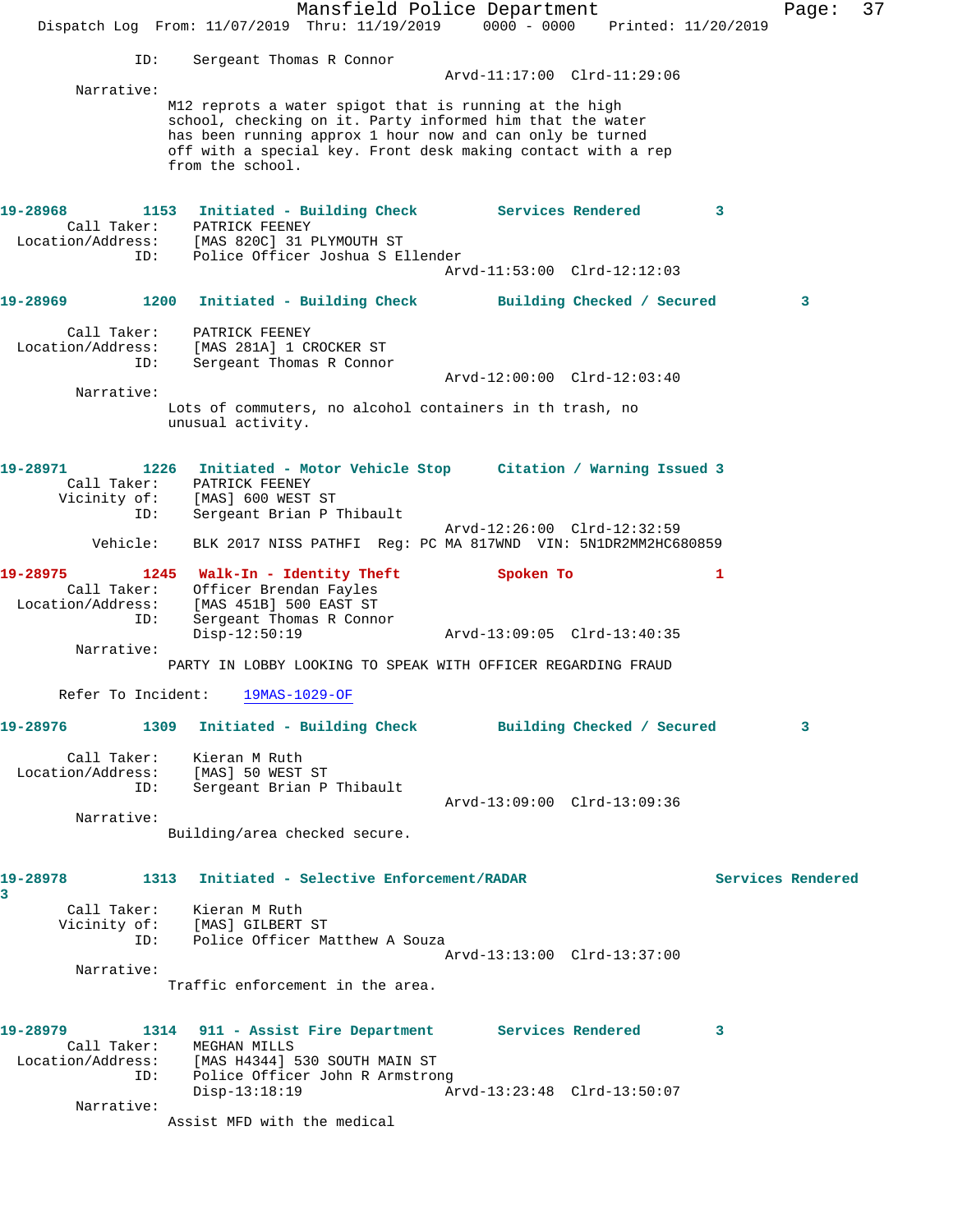ID: Sergeant Thomas R Connor
Arvd-11:17:00 Clrd-11:29:06

Narrative:

M12 reprots a water spigot that is running at the high school, checking on it. Party informed him that the water has been running approx 1 hour now and can only be turned off with a special key. Front desk making contact with a rep from the school.

**19-28968 1153 Initiated - Building Check Services Rendered 3**

Call Taker: PATRICK FEENEY
Location/Address: [MAS 820C] 31 PLYMOUTH ST
ID: Police Officer Joshua S Ellender
Arvd-11:53:00 Clrd-12:12:03

**19-28969 1200 Initiated - Building Check Building Checked / Secured 3**

Call Taker: PATRICK FEENEY
Location/Address: [MAS 281A] 1 CROCKER ST
ID: Sergeant Thomas R Connor
Arvd-12:00:00 Clrd-12:03:40

Narrative:

Lots of commuters, no alcohol containers in th trash, no unusual activity.

**19-28971 1226 Initiated - Motor Vehicle Stop Citation / Warning Issued 3**

Call Taker: PATRICK FEENEY
Vicinity of: [MAS] 600 WEST ST
ID: Sergeant Brian P Thibault
Arvd-12:26:00 Clrd-12:32:59
Vehicle: BLK 2017 NISS PATHFI Reg: PC MA 817WND VIN: 5N1DR2MM2HC680859

**19-28975 1245 Walk-In - Identity Theft Spoken To 1**

Call Taker: Officer Brendan Fayles
Location/Address: [MAS 451B] 500 EAST ST
ID: Sergeant Thomas R Connor
Disp-12:50:19 Arvd-13:09:05 Clrd-13:40:35

Narrative:

PARTY IN LOBBY LOOKING TO SPEAK WITH OFFICER REGARDING FRAUD

Refer To Incident: 19MAS-1029-OF

**19-28976 1309 Initiated - Building Check Building Checked / Secured 3**

Call Taker: Kieran M Ruth
Location/Address: [MAS] 50 WEST ST
ID: Sergeant Brian P Thibault
Arvd-13:09:00 Clrd-13:09:36

Narrative:

Building/area checked secure.

**19-28978 1313 Initiated - Selective Enforcement/RADAR Services Rendered 3**

Call Taker: Kieran M Ruth
Vicinity of: [MAS] GILBERT ST
ID: Police Officer Matthew A Souza
Arvd-13:13:00 Clrd-13:37:00

Narrative:

Traffic enforcement in the area.

**19-28979 1314 911 - Assist Fire Department Services Rendered 3**

Call Taker: MEGHAN MILLS
Location/Address: [MAS H4344] 530 SOUTH MAIN ST
ID: Police Officer John R Armstrong
Disp-13:18:19 Arvd-13:23:48 Clrd-13:50:07

Narrative:

Assist MFD with the medical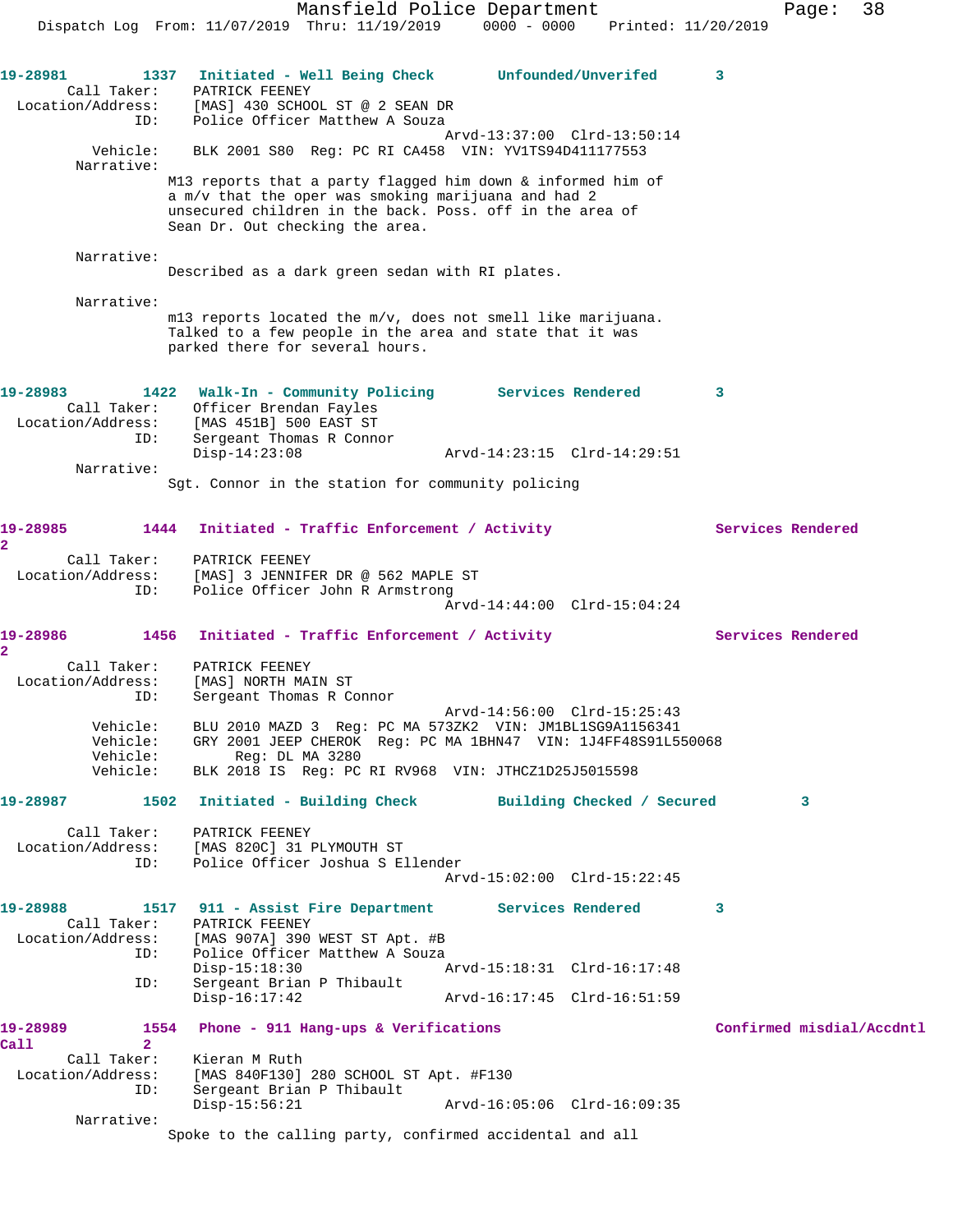19-28981 1337 Initiated - Well Being Check Unfounded/Unverifed 3

Call Taker: PATRICK FEENEY
Location/Address: [MAS] 430 SCHOOL ST @ 2 SEAN DR
ID: Police Officer Matthew A Souza
Arvd-13:37:00 Clrd-13:50:14
Vehicle: BLK 2001 S80 Reg: PC RI CA458 VIN: YV1TS94D411177553
Narrative:
M13 reports that a party flagged him down & informed him of a m/v that the oper was smoking marijuana and had 2 unsecured children in the back. Poss. off in the area of Sean Dr. Out checking the area.

Narrative:
Described as a dark green sedan with RI plates.

Narrative:
m13 reports located the m/v, does not smell like marijuana. Talked to a few people in the area and state that it was parked there for several hours.

19-28983 1422 Walk-In - Community Policing Services Rendered 3

Call Taker: Officer Brendan Fayles
Location/Address: [MAS 451B] 500 EAST ST
ID: Sergeant Thomas R Connor
Disp-14:23:08 Arvd-14:23:15 Clrd-14:29:51
Narrative:
Sgt. Connor in the station for community policing

19-28985 1444 Initiated - Traffic Enforcement / Activity Services Rendered 2

Call Taker: PATRICK FEENEY
Location/Address: [MAS] 3 JENNIFER DR @ 562 MAPLE ST
ID: Police Officer John R Armstrong
Arvd-14:44:00 Clrd-15:04:24

19-28986 1456 Initiated - Traffic Enforcement / Activity Services Rendered 2

Call Taker: PATRICK FEENEY
Location/Address: [MAS] NORTH MAIN ST
ID: Sergeant Thomas R Connor
Arvd-14:56:00 Clrd-15:25:43
Vehicle: BLU 2010 MAZD 3 Reg: PC MA 573ZK2 VIN: JM1BL1SG9A1156341
Vehicle: GRY 2001 JEEP CHEROK Reg: PC MA 1BHN47 VIN: 1J4FF48S91L550068
Vehicle: Reg: DL MA 3280
Vehicle: BLK 2018 IS Reg: PC RI RV968 VIN: JTHCZ1D25J5015598

19-28987 1502 Initiated - Building Check Building Checked / Secured 3

Call Taker: PATRICK FEENEY
Location/Address: [MAS 820C] 31 PLYMOUTH ST
ID: Police Officer Joshua S Ellender
Arvd-15:02:00 Clrd-15:22:45

19-28988 1517 911 - Assist Fire Department Services Rendered 3

Call Taker: PATRICK FEENEY
Location/Address: [MAS 907A] 390 WEST ST Apt. #B
ID: Police Officer Matthew A Souza
Disp-15:18:30 Arvd-15:18:31 Clrd-16:17:48
ID: Sergeant Brian P Thibault
Disp-16:17:42 Arvd-16:17:45 Clrd-16:51:59

19-28989 1554 Phone - 911 Hang-ups & Verifications Confirmed misdial/Accdntl Call 2

Call Taker: Kieran M Ruth
Location/Address: [MAS 840F130] 280 SCHOOL ST Apt. #F130
ID: Sergeant Brian P Thibault
Disp-15:56:21 Arvd-16:05:06 Clrd-16:09:35
Narrative:
Spoke to the calling party, confirmed accidental and all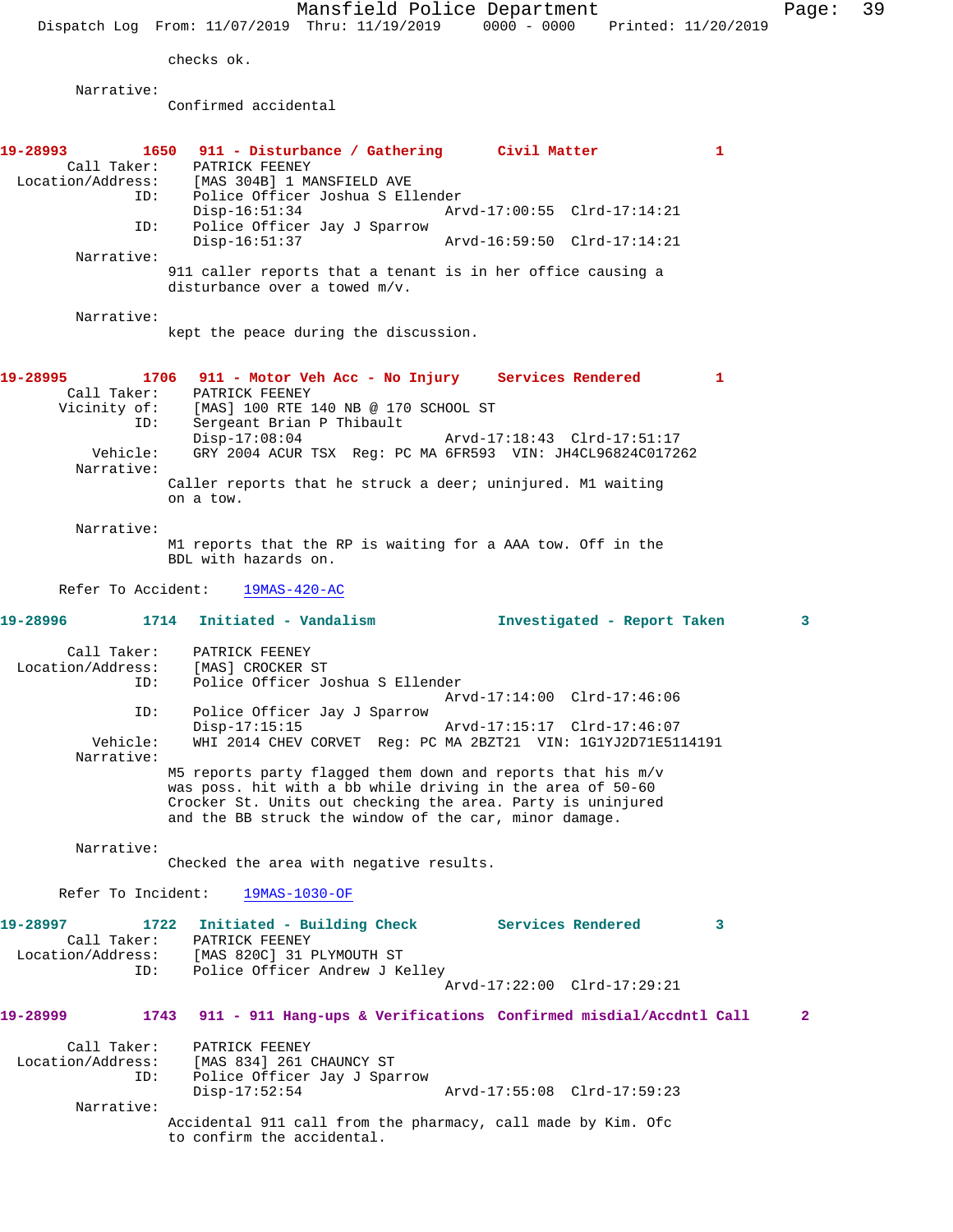checks ok.

Narrative:
Confirmed accidental

**19-28993 1650 911 - Disturbance / Gathering Civil Matter 1**

Call Taker: PATRICK FEENEY
Location/Address: [MAS 304B] 1 MANSFIELD AVE
ID: Police Officer Joshua S Ellender
Disp-16:51:34 Arvd-17:00:55 Clrd-17:14:21
ID: Police Officer Jay J Sparrow
Disp-16:51:37 Arvd-16:59:50 Clrd-17:14:21
Narrative:
911 caller reports that a tenant is in her office causing a disturbance over a towed m/v.

Narrative:
kept the peace during the discussion.

**19-28995 1706 911 - Motor Veh Acc - No Injury Services Rendered 1**

Call Taker: PATRICK FEENEY
Vicinity of: [MAS] 100 RTE 140 NB @ 170 SCHOOL ST
ID: Sergeant Brian P Thibault
Disp-17:08:04 Arvd-17:18:43 Clrd-17:51:17
Vehicle: GRY 2004 ACUR TSX Reg: PC MA 6FR593 VIN: JH4CL96824C017262
Narrative:
Caller reports that he struck a deer; uninjured. M1 waiting on a tow.

Narrative:
M1 reports that the RP is waiting for a AAA tow. Off in the BDL with hazards on.

Refer To Accident: 19MAS-420-AC

**19-28996 1714 Initiated - Vandalism Investigated - Report Taken 3**

Call Taker: PATRICK FEENEY
Location/Address: [MAS] CROCKER ST
ID: Police Officer Joshua S Ellender
Arvd-17:14:00 Clrd-17:46:06
ID: Police Officer Jay J Sparrow
Disp-17:15:15 Arvd-17:15:17 Clrd-17:46:07
Vehicle: WHI 2014 CHEV CORVET Reg: PC MA 2BZT21 VIN: 1G1YJ2D71E5114191
Narrative:
M5 reports party flagged them down and reports that his m/v was poss. hit with a bb while driving in the area of 50-60 Crocker St. Units out checking the area. Party is uninjured and the BB struck the window of the car, minor damage.

Narrative:
Checked the area with negative results.

Refer To Incident: 19MAS-1030-OF

**19-28997 1722 Initiated - Building Check Services Rendered 3**

Call Taker: PATRICK FEENEY
Location/Address: [MAS 820C] 31 PLYMOUTH ST
ID: Police Officer Andrew J Kelley
Arvd-17:22:00 Clrd-17:29:21

**19-28999 1743 911 - 911 Hang-ups & Verifications Confirmed misdial/Accdntl Call 2**

Call Taker: PATRICK FEENEY
Location/Address: [MAS 834] 261 CHAUNCY ST
ID: Police Officer Jay J Sparrow
Disp-17:52:54 Arvd-17:55:08 Clrd-17:59:23
Narrative:
Accidental 911 call from the pharmacy, call made by Kim. Ofc to confirm the accidental.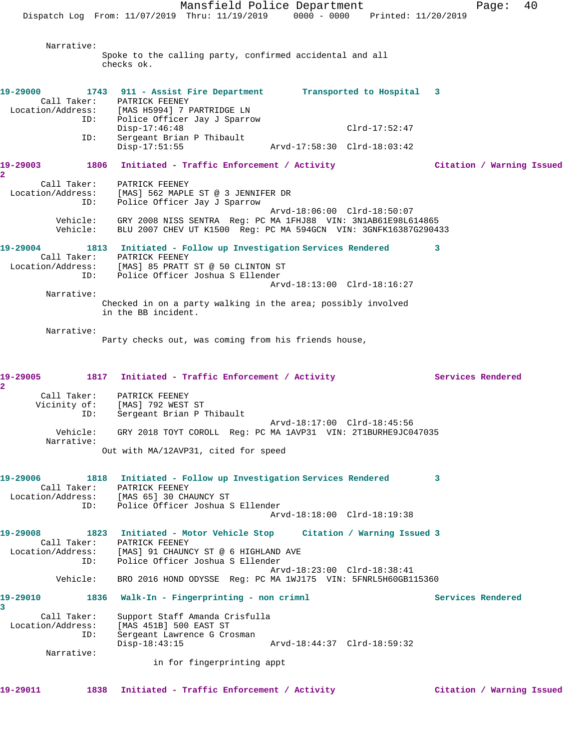Narrative:
Spoke to the calling party, confirmed accidental and all checks ok.

**19-29000** **1743** **911 - Assist Fire Department** **Transported to Hospital** **3**
Call Taker: PATRICK FEENEY
Location/Address: [MAS H5994] 7 PARTRIDGE LN
ID: Police Officer Jay J Sparrow
Disp-17:46:48 Clrd-17:52:47
ID: Sergeant Brian P Thibault
Disp-17:51:55 Arvd-17:58:30 Clrd-18:03:42

**19-29003** **1806** **Initiated - Traffic Enforcement / Activity** **Citation / Warning Issued** **2**
Call Taker: PATRICK FEENEY
Location/Address: [MAS] 562 MAPLE ST @ 3 JENNIFER DR
ID: Police Officer Jay J Sparrow
Arvd-18:06:00 Clrd-18:50:07
Vehicle: GRY 2008 NISS SENTRA Reg: PC MA 1FHJ88 VIN: 3N1AB61E98L614865
Vehicle: BLU 2007 CHEV UT K1500 Reg: PC MA 594GCN VIN: 3GNFK16387G290433

**19-29004** **1813** **Initiated - Follow up Investigation** **Services Rendered** **3**
Call Taker: PATRICK FEENEY
Location/Address: [MAS] 85 PRATT ST @ 50 CLINTON ST
ID: Police Officer Joshua S Ellender
Arvd-18:13:00 Clrd-18:16:27
Narrative:
Checked in on a party walking in the area; possibly involved in the BB incident.

Narrative:
Party checks out, was coming from his friends house,

**19-29005** **1817** **Initiated - Traffic Enforcement / Activity** **Services Rendered** **2**
Call Taker: PATRICK FEENEY
Vicinity of: [MAS] 792 WEST ST
ID: Sergeant Brian P Thibault
Arvd-18:17:00 Clrd-18:45:56
Vehicle: GRY 2018 TOYT COROLL Reg: PC MA 1AVP31 VIN: 2T1BURHE9JC047035
Narrative:
Out with MA/12AVP31, cited for speed

**19-29006** **1818** **Initiated - Follow up Investigation** **Services Rendered** **3**
Call Taker: PATRICK FEENEY
Location/Address: [MAS 65] 30 CHAUNCY ST
ID: Police Officer Joshua S Ellender
Arvd-18:18:00 Clrd-18:19:38

**19-29008** **1823** **Initiated - Motor Vehicle Stop** **Citation / Warning Issued** **3**
Call Taker: PATRICK FEENEY
Location/Address: [MAS] 91 CHAUNCY ST @ 6 HIGHLAND AVE
ID: Police Officer Joshua S Ellender
Arvd-18:23:00 Clrd-18:38:41
Vehicle: BRO 2016 HOND ODYSSE Reg: PC MA 1WJ175 VIN: 5FNRL5H60GB115360

**19-29010** **1836** **Walk-In - Fingerprinting - non crimnl** **Services Rendered** **3**
Call Taker: Support Staff Amanda Crisfulla
Location/Address: [MAS 451B] 500 EAST ST
ID: Sergeant Lawrence G Crosman
Disp-18:43:15 Arvd-18:44:37 Clrd-18:59:32
Narrative:
in for fingerprinting appt

**19-29011** **1838** **Initiated - Traffic Enforcement / Activity** **Citation / Warning Issued**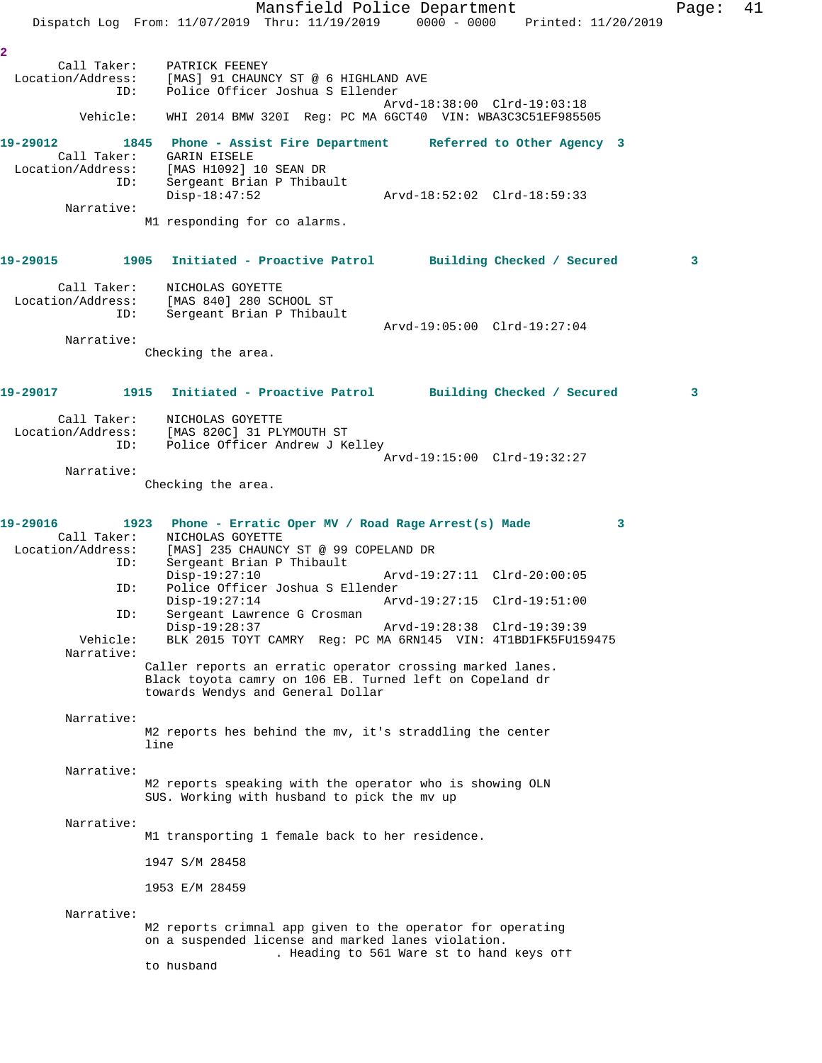2

```
        Call Taker:    PATRICK FEENEY
  Location/Address:    [MAS] 91 CHAUNCY ST @ 6 HIGHLAND AVE
                ID:    Police Officer Joshua S Ellender
                                              Arvd-18:38:00  Clrd-19:03:18
           Vehicle:    WHI 2014 BMW 320I  Reg: PC MA 6GCT40  VIN: WBA3C3C51EF985505
```

**19-29012 1845 Phone - Assist Fire Department Referred to Other Agency 3**

```
        Call Taker:    GARIN EISELE
  Location/Address:    [MAS H1092] 10 SEAN DR
                ID:    Sergeant Brian P Thibault
                       Disp-18:47:52           Arvd-18:52:02  Clrd-18:59:33
         Narrative:
                     M1 responding for co alarms.
```

**19-29015 1905 Initiated - Proactive Patrol Building Checked / Secured 3**

```
        Call Taker:    NICHOLAS GOYETTE
  Location/Address:    [MAS 840] 280 SCHOOL ST
                ID:    Sergeant Brian P Thibault
                                              Arvd-19:05:00  Clrd-19:27:04
         Narrative:
                     Checking the area.
```

**19-29017 1915 Initiated - Proactive Patrol Building Checked / Secured 3**

```
        Call Taker:    NICHOLAS GOYETTE
  Location/Address:    [MAS 820C] 31 PLYMOUTH ST
                ID:    Police Officer Andrew J Kelley
                                              Arvd-19:15:00  Clrd-19:32:27
         Narrative:
                     Checking the area.
```

**19-29016 1923 Phone - Erratic Oper MV / Road Rage Arrest(s) Made 3**

```
        Call Taker:    NICHOLAS GOYETTE
  Location/Address:    [MAS] 235 CHAUNCY ST @ 99 COPELAND DR
                ID:    Sergeant Brian P Thibault
                       Disp-19:27:10           Arvd-19:27:11  Clrd-20:00:05
                ID:    Police Officer Joshua S Ellender
                       Disp-19:27:14           Arvd-19:27:15  Clrd-19:51:00
                ID:    Sergeant Lawrence G Crosman
                       Disp-19:28:37           Arvd-19:28:38  Clrd-19:39:39
           Vehicle:    BLK 2015 TOYT CAMRY  Reg: PC MA 6RN145  VIN: 4T1BD1FK5FU159475
         Narrative:
                     Caller reports an erratic operator crossing marked lanes.
                     Black toyota camry on 106 EB. Turned left on Copeland dr
                     towards Wendys and General Dollar

         Narrative:
                     M2 reports hes behind the mv, it's straddling the center
                     line

         Narrative:
                     M2 reports speaking with the operator who is showing OLN
                     SUS. Working with husband to pick the mv up

         Narrative:
                     M1 transporting 1 female back to her residence.

                     1947 S/M 28458

                     1953 E/M 28459

         Narrative:
                     M2 reports crimnal app given to the operator for operating
                     on a suspended license and marked lanes violation.
                                  . Heading to 561 Ware st to hand keys off
                     to husband
```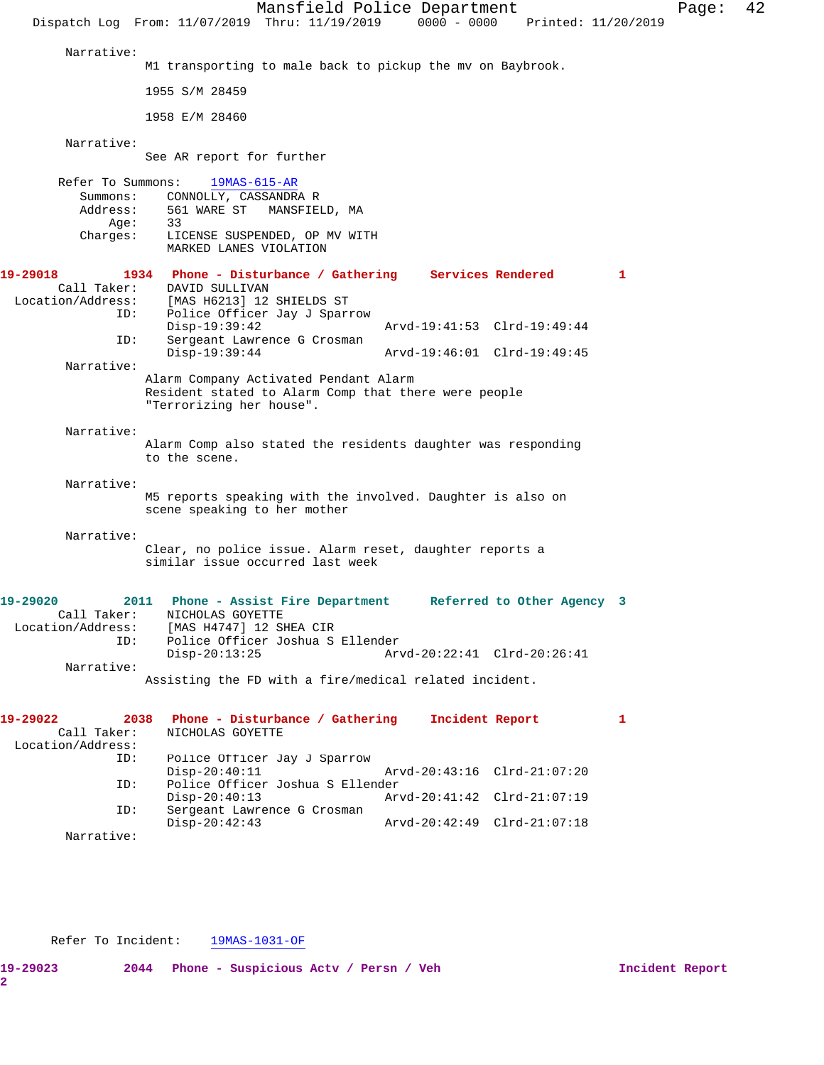Narrative:
M1 transporting to male back to pickup the mv on Baybrook.

1955 S/M 28459

1958 E/M 28460

Narrative:
See AR report for further

Refer To Summons: 19MAS-615-AR
Summons: CONNOLLY, CASSANDRA R
Address: 561 WARE ST MANSFIELD, MA
Age: 33
Charges: LICENSE SUSPENDED, OP MV WITH
MARKED LANES VIOLATION

**19-29018 1934 Phone - Disturbance / Gathering Services Rendered 1**

Call Taker: DAVID SULLIVAN
Location/Address: [MAS H6213] 12 SHIELDS ST
ID: Police Officer Jay J Sparrow
Disp-19:39:42 Arvd-19:41:53 Clrd-19:49:44
ID: Sergeant Lawrence G Crosman
Disp-19:39:44 Arvd-19:46:01 Clrd-19:49:45

Narrative:
Alarm Company Activated Pendant Alarm
Resident stated to Alarm Comp that there were people
"Terrorizing her house".

Narrative:
Alarm Comp also stated the residents daughter was responding
to the scene.

Narrative:
M5 reports speaking with the involved. Daughter is also on
scene speaking to her mother

Narrative:
Clear, no police issue. Alarm reset, daughter reports a
similar issue occurred last week

**19-29020 2011 Phone - Assist Fire Department Referred to Other Agency 3**

Call Taker: NICHOLAS GOYETTE
Location/Address: [MAS H4747] 12 SHEA CIR
ID: Police Officer Joshua S Ellender
Disp-20:13:25 Arvd-20:22:41 Clrd-20:26:41

Narrative:
Assisting the FD with a fire/medical related incident.

**19-29022 2038 Phone - Disturbance / Gathering Incident Report 1**

Call Taker: NICHOLAS GOYETTE
Location/Address:
ID: Police Officer Jay J Sparrow
Disp-20:40:11 Arvd-20:43:16 Clrd-21:07:20
ID: Police Officer Joshua S Ellender
Disp-20:40:13 Arvd-20:41:42 Clrd-21:07:19
ID: Sergeant Lawrence G Crosman
Disp-20:42:43 Arvd-20:42:49 Clrd-21:07:18

Narrative:

Refer To Incident: 19MAS-1031-OF

**19-29023 2044 Phone - Suspicious Actv / Persn / Veh Incident Report 2**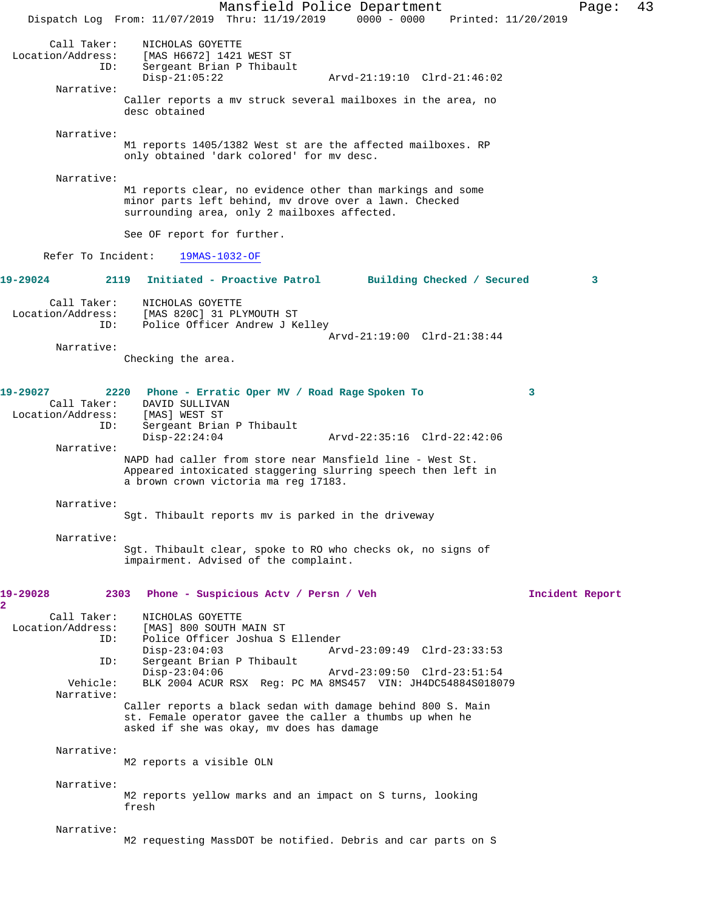Call Taker: NICHOLAS GOYETTE
Location/Address: [MAS H6672] 1421 WEST ST
ID: Sergeant Brian P Thibault
Disp-21:05:22 Arvd-21:19:10 Clrd-21:46:02

Narrative:
Caller reports a mv struck several mailboxes in the area, no desc obtained

Narrative:
M1 reports 1405/1382 West st are the affected mailboxes. RP only obtained 'dark colored' for mv desc.

Narrative:
M1 reports clear, no evidence other than markings and some minor parts left behind, mv drove over a lawn. Checked surrounding area, only 2 mailboxes affected.

See OF report for further.

Refer To Incident: 19MAS-1032-OF

**19-29024 2119 Initiated - Proactive Patrol Building Checked / Secured 3**

Call Taker: NICHOLAS GOYETTE
Location/Address: [MAS 820C] 31 PLYMOUTH ST
ID: Police Officer Andrew J Kelley
Arvd-21:19:00 Clrd-21:38:44

Narrative:
Checking the area.

**19-29027 2220 Phone - Erratic Oper MV / Road Rage Spoken To 3**

Call Taker: DAVID SULLIVAN
Location/Address: [MAS] WEST ST
ID: Sergeant Brian P Thibault
Disp-22:24:04 Arvd-22:35:16 Clrd-22:42:06

Narrative:
NAPD had caller from store near Mansfield line - West St. Appeared intoxicated staggering slurring speech then left in a brown crown victoria ma reg 17183.

Narrative:
Sgt. Thibault reports mv is parked in the driveway

Narrative:
Sgt. Thibault clear, spoke to RO who checks ok, no signs of impairment. Advised of the complaint.

**19-29028 2303 Phone - Suspicious Actv / Persn / Veh Incident Report 2**

Call Taker: NICHOLAS GOYETTE
Location/Address: [MAS] 800 SOUTH MAIN ST
ID: Police Officer Joshua S Ellender
Disp-23:04:03 Arvd-23:09:49 Clrd-23:33:53
ID: Sergeant Brian P Thibault
Disp-23:04:06 Arvd-23:09:50 Clrd-23:51:54
Vehicle: BLK 2004 ACUR RSX Reg: PC MA 8MS457 VIN: JH4DC54884S018079

Narrative:
Caller reports a black sedan with damage behind 800 S. Main st. Female operator gavee the caller a thumbs up when he asked if she was okay, mv does has damage

Narrative:
M2 reports a visible OLN

Narrative:
M2 reports yellow marks and an impact on S turns, looking fresh

Narrative:
M2 requesting MassDOT be notified. Debris and car parts on S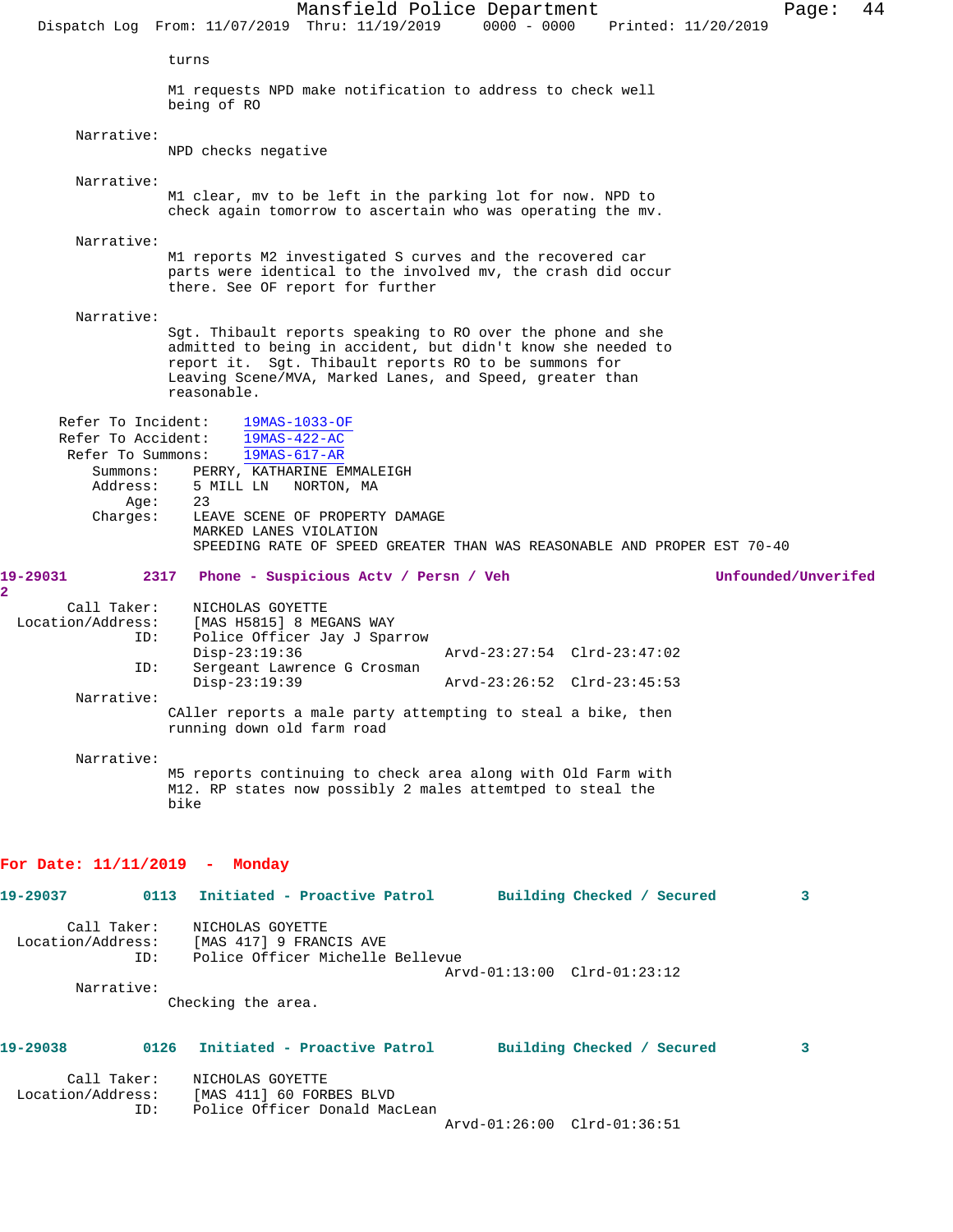turns

M1 requests NPD make notification to address to check well being of RO

Narrative:
NPD checks negative

Narrative:
M1 clear, mv to be left in the parking lot for now. NPD to check again tomorrow to ascertain who was operating the mv.

Narrative:
M1 reports M2 investigated S curves and the recovered car parts were identical to the involved mv, the crash did occur there. See OF report for further

Narrative:
Sgt. Thibault reports speaking to RO over the phone and she admitted to being in accident, but didn't know she needed to report it. Sgt. Thibault reports RO to be summons for Leaving Scene/MVA, Marked Lanes, and Speed, greater than reasonable.

Refer To Incident: 19MAS-1033-OF
Refer To Accident: 19MAS-422-AC
Refer To Summons: 19MAS-617-AR
Summons: PERRY, KATHARINE EMMALEIGH
Address: 5 MILL LN NORTON, MA
Age: 23
Charges: LEAVE SCENE OF PROPERTY DAMAGE
MARKED LANES VIOLATION
SPEEDING RATE OF SPEED GREATER THAN WAS REASONABLE AND PROPER EST 70-40

**19-29031 2317 Phone - Suspicious Actv / Persn / Veh Unfounded/Unverifed 2**

Call Taker: NICHOLAS GOYETTE
Location/Address: [MAS H5815] 8 MEGANS WAY
ID: Police Officer Jay J Sparrow
Disp-23:19:36 Arvd-23:27:54 Clrd-23:47:02
ID: Sergeant Lawrence G Crosman
Disp-23:19:39 Arvd-23:26:52 Clrd-23:45:53

Narrative:
CAller reports a male party attempting to steal a bike, then running down old farm road

Narrative:
M5 reports continuing to check area along with Old Farm with M12. RP states now possibly 2 males attemtped to steal the bike

## For Date: 11/11/2019 - Monday

**19-29037 0113 Initiated - Proactive Patrol Building Checked / Secured 3**

Call Taker: NICHOLAS GOYETTE
Location/Address: [MAS 417] 9 FRANCIS AVE
ID: Police Officer Michelle Bellevue
Arvd-01:13:00 Clrd-01:23:12

Narrative:
Checking the area.

**19-29038 0126 Initiated - Proactive Patrol Building Checked / Secured 3**

Call Taker: NICHOLAS GOYETTE
Location/Address: [MAS 411] 60 FORBES BLVD
ID: Police Officer Donald MacLean
Arvd-01:26:00 Clrd-01:36:51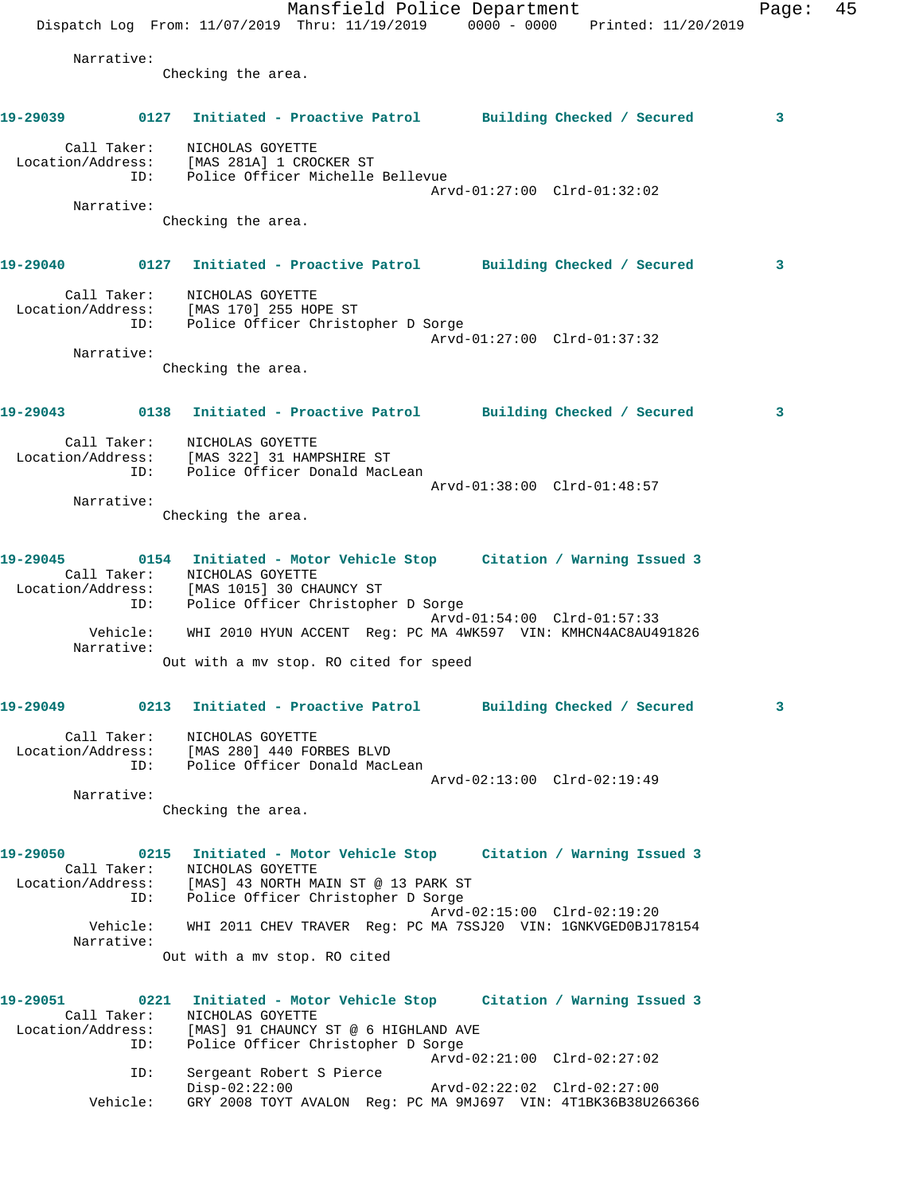Narrative:
Checking the area.

**19-29039** 0127 **Initiated - Proactive Patrol** **Building Checked / Secured** 3

Call Taker: NICHOLAS GOYETTE
Location/Address: [MAS 281A] 1 CROCKER ST
ID: Police Officer Michelle Bellevue
Arvd-01:27:00 Clrd-01:32:02
Narrative:
Checking the area.

**19-29040** 0127 **Initiated - Proactive Patrol** **Building Checked / Secured** 3

Call Taker: NICHOLAS GOYETTE
Location/Address: [MAS 170] 255 HOPE ST
ID: Police Officer Christopher D Sorge
Arvd-01:27:00 Clrd-01:37:32
Narrative:
Checking the area.

**19-29043** 0138 **Initiated - Proactive Patrol** **Building Checked / Secured** 3

Call Taker: NICHOLAS GOYETTE
Location/Address: [MAS 322] 31 HAMPSHIRE ST
ID: Police Officer Donald MacLean
Arvd-01:38:00 Clrd-01:48:57
Narrative:
Checking the area.

**19-29045** 0154 **Initiated - Motor Vehicle Stop** **Citation / Warning Issued** 3
Call Taker: NICHOLAS GOYETTE
Location/Address: [MAS 1015] 30 CHAUNCY ST
ID: Police Officer Christopher D Sorge
Arvd-01:54:00 Clrd-01:57:33
Vehicle: WHI 2010 HYUN ACCENT Reg: PC MA 4WK597 VIN: KMHCN4AC8AU491826
Narrative:
Out with a mv stop. RO cited for speed

**19-29049** 0213 **Initiated - Proactive Patrol** **Building Checked / Secured** 3

Call Taker: NICHOLAS GOYETTE
Location/Address: [MAS 280] 440 FORBES BLVD
ID: Police Officer Donald MacLean
Arvd-02:13:00 Clrd-02:19:49
Narrative:
Checking the area.

**19-29050** 0215 **Initiated - Motor Vehicle Stop** **Citation / Warning Issued** 3
Call Taker: NICHOLAS GOYETTE
Location/Address: [MAS] 43 NORTH MAIN ST @ 13 PARK ST
ID: Police Officer Christopher D Sorge
Arvd-02:15:00 Clrd-02:19:20
Vehicle: WHI 2011 CHEV TRAVER Reg: PC MA 7SSJ20 VIN: 1GNKVGED0BJ178154
Narrative:
Out with a mv stop. RO cited

**19-29051** 0221 **Initiated - Motor Vehicle Stop** **Citation / Warning Issued** 3
Call Taker: NICHOLAS GOYETTE
Location/Address: [MAS] 91 CHAUNCY ST @ 6 HIGHLAND AVE
ID: Police Officer Christopher D Sorge
Arvd-02:21:00 Clrd-02:27:02
ID: Sergeant Robert S Pierce
Disp-02:22:00 Arvd-02:22:02 Clrd-02:27:00
Vehicle: GRY 2008 TOYT AVALON Reg: PC MA 9MJ697 VIN: 4T1BK36B38U266366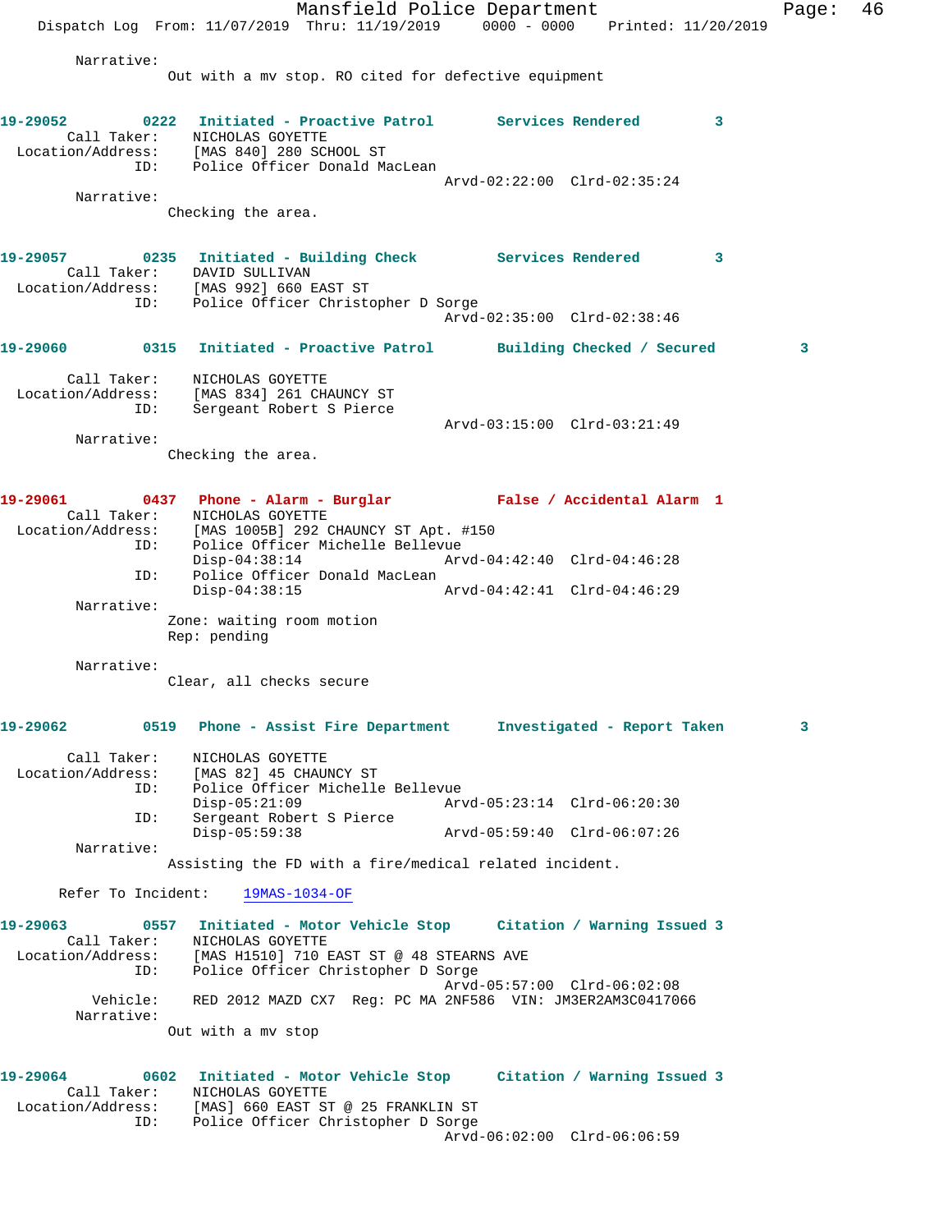Narrative:
Out with a mv stop. RO cited for defective equipment

**19-29052** 0222 **Initiated - Proactive Patrol** **Services Rendered** 3
Call Taker: NICHOLAS GOYETTE
Location/Address: [MAS 840] 280 SCHOOL ST
ID: Police Officer Donald MacLean
Arvd-02:22:00 Clrd-02:35:24
Narrative:
Checking the area.

**19-29057** 0235 **Initiated - Building Check** **Services Rendered** 3
Call Taker: DAVID SULLIVAN
Location/Address: [MAS 992] 660 EAST ST
ID: Police Officer Christopher D Sorge
Arvd-02:35:00 Clrd-02:38:46

**19-29060** 0315 **Initiated - Proactive Patrol** **Building Checked / Secured** 3
Call Taker: NICHOLAS GOYETTE
Location/Address: [MAS 834] 261 CHAUNCY ST
ID: Sergeant Robert S Pierce
Arvd-03:15:00 Clrd-03:21:49
Narrative:
Checking the area.

**19-29061** 0437 **Phone - Alarm - Burglar** **False / Accidental Alarm** 1
Call Taker: NICHOLAS GOYETTE
Location/Address: [MAS 1005B] 292 CHAUNCY ST Apt. #150
ID: Police Officer Michelle Bellevue
Disp-04:38:14 Arvd-04:42:40 Clrd-04:46:28
ID: Police Officer Donald MacLean
Disp-04:38:15 Arvd-04:42:41 Clrd-04:46:29
Narrative:
Zone: waiting room motion
Rep: pending
Narrative:
Clear, all checks secure

**19-29062** 0519 **Phone - Assist Fire Department** **Investigated - Report Taken** 3
Call Taker: NICHOLAS GOYETTE
Location/Address: [MAS 82] 45 CHAUNCY ST
ID: Police Officer Michelle Bellevue
Disp-05:21:09 Arvd-05:23:14 Clrd-06:20:30
ID: Sergeant Robert S Pierce
Disp-05:59:38 Arvd-05:59:40 Clrd-06:07:26
Narrative:
Assisting the FD with a fire/medical related incident.
Refer To Incident: 19MAS-1034-OF

**19-29063** 0557 **Initiated - Motor Vehicle Stop** **Citation / Warning Issued** 3
Call Taker: NICHOLAS GOYETTE
Location/Address: [MAS H1510] 710 EAST ST @ 48 STEARNS AVE
ID: Police Officer Christopher D Sorge
Arvd-05:57:00 Clrd-06:02:08
Vehicle: RED 2012 MAZD CX7 Reg: PC MA 2NF586 VIN: JM3ER2AM3C0417066
Narrative:
Out with a mv stop

**19-29064** 0602 **Initiated - Motor Vehicle Stop** **Citation / Warning Issued** 3
Call Taker: NICHOLAS GOYETTE
Location/Address: [MAS] 660 EAST ST @ 25 FRANKLIN ST
ID: Police Officer Christopher D Sorge
Arvd-06:02:00 Clrd-06:06:59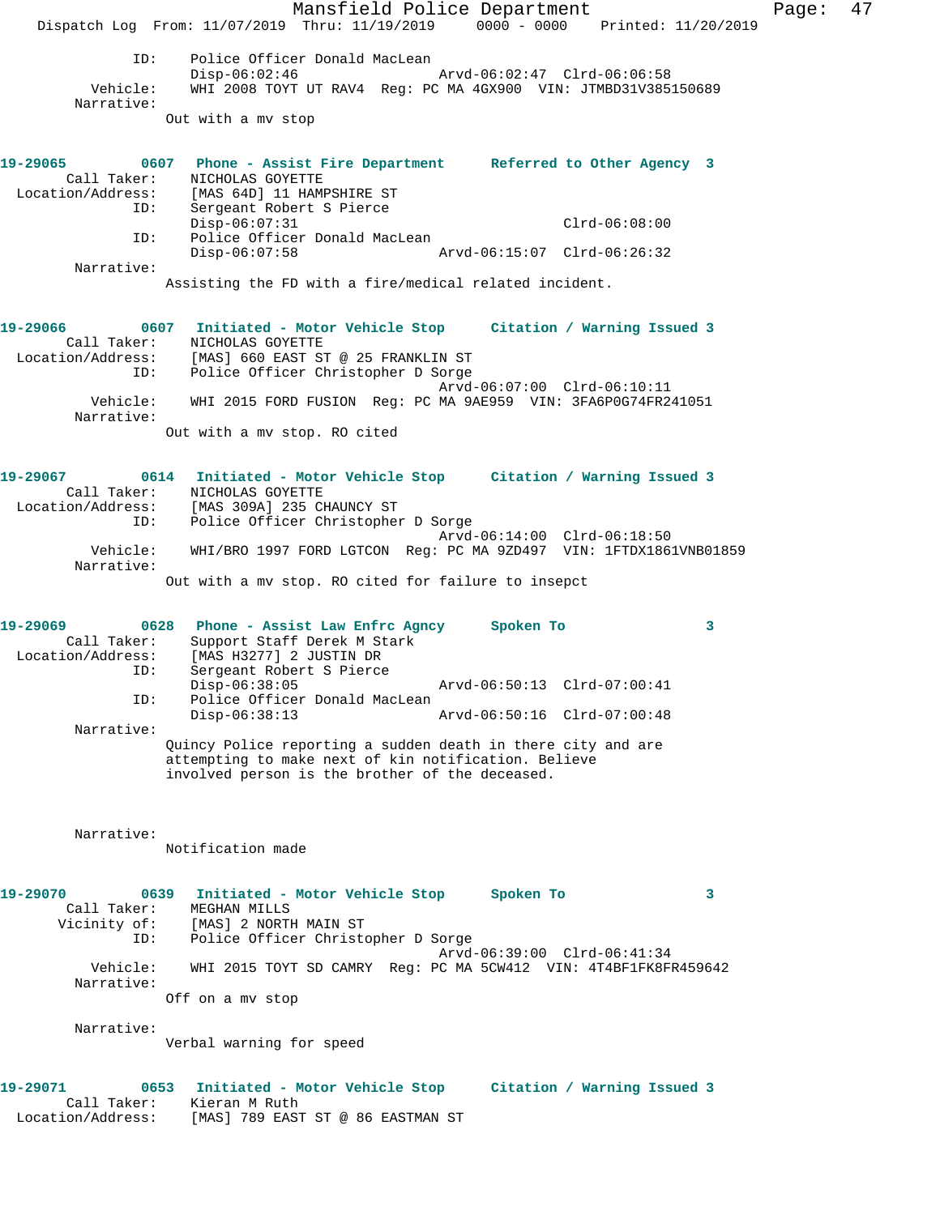```
            ID:     Police Officer Donald MacLean
                    Disp-06:02:46                 Arvd-06:02:47  Clrd-06:06:58
       Vehicle:     WHI 2008 TOYT UT RAV4  Reg: PC MA 4GX900  VIN: JTMBD31V385150689
     Narrative:
                   Out with a mv stop


19-29065        0607  Phone - Assist Fire Department      Referred to Other Agency  3
     Call Taker:    NICHOLAS GOYETTE
 Location/Address:  [MAS 64D] 11 HAMPSHIRE ST
            ID:     Sergeant Robert S Pierce
                    Disp-06:07:31                                Clrd-06:08:00
            ID:     Police Officer Donald MacLean
                    Disp-06:07:58                 Arvd-06:15:07  Clrd-06:26:32
     Narrative:
                   Assisting the FD with a fire/medical related incident.


19-29066        0607  Initiated - Motor Vehicle Stop      Citation / Warning Issued 3
     Call Taker:    NICHOLAS GOYETTE
 Location/Address:  [MAS] 660 EAST ST @ 25 FRANKLIN ST
            ID:     Police Officer Christopher D Sorge
                                                  Arvd-06:07:00  Clrd-06:10:11
       Vehicle:     WHI 2015 FORD FUSION  Reg: PC MA 9AE959  VIN: 3FA6P0G74FR241051
     Narrative:
                   Out with a mv stop. RO cited


19-29067        0614  Initiated - Motor Vehicle Stop      Citation / Warning Issued 3
     Call Taker:    NICHOLAS GOYETTE
 Location/Address:  [MAS 309A] 235 CHAUNCY ST
            ID:     Police Officer Christopher D Sorge
                                                  Arvd-06:14:00  Clrd-06:18:50
       Vehicle:     WHI/BRO 1997 FORD LGTCON  Reg: PC MA 9ZD497  VIN: 1FTDX1861VNB01859
     Narrative:
                   Out with a mv stop. RO cited for failure to insepct


19-29069        0628  Phone - Assist Law Enfrc Agncy      Spoken To                 3
     Call Taker:    Support Staff Derek M Stark
 Location/Address:  [MAS H3277] 2 JUSTIN DR
            ID:     Sergeant Robert S Pierce
                    Disp-06:38:05                 Arvd-06:50:13  Clrd-07:00:41
            ID:     Police Officer Donald MacLean
                    Disp-06:38:13                 Arvd-06:50:16  Clrd-07:00:48
     Narrative:
                   Quincy Police reporting a sudden death in there city and are
                   attempting to make next of kin notification. Believe
                   involved person is the brother of the deceased.


     Narrative:
                   Notification made


19-29070        0639  Initiated - Motor Vehicle Stop      Spoken To                 3
     Call Taker:    MEGHAN MILLS
     Vicinity of:   [MAS] 2 NORTH MAIN ST
            ID:     Police Officer Christopher D Sorge
                                                  Arvd-06:39:00  Clrd-06:41:34
       Vehicle:     WHI 2015 TOYT SD CAMRY  Reg: PC MA 5CW412  VIN: 4T4BF1FK8FR459642
     Narrative:
                   Off on a mv stop

     Narrative:
                   Verbal warning for speed


19-29071        0653  Initiated - Motor Vehicle Stop      Citation / Warning Issued 3
     Call Taker:    Kieran M Ruth
 Location/Address:  [MAS] 789 EAST ST @ 86 EASTMAN ST
```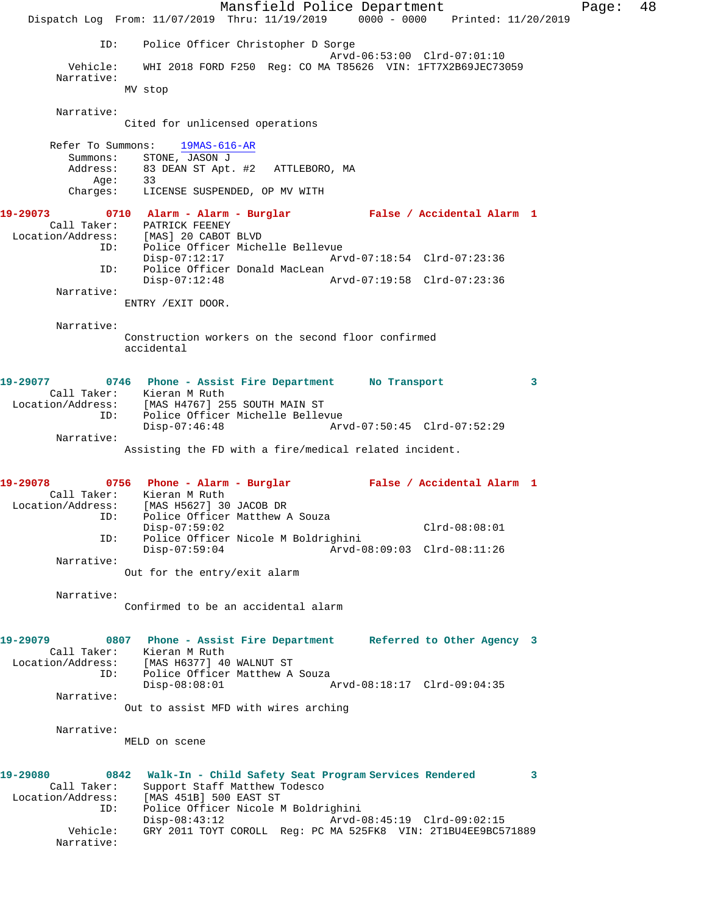ID: Police Officer Christopher D Sorge
Arvd-06:53:00 Clrd-07:01:10
Vehicle: WHI 2018 FORD F250 Reg: CO MA T85626 VIN: 1FT7X2B69JEC73059
Narrative:
MV stop

Narrative:
Cited for unlicensed operations

Refer To Summons: 19MAS-616-AR
Summons: STONE, JASON J
Address: 83 DEAN ST Apt. #2 ATTLEBORO, MA
Age: 33
Charges: LICENSE SUSPENDED, OP MV WITH

**19-29073 0710 Alarm - Alarm - Burglar False / Accidental Alarm 1**
Call Taker: PATRICK FEENEY
Location/Address: [MAS] 20 CABOT BLVD
ID: Police Officer Michelle Bellevue
Disp-07:12:17 Arvd-07:18:54 Clrd-07:23:36
ID: Police Officer Donald MacLean
Disp-07:12:48 Arvd-07:19:58 Clrd-07:23:36
Narrative:
ENTRY /EXIT DOOR.

Narrative:
Construction workers on the second floor confirmed accidental

**19-29077 0746 Phone - Assist Fire Department No Transport 3**
Call Taker: Kieran M Ruth
Location/Address: [MAS H4767] 255 SOUTH MAIN ST
ID: Police Officer Michelle Bellevue
Disp-07:46:48 Arvd-07:50:45 Clrd-07:52:29
Narrative:
Assisting the FD with a fire/medical related incident.

**19-29078 0756 Phone - Alarm - Burglar False / Accidental Alarm 1**
Call Taker: Kieran M Ruth
Location/Address: [MAS H5627] 30 JACOB DR
ID: Police Officer Matthew A Souza
Disp-07:59:02 Clrd-08:08:01
ID: Police Officer Nicole M Boldrighini
Disp-07:59:04 Arvd-08:09:03 Clrd-08:11:26
Narrative:
Out for the entry/exit alarm

Narrative:
Confirmed to be an accidental alarm

**19-29079 0807 Phone - Assist Fire Department Referred to Other Agency 3**
Call Taker: Kieran M Ruth
Location/Address: [MAS H6377] 40 WALNUT ST
ID: Police Officer Matthew A Souza
Disp-08:08:01 Arvd-08:18:17 Clrd-09:04:35
Narrative:
Out to assist MFD with wires arching

Narrative:
MELD on scene

**19-29080 0842 Walk-In - Child Safety Seat Program Services Rendered 3**
Call Taker: Support Staff Matthew Todesco
Location/Address: [MAS 451B] 500 EAST ST
ID: Police Officer Nicole M Boldrighini
Disp-08:43:12 Arvd-08:45:19 Clrd-09:02:15
Vehicle: GRY 2011 TOYT COROLL Reg: PC MA 525FK8 VIN: 2T1BU4EE9BC571889
Narrative: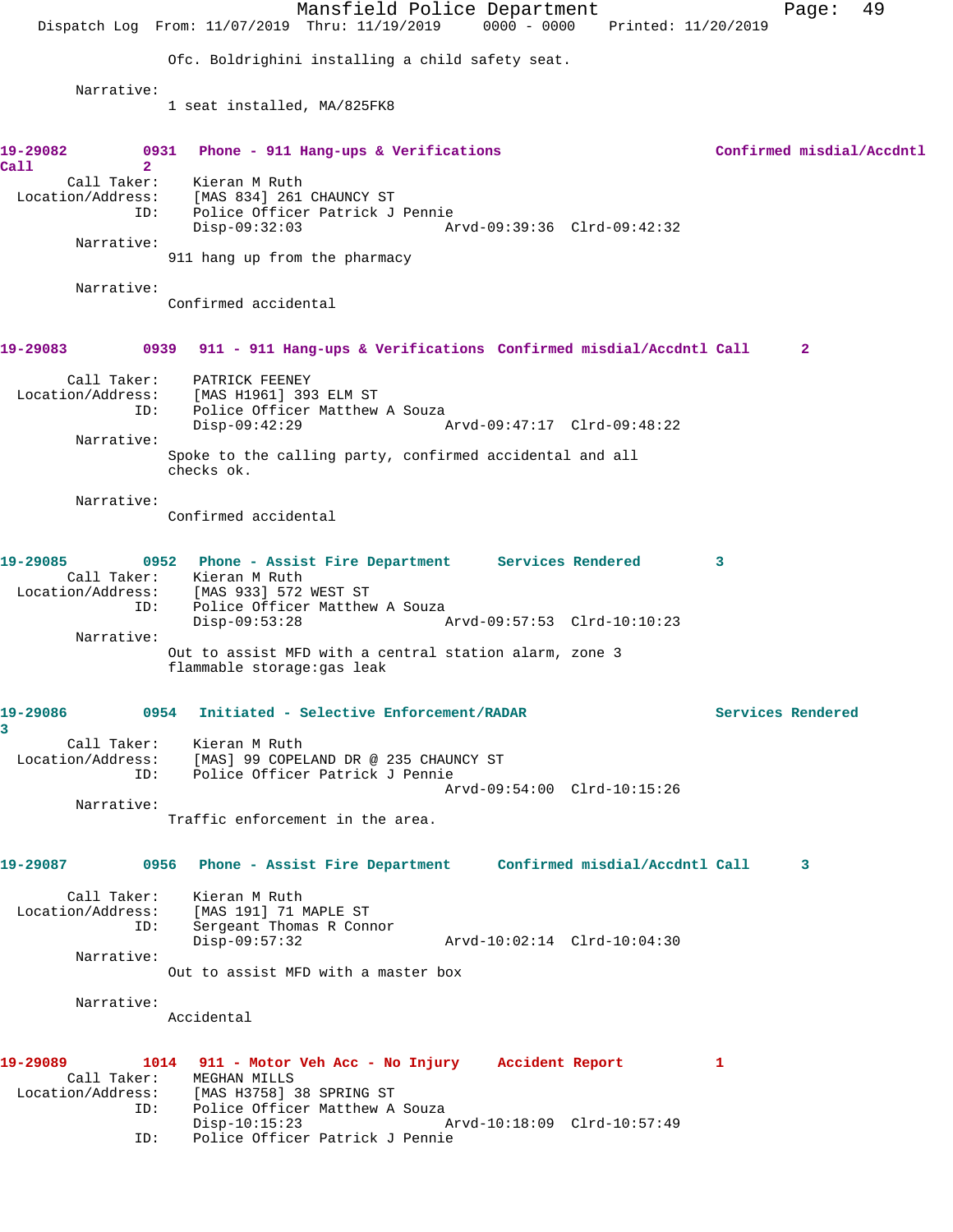Ofc. Boldrighini installing a child safety seat.

Narrative:
1 seat installed, MA/825FK8

**19-29082 0931 Phone - 911 Hang-ups & Verifications Confirmed misdial/Accdntl Call 2**

Call Taker: Kieran M Ruth
Location/Address: [MAS 834] 261 CHAUNCY ST
ID: Police Officer Patrick J Pennie
Disp-09:32:03 Arvd-09:39:36 Clrd-09:42:32

Narrative:
911 hang up from the pharmacy

Narrative:
Confirmed accidental

**19-29083 0939 911 - 911 Hang-ups & Verifications Confirmed misdial/Accdntl Call 2**

Call Taker: PATRICK FEENEY
Location/Address: [MAS H1961] 393 ELM ST
ID: Police Officer Matthew A Souza
Disp-09:42:29 Arvd-09:47:17 Clrd-09:48:22

Narrative:
Spoke to the calling party, confirmed accidental and all checks ok.

Narrative:
Confirmed accidental

**19-29085 0952 Phone - Assist Fire Department Services Rendered 3**

Call Taker: Kieran M Ruth
Location/Address: [MAS 933] 572 WEST ST
ID: Police Officer Matthew A Souza
Disp-09:53:28 Arvd-09:57:53 Clrd-10:10:23

Narrative:
Out to assist MFD with a central station alarm, zone 3 flammable storage:gas leak

**19-29086 0954 Initiated - Selective Enforcement/RADAR Services Rendered 3**

Call Taker: Kieran M Ruth
Location/Address: [MAS] 99 COPELAND DR @ 235 CHAUNCY ST
ID: Police Officer Patrick J Pennie
Arvd-09:54:00 Clrd-10:15:26

Narrative:
Traffic enforcement in the area.

**19-29087 0956 Phone - Assist Fire Department Confirmed misdial/Accdntl Call 3**

Call Taker: Kieran M Ruth
Location/Address: [MAS 191] 71 MAPLE ST
ID: Sergeant Thomas R Connor
Disp-09:57:32 Arvd-10:02:14 Clrd-10:04:30

Narrative:
Out to assist MFD with a master box

Narrative:
Accidental

**19-29089 1014 911 - Motor Veh Acc - No Injury Accident Report 1**

Call Taker: MEGHAN MILLS
Location/Address: [MAS H3758] 38 SPRING ST
ID: Police Officer Matthew A Souza
Disp-10:15:23 Arvd-10:18:09 Clrd-10:57:49
ID: Police Officer Patrick J Pennie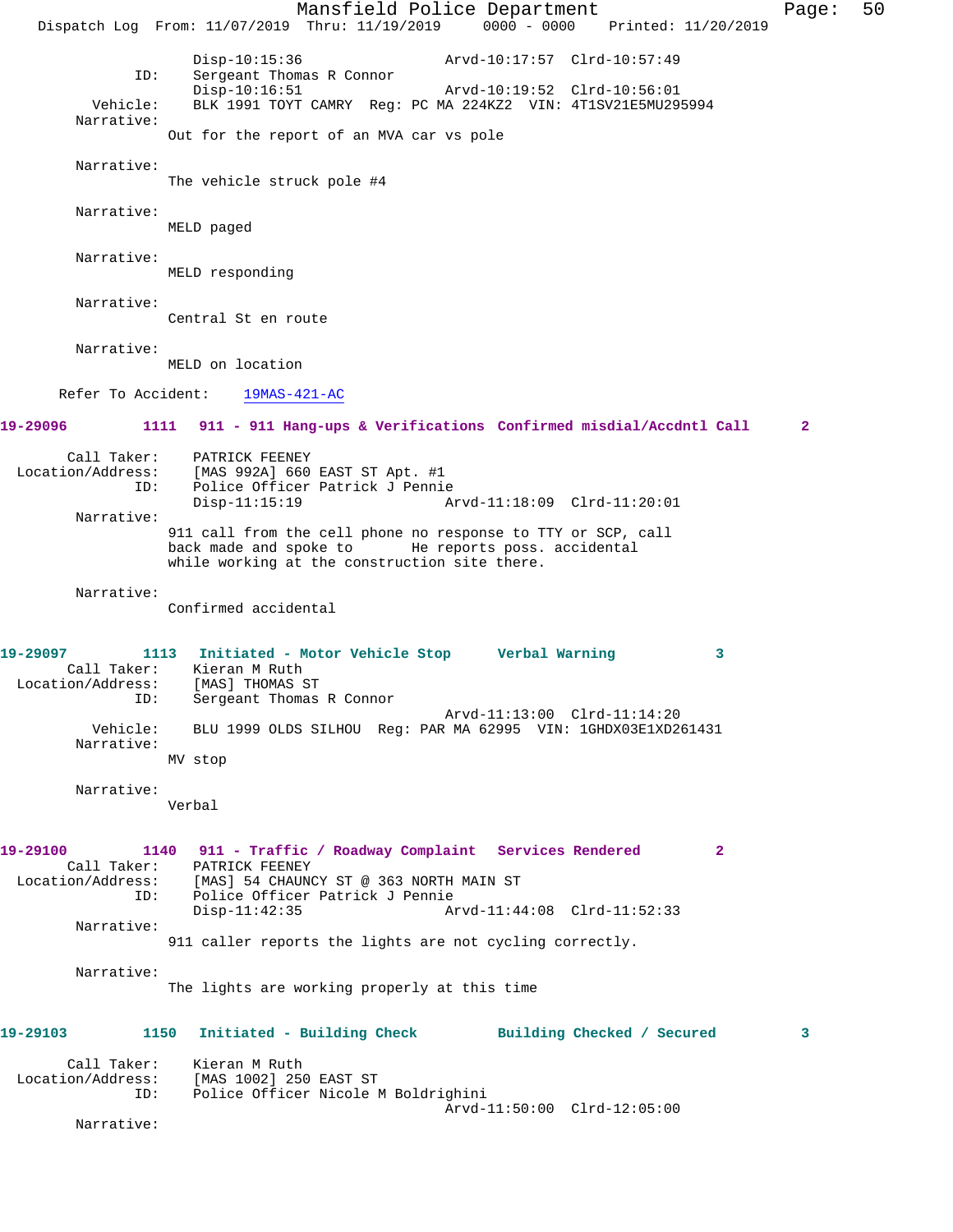```
                Disp-10:15:36                 Arvd-10:17:57  Clrd-10:57:49
           ID:  Sergeant Thomas R Connor
                Disp-10:16:51                 Arvd-10:19:52  Clrd-10:56:01
      Vehicle:  BLK 1991 TOYT CAMRY  Reg: PC MA 224KZ2  VIN: 4T1SV21E5MU295994
    Narrative:
              Out for the report of an MVA car vs pole

    Narrative:
              The vehicle struck pole #4

    Narrative:
              MELD paged

    Narrative:
              MELD responding

    Narrative:
              Central St en route

    Narrative:
              MELD on location

   Refer To Accident:    19MAS-421-AC
```

**19-29096 1111 911 - 911 Hang-ups & Verifications Confirmed misdial/Accdntl Call 2**

```
      Call Taker:   PATRICK FEENEY
 Location/Address:  [MAS 992A] 660 EAST ST Apt. #1
           ID:  Police Officer Patrick J Pennie
                Disp-11:15:19                 Arvd-11:18:09  Clrd-11:20:01
    Narrative:
              911 call from the cell phone no response to TTY or SCP, call
              back made and spoke to       He reports poss. accidental
              while working at the construction site there.

    Narrative:
              Confirmed accidental
```

**19-29097 1113 Initiated - Motor Vehicle Stop Verbal Warning 3**

```
      Call Taker:   Kieran M Ruth
 Location/Address:  [MAS] THOMAS ST
           ID:  Sergeant Thomas R Connor
                                              Arvd-11:13:00  Clrd-11:14:20
      Vehicle:  BLU 1999 OLDS SILHOU  Reg: PAR MA 62995  VIN: 1GHDX03E1XD261431
    Narrative:
              MV stop

    Narrative:
              Verbal
```

**19-29100 1140 911 - Traffic / Roadway Complaint Services Rendered 2**

```
      Call Taker:   PATRICK FEENEY
 Location/Address:  [MAS] 54 CHAUNCY ST @ 363 NORTH MAIN ST
           ID:  Police Officer Patrick J Pennie
                Disp-11:42:35                 Arvd-11:44:08  Clrd-11:52:33
    Narrative:
              911 caller reports the lights are not cycling correctly.

    Narrative:
              The lights are working properly at this time
```

**19-29103 1150 Initiated - Building Check Building Checked / Secured 3**

```
      Call Taker:   Kieran M Ruth
 Location/Address:  [MAS 1002] 250 EAST ST
           ID:  Police Officer Nicole M Boldrighini
                                              Arvd-11:50:00  Clrd-12:05:00
    Narrative:
```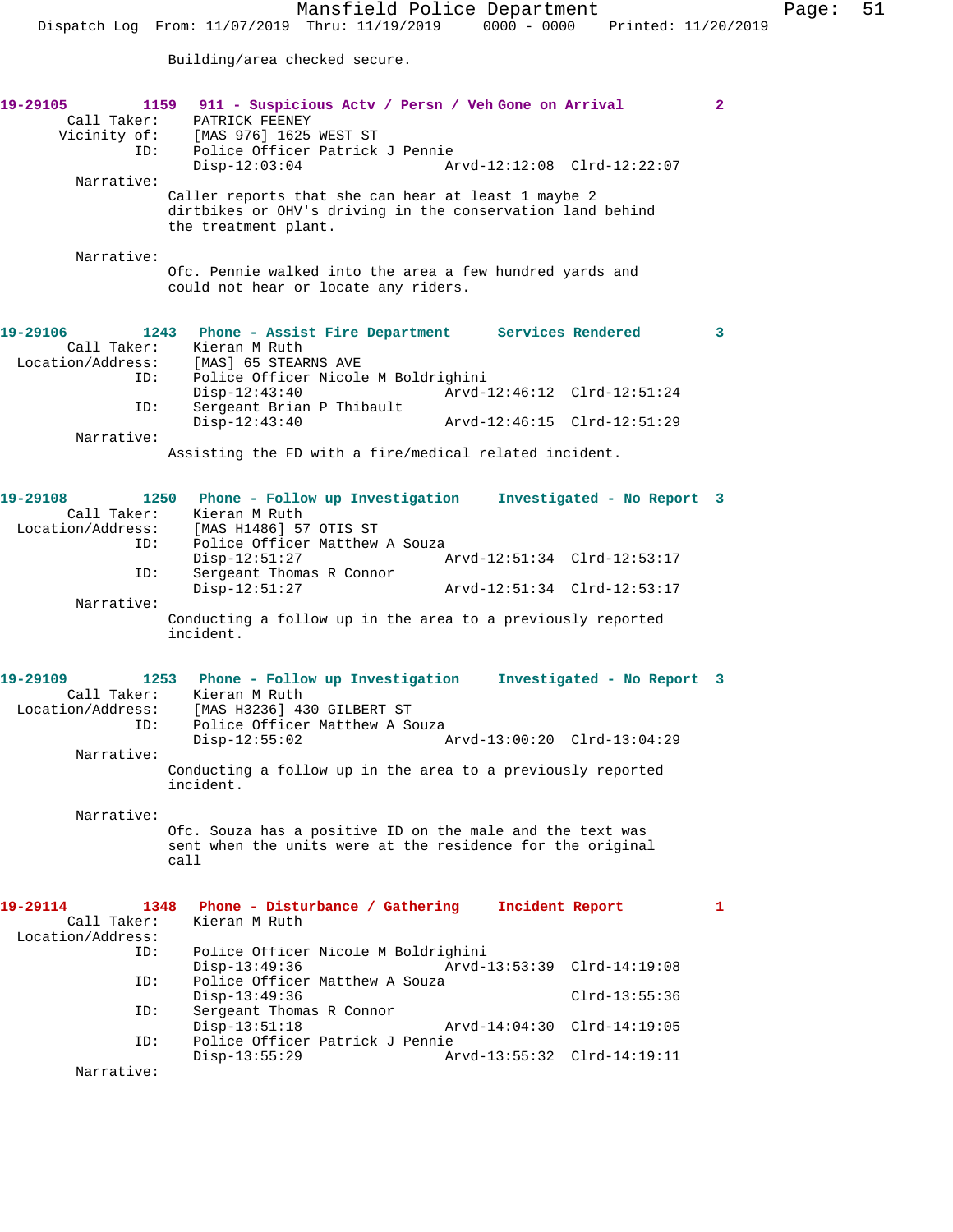Building/area checked secure.

**19-29105** 1159 **911 - Suspicious Actv / Persn / Veh Gone on Arrival** 2

Call Taker: PATRICK FEENEY
Vicinity of: [MAS 976] 1625 WEST ST
ID: Police Officer Patrick J Pennie
Disp-12:03:04 Arvd-12:12:08 Clrd-12:22:07

Narrative:
Caller reports that she can hear at least 1 maybe 2 dirtbikes or OHV's driving in the conservation land behind the treatment plant.

Narrative:
Ofc. Pennie walked into the area a few hundred yards and could not hear or locate any riders.

**19-29106** 1243 **Phone - Assist Fire Department Services Rendered** 3

Call Taker: Kieran M Ruth
Location/Address: [MAS] 65 STEARNS AVE
ID: Police Officer Nicole M Boldrighini
Disp-12:43:40 Arvd-12:46:12 Clrd-12:51:24
ID: Sergeant Brian P Thibault
Disp-12:43:40 Arvd-12:46:15 Clrd-12:51:29

Narrative:
Assisting the FD with a fire/medical related incident.

**19-29108** 1250 **Phone - Follow up Investigation Investigated - No Report** 3

Call Taker: Kieran M Ruth
Location/Address: [MAS H1486] 57 OTIS ST
ID: Police Officer Matthew A Souza
Disp-12:51:27 Arvd-12:51:34 Clrd-12:53:17
ID: Sergeant Thomas R Connor
Disp-12:51:27 Arvd-12:51:34 Clrd-12:53:17

Narrative:
Conducting a follow up in the area to a previously reported incident.

**19-29109** 1253 **Phone - Follow up Investigation Investigated - No Report** 3

Call Taker: Kieran M Ruth
Location/Address: [MAS H3236] 430 GILBERT ST
ID: Police Officer Matthew A Souza
Disp-12:55:02 Arvd-13:00:20 Clrd-13:04:29

Narrative:
Conducting a follow up in the area to a previously reported incident.

Narrative:
Ofc. Souza has a positive ID on the male and the text was sent when the units were at the residence for the original call

**19-29114** 1348 **Phone - Disturbance / Gathering Incident Report** 1

Call Taker: Kieran M Ruth
Location/Address:
ID: Police Officer Nicole M Boldrighini
Disp-13:49:36 Arvd-13:53:39 Clrd-14:19:08
ID: Police Officer Matthew A Souza
Disp-13:49:36 Clrd-13:55:36
ID: Sergeant Thomas R Connor
Disp-13:51:18 Arvd-14:04:30 Clrd-14:19:05
ID: Police Officer Patrick J Pennie
Disp-13:55:29 Arvd-13:55:32 Clrd-14:19:11

Narrative: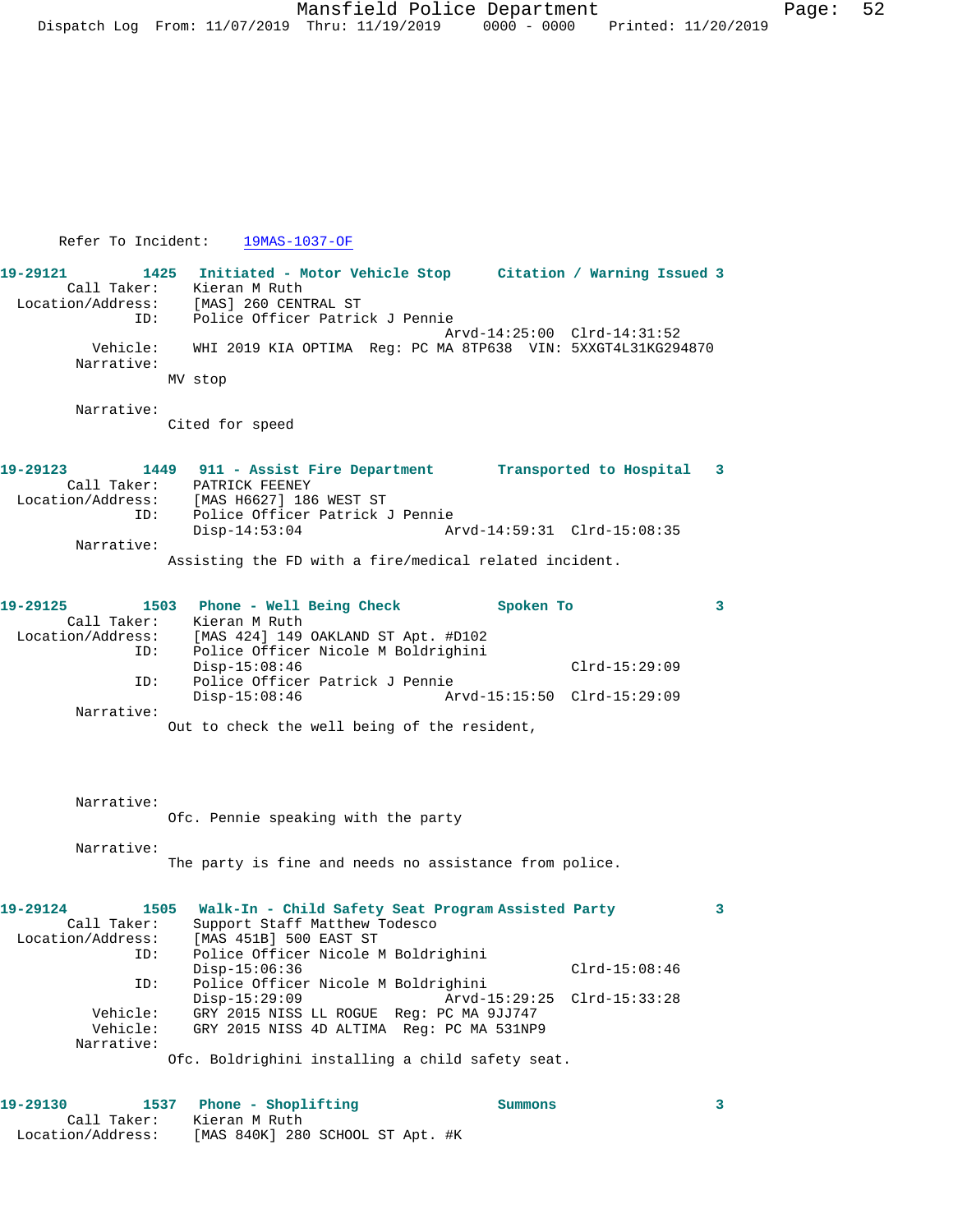Refer To Incident: 19MAS-1037-OF

**19-29121 1425 Initiated - Motor Vehicle Stop Citation / Warning Issued 3**

```
        Call Taker:    Kieran M Ruth
  Location/Address:    [MAS] 260 CENTRAL ST
                ID:    Police Officer Patrick J Pennie
                                           Arvd-14:25:00  Clrd-14:31:52
           Vehicle:    WHI 2019 KIA OPTIMA  Reg: PC MA 8TP638  VIN: 5XXGT4L31KG294870
         Narrative:
                      MV stop

         Narrative:
                      Cited for speed
```

**19-29123 1449 911 - Assist Fire Department Transported to Hospital 3**

```
        Call Taker:    PATRICK FEENEY
  Location/Address:    [MAS H6627] 186 WEST ST
                ID:    Police Officer Patrick J Pennie
                       Disp-14:53:04               Arvd-14:59:31  Clrd-15:08:35
         Narrative:
                      Assisting the FD with a fire/medical related incident.
```

**19-29125 1503 Phone - Well Being Check Spoken To 3**

```
        Call Taker:    Kieran M Ruth
  Location/Address:    [MAS 424] 149 OAKLAND ST Apt. #D102
                ID:    Police Officer Nicole M Boldrighini
                       Disp-15:08:46                              Clrd-15:29:09
                ID:    Police Officer Patrick J Pennie
                       Disp-15:08:46               Arvd-15:15:50  Clrd-15:29:09
         Narrative:
                      Out to check the well being of the resident,

         Narrative:
                      Ofc. Pennie speaking with the party

         Narrative:
                      The party is fine and needs no assistance from police.
```

**19-29124 1505 Walk-In - Child Safety Seat Program Assisted Party 3**

```
        Call Taker:    Support Staff Matthew Todesco
  Location/Address:    [MAS 451B] 500 EAST ST
                ID:    Police Officer Nicole M Boldrighini
                       Disp-15:06:36                              Clrd-15:08:46
                ID:    Police Officer Nicole M Boldrighini
                       Disp-15:29:09               Arvd-15:29:25  Clrd-15:33:28
           Vehicle:    GRY 2015 NISS LL ROGUE  Reg: PC MA 9JJ747
           Vehicle:    GRY 2015 NISS 4D ALTIMA  Reg: PC MA 531NP9
         Narrative:
                      Ofc. Boldrighini installing a child safety seat.
```

**19-29130 1537 Phone - Shoplifting Summons 3**

```
        Call Taker:    Kieran M Ruth
  Location/Address:    [MAS 840K] 280 SCHOOL ST Apt. #K
```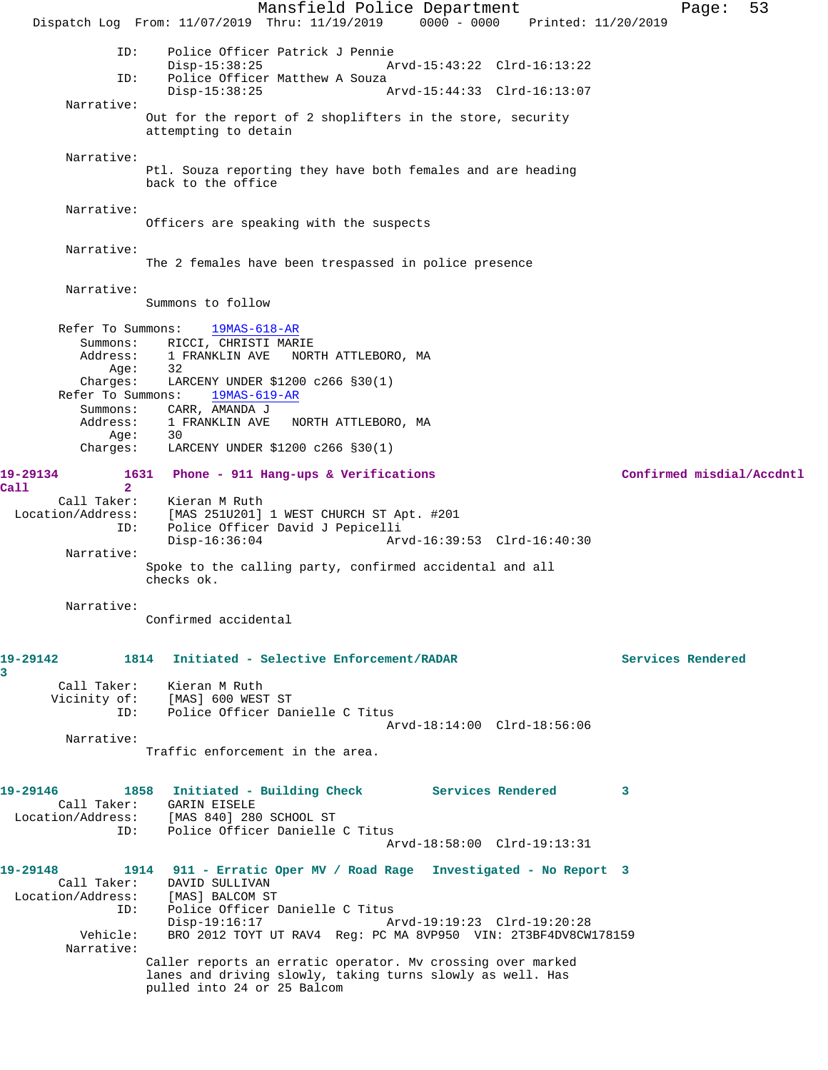```
            ID:    Police Officer Patrick J Pennie
                   Disp-15:38:25                Arvd-15:43:22  Clrd-16:13:22
            ID:    Police Officer Matthew A Souza
                   Disp-15:38:25                Arvd-15:44:33  Clrd-16:13:07
     Narrative:
                   Out for the report of 2 shoplifters in the store, security
                   attempting to detain

     Narrative:
                   Ptl. Souza reporting they have both females and are heading
                   back to the office

     Narrative:
                   Officers are speaking with the suspects

     Narrative:
                   The 2 females have been trespassed in police presence

     Narrative:
                   Summons to follow

    Refer To Summons:    19MAS-618-AR
       Summons:    RICCI, CHRISTI MARIE
       Address:    1 FRANKLIN AVE   NORTH ATTLEBORO, MA
           Age:    32
       Charges:    LARCENY UNDER $1200 c266 §30(1)
    Refer To Summons:    19MAS-619-AR
       Summons:    CARR, AMANDA J
       Address:    1 FRANKLIN AVE   NORTH ATTLEBORO, MA
           Age:    30
       Charges:    LARCENY UNDER $1200 c266 §30(1)

19-29134        1631   Phone - 911 Hang-ups & Verifications                Confirmed misdial/Accdntl
Call            2
      Call Taker:    Kieran M Ruth
  Location/Address:    [MAS 251U201] 1 WEST CHURCH ST Apt. #201
            ID:    Police Officer David J Pepicelli
                   Disp-16:36:04                Arvd-16:39:53  Clrd-16:40:30
     Narrative:
                   Spoke to the calling party, confirmed accidental and all
                   checks ok.

     Narrative:
                   Confirmed accidental

19-29142        1814   Initiated - Selective Enforcement/RADAR              Services Rendered
3
      Call Taker:    Kieran M Ruth
     Vicinity of:    [MAS] 600 WEST ST
            ID:    Police Officer Danielle C Titus
                                                Arvd-18:14:00  Clrd-18:56:06
     Narrative:
                   Traffic enforcement in the area.

19-29146        1858   Initiated - Building Check          Services Rendered        3
      Call Taker:    GARIN EISELE
  Location/Address:    [MAS 840] 280 SCHOOL ST
            ID:    Police Officer Danielle C Titus
                                                Arvd-18:58:00  Clrd-19:13:31

19-29148        1914   911 - Erratic Oper MV / Road Rage   Investigated - No Report  3
      Call Taker:    DAVID SULLIVAN
  Location/Address:    [MAS] BALCOM ST
            ID:    Police Officer Danielle C Titus
                   Disp-19:16:17                Arvd-19:19:23  Clrd-19:20:28
       Vehicle:    BRO 2012 TOYT UT RAV4  Reg: PC MA 8VP950  VIN: 2T3BF4DV8CW178159
     Narrative:
                   Caller reports an erratic operator. Mv crossing over marked
                   lanes and driving slowly, taking turns slowly as well. Has
                   pulled into 24 or 25 Balcom
```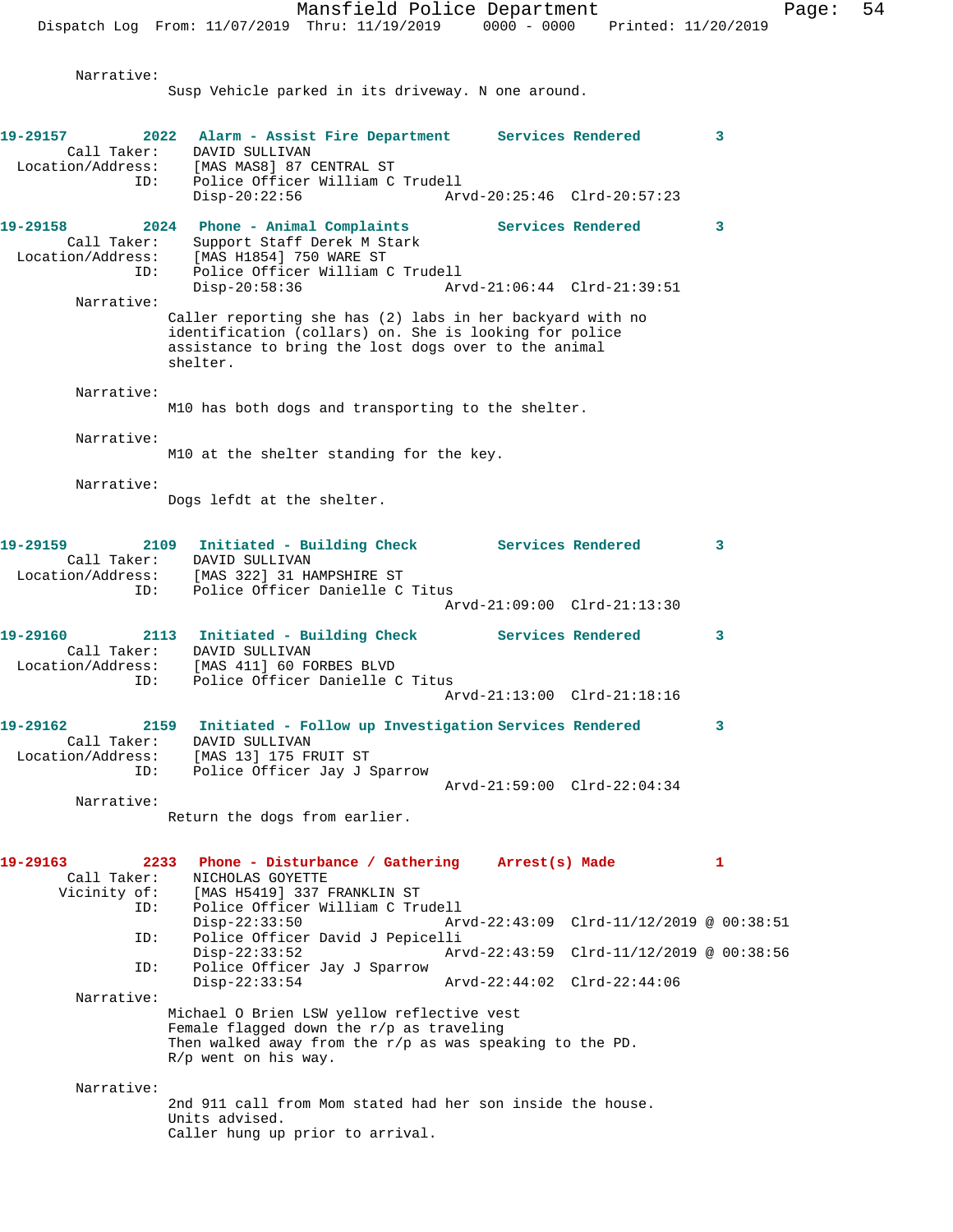Narrative:
Susp Vehicle parked in its driveway. N one around.

**19-29157 2022 Alarm - Assist Fire Department Services Rendered 3**
Call Taker: DAVID SULLIVAN
Location/Address: [MAS MAS8] 87 CENTRAL ST
ID: Police Officer William C Trudell
Disp-20:22:56 Arvd-20:25:46 Clrd-20:57:23

**19-29158 2024 Phone - Animal Complaints Services Rendered 3**
Call Taker: Support Staff Derek M Stark
Location/Address: [MAS H1854] 750 WARE ST
ID: Police Officer William C Trudell
Disp-20:58:36 Arvd-21:06:44 Clrd-21:39:51

Narrative:
Caller reporting she has (2) labs in her backyard with no identification (collars) on. She is looking for police assistance to bring the lost dogs over to the animal shelter.

Narrative:
M10 has both dogs and transporting to the shelter.

Narrative:
M10 at the shelter standing for the key.

Narrative:
Dogs lefdt at the shelter.

**19-29159 2109 Initiated - Building Check Services Rendered 3**
Call Taker: DAVID SULLIVAN
Location/Address: [MAS 322] 31 HAMPSHIRE ST
ID: Police Officer Danielle C Titus
Arvd-21:09:00 Clrd-21:13:30

**19-29160 2113 Initiated - Building Check Services Rendered 3**
Call Taker: DAVID SULLIVAN
Location/Address: [MAS 411] 60 FORBES BLVD
ID: Police Officer Danielle C Titus
Arvd-21:13:00 Clrd-21:18:16

**19-29162 2159 Initiated - Follow up Investigation Services Rendered 3**
Call Taker: DAVID SULLIVAN
Location/Address: [MAS 13] 175 FRUIT ST
ID: Police Officer Jay J Sparrow
Arvd-21:59:00 Clrd-22:04:34

Narrative:
Return the dogs from earlier.

**19-29163 2233 Phone - Disturbance / Gathering Arrest(s) Made 1**
Call Taker: NICHOLAS GOYETTE
Vicinity of: [MAS H5419] 337 FRANKLIN ST
ID: Police Officer William C Trudell
Disp-22:33:50 Arvd-22:43:09 Clrd-11/12/2019 @ 00:38:51
ID: Police Officer David J Pepicelli
Disp-22:33:52 Arvd-22:43:59 Clrd-11/12/2019 @ 00:38:56
ID: Police Officer Jay J Sparrow
Disp-22:33:54 Arvd-22:44:02 Clrd-22:44:06

Narrative:
Michael O Brien LSW yellow reflective vest
Female flagged down the r/p as traveling
Then walked away from the r/p as was speaking to the PD.
R/p went on his way.

Narrative:
2nd 911 call from Mom stated had her son inside the house.
Units advised.
Caller hung up prior to arrival.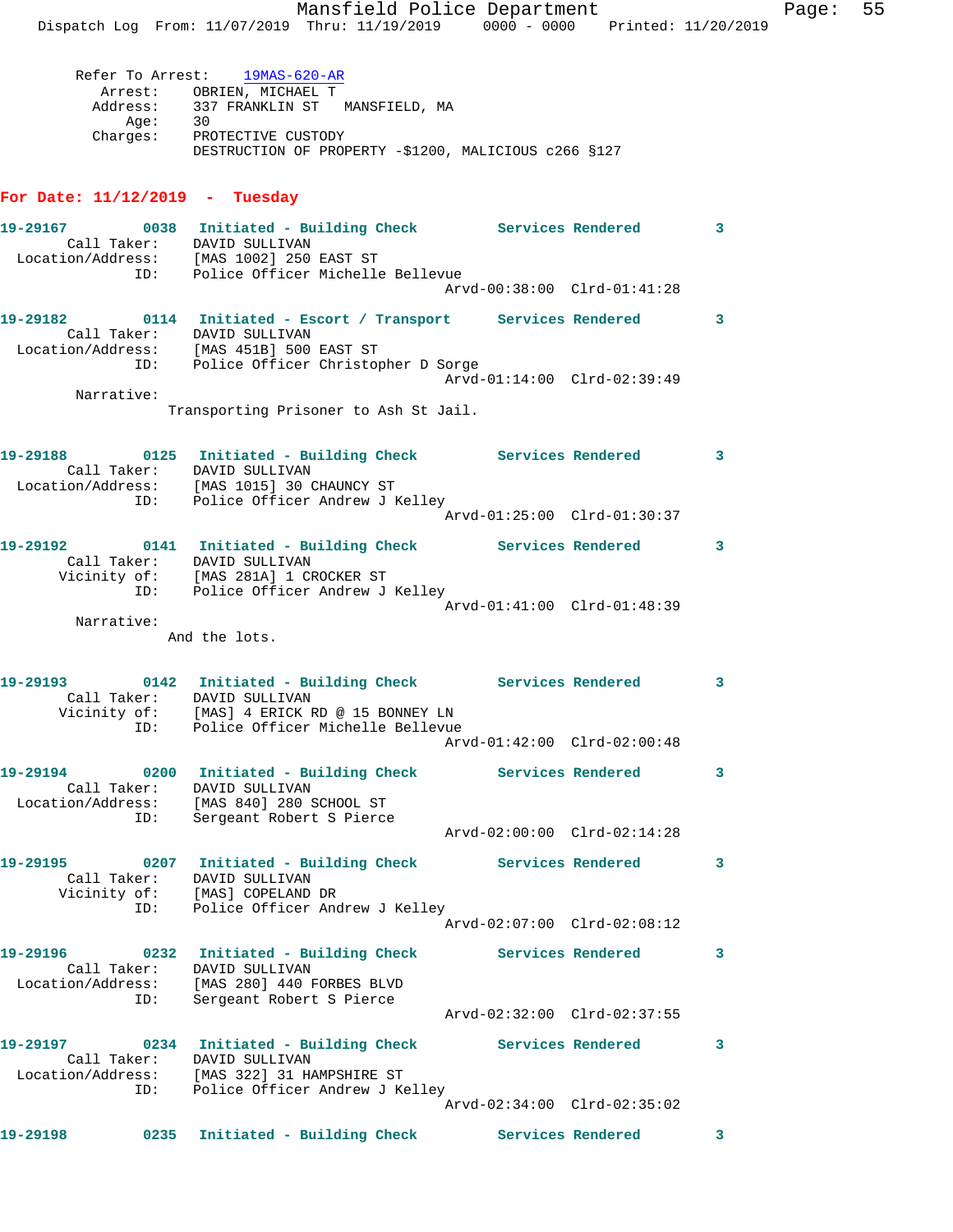Refer To Arrest: 19MAS-620-AR
Arrest: OBRIEN, MICHAEL T
Address: 337 FRANKLIN ST MANSFIELD, MA
Age: 30
Charges: PROTECTIVE CUSTODY
DESTRUCTION OF PROPERTY -$1200, MALICIOUS c266 §127

## For Date: 11/12/2019 - Tuesday

**19-29167** 0038 **Initiated - Building Check** Services Rendered 3
Call Taker: DAVID SULLIVAN
Location/Address: [MAS 1002] 250 EAST ST
ID: Police Officer Michelle Bellevue
Arvd-00:38:00 Clrd-01:41:28

**19-29182** 0114 **Initiated - Escort / Transport** Services Rendered 3
Call Taker: DAVID SULLIVAN
Location/Address: [MAS 451B] 500 EAST ST
ID: Police Officer Christopher D Sorge
Arvd-01:14:00 Clrd-02:39:49
Narrative:
Transporting Prisoner to Ash St Jail.

**19-29188** 0125 **Initiated - Building Check** Services Rendered 3
Call Taker: DAVID SULLIVAN
Location/Address: [MAS 1015] 30 CHAUNCY ST
ID: Police Officer Andrew J Kelley
Arvd-01:25:00 Clrd-01:30:37

**19-29192** 0141 **Initiated - Building Check** Services Rendered 3
Call Taker: DAVID SULLIVAN
Vicinity of: [MAS 281A] 1 CROCKER ST
ID: Police Officer Andrew J Kelley
Arvd-01:41:00 Clrd-01:48:39
Narrative:
And the lots.

**19-29193** 0142 **Initiated - Building Check** Services Rendered 3
Call Taker: DAVID SULLIVAN
Vicinity of: [MAS] 4 ERICK RD @ 15 BONNEY LN
ID: Police Officer Michelle Bellevue
Arvd-01:42:00 Clrd-02:00:48

**19-29194** 0200 **Initiated - Building Check** Services Rendered 3
Call Taker: DAVID SULLIVAN
Location/Address: [MAS 840] 280 SCHOOL ST
ID: Sergeant Robert S Pierce
Arvd-02:00:00 Clrd-02:14:28

**19-29195** 0207 **Initiated - Building Check** Services Rendered 3
Call Taker: DAVID SULLIVAN
Vicinity of: [MAS] COPELAND DR
ID: Police Officer Andrew J Kelley
Arvd-02:07:00 Clrd-02:08:12

**19-29196** 0232 **Initiated - Building Check** Services Rendered 3
Call Taker: DAVID SULLIVAN
Location/Address: [MAS 280] 440 FORBES BLVD
ID: Sergeant Robert S Pierce
Arvd-02:32:00 Clrd-02:37:55

**19-29197** 0234 **Initiated - Building Check** Services Rendered 3
Call Taker: DAVID SULLIVAN
Location/Address: [MAS 322] 31 HAMPSHIRE ST
ID: Police Officer Andrew J Kelley
Arvd-02:34:00 Clrd-02:35:02

**19-29198** 0235 **Initiated - Building Check** Services Rendered 3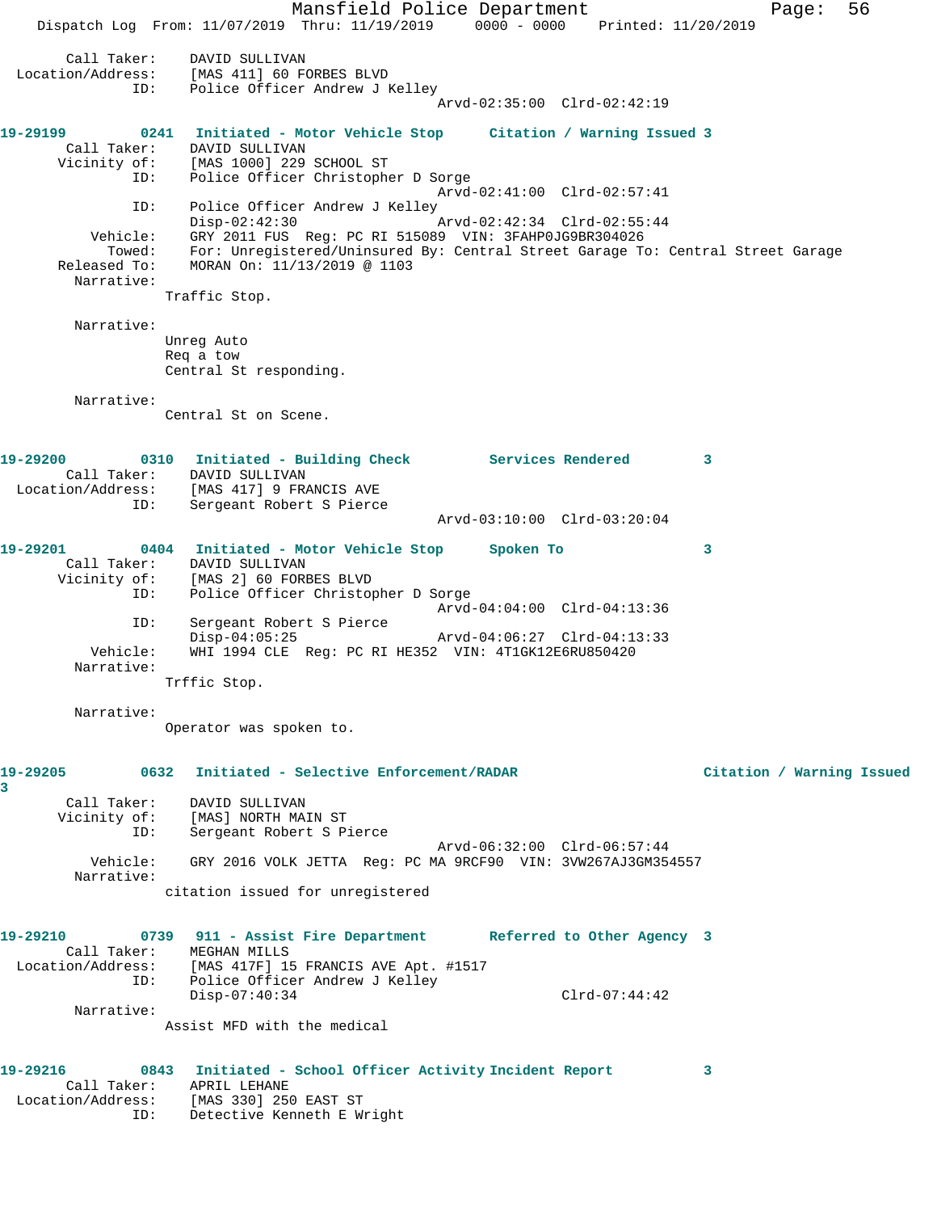Call Taker: DAVID SULLIVAN
Location/Address: [MAS 411] 60 FORBES BLVD
ID: Police Officer Andrew J Kelley
Arvd-02:35:00 Clrd-02:42:19

**19-29199 0241 Initiated - Motor Vehicle Stop Citation / Warning Issued 3**

Call Taker: DAVID SULLIVAN
Vicinity of: [MAS 1000] 229 SCHOOL ST
ID: Police Officer Christopher D Sorge
Arvd-02:41:00 Clrd-02:57:41
ID: Police Officer Andrew J Kelley
Disp-02:42:30 Arvd-02:42:34 Clrd-02:55:44
Vehicle: GRY 2011 FUS Reg: PC RI 515089 VIN: 3FAHP0JG9BR304026
Towed: For: Unregistered/Uninsured By: Central Street Garage To: Central Street Garage
Released To: MORAN On: 11/13/2019 @ 1103
Narrative:
Traffic Stop.

Narrative:
Unreg Auto
Req a tow
Central St responding.

Narrative:
Central St on Scene.

**19-29200 0310 Initiated - Building Check Services Rendered 3**

Call Taker: DAVID SULLIVAN
Location/Address: [MAS 417] 9 FRANCIS AVE
ID: Sergeant Robert S Pierce
Arvd-03:10:00 Clrd-03:20:04

**19-29201 0404 Initiated - Motor Vehicle Stop Spoken To 3**

Call Taker: DAVID SULLIVAN
Vicinity of: [MAS 2] 60 FORBES BLVD
ID: Police Officer Christopher D Sorge
Arvd-04:04:00 Clrd-04:13:36
ID: Sergeant Robert S Pierce
Disp-04:05:25 Arvd-04:06:27 Clrd-04:13:33
Vehicle: WHI 1994 CLE Reg: PC RI HE352 VIN: 4T1GK12E6RU850420
Narrative:
Trffic Stop.

Narrative:
Operator was spoken to.

**19-29205 0632 Initiated - Selective Enforcement/RADAR Citation / Warning Issued 3**

Call Taker: DAVID SULLIVAN
Vicinity of: [MAS] NORTH MAIN ST
ID: Sergeant Robert S Pierce
Arvd-06:32:00 Clrd-06:57:44
Vehicle: GRY 2016 VOLK JETTA Reg: PC MA 9RCF90 VIN: 3VW267AJ3GM354557
Narrative:
citation issued for unregistered

**19-29210 0739 911 - Assist Fire Department Referred to Other Agency 3**

Call Taker: MEGHAN MILLS
Location/Address: [MAS 417F] 15 FRANCIS AVE Apt. #1517
ID: Police Officer Andrew J Kelley
Disp-07:40:34 Clrd-07:44:42
Narrative:
Assist MFD with the medical

**19-29216 0843 Initiated - School Officer Activity Incident Report 3**

Call Taker: APRIL LEHANE
Location/Address: [MAS 330] 250 EAST ST
ID: Detective Kenneth E Wright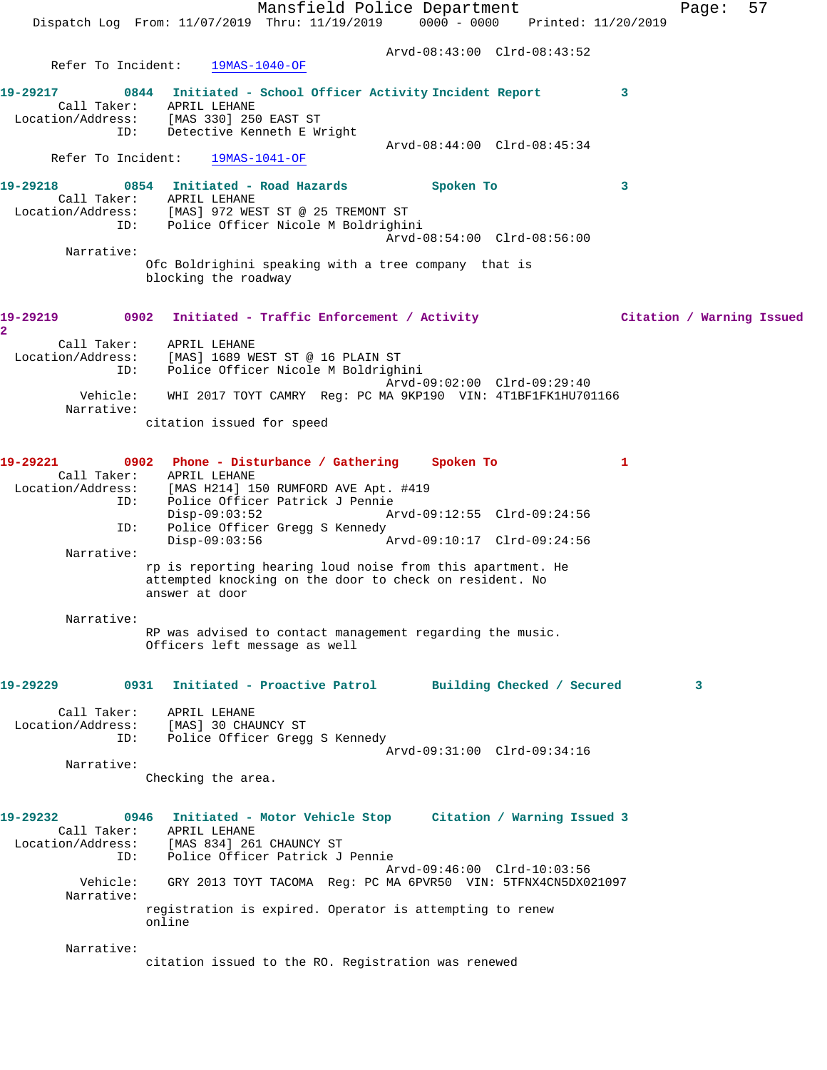Arvd-08:43:00 Clrd-08:43:52

Refer To Incident: 19MAS-1040-OF

**19-29217** 0844 **Initiated - School Officer Activity Incident Report** 3

Call Taker: APRIL LEHANE
Location/Address: [MAS 330] 250 EAST ST
ID: Detective Kenneth E Wright
Arvd-08:44:00 Clrd-08:45:34

Refer To Incident: 19MAS-1041-OF

**19-29218** 0854 **Initiated - Road Hazards** **Spoken To** 3

Call Taker: APRIL LEHANE
Location/Address: [MAS] 972 WEST ST @ 25 TREMONT ST
ID: Police Officer Nicole M Boldrighini
Arvd-08:54:00 Clrd-08:56:00

Narrative:
Ofc Boldrighini speaking with a tree company that is blocking the roadway

**19-29219** 0902 **Initiated - Traffic Enforcement / Activity** **Citation / Warning Issued** 2

Call Taker: APRIL LEHANE
Location/Address: [MAS] 1689 WEST ST @ 16 PLAIN ST
ID: Police Officer Nicole M Boldrighini
Arvd-09:02:00 Clrd-09:29:40
Vehicle: WHI 2017 TOYT CAMRY Reg: PC MA 9KP190 VIN: 4T1BF1FK1HU701166

Narrative:
citation issued for speed

**19-29221** 0902 **Phone - Disturbance / Gathering** **Spoken To** 1

Call Taker: APRIL LEHANE
Location/Address: [MAS H214] 150 RUMFORD AVE Apt. #419
ID: Police Officer Patrick J Pennie
Disp-09:03:52 Arvd-09:12:55 Clrd-09:24:56
ID: Police Officer Gregg S Kennedy
Disp-09:03:56 Arvd-09:10:17 Clrd-09:24:56

Narrative:
rp is reporting hearing loud noise from this apartment. He attempted knocking on the door to check on resident. No answer at door

Narrative:
RP was advised to contact management regarding the music. Officers left message as well

**19-29229** 0931 **Initiated - Proactive Patrol** **Building Checked / Secured** 3

Call Taker: APRIL LEHANE
Location/Address: [MAS] 30 CHAUNCY ST
ID: Police Officer Gregg S Kennedy
Arvd-09:31:00 Clrd-09:34:16

Narrative:
Checking the area.

**19-29232** 0946 **Initiated - Motor Vehicle Stop** **Citation / Warning Issued** 3

Call Taker: APRIL LEHANE
Location/Address: [MAS 834] 261 CHAUNCY ST
ID: Police Officer Patrick J Pennie
Arvd-09:46:00 Clrd-10:03:56
Vehicle: GRY 2013 TOYT TACOMA Reg: PC MA 6PVR50 VIN: 5TFNX4CN5DX021097

Narrative:
registration is expired. Operator is attempting to renew online

Narrative:
citation issued to the RO. Registration was renewed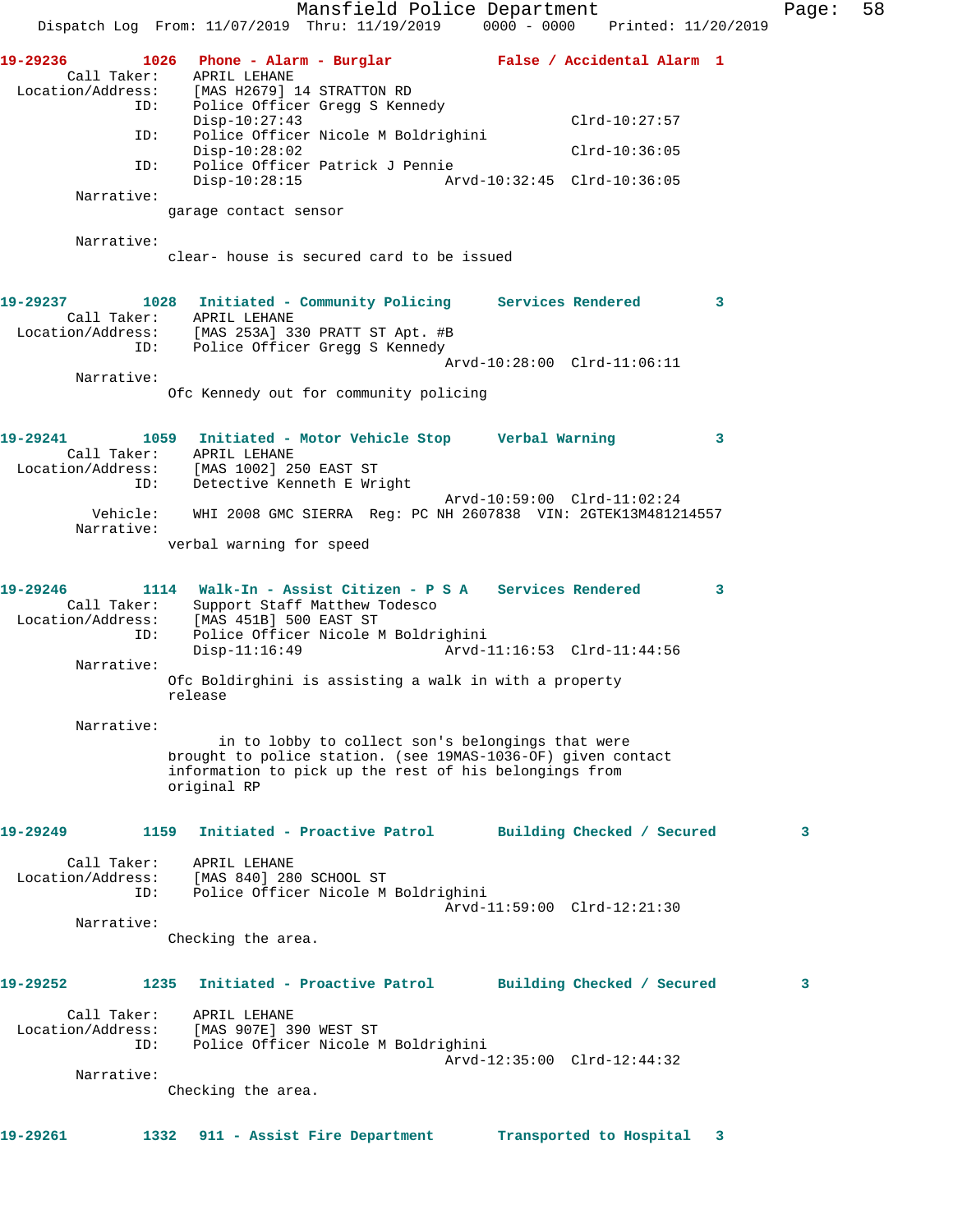**19-29236** 1026 **Phone - Alarm - Burglar** **False / Accidental Alarm 1**

Call Taker: APRIL LEHANE
Location/Address: [MAS H2679] 14 STRATTON RD
ID: Police Officer Gregg S Kennedy
Disp-10:27:43 Clrd-10:27:57
ID: Police Officer Nicole M Boldrighini
Disp-10:28:02 Clrd-10:36:05
ID: Police Officer Patrick J Pennie
Disp-10:28:15 Arvd-10:32:45 Clrd-10:36:05

Narrative:
garage contact sensor

Narrative:
clear- house is secured card to be issued

**19-29237** 1028 **Initiated - Community Policing** **Services Rendered 3**

Call Taker: APRIL LEHANE
Location/Address: [MAS 253A] 330 PRATT ST Apt. #B
ID: Police Officer Gregg S Kennedy
Arvd-10:28:00 Clrd-11:06:11

Narrative:
Ofc Kennedy out for community policing

**19-29241** 1059 **Initiated - Motor Vehicle Stop** **Verbal Warning 3**

Call Taker: APRIL LEHANE
Location/Address: [MAS 1002] 250 EAST ST
ID: Detective Kenneth E Wright
Arvd-10:59:00 Clrd-11:02:24
Vehicle: WHI 2008 GMC SIERRA Reg: PC NH 2607838 VIN: 2GTEK13M481214557

Narrative:
verbal warning for speed

**19-29246** 1114 **Walk-In - Assist Citizen - P S A** **Services Rendered 3**

Call Taker: Support Staff Matthew Todesco
Location/Address: [MAS 451B] 500 EAST ST
ID: Police Officer Nicole M Boldrighini
Disp-11:16:49 Arvd-11:16:53 Clrd-11:44:56

Narrative:
Ofc Boldirghini is assisting a walk in with a property release

Narrative:
in to lobby to collect son's belongings that were brought to police station. (see 19MAS-1036-OF) given contact information to pick up the rest of his belongings from original RP

**19-29249** 1159 **Initiated - Proactive Patrol** **Building Checked / Secured 3**

Call Taker: APRIL LEHANE
Location/Address: [MAS 840] 280 SCHOOL ST
ID: Police Officer Nicole M Boldrighini
Arvd-11:59:00 Clrd-12:21:30

Narrative:
Checking the area.

**19-29252** 1235 **Initiated - Proactive Patrol** **Building Checked / Secured 3**

Call Taker: APRIL LEHANE
Location/Address: [MAS 907E] 390 WEST ST
ID: Police Officer Nicole M Boldrighini
Arvd-12:35:00 Clrd-12:44:32

Narrative:
Checking the area.

**19-29261** 1332 **911 - Assist Fire Department** **Transported to Hospital 3**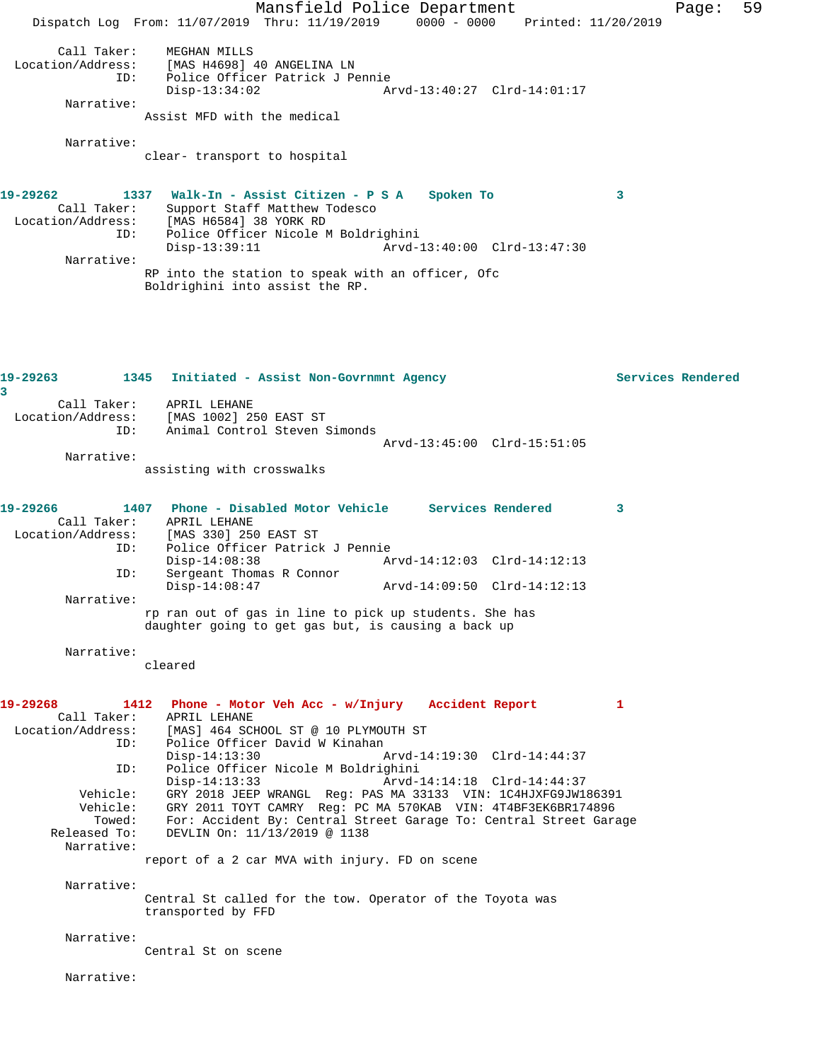```
Call Taker:     MEGHAN MILLS
Location/Address:     [MAS H4698] 40 ANGELINA LN
ID:     Police Officer Patrick J Pennie
        Disp-13:34:02                 Arvd-13:40:27  Clrd-14:01:17
Narrative:
        Assist MFD with the medical

Narrative:
        clear- transport to hospital
```

**19-29262 1337 Walk-In - Assist Citizen - P S A Spoken To 3**

```
Call Taker:     Support Staff Matthew Todesco
Location/Address:     [MAS H6584] 38 YORK RD
ID:     Police Officer Nicole M Boldrighini
        Disp-13:39:11                 Arvd-13:40:00  Clrd-13:47:30
Narrative:
        RP into the station to speak with an officer, Ofc
        Boldrighini into assist the RP.
```

**19-29263 1345 Initiated - Assist Non-Govrnmnt Agency Services Rendered 3**

```
Call Taker:     APRIL LEHANE
Location/Address:     [MAS 1002] 250 EAST ST
ID:     Animal Control Steven Simonds
                                      Arvd-13:45:00  Clrd-15:51:05
Narrative:
        assisting with crosswalks
```

**19-29266 1407 Phone - Disabled Motor Vehicle Services Rendered 3**

```
Call Taker:     APRIL LEHANE
Location/Address:     [MAS 330] 250 EAST ST
ID:     Police Officer Patrick J Pennie
        Disp-14:08:38                 Arvd-14:12:03  Clrd-14:12:13
ID:     Sergeant Thomas R Connor
        Disp-14:08:47                 Arvd-14:09:50  Clrd-14:12:13
Narrative:
        rp ran out of gas in line to pick up students. She has
        daughter going to get gas but, is causing a back up

Narrative:
        cleared
```

**19-29268 1412 Phone - Motor Veh Acc - w/Injury Accident Report 1**

```
Call Taker:     APRIL LEHANE
Location/Address:     [MAS] 464 SCHOOL ST @ 10 PLYMOUTH ST
ID:     Police Officer David W Kinahan
        Disp-14:13:30                 Arvd-14:19:30  Clrd-14:44:37
ID:     Police Officer Nicole M Boldrighini
        Disp-14:13:33                 Arvd-14:14:18  Clrd-14:44:37
Vehicle:     GRY 2018 JEEP WRANGL  Reg: PAS MA 33133  VIN: 1C4HJXFG9JW186391
Vehicle:     GRY 2011 TOYT CAMRY  Reg: PC MA 570KAB  VIN: 4T4BF3EK6BR174896
Towed:     For: Accident By: Central Street Garage To: Central Street Garage
Released To:     DEVLIN On: 11/13/2019 @ 1138
Narrative:
        report of a 2 car MVA with injury. FD on scene

Narrative:
        Central St called for the tow. Operator of the Toyota was
        transported by FFD

Narrative:
        Central St on scene

Narrative:
```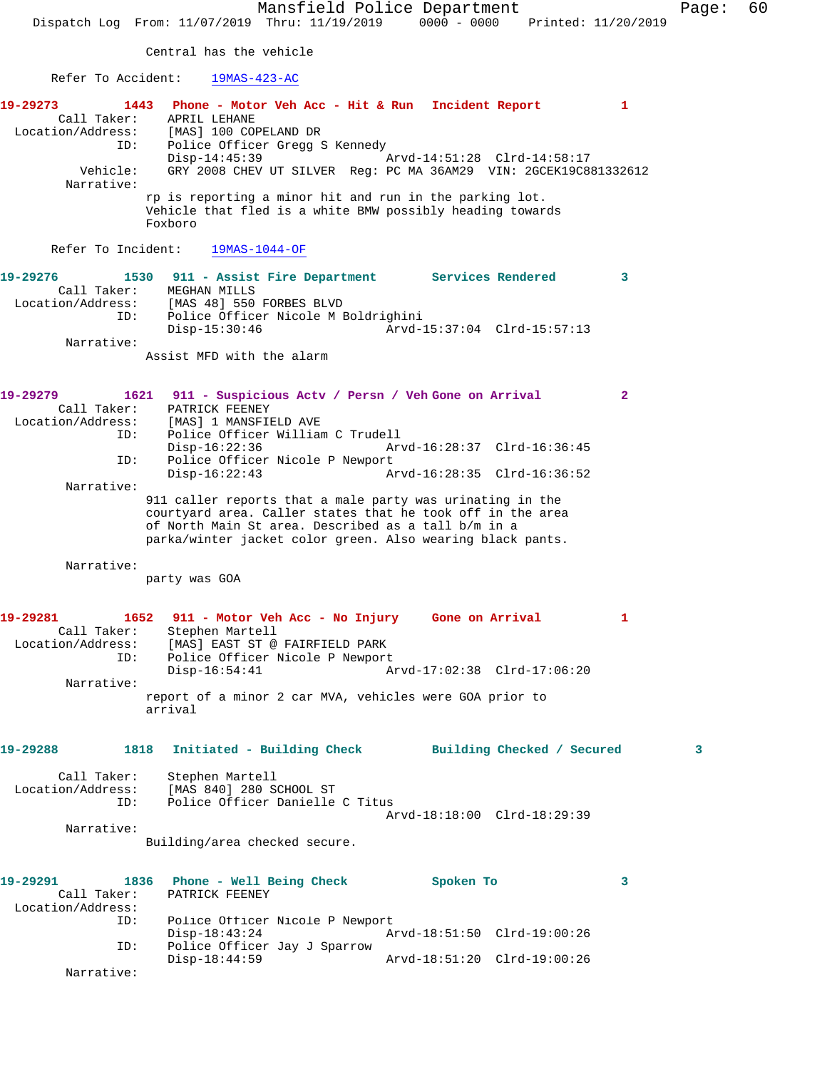Central has the vehicle

Refer To Accident: 19MAS-423-AC

**19-29273 1443 Phone - Motor Veh Acc - Hit & Run Incident Report 1**

Call Taker: APRIL LEHANE
Location/Address: [MAS] 100 COPELAND DR
ID: Police Officer Gregg S Kennedy
Disp-14:45:39 Arvd-14:51:28 Clrd-14:58:17
Vehicle: GRY 2008 CHEV UT SILVER Reg: PC MA 36AM29 VIN: 2GCEK19C881332612
Narrative:
rp is reporting a minor hit and run in the parking lot. Vehicle that fled is a white BMW possibly heading towards Foxboro

Refer To Incident: 19MAS-1044-OF

**19-29276 1530 911 - Assist Fire Department Services Rendered 3**

Call Taker: MEGHAN MILLS
Location/Address: [MAS 48] 550 FORBES BLVD
ID: Police Officer Nicole M Boldrighini
Disp-15:30:46 Arvd-15:37:04 Clrd-15:57:13
Narrative:
Assist MFD with the alarm

**19-29279 1621 911 - Suspicious Actv / Persn / Veh Gone on Arrival 2**

Call Taker: PATRICK FEENEY
Location/Address: [MAS] 1 MANSFIELD AVE
ID: Police Officer William C Trudell
Disp-16:22:36 Arvd-16:28:37 Clrd-16:36:45
ID: Police Officer Nicole P Newport
Disp-16:22:43 Arvd-16:28:35 Clrd-16:36:52
Narrative:
911 caller reports that a male party was urinating in the courtyard area. Caller states that he took off in the area of North Main St area. Described as a tall b/m in a parka/winter jacket color green. Also wearing black pants.

Narrative:
party was GOA

**19-29281 1652 911 - Motor Veh Acc - No Injury Gone on Arrival 1**

Call Taker: Stephen Martell
Location/Address: [MAS] EAST ST @ FAIRFIELD PARK
ID: Police Officer Nicole P Newport
Disp-16:54:41 Arvd-17:02:38 Clrd-17:06:20
Narrative:
report of a minor 2 car MVA, vehicles were GOA prior to arrival

**19-29288 1818 Initiated - Building Check Building Checked / Secured 3**

Call Taker: Stephen Martell
Location/Address: [MAS 840] 280 SCHOOL ST
ID: Police Officer Danielle C Titus
Arvd-18:18:00 Clrd-18:29:39
Narrative:
Building/area checked secure.

**19-29291 1836 Phone - Well Being Check Spoken To 3**

Call Taker: PATRICK FEENEY
Location/Address:
ID: Police Officer Nicole P Newport
Disp-18:43:24 Arvd-18:51:50 Clrd-19:00:26
ID: Police Officer Jay J Sparrow
Disp-18:44:59 Arvd-18:51:20 Clrd-19:00:26
Narrative: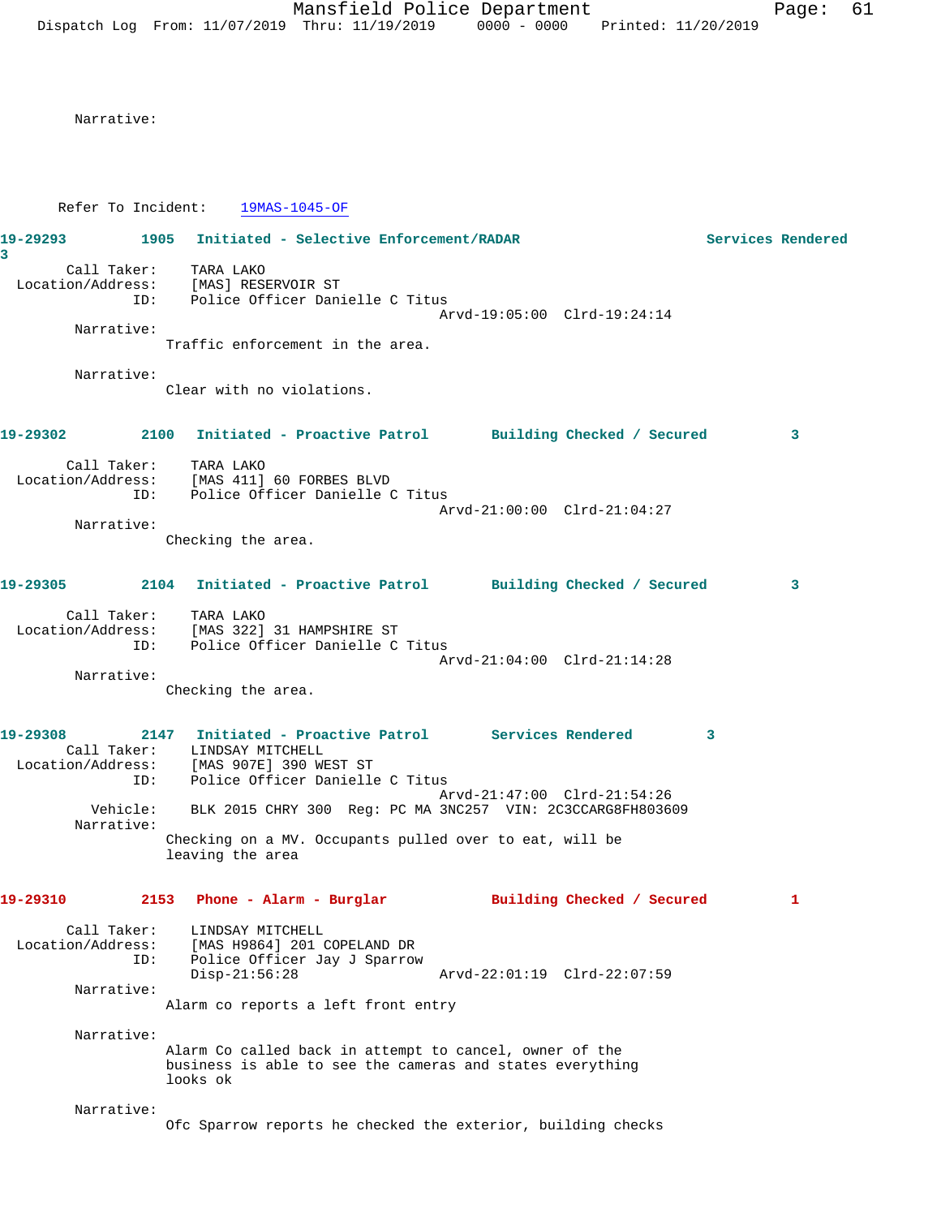Narrative:

Refer To Incident: 19MAS-1045-OF

**19-29293 1905 Initiated - Selective Enforcement/RADAR Services Rendered 3**

Call Taker: TARA LAKO
Location/Address: [MAS] RESERVOIR ST
ID: Police Officer Danielle C Titus
Arvd-19:05:00 Clrd-19:24:14

Narrative:
Traffic enforcement in the area.

Narrative:
Clear with no violations.

**19-29302 2100 Initiated - Proactive Patrol Building Checked / Secured 3**

Call Taker: TARA LAKO
Location/Address: [MAS 411] 60 FORBES BLVD
ID: Police Officer Danielle C Titus
Arvd-21:00:00 Clrd-21:04:27

Narrative:
Checking the area.

**19-29305 2104 Initiated - Proactive Patrol Building Checked / Secured 3**

Call Taker: TARA LAKO
Location/Address: [MAS 322] 31 HAMPSHIRE ST
ID: Police Officer Danielle C Titus
Arvd-21:04:00 Clrd-21:14:28

Narrative:
Checking the area.

**19-29308 2147 Initiated - Proactive Patrol Services Rendered 3**

Call Taker: LINDSAY MITCHELL
Location/Address: [MAS 907E] 390 WEST ST
ID: Police Officer Danielle C Titus
Arvd-21:47:00 Clrd-21:54:26
Vehicle: BLK 2015 CHRY 300 Reg: PC MA 3NC257 VIN: 2C3CCARG8FH803609

Narrative:
Checking on a MV. Occupants pulled over to eat, will be leaving the area

**19-29310 2153 Phone - Alarm - Burglar Building Checked / Secured 1**

Call Taker: LINDSAY MITCHELL
Location/Address: [MAS H9864] 201 COPELAND DR
ID: Police Officer Jay J Sparrow
Disp-21:56:28 Arvd-22:01:19 Clrd-22:07:59

Narrative:
Alarm co reports a left front entry

Narrative:
Alarm Co called back in attempt to cancel, owner of the business is able to see the cameras and states everything looks ok

Narrative:
Ofc Sparrow reports he checked the exterior, building checks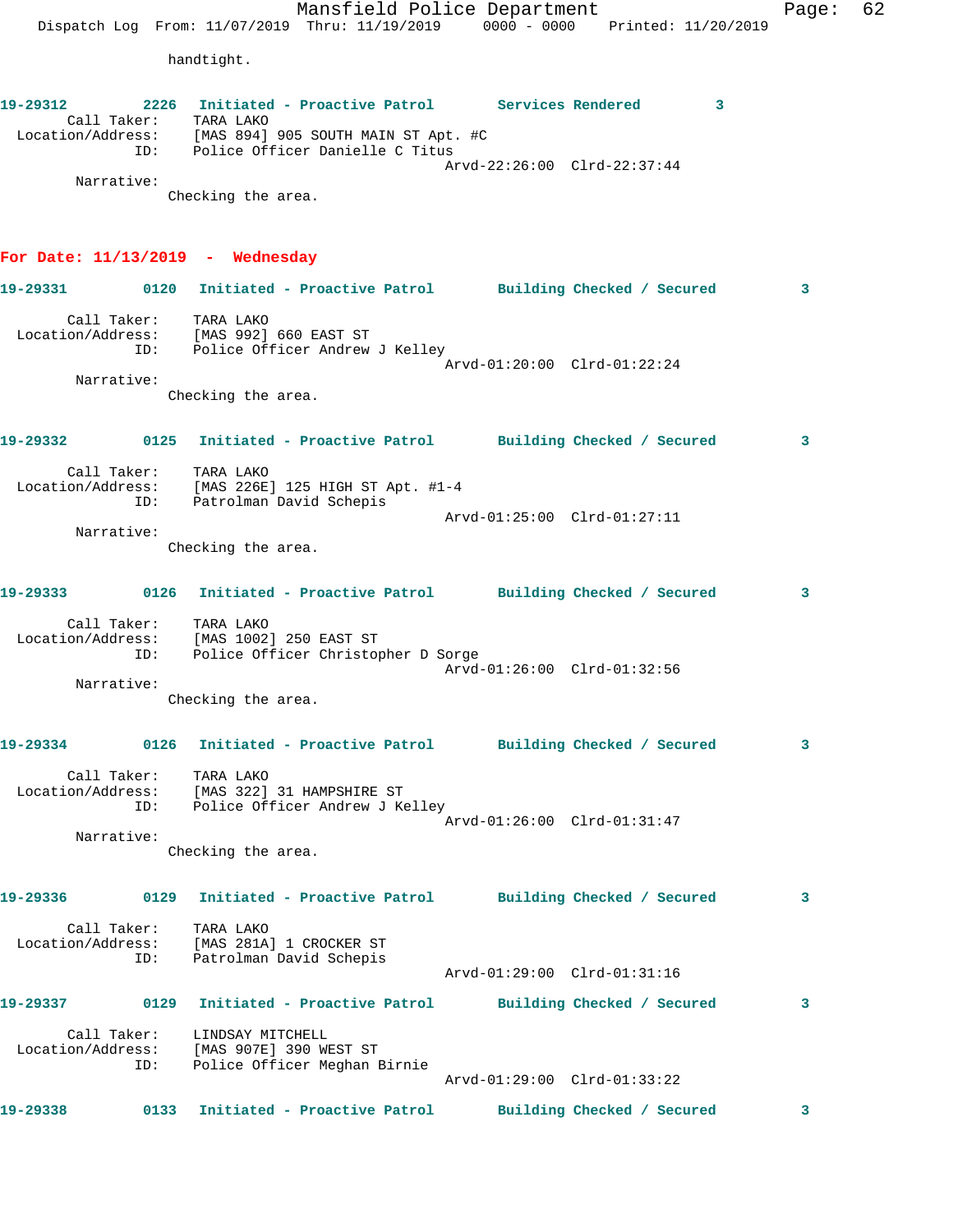handtight.

**19-29312** 2226 Initiated - Proactive Patrol Services Rendered 3

Call Taker: TARA LAKO
Location/Address: [MAS 894] 905 SOUTH MAIN ST Apt. #C
ID: Police Officer Danielle C Titus
Arvd-22:26:00 Clrd-22:37:44

Narrative:
Checking the area.

## For Date: 11/13/2019 - Wednesday

**19-29331** 0120 Initiated - Proactive Patrol Building Checked / Secured 3

Call Taker: TARA LAKO
Location/Address: [MAS 992] 660 EAST ST
ID: Police Officer Andrew J Kelley
Arvd-01:20:00 Clrd-01:22:24

Narrative:
Checking the area.

**19-29332** 0125 Initiated - Proactive Patrol Building Checked / Secured 3

Call Taker: TARA LAKO
Location/Address: [MAS 226E] 125 HIGH ST Apt. #1-4
ID: Patrolman David Schepis
Arvd-01:25:00 Clrd-01:27:11

Narrative:
Checking the area.

**19-29333** 0126 Initiated - Proactive Patrol Building Checked / Secured 3

Call Taker: TARA LAKO
Location/Address: [MAS 1002] 250 EAST ST
ID: Police Officer Christopher D Sorge
Arvd-01:26:00 Clrd-01:32:56

Narrative:
Checking the area.

**19-29334** 0126 Initiated - Proactive Patrol Building Checked / Secured 3

Call Taker: TARA LAKO
Location/Address: [MAS 322] 31 HAMPSHIRE ST
ID: Police Officer Andrew J Kelley
Arvd-01:26:00 Clrd-01:31:47

Narrative:
Checking the area.

**19-29336** 0129 Initiated - Proactive Patrol Building Checked / Secured 3

Call Taker: TARA LAKO
Location/Address: [MAS 281A] 1 CROCKER ST
ID: Patrolman David Schepis
Arvd-01:29:00 Clrd-01:31:16

**19-29337** 0129 Initiated - Proactive Patrol Building Checked / Secured 3

Call Taker: LINDSAY MITCHELL
Location/Address: [MAS 907E] 390 WEST ST
ID: Police Officer Meghan Birnie
Arvd-01:29:00 Clrd-01:33:22

**19-29338** 0133 Initiated - Proactive Patrol Building Checked / Secured 3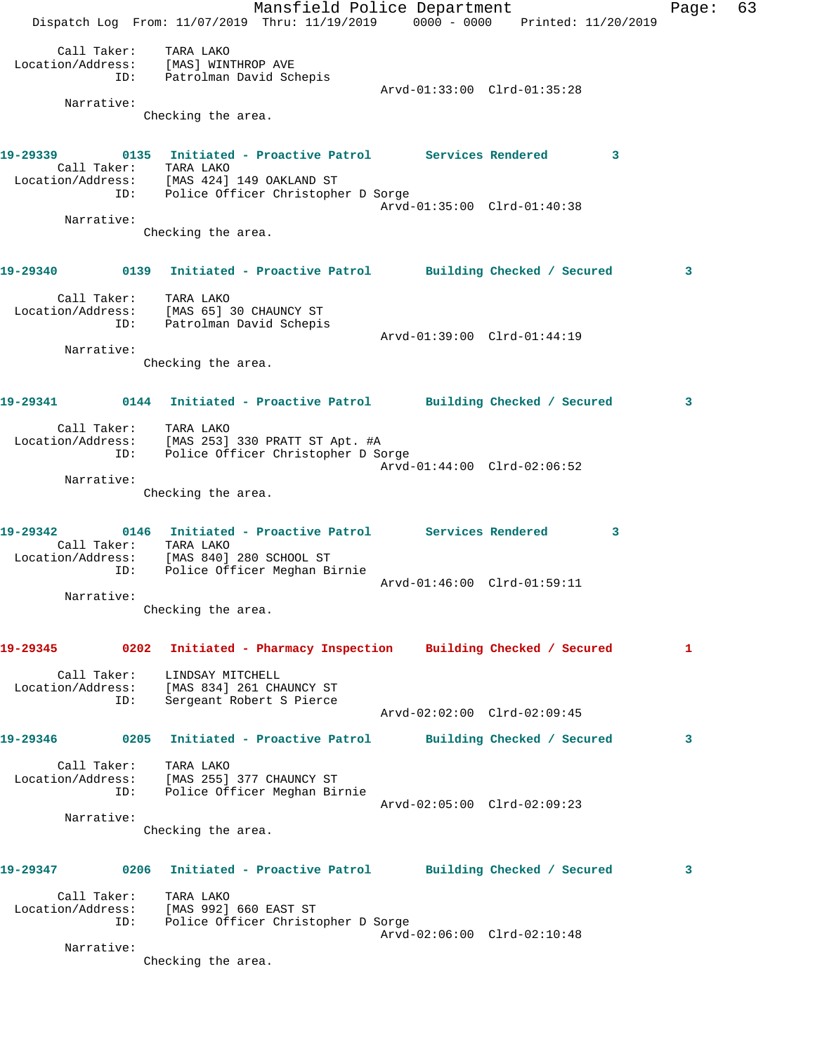Call Taker: TARA LAKO
Location/Address: [MAS] WINTHROP AVE
ID: Patrolman David Schepis
Arvd-01:33:00 Clrd-01:35:28

Narrative:
Checking the area.

**19-29339 0135 Initiated - Proactive Patrol Services Rendered 3**

Call Taker: TARA LAKO
Location/Address: [MAS 424] 149 OAKLAND ST
ID: Police Officer Christopher D Sorge
Arvd-01:35:00 Clrd-01:40:38

Narrative:
Checking the area.

**19-29340 0139 Initiated - Proactive Patrol Building Checked / Secured 3**

Call Taker: TARA LAKO
Location/Address: [MAS 65] 30 CHAUNCY ST
ID: Patrolman David Schepis
Arvd-01:39:00 Clrd-01:44:19

Narrative:
Checking the area.

**19-29341 0144 Initiated - Proactive Patrol Building Checked / Secured 3**

Call Taker: TARA LAKO
Location/Address: [MAS 253] 330 PRATT ST Apt. #A
ID: Police Officer Christopher D Sorge
Arvd-01:44:00 Clrd-02:06:52

Narrative:
Checking the area.

**19-29342 0146 Initiated - Proactive Patrol Services Rendered 3**

Call Taker: TARA LAKO
Location/Address: [MAS 840] 280 SCHOOL ST
ID: Police Officer Meghan Birnie
Arvd-01:46:00 Clrd-01:59:11

Narrative:
Checking the area.

**19-29345 0202 Initiated - Pharmacy Inspection Building Checked / Secured 1**

Call Taker: LINDSAY MITCHELL
Location/Address: [MAS 834] 261 CHAUNCY ST
ID: Sergeant Robert S Pierce
Arvd-02:02:00 Clrd-02:09:45

**19-29346 0205 Initiated - Proactive Patrol Building Checked / Secured 3**

Call Taker: TARA LAKO
Location/Address: [MAS 255] 377 CHAUNCY ST
ID: Police Officer Meghan Birnie
Arvd-02:05:00 Clrd-02:09:23

Narrative:
Checking the area.

**19-29347 0206 Initiated - Proactive Patrol Building Checked / Secured 3**

Call Taker: TARA LAKO
Location/Address: [MAS 992] 660 EAST ST
ID: Police Officer Christopher D Sorge
Arvd-02:06:00 Clrd-02:10:48

Narrative:
Checking the area.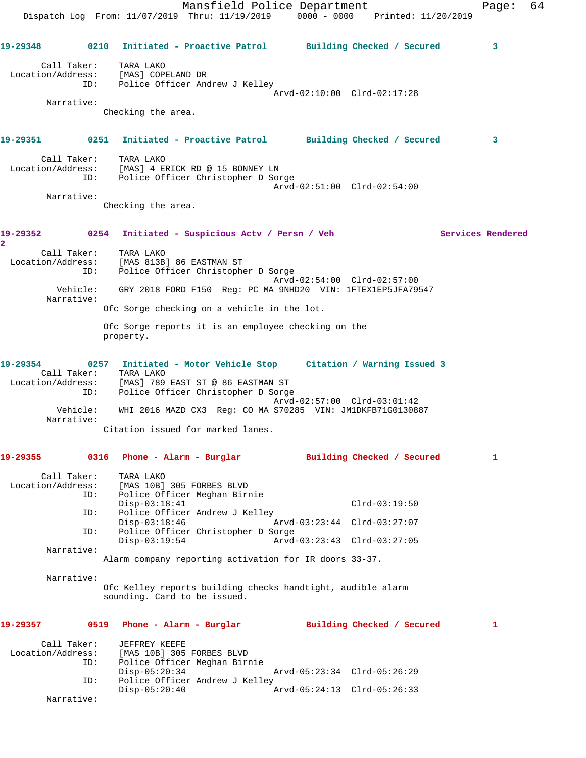**19-29348** 0210 Initiated - Proactive Patrol — Building Checked / Secured — 3

Call Taker: TARA LAKO
Location/Address: [MAS] COPELAND DR
ID: Police Officer Andrew J Kelley
Arvd-02:10:00 Clrd-02:17:28
Narrative:
Checking the area.

**19-29351** 0251 Initiated - Proactive Patrol — Building Checked / Secured — 3

Call Taker: TARA LAKO
Location/Address: [MAS] 4 ERICK RD @ 15 BONNEY LN
ID: Police Officer Christopher D Sorge
Arvd-02:51:00 Clrd-02:54:00
Narrative:
Checking the area.

**19-29352** 0254 Initiated - Suspicious Actv / Persn / Veh — Services Rendered — 2

Call Taker: TARA LAKO
Location/Address: [MAS 813B] 86 EASTMAN ST
ID: Police Officer Christopher D Sorge
Arvd-02:54:00 Clrd-02:57:00
Vehicle: GRY 2018 FORD F150 Reg: PC MA 9NHD20 VIN: 1FTEX1EP5JFA79547
Narrative:
Ofc Sorge checking on a vehicle in the lot.

Ofc Sorge reports it is an employee checking on the property.

**19-29354** 0257 Initiated - Motor Vehicle Stop — Citation / Warning Issued — 3

Call Taker: TARA LAKO
Location/Address: [MAS] 789 EAST ST @ 86 EASTMAN ST
ID: Police Officer Christopher D Sorge
Arvd-02:57:00 Clrd-03:01:42
Vehicle: WHI 2016 MAZD CX3 Reg: CO MA S70285 VIN: JM1DKFB71G0130887
Narrative:
Citation issued for marked lanes.

**19-29355** 0316 Phone - Alarm - Burglar — Building Checked / Secured — 1

Call Taker: TARA LAKO
Location/Address: [MAS 10B] 305 FORBES BLVD
ID: Police Officer Meghan Birnie
Disp-03:18:41 Clrd-03:19:50
ID: Police Officer Andrew J Kelley
Disp-03:18:46 Arvd-03:23:44 Clrd-03:27:07
ID: Police Officer Christopher D Sorge
Disp-03:19:54 Arvd-03:23:43 Clrd-03:27:05
Narrative:
Alarm company reporting activation for IR doors 33-37.

Narrative:
Ofc Kelley reports building checks handtight, audible alarm sounding. Card to be issued.

**19-29357** 0519 Phone - Alarm - Burglar — Building Checked / Secured — 1

Call Taker: JEFFREY KEEFE
Location/Address: [MAS 10B] 305 FORBES BLVD
ID: Police Officer Meghan Birnie
Disp-05:20:34 Arvd-05:23:34 Clrd-05:26:29
ID: Police Officer Andrew J Kelley
Disp-05:20:40 Arvd-05:24:13 Clrd-05:26:33
Narrative: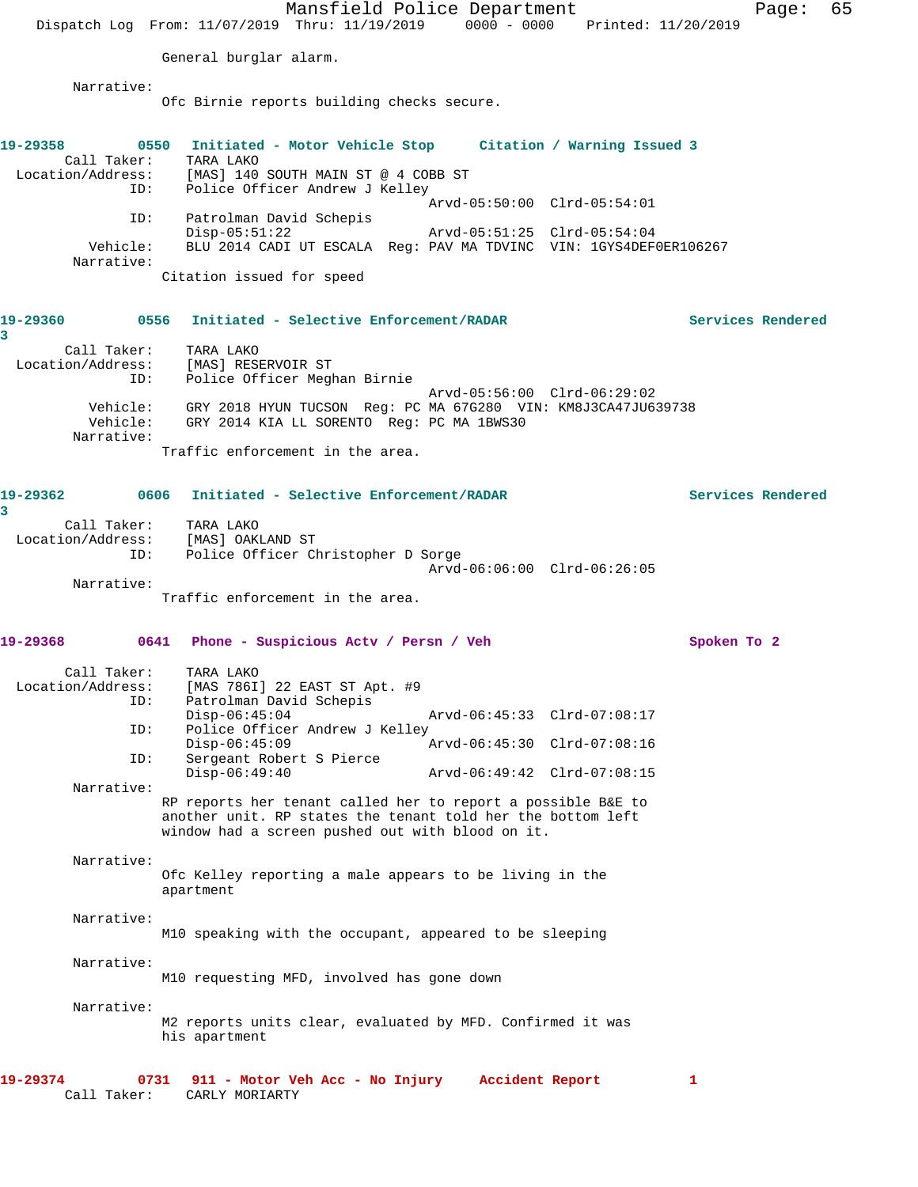General burglar alarm.

Narrative:
Ofc Birnie reports building checks secure.

**19-29358 0550 Initiated - Motor Vehicle Stop Citation / Warning Issued 3**

Call Taker: TARA LAKO
Location/Address: [MAS] 140 SOUTH MAIN ST @ 4 COBB ST
ID: Police Officer Andrew J Kelley
Arvd-05:50:00 Clrd-05:54:01
ID: Patrolman David Schepis
Disp-05:51:22 Arvd-05:51:25 Clrd-05:54:04
Vehicle: BLU 2014 CADI UT ESCALA Reg: PAV MA TDVINC VIN: 1GYS4DEF0ER106267
Narrative:
Citation issued for speed

**19-29360 0556 Initiated - Selective Enforcement/RADAR Services Rendered 3**

Call Taker: TARA LAKO
Location/Address: [MAS] RESERVOIR ST
ID: Police Officer Meghan Birnie
Arvd-05:56:00 Clrd-06:29:02
Vehicle: GRY 2018 HYUN TUCSON Reg: PC MA 67G280 VIN: KM8J3CA47JU639738
Vehicle: GRY 2014 KIA LL SORENTO Reg: PC MA 1BWS30
Narrative:
Traffic enforcement in the area.

**19-29362 0606 Initiated - Selective Enforcement/RADAR Services Rendered 3**

Call Taker: TARA LAKO
Location/Address: [MAS] OAKLAND ST
ID: Police Officer Christopher D Sorge
Arvd-06:06:00 Clrd-06:26:05
Narrative:
Traffic enforcement in the area.

**19-29368 0641 Phone - Suspicious Actv / Persn / Veh Spoken To 2**

Call Taker: TARA LAKO
Location/Address: [MAS 786I] 22 EAST ST Apt. #9
ID: Patrolman David Schepis
Disp-06:45:04 Arvd-06:45:33 Clrd-07:08:17
ID: Police Officer Andrew J Kelley
Disp-06:45:09 Arvd-06:45:30 Clrd-07:08:16
ID: Sergeant Robert S Pierce
Disp-06:49:40 Arvd-06:49:42 Clrd-07:08:15
Narrative:
RP reports her tenant called her to report a possible B&E to another unit. RP states the tenant told her the bottom left window had a screen pushed out with blood on it.

Narrative:
Ofc Kelley reporting a male appears to be living in the apartment

Narrative:
M10 speaking with the occupant, appeared to be sleeping

Narrative:
M10 requesting MFD, involved has gone down

Narrative:
M2 reports units clear, evaluated by MFD. Confirmed it was his apartment

**19-29374 0731 911 - Motor Veh Acc - No Injury Accident Report 1**

Call Taker: CARLY MORIARTY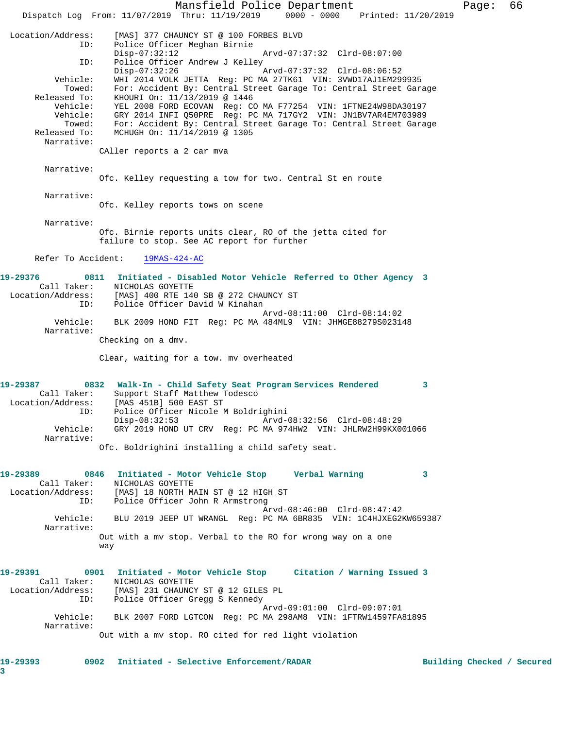Location/Address: [MAS] 377 CHAUNCY ST @ 100 FORBES BLVD
ID: Police Officer Meghan Birnie
Disp-07:32:12 Arvd-07:37:32 Clrd-08:07:00
ID: Police Officer Andrew J Kelley
Disp-07:32:26 Arvd-07:37:32 Clrd-08:06:52
Vehicle: WHI 2014 VOLK JETTA Reg: PC MA 27TK61 VIN: 3VWD17AJ1EM299935
Towed: For: Accident By: Central Street Garage To: Central Street Garage
Released To: KHOURI On: 11/13/2019 @ 1446
Vehicle: YEL 2008 FORD ECOVAN Reg: CO MA F77254 VIN: 1FTNE24W98DA30197
Vehicle: GRY 2014 INFI Q50PRE Reg: PC MA 717GY2 VIN: JN1BV7AR4EM703989
Towed: For: Accident By: Central Street Garage To: Central Street Garage
Released To: MCHUGH On: 11/14/2019 @ 1305
Narrative:
CAller reports a 2 car mva

Narrative:
Ofc. Kelley requesting a tow for two. Central St en route

Narrative:
Ofc. Kelley reports tows on scene

Narrative:
Ofc. Birnie reports units clear, RO of the jetta cited for failure to stop. See AC report for further

Refer To Accident: 19MAS-424-AC

**19-29376 0811 Initiated - Disabled Motor Vehicle Referred to Other Agency 3**
Call Taker: NICHOLAS GOYETTE
Location/Address: [MAS] 400 RTE 140 SB @ 272 CHAUNCY ST
ID: Police Officer David W Kinahan
Arvd-08:11:00 Clrd-08:14:02
Vehicle: BLK 2009 HOND FIT Reg: PC MA 484ML9 VIN: JHMGE88279S023148
Narrative:
Checking on a dmv.

Clear, waiting for a tow. mv overheated

**19-29387 0832 Walk-In - Child Safety Seat Program Services Rendered 3**
Call Taker: Support Staff Matthew Todesco
Location/Address: [MAS 451B] 500 EAST ST
ID: Police Officer Nicole M Boldrighini
Disp-08:32:53 Arvd-08:32:56 Clrd-08:48:29
Vehicle: GRY 2019 HOND UT CRV Reg: PC MA 974HW2 VIN: JHLRW2H99KX001066
Narrative:
Ofc. Boldrighini installing a child safety seat.

**19-29389 0846 Initiated - Motor Vehicle Stop Verbal Warning 3**
Call Taker: NICHOLAS GOYETTE
Location/Address: [MAS] 18 NORTH MAIN ST @ 12 HIGH ST
ID: Police Officer John R Armstrong
Arvd-08:46:00 Clrd-08:47:42
Vehicle: BLU 2019 JEEP UT WRANGL Reg: PC MA 6BR835 VIN: 1C4HJXEG2KW659387
Narrative:
Out with a mv stop. Verbal to the RO for wrong way on a one way

**19-29391 0901 Initiated - Motor Vehicle Stop Citation / Warning Issued 3**
Call Taker: NICHOLAS GOYETTE
Location/Address: [MAS] 231 CHAUNCY ST @ 12 GILES PL
ID: Police Officer Gregg S Kennedy
Arvd-09:01:00 Clrd-09:07:01
Vehicle: BLK 2007 FORD LGTCON Reg: PC MA 298AM8 VIN: 1FTRW14597FA81895
Narrative:
Out with a mv stop. RO cited for red light violation

**19-29393 0902 Initiated - Selective Enforcement/RADAR Building Checked / Secured 3**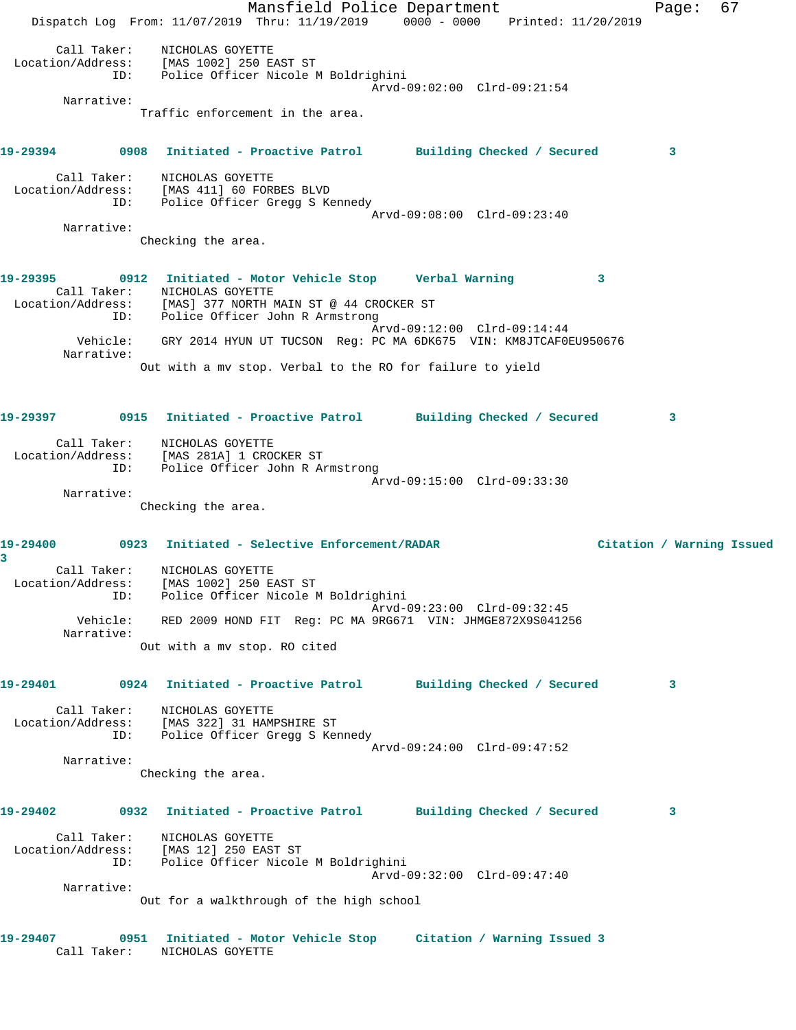Call Taker: NICHOLAS GOYETTE
Location/Address: [MAS 1002] 250 EAST ST
ID: Police Officer Nicole M Boldrighini
Arvd-09:02:00 Clrd-09:21:54
Narrative:
Traffic enforcement in the area.

**19-29394 0908 Initiated - Proactive Patrol Building Checked / Secured 3**

Call Taker: NICHOLAS GOYETTE
Location/Address: [MAS 411] 60 FORBES BLVD
ID: Police Officer Gregg S Kennedy
Arvd-09:08:00 Clrd-09:23:40
Narrative:
Checking the area.

**19-29395 0912 Initiated - Motor Vehicle Stop Verbal Warning 3**

Call Taker: NICHOLAS GOYETTE
Location/Address: [MAS] 377 NORTH MAIN ST @ 44 CROCKER ST
ID: Police Officer John R Armstrong
Arvd-09:12:00 Clrd-09:14:44
Vehicle: GRY 2014 HYUN UT TUCSON Reg: PC MA 6DK675 VIN: KM8JTCAF0EU950676
Narrative:
Out with a mv stop. Verbal to the RO for failure to yield

**19-29397 0915 Initiated - Proactive Patrol Building Checked / Secured 3**

Call Taker: NICHOLAS GOYETTE
Location/Address: [MAS 281A] 1 CROCKER ST
ID: Police Officer John R Armstrong
Arvd-09:15:00 Clrd-09:33:30
Narrative:
Checking the area.

**19-29400 0923 Initiated - Selective Enforcement/RADAR Citation / Warning Issued 3**

Call Taker: NICHOLAS GOYETTE
Location/Address: [MAS 1002] 250 EAST ST
ID: Police Officer Nicole M Boldrighini
Arvd-09:23:00 Clrd-09:32:45
Vehicle: RED 2009 HOND FIT Reg: PC MA 9RG671 VIN: JHMGE872X9S041256
Narrative:
Out with a mv stop. RO cited

**19-29401 0924 Initiated - Proactive Patrol Building Checked / Secured 3**

Call Taker: NICHOLAS GOYETTE
Location/Address: [MAS 322] 31 HAMPSHIRE ST
ID: Police Officer Gregg S Kennedy
Arvd-09:24:00 Clrd-09:47:52
Narrative:
Checking the area.

**19-29402 0932 Initiated - Proactive Patrol Building Checked / Secured 3**

Call Taker: NICHOLAS GOYETTE
Location/Address: [MAS 12] 250 EAST ST
ID: Police Officer Nicole M Boldrighini
Arvd-09:32:00 Clrd-09:47:40
Narrative:
Out for a walkthrough of the high school

**19-29407 0951 Initiated - Motor Vehicle Stop Citation / Warning Issued 3**

Call Taker: NICHOLAS GOYETTE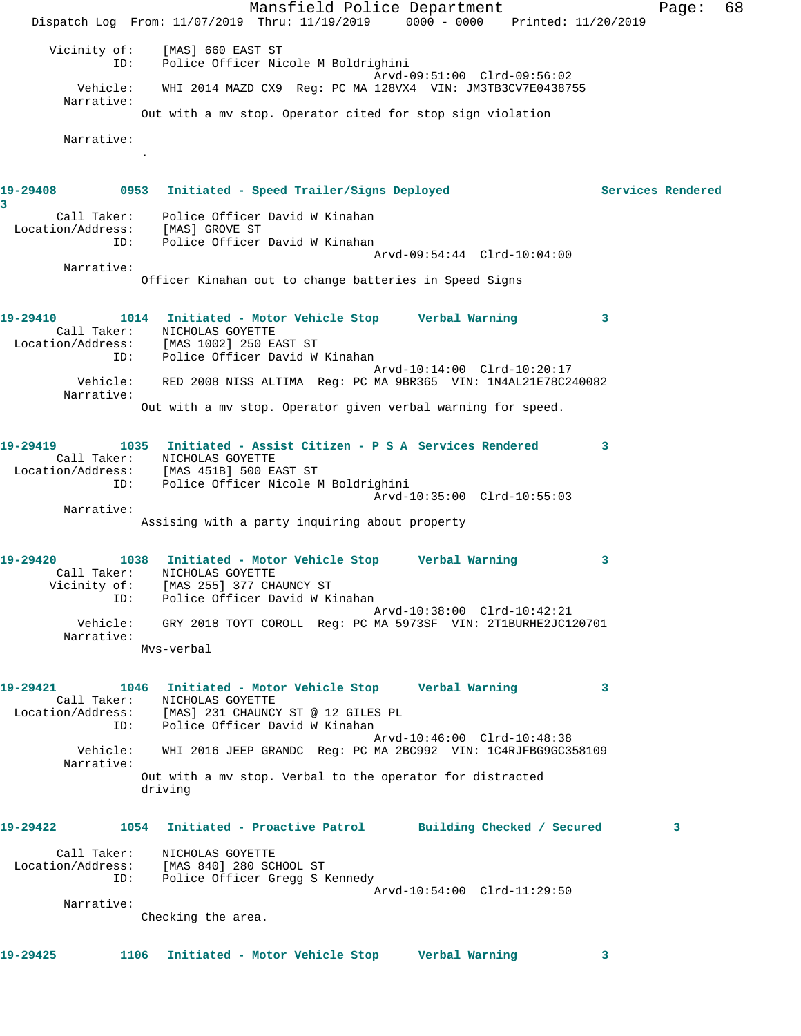Vicinity of: [MAS] 660 EAST ST
ID: Police Officer Nicole M Boldrighini
Arvd-09:51:00 Clrd-09:56:02
Vehicle: WHI 2014 MAZD CX9 Reg: PC MA 128VX4 VIN: JM3TB3CV7E0438755
Narrative:
Out with a mv stop. Operator cited for stop sign violation

Narrative:
.

**19-29408 0953 Initiated - Speed Trailer/Signs Deployed Services Rendered 3**
Call Taker: Police Officer David W Kinahan
Location/Address: [MAS] GROVE ST
ID: Police Officer David W Kinahan
Arvd-09:54:44 Clrd-10:04:00
Narrative:
Officer Kinahan out to change batteries in Speed Signs

**19-29410 1014 Initiated - Motor Vehicle Stop Verbal Warning 3**
Call Taker: NICHOLAS GOYETTE
Location/Address: [MAS 1002] 250 EAST ST
ID: Police Officer David W Kinahan
Arvd-10:14:00 Clrd-10:20:17
Vehicle: RED 2008 NISS ALTIMA Reg: PC MA 9BR365 VIN: 1N4AL21E78C240082
Narrative:
Out with a mv stop. Operator given verbal warning for speed.

**19-29419 1035 Initiated - Assist Citizen - P S A Services Rendered 3**
Call Taker: NICHOLAS GOYETTE
Location/Address: [MAS 451B] 500 EAST ST
ID: Police Officer Nicole M Boldrighini
Arvd-10:35:00 Clrd-10:55:03
Narrative:
Assising with a party inquiring about property

**19-29420 1038 Initiated - Motor Vehicle Stop Verbal Warning 3**
Call Taker: NICHOLAS GOYETTE
Vicinity of: [MAS 255] 377 CHAUNCY ST
ID: Police Officer David W Kinahan
Arvd-10:38:00 Clrd-10:42:21
Vehicle: GRY 2018 TOYT COROLL Reg: PC MA 5973SF VIN: 2T1BURHE2JC120701
Narrative:
Mvs-verbal

**19-29421 1046 Initiated - Motor Vehicle Stop Verbal Warning 3**
Call Taker: NICHOLAS GOYETTE
Location/Address: [MAS] 231 CHAUNCY ST @ 12 GILES PL
ID: Police Officer David W Kinahan
Arvd-10:46:00 Clrd-10:48:38
Vehicle: WHI 2016 JEEP GRANDC Reg: PC MA 2BC992 VIN: 1C4RJFBG9GC358109
Narrative:
Out with a mv stop. Verbal to the operator for distracted driving

**19-29422 1054 Initiated - Proactive Patrol Building Checked / Secured 3**
Call Taker: NICHOLAS GOYETTE
Location/Address: [MAS 840] 280 SCHOOL ST
ID: Police Officer Gregg S Kennedy
Arvd-10:54:00 Clrd-11:29:50
Narrative:
Checking the area.

**19-29425 1106 Initiated - Motor Vehicle Stop Verbal Warning 3**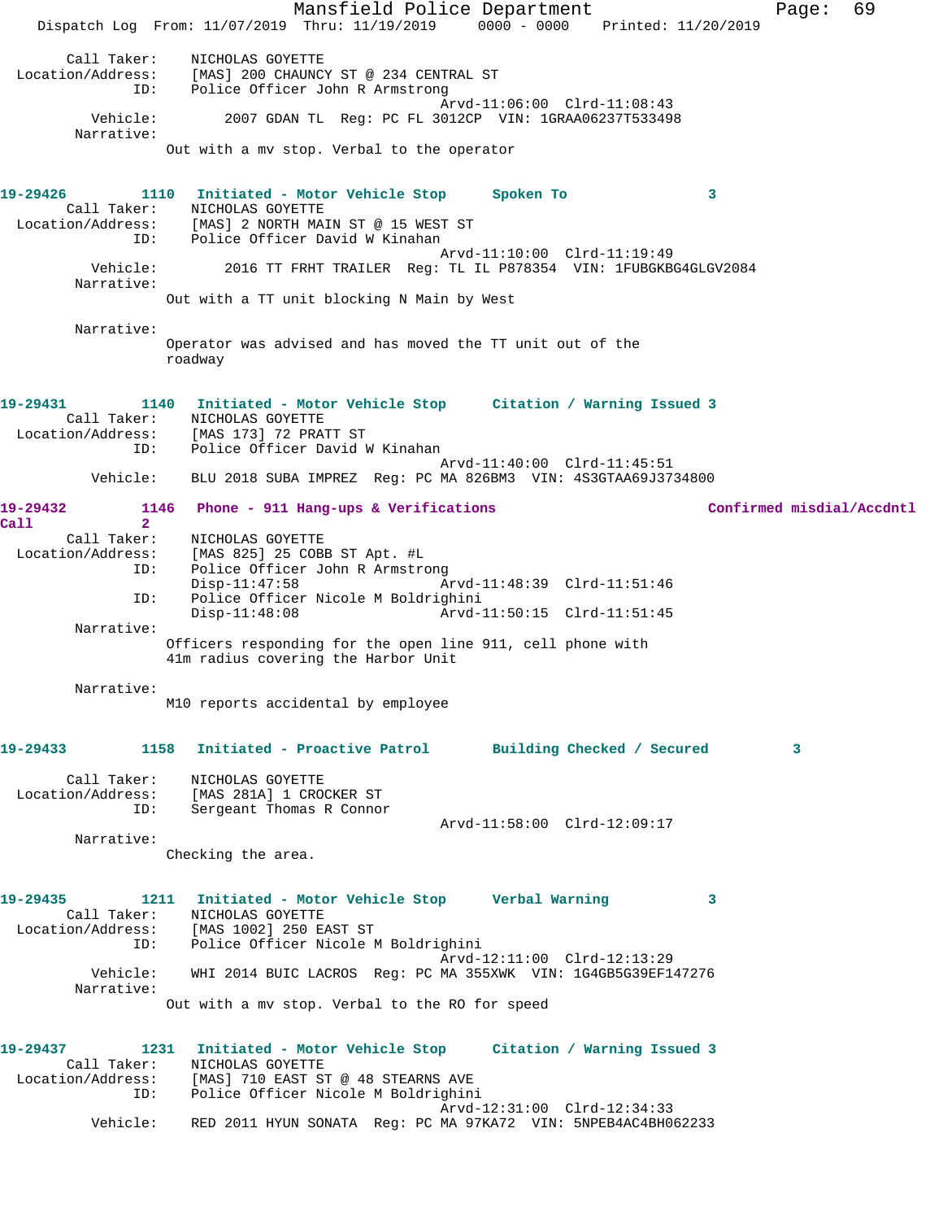Call Taker: NICHOLAS GOYETTE
Location/Address: [MAS] 200 CHAUNCY ST @ 234 CENTRAL ST
ID: Police Officer John R Armstrong
Arvd-11:06:00 Clrd-11:08:43
Vehicle: 2007 GDAN TL Reg: PC FL 3012CP VIN: 1GRAA06237T533498
Narrative:
Out with a mv stop. Verbal to the operator

**19-29426 1110 Initiated - Motor Vehicle Stop Spoken To 3**
Call Taker: NICHOLAS GOYETTE
Location/Address: [MAS] 2 NORTH MAIN ST @ 15 WEST ST
ID: Police Officer David W Kinahan
Arvd-11:10:00 Clrd-11:19:49
Vehicle: 2016 TT FRHT TRAILER Reg: TL IL P878354 VIN: 1FUBGKBG4GLGV2084
Narrative:
Out with a TT unit blocking N Main by West

Narrative:
Operator was advised and has moved the TT unit out of the roadway

**19-29431 1140 Initiated - Motor Vehicle Stop Citation / Warning Issued 3**
Call Taker: NICHOLAS GOYETTE
Location/Address: [MAS 173] 72 PRATT ST
ID: Police Officer David W Kinahan
Arvd-11:40:00 Clrd-11:45:51
Vehicle: BLU 2018 SUBA IMPREZ Reg: PC MA 826BM3 VIN: 4S3GTAA69J3734800

**19-29432 1146 Phone - 911 Hang-ups & Verifications Confirmed misdial/Accdntl Call 2**
Call Taker: NICHOLAS GOYETTE
Location/Address: [MAS 825] 25 COBB ST Apt. #L
ID: Police Officer John R Armstrong
Disp-11:47:58 Arvd-11:48:39 Clrd-11:51:46
ID: Police Officer Nicole M Boldrighini
Disp-11:48:08 Arvd-11:50:15 Clrd-11:51:45
Narrative:
Officers responding for the open line 911, cell phone with 41m radius covering the Harbor Unit

Narrative:
M10 reports accidental by employee

**19-29433 1158 Initiated - Proactive Patrol Building Checked / Secured 3**
Call Taker: NICHOLAS GOYETTE
Location/Address: [MAS 281A] 1 CROCKER ST
ID: Sergeant Thomas R Connor
Arvd-11:58:00 Clrd-12:09:17
Narrative:
Checking the area.

**19-29435 1211 Initiated - Motor Vehicle Stop Verbal Warning 3**
Call Taker: NICHOLAS GOYETTE
Location/Address: [MAS 1002] 250 EAST ST
ID: Police Officer Nicole M Boldrighini
Arvd-12:11:00 Clrd-12:13:29
Vehicle: WHI 2014 BUIC LACROS Reg: PC MA 355XWK VIN: 1G4GB5G39EF147276
Narrative:
Out with a mv stop. Verbal to the RO for speed

**19-29437 1231 Initiated - Motor Vehicle Stop Citation / Warning Issued 3**
Call Taker: NICHOLAS GOYETTE
Location/Address: [MAS] 710 EAST ST @ 48 STEARNS AVE
ID: Police Officer Nicole M Boldrighini
Arvd-12:31:00 Clrd-12:34:33
Vehicle: RED 2011 HYUN SONATA Reg: PC MA 97KA72 VIN: 5NPEB4AC4BH062233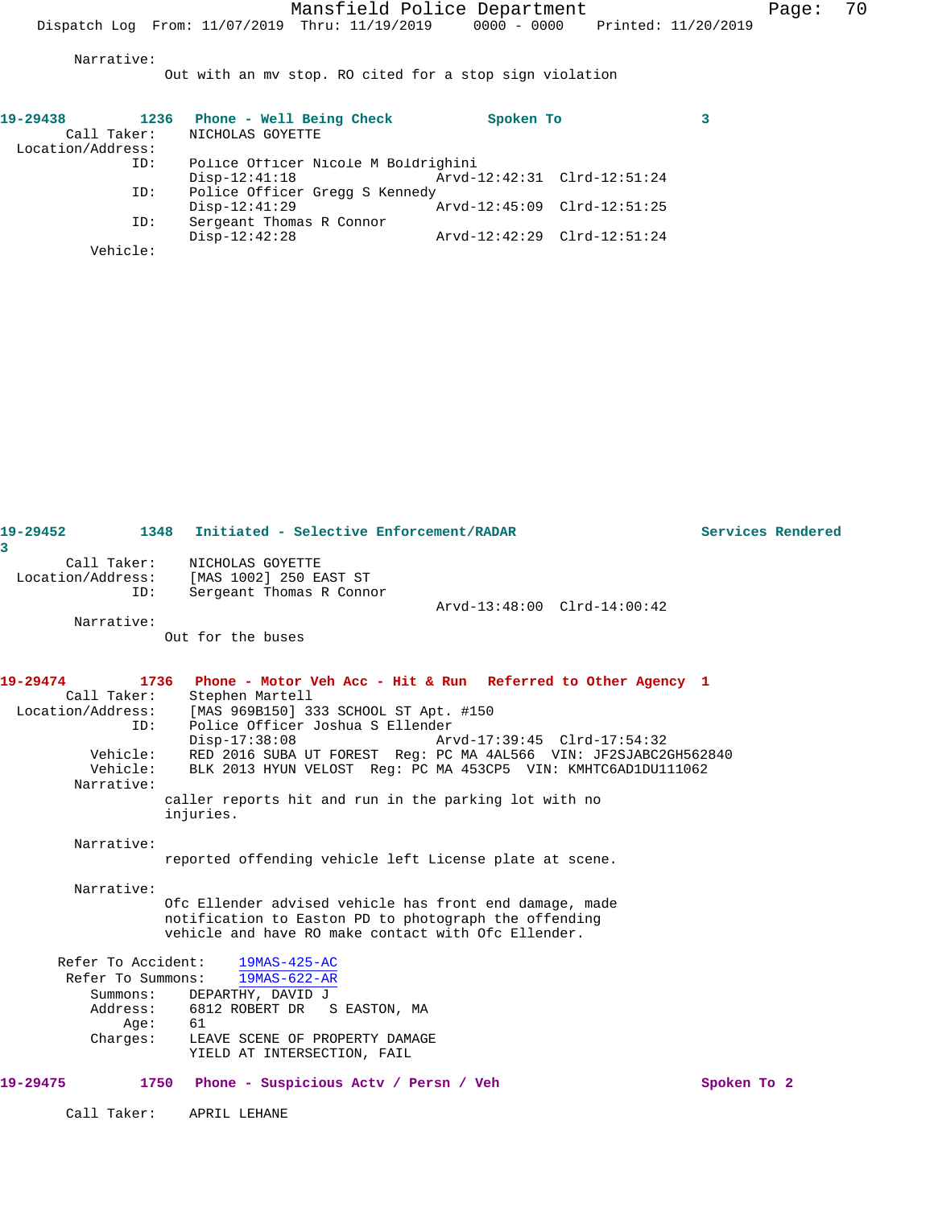Narrative:
Out with an mv stop. RO cited for a stop sign violation

**19-29438 1236 Phone - Well Being Check Spoken To 3**

Call Taker: NICHOLAS GOYETTE
Location/Address:
ID: Police Officer Nicole M Boldrighini
Disp-12:41:18 Arvd-12:42:31 Clrd-12:51:24
ID: Police Officer Gregg S Kennedy
Disp-12:41:29 Arvd-12:45:09 Clrd-12:51:25
ID: Sergeant Thomas R Connor
Disp-12:42:28 Arvd-12:42:29 Clrd-12:51:24
Vehicle:

**19-29452 1348 Initiated - Selective Enforcement/RADAR Services Rendered 3**

Call Taker: NICHOLAS GOYETTE
Location/Address: [MAS 1002] 250 EAST ST
ID: Sergeant Thomas R Connor
Arvd-13:48:00 Clrd-14:00:42
Narrative:
Out for the buses

**19-29474 1736 Phone - Motor Veh Acc - Hit & Run Referred to Other Agency 1**

Call Taker: Stephen Martell
Location/Address: [MAS 969B150] 333 SCHOOL ST Apt. #150
ID: Police Officer Joshua S Ellender
Disp-17:38:08 Arvd-17:39:45 Clrd-17:54:32
Vehicle: RED 2016 SUBA UT FOREST Reg: PC MA 4AL566 VIN: JF2SJABC2GH562840
Vehicle: BLK 2013 HYUN VELOST Reg: PC MA 453CP5 VIN: KMHTC6AD1DU111062
Narrative:
caller reports hit and run in the parking lot with no injuries.

Narrative:
reported offending vehicle left License plate at scene.

Narrative:
Ofc Ellender advised vehicle has front end damage, made notification to Easton PD to photograph the offending vehicle and have RO make contact with Ofc Ellender.

Refer To Accident: 19MAS-425-AC
Refer To Summons: 19MAS-622-AR
Summons: DEPARTHY, DAVID J
Address: 6812 ROBERT DR S EASTON, MA
Age: 61
Charges: LEAVE SCENE OF PROPERTY DAMAGE
YIELD AT INTERSECTION, FAIL

**19-29475 1750 Phone - Suspicious Actv / Persn / Veh Spoken To 2**

Call Taker: APRIL LEHANE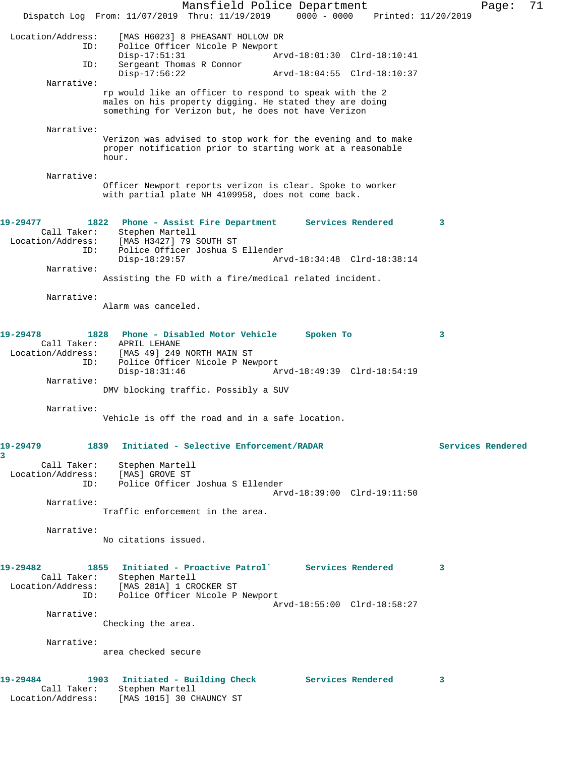Location/Address: [MAS H6023] 8 PHEASANT HOLLOW DR
ID: Police Officer Nicole P Newport
Disp-17:51:31 Arvd-18:01:30 Clrd-18:10:41
ID: Sergeant Thomas R Connor
Disp-17:56:22 Arvd-18:04:55 Clrd-18:10:37

Narrative:
rp would like an officer to respond to speak with the 2 males on his property digging. He stated they are doing something for Verizon but, he does not have Verizon

Narrative:
Verizon was advised to stop work for the evening and to make proper notification prior to starting work at a reasonable hour.

Narrative:
Officer Newport reports verizon is clear. Spoke to worker with partial plate NH 4109958, does not come back.

**19-29477 1822 Phone - Assist Fire Department Services Rendered 3**

Call Taker: Stephen Martell
Location/Address: [MAS H3427] 79 SOUTH ST
ID: Police Officer Joshua S Ellender
Disp-18:29:57 Arvd-18:34:48 Clrd-18:38:14

Narrative:
Assisting the FD with a fire/medical related incident.

Narrative:
Alarm was canceled.

**19-29478 1828 Phone - Disabled Motor Vehicle Spoken To 3**

Call Taker: APRIL LEHANE
Location/Address: [MAS 49] 249 NORTH MAIN ST
ID: Police Officer Nicole P Newport
Disp-18:31:46 Arvd-18:49:39 Clrd-18:54:19

Narrative:
DMV blocking traffic. Possibly a SUV

Narrative:
Vehicle is off the road and in a safe location.

**19-29479 1839 Initiated - Selective Enforcement/RADAR Services Rendered 3**

Call Taker: Stephen Martell
Location/Address: [MAS] GROVE ST
ID: Police Officer Joshua S Ellender
Arvd-18:39:00 Clrd-19:11:50

Narrative:
Traffic enforcement in the area.

Narrative:
No citations issued.

**19-29482 1855 Initiated - Proactive Patrol` Services Rendered 3**

Call Taker: Stephen Martell
Location/Address: [MAS 281A] 1 CROCKER ST
ID: Police Officer Nicole P Newport
Arvd-18:55:00 Clrd-18:58:27

Narrative:
Checking the area.

Narrative:
area checked secure

**19-29484 1903 Initiated - Building Check Services Rendered 3**

Call Taker: Stephen Martell
Location/Address: [MAS 1015] 30 CHAUNCY ST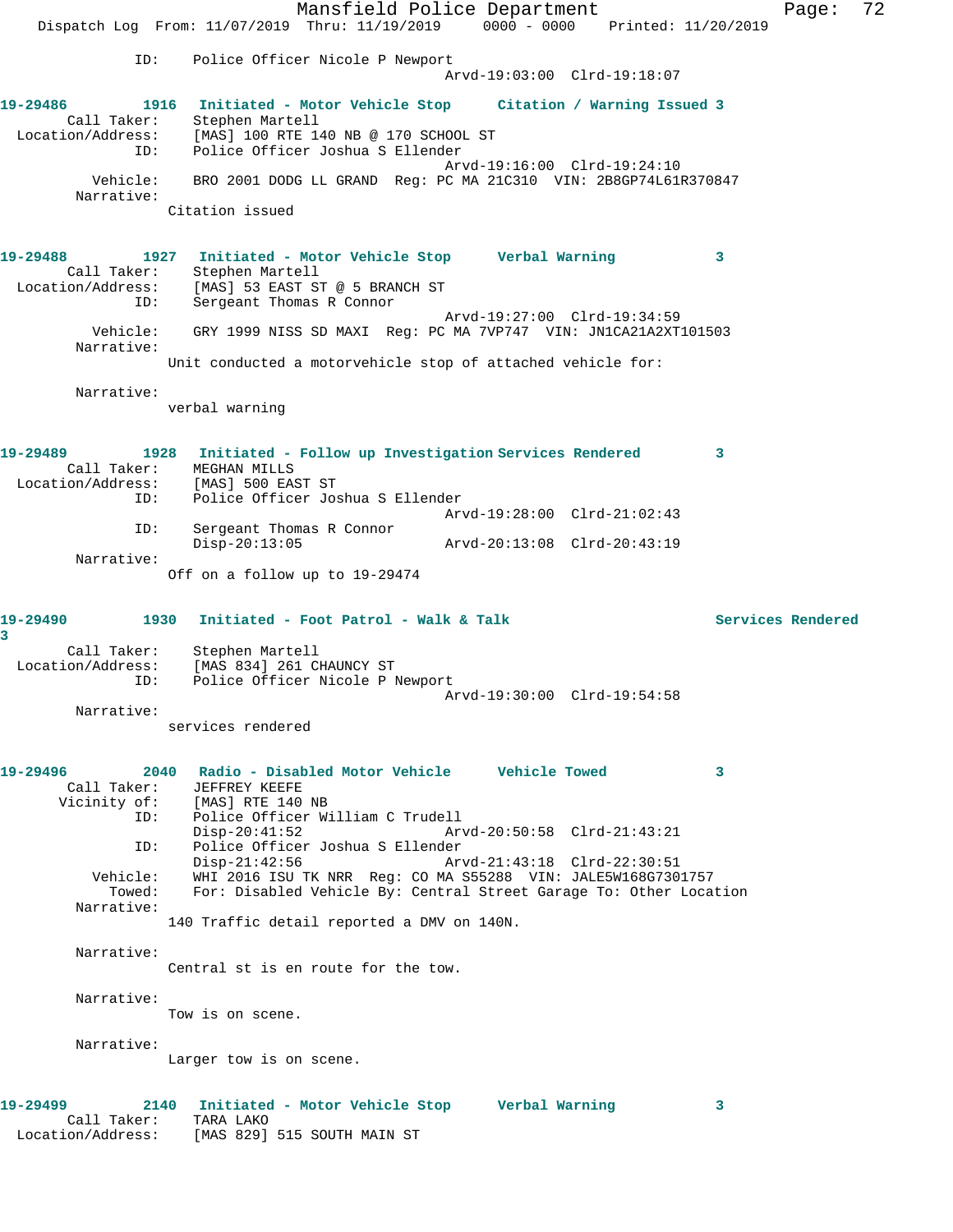ID: Police Officer Nicole P Newport
Arvd-19:03:00 Clrd-19:18:07

**19-29486 1916 Initiated - Motor Vehicle Stop Citation / Warning Issued 3**

Call Taker: Stephen Martell
Location/Address: [MAS] 100 RTE 140 NB @ 170 SCHOOL ST
ID: Police Officer Joshua S Ellender
Arvd-19:16:00 Clrd-19:24:10
Vehicle: BRO 2001 DODG LL GRAND Reg: PC MA 21C310 VIN: 2B8GP74L61R370847
Narrative:
Citation issued

**19-29488 1927 Initiated - Motor Vehicle Stop Verbal Warning 3**

Call Taker: Stephen Martell
Location/Address: [MAS] 53 EAST ST @ 5 BRANCH ST
ID: Sergeant Thomas R Connor
Arvd-19:27:00 Clrd-19:34:59
Vehicle: GRY 1999 NISS SD MAXI Reg: PC MA 7VP747 VIN: JN1CA21A2XT101503
Narrative:
Unit conducted a motorvehicle stop of attached vehicle for:

Narrative:
verbal warning

**19-29489 1928 Initiated - Follow up Investigation Services Rendered 3**

Call Taker: MEGHAN MILLS
Location/Address: [MAS] 500 EAST ST
ID: Police Officer Joshua S Ellender
Arvd-19:28:00 Clrd-21:02:43
ID: Sergeant Thomas R Connor
Disp-20:13:05 Arvd-20:13:08 Clrd-20:43:19
Narrative:
Off on a follow up to 19-29474

**19-29490 1930 Initiated - Foot Patrol - Walk & Talk Services Rendered 3**

Call Taker: Stephen Martell
Location/Address: [MAS 834] 261 CHAUNCY ST
ID: Police Officer Nicole P Newport
Arvd-19:30:00 Clrd-19:54:58
Narrative:
services rendered

**19-29496 2040 Radio - Disabled Motor Vehicle Vehicle Towed 3**

Call Taker: JEFFREY KEEFE
Vicinity of: [MAS] RTE 140 NB
ID: Police Officer William C Trudell
Disp-20:41:52 Arvd-20:50:58 Clrd-21:43:21
ID: Police Officer Joshua S Ellender
Disp-21:42:56 Arvd-21:43:18 Clrd-22:30:51
Vehicle: WHI 2016 ISU TK NRR Reg: CO MA S55288 VIN: JALE5W168G7301757
Towed: For: Disabled Vehicle By: Central Street Garage To: Other Location
Narrative:
140 Traffic detail reported a DMV on 140N.

Narrative:
Central st is en route for the tow.

Narrative:
Tow is on scene.

Narrative:
Larger tow is on scene.

**19-29499 2140 Initiated - Motor Vehicle Stop Verbal Warning 3**

Call Taker: TARA LAKO
Location/Address: [MAS 829] 515 SOUTH MAIN ST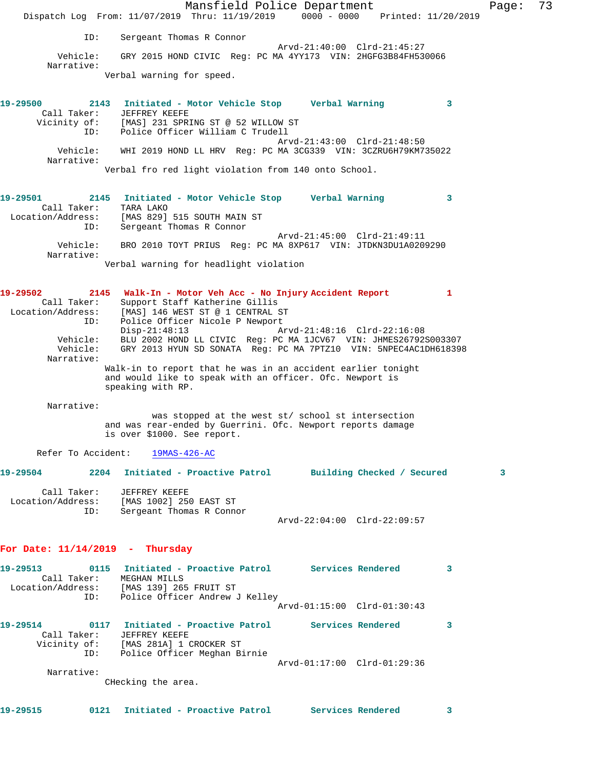ID: Sergeant Thomas R Connor
Arvd-21:40:00 Clrd-21:45:27
Vehicle: GRY 2015 HOND CIVIC Reg: PC MA 4YY173 VIN: 2HGFG3B84FH530066
Narrative:
Verbal warning for speed.

**19-29500** 2143 **Initiated - Motor Vehicle Stop** **Verbal Warning** 3
Call Taker: JEFFREY KEEFE
Vicinity of: [MAS] 231 SPRING ST @ 52 WILLOW ST
ID: Police Officer William C Trudell
Arvd-21:43:00 Clrd-21:48:50
Vehicle: WHI 2019 HOND LL HRV Reg: PC MA 3CG339 VIN: 3CZRU6H79KM735022
Narrative:
Verbal fro red light violation from 140 onto School.

**19-29501** 2145 **Initiated - Motor Vehicle Stop** **Verbal Warning** 3
Call Taker: TARA LAKO
Location/Address: [MAS 829] 515 SOUTH MAIN ST
ID: Sergeant Thomas R Connor
Arvd-21:45:00 Clrd-21:49:11
Vehicle: BRO 2010 TOYT PRIUS Reg: PC MA 8XP617 VIN: JTDKN3DU1A0209290
Narrative:
Verbal warning for headlight violation

**19-29502** 2145 **Walk-In - Motor Veh Acc - No Injury** **Accident Report** 1
Call Taker: Support Staff Katherine Gillis
Location/Address: [MAS] 146 WEST ST @ 1 CENTRAL ST
ID: Police Officer Nicole P Newport
Disp-21:48:13 Arvd-21:48:16 Clrd-22:16:08
Vehicle: BLU 2002 HOND LL CIVIC Reg: PC MA 1JCV67 VIN: JHMES26792S003307
Vehicle: GRY 2013 HYUN SD SONATA Reg: PC MA 7PTZ10 VIN: 5NPEC4AC1DH618398
Narrative:
Walk-in to report that he was in an accident earlier tonight and would like to speak with an officer. Ofc. Newport is speaking with RP.

Narrative:
was stopped at the west st/ school st intersection and was rear-ended by Guerrini. Ofc. Newport reports damage is over $1000. See report.

Refer To Accident: 19MAS-426-AC

**19-29504** 2204 **Initiated - Proactive Patrol** **Building Checked / Secured** 3
Call Taker: JEFFREY KEEFE
Location/Address: [MAS 1002] 250 EAST ST
ID: Sergeant Thomas R Connor
Arvd-22:04:00 Clrd-22:09:57

## For Date: 11/14/2019 - Thursday

**19-29513** 0115 **Initiated - Proactive Patrol** **Services Rendered** 3
Call Taker: MEGHAN MILLS
Location/Address: [MAS 139] 265 FRUIT ST
ID: Police Officer Andrew J Kelley
Arvd-01:15:00 Clrd-01:30:43

**19-29514** 0117 **Initiated - Proactive Patrol** **Services Rendered** 3
Call Taker: JEFFREY KEEFE
Vicinity of: [MAS 281A] 1 CROCKER ST
ID: Police Officer Meghan Birnie
Arvd-01:17:00 Clrd-01:29:36
Narrative:
CHecking the area.

**19-29515** 0121 **Initiated - Proactive Patrol** **Services Rendered** 3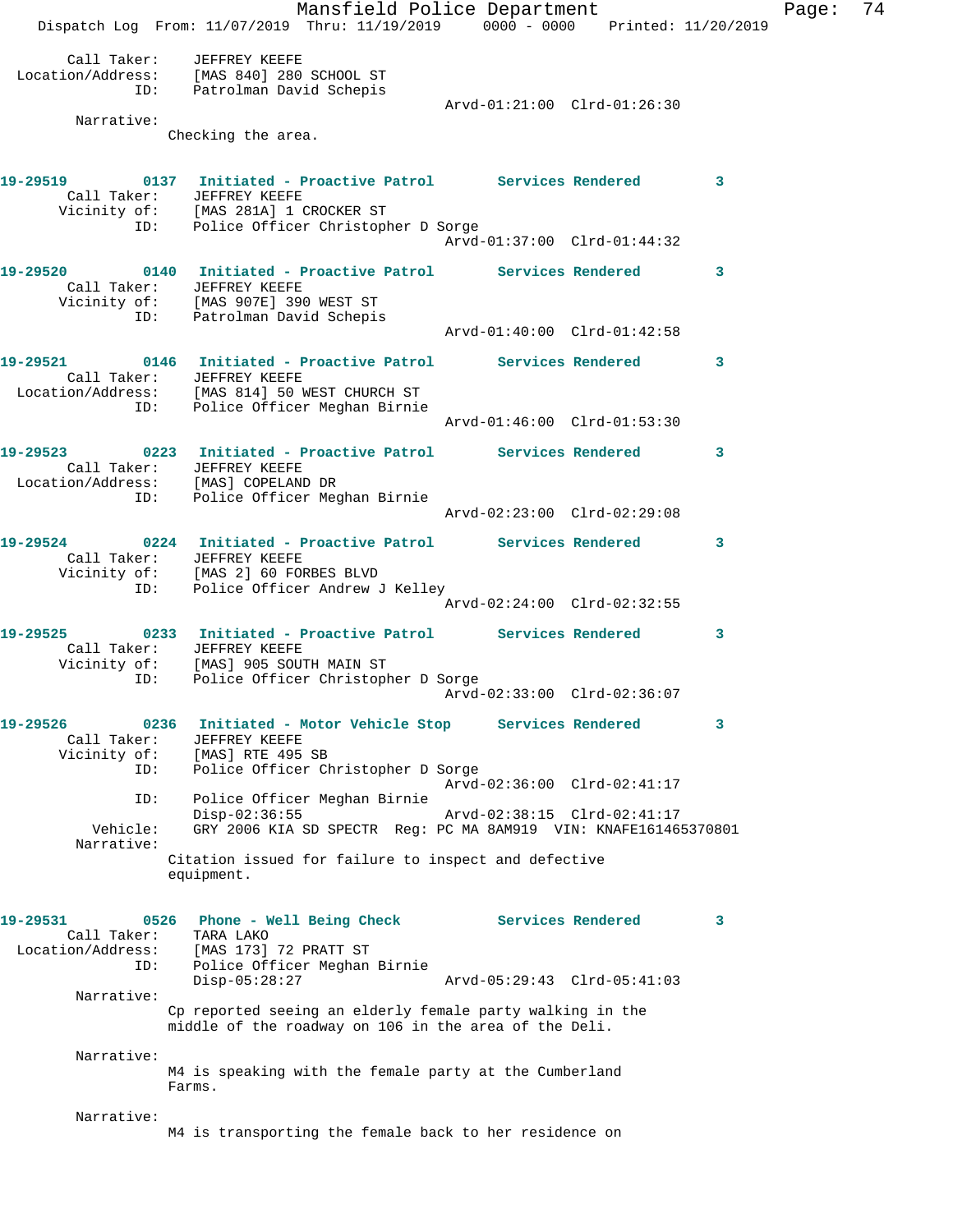```
    Call Taker:    JEFFREY KEEFE
Location/Address:  [MAS 840] 280 SCHOOL ST
            ID:    Patrolman David Schepis
                                                Arvd-01:21:00  Clrd-01:26:30
     Narrative:
                   Checking the area.


19-29519      0137  Initiated - Proactive Patrol      Services Rendered       3
    Call Taker:    JEFFREY KEEFE
    Vicinity of:   [MAS 281A] 1 CROCKER ST
            ID:    Police Officer Christopher D Sorge
                                                Arvd-01:37:00  Clrd-01:44:32

19-29520      0140  Initiated - Proactive Patrol      Services Rendered       3
    Call Taker:    JEFFREY KEEFE
    Vicinity of:   [MAS 907E] 390 WEST ST
            ID:    Patrolman David Schepis
                                                Arvd-01:40:00  Clrd-01:42:58

19-29521      0146  Initiated - Proactive Patrol      Services Rendered       3
    Call Taker:    JEFFREY KEEFE
Location/Address:  [MAS 814] 50 WEST CHURCH ST
            ID:    Police Officer Meghan Birnie
                                                Arvd-01:46:00  Clrd-01:53:30

19-29523      0223  Initiated - Proactive Patrol      Services Rendered       3
    Call Taker:    JEFFREY KEEFE
Location/Address:  [MAS] COPELAND DR
            ID:    Police Officer Meghan Birnie
                                                Arvd-02:23:00  Clrd-02:29:08

19-29524      0224  Initiated - Proactive Patrol      Services Rendered       3
    Call Taker:    JEFFREY KEEFE
    Vicinity of:   [MAS 2] 60 FORBES BLVD
            ID:    Police Officer Andrew J Kelley
                                                Arvd-02:24:00  Clrd-02:32:55

19-29525      0233  Initiated - Proactive Patrol      Services Rendered       3
    Call Taker:    JEFFREY KEEFE
    Vicinity of:   [MAS] 905 SOUTH MAIN ST
            ID:    Police Officer Christopher D Sorge
                                                Arvd-02:33:00  Clrd-02:36:07

19-29526      0236  Initiated - Motor Vehicle Stop    Services Rendered       3
    Call Taker:    JEFFREY KEEFE
    Vicinity of:   [MAS] RTE 495 SB
            ID:    Police Officer Christopher D Sorge
                                                Arvd-02:36:00  Clrd-02:41:17
            ID:    Police Officer Meghan Birnie
                   Disp-02:36:55                Arvd-02:38:15  Clrd-02:41:17
       Vehicle:    GRY 2006 KIA SD SPECTR  Reg: PC MA 8AM919  VIN: KNAFE161465370801
     Narrative:
                   Citation issued for failure to inspect and defective
                   equipment.


19-29531      0526  Phone - Well Being Check          Services Rendered       3
    Call Taker:    TARA LAKO
Location/Address:  [MAS 173] 72 PRATT ST
            ID:    Police Officer Meghan Birnie
                   Disp-05:28:27                Arvd-05:29:43  Clrd-05:41:03
     Narrative:
                   Cp reported seeing an elderly female party walking in the
                   middle of the roadway on 106 in the area of the Deli.

     Narrative:
                   M4 is speaking with the female party at the Cumberland
                   Farms.

     Narrative:
                   M4 is transporting the female back to her residence on
```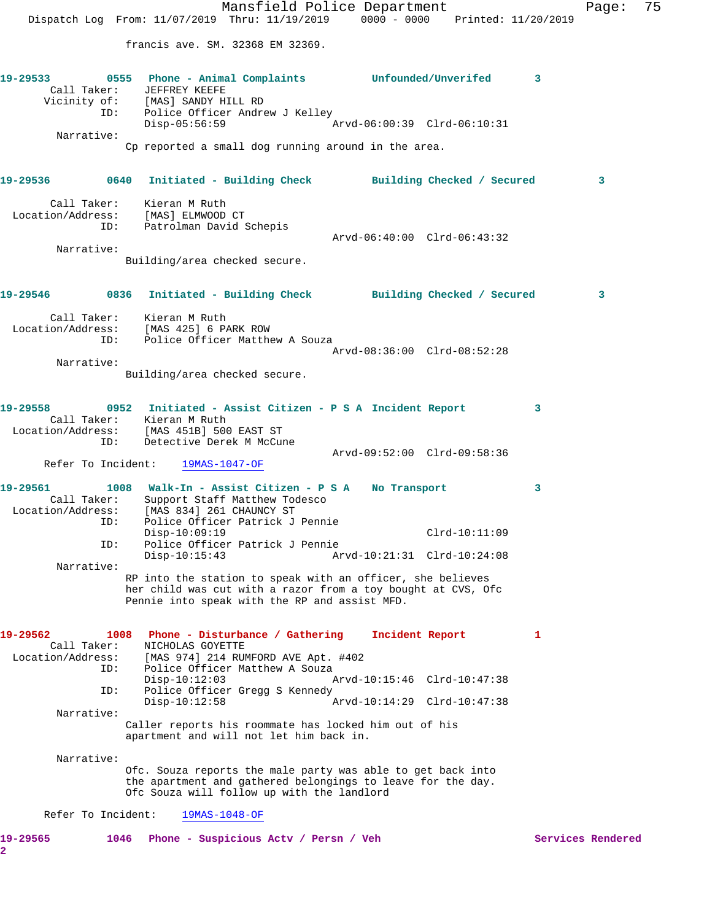francis ave. SM. 32368 EM 32369.

**19-29533** 0555 **Phone - Animal Complaints** **Unfounded/Unverifed** 3
Call Taker: JEFFREY KEEFE
Vicinity of: [MAS] SANDY HILL RD
ID: Police Officer Andrew J Kelley
Disp-05:56:59 Arvd-06:00:39 Clrd-06:10:31
Narrative:
Cp reported a small dog running around in the area.

**19-29536** 0640 **Initiated - Building Check** **Building Checked / Secured** 3
Call Taker: Kieran M Ruth
Location/Address: [MAS] ELMWOOD CT
ID: Patrolman David Schepis
Arvd-06:40:00 Clrd-06:43:32
Narrative:
Building/area checked secure.

**19-29546** 0836 **Initiated - Building Check** **Building Checked / Secured** 3
Call Taker: Kieran M Ruth
Location/Address: [MAS 425] 6 PARK ROW
ID: Police Officer Matthew A Souza
Arvd-08:36:00 Clrd-08:52:28
Narrative:
Building/area checked secure.

**19-29558** 0952 **Initiated - Assist Citizen - P S A** **Incident Report** 3
Call Taker: Kieran M Ruth
Location/Address: [MAS 451B] 500 EAST ST
ID: Detective Derek M McCune
Arvd-09:52:00 Clrd-09:58:36
Refer To Incident: 19MAS-1047-OF

**19-29561** 1008 **Walk-In - Assist Citizen - P S A** **No Transport** 3
Call Taker: Support Staff Matthew Todesco
Location/Address: [MAS 834] 261 CHAUNCY ST
ID: Police Officer Patrick J Pennie
Disp-10:09:19 Clrd-10:11:09
ID: Police Officer Patrick J Pennie
Disp-10:15:43 Arvd-10:21:31 Clrd-10:24:08
Narrative:
RP into the station to speak with an officer, she believes her child was cut with a razor from a toy bought at CVS, Ofc Pennie into speak with the RP and assist MFD.

**19-29562** 1008 **Phone - Disturbance / Gathering** **Incident Report** 1
Call Taker: NICHOLAS GOYETTE
Location/Address: [MAS 974] 214 RUMFORD AVE Apt. #402
ID: Police Officer Matthew A Souza
Disp-10:12:03 Arvd-10:15:46 Clrd-10:47:38
ID: Police Officer Gregg S Kennedy
Disp-10:12:58 Arvd-10:14:29 Clrd-10:47:38
Narrative:
Caller reports his roommate has locked him out of his apartment and will not let him back in.

Narrative:
Ofc. Souza reports the male party was able to get back into the apartment and gathered belongings to leave for the day. Ofc Souza will follow up with the landlord

Refer To Incident: 19MAS-1048-OF

**19-29565** 1046 **Phone - Suspicious Actv / Persn / Veh** **Services Rendered** 2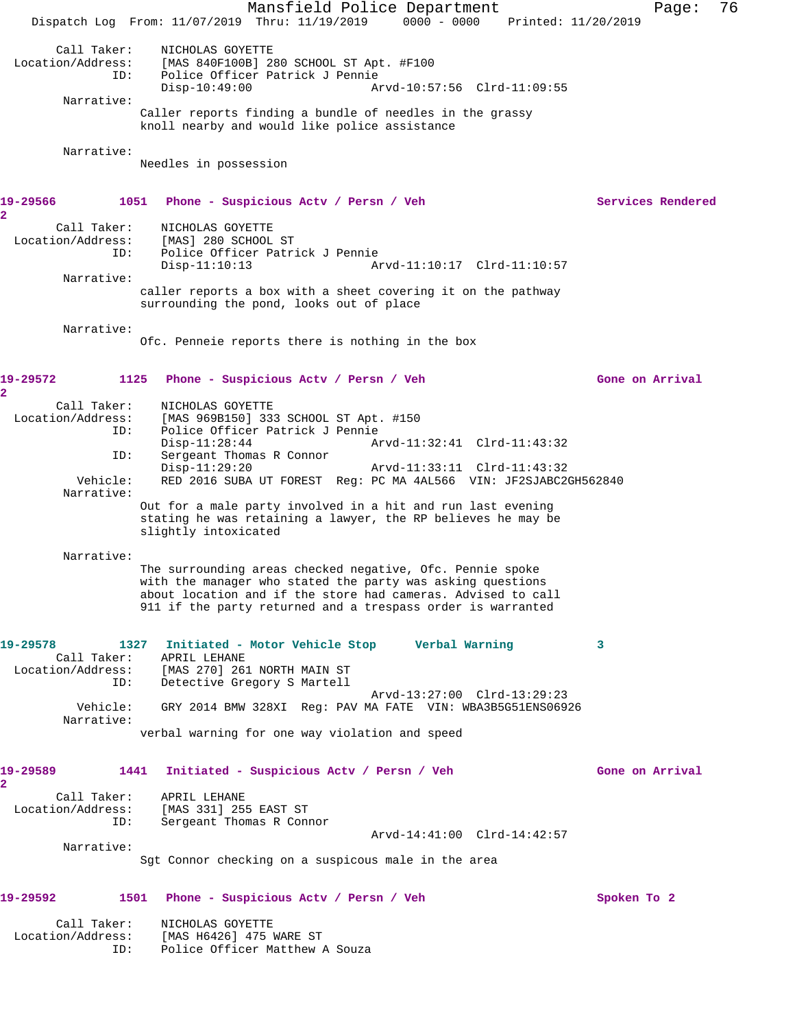```
        Call Taker:    NICHOLAS GOYETTE
  Location/Address:    [MAS 840F100B] 280 SCHOOL ST Apt. #F100
                ID:    Police Officer Patrick J Pennie
                       Disp-10:49:00                Arvd-10:57:56  Clrd-11:09:55
         Narrative:
                       Caller reports finding a bundle of needles in the grassy
                       knoll nearby and would like police assistance

         Narrative:
                       Needles in possession
```

**19-29566** **1051** **Phone - Suspicious Actv / Persn / Veh** **Services Rendered 2**

```
        Call Taker:    NICHOLAS GOYETTE
  Location/Address:    [MAS] 280 SCHOOL ST
                ID:    Police Officer Patrick J Pennie
                       Disp-11:10:13                Arvd-11:10:17  Clrd-11:10:57
         Narrative:
                       caller reports a box with a sheet covering it on the pathway
                       surrounding the pond, looks out of place

         Narrative:
                       Ofc. Penneie reports there is nothing in the box
```

**19-29572** **1125** **Phone - Suspicious Actv / Persn / Veh** **Gone on Arrival 2**

```
        Call Taker:    NICHOLAS GOYETTE
  Location/Address:    [MAS 969B150] 333 SCHOOL ST Apt. #150
                ID:    Police Officer Patrick J Pennie
                       Disp-11:28:44                Arvd-11:32:41  Clrd-11:43:32
                ID:    Sergeant Thomas R Connor
                       Disp-11:29:20                Arvd-11:33:11  Clrd-11:43:32
           Vehicle:    RED 2016 SUBA UT FOREST  Reg: PC MA 4AL566  VIN: JF2SJABC2GH562840
         Narrative:
                       Out for a male party involved in a hit and run last evening
                       stating he was retaining a lawyer, the RP believes he may be
                       slightly intoxicated

         Narrative:
                       The surrounding areas checked negative, Ofc. Pennie spoke
                       with the manager who stated the party was asking questions
                       about location and if the store had cameras. Advised to call
                       911 if the party returned and a trespass order is warranted
```

**19-29578** **1327** **Initiated - Motor Vehicle Stop** **Verbal Warning 3**

```
        Call Taker:    APRIL LEHANE
  Location/Address:    [MAS 270] 261 NORTH MAIN ST
                ID:    Detective Gregory S Martell
                                                    Arvd-13:27:00  Clrd-13:29:23
           Vehicle:    GRY 2014 BMW 328XI  Reg: PAV MA FATE  VIN: WBA3B5G51ENS06926
         Narrative:
                       verbal warning for one way violation and speed
```

**19-29589** **1441** **Initiated - Suspicious Actv / Persn / Veh** **Gone on Arrival 2**

```
        Call Taker:    APRIL LEHANE
  Location/Address:    [MAS 331] 255 EAST ST
                ID:    Sergeant Thomas R Connor
                                                    Arvd-14:41:00  Clrd-14:42:57
         Narrative:
                       Sgt Connor checking on a suspicous male in the area
```

**19-29592** **1501** **Phone - Suspicious Actv / Persn / Veh** **Spoken To 2**

```
        Call Taker:    NICHOLAS GOYETTE
  Location/Address:    [MAS H6426] 475 WARE ST
                ID:    Police Officer Matthew A Souza
```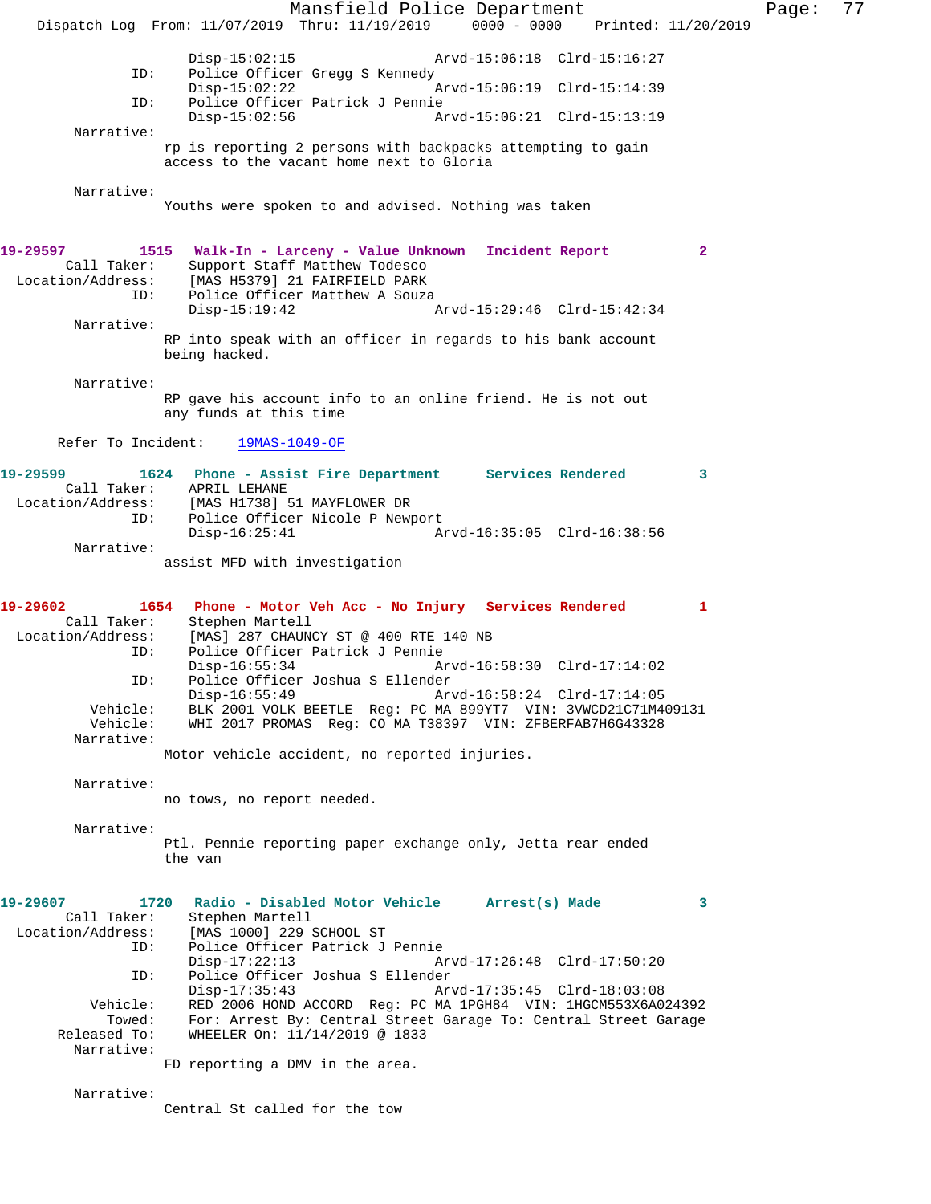```
                Disp-15:02:15              Arvd-15:06:18  Clrd-15:16:27
          ID:   Police Officer Gregg S Kennedy
                Disp-15:02:22              Arvd-15:06:19  Clrd-15:14:39
          ID:   Police Officer Patrick J Pennie
                Disp-15:02:56              Arvd-15:06:21  Clrd-15:13:19
   Narrative:
               rp is reporting 2 persons with backpacks attempting to gain
               access to the vacant home next to Gloria

   Narrative:
               Youths were spoken to and advised. Nothing was taken
```

**19-29597  1515  Walk-In - Larceny - Value Unknown  Incident Report  2**

```
  Call Taker:   Support Staff Matthew Todesco
Location/Address: [MAS H5379] 21 FAIRFIELD PARK
          ID:   Police Officer Matthew A Souza
                Disp-15:19:42              Arvd-15:29:46  Clrd-15:42:34
   Narrative:
               RP into speak with an officer in regards to his bank account
               being hacked.

   Narrative:
               RP gave his account info to an online friend. He is not out
               any funds at this time

  Refer To Incident:   19MAS-1049-OF
```

**19-29599  1624  Phone - Assist Fire Department  Services Rendered  3**

```
  Call Taker:   APRIL LEHANE
Location/Address: [MAS H1738] 51 MAYFLOWER DR
          ID:   Police Officer Nicole P Newport
                Disp-16:25:41              Arvd-16:35:05  Clrd-16:38:56
   Narrative:
               assist MFD with investigation
```

**19-29602  1654  Phone - Motor Veh Acc - No Injury  Services Rendered  1**

```
  Call Taker:   Stephen Martell
Location/Address: [MAS] 287 CHAUNCY ST @ 400 RTE 140 NB
          ID:   Police Officer Patrick J Pennie
                Disp-16:55:34              Arvd-16:58:30  Clrd-17:14:02
          ID:   Police Officer Joshua S Ellender
                Disp-16:55:49              Arvd-16:58:24  Clrd-17:14:05
     Vehicle:   BLK 2001 VOLK BEETLE  Reg: PC MA 899YT7  VIN: 3VWCD21C71M409131
     Vehicle:   WHI 2017 PROMAS  Reg: CO MA T38397  VIN: ZFBERFAB7H6G43328
   Narrative:
               Motor vehicle accident, no reported injuries.

   Narrative:
               no tows, no report needed.

   Narrative:
               Ptl. Pennie reporting paper exchange only, Jetta rear ended
               the van
```

**19-29607  1720  Radio - Disabled Motor Vehicle  Arrest(s) Made  3**

```
  Call Taker:   Stephen Martell
Location/Address: [MAS 1000] 229 SCHOOL ST
          ID:   Police Officer Patrick J Pennie
                Disp-17:22:13              Arvd-17:26:48  Clrd-17:50:20
          ID:   Police Officer Joshua S Ellender
                Disp-17:35:43              Arvd-17:35:45  Clrd-18:03:08
     Vehicle:   RED 2006 HOND ACCORD  Reg: PC MA 1PGH84  VIN: 1HGCM553X6A024392
       Towed:   For: Arrest By: Central Street Garage To: Central Street Garage
 Released To:   WHEELER On: 11/14/2019 @ 1833
   Narrative:
               FD reporting a DMV in the area.

   Narrative:
               Central St called for the tow
```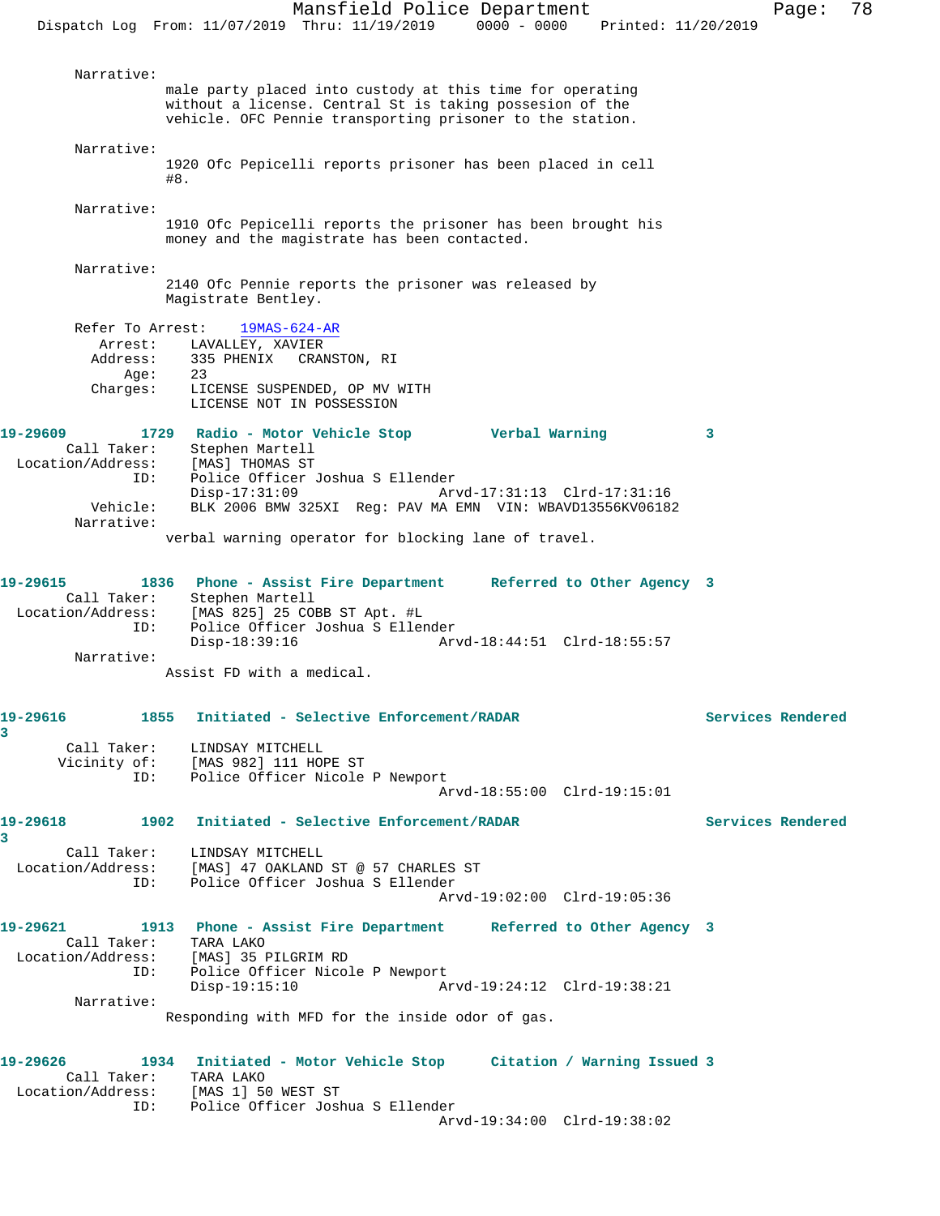Narrative:

male party placed into custody at this time for operating without a license. Central St is taking possesion of the vehicle. OFC Pennie transporting prisoner to the station.

Narrative:

1920 Ofc Pepicelli reports prisoner has been placed in cell #8.

Narrative:

1910 Ofc Pepicelli reports the prisoner has been brought his money and the magistrate has been contacted.

Narrative:

2140 Ofc Pennie reports the prisoner was released by Magistrate Bentley.

Refer To Arrest: 19MAS-624-AR

Arrest: LAVALLEY, XAVIER
Address: 335 PHENIX CRANSTON, RI
Age: 23
Charges: LICENSE SUSPENDED, OP MV WITH LICENSE NOT IN POSSESSION

**19-29609 1729 Radio - Motor Vehicle Stop — Verbal Warning 3**

Call Taker: Stephen Martell
Location/Address: [MAS] THOMAS ST
ID: Police Officer Joshua S Ellender
Disp-17:31:09 Arvd-17:31:13 Clrd-17:31:16
Vehicle: BLK 2006 BMW 325XI Reg: PAV MA EMN VIN: WBAVD13556KV06182
Narrative:

verbal warning operator for blocking lane of travel.

**19-29615 1836 Phone - Assist Fire Department — Referred to Other Agency 3**

Call Taker: Stephen Martell
Location/Address: [MAS 825] 25 COBB ST Apt. #L
ID: Police Officer Joshua S Ellender
Disp-18:39:16 Arvd-18:44:51 Clrd-18:55:57
Narrative:

Assist FD with a medical.

**19-29616 1855 Initiated - Selective Enforcement/RADAR — Services Rendered 3**

Call Taker: LINDSAY MITCHELL
Vicinity of: [MAS 982] 111 HOPE ST
ID: Police Officer Nicole P Newport
Arvd-18:55:00 Clrd-19:15:01

**19-29618 1902 Initiated - Selective Enforcement/RADAR — Services Rendered 3**

Call Taker: LINDSAY MITCHELL
Location/Address: [MAS] 47 OAKLAND ST @ 57 CHARLES ST
ID: Police Officer Joshua S Ellender
Arvd-19:02:00 Clrd-19:05:36

**19-29621 1913 Phone - Assist Fire Department — Referred to Other Agency 3**

Call Taker: TARA LAKO
Location/Address: [MAS] 35 PILGRIM RD
ID: Police Officer Nicole P Newport
Disp-19:15:10 Arvd-19:24:12 Clrd-19:38:21
Narrative:

Responding with MFD for the inside odor of gas.

**19-29626 1934 Initiated - Motor Vehicle Stop — Citation / Warning Issued 3**

Call Taker: TARA LAKO
Location/Address: [MAS 1] 50 WEST ST
ID: Police Officer Joshua S Ellender
Arvd-19:34:00 Clrd-19:38:02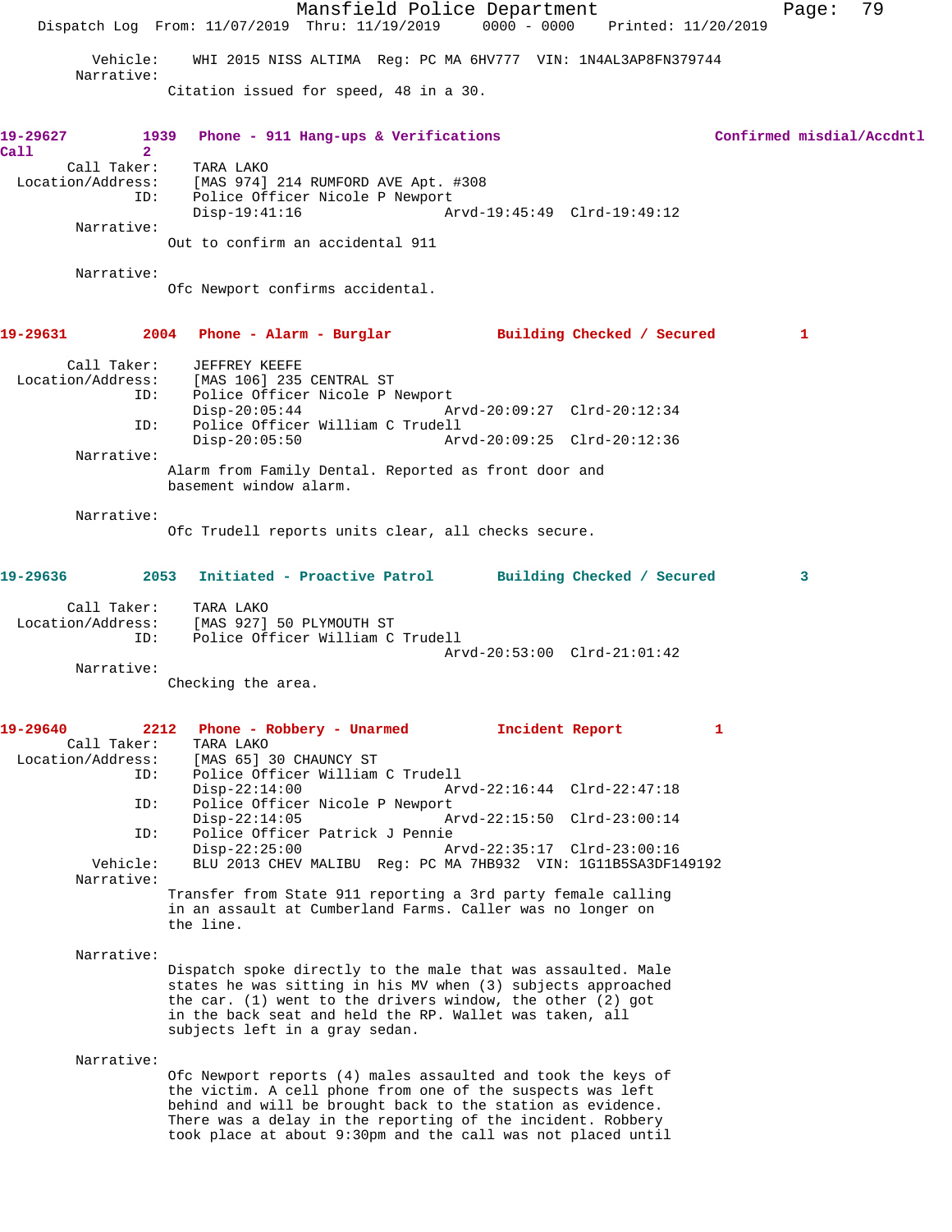Vehicle: WHI 2015 NISS ALTIMA Reg: PC MA 6HV777 VIN: 1N4AL3AP8FN379744

Narrative:

Citation issued for speed, 48 in a 30.

**19-29627 1939 Phone - 911 Hang-ups & Verifications Confirmed misdial/Accdntl Call 2**

Call Taker: TARA LAKO
Location/Address: [MAS 974] 214 RUMFORD AVE Apt. #308
ID: Police Officer Nicole P Newport
Disp-19:41:16 Arvd-19:45:49 Clrd-19:49:12

Narrative:

Out to confirm an accidental 911

Narrative:

Ofc Newport confirms accidental.

**19-29631 2004 Phone - Alarm - Burglar Building Checked / Secured 1**

Call Taker: JEFFREY KEEFE
Location/Address: [MAS 106] 235 CENTRAL ST
ID: Police Officer Nicole P Newport
Disp-20:05:44 Arvd-20:09:27 Clrd-20:12:34
ID: Police Officer William C Trudell
Disp-20:05:50 Arvd-20:09:25 Clrd-20:12:36

Narrative:

Alarm from Family Dental. Reported as front door and basement window alarm.

Narrative:

Ofc Trudell reports units clear, all checks secure.

**19-29636 2053 Initiated - Proactive Patrol Building Checked / Secured 3**

Call Taker: TARA LAKO
Location/Address: [MAS 927] 50 PLYMOUTH ST
ID: Police Officer William C Trudell
Arvd-20:53:00 Clrd-21:01:42

Narrative:

Checking the area.

**19-29640 2212 Phone - Robbery - Unarmed Incident Report 1**

Call Taker: TARA LAKO
Location/Address: [MAS 65] 30 CHAUNCY ST
ID: Police Officer William C Trudell
Disp-22:14:00 Arvd-22:16:44 Clrd-22:47:18
ID: Police Officer Nicole P Newport
Disp-22:14:05 Arvd-22:15:50 Clrd-23:00:14
ID: Police Officer Patrick J Pennie
Disp-22:25:00 Arvd-22:35:17 Clrd-23:00:16
Vehicle: BLU 2013 CHEV MALIBU Reg: PC MA 7HB932 VIN: 1G11B5SA3DF149192

Narrative:

Transfer from State 911 reporting a 3rd party female calling in an assault at Cumberland Farms. Caller was no longer on the line.

Narrative:

Dispatch spoke directly to the male that was assaulted. Male states he was sitting in his MV when (3) subjects approached the car. (1) went to the drivers window, the other (2) got in the back seat and held the RP. Wallet was taken, all subjects left in a gray sedan.

Narrative:

Ofc Newport reports (4) males assaulted and took the keys of the victim. A cell phone from one of the suspects was left behind and will be brought back to the station as evidence. There was a delay in the reporting of the incident. Robbery took place at about 9:30pm and the call was not placed until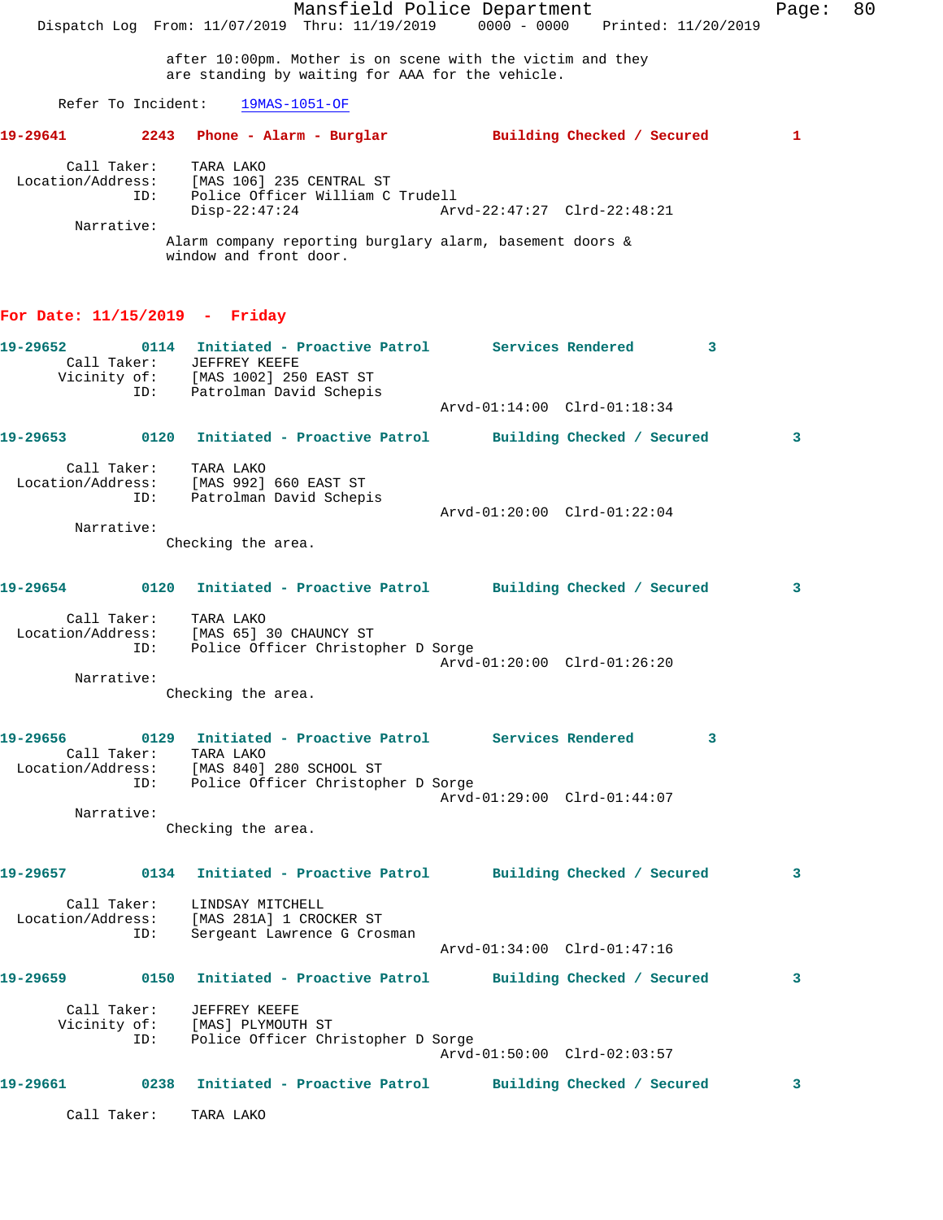after 10:00pm. Mother is on scene with the victim and they are standing by waiting for AAA for the vehicle.

Refer To Incident: 19MAS-1051-OF

**19-29641 2243 Phone - Alarm - Burglar Building Checked / Secured 1**

Call Taker: TARA LAKO
Location/Address: [MAS 106] 235 CENTRAL ST
ID: Police Officer William C Trudell
Disp-22:47:24 Arvd-22:47:27 Clrd-22:48:21
Narrative:
Alarm company reporting burglary alarm, basement doors & window and front door.

## For Date: 11/15/2019 - Friday

**19-29652 0114 Initiated - Proactive Patrol Services Rendered 3**
Call Taker: JEFFREY KEEFE
Vicinity of: [MAS 1002] 250 EAST ST
ID: Patrolman David Schepis
Arvd-01:14:00 Clrd-01:18:34

**19-29653 0120 Initiated - Proactive Patrol Building Checked / Secured 3**

Call Taker: TARA LAKO
Location/Address: [MAS 992] 660 EAST ST
ID: Patrolman David Schepis
Arvd-01:20:00 Clrd-01:22:04
Narrative:
Checking the area.

**19-29654 0120 Initiated - Proactive Patrol Building Checked / Secured 3**

Call Taker: TARA LAKO
Location/Address: [MAS 65] 30 CHAUNCY ST
ID: Police Officer Christopher D Sorge
Arvd-01:20:00 Clrd-01:26:20
Narrative:
Checking the area.

**19-29656 0129 Initiated - Proactive Patrol Services Rendered 3**
Call Taker: TARA LAKO
Location/Address: [MAS 840] 280 SCHOOL ST
ID: Police Officer Christopher D Sorge
Arvd-01:29:00 Clrd-01:44:07
Narrative:
Checking the area.

**19-29657 0134 Initiated - Proactive Patrol Building Checked / Secured 3**

Call Taker: LINDSAY MITCHELL
Location/Address: [MAS 281A] 1 CROCKER ST
ID: Sergeant Lawrence G Crosman
Arvd-01:34:00 Clrd-01:47:16

**19-29659 0150 Initiated - Proactive Patrol Building Checked / Secured 3**

Call Taker: JEFFREY KEEFE
Vicinity of: [MAS] PLYMOUTH ST
ID: Police Officer Christopher D Sorge
Arvd-01:50:00 Clrd-02:03:57

**19-29661 0238 Initiated - Proactive Patrol Building Checked / Secured 3**

Call Taker: TARA LAKO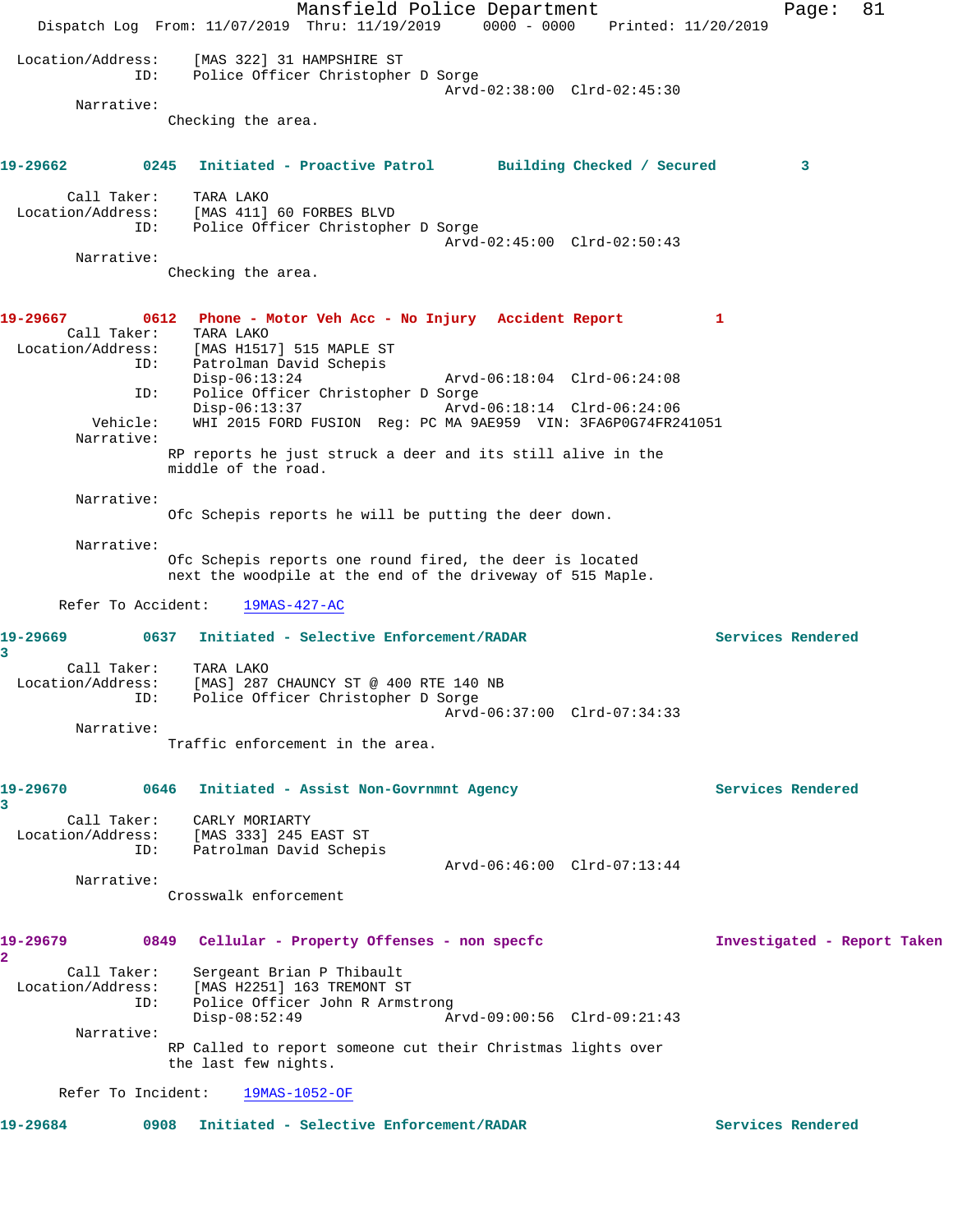Location/Address: [MAS 322] 31 HAMPSHIRE ST
ID: Police Officer Christopher D Sorge
Arvd-02:38:00 Clrd-02:45:30

Narrative:
Checking the area.

**19-29662** 0245 **Initiated - Proactive Patrol** **Building Checked / Secured** 3

Call Taker: TARA LAKO
Location/Address: [MAS 411] 60 FORBES BLVD
ID: Police Officer Christopher D Sorge
Arvd-02:45:00 Clrd-02:50:43

Narrative:
Checking the area.

**19-29667** 0612 **Phone - Motor Veh Acc - No Injury** **Accident Report** 1

Call Taker: TARA LAKO
Location/Address: [MAS H1517] 515 MAPLE ST
ID: Patrolman David Schepis
Disp-06:13:24 Arvd-06:18:04 Clrd-06:24:08
ID: Police Officer Christopher D Sorge
Disp-06:13:37 Arvd-06:18:14 Clrd-06:24:06
Vehicle: WHI 2015 FORD FUSION Reg: PC MA 9AE959 VIN: 3FA6P0G74FR241051

Narrative:
RP reports he just struck a deer and its still alive in the middle of the road.

Narrative:
Ofc Schepis reports he will be putting the deer down.

Narrative:
Ofc Schepis reports one round fired, the deer is located next the woodpile at the end of the driveway of 515 Maple.

Refer To Accident: 19MAS-427-AC

**19-29669** 0637 **Initiated - Selective Enforcement/RADAR** **Services Rendered** 3

Call Taker: TARA LAKO
Location/Address: [MAS] 287 CHAUNCY ST @ 400 RTE 140 NB
ID: Police Officer Christopher D Sorge
Arvd-06:37:00 Clrd-07:34:33

Narrative:
Traffic enforcement in the area.

**19-29670** 0646 **Initiated - Assist Non-Govrnmnt Agency** **Services Rendered** 3

Call Taker: CARLY MORIARTY
Location/Address: [MAS 333] 245 EAST ST
ID: Patrolman David Schepis
Arvd-06:46:00 Clrd-07:13:44

Narrative:
Crosswalk enforcement

**19-29679** 0849 **Cellular - Property Offenses - non specfc** **Investigated - Report Taken** 2

Call Taker: Sergeant Brian P Thibault
Location/Address: [MAS H2251] 163 TREMONT ST
ID: Police Officer John R Armstrong
Disp-08:52:49 Arvd-09:00:56 Clrd-09:21:43

Narrative:
RP Called to report someone cut their Christmas lights over the last few nights.

Refer To Incident: 19MAS-1052-OF

**19-29684** 0908 **Initiated - Selective Enforcement/RADAR** **Services Rendered**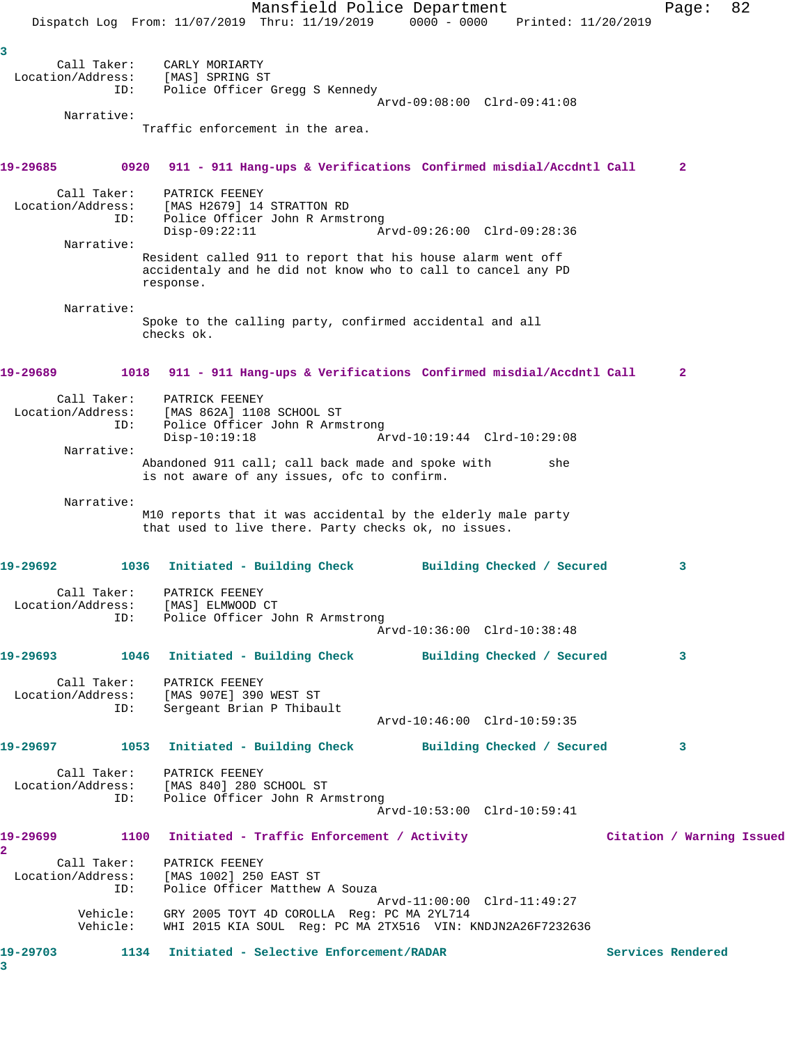3

Call Taker: CARLY MORIARTY
Location/Address: [MAS] SPRING ST
ID: Police Officer Gregg S Kennedy
Arvd-09:08:00 Clrd-09:41:08

Narrative:
Traffic enforcement in the area.

**19-29685 0920 911 - 911 Hang-ups & Verifications Confirmed misdial/Accdntl Call 2**

Call Taker: PATRICK FEENEY
Location/Address: [MAS H2679] 14 STRATTON RD
ID: Police Officer John R Armstrong
Disp-09:22:11 Arvd-09:26:00 Clrd-09:28:36

Narrative:
Resident called 911 to report that his house alarm went off accidentaly and he did not know who to call to cancel any PD response.

Narrative:
Spoke to the calling party, confirmed accidental and all checks ok.

**19-29689 1018 911 - 911 Hang-ups & Verifications Confirmed misdial/Accdntl Call 2**

Call Taker: PATRICK FEENEY
Location/Address: [MAS 862A] 1108 SCHOOL ST
ID: Police Officer John R Armstrong
Disp-10:19:18 Arvd-10:19:44 Clrd-10:29:08

Narrative:
Abandoned 911 call; call back made and spoke with she is not aware of any issues, ofc to confirm.

Narrative:
M10 reports that it was accidental by the elderly male party that used to live there. Party checks ok, no issues.

**19-29692 1036 Initiated - Building Check Building Checked / Secured 3**

Call Taker: PATRICK FEENEY
Location/Address: [MAS] ELMWOOD CT
ID: Police Officer John R Armstrong
Arvd-10:36:00 Clrd-10:38:48

**19-29693 1046 Initiated - Building Check Building Checked / Secured 3**

Call Taker: PATRICK FEENEY
Location/Address: [MAS 907E] 390 WEST ST
ID: Sergeant Brian P Thibault
Arvd-10:46:00 Clrd-10:59:35

**19-29697 1053 Initiated - Building Check Building Checked / Secured 3**

Call Taker: PATRICK FEENEY
Location/Address: [MAS 840] 280 SCHOOL ST
ID: Police Officer John R Armstrong
Arvd-10:53:00 Clrd-10:59:41

**19-29699 1100 Initiated - Traffic Enforcement / Activity Citation / Warning Issued 2**

Call Taker: PATRICK FEENEY
Location/Address: [MAS 1002] 250 EAST ST
ID: Police Officer Matthew A Souza
Arvd-11:00:00 Clrd-11:49:27
Vehicle: GRY 2005 TOYT 4D COROLLA Reg: PC MA 2YL714
Vehicle: WHI 2015 KIA SOUL Reg: PC MA 2TX516 VIN: KNDJN2A26F7232636

**19-29703 1134 Initiated - Selective Enforcement/RADAR Services Rendered 3**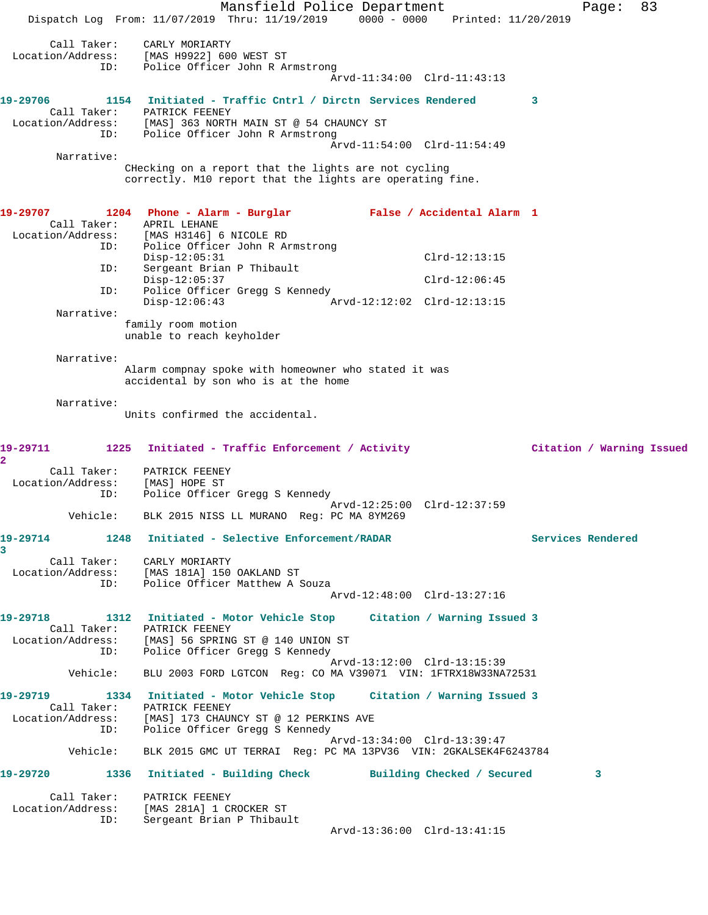Call Taker: CARLY MORIARTY
Location/Address: [MAS H9922] 600 WEST ST
ID: Police Officer John R Armstrong
Arvd-11:34:00 Clrd-11:43:13

**19-29706 1154 Initiated - Traffic Cntrl / Dirctn Services Rendered 3**

Call Taker: PATRICK FEENEY
Location/Address: [MAS] 363 NORTH MAIN ST @ 54 CHAUNCY ST
ID: Police Officer John R Armstrong
Arvd-11:54:00 Clrd-11:54:49

Narrative:
CHecking on a report that the lights are not cycling correctly. M10 report that the lights are operating fine.

**19-29707 1204 Phone - Alarm - Burglar False / Accidental Alarm 1**

Call Taker: APRIL LEHANE
Location/Address: [MAS H3146] 6 NICOLE RD
ID: Police Officer John R Armstrong
Disp-12:05:31 Clrd-12:13:15
ID: Sergeant Brian P Thibault
Disp-12:05:37 Clrd-12:06:45
ID: Police Officer Gregg S Kennedy
Disp-12:06:43 Arvd-12:12:02 Clrd-12:13:15

Narrative:
family room motion
unable to reach keyholder

Narrative:
Alarm compnay spoke with homeowner who stated it was accidental by son who is at the home

Narrative:
Units confirmed the accidental.

**19-29711 1225 Initiated - Traffic Enforcement / Activity Citation / Warning Issued 2**

Call Taker: PATRICK FEENEY
Location/Address: [MAS] HOPE ST
ID: Police Officer Gregg S Kennedy
Arvd-12:25:00 Clrd-12:37:59
Vehicle: BLK 2015 NISS LL MURANO Reg: PC MA 8YM269

**19-29714 1248 Initiated - Selective Enforcement/RADAR Services Rendered 3**

Call Taker: CARLY MORIARTY
Location/Address: [MAS 181A] 150 OAKLAND ST
ID: Police Officer Matthew A Souza
Arvd-12:48:00 Clrd-13:27:16

**19-29718 1312 Initiated - Motor Vehicle Stop Citation / Warning Issued 3**

Call Taker: PATRICK FEENEY
Location/Address: [MAS] 56 SPRING ST @ 140 UNION ST
ID: Police Officer Gregg S Kennedy
Arvd-13:12:00 Clrd-13:15:39
Vehicle: BLU 2003 FORD LGTCON Reg: CO MA V39071 VIN: 1FTRX18W33NA72531

**19-29719 1334 Initiated - Motor Vehicle Stop Citation / Warning Issued 3**

Call Taker: PATRICK FEENEY
Location/Address: [MAS] 173 CHAUNCY ST @ 12 PERKINS AVE
ID: Police Officer Gregg S Kennedy
Arvd-13:34:00 Clrd-13:39:47
Vehicle: BLK 2015 GMC UT TERRAI Reg: PC MA 13PV36 VIN: 2GKALSEK4F6243784

**19-29720 1336 Initiated - Building Check Building Checked / Secured 3**

Call Taker: PATRICK FEENEY
Location/Address: [MAS 281A] 1 CROCKER ST
ID: Sergeant Brian P Thibault
Arvd-13:36:00 Clrd-13:41:15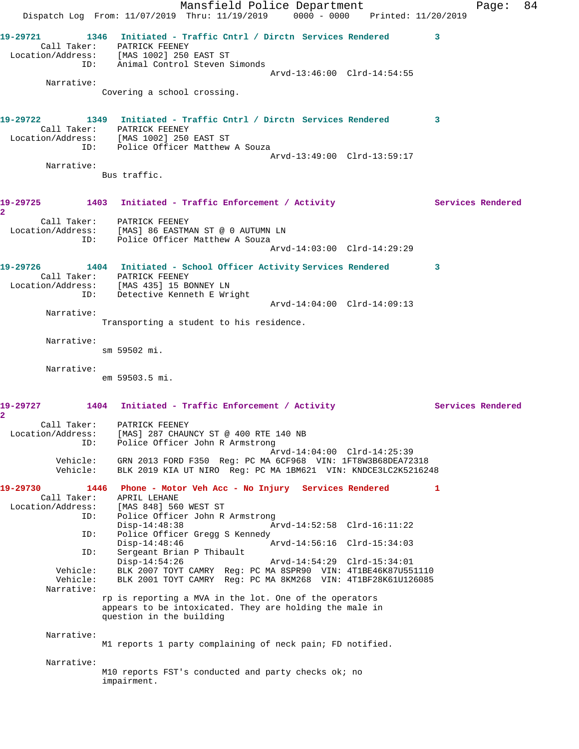**19-29721** 1346 Initiated - Traffic Cntrl / Dirctn Services Rendered 3

Call Taker: PATRICK FEENEY
Location/Address: [MAS 1002] 250 EAST ST
ID: Animal Control Steven Simonds
Arvd-13:46:00 Clrd-14:54:55

Narrative:
Covering a school crossing.

**19-29722** 1349 Initiated - Traffic Cntrl / Dirctn Services Rendered 3

Call Taker: PATRICK FEENEY
Location/Address: [MAS 1002] 250 EAST ST
ID: Police Officer Matthew A Souza
Arvd-13:49:00 Clrd-13:59:17

Narrative:
Bus traffic.

**19-29725** 1403 Initiated - Traffic Enforcement / Activity Services Rendered 2

Call Taker: PATRICK FEENEY
Location/Address: [MAS] 86 EASTMAN ST @ 0 AUTUMN LN
ID: Police Officer Matthew A Souza
Arvd-14:03:00 Clrd-14:29:29

**19-29726** 1404 Initiated - School Officer Activity Services Rendered 3

Call Taker: PATRICK FEENEY
Location/Address: [MAS 435] 15 BONNEY LN
ID: Detective Kenneth E Wright
Arvd-14:04:00 Clrd-14:09:13

Narrative:
Transporting a student to his residence.

Narrative:
sm 59502 mi.

Narrative:
em 59503.5 mi.

**19-29727** 1404 Initiated - Traffic Enforcement / Activity Services Rendered 2

Call Taker: PATRICK FEENEY
Location/Address: [MAS] 287 CHAUNCY ST @ 400 RTE 140 NB
ID: Police Officer John R Armstrong
Arvd-14:04:00 Clrd-14:25:39
Vehicle: GRN 2013 FORD F350 Reg: PC MA 6CF968 VIN: 1FT8W3B68DEA72318
Vehicle: BLK 2019 KIA UT NIRO Reg: PC MA 1BM621 VIN: KNDCE3LC2K5216248

**19-29730** 1446 Phone - Motor Veh Acc - No Injury Services Rendered 1

Call Taker: APRIL LEHANE
Location/Address: [MAS 848] 560 WEST ST
ID: Police Officer John R Armstrong
Disp-14:48:38 Arvd-14:52:58 Clrd-16:11:22
ID: Police Officer Gregg S Kennedy
Disp-14:48:46 Arvd-14:56:16 Clrd-15:34:03
ID: Sergeant Brian P Thibault
Disp-14:54:26 Arvd-14:54:29 Clrd-15:34:01
Vehicle: BLK 2007 TOYT CAMRY Reg: PC MA 8SPR90 VIN: 4T1BE46K87U551110
Vehicle: BLK 2001 TOYT CAMRY Reg: PC MA 8KM268 VIN: 4T1BF28K61U126085

Narrative:
rp is reporting a MVA in the lot. One of the operators appears to be intoxicated. They are holding the male in question in the building

Narrative:
M1 reports 1 party complaining of neck pain; FD notified.

Narrative:
M10 reports FST's conducted and party checks ok; no impairment.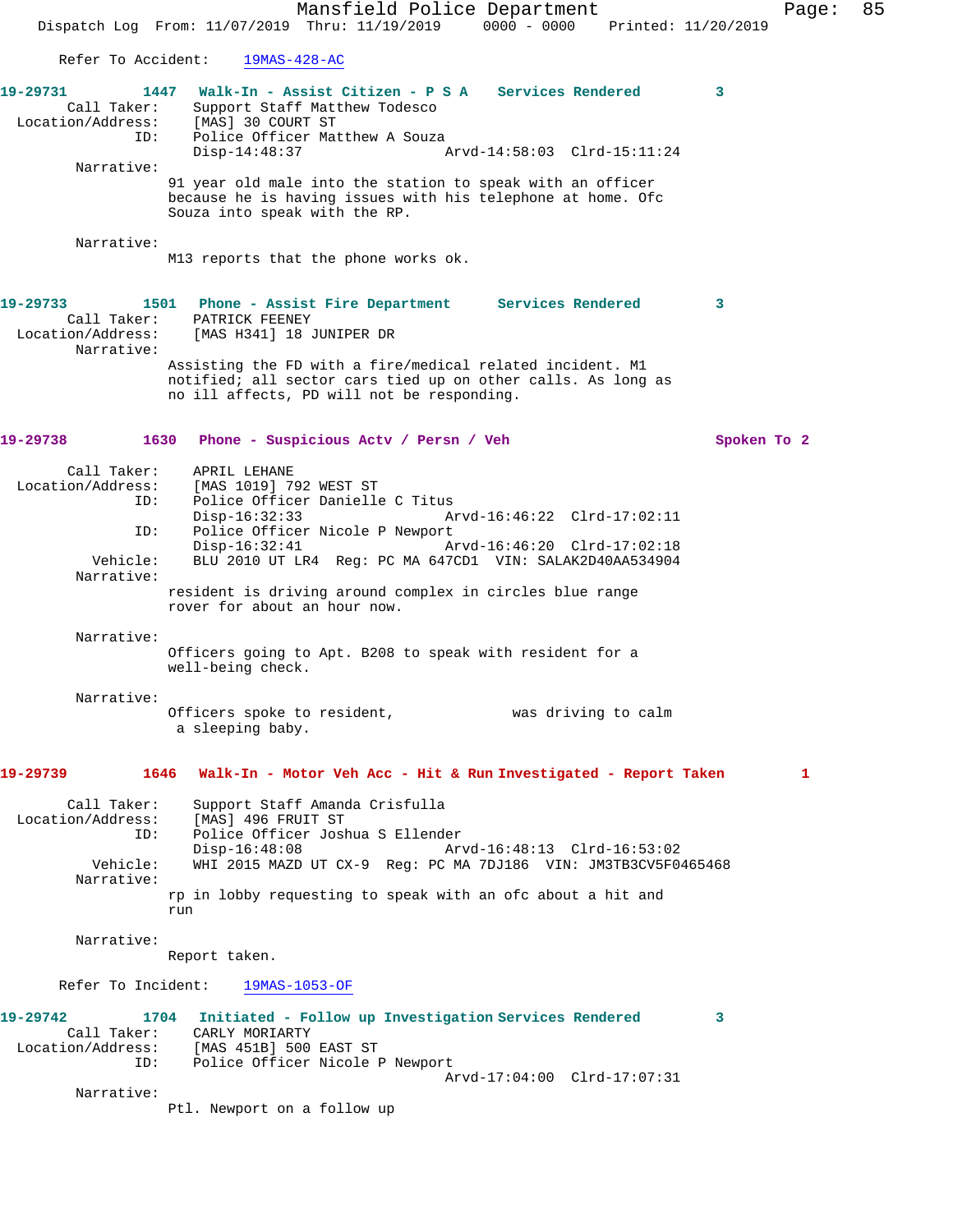Refer To Accident: 19MAS-428-AC

**19-29731 1447 Walk-In - Assist Citizen - P S A Services Rendered 3**

Call Taker: Support Staff Matthew Todesco
Location/Address: [MAS] 30 COURT ST
ID: Police Officer Matthew A Souza
Disp-14:48:37 Arvd-14:58:03 Clrd-15:11:24

Narrative:
91 year old male into the station to speak with an officer because he is having issues with his telephone at home. Ofc Souza into speak with the RP.

Narrative:
M13 reports that the phone works ok.

**19-29733 1501 Phone - Assist Fire Department Services Rendered 3**

Call Taker: PATRICK FEENEY
Location/Address: [MAS H341] 18 JUNIPER DR

Narrative:
Assisting the FD with a fire/medical related incident. M1 notified; all sector cars tied up on other calls. As long as no ill affects, PD will not be responding.

**19-29738 1630 Phone - Suspicious Actv / Persn / Veh Spoken To 2**

Call Taker: APRIL LEHANE
Location/Address: [MAS 1019] 792 WEST ST
ID: Police Officer Danielle C Titus
Disp-16:32:33 Arvd-16:46:22 Clrd-17:02:11
ID: Police Officer Nicole P Newport
Disp-16:32:41 Arvd-16:46:20 Clrd-17:02:18
Vehicle: BLU 2010 UT LR4 Reg: PC MA 647CD1 VIN: SALAK2D40AA534904

Narrative:
resident is driving around complex in circles blue range rover for about an hour now.

Narrative:
Officers going to Apt. B208 to speak with resident for a well-being check.

Narrative:
Officers spoke to resident, was driving to calm a sleeping baby.

**19-29739 1646 Walk-In - Motor Veh Acc - Hit & Run Investigated - Report Taken 1**

Call Taker: Support Staff Amanda Crisfulla
Location/Address: [MAS] 496 FRUIT ST
ID: Police Officer Joshua S Ellender
Disp-16:48:08 Arvd-16:48:13 Clrd-16:53:02
Vehicle: WHI 2015 MAZD UT CX-9 Reg: PC MA 7DJ186 VIN: JM3TB3CV5F0465468

Narrative:
rp in lobby requesting to speak with an ofc about a hit and run

Narrative:
Report taken.

Refer To Incident: 19MAS-1053-OF

**19-29742 1704 Initiated - Follow up Investigation Services Rendered 3**

Call Taker: CARLY MORIARTY
Location/Address: [MAS 451B] 500 EAST ST
ID: Police Officer Nicole P Newport
Arvd-17:04:00 Clrd-17:07:31

Narrative:
Ptl. Newport on a follow up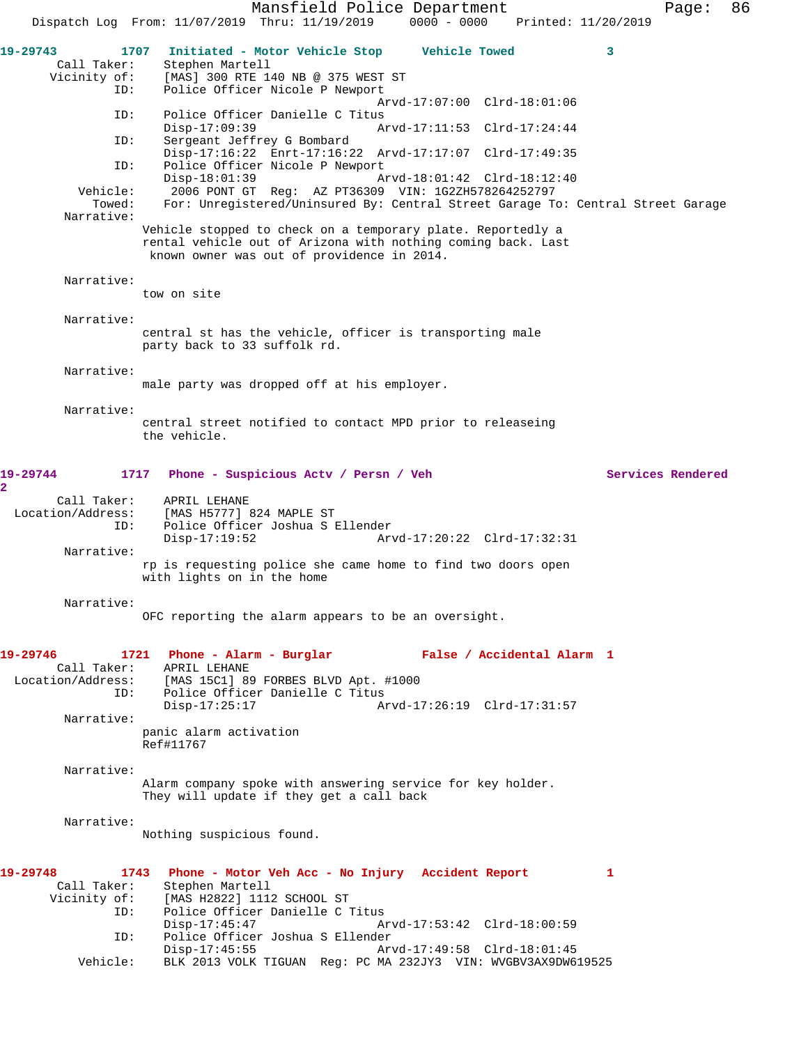19-29743 1707 Initiated - Motor Vehicle Stop Vehicle Towed 3

Call Taker: Stephen Martell
Vicinity of: [MAS] 300 RTE 140 NB @ 375 WEST ST
ID: Police Officer Nicole P Newport
Arvd-17:07:00 Clrd-18:01:06
ID: Police Officer Danielle C Titus
Disp-17:09:39 Arvd-17:11:53 Clrd-17:24:44
ID: Sergeant Jeffrey G Bombard
Disp-17:16:22 Enrt-17:16:22 Arvd-17:17:07 Clrd-17:49:35
ID: Police Officer Nicole P Newport
Disp-18:01:39 Arvd-18:01:42 Clrd-18:12:40
Vehicle: 2006 PONT GT Reg: AZ PT36309 VIN: 1G2ZH578264252797
Towed: For: Unregistered/Uninsured By: Central Street Garage To: Central Street Garage

Narrative:
Vehicle stopped to check on a temporary plate. Reportedly a rental vehicle out of Arizona with nothing coming back. Last known owner was out of providence in 2014.

Narrative:
tow on site

Narrative:
central st has the vehicle, officer is transporting male party back to 33 suffolk rd.

Narrative:
male party was dropped off at his employer.

Narrative:
central street notified to contact MPD prior to releaseing the vehicle.

19-29744 1717 Phone - Suspicious Actv / Persn / Veh Services Rendered 2

Call Taker: APRIL LEHANE
Location/Address: [MAS H5777] 824 MAPLE ST
ID: Police Officer Joshua S Ellender
Disp-17:19:52 Arvd-17:20:22 Clrd-17:32:31

Narrative:
rp is requesting police she came home to find two doors open with lights on in the home

Narrative:
OFC reporting the alarm appears to be an oversight.

19-29746 1721 Phone - Alarm - Burglar False / Accidental Alarm 1

Call Taker: APRIL LEHANE
Location/Address: [MAS 15C1] 89 FORBES BLVD Apt. #1000
ID: Police Officer Danielle C Titus
Disp-17:25:17 Arvd-17:26:19 Clrd-17:31:57

Narrative:
panic alarm activation
Ref#11767

Narrative:
Alarm company spoke with answering service for key holder. They will update if they get a call back

Narrative:
Nothing suspicious found.

19-29748 1743 Phone - Motor Veh Acc - No Injury Accident Report 1

Call Taker: Stephen Martell
Vicinity of: [MAS H2822] 1112 SCHOOL ST
ID: Police Officer Danielle C Titus
Disp-17:45:47 Arvd-17:53:42 Clrd-18:00:59
ID: Police Officer Joshua S Ellender
Disp-17:45:55 Arvd-17:49:58 Clrd-18:01:45
Vehicle: BLK 2013 VOLK TIGUAN Reg: PC MA 232JY3 VIN: WVGBV3AX9DW619525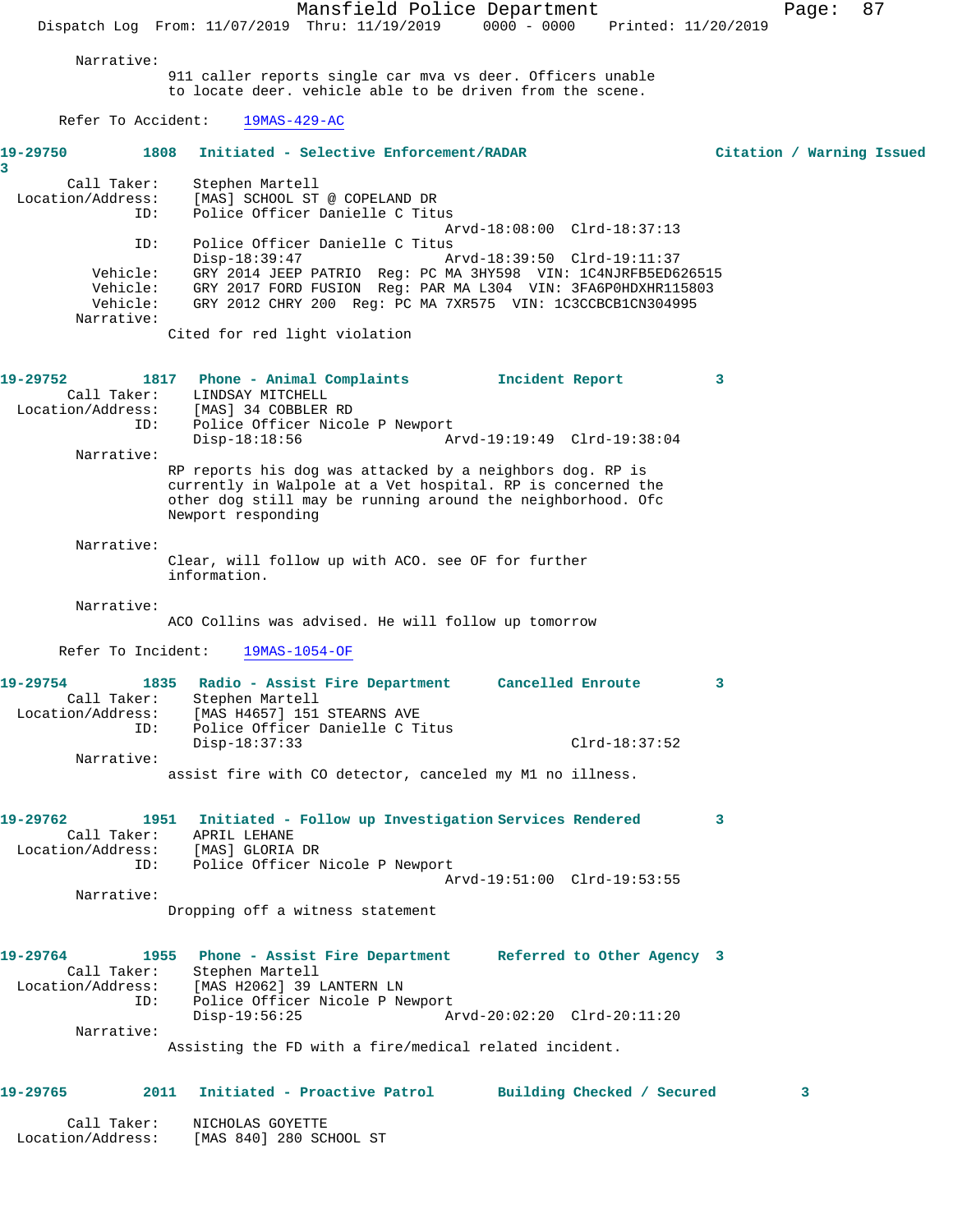Narrative:
911 caller reports single car mva vs deer. Officers unable to locate deer. vehicle able to be driven from the scene.

Refer To Accident: 19MAS-429-AC

**19-29750 1808 Initiated - Selective Enforcement/RADAR Citation / Warning Issued 3**

Call Taker: Stephen Martell
Location/Address: [MAS] SCHOOL ST @ COPELAND DR
ID: Police Officer Danielle C Titus
Arvd-18:08:00 Clrd-18:37:13
ID: Police Officer Danielle C Titus
Disp-18:39:47 Arvd-18:39:50 Clrd-19:11:37
Vehicle: GRY 2014 JEEP PATRIO Reg: PC MA 3HY598 VIN: 1C4NJRFB5ED626515
Vehicle: GRY 2017 FORD FUSION Reg: PAR MA L304 VIN: 3FA6P0HDXHR115803
Vehicle: GRY 2012 CHRY 200 Reg: PC MA 7XR575 VIN: 1C3CCBCB1CN304995
Narrative:
Cited for red light violation

**19-29752 1817 Phone - Animal Complaints Incident Report 3**

Call Taker: LINDSAY MITCHELL
Location/Address: [MAS] 34 COBBLER RD
ID: Police Officer Nicole P Newport
Disp-18:18:56 Arvd-19:19:49 Clrd-19:38:04
Narrative:
RP reports his dog was attacked by a neighbors dog. RP is currently in Walpole at a Vet hospital. RP is concerned the other dog still may be running around the neighborhood. Ofc Newport responding

Narrative:
Clear, will follow up with ACO. see OF for further information.

Narrative:
ACO Collins was advised. He will follow up tomorrow

Refer To Incident: 19MAS-1054-OF

**19-29754 1835 Radio - Assist Fire Department Cancelled Enroute 3**

Call Taker: Stephen Martell
Location/Address: [MAS H4657] 151 STEARNS AVE
ID: Police Officer Danielle C Titus
Disp-18:37:33 Clrd-18:37:52
Narrative:
assist fire with CO detector, canceled my M1 no illness.

**19-29762 1951 Initiated - Follow up Investigation Services Rendered 3**

Call Taker: APRIL LEHANE
Location/Address: [MAS] GLORIA DR
ID: Police Officer Nicole P Newport
Arvd-19:51:00 Clrd-19:53:55
Narrative:
Dropping off a witness statement

**19-29764 1955 Phone - Assist Fire Department Referred to Other Agency 3**

Call Taker: Stephen Martell
Location/Address: [MAS H2062] 39 LANTERN LN
ID: Police Officer Nicole P Newport
Disp-19:56:25 Arvd-20:02:20 Clrd-20:11:20
Narrative:
Assisting the FD with a fire/medical related incident.

**19-29765 2011 Initiated - Proactive Patrol Building Checked / Secured 3**

Call Taker: NICHOLAS GOYETTE
Location/Address: [MAS 840] 280 SCHOOL ST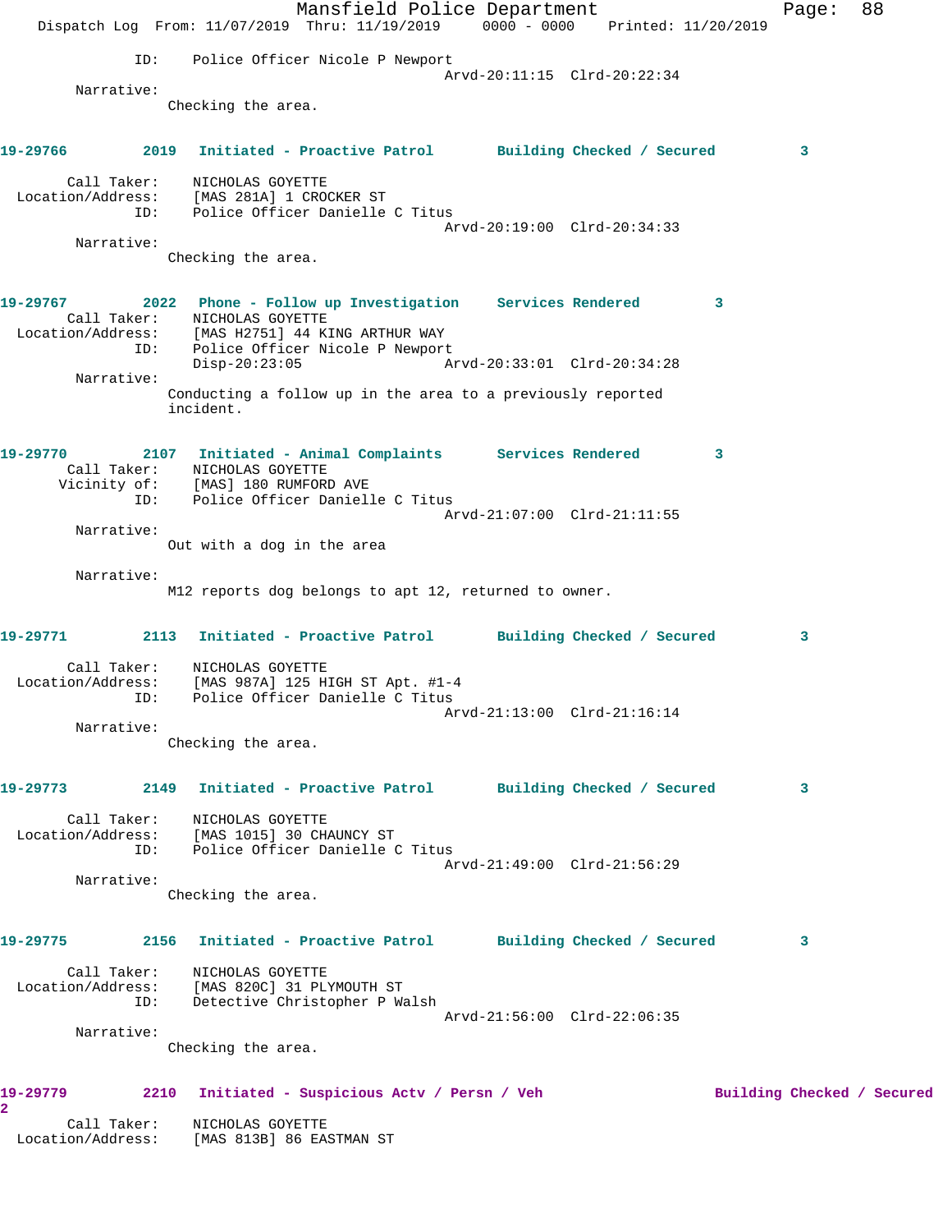ID: Police Officer Nicole P Newport
Arvd-20:11:15 Clrd-20:22:34

Narrative:
Checking the area.

**19-29766 2019 Initiated - Proactive Patrol Building Checked / Secured 3**

Call Taker: NICHOLAS GOYETTE
Location/Address: [MAS 281A] 1 CROCKER ST
ID: Police Officer Danielle C Titus
Arvd-20:19:00 Clrd-20:34:33

Narrative:
Checking the area.

**19-29767 2022 Phone - Follow up Investigation Services Rendered 3**

Call Taker: NICHOLAS GOYETTE
Location/Address: [MAS H2751] 44 KING ARTHUR WAY
ID: Police Officer Nicole P Newport
Disp-20:23:05 Arvd-20:33:01 Clrd-20:34:28

Narrative:
Conducting a follow up in the area to a previously reported incident.

**19-29770 2107 Initiated - Animal Complaints Services Rendered 3**

Call Taker: NICHOLAS GOYETTE
Vicinity of: [MAS] 180 RUMFORD AVE
ID: Police Officer Danielle C Titus
Arvd-21:07:00 Clrd-21:11:55

Narrative:
Out with a dog in the area

Narrative:
M12 reports dog belongs to apt 12, returned to owner.

**19-29771 2113 Initiated - Proactive Patrol Building Checked / Secured 3**

Call Taker: NICHOLAS GOYETTE
Location/Address: [MAS 987A] 125 HIGH ST Apt. #1-4
ID: Police Officer Danielle C Titus
Arvd-21:13:00 Clrd-21:16:14

Narrative:
Checking the area.

**19-29773 2149 Initiated - Proactive Patrol Building Checked / Secured 3**

Call Taker: NICHOLAS GOYETTE
Location/Address: [MAS 1015] 30 CHAUNCY ST
ID: Police Officer Danielle C Titus
Arvd-21:49:00 Clrd-21:56:29

Narrative:
Checking the area.

**19-29775 2156 Initiated - Proactive Patrol Building Checked / Secured 3**

Call Taker: NICHOLAS GOYETTE
Location/Address: [MAS 820C] 31 PLYMOUTH ST
ID: Detective Christopher P Walsh
Arvd-21:56:00 Clrd-22:06:35

Narrative:
Checking the area.

**19-29779 2210 Initiated - Suspicious Actv / Persn / Veh Building Checked / Secured 2**

Call Taker: NICHOLAS GOYETTE
Location/Address: [MAS 813B] 86 EASTMAN ST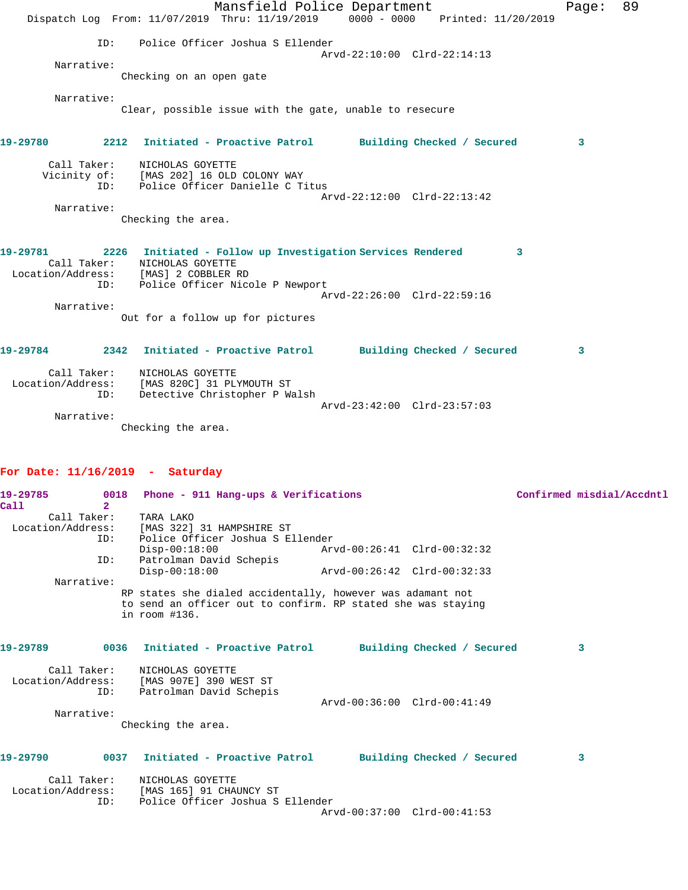ID: Police Officer Joshua S Ellender
Arvd-22:10:00 Clrd-22:14:13

Narrative:
Checking on an open gate

Narrative:
Clear, possible issue with the gate, unable to resecure

**19-29780 2212 Initiated - Proactive Patrol Building Checked / Secured 3**

Call Taker: NICHOLAS GOYETTE
Vicinity of: [MAS 202] 16 OLD COLONY WAY
ID: Police Officer Danielle C Titus
Arvd-22:12:00 Clrd-22:13:42

Narrative:
Checking the area.

**19-29781 2226 Initiated - Follow up Investigation Services Rendered 3**

Call Taker: NICHOLAS GOYETTE
Location/Address: [MAS] 2 COBBLER RD
ID: Police Officer Nicole P Newport
Arvd-22:26:00 Clrd-22:59:16

Narrative:
Out for a follow up for pictures

**19-29784 2342 Initiated - Proactive Patrol Building Checked / Secured 3**

Call Taker: NICHOLAS GOYETTE
Location/Address: [MAS 820C] 31 PLYMOUTH ST
ID: Detective Christopher P Walsh
Arvd-23:42:00 Clrd-23:57:03

Narrative:
Checking the area.

## For Date: 11/16/2019 - Saturday

**19-29785 0018 Phone - 911 Hang-ups & Verifications Confirmed misdial/Accdntl Call 2**

Call Taker: TARA LAKO
Location/Address: [MAS 322] 31 HAMPSHIRE ST
ID: Police Officer Joshua S Ellender
Disp-00:18:00 Arvd-00:26:41 Clrd-00:32:32
ID: Patrolman David Schepis
Disp-00:18:00 Arvd-00:26:42 Clrd-00:32:33

Narrative:
RP states she dialed accidentally, however was adamant not to send an officer out to confirm. RP stated she was staying in room #136.

**19-29789 0036 Initiated - Proactive Patrol Building Checked / Secured 3**

Call Taker: NICHOLAS GOYETTE
Location/Address: [MAS 907E] 390 WEST ST
ID: Patrolman David Schepis
Arvd-00:36:00 Clrd-00:41:49

Narrative:
Checking the area.

**19-29790 0037 Initiated - Proactive Patrol Building Checked / Secured 3**

Call Taker: NICHOLAS GOYETTE
Location/Address: [MAS 165] 91 CHAUNCY ST
ID: Police Officer Joshua S Ellender
Arvd-00:37:00 Clrd-00:41:53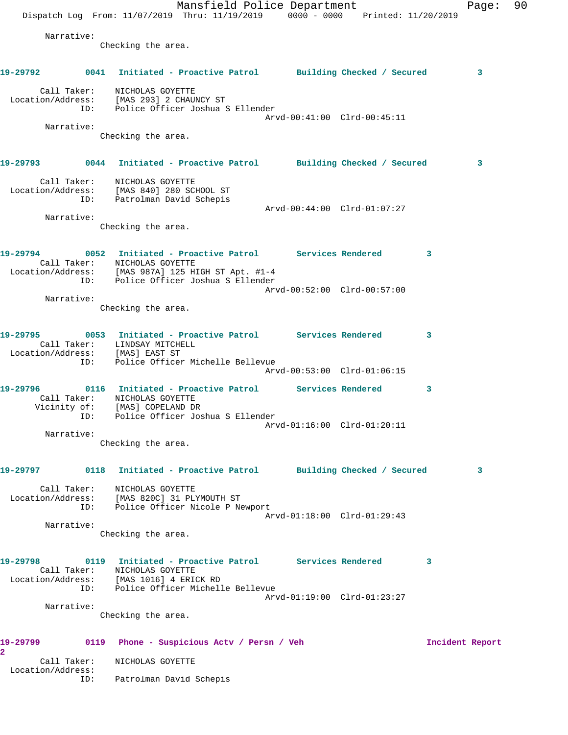Narrative:
Checking the area.

**19-29792** 0041 **Initiated - Proactive Patrol** **Building Checked / Secured** 3

Call Taker: NICHOLAS GOYETTE
Location/Address: [MAS 293] 2 CHAUNCY ST
ID: Police Officer Joshua S Ellender
Arvd-00:41:00 Clrd-00:45:11

Narrative:
Checking the area.

**19-29793** 0044 **Initiated - Proactive Patrol** **Building Checked / Secured** 3

Call Taker: NICHOLAS GOYETTE
Location/Address: [MAS 840] 280 SCHOOL ST
ID: Patrolman David Schepis
Arvd-00:44:00 Clrd-01:07:27

Narrative:
Checking the area.

**19-29794** 0052 **Initiated - Proactive Patrol** **Services Rendered** 3

Call Taker: NICHOLAS GOYETTE
Location/Address: [MAS 987A] 125 HIGH ST Apt. #1-4
ID: Police Officer Joshua S Ellender
Arvd-00:52:00 Clrd-00:57:00

Narrative:
Checking the area.

**19-29795** 0053 **Initiated - Proactive Patrol** **Services Rendered** 3

Call Taker: LINDSAY MITCHELL
Location/Address: [MAS] EAST ST
ID: Police Officer Michelle Bellevue
Arvd-00:53:00 Clrd-01:06:15

**19-29796** 0116 **Initiated - Proactive Patrol** **Services Rendered** 3

Call Taker: NICHOLAS GOYETTE
Vicinity of: [MAS] COPELAND DR
ID: Police Officer Joshua S Ellender
Arvd-01:16:00 Clrd-01:20:11

Narrative:
Checking the area.

**19-29797** 0118 **Initiated - Proactive Patrol** **Building Checked / Secured** 3

Call Taker: NICHOLAS GOYETTE
Location/Address: [MAS 820C] 31 PLYMOUTH ST
ID: Police Officer Nicole P Newport
Arvd-01:18:00 Clrd-01:29:43

Narrative:
Checking the area.

**19-29798** 0119 **Initiated - Proactive Patrol** **Services Rendered** 3

Call Taker: NICHOLAS GOYETTE
Location/Address: [MAS 1016] 4 ERICK RD
ID: Police Officer Michelle Bellevue
Arvd-01:19:00 Clrd-01:23:27

Narrative:
Checking the area.

**19-29799** 0119 **Phone - Suspicious Actv / Persn / Veh** **Incident Report** 2

Call Taker: NICHOLAS GOYETTE
Location/Address:
ID: Patrolman David Schepis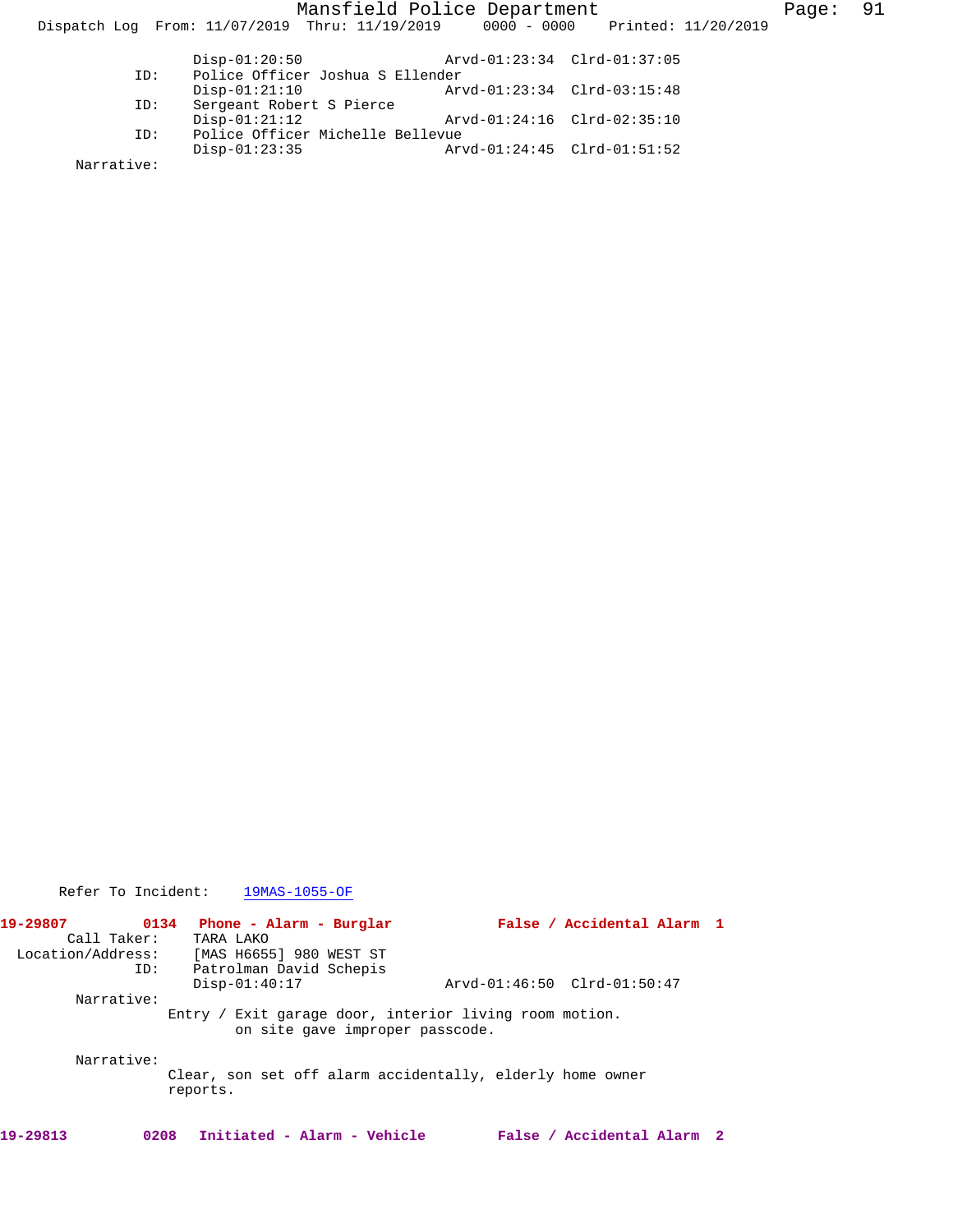Disp-01:20:50 Arvd-01:23:34 Clrd-01:37:05
ID: Police Officer Joshua S Ellender
Disp-01:21:10 Arvd-01:23:34 Clrd-03:15:48
ID: Sergeant Robert S Pierce
Disp-01:21:12 Arvd-01:24:16 Clrd-02:35:10
ID: Police Officer Michelle Bellevue
Disp-01:23:35 Arvd-01:24:45 Clrd-01:51:52
Narrative:

Refer To Incident: 19MAS-1055-OF

**19-29807 0134 Phone - Alarm - Burglar False / Accidental Alarm 1**
Call Taker: TARA LAKO
Location/Address: [MAS H6655] 980 WEST ST
ID: Patrolman David Schepis
Disp-01:40:17 Arvd-01:46:50 Clrd-01:50:47
Narrative:
Entry / Exit garage door, interior living room motion.
on site gave improper passcode.

Narrative:
Clear, son set off alarm accidentally, elderly home owner reports.

**19-29813 0208 Initiated - Alarm - Vehicle False / Accidental Alarm 2**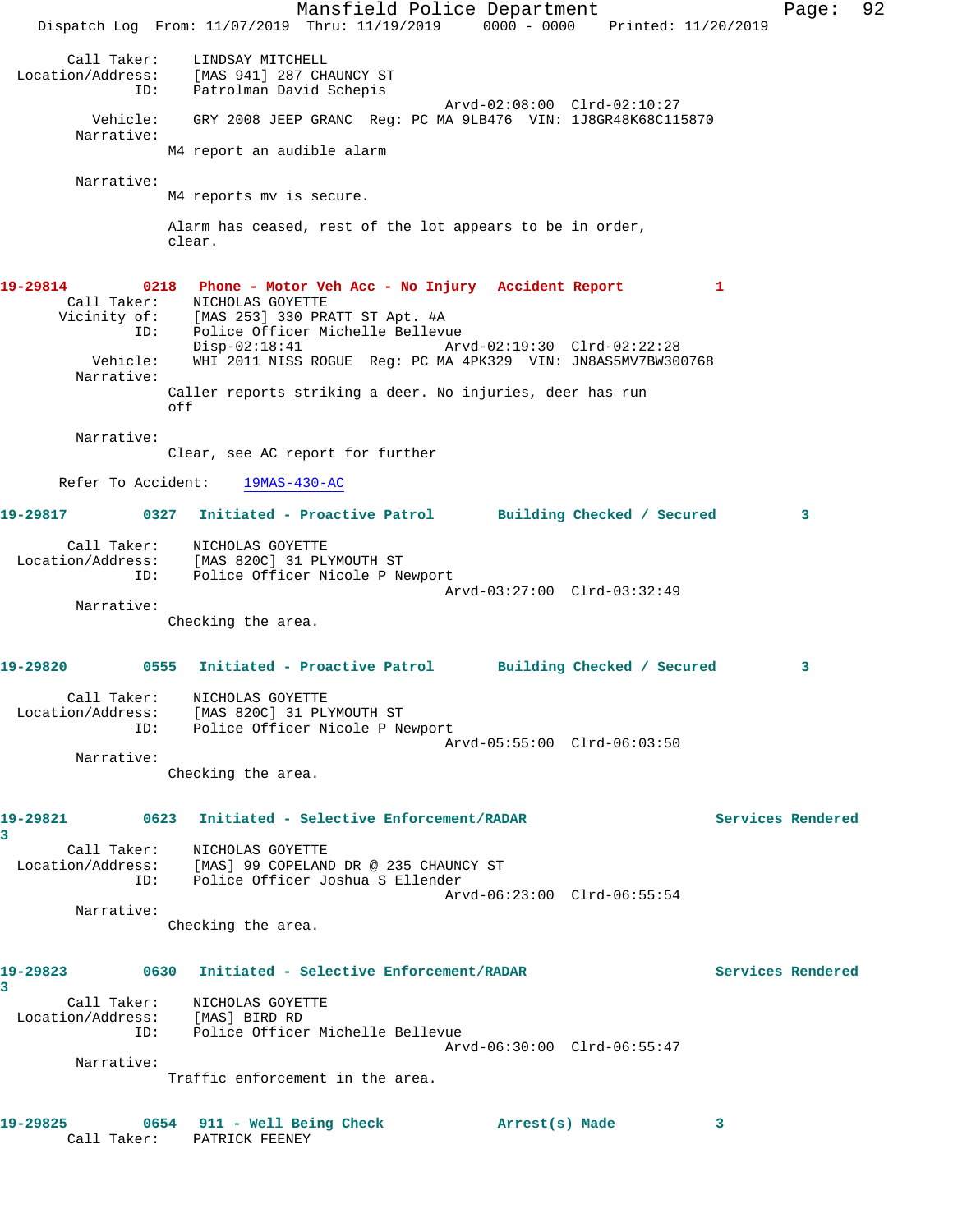Call Taker: LINDSAY MITCHELL
Location/Address: [MAS 941] 287 CHAUNCY ST
ID: Patrolman David Schepis
Arvd-02:08:00 Clrd-02:10:27
Vehicle: GRY 2008 JEEP GRANC Reg: PC MA 9LB476 VIN: 1J8GR48K68C115870
Narrative:
M4 report an audible alarm

Narrative:
M4 reports mv is secure.

Alarm has ceased, rest of the lot appears to be in order, clear.

**19-29814 0218 Phone - Motor Veh Acc - No Injury Accident Report 1**
Call Taker: NICHOLAS GOYETTE
Vicinity of: [MAS 253] 330 PRATT ST Apt. #A
ID: Police Officer Michelle Bellevue
Disp-02:18:41 Arvd-02:19:30 Clrd-02:22:28
Vehicle: WHI 2011 NISS ROGUE Reg: PC MA 4PK329 VIN: JN8AS5MV7BW300768
Narrative:
Caller reports striking a deer. No injuries, deer has run off

Narrative:
Clear, see AC report for further

Refer To Accident: 19MAS-430-AC

**19-29817 0327 Initiated - Proactive Patrol Building Checked / Secured 3**
Call Taker: NICHOLAS GOYETTE
Location/Address: [MAS 820C] 31 PLYMOUTH ST
ID: Police Officer Nicole P Newport
Arvd-03:27:00 Clrd-03:32:49
Narrative:
Checking the area.

**19-29820 0555 Initiated - Proactive Patrol Building Checked / Secured 3**
Call Taker: NICHOLAS GOYETTE
Location/Address: [MAS 820C] 31 PLYMOUTH ST
ID: Police Officer Nicole P Newport
Arvd-05:55:00 Clrd-06:03:50
Narrative:
Checking the area.

**19-29821 0623 Initiated - Selective Enforcement/RADAR Services Rendered 3**
Call Taker: NICHOLAS GOYETTE
Location/Address: [MAS] 99 COPELAND DR @ 235 CHAUNCY ST
ID: Police Officer Joshua S Ellender
Arvd-06:23:00 Clrd-06:55:54
Narrative:
Checking the area.

**19-29823 0630 Initiated - Selective Enforcement/RADAR Services Rendered 3**
Call Taker: NICHOLAS GOYETTE
Location/Address: [MAS] BIRD RD
ID: Police Officer Michelle Bellevue
Arvd-06:30:00 Clrd-06:55:47
Narrative:
Traffic enforcement in the area.

**19-29825 0654 911 - Well Being Check Arrest(s) Made 3**
Call Taker: PATRICK FEENEY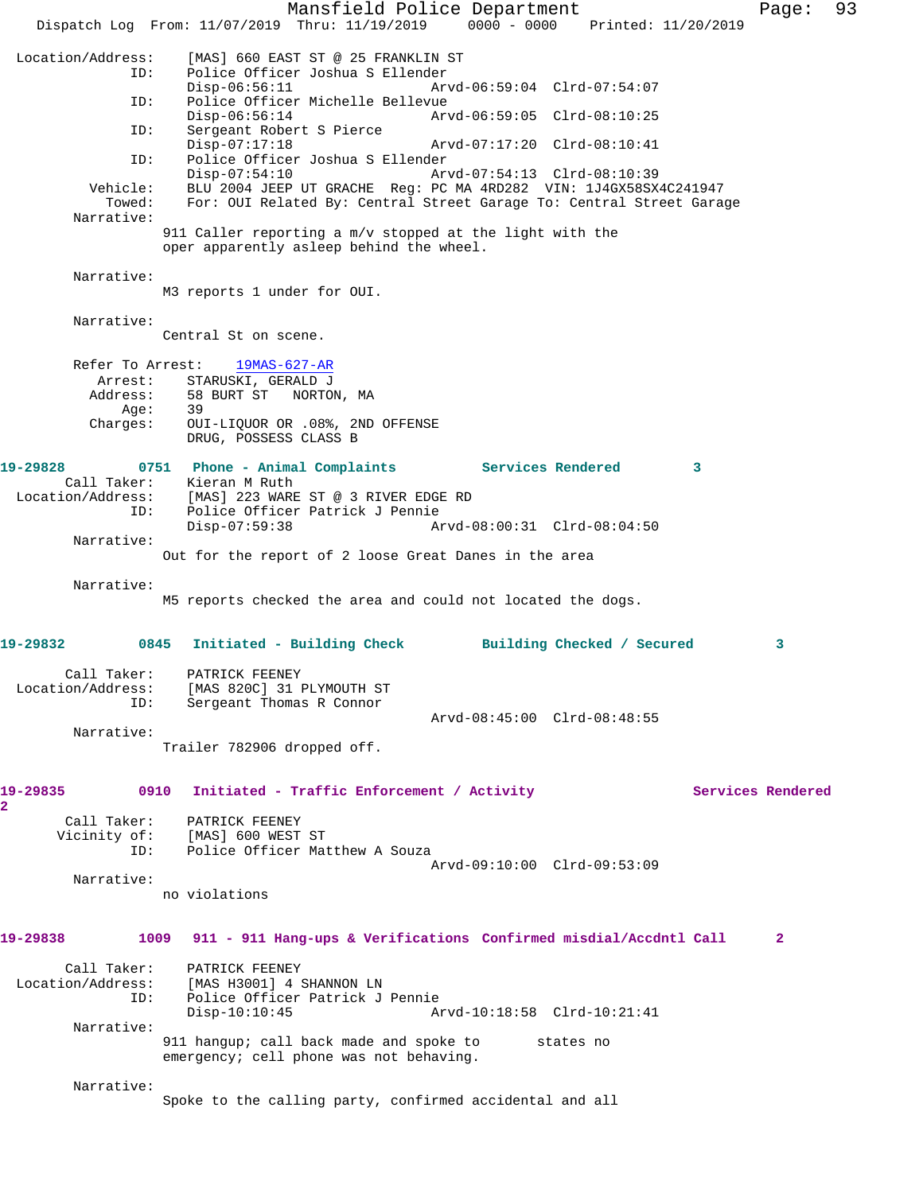```
 Location/Address:    [MAS] 660 EAST ST @ 25 FRANKLIN ST
               ID:    Police Officer Joshua S Ellender
                      Disp-06:56:11                 Arvd-06:59:04  Clrd-07:54:07
               ID:    Police Officer Michelle Bellevue
                      Disp-06:56:14                 Arvd-06:59:05  Clrd-08:10:25
               ID:    Sergeant Robert S Pierce
                      Disp-07:17:18                 Arvd-07:17:20  Clrd-08:10:41
               ID:    Police Officer Joshua S Ellender
                      Disp-07:54:10                 Arvd-07:54:13  Clrd-08:10:39
          Vehicle:    BLU 2004 JEEP UT GRACHE  Reg: PC MA 4RD282  VIN: 1J4GX58SX4C241947
           Towed:     For: OUI Related By: Central Street Garage To: Central Street Garage
        Narrative:
                   911 Caller reporting a m/v stopped at the light with the
                   oper apparently asleep behind the wheel.

        Narrative:
                   M3 reports 1 under for OUI.

        Narrative:
                   Central St on scene.

        Refer To Arrest:    19MAS-627-AR
           Arrest:    STARUSKI, GERALD J
          Address:    58 BURT ST   NORTON, MA
              Age:    39
          Charges:    OUI-LIQUOR OR .08%, 2ND OFFENSE
                      DRUG, POSSESS CLASS B

19-29828        0751  Phone - Animal Complaints          Services Rendered        3
       Call Taker:    Kieran M Ruth
 Location/Address:    [MAS] 223 WARE ST @ 3 RIVER EDGE RD
               ID:    Police Officer Patrick J Pennie
                      Disp-07:59:38                 Arvd-08:00:31  Clrd-08:04:50
        Narrative:
                   Out for the report of 2 loose Great Danes in the area

        Narrative:
                   M5 reports checked the area and could not located the dogs.


19-29832        0845  Initiated - Building Check         Building Checked / Secured         3

       Call Taker:    PATRICK FEENEY
 Location/Address:    [MAS 820C] 31 PLYMOUTH ST
               ID:    Sergeant Thomas R Connor
                                                    Arvd-08:45:00  Clrd-08:48:55
        Narrative:
                   Trailer 782906 dropped off.


19-29835        0910  Initiated - Traffic Enforcement / Activity                 Services Rendered
2
       Call Taker:    PATRICK FEENEY
      Vicinity of:    [MAS] 600 WEST ST
               ID:    Police Officer Matthew A Souza
                                                    Arvd-09:10:00  Clrd-09:53:09
        Narrative:
                   no violations


19-29838        1009  911 - 911 Hang-ups & Verifications  Confirmed misdial/Accdntl Call      2

       Call Taker:    PATRICK FEENEY
 Location/Address:    [MAS H3001] 4 SHANNON LN
               ID:    Police Officer Patrick J Pennie
                      Disp-10:10:45                 Arvd-10:18:58  Clrd-10:21:41
        Narrative:
                   911 hangup; call back made and spoke to       states no
                   emergency; cell phone was not behaving.

        Narrative:
                   Spoke to the calling party, confirmed accidental and all
```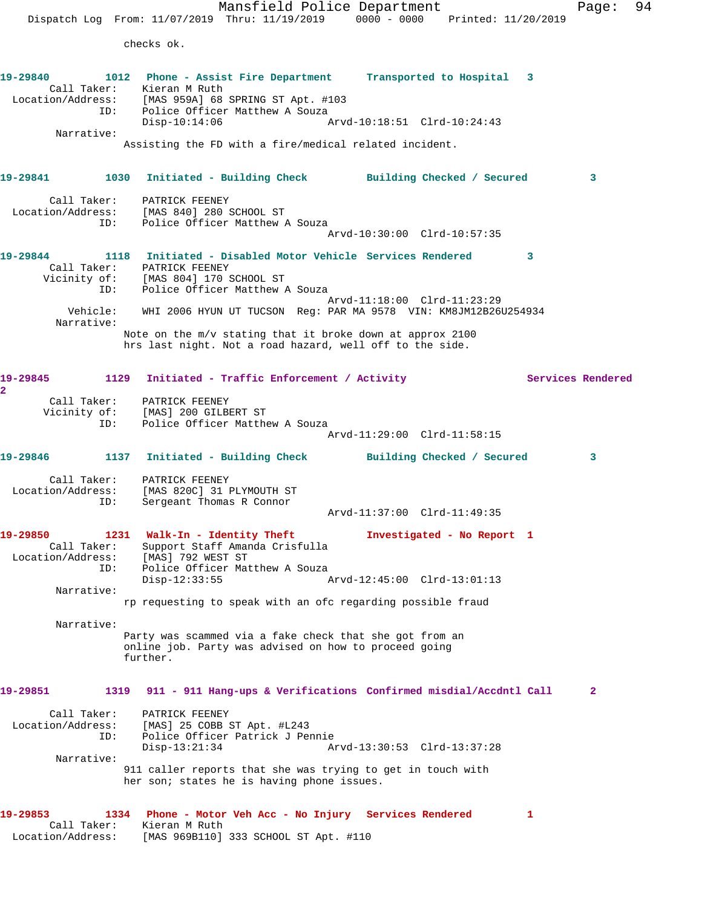checks ok.

**19-29840** 1012 **Phone - Assist Fire Department** **Transported to Hospital** 3
Call Taker: Kieran M Ruth
Location/Address: [MAS 959A] 68 SPRING ST Apt. #103
ID: Police Officer Matthew A Souza
Disp-10:14:06 Arvd-10:18:51 Clrd-10:24:43
Narrative:
Assisting the FD with a fire/medical related incident.

**19-29841** 1030 **Initiated - Building Check** **Building Checked / Secured** 3
Call Taker: PATRICK FEENEY
Location/Address: [MAS 840] 280 SCHOOL ST
ID: Police Officer Matthew A Souza
Arvd-10:30:00 Clrd-10:57:35

**19-29844** 1118 **Initiated - Disabled Motor Vehicle** **Services Rendered** 3
Call Taker: PATRICK FEENEY
Vicinity of: [MAS 804] 170 SCHOOL ST
ID: Police Officer Matthew A Souza
Arvd-11:18:00 Clrd-11:23:29
Vehicle: WHI 2006 HYUN UT TUCSON Reg: PAR MA 9578 VIN: KM8JM12B26U254934
Narrative:
Note on the m/v stating that it broke down at approx 2100 hrs last night. Not a road hazard, well off to the side.

**19-29845** 1129 **Initiated - Traffic Enforcement / Activity** **Services Rendered** 2
Call Taker: PATRICK FEENEY
Vicinity of: [MAS] 200 GILBERT ST
ID: Police Officer Matthew A Souza
Arvd-11:29:00 Clrd-11:58:15

**19-29846** 1137 **Initiated - Building Check** **Building Checked / Secured** 3
Call Taker: PATRICK FEENEY
Location/Address: [MAS 820C] 31 PLYMOUTH ST
ID: Sergeant Thomas R Connor
Arvd-11:37:00 Clrd-11:49:35

**19-29850** 1231 **Walk-In - Identity Theft** **Investigated - No Report** 1
Call Taker: Support Staff Amanda Crisfulla
Location/Address: [MAS] 792 WEST ST
ID: Police Officer Matthew A Souza
Disp-12:33:55 Arvd-12:45:00 Clrd-13:01:13
Narrative:
rp requesting to speak with an ofc regarding possible fraud

Narrative:
Party was scammed via a fake check that she got from an online job. Party was advised on how to proceed going further.

**19-29851** 1319 **911 - 911 Hang-ups & Verifications** **Confirmed misdial/Accdntl Call** 2
Call Taker: PATRICK FEENEY
Location/Address: [MAS] 25 COBB ST Apt. #L243
ID: Police Officer Patrick J Pennie
Disp-13:21:34 Arvd-13:30:53 Clrd-13:37:28
Narrative:
911 caller reports that she was trying to get in touch with her son; states he is having phone issues.

**19-29853** 1334 **Phone - Motor Veh Acc - No Injury** **Services Rendered** 1
Call Taker: Kieran M Ruth
Location/Address: [MAS 969B110] 333 SCHOOL ST Apt. #110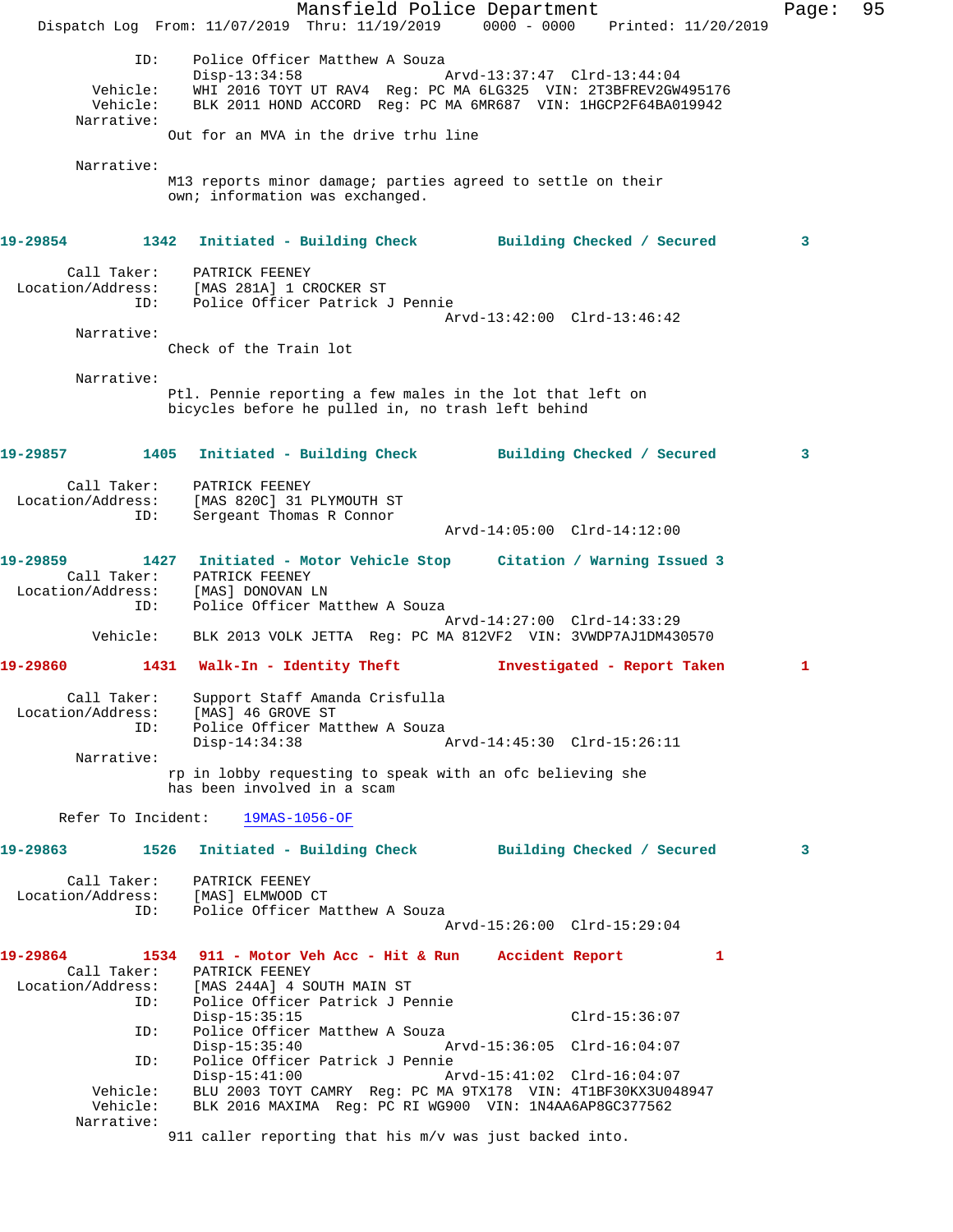```
            ID:    Police Officer Matthew A Souza
                   Disp-13:34:58                Arvd-13:37:47  Clrd-13:44:04
       Vehicle:    WHI 2016 TOYT UT RAV4  Reg: PC MA 6LG325  VIN: 2T3BFREV2GW495176
       Vehicle:    BLK 2011 HOND ACCORD  Reg: PC MA 6MR687  VIN: 1HGCP2F64BA019942
     Narrative:
                  Out for an MVA in the drive trhu line

     Narrative:
                  M13 reports minor damage; parties agreed to settle on their
                  own; information was exchanged.
```

**19-29854 1342 Initiated - Building Check Building Checked / Secured 3**

```
    Call Taker:    PATRICK FEENEY
  Location/Address:    [MAS 281A] 1 CROCKER ST
            ID:    Police Officer Patrick J Pennie
                                                Arvd-13:42:00  Clrd-13:46:42
     Narrative:
                  Check of the Train lot

     Narrative:
                  Ptl. Pennie reporting a few males in the lot that left on
                  bicycles before he pulled in, no trash left behind
```

**19-29857 1405 Initiated - Building Check Building Checked / Secured 3**

```
    Call Taker:    PATRICK FEENEY
  Location/Address:    [MAS 820C] 31 PLYMOUTH ST
            ID:    Sergeant Thomas R Connor
                                                Arvd-14:05:00  Clrd-14:12:00
```

**19-29859 1427 Initiated - Motor Vehicle Stop Citation / Warning Issued 3**

```
    Call Taker:    PATRICK FEENEY
  Location/Address:    [MAS] DONOVAN LN
            ID:    Police Officer Matthew A Souza
                                                Arvd-14:27:00  Clrd-14:33:29
       Vehicle:    BLK 2013 VOLK JETTA  Reg: PC MA 812VF2  VIN: 3VWDP7AJ1DM430570
```

**19-29860 1431 Walk-In - Identity Theft Investigated - Report Taken 1**

```
    Call Taker:    Support Staff Amanda Crisfulla
  Location/Address:    [MAS] 46 GROVE ST
            ID:    Police Officer Matthew A Souza
                   Disp-14:34:38                Arvd-14:45:30  Clrd-15:26:11
     Narrative:
                  rp in lobby requesting to speak with an ofc believing she
                  has been involved in a scam

   Refer To Incident:    19MAS-1056-OF
```

**19-29863 1526 Initiated - Building Check Building Checked / Secured 3**

```
    Call Taker:    PATRICK FEENEY
  Location/Address:    [MAS] ELMWOOD CT
            ID:    Police Officer Matthew A Souza
                                                Arvd-15:26:00  Clrd-15:29:04
```

**19-29864 1534 911 - Motor Veh Acc - Hit & Run Accident Report 1**

```
    Call Taker:    PATRICK FEENEY
  Location/Address:    [MAS 244A] 4 SOUTH MAIN ST
            ID:    Police Officer Patrick J Pennie
                   Disp-15:35:15                               Clrd-15:36:07
            ID:    Police Officer Matthew A Souza
                   Disp-15:35:40                Arvd-15:36:05  Clrd-16:04:07
            ID:    Police Officer Patrick J Pennie
                   Disp-15:41:00                Arvd-15:41:02  Clrd-16:04:07
       Vehicle:    BLU 2003 TOYT CAMRY  Reg: PC MA 9TX178  VIN: 4T1BF30KX3U048947
       Vehicle:    BLK 2016 MAXIMA  Reg: PC RI WG900  VIN: 1N4AA6AP8GC377562
     Narrative:
                  911 caller reporting that his m/v was just backed into.
```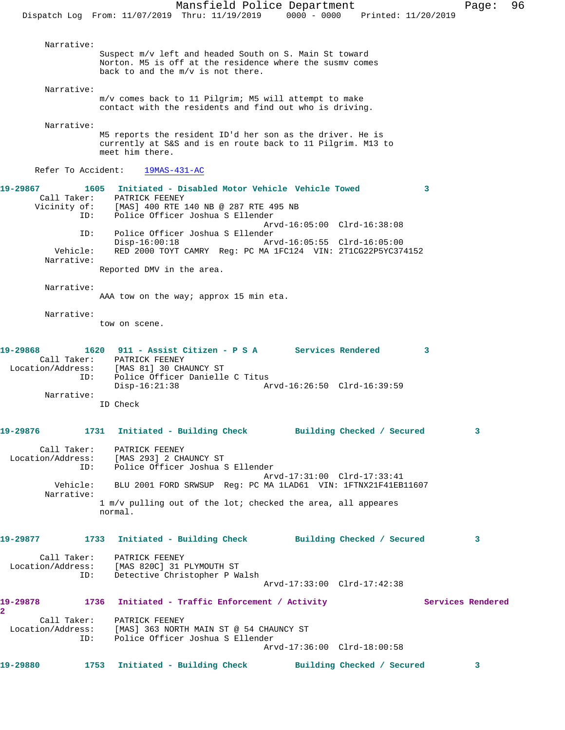Narrative:
Suspect m/v left and headed South on S. Main St toward Norton. M5 is off at the residence where the susmv comes back to and the m/v is not there.

Narrative:
m/v comes back to 11 Pilgrim; M5 will attempt to make contact with the residents and find out who is driving.

Narrative:
M5 reports the resident ID'd her son as the driver. He is currently at S&S and is en route back to 11 Pilgrim. M13 to meet him there.

Refer To Accident: 19MAS-431-AC

**19-29867 1605 Initiated - Disabled Motor Vehicle Vehicle Towed 3**

Call Taker: PATRICK FEENEY
Vicinity of: [MAS] 400 RTE 140 NB @ 287 RTE 495 NB
ID: Police Officer Joshua S Ellender
Arvd-16:05:00 Clrd-16:38:08
ID: Police Officer Joshua S Ellender
Disp-16:00:18 Arvd-16:05:55 Clrd-16:05:00
Vehicle: RED 2000 TOYT CAMRY Reg: PC MA 1FC124 VIN: 2T1CG22P5YC374152
Narrative:
Reported DMV in the area.

Narrative:
AAA tow on the way; approx 15 min eta.

Narrative:
tow on scene.

**19-29868 1620 911 - Assist Citizen - P S A Services Rendered 3**

Call Taker: PATRICK FEENEY
Location/Address: [MAS 81] 30 CHAUNCY ST
ID: Police Officer Danielle C Titus
Disp-16:21:38 Arvd-16:26:50 Clrd-16:39:59
Narrative:
ID Check

**19-29876 1731 Initiated - Building Check Building Checked / Secured 3**

Call Taker: PATRICK FEENEY
Location/Address: [MAS 293] 2 CHAUNCY ST
ID: Police Officer Joshua S Ellender
Arvd-17:31:00 Clrd-17:33:41
Vehicle: BLU 2001 FORD SRWSUP Reg: PC MA 1LAD61 VIN: 1FTNX21F41EB11607
Narrative:
1 m/v pulling out of the lot; checked the area, all appeares normal.

**19-29877 1733 Initiated - Building Check Building Checked / Secured 3**

Call Taker: PATRICK FEENEY
Location/Address: [MAS 820C] 31 PLYMOUTH ST
ID: Detective Christopher P Walsh
Arvd-17:33:00 Clrd-17:42:38

**19-29878 1736 Initiated - Traffic Enforcement / Activity Services Rendered 2**

Call Taker: PATRICK FEENEY
Location/Address: [MAS] 363 NORTH MAIN ST @ 54 CHAUNCY ST
ID: Police Officer Joshua S Ellender
Arvd-17:36:00 Clrd-18:00:58

**19-29880 1753 Initiated - Building Check Building Checked / Secured 3**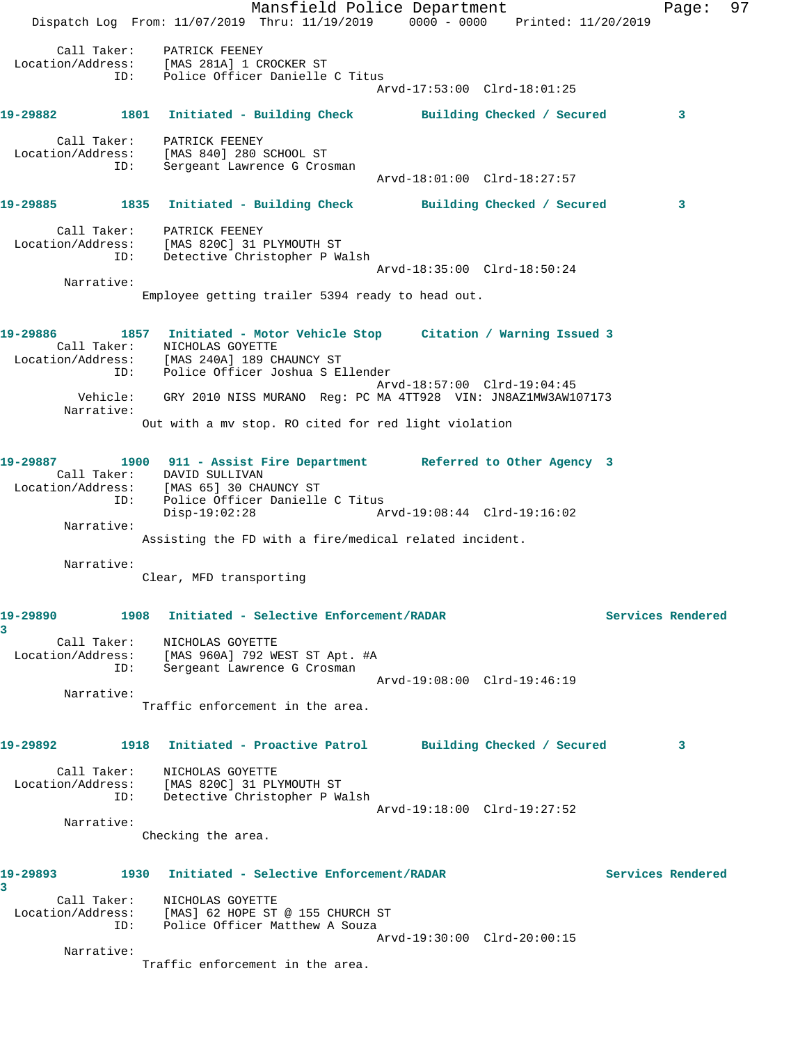Call Taker: PATRICK FEENEY
Location/Address: [MAS 281A] 1 CROCKER ST
ID: Police Officer Danielle C Titus
Arvd-17:53:00 Clrd-18:01:25

**19-29882** 1801 **Initiated - Building Check** **Building Checked / Secured** 3

Call Taker: PATRICK FEENEY
Location/Address: [MAS 840] 280 SCHOOL ST
ID: Sergeant Lawrence G Crosman
Arvd-18:01:00 Clrd-18:27:57

**19-29885** 1835 **Initiated - Building Check** **Building Checked / Secured** 3

Call Taker: PATRICK FEENEY
Location/Address: [MAS 820C] 31 PLYMOUTH ST
ID: Detective Christopher P Walsh
Arvd-18:35:00 Clrd-18:50:24
Narrative:
Employee getting trailer 5394 ready to head out.

**19-29886** 1857 **Initiated - Motor Vehicle Stop** **Citation / Warning Issued** 3
Call Taker: NICHOLAS GOYETTE
Location/Address: [MAS 240A] 189 CHAUNCY ST
ID: Police Officer Joshua S Ellender
Arvd-18:57:00 Clrd-19:04:45
Vehicle: GRY 2010 NISS MURANO Reg: PC MA 4TT928 VIN: JN8AZ1MW3AW107173
Narrative:
Out with a mv stop. RO cited for red light violation

**19-29887** 1900 **911 - Assist Fire Department** **Referred to Other Agency** 3
Call Taker: DAVID SULLIVAN
Location/Address: [MAS 65] 30 CHAUNCY ST
ID: Police Officer Danielle C Titus
Disp-19:02:28 Arvd-19:08:44 Clrd-19:16:02
Narrative:
Assisting the FD with a fire/medical related incident.

Narrative:
Clear, MFD transporting

**19-29890** 1908 **Initiated - Selective Enforcement/RADAR** **Services Rendered** 3
Call Taker: NICHOLAS GOYETTE
Location/Address: [MAS 960A] 792 WEST ST Apt. #A
ID: Sergeant Lawrence G Crosman
Arvd-19:08:00 Clrd-19:46:19
Narrative:
Traffic enforcement in the area.

**19-29892** 1918 **Initiated - Proactive Patrol** **Building Checked / Secured** 3

Call Taker: NICHOLAS GOYETTE
Location/Address: [MAS 820C] 31 PLYMOUTH ST
ID: Detective Christopher P Walsh
Arvd-19:18:00 Clrd-19:27:52
Narrative:
Checking the area.

**19-29893** 1930 **Initiated - Selective Enforcement/RADAR** **Services Rendered** 3
Call Taker: NICHOLAS GOYETTE
Location/Address: [MAS] 62 HOPE ST @ 155 CHURCH ST
ID: Police Officer Matthew A Souza
Arvd-19:30:00 Clrd-20:00:15
Narrative:
Traffic enforcement in the area.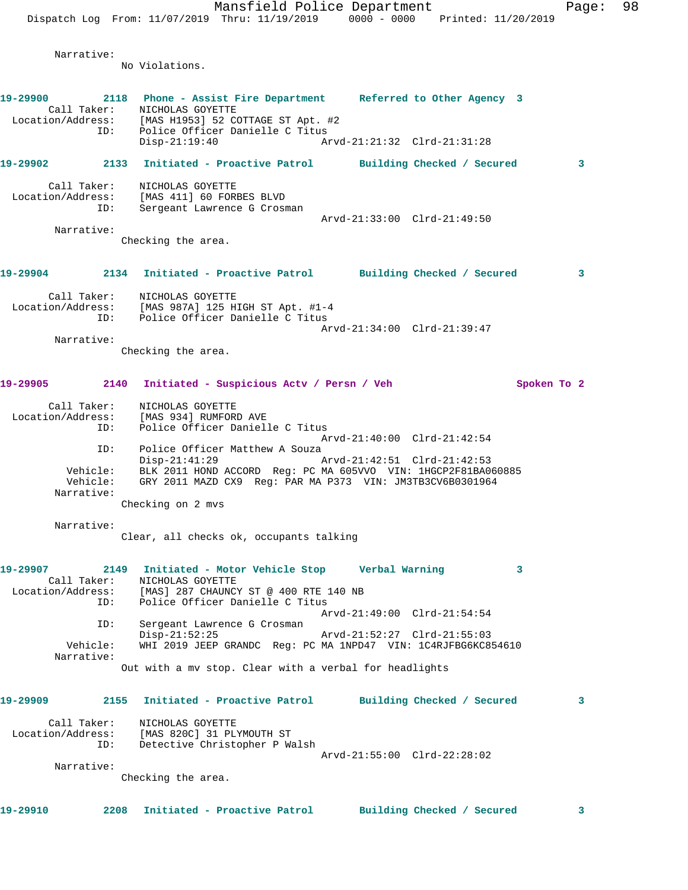Narrative:
No Violations.

**19-29900** 2118 **Phone - Assist Fire Department** **Referred to Other Agency 3**
Call Taker: NICHOLAS GOYETTE
Location/Address: [MAS H1953] 52 COTTAGE ST Apt. #2
ID: Police Officer Danielle C Titus
Disp-21:19:40 Arvd-21:21:32 Clrd-21:31:28

**19-29902** 2133 **Initiated - Proactive Patrol** **Building Checked / Secured 3**
Call Taker: NICHOLAS GOYETTE
Location/Address: [MAS 411] 60 FORBES BLVD
ID: Sergeant Lawrence G Crosman
Arvd-21:33:00 Clrd-21:49:50
Narrative:
Checking the area.

**19-29904** 2134 **Initiated - Proactive Patrol** **Building Checked / Secured 3**
Call Taker: NICHOLAS GOYETTE
Location/Address: [MAS 987A] 125 HIGH ST Apt. #1-4
ID: Police Officer Danielle C Titus
Arvd-21:34:00 Clrd-21:39:47
Narrative:
Checking the area.

**19-29905** 2140 **Initiated - Suspicious Actv / Persn / Veh** **Spoken To 2**
Call Taker: NICHOLAS GOYETTE
Location/Address: [MAS 934] RUMFORD AVE
ID: Police Officer Danielle C Titus
Arvd-21:40:00 Clrd-21:42:54
ID: Police Officer Matthew A Souza
Disp-21:41:29 Arvd-21:42:51 Clrd-21:42:53
Vehicle: BLK 2011 HOND ACCORD Reg: PC MA 605VVO VIN: 1HGCP2F81BA060885
Vehicle: GRY 2011 MAZD CX9 Reg: PAR MA P373 VIN: JM3TB3CV6B0301964
Narrative:
Checking on 2 mvs

Narrative:
Clear, all checks ok, occupants talking

**19-29907** 2149 **Initiated - Motor Vehicle Stop** **Verbal Warning 3**
Call Taker: NICHOLAS GOYETTE
Location/Address: [MAS] 287 CHAUNCY ST @ 400 RTE 140 NB
ID: Police Officer Danielle C Titus
Arvd-21:49:00 Clrd-21:54:54
ID: Sergeant Lawrence G Crosman
Disp-21:52:25 Arvd-21:52:27 Clrd-21:55:03
Vehicle: WHI 2019 JEEP GRANDC Reg: PC MA 1NPD47 VIN: 1C4RJFBG6KC854610
Narrative:
Out with a mv stop. Clear with a verbal for headlights

**19-29909** 2155 **Initiated - Proactive Patrol** **Building Checked / Secured 3**
Call Taker: NICHOLAS GOYETTE
Location/Address: [MAS 820C] 31 PLYMOUTH ST
ID: Detective Christopher P Walsh
Arvd-21:55:00 Clrd-22:28:02
Narrative:
Checking the area.

**19-29910** 2208 **Initiated - Proactive Patrol** **Building Checked / Secured 3**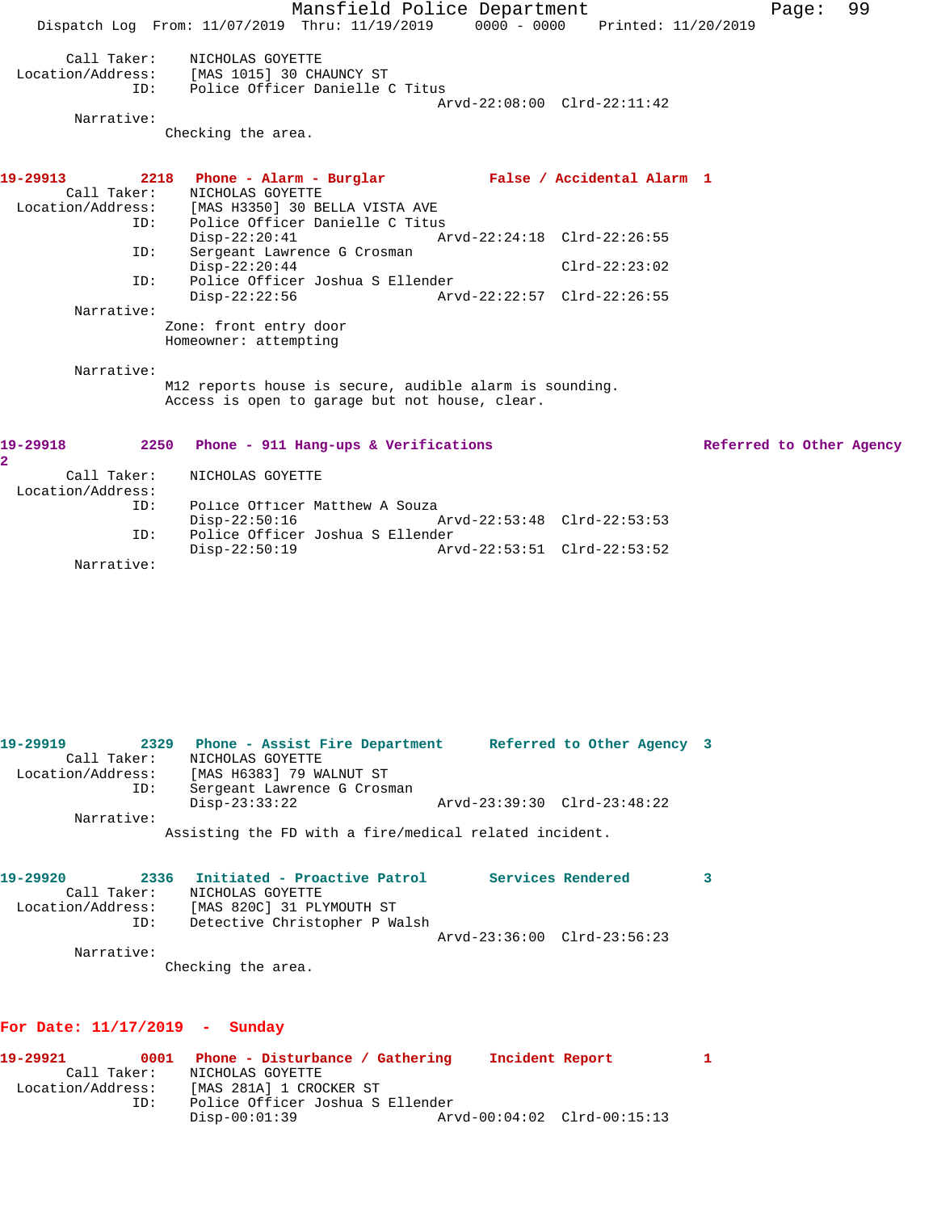Call Taker: NICHOLAS GOYETTE
Location/Address: [MAS 1015] 30 CHAUNCY ST
ID: Police Officer Danielle C Titus
Arvd-22:08:00 Clrd-22:11:42
Narrative:
Checking the area.

**19-29913 2218 Phone - Alarm - Burglar False / Accidental Alarm 1**
Call Taker: NICHOLAS GOYETTE
Location/Address: [MAS H3350] 30 BELLA VISTA AVE
ID: Police Officer Danielle C Titus
Disp-22:20:41 Arvd-22:24:18 Clrd-22:26:55
ID: Sergeant Lawrence G Crosman
Disp-22:20:44 Clrd-22:23:02
ID: Police Officer Joshua S Ellender
Disp-22:22:56 Arvd-22:22:57 Clrd-22:26:55
Narrative:
Zone: front entry door
Homeowner: attempting

Narrative:
M12 reports house is secure, audible alarm is sounding.
Access is open to garage but not house, clear.

**19-29918 2250 Phone - 911 Hang-ups & Verifications Referred to Other Agency 2**
Call Taker: NICHOLAS GOYETTE
Location/Address:
ID: Police Officer Matthew A Souza
Disp-22:50:16 Arvd-22:53:48 Clrd-22:53:53
ID: Police Officer Joshua S Ellender
Disp-22:50:19 Arvd-22:53:51 Clrd-22:53:52
Narrative:

**19-29919 2329 Phone - Assist Fire Department Referred to Other Agency 3**
Call Taker: NICHOLAS GOYETTE
Location/Address: [MAS H6383] 79 WALNUT ST
ID: Sergeant Lawrence G Crosman
Disp-23:33:22 Arvd-23:39:30 Clrd-23:48:22
Narrative:
Assisting the FD with a fire/medical related incident.

**19-29920 2336 Initiated - Proactive Patrol Services Rendered 3**
Call Taker: NICHOLAS GOYETTE
Location/Address: [MAS 820C] 31 PLYMOUTH ST
ID: Detective Christopher P Walsh
Arvd-23:36:00 Clrd-23:56:23
Narrative:
Checking the area.

## For Date: 11/17/2019 - Sunday

**19-29921 0001 Phone - Disturbance / Gathering Incident Report 1**
Call Taker: NICHOLAS GOYETTE
Location/Address: [MAS 281A] 1 CROCKER ST
ID: Police Officer Joshua S Ellender
Disp-00:01:39 Arvd-00:04:02 Clrd-00:15:13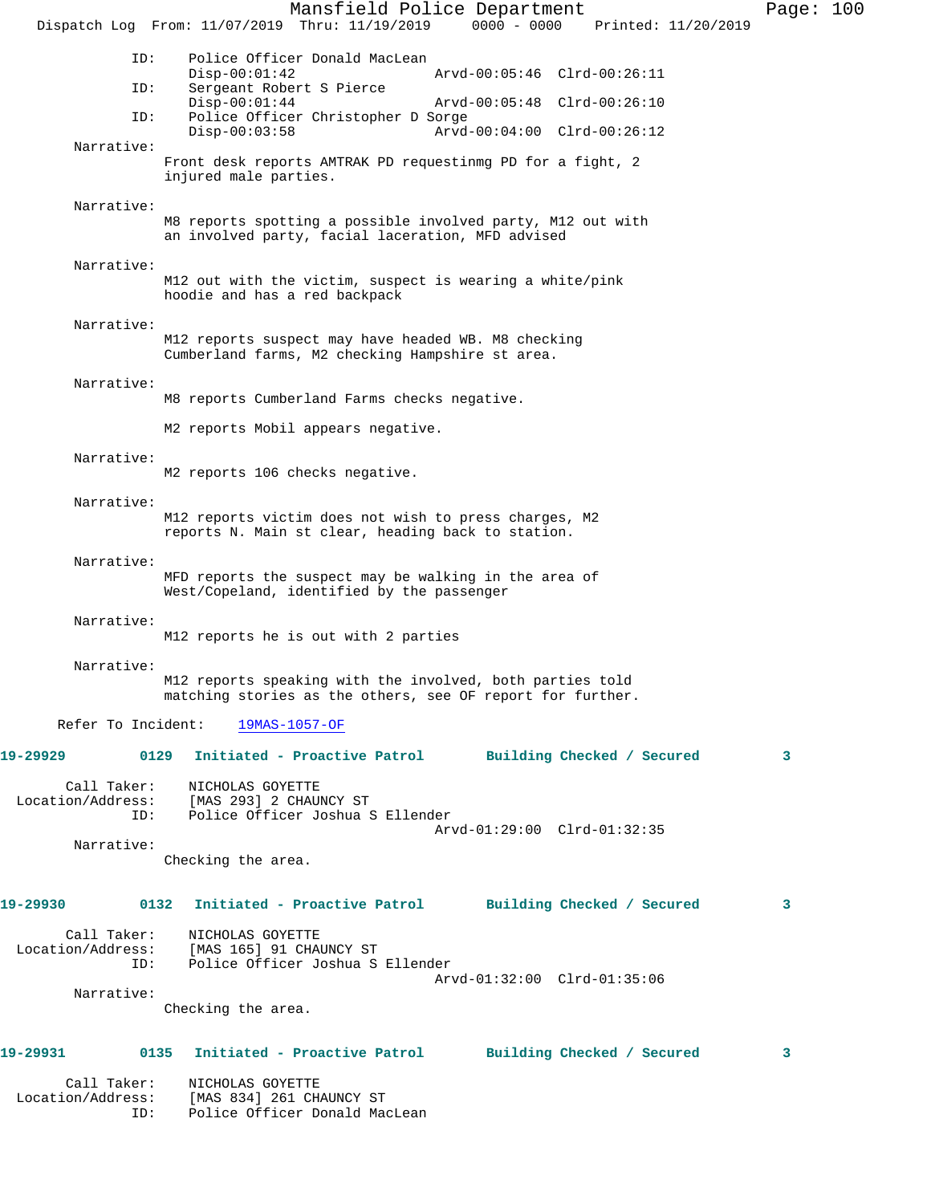ID: Police Officer Donald MacLean
Disp-00:01:42 Arvd-00:05:46 Clrd-00:26:11

ID: Sergeant Robert S Pierce
Disp-00:01:44 Arvd-00:05:48 Clrd-00:26:10

ID: Police Officer Christopher D Sorge
Disp-00:03:58 Arvd-00:04:00 Clrd-00:26:12

Narrative:
Front desk reports AMTRAK PD requestinmg PD for a fight, 2 injured male parties.

Narrative:
M8 reports spotting a possible involved party, M12 out with an involved party, facial laceration, MFD advised

Narrative:
M12 out with the victim, suspect is wearing a white/pink hoodie and has a red backpack

Narrative:
M12 reports suspect may have headed WB. M8 checking Cumberland farms, M2 checking Hampshire st area.

Narrative:
M8 reports Cumberland Farms checks negative.

M2 reports Mobil appears negative.

Narrative:
M2 reports 106 checks negative.

Narrative:
M12 reports victim does not wish to press charges, M2 reports N. Main st clear, heading back to station.

Narrative:
MFD reports the suspect may be walking in the area of West/Copeland, identified by the passenger

Narrative:
M12 reports he is out with 2 parties

Narrative:
M12 reports speaking with the involved, both parties told matching stories as the others, see OF report for further.

Refer To Incident: 19MAS-1057-OF

**19-29929 0129 Initiated - Proactive Patrol Building Checked / Secured 3**

Call Taker: NICHOLAS GOYETTE
Location/Address: [MAS 293] 2 CHAUNCY ST
ID: Police Officer Joshua S Ellender
Arvd-01:29:00 Clrd-01:32:35

Narrative:
Checking the area.

**19-29930 0132 Initiated - Proactive Patrol Building Checked / Secured 3**

Call Taker: NICHOLAS GOYETTE
Location/Address: [MAS 165] 91 CHAUNCY ST
ID: Police Officer Joshua S Ellender
Arvd-01:32:00 Clrd-01:35:06

Narrative:
Checking the area.

**19-29931 0135 Initiated - Proactive Patrol Building Checked / Secured 3**

Call Taker: NICHOLAS GOYETTE
Location/Address: [MAS 834] 261 CHAUNCY ST
ID: Police Officer Donald MacLean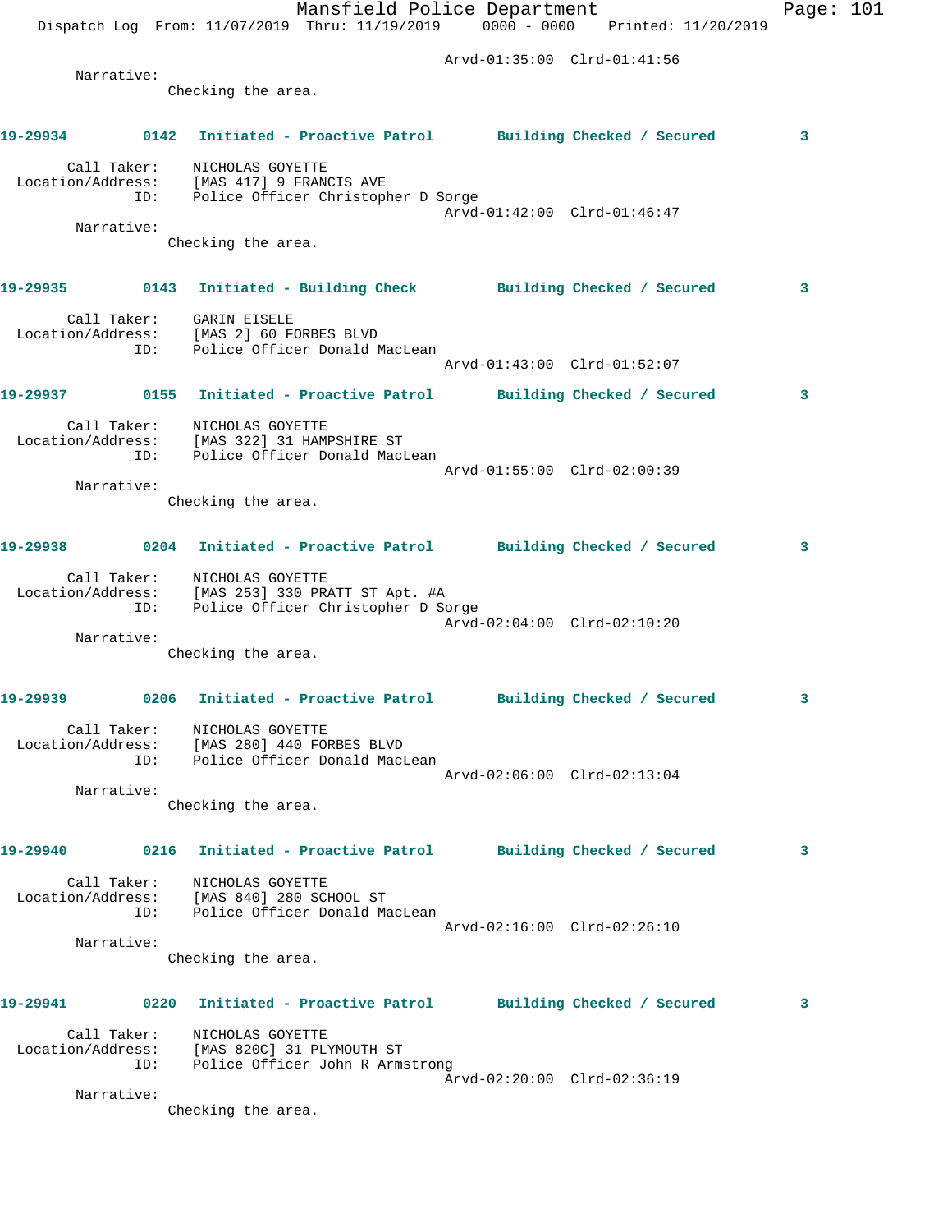Arvd-01:35:00 Clrd-01:41:56

Narrative:

Checking the area.

**19-29934** 0142 **Initiated - Proactive Patrol** **Building Checked / Secured** 3

Call Taker: NICHOLAS GOYETTE
Location/Address: [MAS 417] 9 FRANCIS AVE
ID: Police Officer Christopher D Sorge
Arvd-01:42:00 Clrd-01:46:47

Narrative:

Checking the area.

**19-29935** 0143 **Initiated - Building Check** **Building Checked / Secured** 3

Call Taker: GARIN EISELE
Location/Address: [MAS 2] 60 FORBES BLVD
ID: Police Officer Donald MacLean
Arvd-01:43:00 Clrd-01:52:07

**19-29937** 0155 **Initiated - Proactive Patrol** **Building Checked / Secured** 3

Call Taker: NICHOLAS GOYETTE
Location/Address: [MAS 322] 31 HAMPSHIRE ST
ID: Police Officer Donald MacLean
Arvd-01:55:00 Clrd-02:00:39

Narrative:

Checking the area.

**19-29938** 0204 **Initiated - Proactive Patrol** **Building Checked / Secured** 3

Call Taker: NICHOLAS GOYETTE
Location/Address: [MAS 253] 330 PRATT ST Apt. #A
ID: Police Officer Christopher D Sorge
Arvd-02:04:00 Clrd-02:10:20

Narrative:

Checking the area.

**19-29939** 0206 **Initiated - Proactive Patrol** **Building Checked / Secured** 3

Call Taker: NICHOLAS GOYETTE
Location/Address: [MAS 280] 440 FORBES BLVD
ID: Police Officer Donald MacLean
Arvd-02:06:00 Clrd-02:13:04

Narrative:

Checking the area.

**19-29940** 0216 **Initiated - Proactive Patrol** **Building Checked / Secured** 3

Call Taker: NICHOLAS GOYETTE
Location/Address: [MAS 840] 280 SCHOOL ST
ID: Police Officer Donald MacLean
Arvd-02:16:00 Clrd-02:26:10

Narrative:

Checking the area.

**19-29941** 0220 **Initiated - Proactive Patrol** **Building Checked / Secured** 3

Call Taker: NICHOLAS GOYETTE
Location/Address: [MAS 820C] 31 PLYMOUTH ST
ID: Police Officer John R Armstrong
Arvd-02:20:00 Clrd-02:36:19

Narrative:

Checking the area.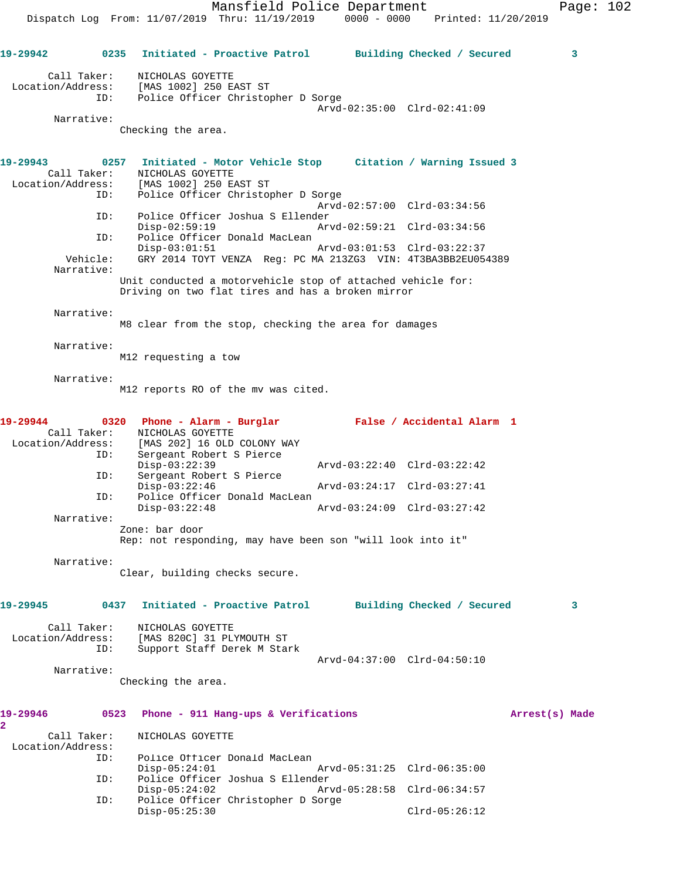**19-29942** 0235 Initiated - Proactive Patrol — Building Checked / Secured 3

Call Taker: NICHOLAS GOYETTE
Location/Address: [MAS 1002] 250 EAST ST
ID: Police Officer Christopher D Sorge
Arvd-02:35:00 Clrd-02:41:09

Narrative:
Checking the area.

**19-29943** 0257 Initiated - Motor Vehicle Stop — Citation / Warning Issued 3

Call Taker: NICHOLAS GOYETTE
Location/Address: [MAS 1002] 250 EAST ST
ID: Police Officer Christopher D Sorge
Arvd-02:57:00 Clrd-03:34:56
ID: Police Officer Joshua S Ellender
Disp-02:59:19 Arvd-02:59:21 Clrd-03:34:56
ID: Police Officer Donald MacLean
Disp-03:01:51 Arvd-03:01:53 Clrd-03:22:37
Vehicle: GRY 2014 TOYT VENZA Reg: PC MA 213ZG3 VIN: 4T3BA3BB2EU054389

Narrative:
Unit conducted a motorvehicle stop of attached vehicle for:
Driving on two flat tires and has a broken mirror

Narrative:
M8 clear from the stop, checking the area for damages

Narrative:
M12 requesting a tow

Narrative:
M12 reports RO of the mv was cited.

**19-29944** 0320 Phone - Alarm - Burglar — False / Accidental Alarm 1

Call Taker: NICHOLAS GOYETTE
Location/Address: [MAS 202] 16 OLD COLONY WAY
ID: Sergeant Robert S Pierce
Disp-03:22:39 Arvd-03:22:40 Clrd-03:22:42
ID: Sergeant Robert S Pierce
Disp-03:22:46 Arvd-03:24:17 Clrd-03:27:41
ID: Police Officer Donald MacLean
Disp-03:22:48 Arvd-03:24:09 Clrd-03:27:42

Narrative:
Zone: bar door
Rep: not responding, may have been son "will look into it"

Narrative:
Clear, building checks secure.

**19-29945** 0437 Initiated - Proactive Patrol — Building Checked / Secured 3

Call Taker: NICHOLAS GOYETTE
Location/Address: [MAS 820C] 31 PLYMOUTH ST
ID: Support Staff Derek M Stark
Arvd-04:37:00 Clrd-04:50:10

Narrative:
Checking the area.

**19-29946** 0523 Phone - 911 Hang-ups & Verifications — Arrest(s) Made 2

Call Taker: NICHOLAS GOYETTE
Location/Address:
ID: Police Officer Donald MacLean
Disp-05:24:01 Arvd-05:31:25 Clrd-06:35:00
ID: Police Officer Joshua S Ellender
Disp-05:24:02 Arvd-05:28:58 Clrd-06:34:57
ID: Police Officer Christopher D Sorge
Disp-05:25:30 Clrd-05:26:12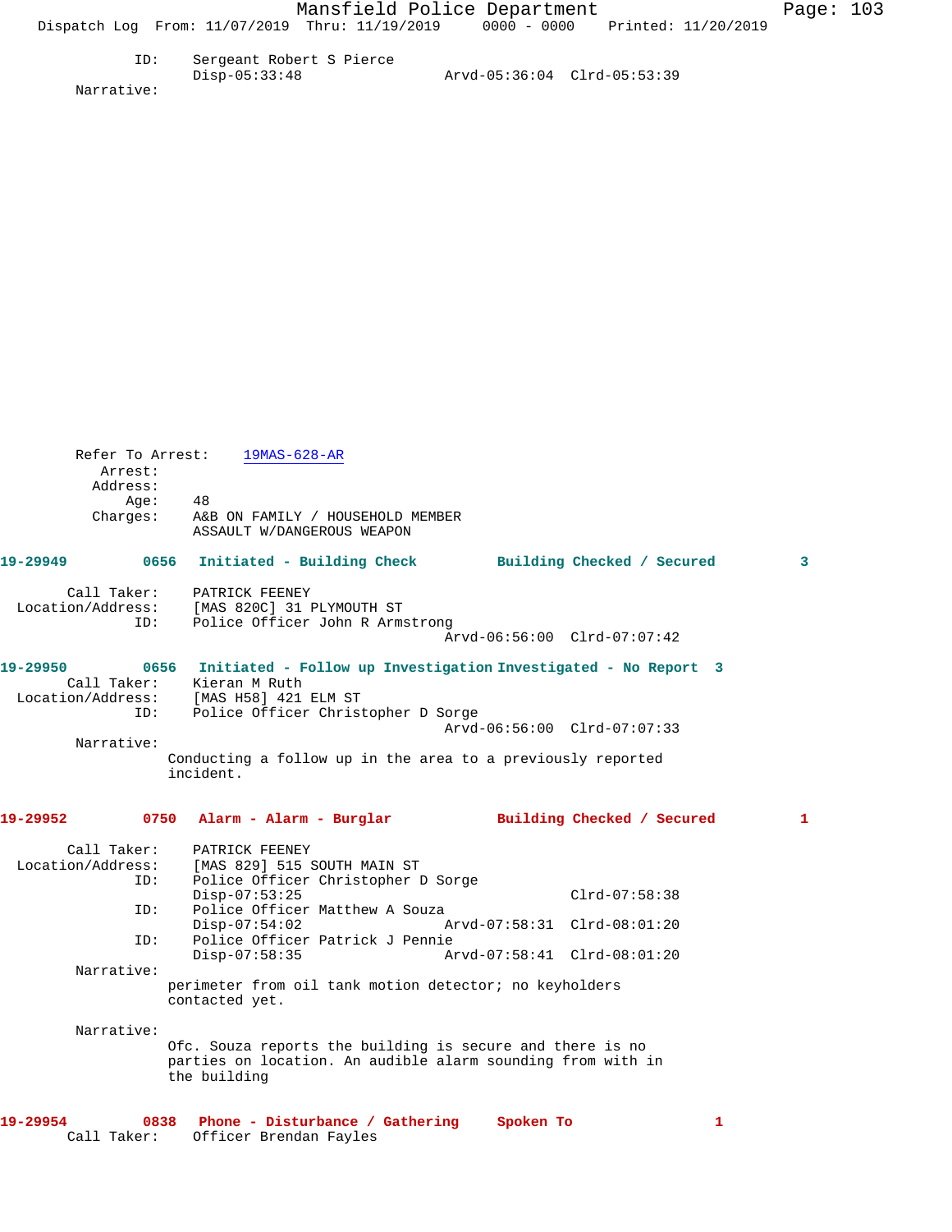ID: Sergeant Robert S Pierce
Disp-05:33:48 Arvd-05:36:04 Clrd-05:53:39

Narrative:

Refer To Arrest: 19MAS-628-AR

Arrest:
Address:
Age: 48
Charges: A&B ON FAMILY / HOUSEHOLD MEMBER
ASSAULT W/DANGEROUS WEAPON

**19-29949 0656 Initiated - Building Check Building Checked / Secured 3**

Call Taker: PATRICK FEENEY
Location/Address: [MAS 820C] 31 PLYMOUTH ST
ID: Police Officer John R Armstrong
Arvd-06:56:00 Clrd-07:07:42

**19-29950 0656 Initiated - Follow up Investigation Investigated - No Report 3**

Call Taker: Kieran M Ruth
Location/Address: [MAS H58] 421 ELM ST
ID: Police Officer Christopher D Sorge
Arvd-06:56:00 Clrd-07:07:33

Narrative:
Conducting a follow up in the area to a previously reported incident.

**19-29952 0750 Alarm - Alarm - Burglar Building Checked / Secured 1**

Call Taker: PATRICK FEENEY
Location/Address: [MAS 829] 515 SOUTH MAIN ST
ID: Police Officer Christopher D Sorge
Disp-07:53:25 Clrd-07:58:38
ID: Police Officer Matthew A Souza
Disp-07:54:02 Arvd-07:58:31 Clrd-08:01:20
ID: Police Officer Patrick J Pennie
Disp-07:58:35 Arvd-07:58:41 Clrd-08:01:20

Narrative:
perimeter from oil tank motion detector; no keyholders contacted yet.

Narrative:
Ofc. Souza reports the building is secure and there is no parties on location. An audible alarm sounding from with in the building

**19-29954 0838 Phone - Disturbance / Gathering Spoken To 1**

Call Taker: Officer Brendan Fayles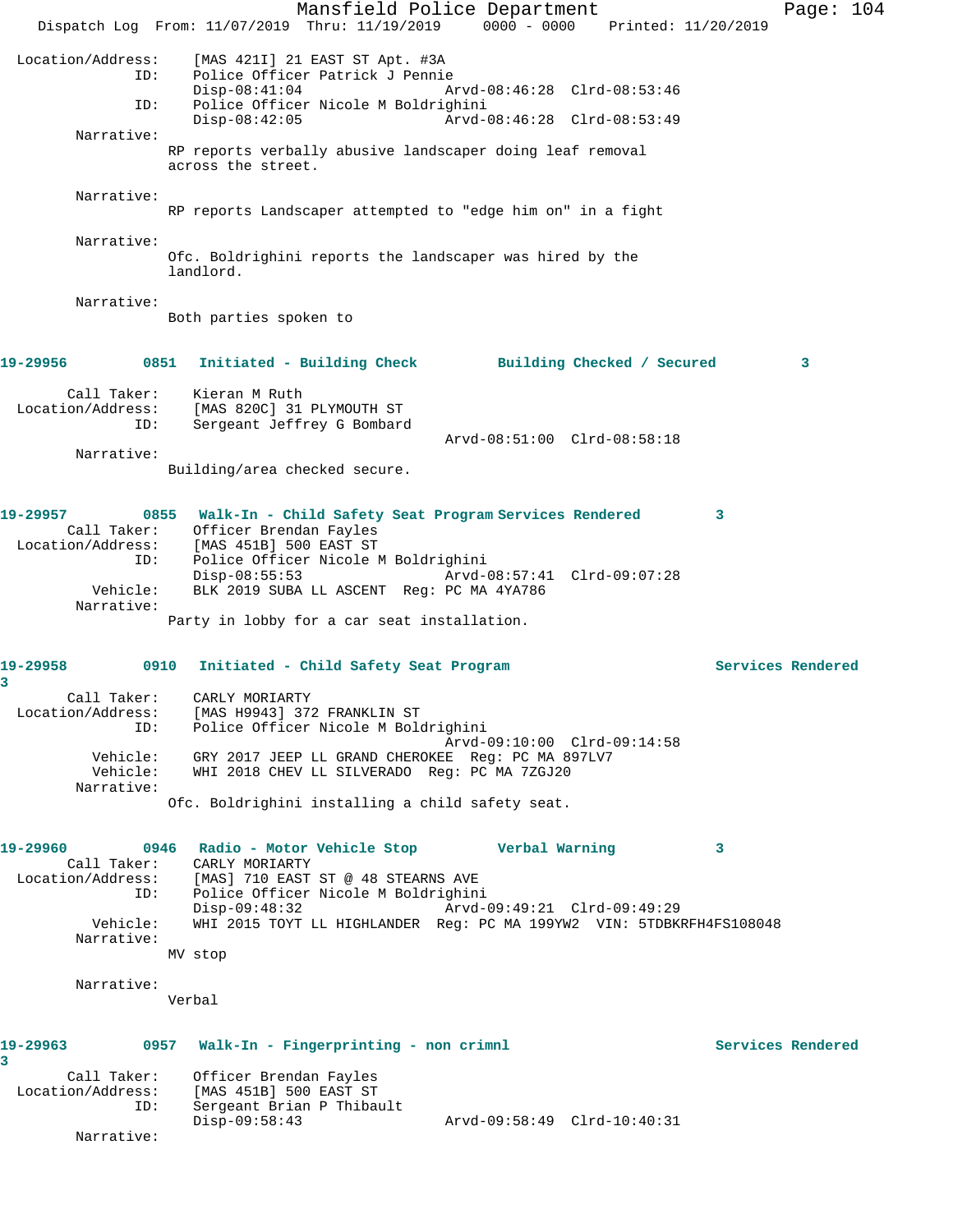Location/Address: [MAS 421I] 21 EAST ST Apt. #3A
ID: Police Officer Patrick J Pennie
Disp-08:41:04 Arvd-08:46:28 Clrd-08:53:46
ID: Police Officer Nicole M Boldrighini
Disp-08:42:05 Arvd-08:46:28 Clrd-08:53:49

Narrative:
RP reports verbally abusive landscaper doing leaf removal across the street.

Narrative:
RP reports Landscaper attempted to "edge him on" in a fight

Narrative:
Ofc. Boldrighini reports the landscaper was hired by the landlord.

Narrative:
Both parties spoken to

**19-29956 0851 Initiated - Building Check Building Checked / Secured 3**

Call Taker: Kieran M Ruth
Location/Address: [MAS 820C] 31 PLYMOUTH ST
ID: Sergeant Jeffrey G Bombard
Arvd-08:51:00 Clrd-08:58:18

Narrative:
Building/area checked secure.

**19-29957 0855 Walk-In - Child Safety Seat Program Services Rendered 3**

Call Taker: Officer Brendan Fayles
Location/Address: [MAS 451B] 500 EAST ST
ID: Police Officer Nicole M Boldrighini
Disp-08:55:53 Arvd-08:57:41 Clrd-09:07:28
Vehicle: BLK 2019 SUBA LL ASCENT Reg: PC MA 4YA786

Narrative:
Party in lobby for a car seat installation.

**19-29958 0910 Initiated - Child Safety Seat Program Services Rendered 3**

Call Taker: CARLY MORIARTY
Location/Address: [MAS H9943] 372 FRANKLIN ST
ID: Police Officer Nicole M Boldrighini
Arvd-09:10:00 Clrd-09:14:58
Vehicle: GRY 2017 JEEP LL GRAND CHEROKEE Reg: PC MA 897LV7
Vehicle: WHI 2018 CHEV LL SILVERADO Reg: PC MA 7ZGJ20

Narrative:
Ofc. Boldrighini installing a child safety seat.

**19-29960 0946 Radio - Motor Vehicle Stop Verbal Warning 3**

Call Taker: CARLY MORIARTY
Location/Address: [MAS] 710 EAST ST @ 48 STEARNS AVE
ID: Police Officer Nicole M Boldrighini
Disp-09:48:32 Arvd-09:49:21 Clrd-09:49:29
Vehicle: WHI 2015 TOYT LL HIGHLANDER Reg: PC MA 199YW2 VIN: 5TDBKRFH4FS108048

Narrative:
MV stop

Narrative:
Verbal

**19-29963 0957 Walk-In - Fingerprinting - non crimnl Services Rendered 3**

Call Taker: Officer Brendan Fayles
Location/Address: [MAS 451B] 500 EAST ST
ID: Sergeant Brian P Thibault
Disp-09:58:43 Arvd-09:58:49 Clrd-10:40:31

Narrative: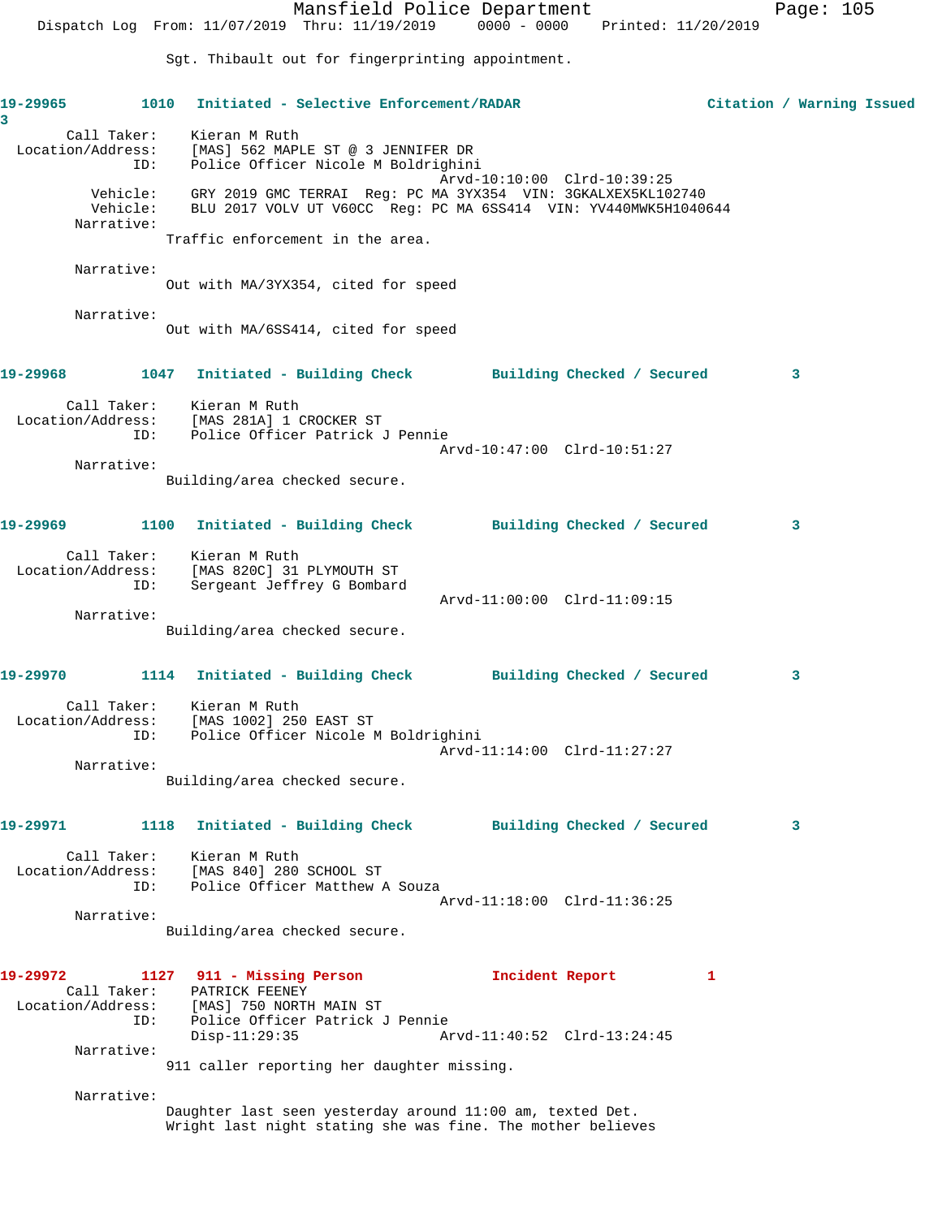Sgt. Thibault out for fingerprinting appointment.

**19-29965 1010 Initiated - Selective Enforcement/RADAR Citation / Warning Issued 3**

Call Taker: Kieran M Ruth
Location/Address: [MAS] 562 MAPLE ST @ 3 JENNIFER DR
ID: Police Officer Nicole M Boldrighini
Arvd-10:10:00 Clrd-10:39:25
Vehicle: GRY 2019 GMC TERRAI Reg: PC MA 3YX354 VIN: 3GKALXEX5KL102740
Vehicle: BLU 2017 VOLV UT V60CC Reg: PC MA 6SS414 VIN: YV440MWK5H1040644
Narrative:
Traffic enforcement in the area.

Narrative:
Out with MA/3YX354, cited for speed

Narrative:
Out with MA/6SS414, cited for speed

**19-29968 1047 Initiated - Building Check Building Checked / Secured 3**

Call Taker: Kieran M Ruth
Location/Address: [MAS 281A] 1 CROCKER ST
ID: Police Officer Patrick J Pennie
Arvd-10:47:00 Clrd-10:51:27
Narrative:
Building/area checked secure.

**19-29969 1100 Initiated - Building Check Building Checked / Secured 3**

Call Taker: Kieran M Ruth
Location/Address: [MAS 820C] 31 PLYMOUTH ST
ID: Sergeant Jeffrey G Bombard
Arvd-11:00:00 Clrd-11:09:15
Narrative:
Building/area checked secure.

**19-29970 1114 Initiated - Building Check Building Checked / Secured 3**

Call Taker: Kieran M Ruth
Location/Address: [MAS 1002] 250 EAST ST
ID: Police Officer Nicole M Boldrighini
Arvd-11:14:00 Clrd-11:27:27
Narrative:
Building/area checked secure.

**19-29971 1118 Initiated - Building Check Building Checked / Secured 3**

Call Taker: Kieran M Ruth
Location/Address: [MAS 840] 280 SCHOOL ST
ID: Police Officer Matthew A Souza
Arvd-11:18:00 Clrd-11:36:25
Narrative:
Building/area checked secure.

**19-29972 1127 911 - Missing Person Incident Report 1**

Call Taker: PATRICK FEENEY
Location/Address: [MAS] 750 NORTH MAIN ST
ID: Police Officer Patrick J Pennie
Disp-11:29:35 Arvd-11:40:52 Clrd-13:24:45
Narrative:
911 caller reporting her daughter missing.

Narrative:
Daughter last seen yesterday around 11:00 am, texted Det. Wright last night stating she was fine. The mother believes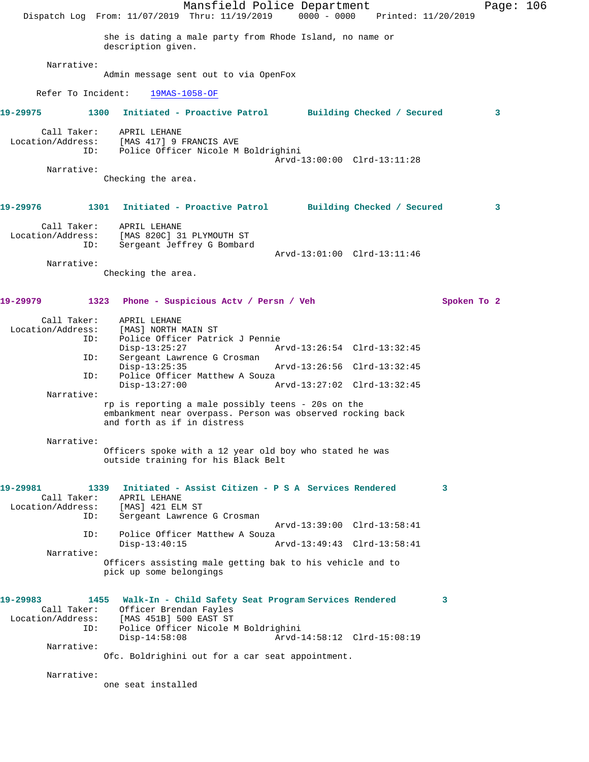she is dating a male party from Rhode Island, no name or description given.

Narrative:
Admin message sent out to via OpenFox

Refer To Incident: 19MAS-1058-OF

**19-29975 1300 Initiated - Proactive Patrol Building Checked / Secured 3**

Call Taker: APRIL LEHANE
Location/Address: [MAS 417] 9 FRANCIS AVE
ID: Police Officer Nicole M Boldrighini
Arvd-13:00:00 Clrd-13:11:28

Narrative:
Checking the area.

**19-29976 1301 Initiated - Proactive Patrol Building Checked / Secured 3**

Call Taker: APRIL LEHANE
Location/Address: [MAS 820C] 31 PLYMOUTH ST
ID: Sergeant Jeffrey G Bombard
Arvd-13:01:00 Clrd-13:11:46

Narrative:
Checking the area.

**19-29979 1323 Phone - Suspicious Actv / Persn / Veh Spoken To 2**

Call Taker: APRIL LEHANE
Location/Address: [MAS] NORTH MAIN ST
ID: Police Officer Patrick J Pennie
Disp-13:25:27 Arvd-13:26:54 Clrd-13:32:45
ID: Sergeant Lawrence G Crosman
Disp-13:25:35 Arvd-13:26:56 Clrd-13:32:45
ID: Police Officer Matthew A Souza
Disp-13:27:00 Arvd-13:27:02 Clrd-13:32:45

Narrative:
rp is reporting a male possibly teens - 20s on the embankment near overpass. Person was observed rocking back and forth as if in distress

Narrative:
Officers spoke with a 12 year old boy who stated he was outside training for his Black Belt

**19-29981 1339 Initiated - Assist Citizen - P S A Services Rendered 3**

Call Taker: APRIL LEHANE
Location/Address: [MAS] 421 ELM ST
ID: Sergeant Lawrence G Crosman
Arvd-13:39:00 Clrd-13:58:41
ID: Police Officer Matthew A Souza
Disp-13:40:15 Arvd-13:49:43 Clrd-13:58:41

Narrative:
Officers assisting male getting bak to his vehicle and to pick up some belongings

**19-29983 1455 Walk-In - Child Safety Seat Program Services Rendered 3**

Call Taker: Officer Brendan Fayles
Location/Address: [MAS 451B] 500 EAST ST
ID: Police Officer Nicole M Boldrighini
Disp-14:58:08 Arvd-14:58:12 Clrd-15:08:19

Narrative:
Ofc. Boldrighini out for a car seat appointment.

Narrative:
one seat installed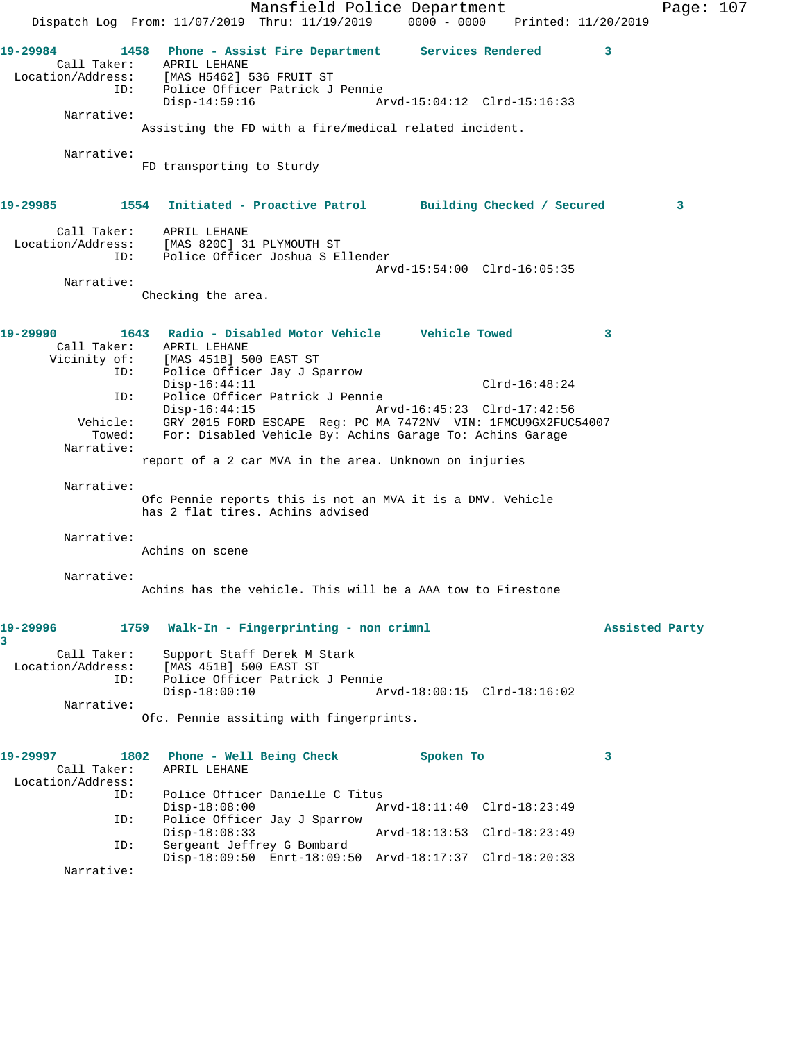**19-29984** 1458 **Phone - Assist Fire Department** **Services Rendered** **3**

Call Taker: APRIL LEHANE
Location/Address: [MAS H5462] 536 FRUIT ST
ID: Police Officer Patrick J Pennie
Disp-14:59:16 Arvd-15:04:12 Clrd-15:16:33

Narrative:
Assisting the FD with a fire/medical related incident.

Narrative:
FD transporting to Sturdy

**19-29985** 1554 **Initiated - Proactive Patrol** **Building Checked / Secured** **3**

Call Taker: APRIL LEHANE
Location/Address: [MAS 820C] 31 PLYMOUTH ST
ID: Police Officer Joshua S Ellender
Arvd-15:54:00 Clrd-16:05:35

Narrative:
Checking the area.

**19-29990** 1643 **Radio - Disabled Motor Vehicle** **Vehicle Towed** **3**

Call Taker: APRIL LEHANE
Vicinity of: [MAS 451B] 500 EAST ST
ID: Police Officer Jay J Sparrow
Disp-16:44:11 Clrd-16:48:24
ID: Police Officer Patrick J Pennie
Disp-16:44:15 Arvd-16:45:23 Clrd-17:42:56
Vehicle: GRY 2015 FORD ESCAPE Reg: PC MA 7472NV VIN: 1FMCU9GX2FUC54007
Towed: For: Disabled Vehicle By: Achins Garage To: Achins Garage

Narrative:
report of a 2 car MVA in the area. Unknown on injuries

Narrative:
Ofc Pennie reports this is not an MVA it is a DMV. Vehicle has 2 flat tires. Achins advised

Narrative:
Achins on scene

Narrative:
Achins has the vehicle. This will be a AAA tow to Firestone

**19-29996** 1759 **Walk-In - Fingerprinting - non crimnl** **Assisted Party** **3**

Call Taker: Support Staff Derek M Stark
Location/Address: [MAS 451B] 500 EAST ST
ID: Police Officer Patrick J Pennie
Disp-18:00:10 Arvd-18:00:15 Clrd-18:16:02

Narrative:
Ofc. Pennie assiting with fingerprints.

**19-29997** 1802 **Phone - Well Being Check** **Spoken To** **3**

Call Taker: APRIL LEHANE
Location/Address:
ID: Police Officer Danielle C Titus
Disp-18:08:00 Arvd-18:11:40 Clrd-18:23:49
ID: Police Officer Jay J Sparrow
Disp-18:08:33 Arvd-18:13:53 Clrd-18:23:49
ID: Sergeant Jeffrey G Bombard
Disp-18:09:50 Enrt-18:09:50 Arvd-18:17:37 Clrd-18:20:33

Narrative: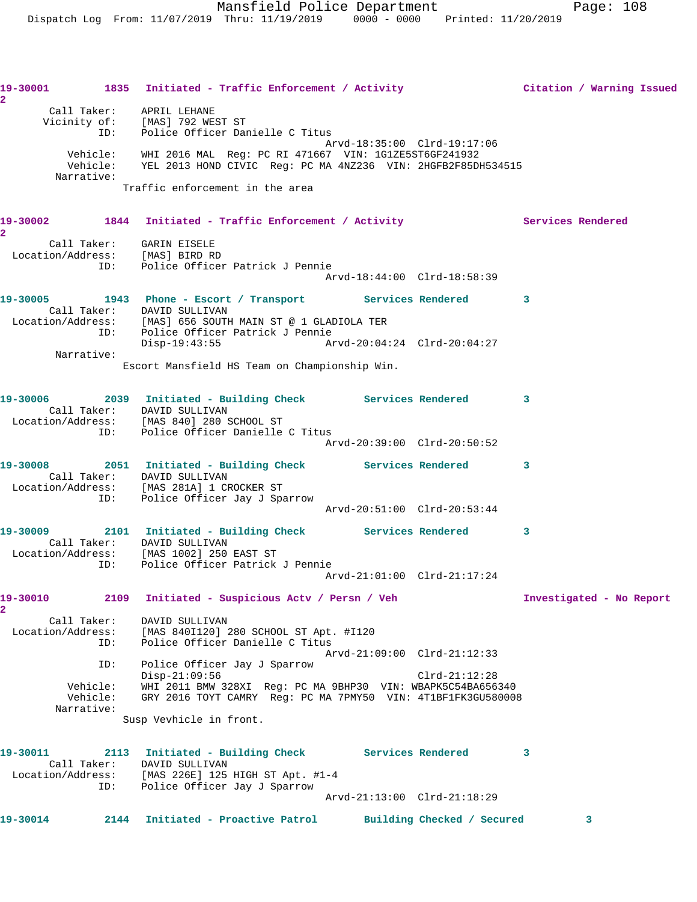```
19-30001        1835  Initiated - Traffic Enforcement / Activity              Citation / Warning Issued
2
       Call Taker:    APRIL LEHANE
      Vicinity of:    [MAS] 792 WEST ST
               ID:    Police Officer Danielle C Titus
                                                Arvd-18:35:00  Clrd-19:17:06
          Vehicle:    WHI 2016 MAL  Reg: PC RI 471667  VIN: 1G1ZE5ST6GF241932
          Vehicle:    YEL 2013 HOND CIVIC  Reg: PC MA 4NZ236  VIN: 2HGFB2F85DH534515
        Narrative:
                   Traffic enforcement in the area

19-30002        1844  Initiated - Traffic Enforcement / Activity              Services Rendered
2
       Call Taker:    GARIN EISELE
  Location/Address:    [MAS] BIRD RD
               ID:    Police Officer Patrick J Pennie
                                                Arvd-18:44:00  Clrd-18:58:39

19-30005        1943  Phone - Escort / Transport         Services Rendered        3
       Call Taker:    DAVID SULLIVAN
  Location/Address:    [MAS] 656 SOUTH MAIN ST @ 1 GLADIOLA TER
               ID:    Police Officer Patrick J Pennie
                      Disp-19:43:55             Arvd-20:04:24  Clrd-20:04:27
        Narrative:
                   Escort Mansfield HS Team on Championship Win.

19-30006        2039  Initiated - Building Check         Services Rendered        3
       Call Taker:    DAVID SULLIVAN
  Location/Address:    [MAS 840] 280 SCHOOL ST
               ID:    Police Officer Danielle C Titus
                                                Arvd-20:39:00  Clrd-20:50:52

19-30008        2051  Initiated - Building Check         Services Rendered        3
       Call Taker:    DAVID SULLIVAN
  Location/Address:    [MAS 281A] 1 CROCKER ST
               ID:    Police Officer Jay J Sparrow
                                                Arvd-20:51:00  Clrd-20:53:44

19-30009        2101  Initiated - Building Check         Services Rendered        3
       Call Taker:    DAVID SULLIVAN
  Location/Address:    [MAS 1002] 250 EAST ST
               ID:    Police Officer Patrick J Pennie
                                                Arvd-21:01:00  Clrd-21:17:24

19-30010        2109  Initiated - Suspicious Actv / Persn / Veh               Investigated - No Report
2
       Call Taker:    DAVID SULLIVAN
  Location/Address:    [MAS 840I120] 280 SCHOOL ST Apt. #I120
               ID:    Police Officer Danielle C Titus
                                                Arvd-21:09:00  Clrd-21:12:33
               ID:    Police Officer Jay J Sparrow
                      Disp-21:09:56                            Clrd-21:12:28
          Vehicle:    WHI 2011 BMW 328XI  Reg: PC MA 9BHP30  VIN: WBAPK5C54BA656340
          Vehicle:    GRY 2016 TOYT CAMRY  Reg: PC MA 7PMY50  VIN: 4T1BF1FK3GU580008
        Narrative:
                   Susp Vevhicle in front.

19-30011        2113  Initiated - Building Check         Services Rendered        3
       Call Taker:    DAVID SULLIVAN
  Location/Address:    [MAS 226E] 125 HIGH ST Apt. #1-4
               ID:    Police Officer Jay J Sparrow
                                                Arvd-21:13:00  Clrd-21:18:29

19-30014        2144  Initiated - Proactive Patrol       Building Checked / Secured          3
```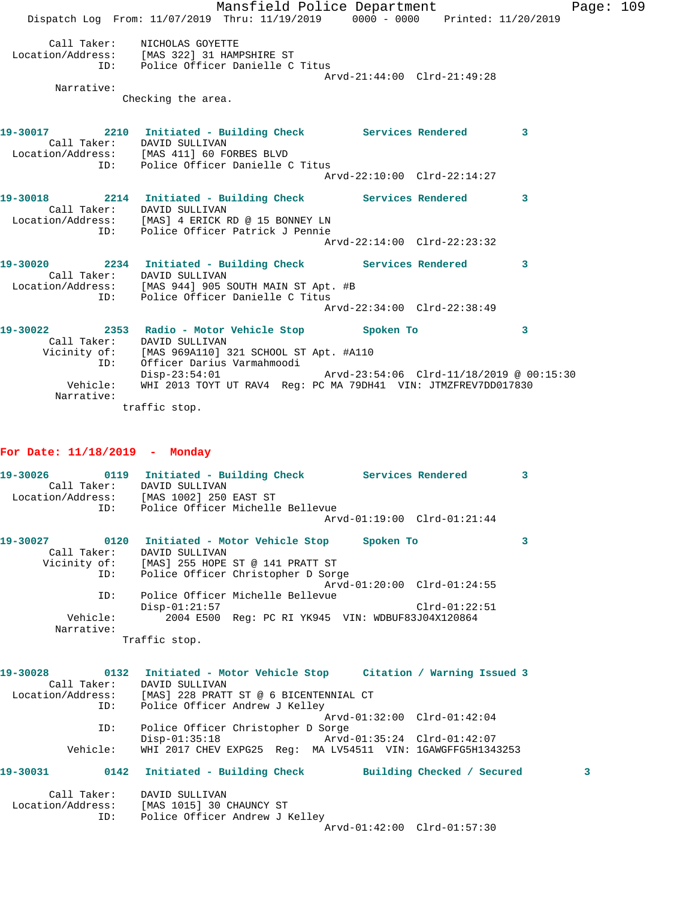```
        Call Taker:    NICHOLAS GOYETTE
  Location/Address:    [MAS 322] 31 HAMPSHIRE ST
                ID:    Police Officer Danielle C Titus
                                             Arvd-21:44:00  Clrd-21:49:28
         Narrative:
                Checking the area.


19-30017        2210   Initiated - Building Check         Services Rendered        3
        Call Taker:    DAVID SULLIVAN
  Location/Address:    [MAS 411] 60 FORBES BLVD
                ID:    Police Officer Danielle C Titus
                                             Arvd-22:10:00  Clrd-22:14:27

19-30018        2214   Initiated - Building Check         Services Rendered        3
        Call Taker:    DAVID SULLIVAN
  Location/Address:    [MAS] 4 ERICK RD @ 15 BONNEY LN
                ID:    Police Officer Patrick J Pennie
                                             Arvd-22:14:00  Clrd-22:23:32

19-30020        2234   Initiated - Building Check         Services Rendered        3
        Call Taker:    DAVID SULLIVAN
  Location/Address:    [MAS 944] 905 SOUTH MAIN ST Apt. #B
                ID:    Police Officer Danielle C Titus
                                             Arvd-22:34:00  Clrd-22:38:49

19-30022        2353   Radio - Motor Vehicle Stop         Spoken To                3
        Call Taker:    DAVID SULLIVAN
       Vicinity of:    [MAS 969A110] 321 SCHOOL ST Apt. #A110
                ID:    Officer Darius Varmahmoodi
                       Disp-23:54:01                 Arvd-23:54:06  Clrd-11/18/2019 @ 00:15:30
           Vehicle:    WHI 2013 TOYT UT RAV4  Reg: PC MA 79DH41  VIN: JTMZFREV7DD017830
         Narrative:
                traffic stop.
```

## For Date: 11/18/2019 - Monday

```
19-30026        0119   Initiated - Building Check         Services Rendered        3
        Call Taker:    DAVID SULLIVAN
  Location/Address:    [MAS 1002] 250 EAST ST
                ID:    Police Officer Michelle Bellevue
                                             Arvd-01:19:00  Clrd-01:21:44

19-30027        0120   Initiated - Motor Vehicle Stop     Spoken To                3
        Call Taker:    DAVID SULLIVAN
       Vicinity of:    [MAS] 255 HOPE ST @ 141 PRATT ST
                ID:    Police Officer Christopher D Sorge
                                             Arvd-01:20:00  Clrd-01:24:55
                ID:    Police Officer Michelle Bellevue
                       Disp-01:21:57                        Clrd-01:22:51
           Vehicle:        2004 E500  Reg: PC RI YK945  VIN: WDBUF83J04X120864
         Narrative:
                Traffic stop.


19-30028        0132   Initiated - Motor Vehicle Stop     Citation / Warning Issued 3
        Call Taker:    DAVID SULLIVAN
  Location/Address:    [MAS] 228 PRATT ST @ 6 BICENTENNIAL CT
                ID:    Police Officer Andrew J Kelley
                                             Arvd-01:32:00  Clrd-01:42:04
                ID:    Police Officer Christopher D Sorge
                       Disp-01:35:18         Arvd-01:35:24  Clrd-01:42:07
           Vehicle:    WHI 2017 CHEV EXPG25  Reg:  MA LV54511  VIN: 1GAWGFFG5H1343253

19-30031        0142   Initiated - Building Check         Building Checked / Secured          3

        Call Taker:    DAVID SULLIVAN
  Location/Address:    [MAS 1015] 30 CHAUNCY ST
                ID:    Police Officer Andrew J Kelley
                                             Arvd-01:42:00  Clrd-01:57:30
```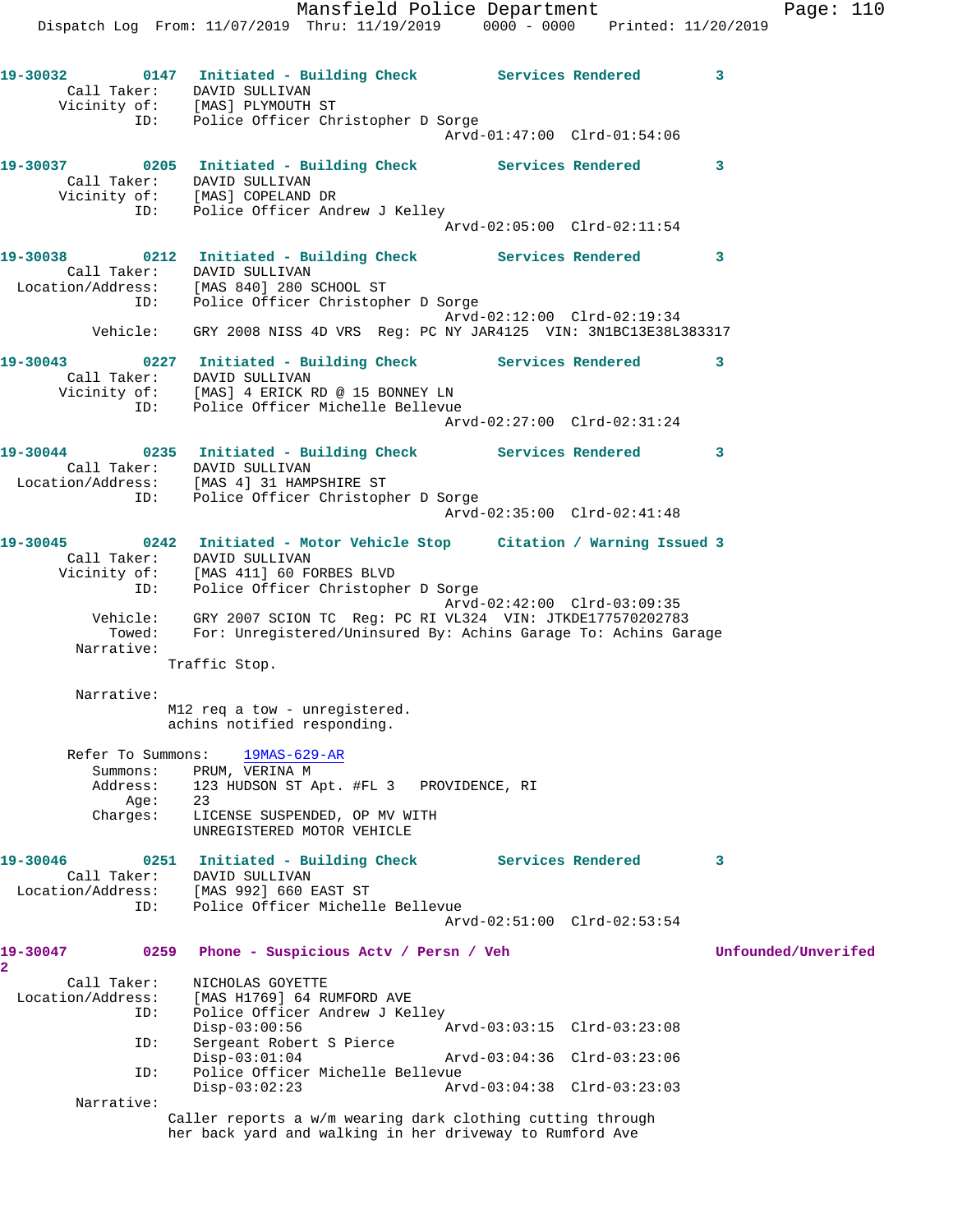```
19-30032        0147   Initiated - Building Check        Services Rendered        3
       Call Taker:     DAVID SULLIVAN
       Vicinity of:    [MAS] PLYMOUTH ST
               ID:     Police Officer Christopher D Sorge
                                              Arvd-01:47:00  Clrd-01:54:06

19-30037        0205   Initiated - Building Check        Services Rendered        3
       Call Taker:     DAVID SULLIVAN
       Vicinity of:    [MAS] COPELAND DR
               ID:     Police Officer Andrew J Kelley
                                              Arvd-02:05:00  Clrd-02:11:54

19-30038        0212   Initiated - Building Check        Services Rendered        3
       Call Taker:     DAVID SULLIVAN
  Location/Address:    [MAS 840] 280 SCHOOL ST
               ID:     Police Officer Christopher D Sorge
                                              Arvd-02:12:00  Clrd-02:19:34
           Vehicle:    GRY 2008 NISS 4D VRS  Reg: PC NY JAR4125  VIN: 3N1BC13E38L383317

19-30043        0227   Initiated - Building Check        Services Rendered        3
       Call Taker:     DAVID SULLIVAN
       Vicinity of:    [MAS] 4 ERICK RD @ 15 BONNEY LN
               ID:     Police Officer Michelle Bellevue
                                              Arvd-02:27:00  Clrd-02:31:24

19-30044        0235   Initiated - Building Check        Services Rendered        3
       Call Taker:     DAVID SULLIVAN
  Location/Address:    [MAS 4] 31 HAMPSHIRE ST
               ID:     Police Officer Christopher D Sorge
                                              Arvd-02:35:00  Clrd-02:41:48

19-30045        0242   Initiated - Motor Vehicle Stop    Citation / Warning Issued 3
       Call Taker:     DAVID SULLIVAN
       Vicinity of:    [MAS 411] 60 FORBES BLVD
               ID:     Police Officer Christopher D Sorge
                                              Arvd-02:42:00  Clrd-03:09:35
           Vehicle:    GRY 2007 SCION TC  Reg: PC RI VL324  VIN: JTKDE177570202783
             Towed:    For: Unregistered/Uninsured By: Achins Garage To: Achins Garage
         Narrative:
                      Traffic Stop.

         Narrative:
                      M12 req a tow - unregistered.
                      achins notified responding.

        Refer To Summons:    19MAS-629-AR
           Summons:    PRUM, VERINA M
           Address:    123 HUDSON ST Apt. #FL 3   PROVIDENCE, RI
               Age:    23
           Charges:    LICENSE SUSPENDED, OP MV WITH
                       UNREGISTERED MOTOR VEHICLE

19-30046        0251   Initiated - Building Check        Services Rendered        3
       Call Taker:     DAVID SULLIVAN
  Location/Address:    [MAS 992] 660 EAST ST
               ID:     Police Officer Michelle Bellevue
                                              Arvd-02:51:00  Clrd-02:53:54

19-30047        0259   Phone - Suspicious Actv / Persn / Veh                 Unfounded/Unverifed
2
       Call Taker:     NICHOLAS GOYETTE
  Location/Address:    [MAS H1769] 64 RUMFORD AVE
               ID:     Police Officer Andrew J Kelley
                       Disp-03:00:56              Arvd-03:03:15  Clrd-03:23:08
               ID:     Sergeant Robert S Pierce
                       Disp-03:01:04              Arvd-03:04:36  Clrd-03:23:06
               ID:     Police Officer Michelle Bellevue
                       Disp-03:02:23              Arvd-03:04:38  Clrd-03:23:03
         Narrative:
                      Caller reports a w/m wearing dark clothing cutting through
                      her back yard and walking in her driveway to Rumford Ave
```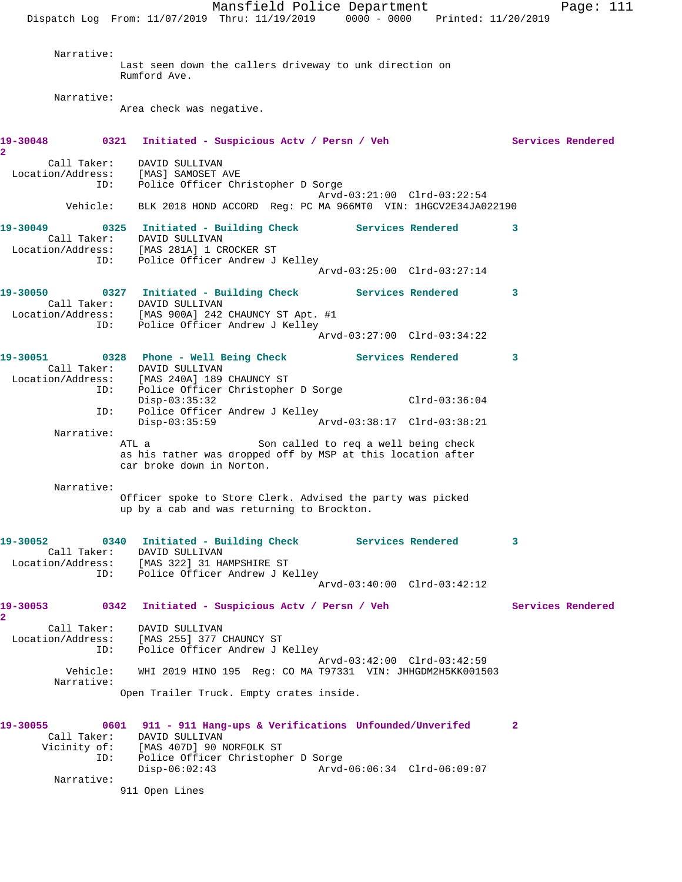Narrative:
Last seen down the callers driveway to unk direction on Rumford Ave.

Narrative:
Area check was negative.

**19-30048 0321 Initiated - Suspicious Actv / Persn / Veh Services Rendered 2**

Call Taker: DAVID SULLIVAN
Location/Address: [MAS] SAMOSET AVE
ID: Police Officer Christopher D Sorge
Arvd-03:21:00 Clrd-03:22:54
Vehicle: BLK 2018 HOND ACCORD Reg: PC MA 966MT0 VIN: 1HGCV2E34JA022190

**19-30049 0325 Initiated - Building Check Services Rendered 3**

Call Taker: DAVID SULLIVAN
Location/Address: [MAS 281A] 1 CROCKER ST
ID: Police Officer Andrew J Kelley
Arvd-03:25:00 Clrd-03:27:14

**19-30050 0327 Initiated - Building Check Services Rendered 3**

Call Taker: DAVID SULLIVAN
Location/Address: [MAS 900A] 242 CHAUNCY ST Apt. #1
ID: Police Officer Andrew J Kelley
Arvd-03:27:00 Clrd-03:34:22

**19-30051 0328 Phone - Well Being Check Services Rendered 3**

Call Taker: DAVID SULLIVAN
Location/Address: [MAS 240A] 189 CHAUNCY ST
ID: Police Officer Christopher D Sorge
Disp-03:35:32 Clrd-03:36:04
ID: Police Officer Andrew J Kelley
Disp-03:35:59 Arvd-03:38:17 Clrd-03:38:21

Narrative:
ATL a Son called to req a well being check as his father was dropped off by MSP at this location after car broke down in Norton.

Narrative:
Officer spoke to Store Clerk. Advised the party was picked up by a cab and was returning to Brockton.

**19-30052 0340 Initiated - Building Check Services Rendered 3**

Call Taker: DAVID SULLIVAN
Location/Address: [MAS 322] 31 HAMPSHIRE ST
ID: Police Officer Andrew J Kelley
Arvd-03:40:00 Clrd-03:42:12

**19-30053 0342 Initiated - Suspicious Actv / Persn / Veh Services Rendered 2**

Call Taker: DAVID SULLIVAN
Location/Address: [MAS 255] 377 CHAUNCY ST
ID: Police Officer Andrew J Kelley
Arvd-03:42:00 Clrd-03:42:59
Vehicle: WHI 2019 HINO 195 Reg: CO MA T97331 VIN: JHHGDM2H5KK001503

Narrative:
Open Trailer Truck. Empty crates inside.

**19-30055 0601 911 - 911 Hang-ups & Verifications Unfounded/Unverifed 2**

Call Taker: DAVID SULLIVAN
Vicinity of: [MAS 407D] 90 NORFOLK ST
ID: Police Officer Christopher D Sorge
Disp-06:02:43 Arvd-06:06:34 Clrd-06:09:07

Narrative:
911 Open Lines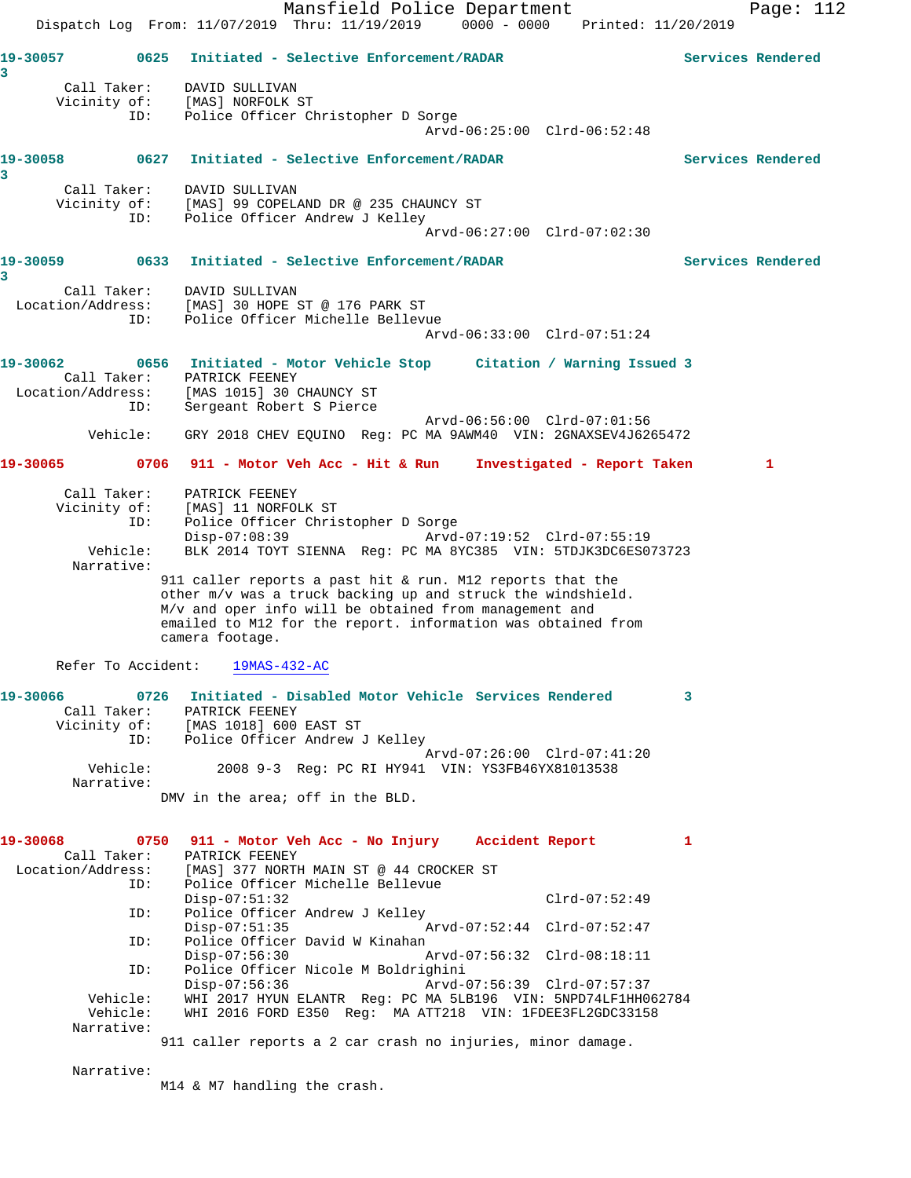**19-30057** 0625 Initiated - Selective Enforcement/RADAR Services Rendered 3

Call Taker: DAVID SULLIVAN
Vicinity of: [MAS] NORFOLK ST
ID: Police Officer Christopher D Sorge
Arvd-06:25:00 Clrd-06:52:48

**19-30058** 0627 Initiated - Selective Enforcement/RADAR Services Rendered 3

Call Taker: DAVID SULLIVAN
Vicinity of: [MAS] 99 COPELAND DR @ 235 CHAUNCY ST
ID: Police Officer Andrew J Kelley
Arvd-06:27:00 Clrd-07:02:30

**19-30059** 0633 Initiated - Selective Enforcement/RADAR Services Rendered 3

Call Taker: DAVID SULLIVAN
Location/Address: [MAS] 30 HOPE ST @ 176 PARK ST
ID: Police Officer Michelle Bellevue
Arvd-06:33:00 Clrd-07:51:24

**19-30062** 0656 Initiated - Motor Vehicle Stop Citation / Warning Issued 3

Call Taker: PATRICK FEENEY
Location/Address: [MAS 1015] 30 CHAUNCY ST
ID: Sergeant Robert S Pierce
Arvd-06:56:00 Clrd-07:01:56
Vehicle: GRY 2018 CHEV EQUINO Reg: PC MA 9AWM40 VIN: 2GNAXSEV4J6265472

**19-30065** 0706 911 - Motor Veh Acc - Hit & Run Investigated - Report Taken 1

Call Taker: PATRICK FEENEY
Vicinity of: [MAS] 11 NORFOLK ST
ID: Police Officer Christopher D Sorge
Disp-07:08:39 Arvd-07:19:52 Clrd-07:55:19
Vehicle: BLK 2014 TOYT SIENNA Reg: PC MA 8YC385 VIN: 5TDJK3DC6ES073723
Narrative:
911 caller reports a past hit & run. M12 reports that the other m/v was a truck backing up and struck the windshield. M/v and oper info will be obtained from management and emailed to M12 for the report. information was obtained from camera footage.

Refer To Accident: 19MAS-432-AC

**19-30066** 0726 Initiated - Disabled Motor Vehicle Services Rendered 3

Call Taker: PATRICK FEENEY
Vicinity of: [MAS 1018] 600 EAST ST
ID: Police Officer Andrew J Kelley
Arvd-07:26:00 Clrd-07:41:20
Vehicle: 2008 9-3 Reg: PC RI HY941 VIN: YS3FB46YX81013538
Narrative:
DMV in the area; off in the BLD.

**19-30068** 0750 911 - Motor Veh Acc - No Injury Accident Report 1

Call Taker: PATRICK FEENEY
Location/Address: [MAS] 377 NORTH MAIN ST @ 44 CROCKER ST
ID: Police Officer Michelle Bellevue
Disp-07:51:32 Clrd-07:52:49
ID: Police Officer Andrew J Kelley
Disp-07:51:35 Arvd-07:52:44 Clrd-07:52:47
ID: Police Officer David W Kinahan
Disp-07:56:30 Arvd-07:56:32 Clrd-08:18:11
ID: Police Officer Nicole M Boldrighini
Disp-07:56:36 Arvd-07:56:39 Clrd-07:57:37
Vehicle: WHI 2017 HYUN ELANTR Reg: PC MA 5LB196 VIN: 5NPD74LF1HH062784
Vehicle: WHI 2016 FORD E350 Reg: MA ATT218 VIN: 1FDEE3FL2GDC33158
Narrative:
911 caller reports a 2 car crash no injuries, minor damage.

Narrative:
M14 & M7 handling the crash.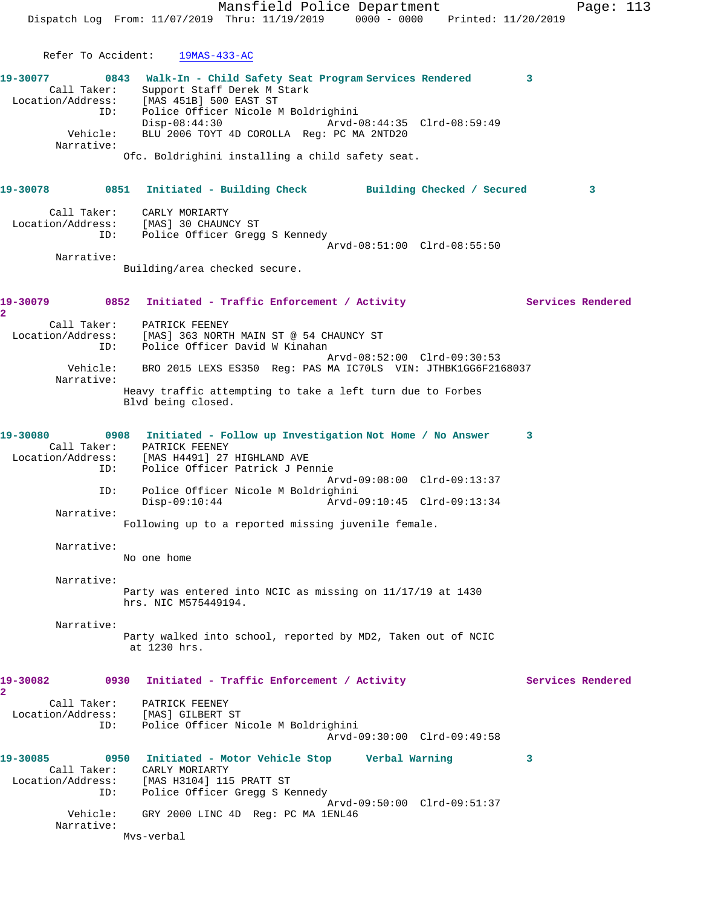Refer To Accident: 19MAS-433-AC

**19-30077** 0843 **Walk-In - Child Safety Seat Program Services Rendered** 3
Call Taker: Support Staff Derek M Stark
Location/Address: [MAS 451B] 500 EAST ST
ID: Police Officer Nicole M Boldrighini
Disp-08:44:30 Arvd-08:44:35 Clrd-08:59:49
Vehicle: BLU 2006 TOYT 4D COROLLA Reg: PC MA 2NTD20
Narrative:
Ofc. Boldrighini installing a child safety seat.

**19-30078** 0851 **Initiated - Building Check Building Checked / Secured** 3
Call Taker: CARLY MORIARTY
Location/Address: [MAS] 30 CHAUNCY ST
ID: Police Officer Gregg S Kennedy
Arvd-08:51:00 Clrd-08:55:50
Narrative:
Building/area checked secure.

**19-30079** 0852 **Initiated - Traffic Enforcement / Activity Services Rendered** 2
Call Taker: PATRICK FEENEY
Location/Address: [MAS] 363 NORTH MAIN ST @ 54 CHAUNCY ST
ID: Police Officer David W Kinahan
Arvd-08:52:00 Clrd-09:30:53
Vehicle: BRO 2015 LEXS ES350 Reg: PAS MA IC70LS VIN: JTHBK1GG6F2168037
Narrative:
Heavy traffic attempting to take a left turn due to Forbes Blvd being closed.

**19-30080** 0908 **Initiated - Follow up Investigation Not Home / No Answer** 3
Call Taker: PATRICK FEENEY
Location/Address: [MAS H4491] 27 HIGHLAND AVE
ID: Police Officer Patrick J Pennie
Arvd-09:08:00 Clrd-09:13:37
ID: Police Officer Nicole M Boldrighini
Disp-09:10:44 Arvd-09:10:45 Clrd-09:13:34
Narrative:
Following up to a reported missing juvenile female.

Narrative:
No one home

Narrative:
Party was entered into NCIC as missing on 11/17/19 at 1430 hrs. NIC M575449194.

Narrative:
Party walked into school, reported by MD2, Taken out of NCIC at 1230 hrs.

**19-30082** 0930 **Initiated - Traffic Enforcement / Activity Services Rendered** 2
Call Taker: PATRICK FEENEY
Location/Address: [MAS] GILBERT ST
ID: Police Officer Nicole M Boldrighini
Arvd-09:30:00 Clrd-09:49:58

**19-30085** 0950 **Initiated - Motor Vehicle Stop Verbal Warning** 3
Call Taker: CARLY MORIARTY
Location/Address: [MAS H3104] 115 PRATT ST
ID: Police Officer Gregg S Kennedy
Arvd-09:50:00 Clrd-09:51:37
Vehicle: GRY 2000 LINC 4D Reg: PC MA 1ENL46
Narrative:
Mvs-verbal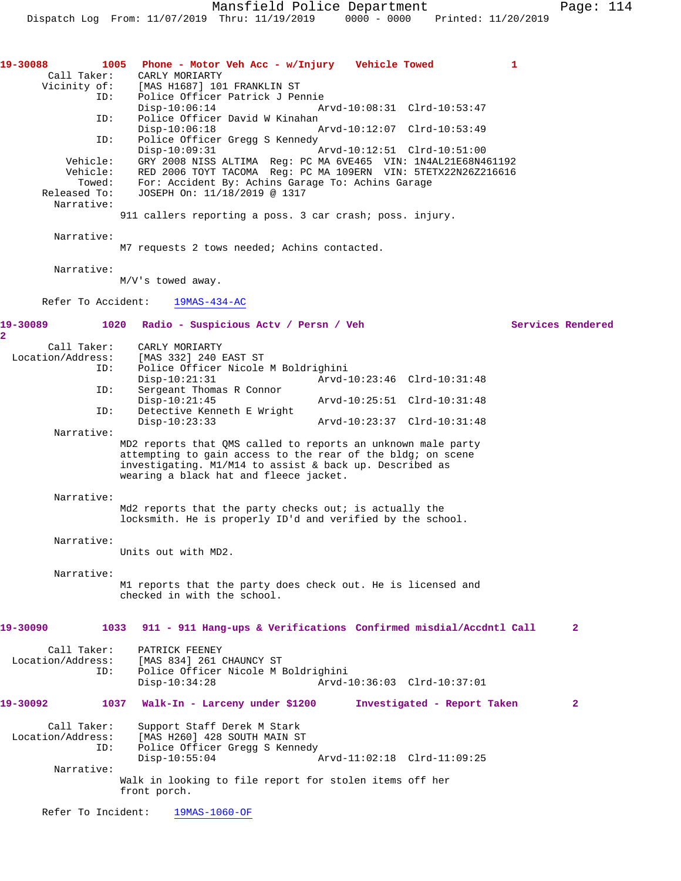**19-30088** 1005 **Phone - Motor Veh Acc - w/Injury** **Vehicle Towed** 1

```
      Call Taker:    CARLY MORIARTY
      Vicinity of:   [MAS H1687] 101 FRANKLIN ST
              ID:    Police Officer Patrick J Pennie
                     Disp-10:06:14              Arvd-10:08:31  Clrd-10:53:47
              ID:    Police Officer David W Kinahan
                     Disp-10:06:18              Arvd-10:12:07  Clrd-10:53:49
              ID:    Police Officer Gregg S Kennedy
                     Disp-10:09:31              Arvd-10:12:51  Clrd-10:51:00
         Vehicle:    GRY 2008 NISS ALTIMA  Reg: PC MA 6VE465  VIN: 1N4AL21E68N461192
         Vehicle:    RED 2006 TOYT TACOMA  Reg: PC MA 109ERN  VIN: 5TETX22N26Z216616
           Towed:    For: Accident By: Achins Garage To: Achins Garage
     Released To:    JOSEPH On: 11/18/2019 @ 1317
       Narrative:
                  911 callers reporting a poss. 3 car crash; poss. injury.

       Narrative:
                  M7 requests 2 tows needed; Achins contacted.

       Narrative:
                  M/V's towed away.

      Refer To Accident:    19MAS-434-AC
```

**19-30089** 1020 **Radio - Suspicious Actv / Persn / Veh** **Services Rendered** 2

```
      Call Taker:    CARLY MORIARTY
 Location/Address:   [MAS 332] 240 EAST ST
              ID:    Police Officer Nicole M Boldrighini
                     Disp-10:21:31              Arvd-10:23:46  Clrd-10:31:48
              ID:    Sergeant Thomas R Connor
                     Disp-10:21:45              Arvd-10:25:51  Clrd-10:31:48
              ID:    Detective Kenneth E Wright
                     Disp-10:23:33              Arvd-10:23:37  Clrd-10:31:48
       Narrative:
                  MD2 reports that QMS called to reports an unknown male party
                  attempting to gain access to the rear of the bldg; on scene
                  investigating. M1/M14 to assist & back up. Described as
                  wearing a black hat and fleece jacket.

       Narrative:
                  Md2 reports that the party checks out; is actually the
                  locksmith. He is properly ID'd and verified by the school.

       Narrative:
                  Units out with MD2.

       Narrative:
                  M1 reports that the party does check out. He is licensed and
                  checked in with the school.
```

**19-30090** 1033 **911 - 911 Hang-ups & Verifications** **Confirmed misdial/Accdntl Call** 2

```
      Call Taker:    PATRICK FEENEY
 Location/Address:   [MAS 834] 261 CHAUNCY ST
              ID:    Police Officer Nicole M Boldrighini
                     Disp-10:34:28              Arvd-10:36:03  Clrd-10:37:01
```

**19-30092** 1037 **Walk-In - Larceny under $1200** **Investigated - Report Taken** 2

```
      Call Taker:    Support Staff Derek M Stark
 Location/Address:   [MAS H260] 428 SOUTH MAIN ST
              ID:    Police Officer Gregg S Kennedy
                     Disp-10:55:04              Arvd-11:02:18  Clrd-11:09:25
       Narrative:
                  Walk in looking to file report for stolen items off her
                  front porch.

      Refer To Incident:    19MAS-1060-OF
```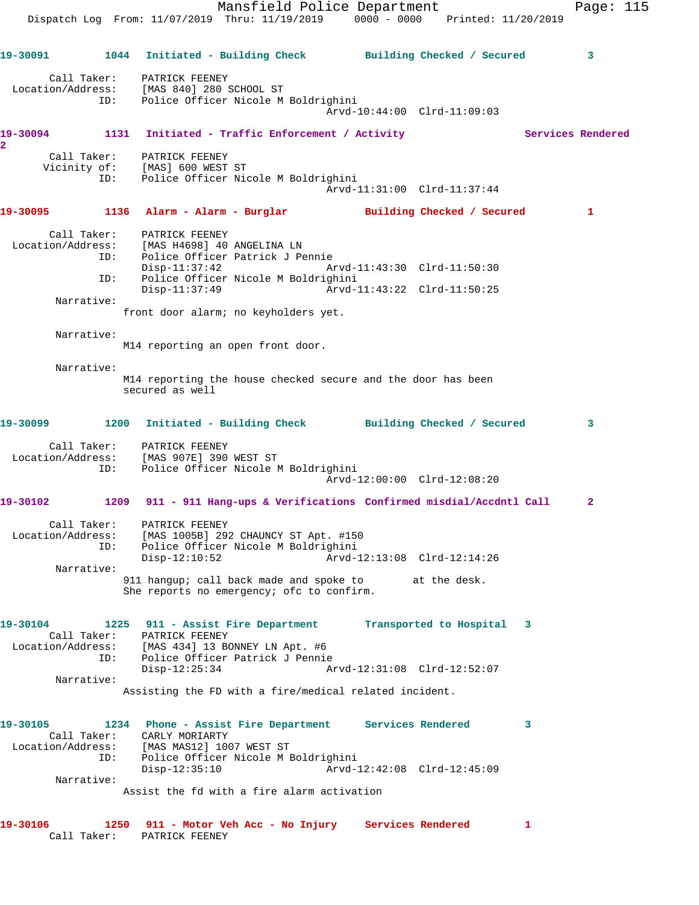19-30091 1044 Initiated - Building Check Building Checked / Secured 3

```
        Call Taker:    PATRICK FEENEY
  Location/Address:    [MAS 840] 280 SCHOOL ST
                ID:    Police Officer Nicole M Boldrighini
                                          Arvd-10:44:00  Clrd-11:09:03
```

19-30094 1131 Initiated - Traffic Enforcement / Activity Services Rendered 2

```
        Call Taker:    PATRICK FEENEY
       Vicinity of:    [MAS] 600 WEST ST
                ID:    Police Officer Nicole M Boldrighini
                                          Arvd-11:31:00  Clrd-11:37:44
```

19-30095 1136 Alarm - Alarm - Burglar Building Checked / Secured 1

```
        Call Taker:    PATRICK FEENEY
  Location/Address:    [MAS H4698] 40 ANGELINA LN
                ID:    Police Officer Patrick J Pennie
                       Disp-11:37:42              Arvd-11:43:30  Clrd-11:50:30
                ID:    Police Officer Nicole M Boldrighini
                       Disp-11:37:49              Arvd-11:43:22  Clrd-11:50:25
         Narrative:
                      front door alarm; no keyholders yet.

         Narrative:
                      M14 reporting an open front door.

         Narrative:
                      M14 reporting the house checked secure and the door has been
                      secured as well
```

19-30099 1200 Initiated - Building Check Building Checked / Secured 3

```
        Call Taker:    PATRICK FEENEY
  Location/Address:    [MAS 907E] 390 WEST ST
                ID:    Police Officer Nicole M Boldrighini
                                          Arvd-12:00:00  Clrd-12:08:20
```

19-30102 1209 911 - 911 Hang-ups & Verifications Confirmed misdial/Accdntl Call 2

```
        Call Taker:    PATRICK FEENEY
  Location/Address:    [MAS 1005B] 292 CHAUNCY ST Apt. #150
                ID:    Police Officer Nicole M Boldrighini
                       Disp-12:10:52              Arvd-12:13:08  Clrd-12:14:26
         Narrative:
                      911 hangup; call back made and spoke to       at the desk.
                      She reports no emergency; ofc to confirm.
```

19-30104 1225 911 - Assist Fire Department Transported to Hospital 3

```
        Call Taker:    PATRICK FEENEY
  Location/Address:    [MAS 434] 13 BONNEY LN Apt. #6
                ID:    Police Officer Patrick J Pennie
                       Disp-12:25:34              Arvd-12:31:08  Clrd-12:52:07
         Narrative:
                      Assisting the FD with a fire/medical related incident.
```

19-30105 1234 Phone - Assist Fire Department Services Rendered 3

```
        Call Taker:    CARLY MORIARTY
  Location/Address:    [MAS MAS12] 1007 WEST ST
                ID:    Police Officer Nicole M Boldrighini
                       Disp-12:35:10              Arvd-12:42:08  Clrd-12:45:09
         Narrative:
                      Assist the fd with a fire alarm activation
```

19-30106 1250 911 - Motor Veh Acc - No Injury Services Rendered 1

```
        Call Taker:    PATRICK FEENEY
```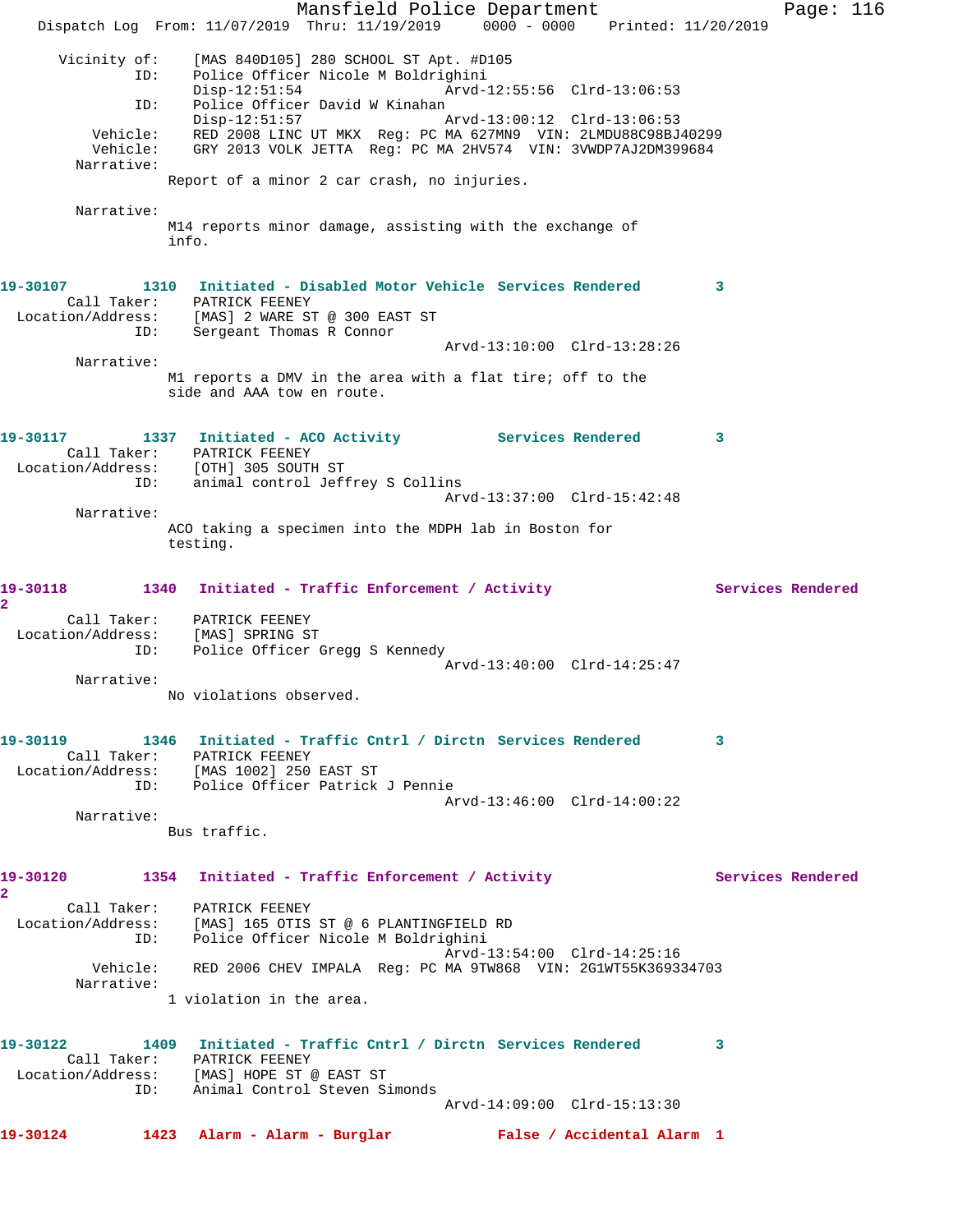```
      Vicinity of:    [MAS 840D105] 280 SCHOOL ST Apt. #D105
               ID:    Police Officer Nicole M Boldrighini
                      Disp-12:51:54                Arvd-12:55:56  Clrd-13:06:53
               ID:    Police Officer David W Kinahan
                      Disp-12:51:57                Arvd-13:00:12  Clrd-13:06:53
          Vehicle:    RED 2008 LINC UT MKX  Reg: PC MA 627MN9  VIN: 2LMDU88C98BJ40299
          Vehicle:    GRY 2013 VOLK JETTA  Reg: PC MA 2HV574  VIN: 3VWDP7AJ2DM399684
        Narrative:
                   Report of a minor 2 car crash, no injuries.

        Narrative:
                   M14 reports minor damage, assisting with the exchange of
                   info.


19-30107        1310   Initiated - Disabled Motor Vehicle  Services Rendered        3
       Call Taker:    PATRICK FEENEY
  Location/Address:   [MAS] 2 WARE ST @ 300 EAST ST
               ID:    Sergeant Thomas R Connor
                                                   Arvd-13:10:00  Clrd-13:28:26
        Narrative:
                   M1 reports a DMV in the area with a flat tire; off to the
                   side and AAA tow en route.


19-30117        1337   Initiated - ACO Activity           Services Rendered        3
       Call Taker:    PATRICK FEENEY
  Location/Address:   [OTH] 305 SOUTH ST
               ID:    animal control Jeffrey S Collins
                                                   Arvd-13:37:00  Clrd-15:42:48
        Narrative:
                   ACO taking a specimen into the MDPH lab in Boston for
                   testing.


19-30118        1340   Initiated - Traffic Enforcement / Activity              Services Rendered
2
       Call Taker:    PATRICK FEENEY
  Location/Address:   [MAS] SPRING ST
               ID:    Police Officer Gregg S Kennedy
                                                   Arvd-13:40:00  Clrd-14:25:47
        Narrative:
                   No violations observed.


19-30119        1346   Initiated - Traffic Cntrl / Dirctn  Services Rendered        3
       Call Taker:    PATRICK FEENEY
  Location/Address:   [MAS 1002] 250 EAST ST
               ID:    Police Officer Patrick J Pennie
                                                   Arvd-13:46:00  Clrd-14:00:22
        Narrative:
                   Bus traffic.


19-30120        1354   Initiated - Traffic Enforcement / Activity              Services Rendered
2
       Call Taker:    PATRICK FEENEY
  Location/Address:   [MAS] 165 OTIS ST @ 6 PLANTINGFIELD RD
               ID:    Police Officer Nicole M Boldrighini
                                                   Arvd-13:54:00  Clrd-14:25:16
          Vehicle:    RED 2006 CHEV IMPALA  Reg: PC MA 9TW868  VIN: 2G1WT55K369334703
        Narrative:
                   1 violation in the area.


19-30122        1409   Initiated - Traffic Cntrl / Dirctn  Services Rendered        3
       Call Taker:    PATRICK FEENEY
  Location/Address:   [MAS] HOPE ST @ EAST ST
               ID:    Animal Control Steven Simonds
                                                   Arvd-14:09:00  Clrd-15:13:30

19-30124        1423   Alarm - Alarm - Burglar            False / Accidental Alarm  1
```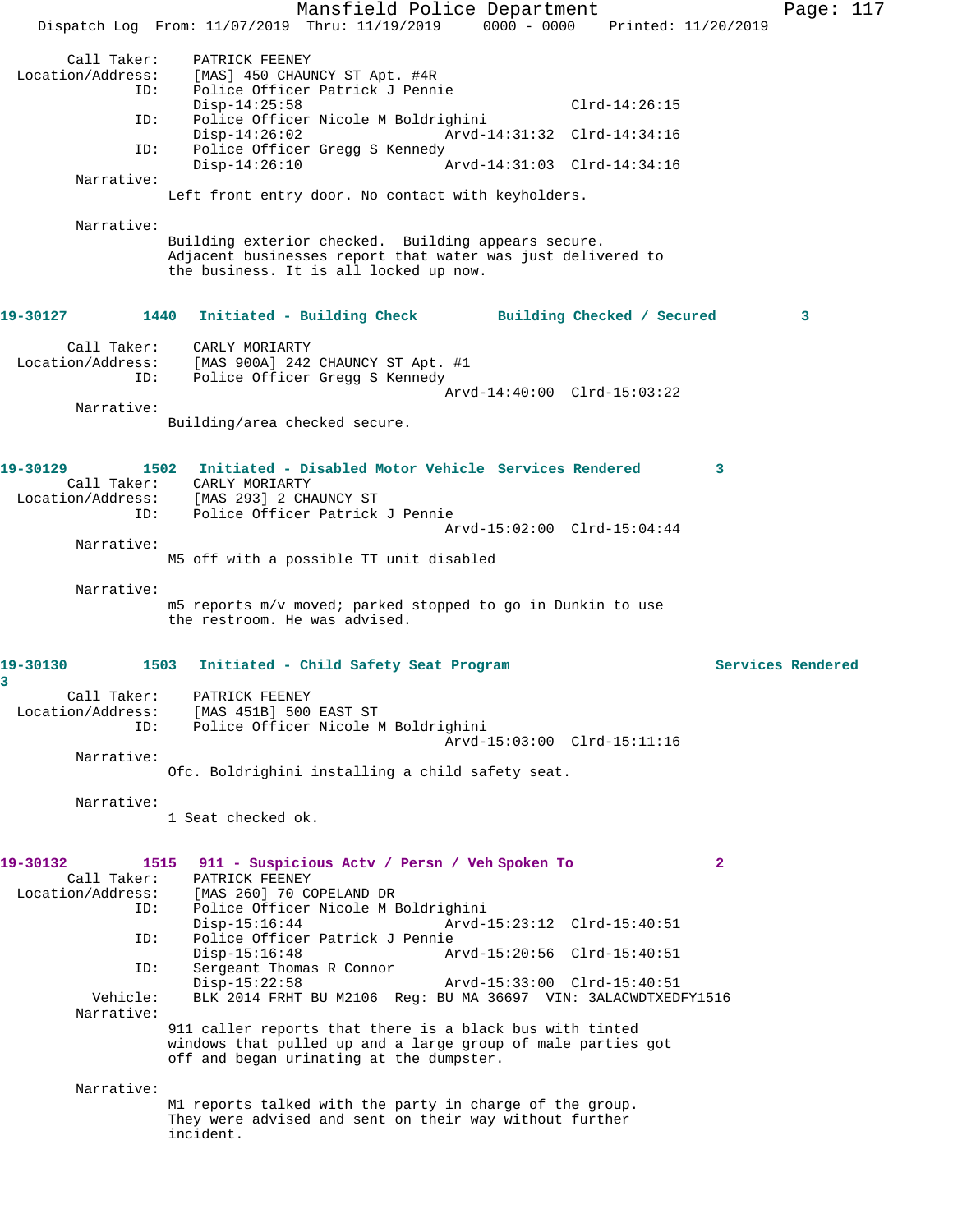Call Taker: PATRICK FEENEY
Location/Address: [MAS] 450 CHAUNCY ST Apt. #4R
ID: Police Officer Patrick J Pennie
Disp-14:25:58 Clrd-14:26:15
ID: Police Officer Nicole M Boldrighini
Disp-14:26:02 Arvd-14:31:32 Clrd-14:34:16
ID: Police Officer Gregg S Kennedy
Disp-14:26:10 Arvd-14:31:03 Clrd-14:34:16

Narrative:
Left front entry door. No contact with keyholders.

Narrative:
Building exterior checked. Building appears secure. Adjacent businesses report that water was just delivered to the business. It is all locked up now.

**19-30127 1440 Initiated - Building Check Building Checked / Secured 3**

Call Taker: CARLY MORIARTY
Location/Address: [MAS 900A] 242 CHAUNCY ST Apt. #1
ID: Police Officer Gregg S Kennedy
Arvd-14:40:00 Clrd-15:03:22

Narrative:
Building/area checked secure.

**19-30129 1502 Initiated - Disabled Motor Vehicle Services Rendered 3**

Call Taker: CARLY MORIARTY
Location/Address: [MAS 293] 2 CHAUNCY ST
ID: Police Officer Patrick J Pennie
Arvd-15:02:00 Clrd-15:04:44

Narrative:
M5 off with a possible TT unit disabled

Narrative:
m5 reports m/v moved; parked stopped to go in Dunkin to use the restroom. He was advised.

**19-30130 1503 Initiated - Child Safety Seat Program Services Rendered 3**

Call Taker: PATRICK FEENEY
Location/Address: [MAS 451B] 500 EAST ST
ID: Police Officer Nicole M Boldrighini
Arvd-15:03:00 Clrd-15:11:16

Narrative:
Ofc. Boldrighini installing a child safety seat.

Narrative:
1 Seat checked ok.

**19-30132 1515 911 - Suspicious Actv / Persn / Veh Spoken To 2**

Call Taker: PATRICK FEENEY
Location/Address: [MAS 260] 70 COPELAND DR
ID: Police Officer Nicole M Boldrighini
Disp-15:16:44 Arvd-15:23:12 Clrd-15:40:51
ID: Police Officer Patrick J Pennie
Disp-15:16:48 Arvd-15:20:56 Clrd-15:40:51
ID: Sergeant Thomas R Connor
Disp-15:22:58 Arvd-15:33:00 Clrd-15:40:51
Vehicle: BLK 2014 FRHT BU M2106 Reg: BU MA 36697 VIN: 3ALACWDTXEDFY1516

Narrative:
911 caller reports that there is a black bus with tinted windows that pulled up and a large group of male parties got off and began urinating at the dumpster.

Narrative:
M1 reports talked with the party in charge of the group. They were advised and sent on their way without further incident.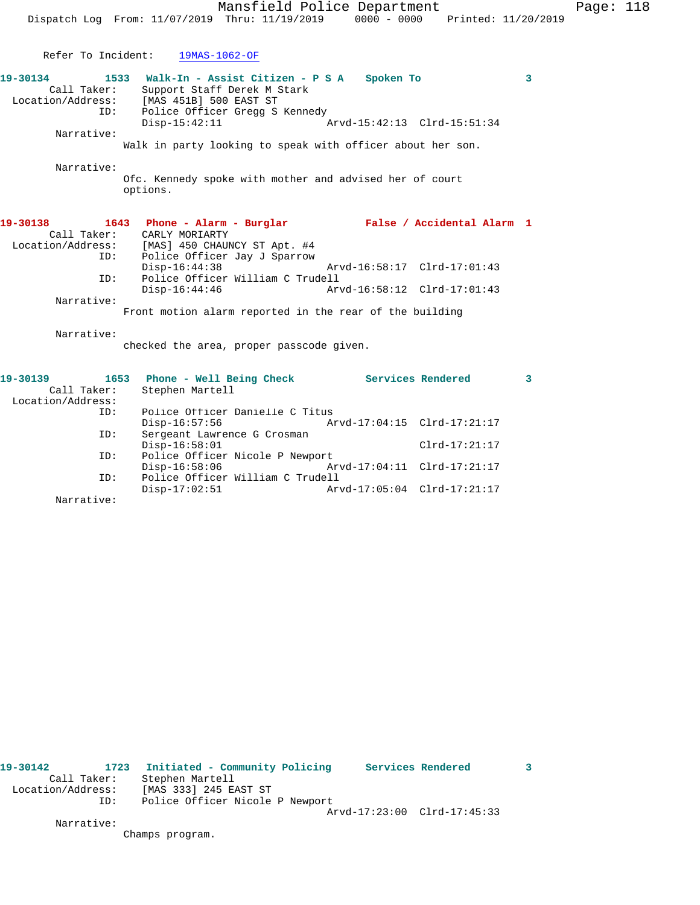Refer To Incident: 19MAS-1062-OF

**19-30134 1533 Walk-In - Assist Citizen - P S A Spoken To 3**

Call Taker: Support Staff Derek M Stark
Location/Address: [MAS 451B] 500 EAST ST
ID: Police Officer Gregg S Kennedy
Disp-15:42:11 Arvd-15:42:13 Clrd-15:51:34

Narrative:
Walk in party looking to speak with officer about her son.

Narrative:
Ofc. Kennedy spoke with mother and advised her of court options.

**19-30138 1643 Phone - Alarm - Burglar False / Accidental Alarm 1**

Call Taker: CARLY MORIARTY
Location/Address: [MAS] 450 CHAUNCY ST Apt. #4
ID: Police Officer Jay J Sparrow
Disp-16:44:38 Arvd-16:58:17 Clrd-17:01:43
ID: Police Officer William C Trudell
Disp-16:44:46 Arvd-16:58:12 Clrd-17:01:43

Narrative:
Front motion alarm reported in the rear of the building

Narrative:
checked the area, proper passcode given.

**19-30139 1653 Phone - Well Being Check Services Rendered 3**

Call Taker: Stephen Martell
Location/Address:
ID: Police Officer Danielle C Titus
Disp-16:57:56 Arvd-17:04:15 Clrd-17:21:17
ID: Sergeant Lawrence G Crosman
Disp-16:58:01 Clrd-17:21:17
ID: Police Officer Nicole P Newport
Disp-16:58:06 Arvd-17:04:11 Clrd-17:21:17
ID: Police Officer William C Trudell
Disp-17:02:51 Arvd-17:05:04 Clrd-17:21:17

Narrative:

**19-30142 1723 Initiated - Community Policing Services Rendered 3**

Call Taker: Stephen Martell
Location/Address: [MAS 333] 245 EAST ST
ID: Police Officer Nicole P Newport
Arvd-17:23:00 Clrd-17:45:33

Narrative:
Champs program.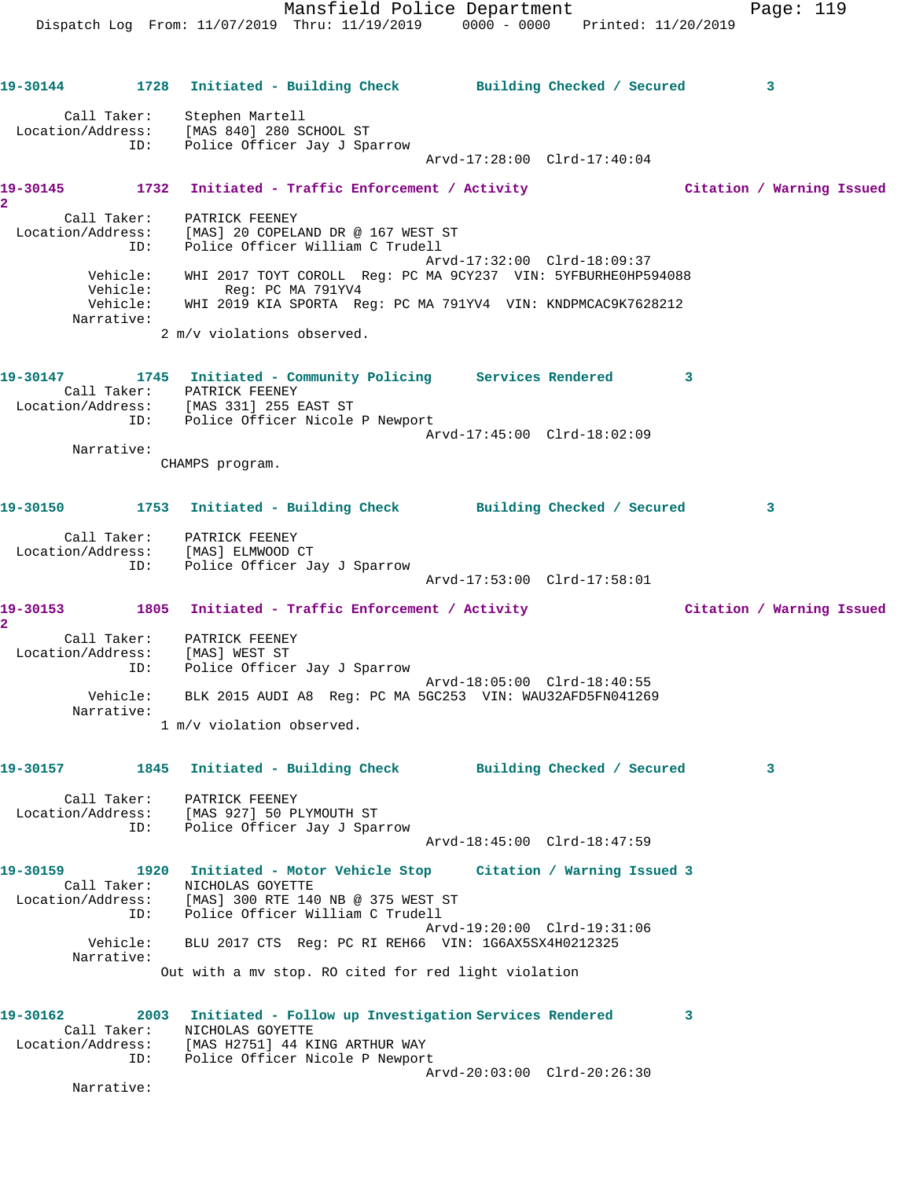19-30144 1728 Initiated - Building Check Building Checked / Secured 3

Call Taker: Stephen Martell
Location/Address: [MAS 840] 280 SCHOOL ST
ID: Police Officer Jay J Sparrow
Arvd-17:28:00 Clrd-17:40:04

19-30145 1732 Initiated - Traffic Enforcement / Activity Citation / Warning Issued 2

Call Taker: PATRICK FEENEY
Location/Address: [MAS] 20 COPELAND DR @ 167 WEST ST
ID: Police Officer William C Trudell
Arvd-17:32:00 Clrd-18:09:37
Vehicle: WHI 2017 TOYT COROLL Reg: PC MA 9CY237 VIN: 5YFBURHE0HP594088
Vehicle: Reg: PC MA 791YV4
Vehicle: WHI 2019 KIA SPORTA Reg: PC MA 791YV4 VIN: KNDPMCAC9K7628212
Narrative:
2 m/v violations observed.

19-30147 1745 Initiated - Community Policing Services Rendered 3
Call Taker: PATRICK FEENEY
Location/Address: [MAS 331] 255 EAST ST
ID: Police Officer Nicole P Newport
Arvd-17:45:00 Clrd-18:02:09
Narrative:
CHAMPS program.

19-30150 1753 Initiated - Building Check Building Checked / Secured 3

Call Taker: PATRICK FEENEY
Location/Address: [MAS] ELMWOOD CT
ID: Police Officer Jay J Sparrow
Arvd-17:53:00 Clrd-17:58:01

19-30153 1805 Initiated - Traffic Enforcement / Activity Citation / Warning Issued 2

Call Taker: PATRICK FEENEY
Location/Address: [MAS] WEST ST
ID: Police Officer Jay J Sparrow
Arvd-18:05:00 Clrd-18:40:55
Vehicle: BLK 2015 AUDI A8 Reg: PC MA 5GC253 VIN: WAU32AFD5FN041269
Narrative:
1 m/v violation observed.

19-30157 1845 Initiated - Building Check Building Checked / Secured 3

Call Taker: PATRICK FEENEY
Location/Address: [MAS 927] 50 PLYMOUTH ST
ID: Police Officer Jay J Sparrow
Arvd-18:45:00 Clrd-18:47:59

19-30159 1920 Initiated - Motor Vehicle Stop Citation / Warning Issued 3
Call Taker: NICHOLAS GOYETTE
Location/Address: [MAS] 300 RTE 140 NB @ 375 WEST ST
ID: Police Officer William C Trudell
Arvd-19:20:00 Clrd-19:31:06
Vehicle: BLU 2017 CTS Reg: PC RI REH66 VIN: 1G6AX5SX4H0212325
Narrative:
Out with a mv stop. RO cited for red light violation

19-30162 2003 Initiated - Follow up Investigation Services Rendered 3
Call Taker: NICHOLAS GOYETTE
Location/Address: [MAS H2751] 44 KING ARTHUR WAY
ID: Police Officer Nicole P Newport
Arvd-20:03:00 Clrd-20:26:30
Narrative: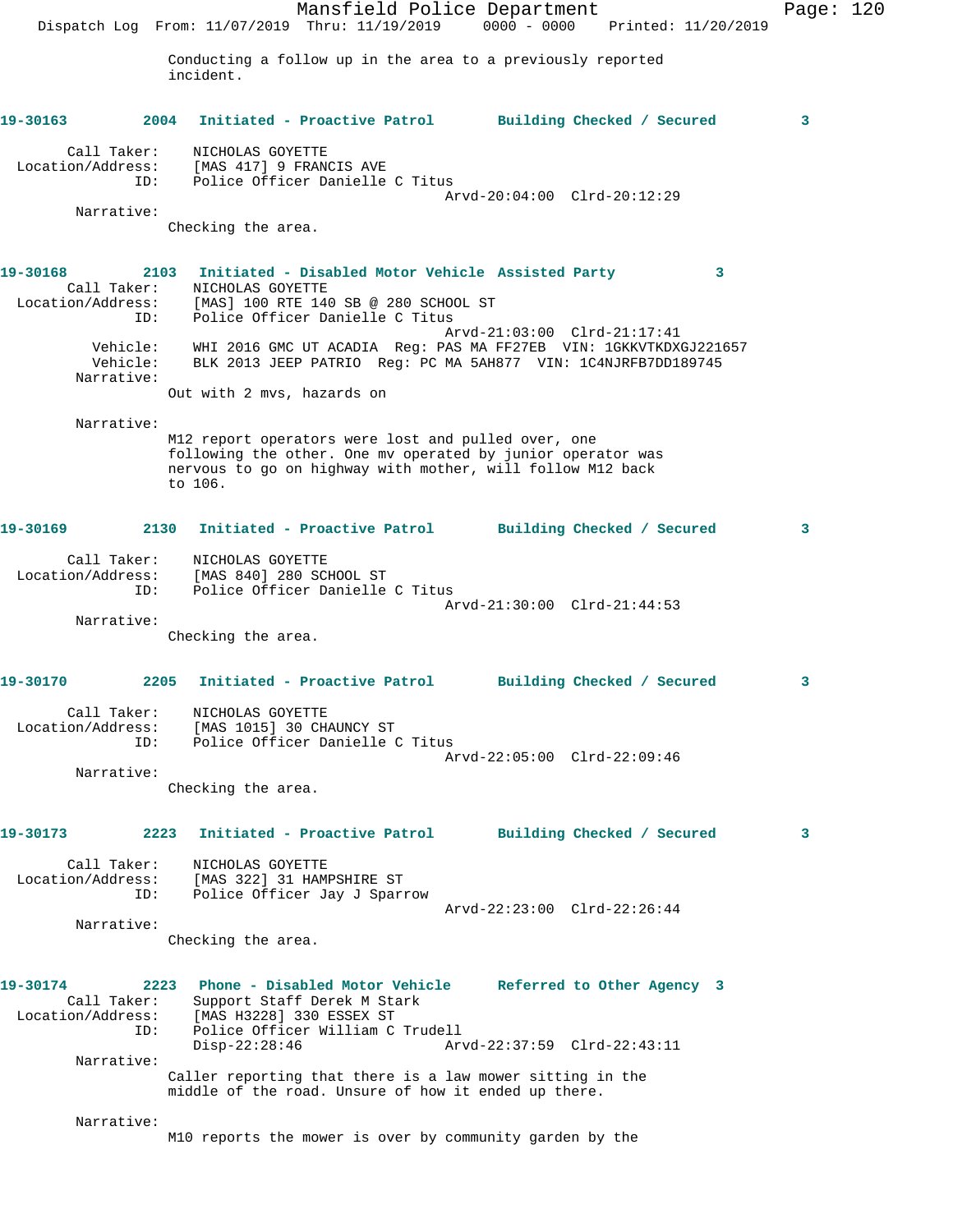Conducting a follow up in the area to a previously reported incident.

**19-30163 2004 Initiated - Proactive Patrol Building Checked / Secured 3**

Call Taker: NICHOLAS GOYETTE
Location/Address: [MAS 417] 9 FRANCIS AVE
ID: Police Officer Danielle C Titus
Arvd-20:04:00 Clrd-20:12:29

Narrative:
Checking the area.

**19-30168 2103 Initiated - Disabled Motor Vehicle Assisted Party 3**

Call Taker: NICHOLAS GOYETTE
Location/Address: [MAS] 100 RTE 140 SB @ 280 SCHOOL ST
ID: Police Officer Danielle C Titus
Arvd-21:03:00 Clrd-21:17:41
Vehicle: WHI 2016 GMC UT ACADIA Reg: PAS MA FF27EB VIN: 1GKKVTKDXGJ221657
Vehicle: BLK 2013 JEEP PATRIO Reg: PC MA 5AH877 VIN: 1C4NJRFB7DD189745

Narrative:
Out with 2 mvs, hazards on

Narrative:
M12 report operators were lost and pulled over, one following the other. One mv operated by junior operator was nervous to go on highway with mother, will follow M12 back to 106.

**19-30169 2130 Initiated - Proactive Patrol Building Checked / Secured 3**

Call Taker: NICHOLAS GOYETTE
Location/Address: [MAS 840] 280 SCHOOL ST
ID: Police Officer Danielle C Titus
Arvd-21:30:00 Clrd-21:44:53

Narrative:
Checking the area.

**19-30170 2205 Initiated - Proactive Patrol Building Checked / Secured 3**

Call Taker: NICHOLAS GOYETTE
Location/Address: [MAS 1015] 30 CHAUNCY ST
ID: Police Officer Danielle C Titus
Arvd-22:05:00 Clrd-22:09:46

Narrative:
Checking the area.

**19-30173 2223 Initiated - Proactive Patrol Building Checked / Secured 3**

Call Taker: NICHOLAS GOYETTE
Location/Address: [MAS 322] 31 HAMPSHIRE ST
ID: Police Officer Jay J Sparrow
Arvd-22:23:00 Clrd-22:26:44

Narrative:
Checking the area.

**19-30174 2223 Phone - Disabled Motor Vehicle Referred to Other Agency 3**

Call Taker: Support Staff Derek M Stark
Location/Address: [MAS H3228] 330 ESSEX ST
ID: Police Officer William C Trudell
Disp-22:28:46 Arvd-22:37:59 Clrd-22:43:11

Narrative:
Caller reporting that there is a law mower sitting in the middle of the road. Unsure of how it ended up there.

Narrative:
M10 reports the mower is over by community garden by the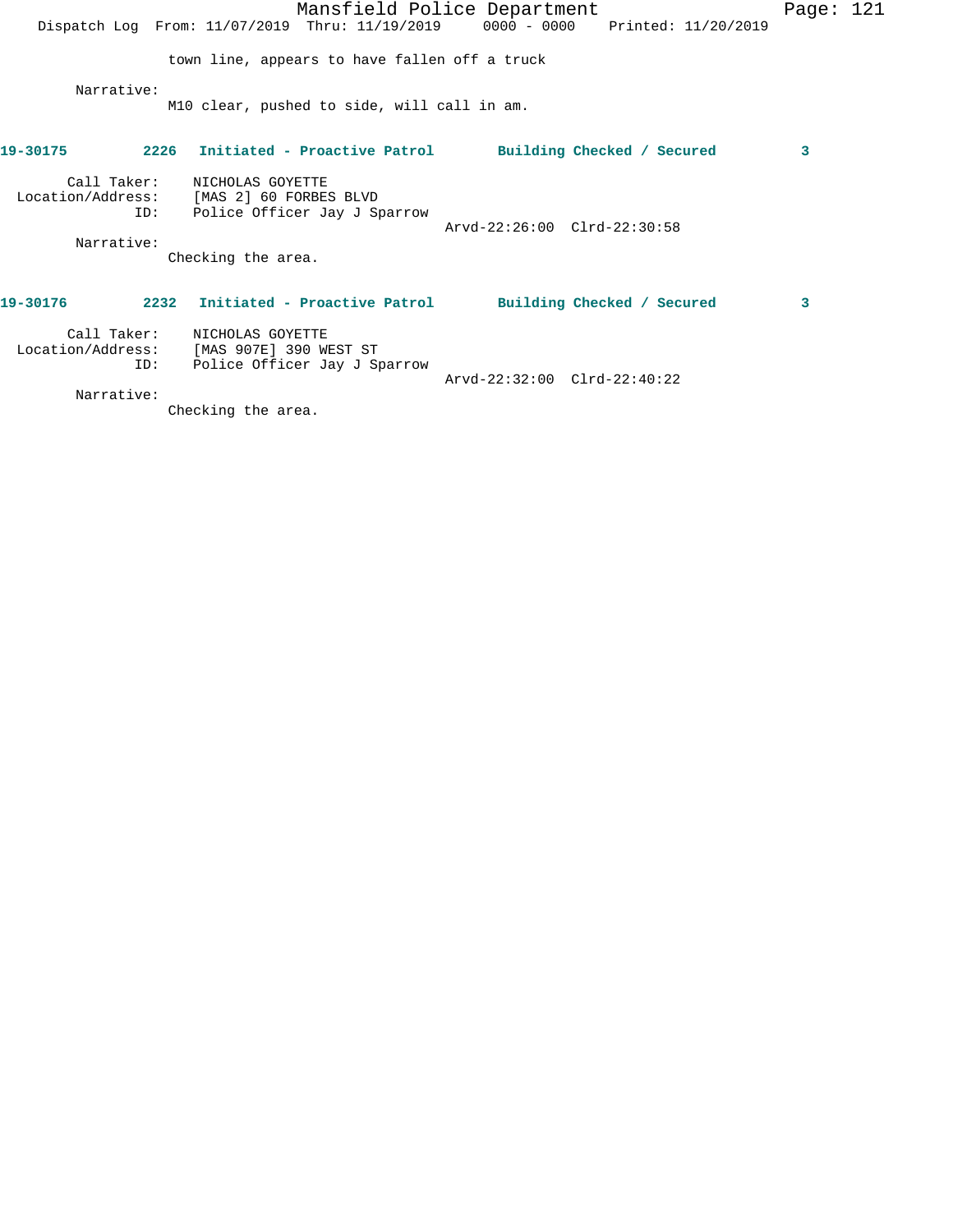town line, appears to have fallen off a truck

Narrative:
M10 clear, pushed to side, will call in am.

**19-30175 2226 Initiated - Proactive Patrol Building Checked / Secured 3**

Call Taker: NICHOLAS GOYETTE
Location/Address: [MAS 2] 60 FORBES BLVD
ID: Police Officer Jay J Sparrow
Arvd-22:26:00 Clrd-22:30:58

Narrative:
Checking the area.

**19-30176 2232 Initiated - Proactive Patrol Building Checked / Secured 3**

Call Taker: NICHOLAS GOYETTE
Location/Address: [MAS 907E] 390 WEST ST
ID: Police Officer Jay J Sparrow
Arvd-22:32:00 Clrd-22:40:22

Narrative:
Checking the area.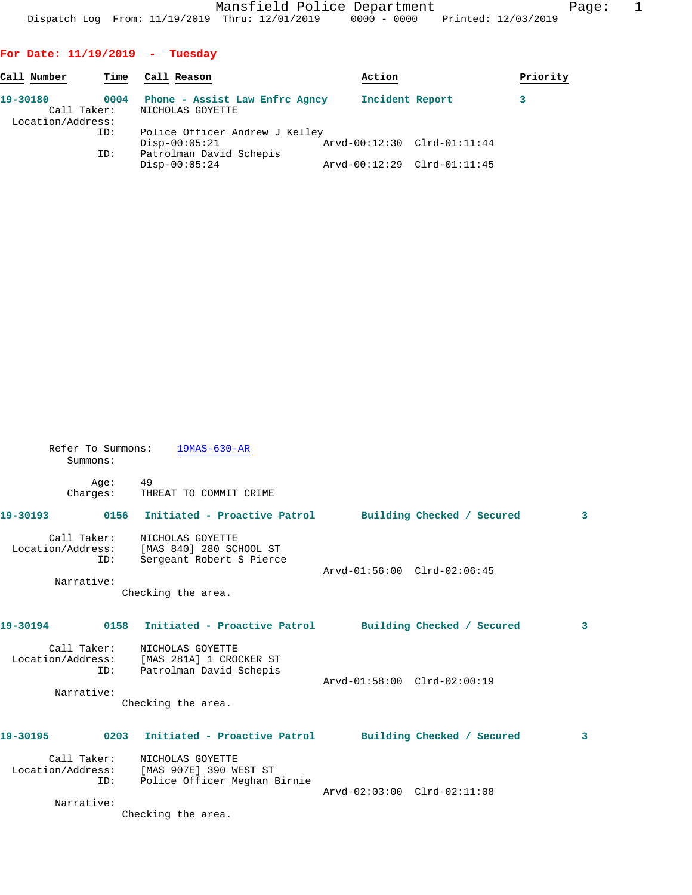Mansfield Police Department
Dispatch Log From: 11/19/2019 Thru: 12/01/2019 0000 - 0000 Printed: 12/03/2019

## For Date: 11/19/2019 - Tuesday

| Call Number | Time | Call Reason | Action | Priority |
|---|---|---|---|---|
| 19-30180 | 0004 | Phone - Assist Law Enfrc Agncy | Incident Report | 3 |

```
     Call Taker:    NICHOLAS GOYETTE
  Location/Address:
             ID:    Police Officer Andrew J Kelley
                    Disp-00:05:21              Arvd-00:12:30  Clrd-01:11:44
             ID:    Patrolman David Schepis
                    Disp-00:05:24              Arvd-00:12:29  Clrd-01:11:45
```

```
      Refer To Summons:    19MAS-630-AR
         Summons:

            Age:    49
        Charges:    THREAT TO COMMIT CRIME
```

| Call Number | Time | Call Reason | Action | Priority |
|---|---|---|---|---|
| 19-30193 | 0156 | Initiated - Proactive Patrol | Building Checked / Secured | 3 |

```
     Call Taker:    NICHOLAS GOYETTE
  Location/Address:    [MAS 840] 280 SCHOOL ST
             ID:    Sergeant Robert S Pierce
                                               Arvd-01:56:00  Clrd-02:06:45
      Narrative:
                 Checking the area.
```

| Call Number | Time | Call Reason | Action | Priority |
|---|---|---|---|---|
| 19-30194 | 0158 | Initiated - Proactive Patrol | Building Checked / Secured | 3 |

```
     Call Taker:    NICHOLAS GOYETTE
  Location/Address:    [MAS 281A] 1 CROCKER ST
             ID:    Patrolman David Schepis
                                               Arvd-01:58:00  Clrd-02:00:19
      Narrative:
                 Checking the area.
```

| Call Number | Time | Call Reason | Action | Priority |
|---|---|---|---|---|
| 19-30195 | 0203 | Initiated - Proactive Patrol | Building Checked / Secured | 3 |

```
     Call Taker:    NICHOLAS GOYETTE
  Location/Address:    [MAS 907E] 390 WEST ST
             ID:    Police Officer Meghan Birnie
                                               Arvd-02:03:00  Clrd-02:11:08
      Narrative:
                 Checking the area.
```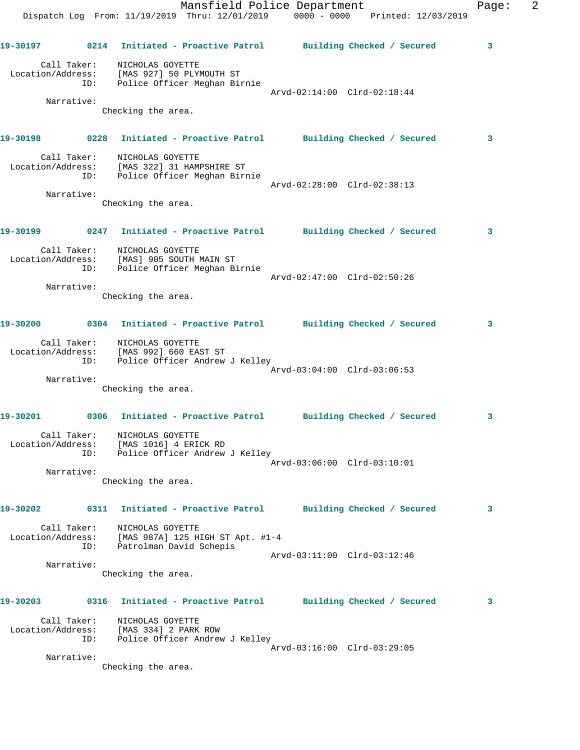**19-30197** 0214 **Initiated - Proactive Patrol** **Building Checked / Secured** **3**

Call Taker: NICHOLAS GOYETTE
Location/Address: [MAS 927] 50 PLYMOUTH ST
ID: Police Officer Meghan Birnie
Arvd-02:14:00 Clrd-02:18:44

Narrative:
Checking the area.

**19-30198** 0228 **Initiated - Proactive Patrol** **Building Checked / Secured** **3**

Call Taker: NICHOLAS GOYETTE
Location/Address: [MAS 322] 31 HAMPSHIRE ST
ID: Police Officer Meghan Birnie
Arvd-02:28:00 Clrd-02:38:13

Narrative:
Checking the area.

**19-30199** 0247 **Initiated - Proactive Patrol** **Building Checked / Secured** **3**

Call Taker: NICHOLAS GOYETTE
Location/Address: [MAS] 905 SOUTH MAIN ST
ID: Police Officer Meghan Birnie
Arvd-02:47:00 Clrd-02:50:26

Narrative:
Checking the area.

**19-30200** 0304 **Initiated - Proactive Patrol** **Building Checked / Secured** **3**

Call Taker: NICHOLAS GOYETTE
Location/Address: [MAS 992] 660 EAST ST
ID: Police Officer Andrew J Kelley
Arvd-03:04:00 Clrd-03:06:53

Narrative:
Checking the area.

**19-30201** 0306 **Initiated - Proactive Patrol** **Building Checked / Secured** **3**

Call Taker: NICHOLAS GOYETTE
Location/Address: [MAS 1016] 4 ERICK RD
ID: Police Officer Andrew J Kelley
Arvd-03:06:00 Clrd-03:10:01

Narrative:
Checking the area.

**19-30202** 0311 **Initiated - Proactive Patrol** **Building Checked / Secured** **3**

Call Taker: NICHOLAS GOYETTE
Location/Address: [MAS 987A] 125 HIGH ST Apt. #1-4
ID: Patrolman David Schepis
Arvd-03:11:00 Clrd-03:12:46

Narrative:
Checking the area.

**19-30203** 0316 **Initiated - Proactive Patrol** **Building Checked / Secured** **3**

Call Taker: NICHOLAS GOYETTE
Location/Address: [MAS 334] 2 PARK ROW
ID: Police Officer Andrew J Kelley
Arvd-03:16:00 Clrd-03:29:05

Narrative:
Checking the area.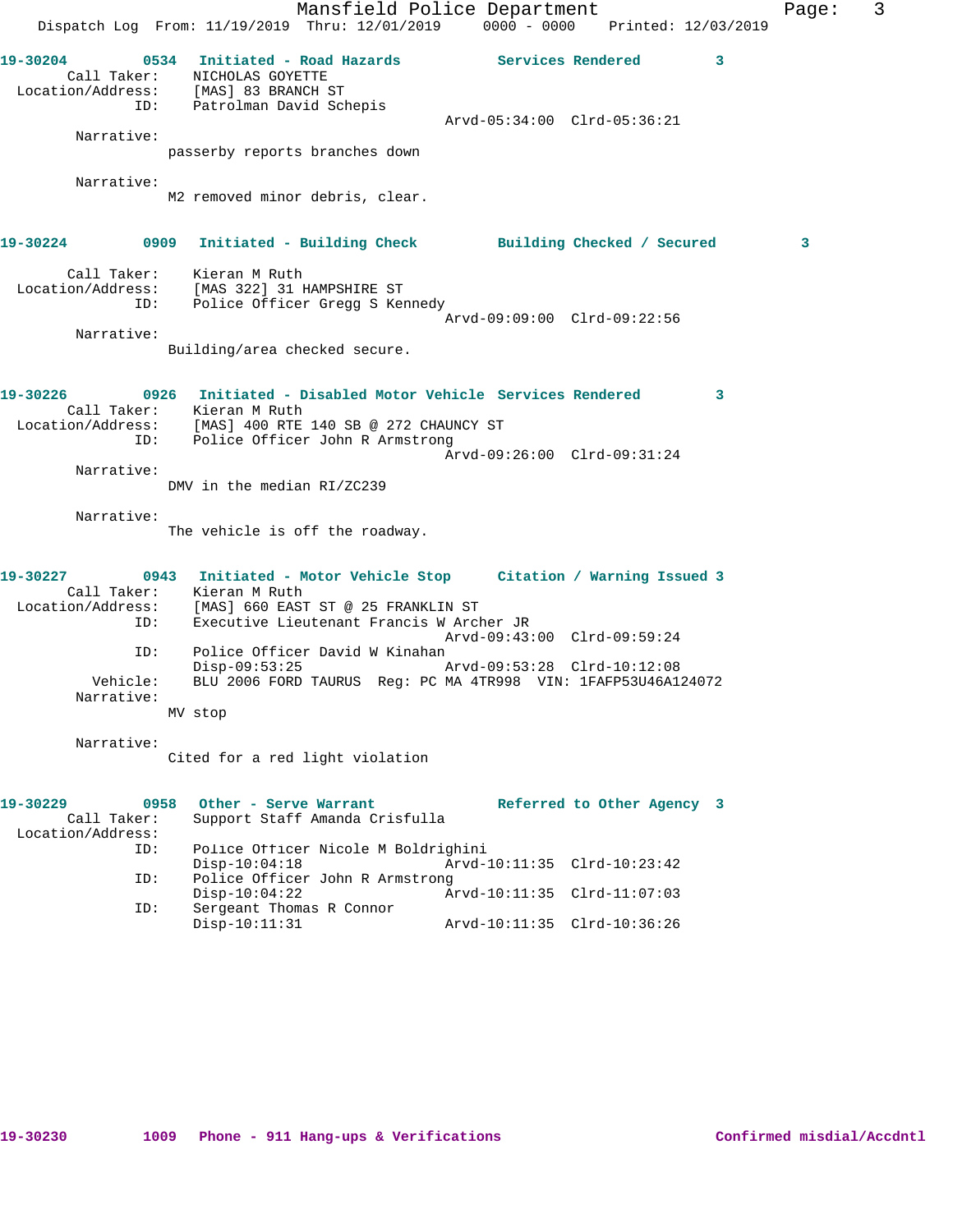**19-30204** 0534 **Initiated - Road Hazards** **Services Rendered** 3

Call Taker: NICHOLAS GOYETTE
Location/Address: [MAS] 83 BRANCH ST
ID: Patrolman David Schepis
Arvd-05:34:00 Clrd-05:36:21

Narrative:
passerby reports branches down

Narrative:
M2 removed minor debris, clear.

**19-30224** 0909 **Initiated - Building Check** **Building Checked / Secured** 3

Call Taker: Kieran M Ruth
Location/Address: [MAS 322] 31 HAMPSHIRE ST
ID: Police Officer Gregg S Kennedy
Arvd-09:09:00 Clrd-09:22:56

Narrative:
Building/area checked secure.

**19-30226** 0926 **Initiated - Disabled Motor Vehicle** **Services Rendered** 3

Call Taker: Kieran M Ruth
Location/Address: [MAS] 400 RTE 140 SB @ 272 CHAUNCY ST
ID: Police Officer John R Armstrong
Arvd-09:26:00 Clrd-09:31:24

Narrative:
DMV in the median RI/ZC239

Narrative:
The vehicle is off the roadway.

**19-30227** 0943 **Initiated - Motor Vehicle Stop** **Citation / Warning Issued** 3

Call Taker: Kieran M Ruth
Location/Address: [MAS] 660 EAST ST @ 25 FRANKLIN ST
ID: Executive Lieutenant Francis W Archer JR
Arvd-09:43:00 Clrd-09:59:24
ID: Police Officer David W Kinahan
Disp-09:53:25 Arvd-09:53:28 Clrd-10:12:08
Vehicle: BLU 2006 FORD TAURUS Reg: PC MA 4TR998 VIN: 1FAFP53U46A124072

Narrative:
MV stop

Narrative:
Cited for a red light violation

**19-30229** 0958 **Other - Serve Warrant** **Referred to Other Agency** 3

Call Taker: Support Staff Amanda Crisfulla
Location/Address:
ID: Police Officer Nicole M Boldrighini
Disp-10:04:18 Arvd-10:11:35 Clrd-10:23:42
ID: Police Officer John R Armstrong
Disp-10:04:22 Arvd-10:11:35 Clrd-11:07:03
ID: Sergeant Thomas R Connor
Disp-10:11:31 Arvd-10:11:35 Clrd-10:36:26

**19-30230** 1009 **Phone - 911 Hang-ups & Verifications** **Confirmed misdial/Accdntl**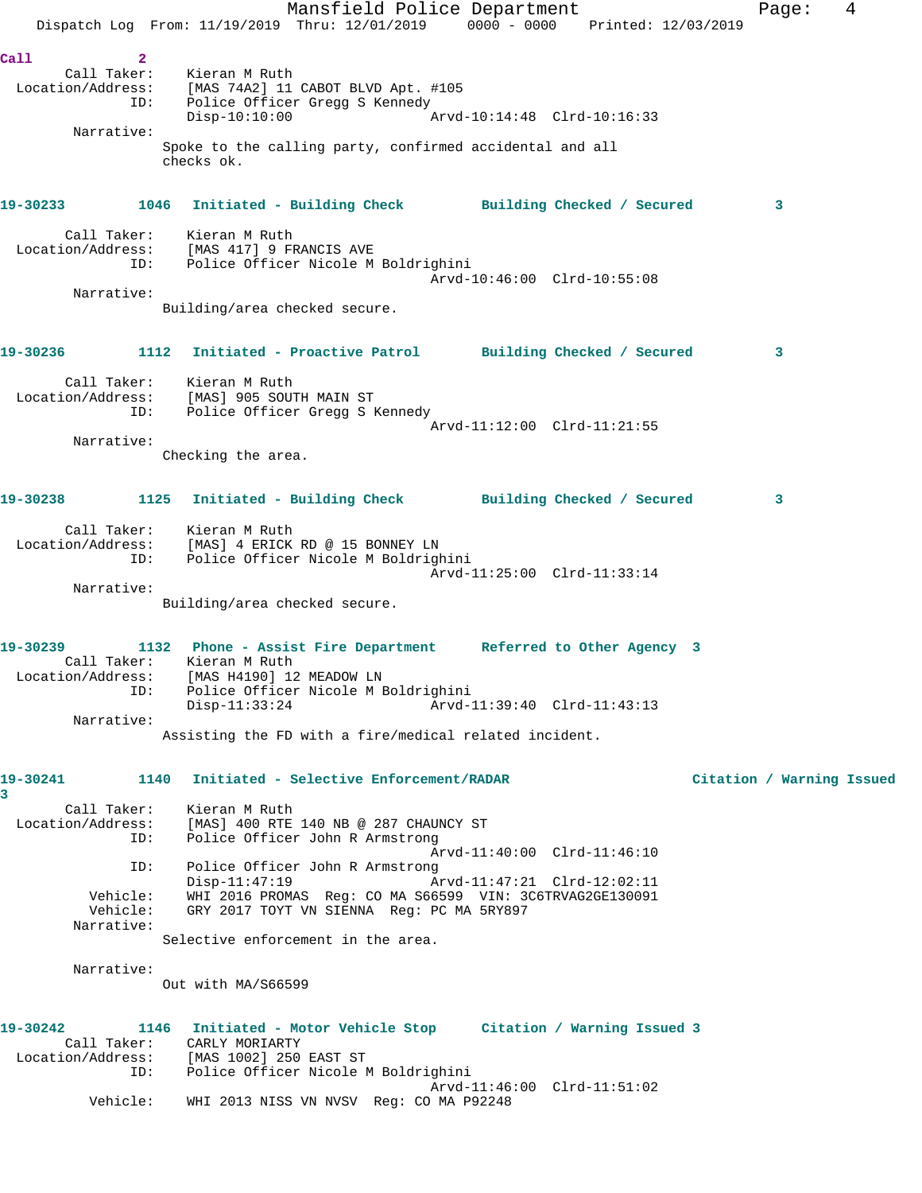**Call 2**

Call Taker: Kieran M Ruth
Location/Address: [MAS 74A2] 11 CABOT BLVD Apt. #105
ID: Police Officer Gregg S Kennedy
Disp-10:10:00 Arvd-10:14:48 Clrd-10:16:33

Narrative:
Spoke to the calling party, confirmed accidental and all checks ok.

**19-30233 1046 Initiated - Building Check — Building Checked / Secured 3**

Call Taker: Kieran M Ruth
Location/Address: [MAS 417] 9 FRANCIS AVE
ID: Police Officer Nicole M Boldrighini
Arvd-10:46:00 Clrd-10:55:08

Narrative:
Building/area checked secure.

**19-30236 1112 Initiated - Proactive Patrol — Building Checked / Secured 3**

Call Taker: Kieran M Ruth
Location/Address: [MAS] 905 SOUTH MAIN ST
ID: Police Officer Gregg S Kennedy
Arvd-11:12:00 Clrd-11:21:55

Narrative:
Checking the area.

**19-30238 1125 Initiated - Building Check — Building Checked / Secured 3**

Call Taker: Kieran M Ruth
Location/Address: [MAS] 4 ERICK RD @ 15 BONNEY LN
ID: Police Officer Nicole M Boldrighini
Arvd-11:25:00 Clrd-11:33:14

Narrative:
Building/area checked secure.

**19-30239 1132 Phone - Assist Fire Department — Referred to Other Agency 3**

Call Taker: Kieran M Ruth
Location/Address: [MAS H4190] 12 MEADOW LN
ID: Police Officer Nicole M Boldrighini
Disp-11:33:24 Arvd-11:39:40 Clrd-11:43:13

Narrative:
Assisting the FD with a fire/medical related incident.

**19-30241 1140 Initiated - Selective Enforcement/RADAR — Citation / Warning Issued 3**

Call Taker: Kieran M Ruth
Location/Address: [MAS] 400 RTE 140 NB @ 287 CHAUNCY ST
ID: Police Officer John R Armstrong
Arvd-11:40:00 Clrd-11:46:10
ID: Police Officer John R Armstrong
Disp-11:47:19 Arvd-11:47:21 Clrd-12:02:11
Vehicle: WHI 2016 PROMAS Reg: CO MA S66599 VIN: 3C6TRVAG2GE130091
Vehicle: GRY 2017 TOYT VN SIENNA Reg: PC MA 5RY897

Narrative:
Selective enforcement in the area.

Narrative:
Out with MA/S66599

**19-30242 1146 Initiated - Motor Vehicle Stop — Citation / Warning Issued 3**

Call Taker: CARLY MORIARTY
Location/Address: [MAS 1002] 250 EAST ST
ID: Police Officer Nicole M Boldrighini
Arvd-11:46:00 Clrd-11:51:02
Vehicle: WHI 2013 NISS VN NVSV Reg: CO MA P92248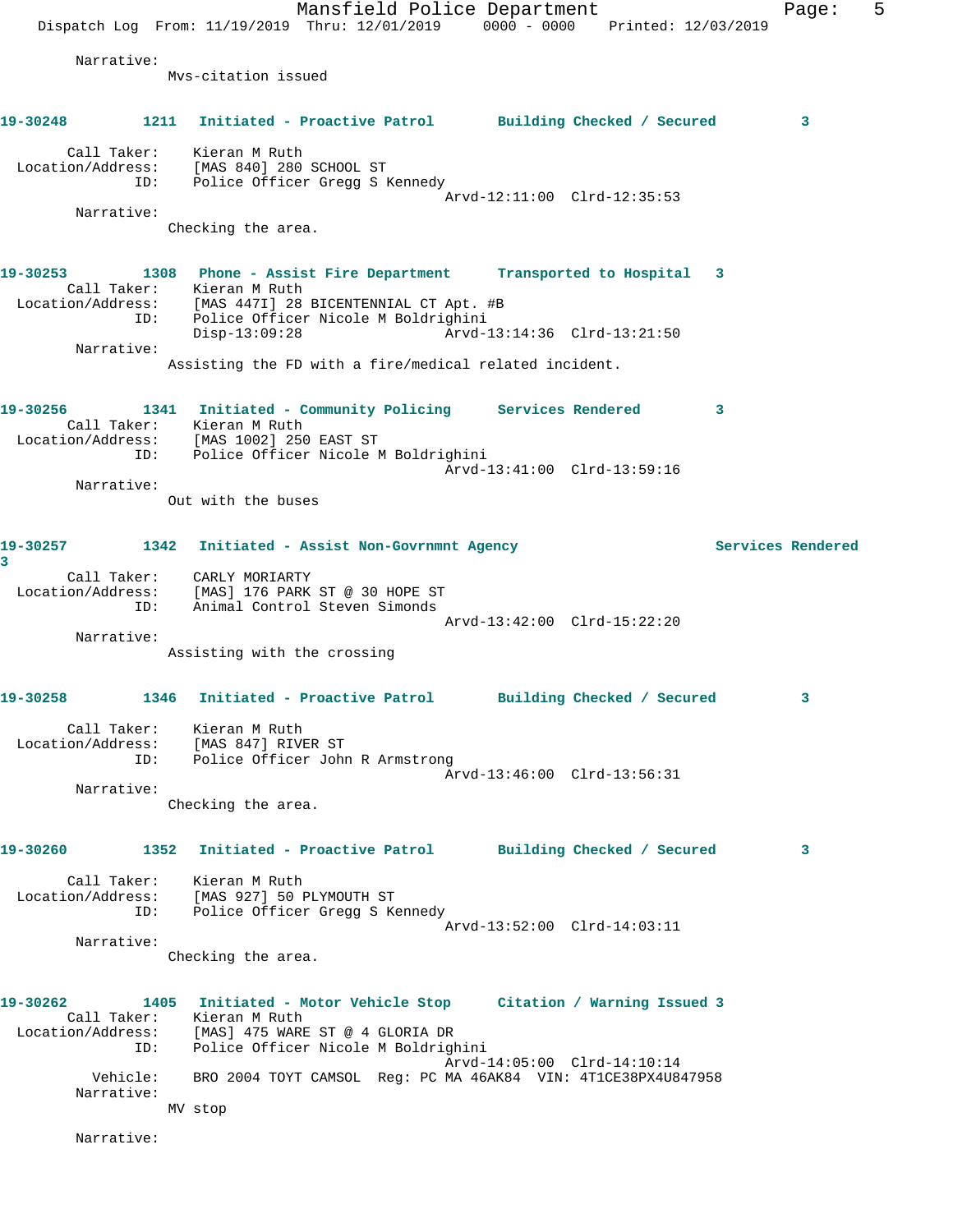Narrative:
Mvs-citation issued

**19-30248 1211 Initiated - Proactive Patrol Building Checked / Secured 3**

Call Taker: Kieran M Ruth
Location/Address: [MAS 840] 280 SCHOOL ST
ID: Police Officer Gregg S Kennedy
Arvd-12:11:00 Clrd-12:35:53

Narrative:
Checking the area.

**19-30253 1308 Phone - Assist Fire Department Transported to Hospital 3**

Call Taker: Kieran M Ruth
Location/Address: [MAS 447I] 28 BICENTENNIAL CT Apt. #B
ID: Police Officer Nicole M Boldrighini
Disp-13:09:28 Arvd-13:14:36 Clrd-13:21:50

Narrative:
Assisting the FD with a fire/medical related incident.

**19-30256 1341 Initiated - Community Policing Services Rendered 3**

Call Taker: Kieran M Ruth
Location/Address: [MAS 1002] 250 EAST ST
ID: Police Officer Nicole M Boldrighini
Arvd-13:41:00 Clrd-13:59:16

Narrative:
Out with the buses

**19-30257 1342 Initiated - Assist Non-Govrnmnt Agency Services Rendered 3**

Call Taker: CARLY MORIARTY
Location/Address: [MAS] 176 PARK ST @ 30 HOPE ST
ID: Animal Control Steven Simonds
Arvd-13:42:00 Clrd-15:22:20

Narrative:
Assisting with the crossing

**19-30258 1346 Initiated - Proactive Patrol Building Checked / Secured 3**

Call Taker: Kieran M Ruth
Location/Address: [MAS 847] RIVER ST
ID: Police Officer John R Armstrong
Arvd-13:46:00 Clrd-13:56:31

Narrative:
Checking the area.

**19-30260 1352 Initiated - Proactive Patrol Building Checked / Secured 3**

Call Taker: Kieran M Ruth
Location/Address: [MAS 927] 50 PLYMOUTH ST
ID: Police Officer Gregg S Kennedy
Arvd-13:52:00 Clrd-14:03:11

Narrative:
Checking the area.

**19-30262 1405 Initiated - Motor Vehicle Stop Citation / Warning Issued 3**

Call Taker: Kieran M Ruth
Location/Address: [MAS] 475 WARE ST @ 4 GLORIA DR
ID: Police Officer Nicole M Boldrighini
Arvd-14:05:00 Clrd-14:10:14
Vehicle: BRO 2004 TOYT CAMSOL Reg: PC MA 46AK84 VIN: 4T1CE38PX4U847958

Narrative:
MV stop

Narrative: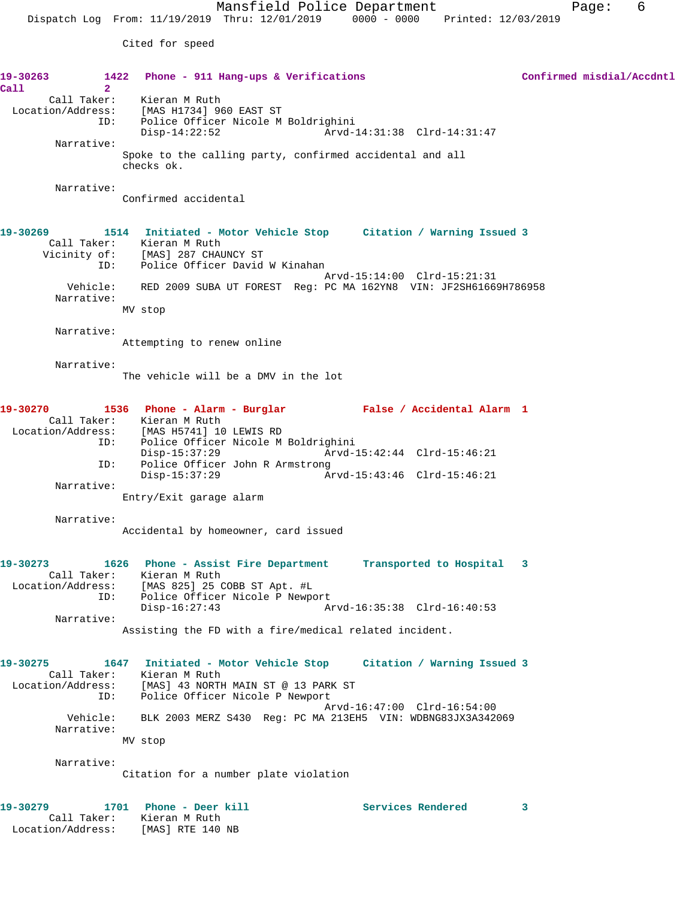Cited for speed

**19-30263** 1422 **Phone - 911 Hang-ups & Verifications** **Confirmed misdial/Accdntl Call 2**

Call Taker: Kieran M Ruth
Location/Address: [MAS H1734] 960 EAST ST
ID: Police Officer Nicole M Boldrighini
Disp-14:22:52 Arvd-14:31:38 Clrd-14:31:47

Narrative:
Spoke to the calling party, confirmed accidental and all checks ok.

Narrative:
Confirmed accidental

**19-30269** 1514 **Initiated - Motor Vehicle Stop** **Citation / Warning Issued 3**

Call Taker: Kieran M Ruth
Vicinity of: [MAS] 287 CHAUNCY ST
ID: Police Officer David W Kinahan
Arvd-15:14:00 Clrd-15:21:31
Vehicle: RED 2009 SUBA UT FOREST Reg: PC MA 162YN8 VIN: JF2SH61669H786958

Narrative:
MV stop

Narrative:
Attempting to renew online

Narrative:
The vehicle will be a DMV in the lot

**19-30270** 1536 **Phone - Alarm - Burglar** **False / Accidental Alarm 1**

Call Taker: Kieran M Ruth
Location/Address: [MAS H5741] 10 LEWIS RD
ID: Police Officer Nicole M Boldrighini
Disp-15:37:29 Arvd-15:42:44 Clrd-15:46:21
ID: Police Officer John R Armstrong
Disp-15:37:29 Arvd-15:43:46 Clrd-15:46:21

Narrative:
Entry/Exit garage alarm

Narrative:
Accidental by homeowner, card issued

**19-30273** 1626 **Phone - Assist Fire Department** **Transported to Hospital 3**

Call Taker: Kieran M Ruth
Location/Address: [MAS 825] 25 COBB ST Apt. #L
ID: Police Officer Nicole P Newport
Disp-16:27:43 Arvd-16:35:38 Clrd-16:40:53

Narrative:
Assisting the FD with a fire/medical related incident.

**19-30275** 1647 **Initiated - Motor Vehicle Stop** **Citation / Warning Issued 3**

Call Taker: Kieran M Ruth
Location/Address: [MAS] 43 NORTH MAIN ST @ 13 PARK ST
ID: Police Officer Nicole P Newport
Arvd-16:47:00 Clrd-16:54:00
Vehicle: BLK 2003 MERZ S430 Reg: PC MA 213EH5 VIN: WDBNG83JX3A342069

Narrative:
MV stop

Narrative:
Citation for a number plate violation

**19-30279** 1701 **Phone - Deer kill** **Services Rendered 3**

Call Taker: Kieran M Ruth
Location/Address: [MAS] RTE 140 NB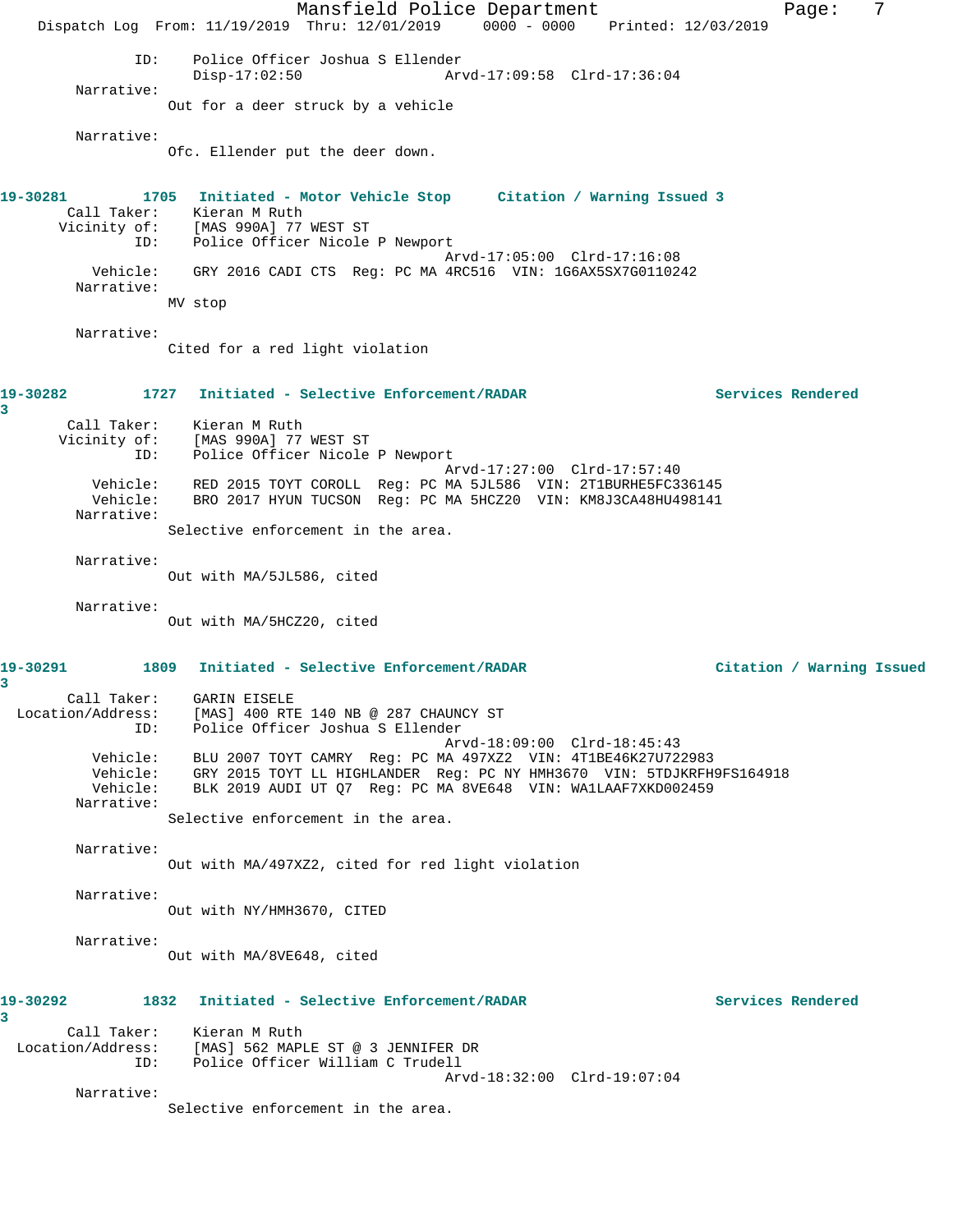ID: Police Officer Joshua S Ellender
Disp-17:02:50 Arvd-17:09:58 Clrd-17:36:04

Narrative:
Out for a deer struck by a vehicle

Narrative:
Ofc. Ellender put the deer down.

**19-30281 1705 Initiated - Motor Vehicle Stop Citation / Warning Issued 3**

Call Taker: Kieran M Ruth
Vicinity of: [MAS 990A] 77 WEST ST
ID: Police Officer Nicole P Newport
Arvd-17:05:00 Clrd-17:16:08
Vehicle: GRY 2016 CADI CTS Reg: PC MA 4RC516 VIN: 1G6AX5SX7G0110242

Narrative:
MV stop

Narrative:
Cited for a red light violation

**19-30282 1727 Initiated - Selective Enforcement/RADAR Services Rendered 3**

Call Taker: Kieran M Ruth
Vicinity of: [MAS 990A] 77 WEST ST
ID: Police Officer Nicole P Newport
Arvd-17:27:00 Clrd-17:57:40
Vehicle: RED 2015 TOYT COROLL Reg: PC MA 5JL586 VIN: 2T1BURHE5FC336145
Vehicle: BRO 2017 HYUN TUCSON Reg: PC MA 5HCZ20 VIN: KM8J3CA48HU498141

Narrative:
Selective enforcement in the area.

Narrative:
Out with MA/5JL586, cited

Narrative:
Out with MA/5HCZ20, cited

**19-30291 1809 Initiated - Selective Enforcement/RADAR Citation / Warning Issued 3**

Call Taker: GARIN EISELE
Location/Address: [MAS] 400 RTE 140 NB @ 287 CHAUNCY ST
ID: Police Officer Joshua S Ellender
Arvd-18:09:00 Clrd-18:45:43
Vehicle: BLU 2007 TOYT CAMRY Reg: PC MA 497XZ2 VIN: 4T1BE46K27U722983
Vehicle: GRY 2015 TOYT LL HIGHLANDER Reg: PC NY HMH3670 VIN: 5TDJKRFH9FS164918
Vehicle: BLK 2019 AUDI UT Q7 Reg: PC MA 8VE648 VIN: WA1LAAF7XKD002459

Narrative:
Selective enforcement in the area.

Narrative:
Out with MA/497XZ2, cited for red light violation

Narrative:
Out with NY/HMH3670, CITED

Narrative:
Out with MA/8VE648, cited

**19-30292 1832 Initiated - Selective Enforcement/RADAR Services Rendered 3**

Call Taker: Kieran M Ruth
Location/Address: [MAS] 562 MAPLE ST @ 3 JENNIFER DR
ID: Police Officer William C Trudell
Arvd-18:32:00 Clrd-19:07:04

Narrative:
Selective enforcement in the area.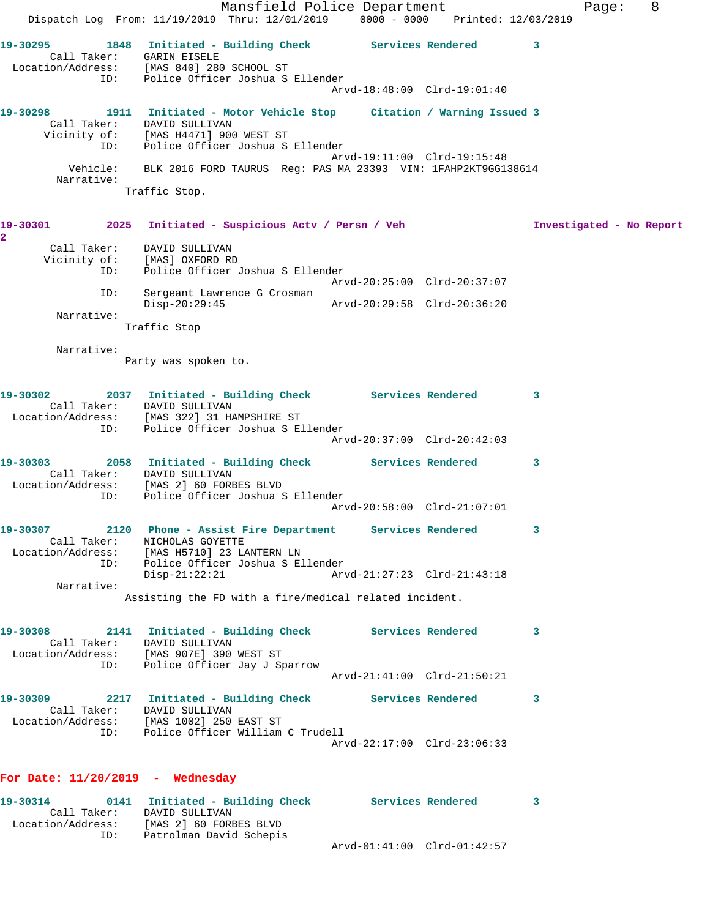19-30295 1848 Initiated - Building Check Services Rendered 3
Call Taker: GARIN EISELE
Location/Address: [MAS 840] 280 SCHOOL ST
ID: Police Officer Joshua S Ellender
Arvd-18:48:00 Clrd-19:01:40

19-30298 1911 Initiated - Motor Vehicle Stop Citation / Warning Issued 3
Call Taker: DAVID SULLIVAN
Vicinity of: [MAS H4471] 900 WEST ST
ID: Police Officer Joshua S Ellender
Arvd-19:11:00 Clrd-19:15:48
Vehicle: BLK 2016 FORD TAURUS Reg: PAS MA 23393 VIN: 1FAHP2KT9GG138614
Narrative:
Traffic Stop.

19-30301 2025 Initiated - Suspicious Actv / Persn / Veh Investigated - No Report 2
Call Taker: DAVID SULLIVAN
Vicinity of: [MAS] OXFORD RD
ID: Police Officer Joshua S Ellender
Arvd-20:25:00 Clrd-20:37:07
ID: Sergeant Lawrence G Crosman
Disp-20:29:45 Arvd-20:29:58 Clrd-20:36:20
Narrative:
Traffic Stop

Narrative:
Party was spoken to.

19-30302 2037 Initiated - Building Check Services Rendered 3
Call Taker: DAVID SULLIVAN
Location/Address: [MAS 322] 31 HAMPSHIRE ST
ID: Police Officer Joshua S Ellender
Arvd-20:37:00 Clrd-20:42:03

19-30303 2058 Initiated - Building Check Services Rendered 3
Call Taker: DAVID SULLIVAN
Location/Address: [MAS 2] 60 FORBES BLVD
ID: Police Officer Joshua S Ellender
Arvd-20:58:00 Clrd-21:07:01

19-30307 2120 Phone - Assist Fire Department Services Rendered 3
Call Taker: NICHOLAS GOYETTE
Location/Address: [MAS H5710] 23 LANTERN LN
ID: Police Officer Joshua S Ellender
Disp-21:22:21 Arvd-21:27:23 Clrd-21:43:18
Narrative:
Assisting the FD with a fire/medical related incident.

19-30308 2141 Initiated - Building Check Services Rendered 3
Call Taker: DAVID SULLIVAN
Location/Address: [MAS 907E] 390 WEST ST
ID: Police Officer Jay J Sparrow
Arvd-21:41:00 Clrd-21:50:21

19-30309 2217 Initiated - Building Check Services Rendered 3
Call Taker: DAVID SULLIVAN
Location/Address: [MAS 1002] 250 EAST ST
ID: Police Officer William C Trudell
Arvd-22:17:00 Clrd-23:06:33

**For Date: 11/20/2019 - Wednesday**

19-30314 0141 Initiated - Building Check Services Rendered 3
Call Taker: DAVID SULLIVAN
Location/Address: [MAS 2] 60 FORBES BLVD
ID: Patrolman David Schepis
Arvd-01:41:00 Clrd-01:42:57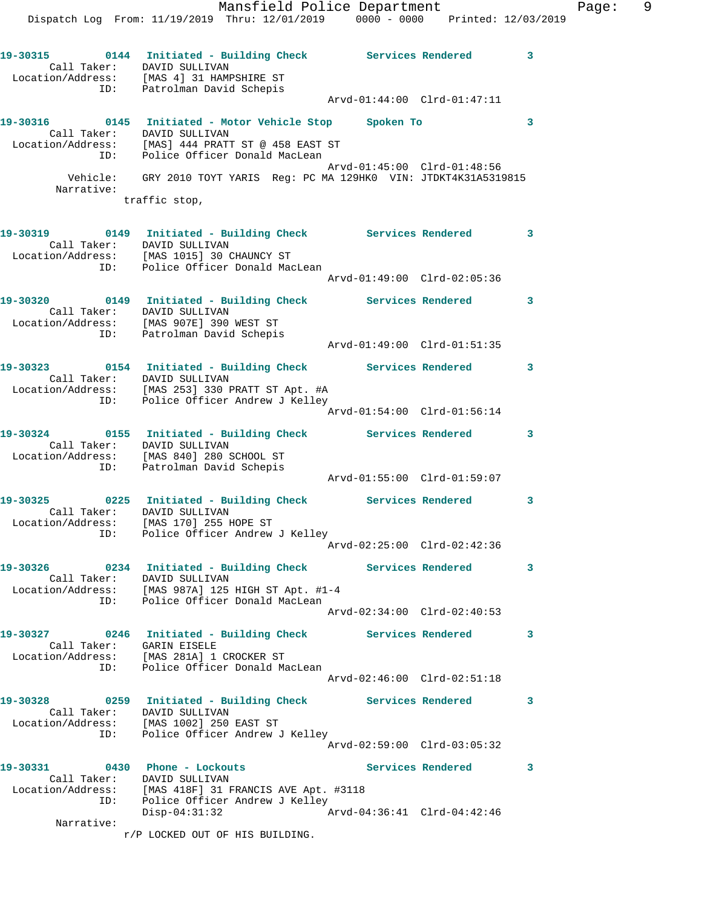**19-30315** 0144 **Initiated - Building Check** **Services Rendered** 3
Call Taker: DAVID SULLIVAN
Location/Address: [MAS 4] 31 HAMPSHIRE ST
ID: Patrolman David Schepis
Arvd-01:44:00 Clrd-01:47:11

**19-30316** 0145 **Initiated - Motor Vehicle Stop** **Spoken To** 3
Call Taker: DAVID SULLIVAN
Location/Address: [MAS] 444 PRATT ST @ 458 EAST ST
ID: Police Officer Donald MacLean
Arvd-01:45:00 Clrd-01:48:56
Vehicle: GRY 2010 TOYT YARIS Reg: PC MA 129HK0 VIN: JTDKT4K31A5319815
Narrative:
traffic stop,

**19-30319** 0149 **Initiated - Building Check** **Services Rendered** 3
Call Taker: DAVID SULLIVAN
Location/Address: [MAS 1015] 30 CHAUNCY ST
ID: Police Officer Donald MacLean
Arvd-01:49:00 Clrd-02:05:36

**19-30320** 0149 **Initiated - Building Check** **Services Rendered** 3
Call Taker: DAVID SULLIVAN
Location/Address: [MAS 907E] 390 WEST ST
ID: Patrolman David Schepis
Arvd-01:49:00 Clrd-01:51:35

**19-30323** 0154 **Initiated - Building Check** **Services Rendered** 3
Call Taker: DAVID SULLIVAN
Location/Address: [MAS 253] 330 PRATT ST Apt. #A
ID: Police Officer Andrew J Kelley
Arvd-01:54:00 Clrd-01:56:14

**19-30324** 0155 **Initiated - Building Check** **Services Rendered** 3
Call Taker: DAVID SULLIVAN
Location/Address: [MAS 840] 280 SCHOOL ST
ID: Patrolman David Schepis
Arvd-01:55:00 Clrd-01:59:07

**19-30325** 0225 **Initiated - Building Check** **Services Rendered** 3
Call Taker: DAVID SULLIVAN
Location/Address: [MAS 170] 255 HOPE ST
ID: Police Officer Andrew J Kelley
Arvd-02:25:00 Clrd-02:42:36

**19-30326** 0234 **Initiated - Building Check** **Services Rendered** 3
Call Taker: DAVID SULLIVAN
Location/Address: [MAS 987A] 125 HIGH ST Apt. #1-4
ID: Police Officer Donald MacLean
Arvd-02:34:00 Clrd-02:40:53

**19-30327** 0246 **Initiated - Building Check** **Services Rendered** 3
Call Taker: GARIN EISELE
Location/Address: [MAS 281A] 1 CROCKER ST
ID: Police Officer Donald MacLean
Arvd-02:46:00 Clrd-02:51:18

**19-30328** 0259 **Initiated - Building Check** **Services Rendered** 3
Call Taker: DAVID SULLIVAN
Location/Address: [MAS 1002] 250 EAST ST
ID: Police Officer Andrew J Kelley
Arvd-02:59:00 Clrd-03:05:32

**19-30331** 0430 **Phone - Lockouts** **Services Rendered** 3
Call Taker: DAVID SULLIVAN
Location/Address: [MAS 418F] 31 FRANCIS AVE Apt. #3118
ID: Police Officer Andrew J Kelley
Disp-04:31:32 Arvd-04:36:41 Clrd-04:42:46
Narrative:
r/P LOCKED OUT OF HIS BUILDING.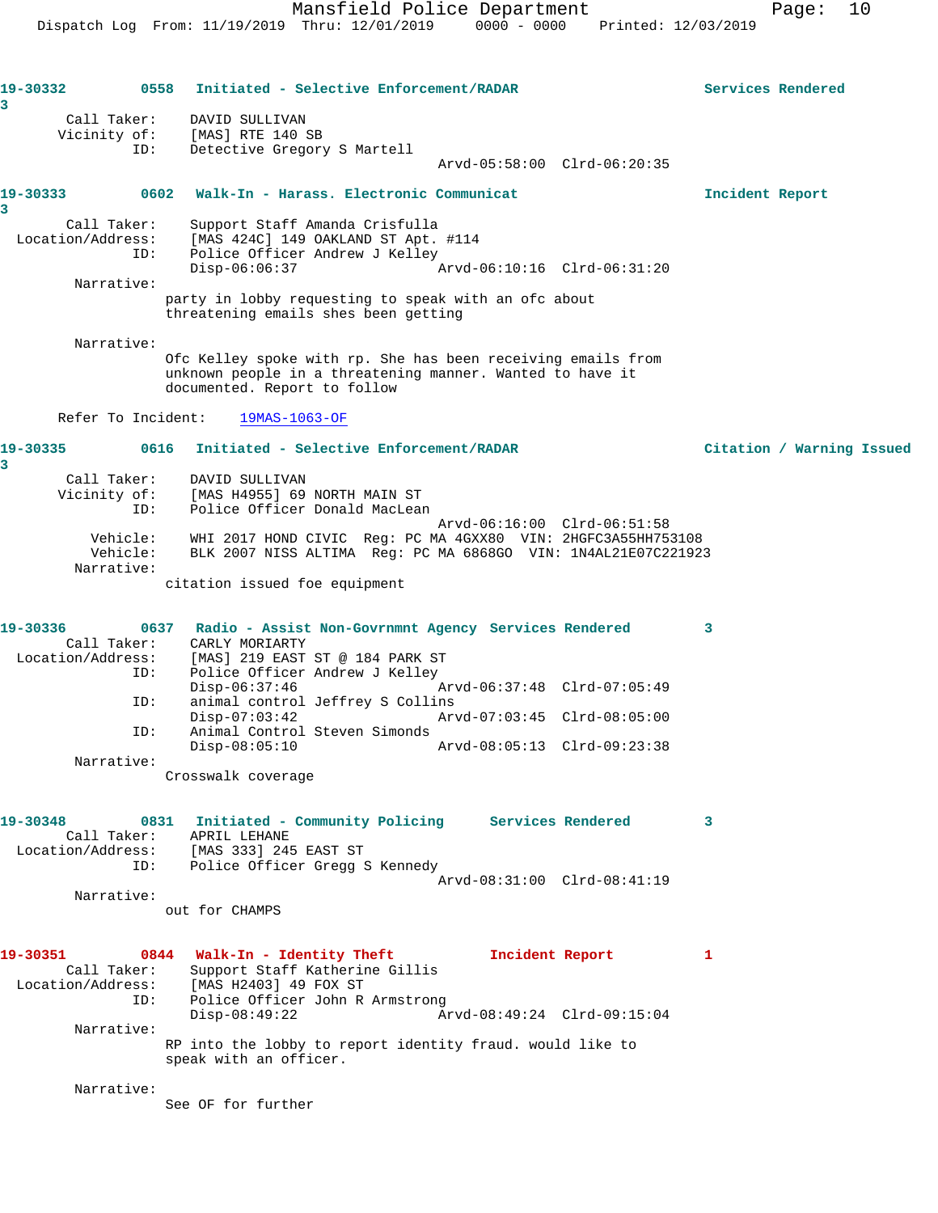**19-30332** 0558 **Initiated - Selective Enforcement/RADAR** **Services Rendered**
3

Call Taker: DAVID SULLIVAN
Vicinity of: [MAS] RTE 140 SB
ID: Detective Gregory S Martell
Arvd-05:58:00 Clrd-06:20:35

**19-30333** 0602 **Walk-In - Harass. Electronic Communicat** **Incident Report**
3

Call Taker: Support Staff Amanda Crisfulla
Location/Address: [MAS 424C] 149 OAKLAND ST Apt. #114
ID: Police Officer Andrew J Kelley
Disp-06:06:37 Arvd-06:10:16 Clrd-06:31:20

Narrative:
party in lobby requesting to speak with an ofc about threatening emails shes been getting

Narrative:
Ofc Kelley spoke with rp. She has been receiving emails from unknown people in a threatening manner. Wanted to have it documented. Report to follow

Refer To Incident: 19MAS-1063-OF

**19-30335** 0616 **Initiated - Selective Enforcement/RADAR** **Citation / Warning Issued**
3

Call Taker: DAVID SULLIVAN
Vicinity of: [MAS H4955] 69 NORTH MAIN ST
ID: Police Officer Donald MacLean
Arvd-06:16:00 Clrd-06:51:58
Vehicle: WHI 2017 HOND CIVIC Reg: PC MA 4GXX80 VIN: 2HGFC3A55HH753108
Vehicle: BLK 2007 NISS ALTIMA Reg: PC MA 6868GO VIN: 1N4AL21E07C221923

Narrative:
citation issued foe equipment

**19-30336** 0637 **Radio - Assist Non-Govrnmnt Agency** **Services Rendered** 3

Call Taker: CARLY MORIARTY
Location/Address: [MAS] 219 EAST ST @ 184 PARK ST
ID: Police Officer Andrew J Kelley
Disp-06:37:46 Arvd-06:37:48 Clrd-07:05:49
ID: animal control Jeffrey S Collins
Disp-07:03:42 Arvd-07:03:45 Clrd-08:05:00
ID: Animal Control Steven Simonds
Disp-08:05:10 Arvd-08:05:13 Clrd-09:23:38

Narrative:
Crosswalk coverage

**19-30348** 0831 **Initiated - Community Policing** **Services Rendered** 3

Call Taker: APRIL LEHANE
Location/Address: [MAS 333] 245 EAST ST
ID: Police Officer Gregg S Kennedy
Arvd-08:31:00 Clrd-08:41:19

Narrative:
out for CHAMPS

**19-30351** 0844 **Walk-In - Identity Theft** **Incident Report** 1

Call Taker: Support Staff Katherine Gillis
Location/Address: [MAS H2403] 49 FOX ST
ID: Police Officer John R Armstrong
Disp-08:49:22 Arvd-08:49:24 Clrd-09:15:04

Narrative:
RP into the lobby to report identity fraud. would like to speak with an officer.

Narrative:
See OF for further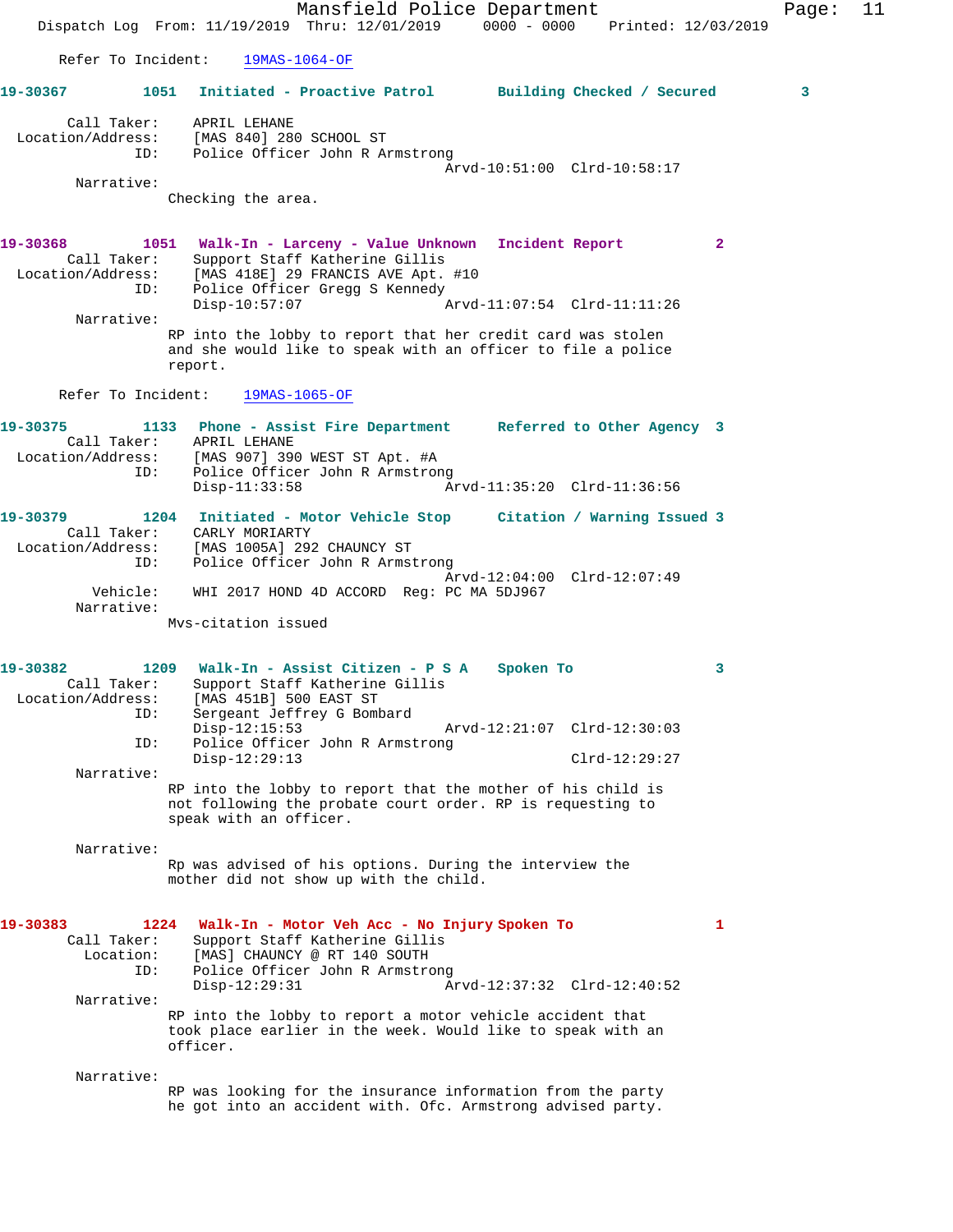Refer To Incident: 19MAS-1064-OF

**19-30367 1051 Initiated - Proactive Patrol Building Checked / Secured 3**

Call Taker: APRIL LEHANE
Location/Address: [MAS 840] 280 SCHOOL ST
ID: Police Officer John R Armstrong
Arvd-10:51:00 Clrd-10:58:17
Narrative:
Checking the area.

**19-30368 1051 Walk-In - Larceny - Value Unknown Incident Report 2**

Call Taker: Support Staff Katherine Gillis
Location/Address: [MAS 418E] 29 FRANCIS AVE Apt. #10
ID: Police Officer Gregg S Kennedy
Disp-10:57:07 Arvd-11:07:54 Clrd-11:11:26
Narrative:
RP into the lobby to report that her credit card was stolen and she would like to speak with an officer to file a police report.

Refer To Incident: 19MAS-1065-OF

**19-30375 1133 Phone - Assist Fire Department Referred to Other Agency 3**

Call Taker: APRIL LEHANE
Location/Address: [MAS 907] 390 WEST ST Apt. #A
ID: Police Officer John R Armstrong
Disp-11:33:58 Arvd-11:35:20 Clrd-11:36:56

**19-30379 1204 Initiated - Motor Vehicle Stop Citation / Warning Issued 3**

Call Taker: CARLY MORIARTY
Location/Address: [MAS 1005A] 292 CHAUNCY ST
ID: Police Officer John R Armstrong
Arvd-12:04:00 Clrd-12:07:49
Vehicle: WHI 2017 HOND 4D ACCORD Reg: PC MA 5DJ967
Narrative:
Mvs-citation issued

**19-30382 1209 Walk-In - Assist Citizen - P S A Spoken To 3**

Call Taker: Support Staff Katherine Gillis
Location/Address: [MAS 451B] 500 EAST ST
ID: Sergeant Jeffrey G Bombard
Disp-12:15:53 Arvd-12:21:07 Clrd-12:30:03
ID: Police Officer John R Armstrong
Disp-12:29:13 Clrd-12:29:27
Narrative:
RP into the lobby to report that the mother of his child is not following the probate court order. RP is requesting to speak with an officer.

Narrative:
Rp was advised of his options. During the interview the mother did not show up with the child.

**19-30383 1224 Walk-In - Motor Veh Acc - No Injury Spoken To 1**

Call Taker: Support Staff Katherine Gillis
Location: [MAS] CHAUNCY @ RT 140 SOUTH
ID: Police Officer John R Armstrong
Disp-12:29:31 Arvd-12:37:32 Clrd-12:40:52
Narrative:
RP into the lobby to report a motor vehicle accident that took place earlier in the week. Would like to speak with an officer.

Narrative:
RP was looking for the insurance information from the party he got into an accident with. Ofc. Armstrong advised party.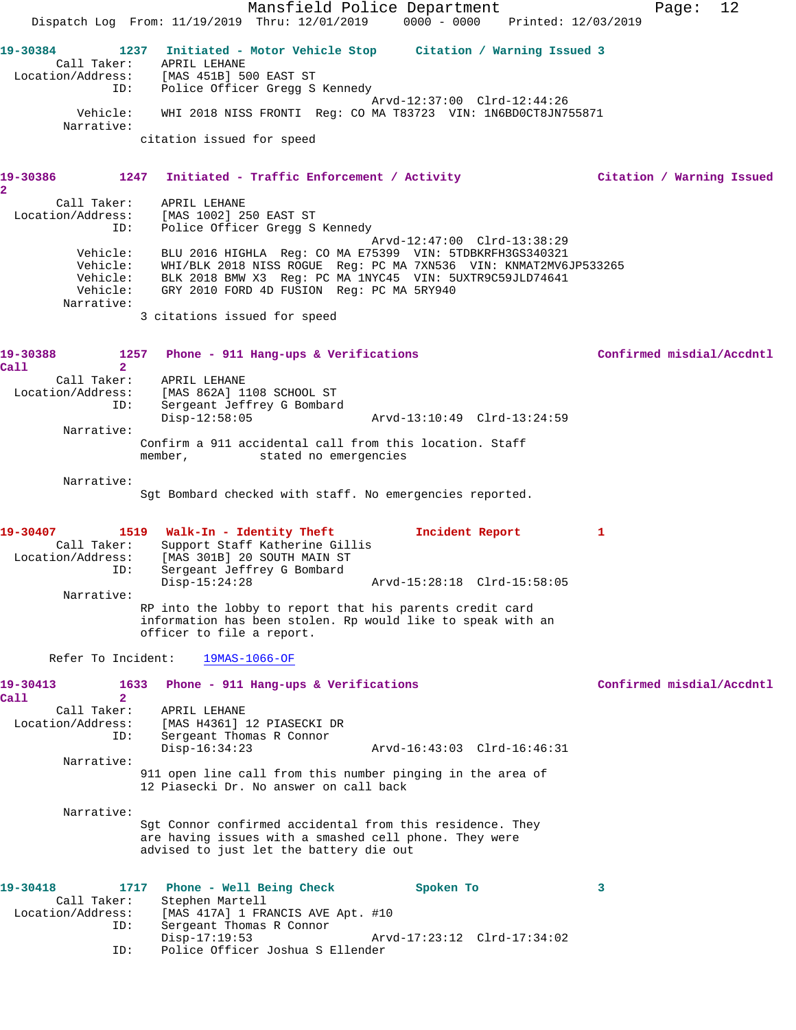**19-30384** 1237 Initiated - Motor Vehicle Stop Citation / Warning Issued 3

Call Taker: APRIL LEHANE
Location/Address: [MAS 451B] 500 EAST ST
ID: Police Officer Gregg S Kennedy
Arvd-12:37:00 Clrd-12:44:26
Vehicle: WHI 2018 NISS FRONTI Reg: CO MA T83723 VIN: 1N6BD0CT8JN755871
Narrative:
citation issued for speed

**19-30386** 1247 Initiated - Traffic Enforcement / Activity Citation / Warning Issued 2

Call Taker: APRIL LEHANE
Location/Address: [MAS 1002] 250 EAST ST
ID: Police Officer Gregg S Kennedy
Arvd-12:47:00 Clrd-13:38:29
Vehicle: BLU 2016 HIGHLA Reg: CO MA E75399 VIN: 5TDBKRFH3GS340321
Vehicle: WHI/BLK 2018 NISS ROGUE Reg: PC MA 7XN536 VIN: KNMAT2MV6JP533265
Vehicle: BLK 2018 BMW X3 Reg: PC MA 1NYC45 VIN: 5UXTR9C59JLD74641
Vehicle: GRY 2010 FORD 4D FUSION Reg: PC MA 5RY940
Narrative:
3 citations issued for speed

**19-30388** 1257 Phone - 911 Hang-ups & Verifications Confirmed misdial/Accdntl Call 2

Call Taker: APRIL LEHANE
Location/Address: [MAS 862A] 1108 SCHOOL ST
ID: Sergeant Jeffrey G Bombard
Disp-12:58:05 Arvd-13:10:49 Clrd-13:24:59
Narrative:
Confirm a 911 accidental call from this location. Staff member, stated no emergencies

Narrative:
Sgt Bombard checked with staff. No emergencies reported.

**19-30407** 1519 Walk-In - Identity Theft Incident Report 1

Call Taker: Support Staff Katherine Gillis
Location/Address: [MAS 301B] 20 SOUTH MAIN ST
ID: Sergeant Jeffrey G Bombard
Disp-15:24:28 Arvd-15:28:18 Clrd-15:58:05
Narrative:
RP into the lobby to report that his parents credit card information has been stolen. Rp would like to speak with an officer to file a report.

Refer To Incident: 19MAS-1066-OF

**19-30413** 1633 Phone - 911 Hang-ups & Verifications Confirmed misdial/Accdntl Call 2

Call Taker: APRIL LEHANE
Location/Address: [MAS H4361] 12 PIASECKI DR
ID: Sergeant Thomas R Connor
Disp-16:34:23 Arvd-16:43:03 Clrd-16:46:31
Narrative:
911 open line call from this number pinging in the area of 12 Piasecki Dr. No answer on call back

Narrative:
Sgt Connor confirmed accidental from this residence. They are having issues with a smashed cell phone. They were advised to just let the battery die out

**19-30418** 1717 Phone - Well Being Check Spoken To 3

Call Taker: Stephen Martell
Location/Address: [MAS 417A] 1 FRANCIS AVE Apt. #10
ID: Sergeant Thomas R Connor
Disp-17:19:53 Arvd-17:23:12 Clrd-17:34:02
ID: Police Officer Joshua S Ellender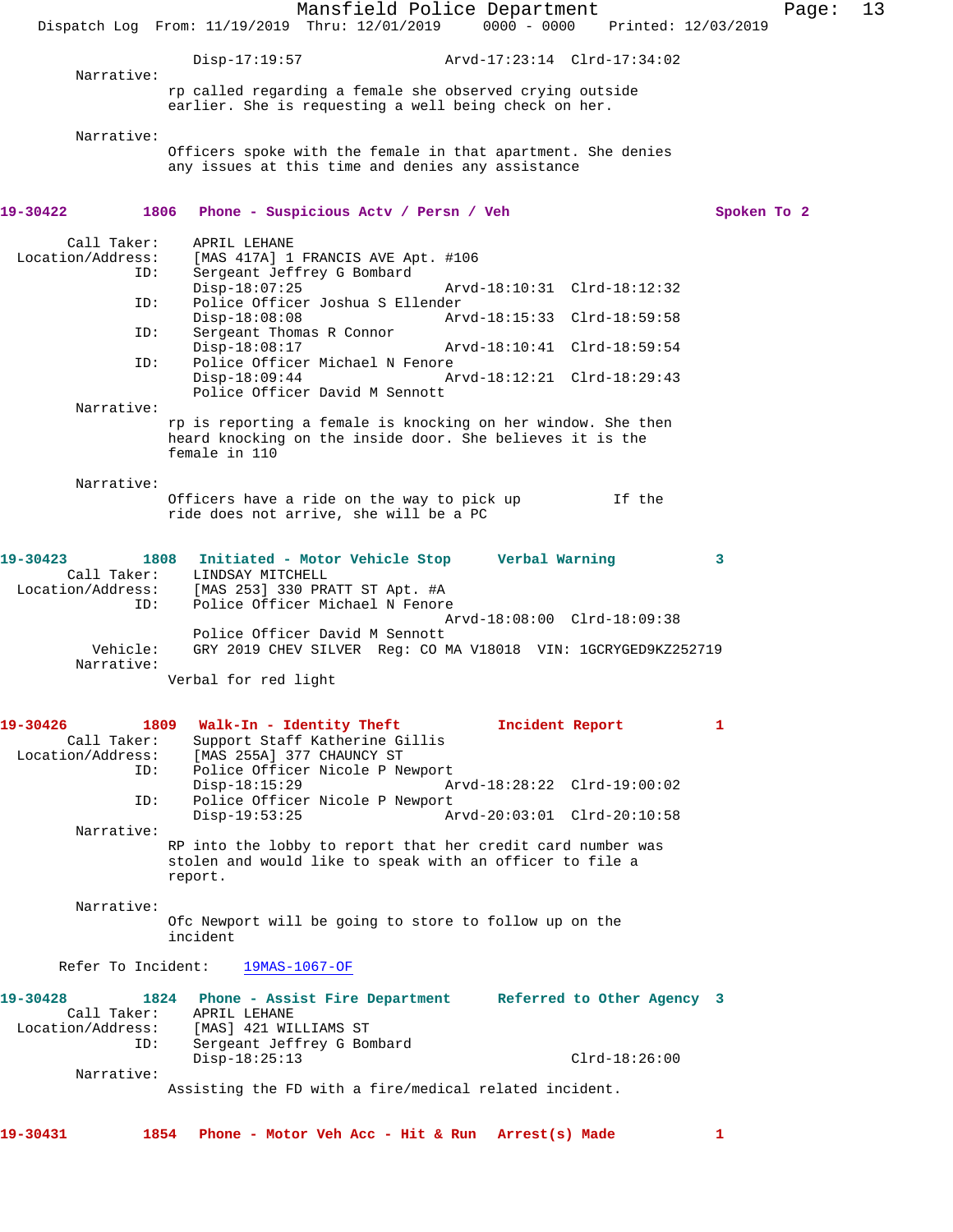Disp-17:19:57 Arvd-17:23:14 Clrd-17:34:02

Narrative:
rp called regarding a female she observed crying outside earlier. She is requesting a well being check on her.

Narrative:
Officers spoke with the female in that apartment. She denies any issues at this time and denies any assistance

**19-30422 1806 Phone - Suspicious Actv / Persn / Veh Spoken To 2**

Call Taker: APRIL LEHANE
Location/Address: [MAS 417A] 1 FRANCIS AVE Apt. #106
ID: Sergeant Jeffrey G Bombard
Disp-18:07:25 Arvd-18:10:31 Clrd-18:12:32
ID: Police Officer Joshua S Ellender
Disp-18:08:08 Arvd-18:15:33 Clrd-18:59:58
ID: Sergeant Thomas R Connor
Disp-18:08:17 Arvd-18:10:41 Clrd-18:59:54
ID: Police Officer Michael N Fenore
Disp-18:09:44 Arvd-18:12:21 Clrd-18:29:43
Police Officer David M Sennott

Narrative:
rp is reporting a female is knocking on her window. She then heard knocking on the inside door. She believes it is the female in 110

Narrative:
Officers have a ride on the way to pick up If the ride does not arrive, she will be a PC

**19-30423 1808 Initiated - Motor Vehicle Stop Verbal Warning 3**

Call Taker: LINDSAY MITCHELL
Location/Address: [MAS 253] 330 PRATT ST Apt. #A
ID: Police Officer Michael N Fenore
Arvd-18:08:00 Clrd-18:09:38
Police Officer David M Sennott
Vehicle: GRY 2019 CHEV SILVER Reg: CO MA V18018 VIN: 1GCRYGED9KZ252719

Narrative:
Verbal for red light

**19-30426 1809 Walk-In - Identity Theft Incident Report 1**

Call Taker: Support Staff Katherine Gillis
Location/Address: [MAS 255A] 377 CHAUNCY ST
ID: Police Officer Nicole P Newport
Disp-18:15:29 Arvd-18:28:22 Clrd-19:00:02
ID: Police Officer Nicole P Newport
Disp-19:53:25 Arvd-20:03:01 Clrd-20:10:58

Narrative:
RP into the lobby to report that her credit card number was stolen and would like to speak with an officer to file a report.

Narrative:
Ofc Newport will be going to store to follow up on the incident

Refer To Incident: 19MAS-1067-OF

**19-30428 1824 Phone - Assist Fire Department Referred to Other Agency 3**

Call Taker: APRIL LEHANE
Location/Address: [MAS] 421 WILLIAMS ST
ID: Sergeant Jeffrey G Bombard
Disp-18:25:13 Clrd-18:26:00

Narrative:
Assisting the FD with a fire/medical related incident.

**19-30431 1854 Phone - Motor Veh Acc - Hit & Run Arrest(s) Made 1**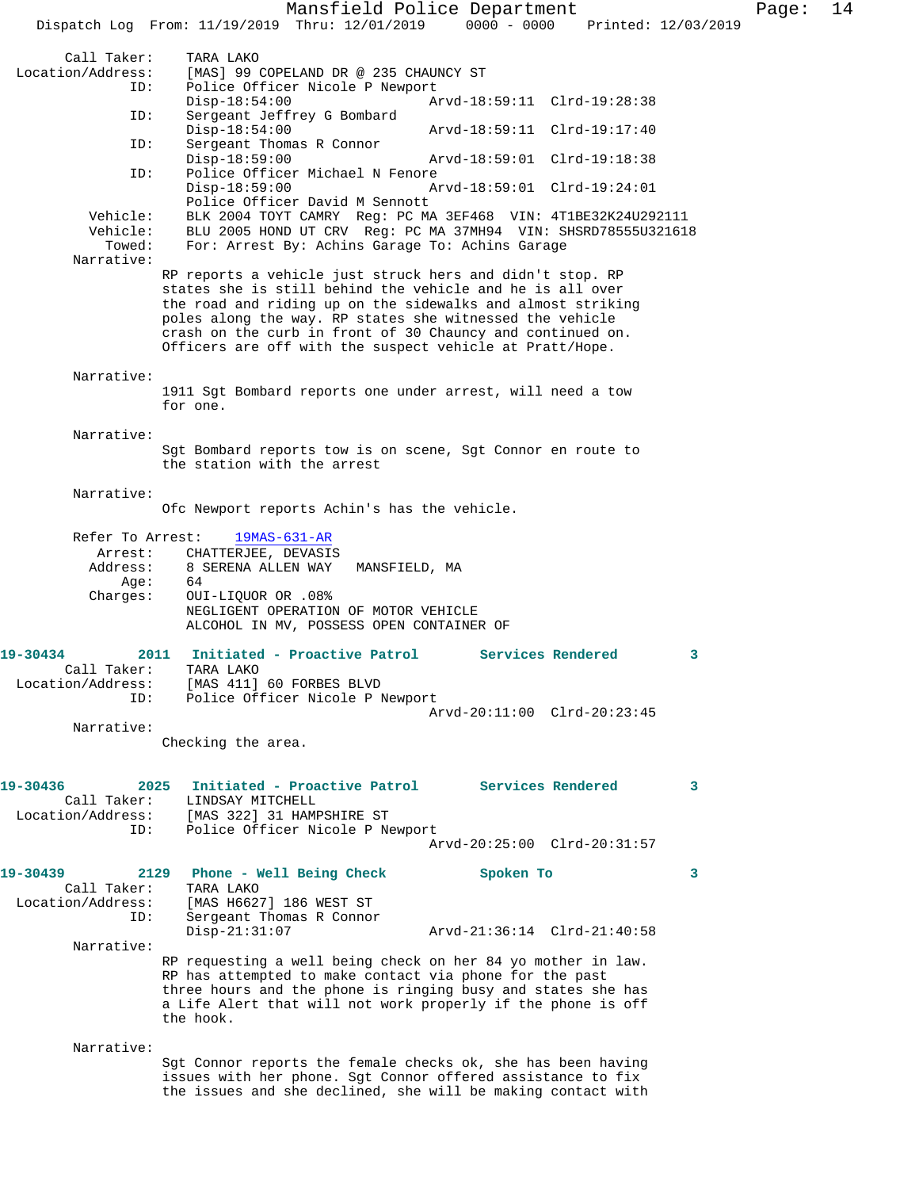Call Taker: TARA LAKO
Location/Address: [MAS] 99 COPELAND DR @ 235 CHAUNCY ST

ID: Police Officer Nicole P Newport
Disp-18:54:00 Arvd-18:59:11 Clrd-19:28:38

ID: Sergeant Jeffrey G Bombard
Disp-18:54:00 Arvd-18:59:11 Clrd-19:17:40

ID: Sergeant Thomas R Connor
Disp-18:59:00 Arvd-18:59:01 Clrd-19:18:38

ID: Police Officer Michael N Fenore
Disp-18:59:00 Arvd-18:59:01 Clrd-19:24:01
Police Officer David M Sennott

Vehicle: BLK 2004 TOYT CAMRY Reg: PC MA 3EF468 VIN: 4T1BE32K24U292111
Vehicle: BLU 2005 HOND UT CRV Reg: PC MA 37MH94 VIN: SHSRD78555U321618
Towed: For: Arrest By: Achins Garage To: Achins Garage

Narrative:
RP reports a vehicle just struck hers and didn't stop. RP states she is still behind the vehicle and he is all over the road and riding up on the sidewalks and almost striking poles along the way. RP states she witnessed the vehicle crash on the curb in front of 30 Chauncy and continued on. Officers are off with the suspect vehicle at Pratt/Hope.

Narrative:
1911 Sgt Bombard reports one under arrest, will need a tow for one.

Narrative:
Sgt Bombard reports tow is on scene, Sgt Connor en route to the station with the arrest

Narrative:
Ofc Newport reports Achin's has the vehicle.

Refer To Arrest: 19MAS-631-AR
Arrest: CHATTERJEE, DEVASIS
Address: 8 SERENA ALLEN WAY MANSFIELD, MA
Age: 64
Charges: OUI-LIQUOR OR .08%
NEGLIGENT OPERATION OF MOTOR VEHICLE
ALCOHOL IN MV, POSSESS OPEN CONTAINER OF

**19-30434 2011 Initiated - Proactive Patrol Services Rendered 3**

Call Taker: TARA LAKO
Location/Address: [MAS 411] 60 FORBES BLVD

ID: Police Officer Nicole P Newport
Arvd-20:11:00 Clrd-20:23:45

Narrative:
Checking the area.

**19-30436 2025 Initiated - Proactive Patrol Services Rendered 3**

Call Taker: LINDSAY MITCHELL
Location/Address: [MAS 322] 31 HAMPSHIRE ST

ID: Police Officer Nicole P Newport
Arvd-20:25:00 Clrd-20:31:57

**19-30439 2129 Phone - Well Being Check Spoken To 3**

Call Taker: TARA LAKO
Location/Address: [MAS H6627] 186 WEST ST

ID: Sergeant Thomas R Connor
Disp-21:31:07 Arvd-21:36:14 Clrd-21:40:58

Narrative:
RP requesting a well being check on her 84 yo mother in law. RP has attempted to make contact via phone for the past three hours and the phone is ringing busy and states she has a Life Alert that will not work properly if the phone is off the hook.

Narrative:
Sgt Connor reports the female checks ok, she has been having issues with her phone. Sgt Connor offered assistance to fix the issues and she declined, she will be making contact with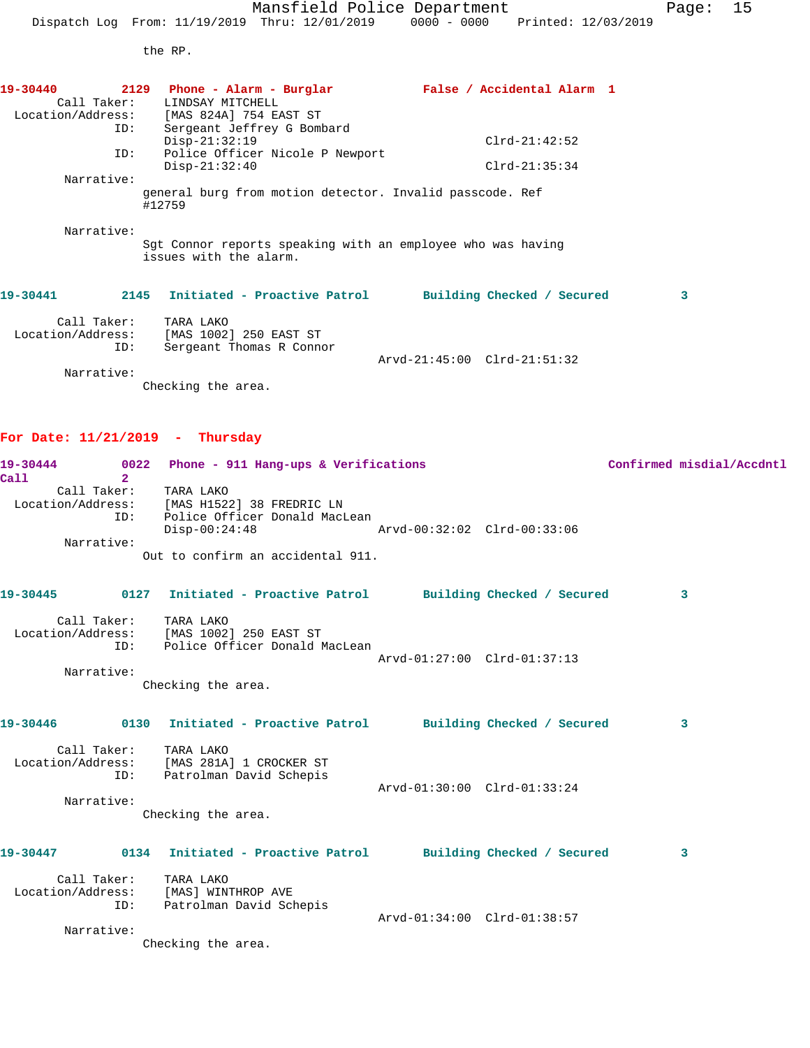the RP.

**19-30440** 2129 **Phone - Alarm - Burglar** **False / Accidental Alarm 1**

Call Taker: LINDSAY MITCHELL
Location/Address: [MAS 824A] 754 EAST ST
ID: Sergeant Jeffrey G Bombard
Disp-21:32:19 Clrd-21:42:52
ID: Police Officer Nicole P Newport
Disp-21:32:40 Clrd-21:35:34

Narrative:
general burg from motion detector. Invalid passcode. Ref #12759

Narrative:
Sgt Connor reports speaking with an employee who was having issues with the alarm.

**19-30441** 2145 **Initiated - Proactive Patrol** **Building Checked / Secured 3**

Call Taker: TARA LAKO
Location/Address: [MAS 1002] 250 EAST ST
ID: Sergeant Thomas R Connor
Arvd-21:45:00 Clrd-21:51:32

Narrative:
Checking the area.

## For Date: 11/21/2019 - Thursday

**19-30444** 0022 **Phone - 911 Hang-ups & Verifications** **Confirmed misdial/Accdntl Call 2**

Call Taker: TARA LAKO
Location/Address: [MAS H1522] 38 FREDRIC LN
ID: Police Officer Donald MacLean
Disp-00:24:48 Arvd-00:32:02 Clrd-00:33:06

Narrative:
Out to confirm an accidental 911.

**19-30445** 0127 **Initiated - Proactive Patrol** **Building Checked / Secured 3**

Call Taker: TARA LAKO
Location/Address: [MAS 1002] 250 EAST ST
ID: Police Officer Donald MacLean
Arvd-01:27:00 Clrd-01:37:13

Narrative:
Checking the area.

**19-30446** 0130 **Initiated - Proactive Patrol** **Building Checked / Secured 3**

Call Taker: TARA LAKO
Location/Address: [MAS 281A] 1 CROCKER ST
ID: Patrolman David Schepis
Arvd-01:30:00 Clrd-01:33:24

Narrative:
Checking the area.

**19-30447** 0134 **Initiated - Proactive Patrol** **Building Checked / Secured 3**

Call Taker: TARA LAKO
Location/Address: [MAS] WINTHROP AVE
ID: Patrolman David Schepis
Arvd-01:34:00 Clrd-01:38:57

Narrative:
Checking the area.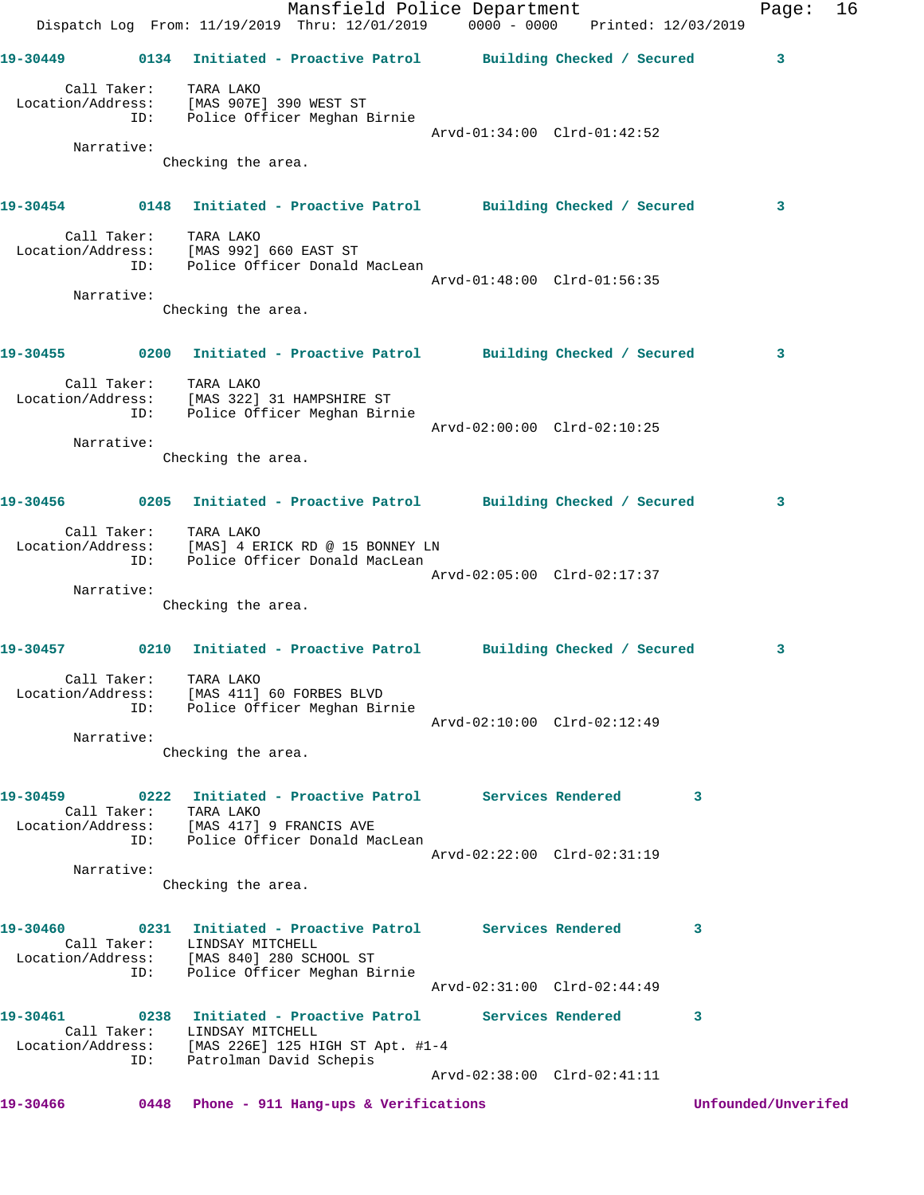**19-30449** 0134 Initiated - Proactive Patrol Building Checked / Secured 3

Call Taker: TARA LAKO
Location/Address: [MAS 907E] 390 WEST ST
ID: Police Officer Meghan Birnie
Arvd-01:34:00 Clrd-01:42:52

Narrative:
Checking the area.

**19-30454** 0148 Initiated - Proactive Patrol Building Checked / Secured 3

Call Taker: TARA LAKO
Location/Address: [MAS 992] 660 EAST ST
ID: Police Officer Donald MacLean
Arvd-01:48:00 Clrd-01:56:35

Narrative:
Checking the area.

**19-30455** 0200 Initiated - Proactive Patrol Building Checked / Secured 3

Call Taker: TARA LAKO
Location/Address: [MAS 322] 31 HAMPSHIRE ST
ID: Police Officer Meghan Birnie
Arvd-02:00:00 Clrd-02:10:25

Narrative:
Checking the area.

**19-30456** 0205 Initiated - Proactive Patrol Building Checked / Secured 3

Call Taker: TARA LAKO
Location/Address: [MAS] 4 ERICK RD @ 15 BONNEY LN
ID: Police Officer Donald MacLean
Arvd-02:05:00 Clrd-02:17:37

Narrative:
Checking the area.

**19-30457** 0210 Initiated - Proactive Patrol Building Checked / Secured 3

Call Taker: TARA LAKO
Location/Address: [MAS 411] 60 FORBES BLVD
ID: Police Officer Meghan Birnie
Arvd-02:10:00 Clrd-02:12:49

Narrative:
Checking the area.

**19-30459** 0222 Initiated - Proactive Patrol Services Rendered 3

Call Taker: TARA LAKO
Location/Address: [MAS 417] 9 FRANCIS AVE
ID: Police Officer Donald MacLean
Arvd-02:22:00 Clrd-02:31:19

Narrative:
Checking the area.

**19-30460** 0231 Initiated - Proactive Patrol Services Rendered 3

Call Taker: LINDSAY MITCHELL
Location/Address: [MAS 840] 280 SCHOOL ST
ID: Police Officer Meghan Birnie
Arvd-02:31:00 Clrd-02:44:49

**19-30461** 0238 Initiated - Proactive Patrol Services Rendered 3

Call Taker: LINDSAY MITCHELL
Location/Address: [MAS 226E] 125 HIGH ST Apt. #1-4
ID: Patrolman David Schepis
Arvd-02:38:00 Clrd-02:41:11

**19-30466** 0448 Phone - 911 Hang-ups & Verifications Unfounded/Unverifed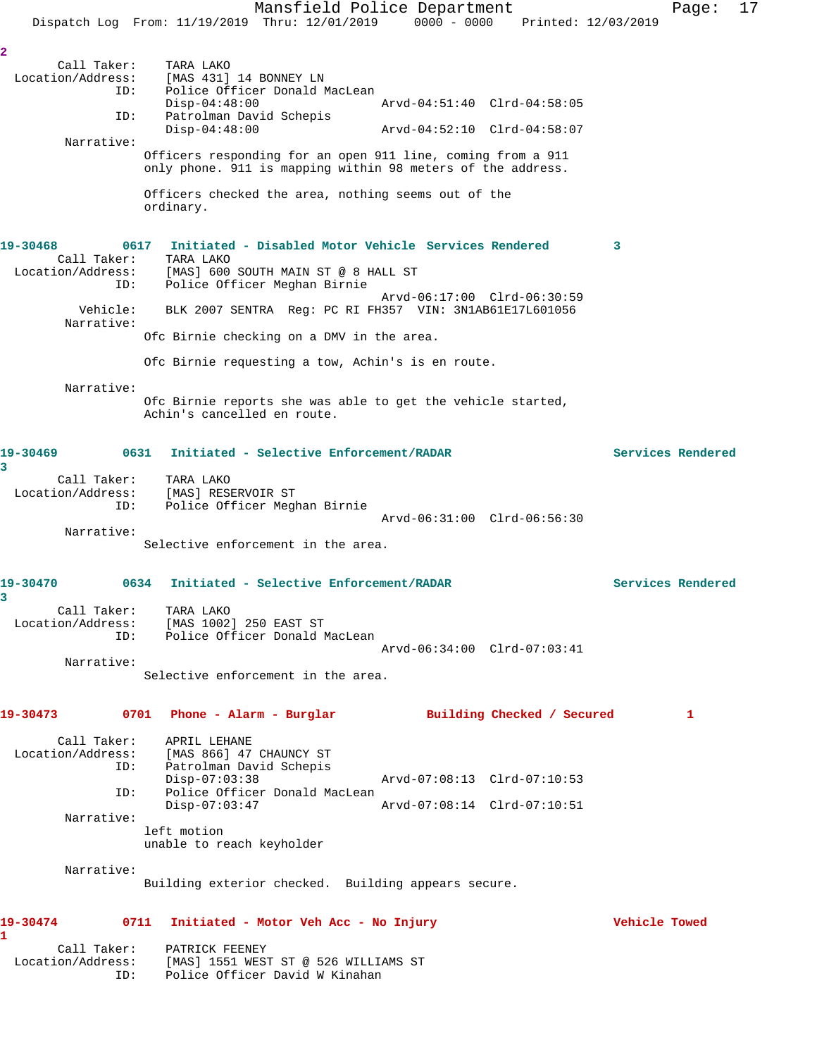2

```
      Call Taker:    TARA LAKO
  Location/Address:    [MAS 431] 14 BONNEY LN
                ID:    Police Officer Donald MacLean
                       Disp-04:48:00                 Arvd-04:51:40  Clrd-04:58:05
                ID:    Patrolman David Schepis
                       Disp-04:48:00                 Arvd-04:52:10  Clrd-04:58:07
         Narrative:
                       Officers responding for an open 911 line, coming from a 911
                       only phone. 911 is mapping within 98 meters of the address.

                       Officers checked the area, nothing seems out of the
                       ordinary.
```

**19-30468 0617 Initiated - Disabled Motor Vehicle Services Rendered 3**

```
      Call Taker:    TARA LAKO
  Location/Address:    [MAS] 600 SOUTH MAIN ST @ 8 HALL ST
                ID:    Police Officer Meghan Birnie
                                                     Arvd-06:17:00  Clrd-06:30:59
           Vehicle:    BLK 2007 SENTRA  Reg: PC RI FH357  VIN: 3N1AB61E17L601056
         Narrative:
                       Ofc Birnie checking on a DMV in the area.

                       Ofc Birnie requesting a tow, Achin's is en route.

         Narrative:
                       Ofc Birnie reports she was able to get the vehicle started,
                       Achin's cancelled en route.
```

**19-30469 0631 Initiated - Selective Enforcement/RADAR Services Rendered 3**

```
      Call Taker:    TARA LAKO
  Location/Address:    [MAS] RESERVOIR ST
                ID:    Police Officer Meghan Birnie
                                                     Arvd-06:31:00  Clrd-06:56:30
         Narrative:
                       Selective enforcement in the area.
```

**19-30470 0634 Initiated - Selective Enforcement/RADAR Services Rendered 3**

```
      Call Taker:    TARA LAKO
  Location/Address:    [MAS 1002] 250 EAST ST
                ID:    Police Officer Donald MacLean
                                                     Arvd-06:34:00  Clrd-07:03:41
         Narrative:
                       Selective enforcement in the area.
```

**19-30473 0701 Phone - Alarm - Burglar Building Checked / Secured 1**

```
      Call Taker:    APRIL LEHANE
  Location/Address:    [MAS 866] 47 CHAUNCY ST
                ID:    Patrolman David Schepis
                       Disp-07:03:38                 Arvd-07:08:13  Clrd-07:10:53
                ID:    Police Officer Donald MacLean
                       Disp-07:03:47                 Arvd-07:08:14  Clrd-07:10:51
         Narrative:
                       left motion
                       unable to reach keyholder

         Narrative:
                       Building exterior checked.  Building appears secure.
```

**19-30474 0711 Initiated - Motor Veh Acc - No Injury Vehicle Towed 1**

```
      Call Taker:    PATRICK FEENEY
  Location/Address:    [MAS] 1551 WEST ST @ 526 WILLIAMS ST
                ID:    Police Officer David W Kinahan
```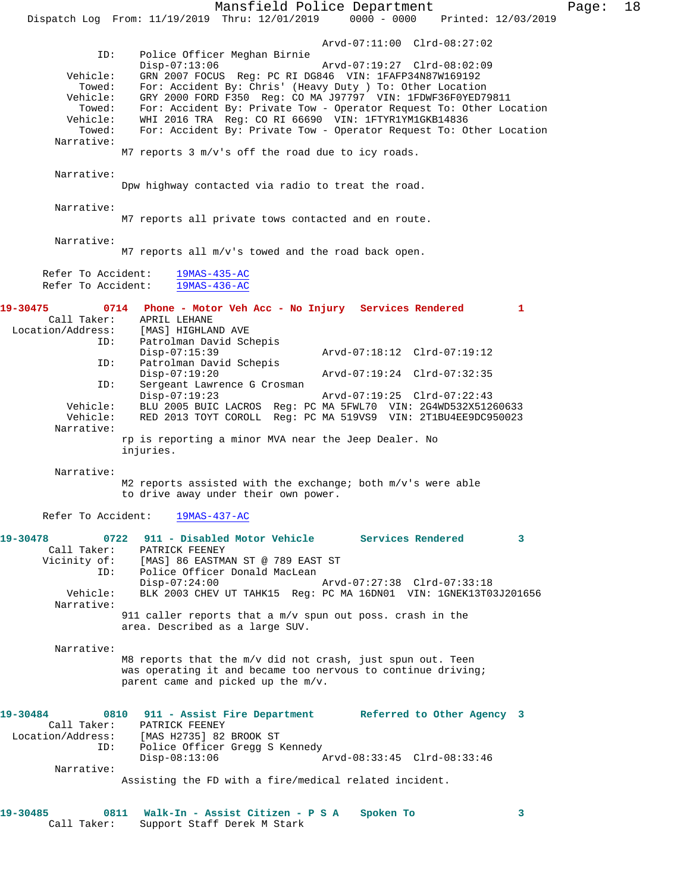Arvd-07:11:00 Clrd-08:27:02

ID: Police Officer Meghan Birnie
Disp-07:13:06 Arvd-07:19:27 Clrd-08:02:09

Vehicle: GRN 2007 FOCUS Reg: PC RI DG846 VIN: 1FAFP34N87W169192
Towed: For: Accident By: Chris' (Heavy Duty ) To: Other Location
Vehicle: GRY 2000 FORD F350 Reg: CO MA J97797 VIN: 1FDWF36F0YED79811
Towed: For: Accident By: Private Tow - Operator Request To: Other Location
Vehicle: WHI 2016 TRA Reg: CO RI 66690 VIN: 1FTYR1YM1GKB14836
Towed: For: Accident By: Private Tow - Operator Request To: Other Location

Narrative:
M7 reports 3 m/v's off the road due to icy roads.

Narrative:
Dpw highway contacted via radio to treat the road.

Narrative:
M7 reports all private tows contacted and en route.

Narrative:
M7 reports all m/v's towed and the road back open.

Refer To Accident: 19MAS-435-AC
Refer To Accident: 19MAS-436-AC

**19-30475 0714 Phone - Motor Veh Acc - No Injury Services Rendered 1**

Call Taker: APRIL LEHANE
Location/Address: [MAS] HIGHLAND AVE
ID: Patrolman David Schepis
Disp-07:15:39 Arvd-07:18:12 Clrd-07:19:12
ID: Patrolman David Schepis
Disp-07:19:20 Arvd-07:19:24 Clrd-07:32:35
ID: Sergeant Lawrence G Crosman
Disp-07:19:23 Arvd-07:19:25 Clrd-07:22:43
Vehicle: BLU 2005 BUIC LACROS Reg: PC MA 5FWL70 VIN: 2G4WD532X51260633
Vehicle: RED 2013 TOYT COROLL Reg: PC MA 519VS9 VIN: 2T1BU4EE9DC950023

Narrative:
rp is reporting a minor MVA near the Jeep Dealer. No injuries.

Narrative:
M2 reports assisted with the exchange; both m/v's were able to drive away under their own power.

Refer To Accident: 19MAS-437-AC

**19-30478 0722 911 - Disabled Motor Vehicle Services Rendered 3**

Call Taker: PATRICK FEENEY
Vicinity of: [MAS] 86 EASTMAN ST @ 789 EAST ST
ID: Police Officer Donald MacLean
Disp-07:24:00 Arvd-07:27:38 Clrd-07:33:18
Vehicle: BLK 2003 CHEV UT TAHK15 Reg: PC MA 16DN01 VIN: 1GNEK13T03J201656

Narrative:
911 caller reports that a m/v spun out poss. crash in the area. Described as a large SUV.

Narrative:
M8 reports that the m/v did not crash, just spun out. Teen was operating it and became too nervous to continue driving; parent came and picked up the m/v.

**19-30484 0810 911 - Assist Fire Department Referred to Other Agency 3**

Call Taker: PATRICK FEENEY
Location/Address: [MAS H2735] 82 BROOK ST
ID: Police Officer Gregg S Kennedy
Disp-08:13:06 Arvd-08:33:45 Clrd-08:33:46

Narrative:
Assisting the FD with a fire/medical related incident.

**19-30485 0811 Walk-In - Assist Citizen - P S A Spoken To 3**

Call Taker: Support Staff Derek M Stark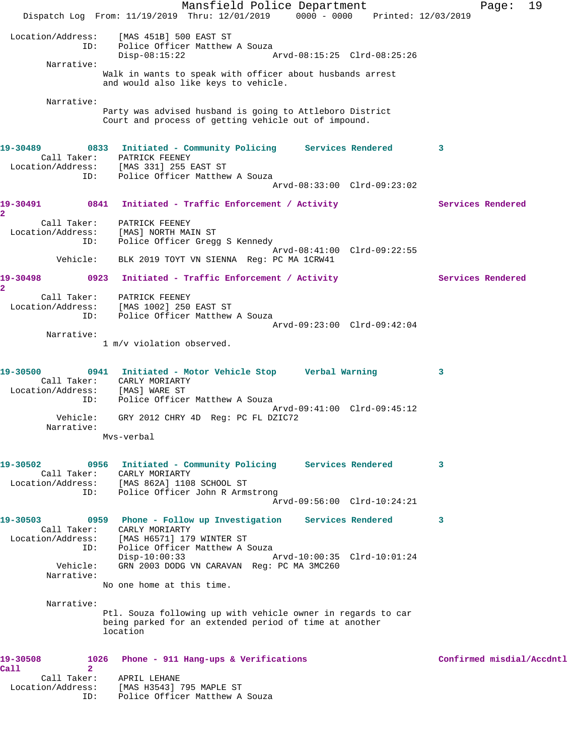Location/Address: [MAS 451B] 500 EAST ST
ID: Police Officer Matthew A Souza
Disp-08:15:22 Arvd-08:15:25 Clrd-08:25:26

Narrative:
Walk in wants to speak with officer about husbands arrest and would also like keys to vehicle.

Narrative:
Party was advised husband is going to Attleboro District Court and process of getting vehicle out of impound.

**19-30489** **0833** **Initiated - Community Policing** **Services Rendered** **3**
Call Taker: PATRICK FEENEY
Location/Address: [MAS 331] 255 EAST ST
ID: Police Officer Matthew A Souza
Arvd-08:33:00 Clrd-09:23:02

**19-30491** **0841** **Initiated - Traffic Enforcement / Activity** **Services Rendered** **2**
Call Taker: PATRICK FEENEY
Location/Address: [MAS] NORTH MAIN ST
ID: Police Officer Gregg S Kennedy
Arvd-08:41:00 Clrd-09:22:55
Vehicle: BLK 2019 TOYT VN SIENNA Reg: PC MA 1CRW41

**19-30498** **0923** **Initiated - Traffic Enforcement / Activity** **Services Rendered** **2**
Call Taker: PATRICK FEENEY
Location/Address: [MAS 1002] 250 EAST ST
ID: Police Officer Matthew A Souza
Arvd-09:23:00 Clrd-09:42:04

Narrative:
1 m/v violation observed.

**19-30500** **0941** **Initiated - Motor Vehicle Stop** **Verbal Warning** **3**
Call Taker: CARLY MORIARTY
Location/Address: [MAS] WARE ST
ID: Police Officer Matthew A Souza
Arvd-09:41:00 Clrd-09:45:12
Vehicle: GRY 2012 CHRY 4D Reg: PC FL DZIC72

Narrative:
Mvs-verbal

**19-30502** **0956** **Initiated - Community Policing** **Services Rendered** **3**
Call Taker: CARLY MORIARTY
Location/Address: [MAS 862A] 1108 SCHOOL ST
ID: Police Officer John R Armstrong
Arvd-09:56:00 Clrd-10:24:21

**19-30503** **0959** **Phone - Follow up Investigation** **Services Rendered** **3**
Call Taker: CARLY MORIARTY
Location/Address: [MAS H6571] 179 WINTER ST
ID: Police Officer Matthew A Souza
Disp-10:00:33 Arvd-10:00:35 Clrd-10:01:24
Vehicle: GRN 2003 DODG VN CARAVAN Reg: PC MA 3MC260

Narrative:
No one home at this time.

Narrative:
Ptl. Souza following up with vehicle owner in regards to car being parked for an extended period of time at another location

**19-30508** **1026** **Phone - 911 Hang-ups & Verifications** **Confirmed misdial/Accdntl Call** **2**
Call Taker: APRIL LEHANE
Location/Address: [MAS H3543] 795 MAPLE ST
ID: Police Officer Matthew A Souza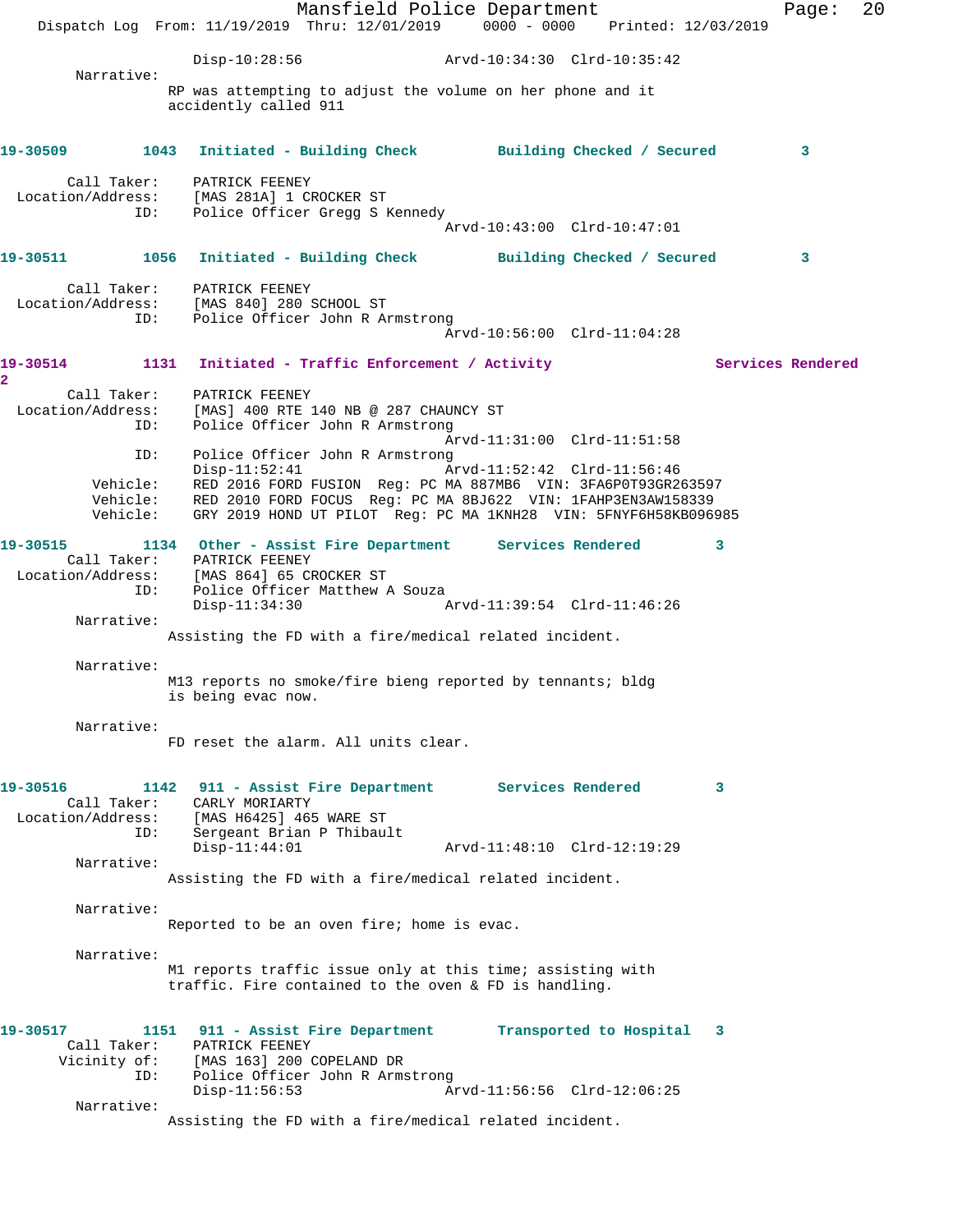Disp-10:28:56 Arvd-10:34:30 Clrd-10:35:42

Narrative:
RP was attempting to adjust the volume on her phone and it accidently called 911

**19-30509 1043 Initiated - Building Check Building Checked / Secured 3**

Call Taker: PATRICK FEENEY
Location/Address: [MAS 281A] 1 CROCKER ST
ID: Police Officer Gregg S Kennedy
Arvd-10:43:00 Clrd-10:47:01

**19-30511 1056 Initiated - Building Check Building Checked / Secured 3**

Call Taker: PATRICK FEENEY
Location/Address: [MAS 840] 280 SCHOOL ST
ID: Police Officer John R Armstrong
Arvd-10:56:00 Clrd-11:04:28

**19-30514 1131 Initiated - Traffic Enforcement / Activity Services Rendered 2**

Call Taker: PATRICK FEENEY
Location/Address: [MAS] 400 RTE 140 NB @ 287 CHAUNCY ST
ID: Police Officer John R Armstrong
Arvd-11:31:00 Clrd-11:51:58
ID: Police Officer John R Armstrong
Disp-11:52:41 Arvd-11:52:42 Clrd-11:56:46
Vehicle: RED 2016 FORD FUSION Reg: PC MA 887MB6 VIN: 3FA6P0T93GR263597
Vehicle: RED 2010 FORD FOCUS Reg: PC MA 8BJ622 VIN: 1FAHP3EN3AW158339
Vehicle: GRY 2019 HOND UT PILOT Reg: PC MA 1KNH28 VIN: 5FNYF6H58KB096985

**19-30515 1134 Other - Assist Fire Department Services Rendered 3**

Call Taker: PATRICK FEENEY
Location/Address: [MAS 864] 65 CROCKER ST
ID: Police Officer Matthew A Souza
Disp-11:34:30 Arvd-11:39:54 Clrd-11:46:26

Narrative:
Assisting the FD with a fire/medical related incident.

Narrative:
M13 reports no smoke/fire bieng reported by tennants; bldg is being evac now.

Narrative:
FD reset the alarm. All units clear.

**19-30516 1142 911 - Assist Fire Department Services Rendered 3**

Call Taker: CARLY MORIARTY
Location/Address: [MAS H6425] 465 WARE ST
ID: Sergeant Brian P Thibault
Disp-11:44:01 Arvd-11:48:10 Clrd-12:19:29

Narrative:
Assisting the FD with a fire/medical related incident.

Narrative:
Reported to be an oven fire; home is evac.

Narrative:
M1 reports traffic issue only at this time; assisting with traffic. Fire contained to the oven & FD is handling.

**19-30517 1151 911 - Assist Fire Department Transported to Hospital 3**

Call Taker: PATRICK FEENEY
Vicinity of: [MAS 163] 200 COPELAND DR
ID: Police Officer John R Armstrong
Disp-11:56:53 Arvd-11:56:56 Clrd-12:06:25

Narrative:
Assisting the FD with a fire/medical related incident.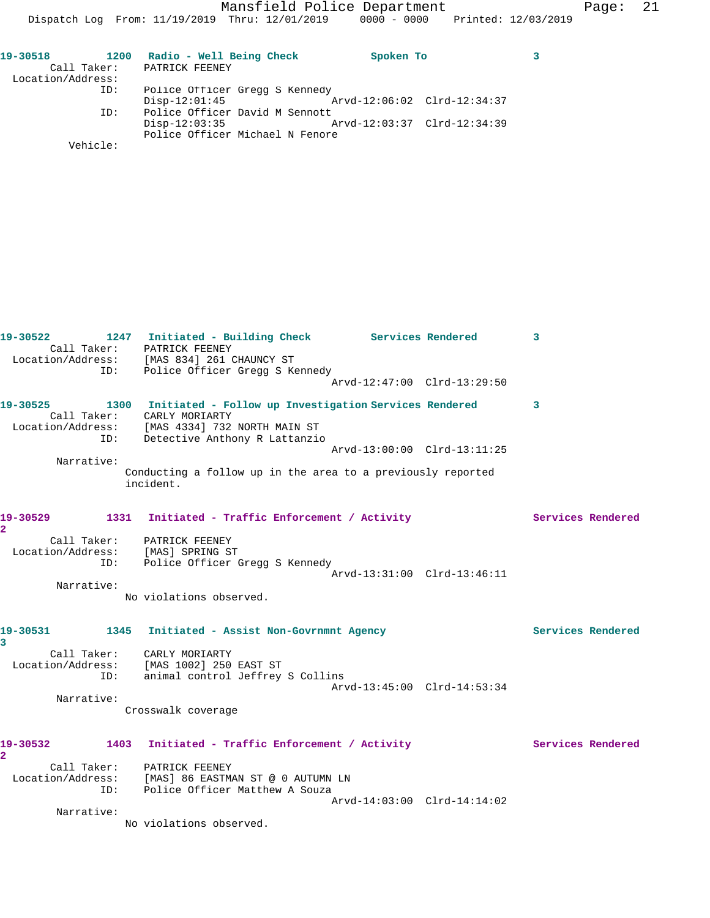19-30518 1200 Radio - Well Being Check Spoken To 3

Call Taker: PATRICK FEENEY
Location/Address:
ID: Police Officer Gregg S Kennedy
Disp-12:01:45 Arvd-12:06:02 Clrd-12:34:37
ID: Police Officer David M Sennott
Disp-12:03:35 Arvd-12:03:37 Clrd-12:34:39
Police Officer Michael N Fenore
Vehicle:

19-30522 1247 Initiated - Building Check Services Rendered 3

Call Taker: PATRICK FEENEY
Location/Address: [MAS 834] 261 CHAUNCY ST
ID: Police Officer Gregg S Kennedy
Arvd-12:47:00 Clrd-13:29:50

19-30525 1300 Initiated - Follow up Investigation Services Rendered 3

Call Taker: CARLY MORIARTY
Location/Address: [MAS 4334] 732 NORTH MAIN ST
ID: Detective Anthony R Lattanzio
Arvd-13:00:00 Clrd-13:11:25
Narrative:
Conducting a follow up in the area to a previously reported incident.

19-30529 1331 Initiated - Traffic Enforcement / Activity Services Rendered 2

Call Taker: PATRICK FEENEY
Location/Address: [MAS] SPRING ST
ID: Police Officer Gregg S Kennedy
Arvd-13:31:00 Clrd-13:46:11
Narrative:
No violations observed.

19-30531 1345 Initiated - Assist Non-Govrnmnt Agency Services Rendered 3

Call Taker: CARLY MORIARTY
Location/Address: [MAS 1002] 250 EAST ST
ID: animal control Jeffrey S Collins
Arvd-13:45:00 Clrd-14:53:34
Narrative:
Crosswalk coverage

19-30532 1403 Initiated - Traffic Enforcement / Activity Services Rendered 2

Call Taker: PATRICK FEENEY
Location/Address: [MAS] 86 EASTMAN ST @ 0 AUTUMN LN
ID: Police Officer Matthew A Souza
Arvd-14:03:00 Clrd-14:14:02
Narrative:
No violations observed.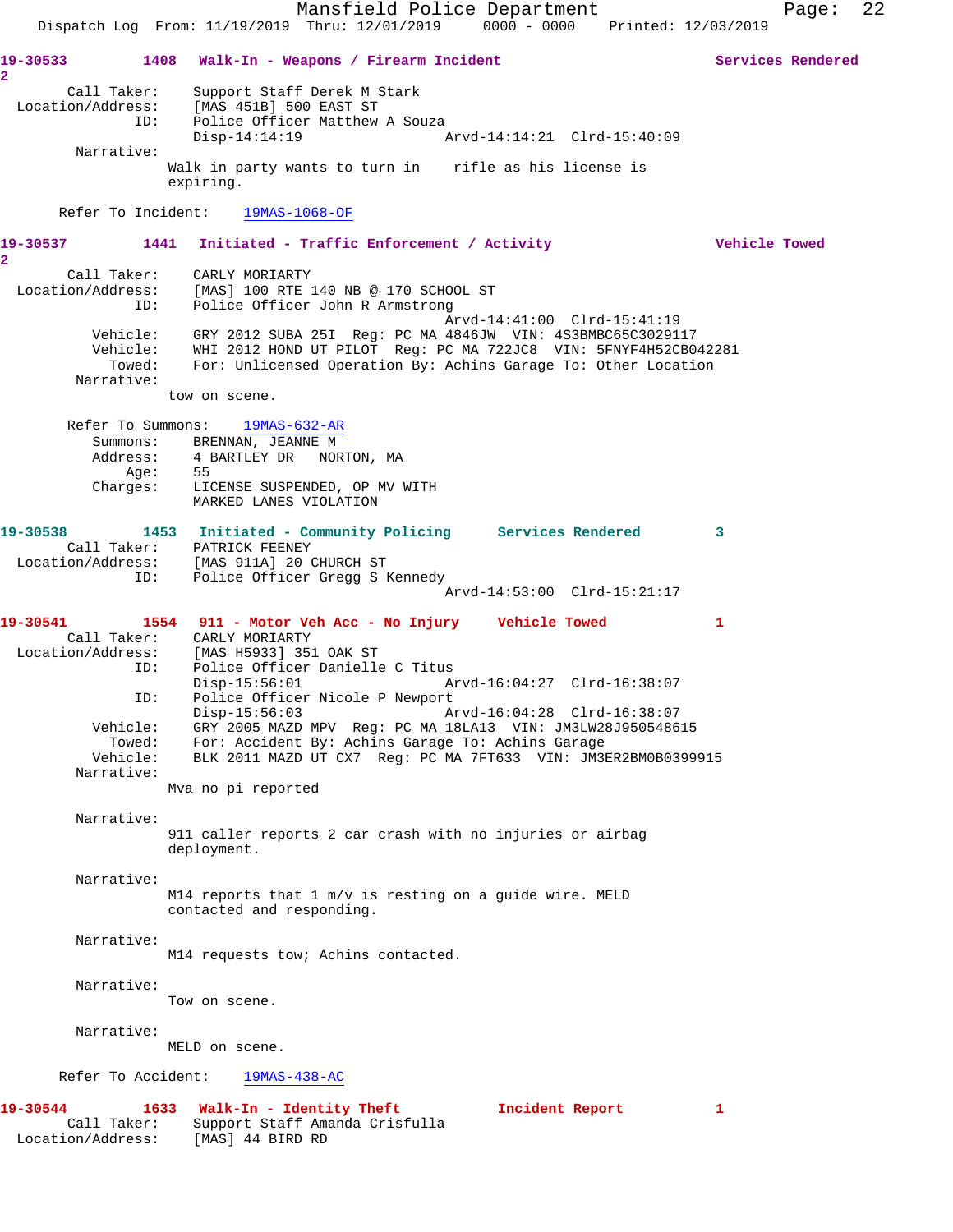**19-30533 1408 Walk-In - Weapons / Firearm Incident Services Rendered 2**

```
       Call Taker:    Support Staff Derek M Stark
  Location/Address:   [MAS 451B] 500 EAST ST
                ID:   Police Officer Matthew A Souza
                      Disp-14:14:19                 Arvd-14:14:21  Clrd-15:40:09
         Narrative:
                      Walk in party wants to turn in    rifle as his license is
                      expiring.

      Refer To Incident:    19MAS-1068-OF
```

**19-30537 1441 Initiated - Traffic Enforcement / Activity Vehicle Towed 2**

```
       Call Taker:    CARLY MORIARTY
  Location/Address:   [MAS] 100 RTE 140 NB @ 170 SCHOOL ST
                ID:   Police Officer John R Armstrong
                                                    Arvd-14:41:00  Clrd-15:41:19
           Vehicle:   GRY 2012 SUBA 25I  Reg: PC MA 4846JW  VIN: 4S3BMBC65C3029117
           Vehicle:   WHI 2012 HOND UT PILOT  Reg: PC MA 722JC8  VIN: 5FNYF4H52CB042281
             Towed:   For: Unlicensed Operation By: Achins Garage To: Other Location
         Narrative:
                      tow on scene.

       Refer To Summons:    19MAS-632-AR
          Summons:    BRENNAN, JEANNE M
          Address:    4 BARTLEY DR   NORTON, MA
              Age:    55
          Charges:    LICENSE SUSPENDED, OP MV WITH
                      MARKED LANES VIOLATION
```

**19-30538 1453 Initiated - Community Policing Services Rendered 3**

```
       Call Taker:    PATRICK FEENEY
  Location/Address:   [MAS 911A] 20 CHURCH ST
                ID:   Police Officer Gregg S Kennedy
                                                    Arvd-14:53:00  Clrd-15:21:17
```

**19-30541 1554 911 - Motor Veh Acc - No Injury Vehicle Towed 1**

```
       Call Taker:    CARLY MORIARTY
  Location/Address:   [MAS H5933] 351 OAK ST
                ID:   Police Officer Danielle C Titus
                      Disp-15:56:01                 Arvd-16:04:27  Clrd-16:38:07
                ID:   Police Officer Nicole P Newport
                      Disp-15:56:03                 Arvd-16:04:28  Clrd-16:38:07
           Vehicle:   GRY 2005 MAZD MPV  Reg: PC MA 18LA13  VIN: JM3LW28J950548615
             Towed:   For: Accident By: Achins Garage To: Achins Garage
           Vehicle:   BLK 2011 MAZD UT CX7  Reg: PC MA 7FT633  VIN: JM3ER2BM0B0399915
         Narrative:
                      Mva no pi reported

         Narrative:
                      911 caller reports 2 car crash with no injuries or airbag
                      deployment.

         Narrative:
                      M14 reports that 1 m/v is resting on a guide wire. MELD
                      contacted and responding.

         Narrative:
                      M14 requests tow; Achins contacted.

         Narrative:
                      Tow on scene.

         Narrative:
                      MELD on scene.

      Refer To Accident:    19MAS-438-AC
```

**19-30544 1633 Walk-In - Identity Theft Incident Report 1**

```
       Call Taker:    Support Staff Amanda Crisfulla
  Location/Address:   [MAS] 44 BIRD RD
```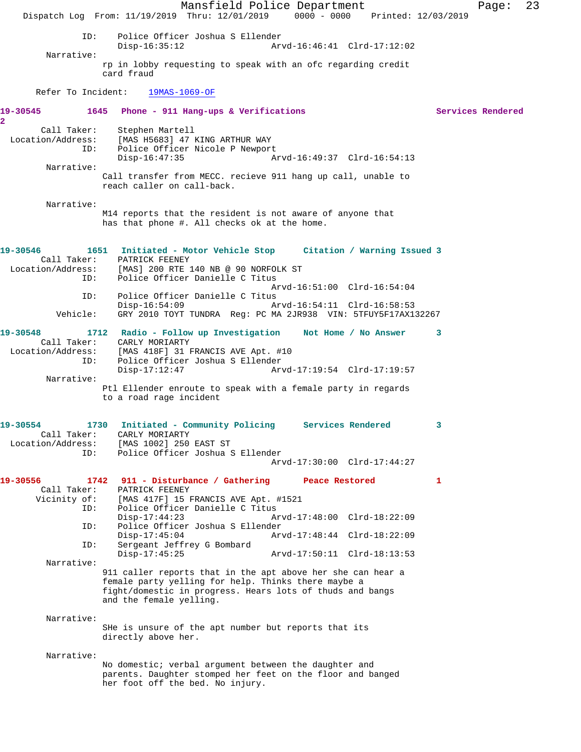ID: Police Officer Joshua S Ellender
Disp-16:35:12 Arvd-16:46:41 Clrd-17:12:02

Narrative:
rp in lobby requesting to speak with an ofc regarding credit card fraud

Refer To Incident: 19MAS-1069-OF

**19-30545 1645 Phone - 911 Hang-ups & Verifications Services Rendered 2**

Call Taker: Stephen Martell
Location/Address: [MAS H5683] 47 KING ARTHUR WAY
ID: Police Officer Nicole P Newport
Disp-16:47:35 Arvd-16:49:37 Clrd-16:54:13

Narrative:
Call transfer from MECC. recieve 911 hang up call, unable to reach caller on call-back.

Narrative:
M14 reports that the resident is not aware of anyone that has that phone #. All checks ok at the home.

**19-30546 1651 Initiated - Motor Vehicle Stop Citation / Warning Issued 3**

Call Taker: PATRICK FEENEY
Location/Address: [MAS] 200 RTE 140 NB @ 90 NORFOLK ST
ID: Police Officer Danielle C Titus
Arvd-16:51:00 Clrd-16:54:04
ID: Police Officer Danielle C Titus
Disp-16:54:09 Arvd-16:54:11 Clrd-16:58:53
Vehicle: GRY 2010 TOYT TUNDRA Reg: PC MA 2JR938 VIN: 5TFUY5F17AX132267

**19-30548 1712 Radio - Follow up Investigation Not Home / No Answer 3**

Call Taker: CARLY MORIARTY
Location/Address: [MAS 418F] 31 FRANCIS AVE Apt. #10
ID: Police Officer Joshua S Ellender
Disp-17:12:47 Arvd-17:19:54 Clrd-17:19:57

Narrative:
Ptl Ellender enroute to speak with a female party in regards to a road rage incident

**19-30554 1730 Initiated - Community Policing Services Rendered 3**

Call Taker: CARLY MORIARTY
Location/Address: [MAS 1002] 250 EAST ST
ID: Police Officer Joshua S Ellender
Arvd-17:30:00 Clrd-17:44:27

**19-30556 1742 911 - Disturbance / Gathering Peace Restored 1**

Call Taker: PATRICK FEENEY
Vicinity of: [MAS 417F] 15 FRANCIS AVE Apt. #1521
ID: Police Officer Danielle C Titus
Disp-17:44:23 Arvd-17:48:00 Clrd-18:22:09
ID: Police Officer Joshua S Ellender
Disp-17:45:04 Arvd-17:48:44 Clrd-18:22:09
ID: Sergeant Jeffrey G Bombard
Disp-17:45:25 Arvd-17:50:11 Clrd-18:13:53

Narrative:
911 caller reports that in the apt above her she can hear a female party yelling for help. Thinks there maybe a fight/domestic in progress. Hears lots of thuds and bangs and the female yelling.

Narrative:
SHe is unsure of the apt number but reports that its directly above her.

Narrative:
No domestic; verbal argument between the daughter and parents. Daughter stomped her feet on the floor and banged her foot off the bed. No injury.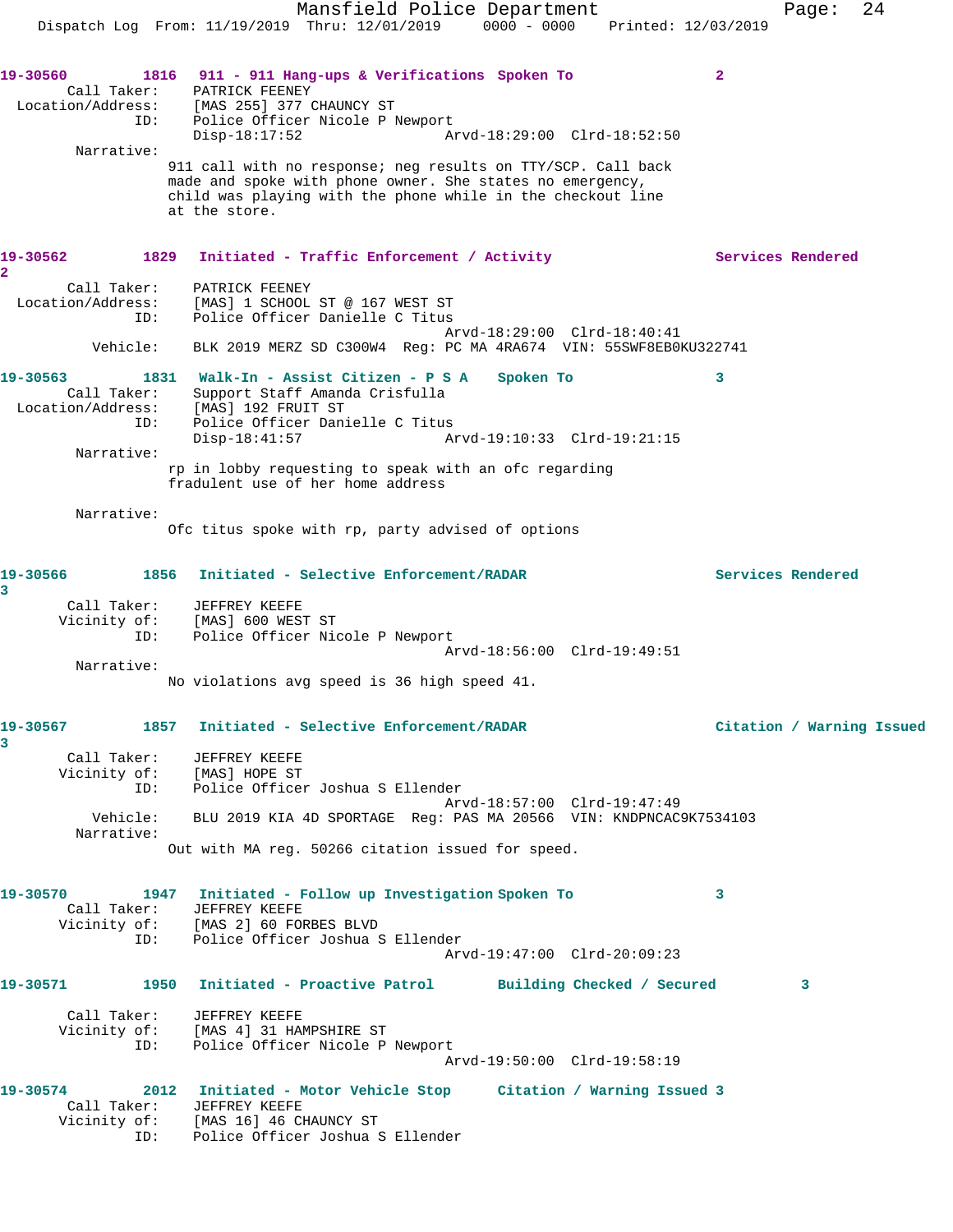19-30560 1816 911 - 911 Hang-ups & Verifications Spoken To 2
Call Taker: PATRICK FEENEY
Location/Address: [MAS 255] 377 CHAUNCY ST
ID: Police Officer Nicole P Newport
Disp-18:17:52 Arvd-18:29:00 Clrd-18:52:50
Narrative:
911 call with no response; neg results on TTY/SCP. Call back made and spoke with phone owner. She states no emergency, child was playing with the phone while in the checkout line at the store.

19-30562 1829 Initiated - Traffic Enforcement / Activity Services Rendered 2
Call Taker: PATRICK FEENEY
Location/Address: [MAS] 1 SCHOOL ST @ 167 WEST ST
ID: Police Officer Danielle C Titus
Arvd-18:29:00 Clrd-18:40:41
Vehicle: BLK 2019 MERZ SD C300W4 Reg: PC MA 4RA674 VIN: 55SWF8EB0KU322741

19-30563 1831 Walk-In - Assist Citizen - P S A Spoken To 3
Call Taker: Support Staff Amanda Crisfulla
Location/Address: [MAS] 192 FRUIT ST
ID: Police Officer Danielle C Titus
Disp-18:41:57 Arvd-19:10:33 Clrd-19:21:15
Narrative:
rp in lobby requesting to speak with an ofc regarding fradulent use of her home address
Narrative:
Ofc titus spoke with rp, party advised of options

19-30566 1856 Initiated - Selective Enforcement/RADAR Services Rendered 3
Call Taker: JEFFREY KEEFE
Vicinity of: [MAS] 600 WEST ST
ID: Police Officer Nicole P Newport
Arvd-18:56:00 Clrd-19:49:51
Narrative:
No violations avg speed is 36 high speed 41.

19-30567 1857 Initiated - Selective Enforcement/RADAR Citation / Warning Issued 3
Call Taker: JEFFREY KEEFE
Vicinity of: [MAS] HOPE ST
ID: Police Officer Joshua S Ellender
Arvd-18:57:00 Clrd-19:47:49
Vehicle: BLU 2019 KIA 4D SPORTAGE Reg: PAS MA 20566 VIN: KNDPNCAC9K7534103
Narrative:
Out with MA reg. 50266 citation issued for speed.

19-30570 1947 Initiated - Follow up Investigation Spoken To 3
Call Taker: JEFFREY KEEFE
Vicinity of: [MAS 2] 60 FORBES BLVD
ID: Police Officer Joshua S Ellender
Arvd-19:47:00 Clrd-20:09:23

19-30571 1950 Initiated - Proactive Patrol Building Checked / Secured 3
Call Taker: JEFFREY KEEFE
Vicinity of: [MAS 4] 31 HAMPSHIRE ST
ID: Police Officer Nicole P Newport
Arvd-19:50:00 Clrd-19:58:19

19-30574 2012 Initiated - Motor Vehicle Stop Citation / Warning Issued 3
Call Taker: JEFFREY KEEFE
Vicinity of: [MAS 16] 46 CHAUNCY ST
ID: Police Officer Joshua S Ellender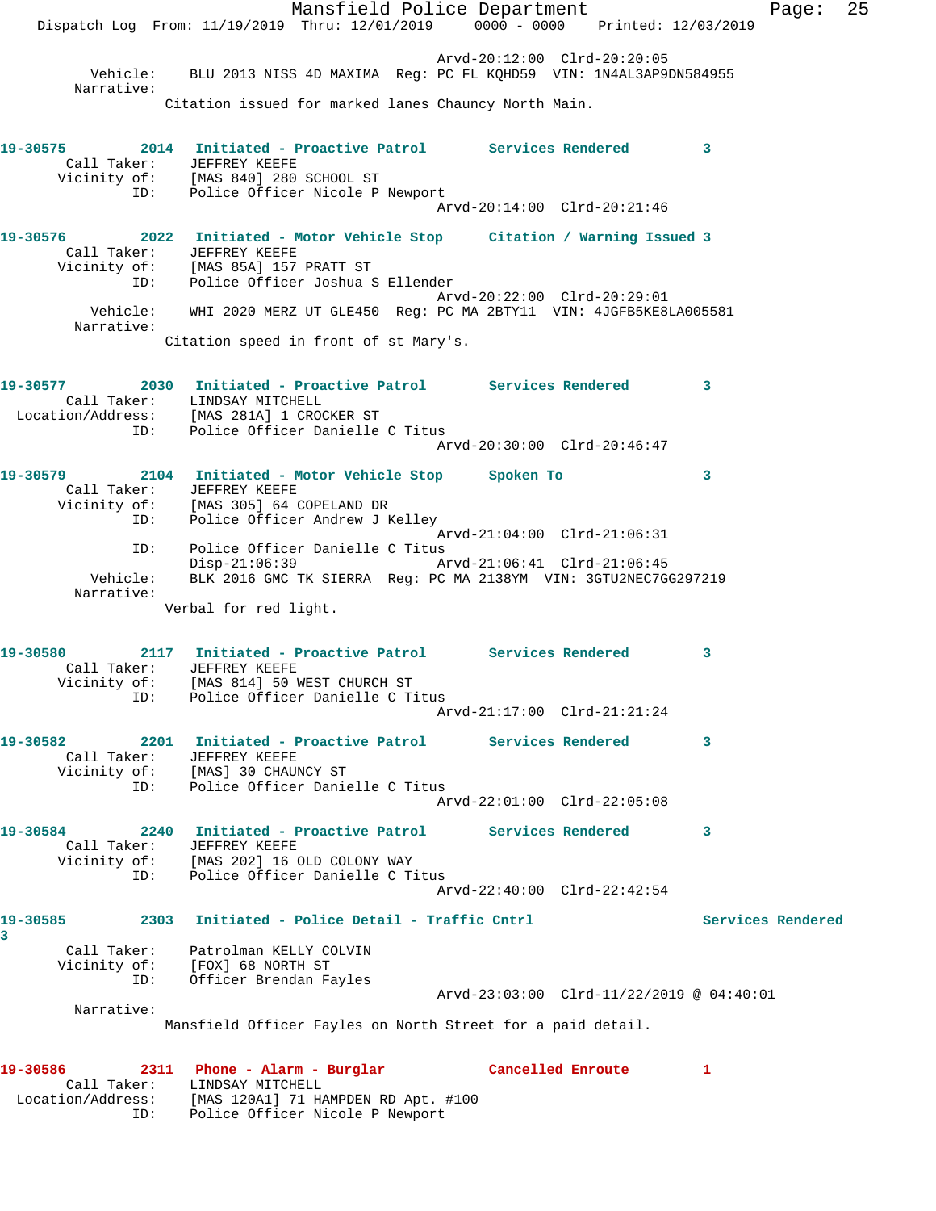Arvd-20:12:00 Clrd-20:20:05
Vehicle: BLU 2013 NISS 4D MAXIMA Reg: PC FL KQHD59 VIN: 1N4AL3AP9DN584955
Narrative:
Citation issued for marked lanes Chauncy North Main.

**19-30575** 2014 **Initiated - Proactive Patrol** **Services Rendered** 3
Call Taker: JEFFREY KEEFE
Vicinity of: [MAS 840] 280 SCHOOL ST
ID: Police Officer Nicole P Newport
Arvd-20:14:00 Clrd-20:21:46

**19-30576** 2022 **Initiated - Motor Vehicle Stop** **Citation / Warning Issued** 3
Call Taker: JEFFREY KEEFE
Vicinity of: [MAS 85A] 157 PRATT ST
ID: Police Officer Joshua S Ellender
Arvd-20:22:00 Clrd-20:29:01
Vehicle: WHI 2020 MERZ UT GLE450 Reg: PC MA 2BTY11 VIN: 4JGFB5KE8LA005581
Narrative:
Citation speed in front of st Mary's.

**19-30577** 2030 **Initiated - Proactive Patrol** **Services Rendered** 3
Call Taker: LINDSAY MITCHELL
Location/Address: [MAS 281A] 1 CROCKER ST
ID: Police Officer Danielle C Titus
Arvd-20:30:00 Clrd-20:46:47

**19-30579** 2104 **Initiated - Motor Vehicle Stop** **Spoken To** 3
Call Taker: JEFFREY KEEFE
Vicinity of: [MAS 305] 64 COPELAND DR
ID: Police Officer Andrew J Kelley
Arvd-21:04:00 Clrd-21:06:31
ID: Police Officer Danielle C Titus
Disp-21:06:39 Arvd-21:06:41 Clrd-21:06:45
Vehicle: BLK 2016 GMC TK SIERRA Reg: PC MA 2138YM VIN: 3GTU2NEC7GG297219
Narrative:
Verbal for red light.

**19-30580** 2117 **Initiated - Proactive Patrol** **Services Rendered** 3
Call Taker: JEFFREY KEEFE
Vicinity of: [MAS 814] 50 WEST CHURCH ST
ID: Police Officer Danielle C Titus
Arvd-21:17:00 Clrd-21:21:24

**19-30582** 2201 **Initiated - Proactive Patrol** **Services Rendered** 3
Call Taker: JEFFREY KEEFE
Vicinity of: [MAS] 30 CHAUNCY ST
ID: Police Officer Danielle C Titus
Arvd-22:01:00 Clrd-22:05:08

**19-30584** 2240 **Initiated - Proactive Patrol** **Services Rendered** 3
Call Taker: JEFFREY KEEFE
Vicinity of: [MAS 202] 16 OLD COLONY WAY
ID: Police Officer Danielle C Titus
Arvd-22:40:00 Clrd-22:42:54

**19-30585** 2303 **Initiated - Police Detail - Traffic Cntrl** **Services Rendered** 3
Call Taker: Patrolman KELLY COLVIN
Vicinity of: [FOX] 68 NORTH ST
ID: Officer Brendan Fayles
Arvd-23:03:00 Clrd-11/22/2019 @ 04:40:01
Narrative:
Mansfield Officer Fayles on North Street for a paid detail.

**19-30586** 2311 **Phone - Alarm - Burglar** **Cancelled Enroute** 1
Call Taker: LINDSAY MITCHELL
Location/Address: [MAS 120A1] 71 HAMPDEN RD Apt. #100
ID: Police Officer Nicole P Newport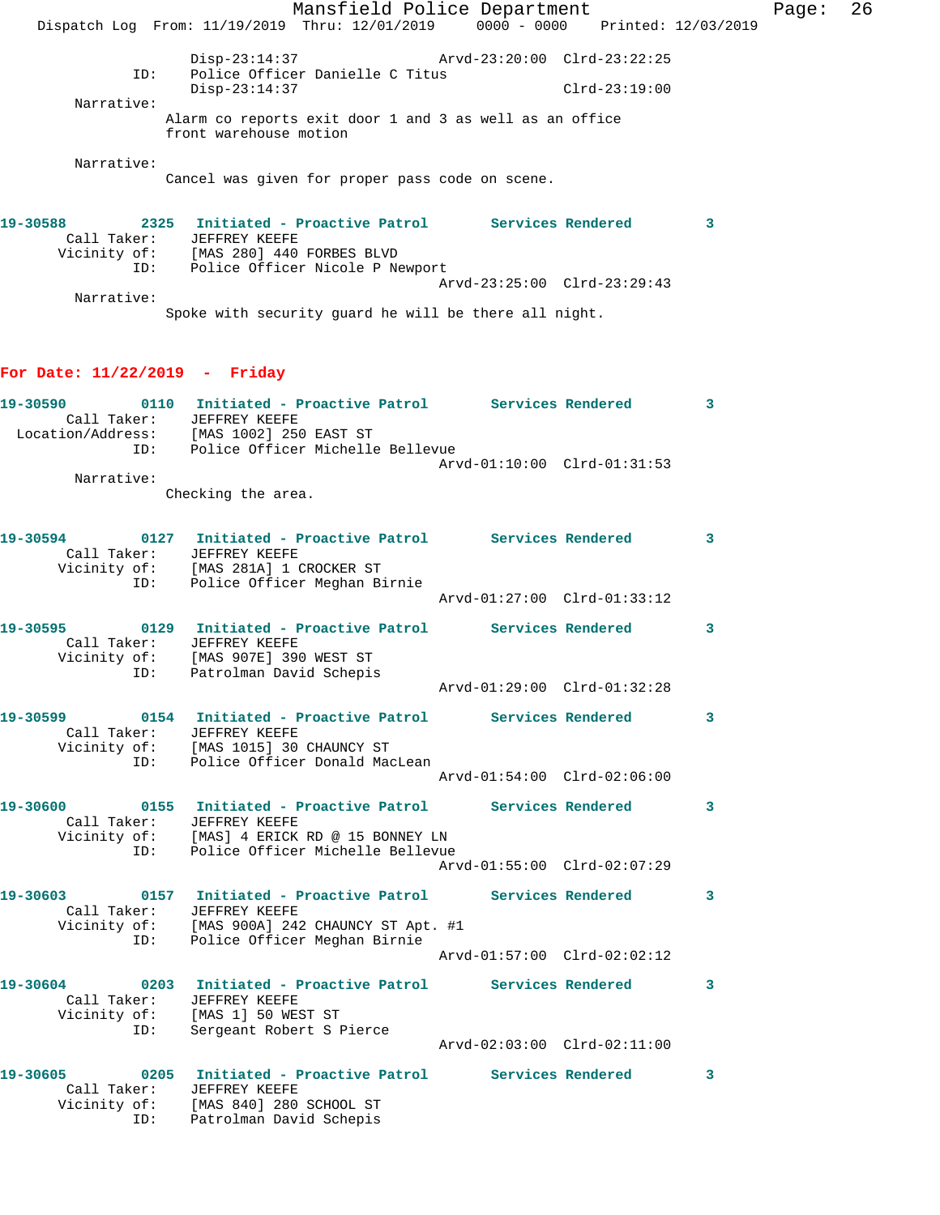```
                Disp-23:14:37                 Arvd-23:20:00  Clrd-23:22:25
          ID:   Police Officer Danielle C Titus
                Disp-23:14:37                                Clrd-23:19:00
   Narrative:
               Alarm co reports exit door 1 and 3 as well as an office
               front warehouse motion

   Narrative:
               Cancel was given for proper pass code on scene.
```

```
19-30588        2325   Initiated - Proactive Patrol       Services Rendered        3
    Call Taker:     JEFFREY KEEFE
   Vicinity of:     [MAS 280] 440 FORBES BLVD
            ID:     Police Officer Nicole P Newport
                                              Arvd-23:25:00  Clrd-23:29:43
   Narrative:
               Spoke with security guard he will be there all night.
```

## For Date: 11/22/2019 - Friday

```
19-30590        0110   Initiated - Proactive Patrol       Services Rendered        3
    Call Taker:     JEFFREY KEEFE
Location/Address:   [MAS 1002] 250 EAST ST
            ID:     Police Officer Michelle Bellevue
                                              Arvd-01:10:00  Clrd-01:31:53
   Narrative:
               Checking the area.

19-30594        0127   Initiated - Proactive Patrol       Services Rendered        3
    Call Taker:     JEFFREY KEEFE
   Vicinity of:     [MAS 281A] 1 CROCKER ST
            ID:     Police Officer Meghan Birnie
                                              Arvd-01:27:00  Clrd-01:33:12

19-30595        0129   Initiated - Proactive Patrol       Services Rendered        3
    Call Taker:     JEFFREY KEEFE
   Vicinity of:     [MAS 907E] 390 WEST ST
            ID:     Patrolman David Schepis
                                              Arvd-01:29:00  Clrd-01:32:28

19-30599        0154   Initiated - Proactive Patrol       Services Rendered        3
    Call Taker:     JEFFREY KEEFE
   Vicinity of:     [MAS 1015] 30 CHAUNCY ST
            ID:     Police Officer Donald MacLean
                                              Arvd-01:54:00  Clrd-02:06:00

19-30600        0155   Initiated - Proactive Patrol       Services Rendered        3
    Call Taker:     JEFFREY KEEFE
   Vicinity of:     [MAS] 4 ERICK RD @ 15 BONNEY LN
            ID:     Police Officer Michelle Bellevue
                                              Arvd-01:55:00  Clrd-02:07:29

19-30603        0157   Initiated - Proactive Patrol       Services Rendered        3
    Call Taker:     JEFFREY KEEFE
   Vicinity of:     [MAS 900A] 242 CHAUNCY ST Apt. #1
            ID:     Police Officer Meghan Birnie
                                              Arvd-01:57:00  Clrd-02:02:12

19-30604        0203   Initiated - Proactive Patrol       Services Rendered        3
    Call Taker:     JEFFREY KEEFE
   Vicinity of:     [MAS 1] 50 WEST ST
            ID:     Sergeant Robert S Pierce
                                              Arvd-02:03:00  Clrd-02:11:00

19-30605        0205   Initiated - Proactive Patrol       Services Rendered        3
    Call Taker:     JEFFREY KEEFE
   Vicinity of:     [MAS 840] 280 SCHOOL ST
            ID:     Patrolman David Schepis
```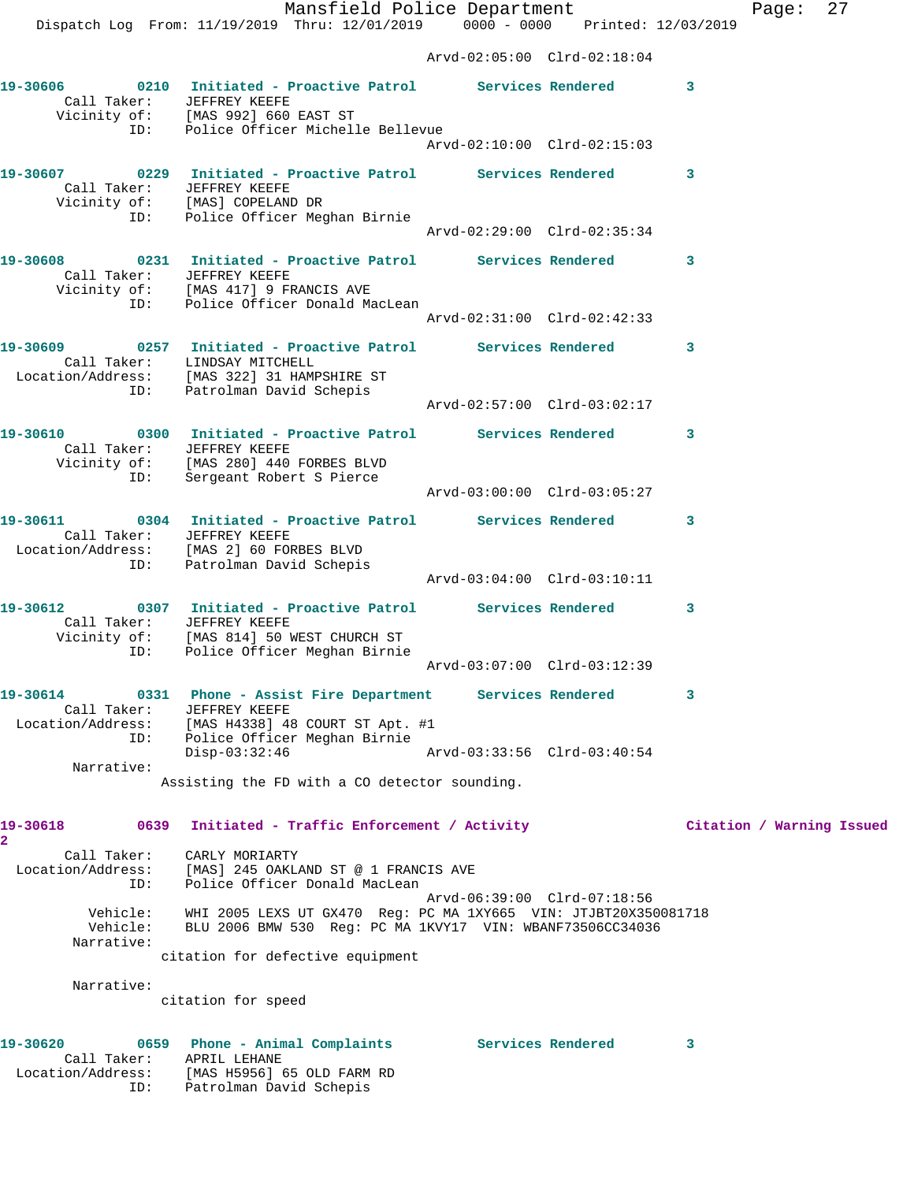Arvd-02:05:00 Clrd-02:18:04

**19-30606** 0210 **Initiated - Proactive Patrol** **Services Rendered** 3
Call Taker: JEFFREY KEEFE
Vicinity of: [MAS 992] 660 EAST ST
ID: Police Officer Michelle Bellevue
Arvd-02:10:00 Clrd-02:15:03

**19-30607** 0229 **Initiated - Proactive Patrol** **Services Rendered** 3
Call Taker: JEFFREY KEEFE
Vicinity of: [MAS] COPELAND DR
ID: Police Officer Meghan Birnie
Arvd-02:29:00 Clrd-02:35:34

**19-30608** 0231 **Initiated - Proactive Patrol** **Services Rendered** 3
Call Taker: JEFFREY KEEFE
Vicinity of: [MAS 417] 9 FRANCIS AVE
ID: Police Officer Donald MacLean
Arvd-02:31:00 Clrd-02:42:33

**19-30609** 0257 **Initiated - Proactive Patrol** **Services Rendered** 3
Call Taker: LINDSAY MITCHELL
Location/Address: [MAS 322] 31 HAMPSHIRE ST
ID: Patrolman David Schepis
Arvd-02:57:00 Clrd-03:02:17

**19-30610** 0300 **Initiated - Proactive Patrol** **Services Rendered** 3
Call Taker: JEFFREY KEEFE
Vicinity of: [MAS 280] 440 FORBES BLVD
ID: Sergeant Robert S Pierce
Arvd-03:00:00 Clrd-03:05:27

**19-30611** 0304 **Initiated - Proactive Patrol** **Services Rendered** 3
Call Taker: JEFFREY KEEFE
Location/Address: [MAS 2] 60 FORBES BLVD
ID: Patrolman David Schepis
Arvd-03:04:00 Clrd-03:10:11

**19-30612** 0307 **Initiated - Proactive Patrol** **Services Rendered** 3
Call Taker: JEFFREY KEEFE
Vicinity of: [MAS 814] 50 WEST CHURCH ST
ID: Police Officer Meghan Birnie
Arvd-03:07:00 Clrd-03:12:39

**19-30614** 0331 **Phone - Assist Fire Department** **Services Rendered** 3
Call Taker: JEFFREY KEEFE
Location/Address: [MAS H4338] 48 COURT ST Apt. #1
ID: Police Officer Meghan Birnie
Disp-03:32:46 Arvd-03:33:56 Clrd-03:40:54
Narrative:
Assisting the FD with a CO detector sounding.

**19-30618** 0639 **Initiated - Traffic Enforcement / Activity** **Citation / Warning Issued** 2
Call Taker: CARLY MORIARTY
Location/Address: [MAS] 245 OAKLAND ST @ 1 FRANCIS AVE
ID: Police Officer Donald MacLean
Arvd-06:39:00 Clrd-07:18:56
Vehicle: WHI 2005 LEXS UT GX470 Reg: PC MA 1XY665 VIN: JTJBT20X350081718
Vehicle: BLU 2006 BMW 530 Reg: PC MA 1KVY17 VIN: WBANF73506CC34036
Narrative:
citation for defective equipment

Narrative:
citation for speed

**19-30620** 0659 **Phone - Animal Complaints** **Services Rendered** 3
Call Taker: APRIL LEHANE
Location/Address: [MAS H5956] 65 OLD FARM RD
ID: Patrolman David Schepis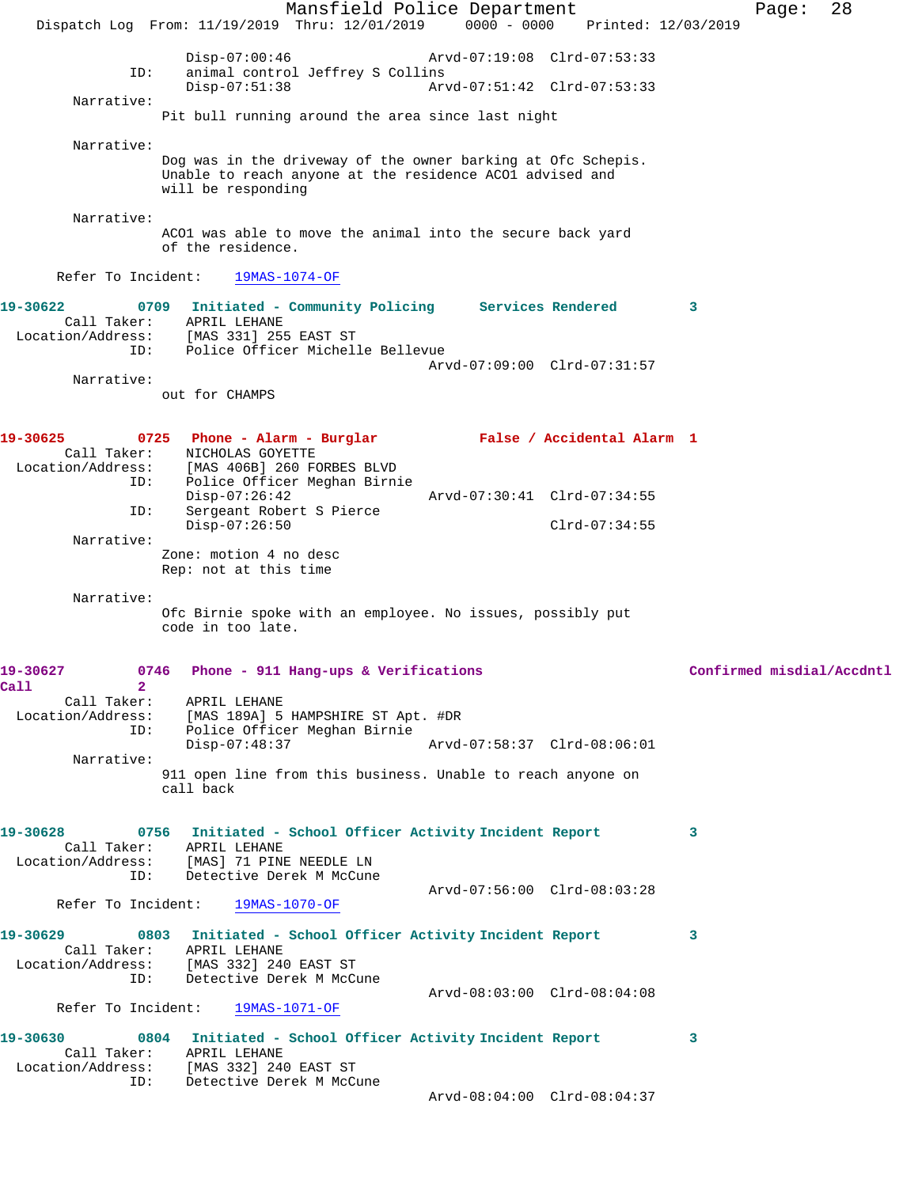```
                Disp-07:00:46                   Arvd-07:19:08  Clrd-07:53:33
          ID:   animal control Jeffrey S Collins
                Disp-07:51:38                   Arvd-07:51:42  Clrd-07:53:33
    Narrative:
               Pit bull running around the area since last night

    Narrative:
               Dog was in the driveway of the owner barking at Ofc Schepis.
               Unable to reach anyone at the residence ACO1 advised and
               will be responding

    Narrative:
               ACO1 was able to move the animal into the secure back yard
               of the residence.

   Refer To Incident:    19MAS-1074-OF

19-30622       0709  Initiated - Community Policing     Services Rendered        3
      Call Taker:    APRIL LEHANE
  Location/Address:  [MAS 331] 255 EAST ST
          ID:        Police Officer Michelle Bellevue
                                                Arvd-07:09:00  Clrd-07:31:57
    Narrative:
               out for CHAMPS

19-30625       0725  Phone - Alarm - Burglar          False / Accidental Alarm  1
      Call Taker:    NICHOLAS GOYETTE
  Location/Address:  [MAS 406B] 260 FORBES BLVD
          ID:        Police Officer Meghan Birnie
                     Disp-07:26:42              Arvd-07:30:41  Clrd-07:34:55
          ID:        Sergeant Robert S Pierce
                     Disp-07:26:50                             Clrd-07:34:55
    Narrative:
               Zone: motion 4 no desc
               Rep: not at this time

    Narrative:
               Ofc Birnie spoke with an employee. No issues, possibly put
               code in too late.

19-30627       0746  Phone - 911 Hang-ups & Verifications             Confirmed misdial/Accdntl
Call           2
      Call Taker:    APRIL LEHANE
  Location/Address:  [MAS 189A] 5 HAMPSHIRE ST Apt. #DR
          ID:        Police Officer Meghan Birnie
                     Disp-07:48:37              Arvd-07:58:37  Clrd-08:06:01
    Narrative:
               911 open line from this business. Unable to reach anyone on
               call back

19-30628       0756  Initiated - School Officer Activity Incident Report         3
      Call Taker:    APRIL LEHANE
  Location/Address:  [MAS] 71 PINE NEEDLE LN
          ID:        Detective Derek M McCune
                                                Arvd-07:56:00  Clrd-08:03:28
   Refer To Incident:    19MAS-1070-OF

19-30629       0803  Initiated - School Officer Activity Incident Report         3
      Call Taker:    APRIL LEHANE
  Location/Address:  [MAS 332] 240 EAST ST
          ID:        Detective Derek M McCune
                                                Arvd-08:03:00  Clrd-08:04:08
   Refer To Incident:    19MAS-1071-OF

19-30630       0804  Initiated - School Officer Activity Incident Report         3
      Call Taker:    APRIL LEHANE
  Location/Address:  [MAS 332] 240 EAST ST
          ID:        Detective Derek M McCune
                                                Arvd-08:04:00  Clrd-08:04:37
```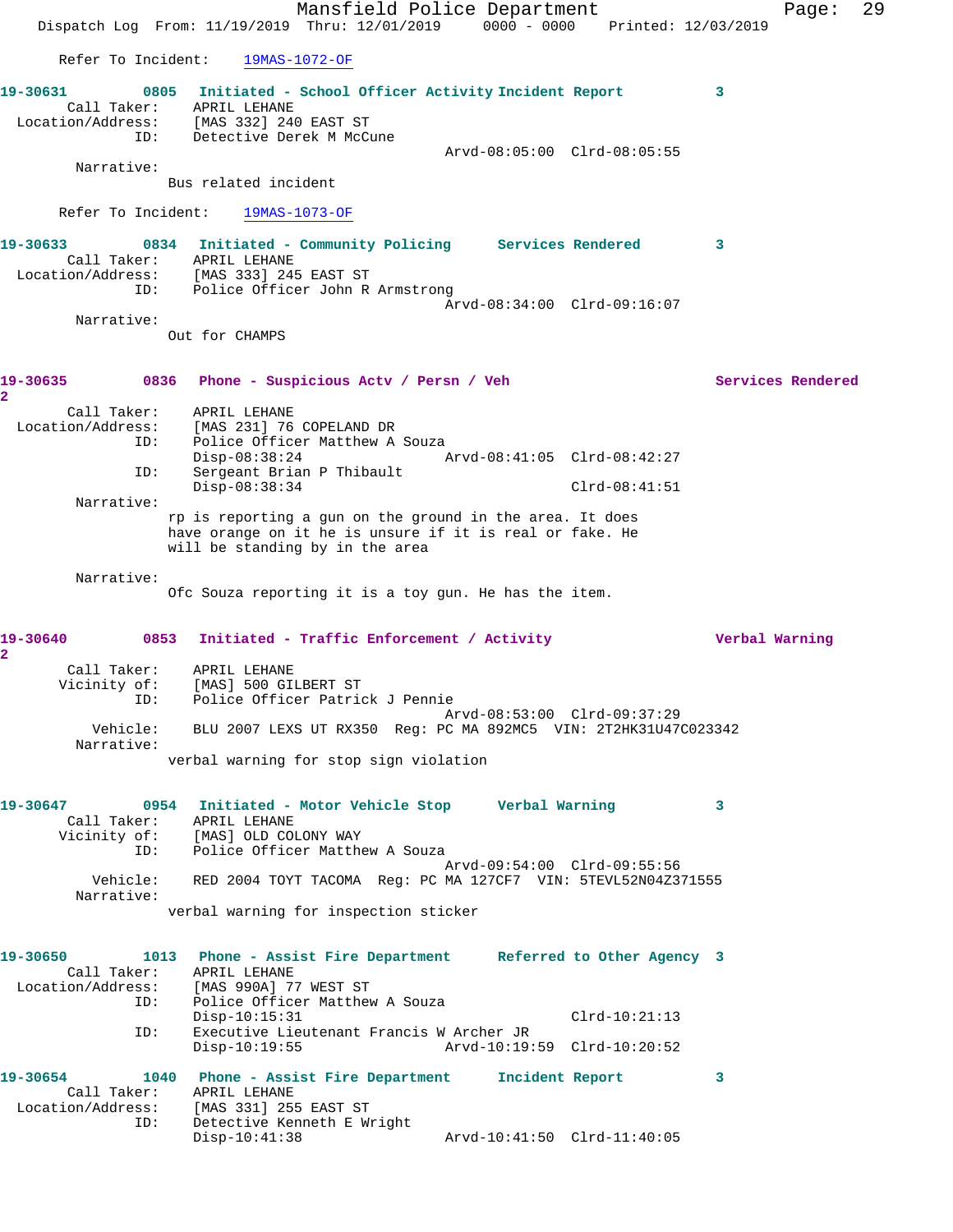Refer To Incident: 19MAS-1072-OF

**19-30631 0805 Initiated - School Officer Activity Incident Report 3**

Call Taker: APRIL LEHANE
Location/Address: [MAS 332] 240 EAST ST
ID: Detective Derek M McCune
Arvd-08:05:00 Clrd-08:05:55

Narrative:
Bus related incident

Refer To Incident: 19MAS-1073-OF

**19-30633 0834 Initiated - Community Policing Services Rendered 3**

Call Taker: APRIL LEHANE
Location/Address: [MAS 333] 245 EAST ST
ID: Police Officer John R Armstrong
Arvd-08:34:00 Clrd-09:16:07

Narrative:
Out for CHAMPS

**19-30635 0836 Phone - Suspicious Actv / Persn / Veh Services Rendered 2**

Call Taker: APRIL LEHANE
Location/Address: [MAS 231] 76 COPELAND DR
ID: Police Officer Matthew A Souza
Disp-08:38:24 Arvd-08:41:05 Clrd-08:42:27
ID: Sergeant Brian P Thibault
Disp-08:38:34 Clrd-08:41:51

Narrative:
rp is reporting a gun on the ground in the area. It does have orange on it he is unsure if it is real or fake. He will be standing by in the area

Narrative:
Ofc Souza reporting it is a toy gun. He has the item.

**19-30640 0853 Initiated - Traffic Enforcement / Activity Verbal Warning 2**

Call Taker: APRIL LEHANE
Vicinity of: [MAS] 500 GILBERT ST
ID: Police Officer Patrick J Pennie
Arvd-08:53:00 Clrd-09:37:29
Vehicle: BLU 2007 LEXS UT RX350 Reg: PC MA 892MC5 VIN: 2T2HK31U47C023342

Narrative:
verbal warning for stop sign violation

**19-30647 0954 Initiated - Motor Vehicle Stop Verbal Warning 3**

Call Taker: APRIL LEHANE
Vicinity of: [MAS] OLD COLONY WAY
ID: Police Officer Matthew A Souza
Arvd-09:54:00 Clrd-09:55:56
Vehicle: RED 2004 TOYT TACOMA Reg: PC MA 127CF7 VIN: 5TEVL52N04Z371555

Narrative:
verbal warning for inspection sticker

**19-30650 1013 Phone - Assist Fire Department Referred to Other Agency 3**

Call Taker: APRIL LEHANE
Location/Address: [MAS 990A] 77 WEST ST
ID: Police Officer Matthew A Souza
Disp-10:15:31 Clrd-10:21:13
ID: Executive Lieutenant Francis W Archer JR
Disp-10:19:55 Arvd-10:19:59 Clrd-10:20:52

**19-30654 1040 Phone - Assist Fire Department Incident Report 3**

Call Taker: APRIL LEHANE
Location/Address: [MAS 331] 255 EAST ST
ID: Detective Kenneth E Wright
Disp-10:41:38 Arvd-10:41:50 Clrd-11:40:05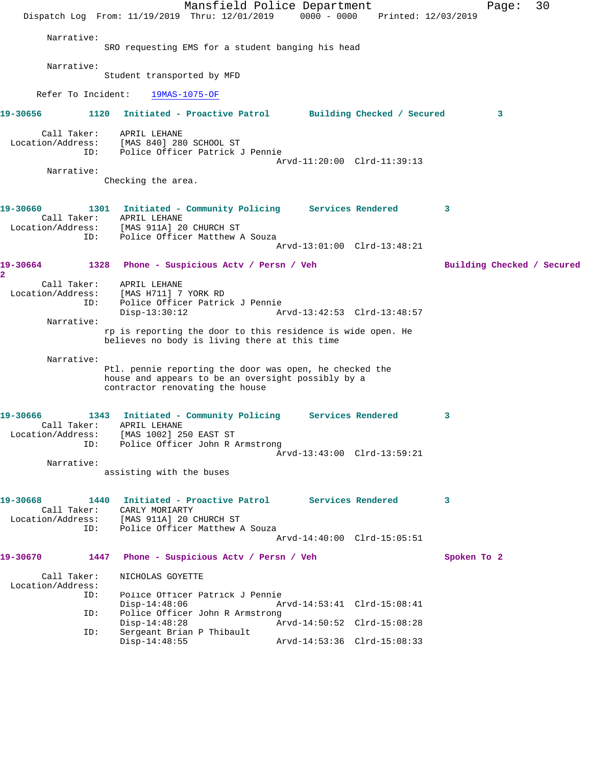Narrative:
SRO requesting EMS for a student banging his head

Narrative:
Student transported by MFD

Refer To Incident: 19MAS-1075-OF

**19-30656 1120 Initiated - Proactive Patrol Building Checked / Secured 3**

Call Taker: APRIL LEHANE
Location/Address: [MAS 840] 280 SCHOOL ST
ID: Police Officer Patrick J Pennie
Arvd-11:20:00 Clrd-11:39:13

Narrative:
Checking the area.

**19-30660 1301 Initiated - Community Policing Services Rendered 3**

Call Taker: APRIL LEHANE
Location/Address: [MAS 911A] 20 CHURCH ST
ID: Police Officer Matthew A Souza
Arvd-13:01:00 Clrd-13:48:21

**19-30664 1328 Phone - Suspicious Actv / Persn / Veh Building Checked / Secured 2**

Call Taker: APRIL LEHANE
Location/Address: [MAS H711] 7 YORK RD
ID: Police Officer Patrick J Pennie
Disp-13:30:12 Arvd-13:42:53 Clrd-13:48:57

Narrative:
rp is reporting the door to this residence is wide open. He believes no body is living there at this time

Narrative:
Ptl. pennie reporting the door was open, he checked the house and appears to be an oversight possibly by a contractor renovating the house

**19-30666 1343 Initiated - Community Policing Services Rendered 3**

Call Taker: APRIL LEHANE
Location/Address: [MAS 1002] 250 EAST ST
ID: Police Officer John R Armstrong
Arvd-13:43:00 Clrd-13:59:21

Narrative:
assisting with the buses

**19-30668 1440 Initiated - Proactive Patrol Services Rendered 3**

Call Taker: CARLY MORIARTY
Location/Address: [MAS 911A] 20 CHURCH ST
ID: Police Officer Matthew A Souza
Arvd-14:40:00 Clrd-15:05:51

**19-30670 1447 Phone - Suspicious Actv / Persn / Veh Spoken To 2**

Call Taker: NICHOLAS GOYETTE
Location/Address:
ID: Police Officer Patrick J Pennie
Disp-14:48:06 Arvd-14:53:41 Clrd-15:08:41
ID: Police Officer John R Armstrong
Disp-14:48:28 Arvd-14:50:52 Clrd-15:08:28
ID: Sergeant Brian P Thibault
Disp-14:48:55 Arvd-14:53:36 Clrd-15:08:33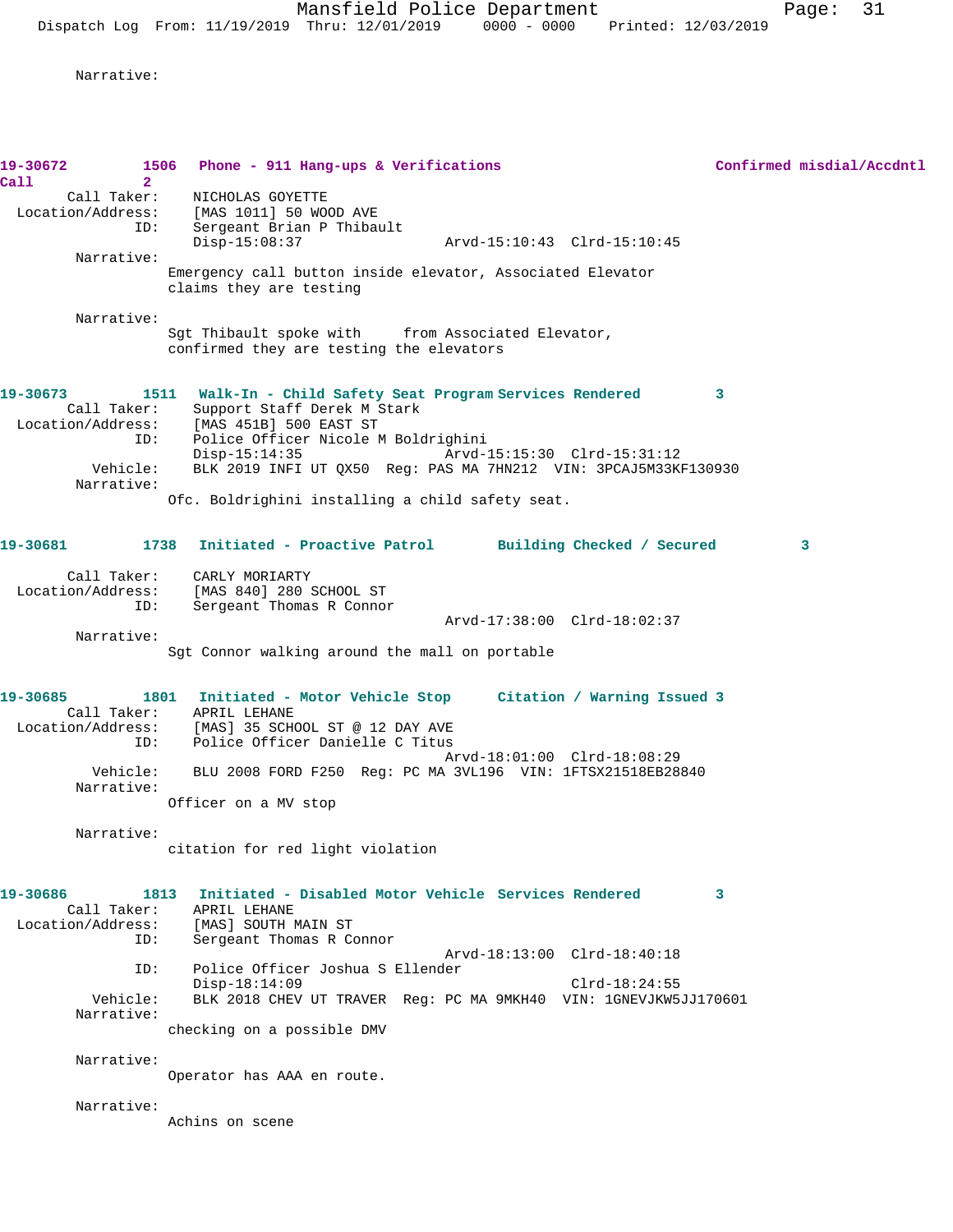Narrative:

**19-30672 1506 Phone - 911 Hang-ups & Verifications Confirmed misdial/Accdntl Call 2**

Call Taker: NICHOLAS GOYETTE
Location/Address: [MAS 1011] 50 WOOD AVE
ID: Sergeant Brian P Thibault
Disp-15:08:37 Arvd-15:10:43 Clrd-15:10:45

Narrative:
Emergency call button inside elevator, Associated Elevator claims they are testing

Narrative:
Sgt Thibault spoke with from Associated Elevator, confirmed they are testing the elevators

**19-30673 1511 Walk-In - Child Safety Seat Program Services Rendered 3**

Call Taker: Support Staff Derek M Stark
Location/Address: [MAS 451B] 500 EAST ST
ID: Police Officer Nicole M Boldrighini
Disp-15:14:35 Arvd-15:15:30 Clrd-15:31:12
Vehicle: BLK 2019 INFI UT QX50 Reg: PAS MA 7HN212 VIN: 3PCAJ5M33KF130930

Narrative:
Ofc. Boldrighini installing a child safety seat.

**19-30681 1738 Initiated - Proactive Patrol Building Checked / Secured 3**

Call Taker: CARLY MORIARTY
Location/Address: [MAS 840] 280 SCHOOL ST
ID: Sergeant Thomas R Connor
Arvd-17:38:00 Clrd-18:02:37

Narrative:
Sgt Connor walking around the mall on portable

**19-30685 1801 Initiated - Motor Vehicle Stop Citation / Warning Issued 3**

Call Taker: APRIL LEHANE
Location/Address: [MAS] 35 SCHOOL ST @ 12 DAY AVE
ID: Police Officer Danielle C Titus
Arvd-18:01:00 Clrd-18:08:29
Vehicle: BLU 2008 FORD F250 Reg: PC MA 3VL196 VIN: 1FTSX21518EB28840

Narrative:
Officer on a MV stop

Narrative:
citation for red light violation

**19-30686 1813 Initiated - Disabled Motor Vehicle Services Rendered 3**

Call Taker: APRIL LEHANE
Location/Address: [MAS] SOUTH MAIN ST
ID: Sergeant Thomas R Connor
Arvd-18:13:00 Clrd-18:40:18
ID: Police Officer Joshua S Ellender
Disp-18:14:09 Clrd-18:24:55
Vehicle: BLK 2018 CHEV UT TRAVER Reg: PC MA 9MKH40 VIN: 1GNEVJKW5JJ170601

Narrative:
checking on a possible DMV

Narrative:
Operator has AAA en route.

Narrative:
Achins on scene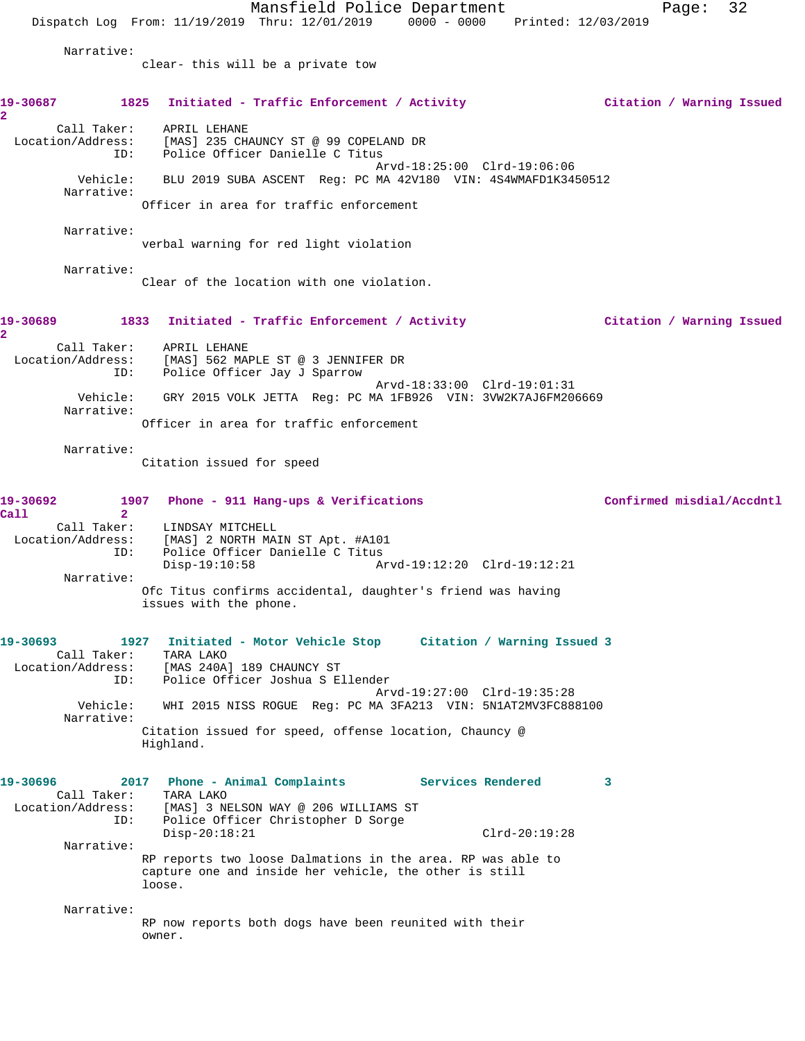Narrative:
clear- this will be a private tow

**19-30687 1825 Initiated - Traffic Enforcement / Activity** **Citation / Warning Issued 2**

Call Taker: APRIL LEHANE
Location/Address: [MAS] 235 CHAUNCY ST @ 99 COPELAND DR
ID: Police Officer Danielle C Titus
Arvd-18:25:00 Clrd-19:06:06
Vehicle: BLU 2019 SUBA ASCENT Reg: PC MA 42V180 VIN: 4S4WMAFD1K3450512
Narrative:
Officer in area for traffic enforcement

Narrative:
verbal warning for red light violation

Narrative:
Clear of the location with one violation.

**19-30689 1833 Initiated - Traffic Enforcement / Activity** **Citation / Warning Issued 2**

Call Taker: APRIL LEHANE
Location/Address: [MAS] 562 MAPLE ST @ 3 JENNIFER DR
ID: Police Officer Jay J Sparrow
Arvd-18:33:00 Clrd-19:01:31
Vehicle: GRY 2015 VOLK JETTA Reg: PC MA 1FB926 VIN: 3VW2K7AJ6FM206669
Narrative:
Officer in area for traffic enforcement

Narrative:
Citation issued for speed

**19-30692 1907 Phone - 911 Hang-ups & Verifications** **Confirmed misdial/Accdntl Call 2**

Call Taker: LINDSAY MITCHELL
Location/Address: [MAS] 2 NORTH MAIN ST Apt. #A101
ID: Police Officer Danielle C Titus
Disp-19:10:58 Arvd-19:12:20 Clrd-19:12:21
Narrative:
Ofc Titus confirms accidental, daughter's friend was having issues with the phone.

**19-30693 1927 Initiated - Motor Vehicle Stop** **Citation / Warning Issued 3**

Call Taker: TARA LAKO
Location/Address: [MAS 240A] 189 CHAUNCY ST
ID: Police Officer Joshua S Ellender
Arvd-19:27:00 Clrd-19:35:28
Vehicle: WHI 2015 NISS ROGUE Reg: PC MA 3FA213 VIN: 5N1AT2MV3FC888100
Narrative:
Citation issued for speed, offense location, Chauncy @ Highland.

**19-30696 2017 Phone - Animal Complaints** **Services Rendered 3**

Call Taker: TARA LAKO
Location/Address: [MAS] 3 NELSON WAY @ 206 WILLIAMS ST
ID: Police Officer Christopher D Sorge
Disp-20:18:21 Clrd-20:19:28
Narrative:
RP reports two loose Dalmations in the area. RP was able to capture one and inside her vehicle, the other is still loose.

Narrative:
RP now reports both dogs have been reunited with their owner.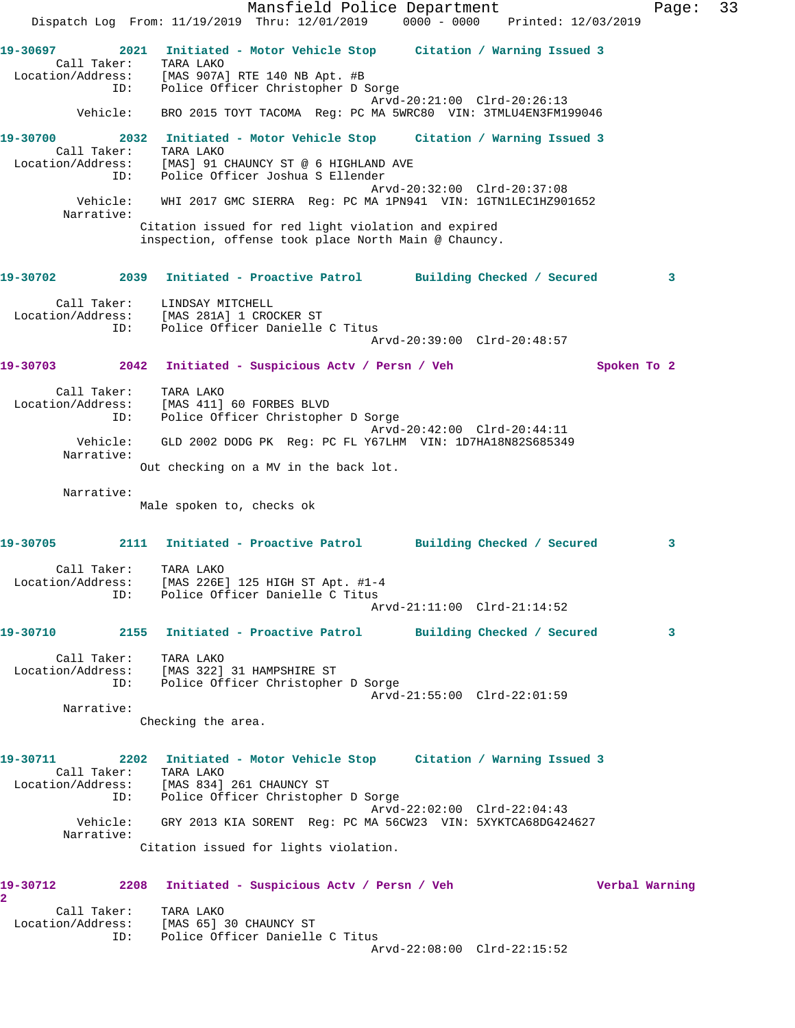**19-30697** 2021 **Initiated - Motor Vehicle Stop** **Citation / Warning Issued 3**

Call Taker: TARA LAKO
Location/Address: [MAS 907A] RTE 140 NB Apt. #B
ID: Police Officer Christopher D Sorge
Arvd-20:21:00 Clrd-20:26:13
Vehicle: BRO 2015 TOYT TACOMA Reg: PC MA 5WRC80 VIN: 3TMLU4EN3FM199046

**19-30700** 2032 **Initiated - Motor Vehicle Stop** **Citation / Warning Issued 3**

Call Taker: TARA LAKO
Location/Address: [MAS] 91 CHAUNCY ST @ 6 HIGHLAND AVE
ID: Police Officer Joshua S Ellender
Arvd-20:32:00 Clrd-20:37:08
Vehicle: WHI 2017 GMC SIERRA Reg: PC MA 1PN941 VIN: 1GTN1LEC1HZ901652
Narrative:
Citation issued for red light violation and expired inspection, offense took place North Main @ Chauncy.

**19-30702** 2039 **Initiated - Proactive Patrol** **Building Checked / Secured 3**

Call Taker: LINDSAY MITCHELL
Location/Address: [MAS 281A] 1 CROCKER ST
ID: Police Officer Danielle C Titus
Arvd-20:39:00 Clrd-20:48:57

**19-30703** 2042 **Initiated - Suspicious Actv / Persn / Veh** **Spoken To 2**

Call Taker: TARA LAKO
Location/Address: [MAS 411] 60 FORBES BLVD
ID: Police Officer Christopher D Sorge
Arvd-20:42:00 Clrd-20:44:11
Vehicle: GLD 2002 DODG PK Reg: PC FL Y67LHM VIN: 1D7HA18N82S685349
Narrative:
Out checking on a MV in the back lot.

Narrative:
Male spoken to, checks ok

**19-30705** 2111 **Initiated - Proactive Patrol** **Building Checked / Secured 3**

Call Taker: TARA LAKO
Location/Address: [MAS 226E] 125 HIGH ST Apt. #1-4
ID: Police Officer Danielle C Titus
Arvd-21:11:00 Clrd-21:14:52

**19-30710** 2155 **Initiated - Proactive Patrol** **Building Checked / Secured 3**

Call Taker: TARA LAKO
Location/Address: [MAS 322] 31 HAMPSHIRE ST
ID: Police Officer Christopher D Sorge
Arvd-21:55:00 Clrd-22:01:59
Narrative:
Checking the area.

**19-30711** 2202 **Initiated - Motor Vehicle Stop** **Citation / Warning Issued 3**

Call Taker: TARA LAKO
Location/Address: [MAS 834] 261 CHAUNCY ST
ID: Police Officer Christopher D Sorge
Arvd-22:02:00 Clrd-22:04:43
Vehicle: GRY 2013 KIA SORENT Reg: PC MA 56CW23 VIN: 5XYKTCA68DG424627
Narrative:
Citation issued for lights violation.

**19-30712** 2208 **Initiated - Suspicious Actv / Persn / Veh** **Verbal Warning 2**

Call Taker: TARA LAKO
Location/Address: [MAS 65] 30 CHAUNCY ST
ID: Police Officer Danielle C Titus
Arvd-22:08:00 Clrd-22:15:52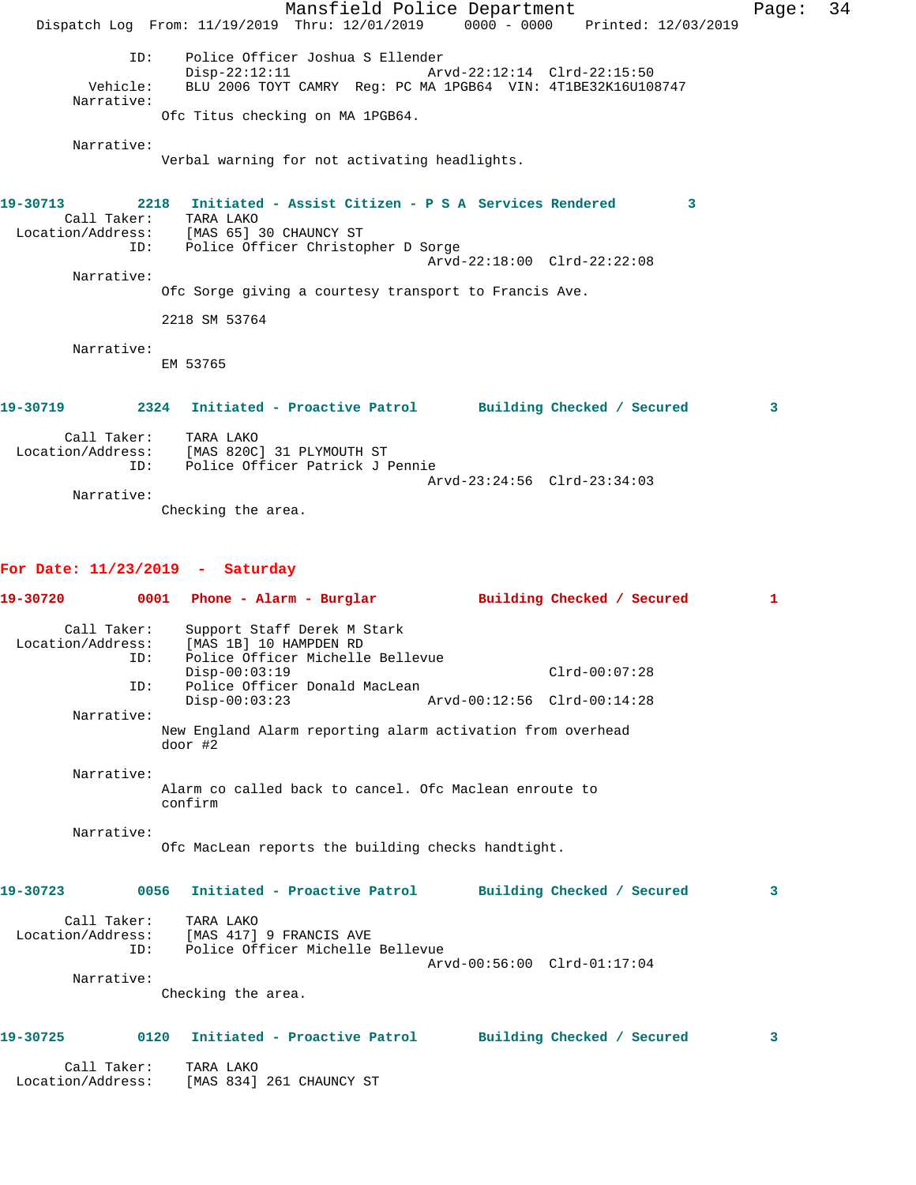```
            ID:    Police Officer Joshua S Ellender
                   Disp-22:12:11                 Arvd-22:12:14  Clrd-22:15:50
       Vehicle:    BLU 2006 TOYT CAMRY  Reg: PC MA 1PGB64  VIN: 4T1BE32K16U108747
     Narrative:
                 Ofc Titus checking on MA 1PGB64.

     Narrative:
                 Verbal warning for not activating headlights.
```

**19-30713        2218   Initiated - Assist Citizen - P S A  Services Rendered        3**

```
    Call Taker:    TARA LAKO
 Location/Address:    [MAS 65] 30 CHAUNCY ST
            ID:    Police Officer Christopher D Sorge
                                                 Arvd-22:18:00  Clrd-22:22:08
     Narrative:
                 Ofc Sorge giving a courtesy transport to Francis Ave.

                 2218 SM 53764

     Narrative:
                 EM 53765
```

**19-30719        2324   Initiated - Proactive Patrol       Building Checked / Secured         3**

```
    Call Taker:    TARA LAKO
 Location/Address:    [MAS 820C] 31 PLYMOUTH ST
            ID:    Police Officer Patrick J Pennie
                                                 Arvd-23:24:56  Clrd-23:34:03
     Narrative:
                 Checking the area.
```

## For Date: 11/23/2019  -  Saturday

**19-30720        0001   Phone - Alarm - Burglar            Building Checked / Secured         1**

```
    Call Taker:    Support Staff Derek M Stark
 Location/Address:    [MAS 1B] 10 HAMPDEN RD
            ID:    Police Officer Michelle Bellevue
                   Disp-00:03:19                                Clrd-00:07:28
            ID:    Police Officer Donald MacLean
                   Disp-00:03:23                 Arvd-00:12:56  Clrd-00:14:28
     Narrative:
                 New England Alarm reporting alarm activation from overhead
                 door #2

     Narrative:
                 Alarm co called back to cancel. Ofc Maclean enroute to
                 confirm

     Narrative:
                 Ofc MacLean reports the building checks handtight.
```

**19-30723        0056   Initiated - Proactive Patrol       Building Checked / Secured         3**

```
    Call Taker:    TARA LAKO
 Location/Address:    [MAS 417] 9 FRANCIS AVE
            ID:    Police Officer Michelle Bellevue
                                                 Arvd-00:56:00  Clrd-01:17:04
     Narrative:
                 Checking the area.
```

**19-30725        0120   Initiated - Proactive Patrol       Building Checked / Secured         3**

```
    Call Taker:    TARA LAKO
 Location/Address:    [MAS 834] 261 CHAUNCY ST
```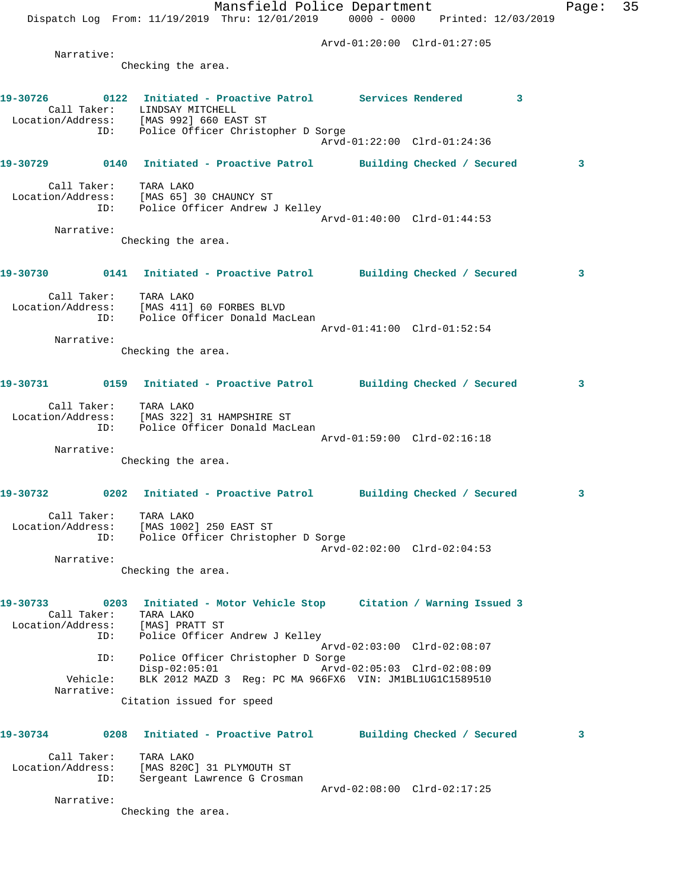Arvd-01:20:00 Clrd-01:27:05

Narrative:
Checking the area.

**19-30726 0122 Initiated - Proactive Patrol Services Rendered 3**

Call Taker: LINDSAY MITCHELL
Location/Address: [MAS 992] 660 EAST ST
ID: Police Officer Christopher D Sorge
Arvd-01:22:00 Clrd-01:24:36

**19-30729 0140 Initiated - Proactive Patrol Building Checked / Secured 3**

Call Taker: TARA LAKO
Location/Address: [MAS 65] 30 CHAUNCY ST
ID: Police Officer Andrew J Kelley
Arvd-01:40:00 Clrd-01:44:53

Narrative:
Checking the area.

**19-30730 0141 Initiated - Proactive Patrol Building Checked / Secured 3**

Call Taker: TARA LAKO
Location/Address: [MAS 411] 60 FORBES BLVD
ID: Police Officer Donald MacLean
Arvd-01:41:00 Clrd-01:52:54

Narrative:
Checking the area.

**19-30731 0159 Initiated - Proactive Patrol Building Checked / Secured 3**

Call Taker: TARA LAKO
Location/Address: [MAS 322] 31 HAMPSHIRE ST
ID: Police Officer Donald MacLean
Arvd-01:59:00 Clrd-02:16:18

Narrative:
Checking the area.

**19-30732 0202 Initiated - Proactive Patrol Building Checked / Secured 3**

Call Taker: TARA LAKO
Location/Address: [MAS 1002] 250 EAST ST
ID: Police Officer Christopher D Sorge
Arvd-02:02:00 Clrd-02:04:53

Narrative:
Checking the area.

**19-30733 0203 Initiated - Motor Vehicle Stop Citation / Warning Issued 3**

Call Taker: TARA LAKO
Location/Address: [MAS] PRATT ST
ID: Police Officer Andrew J Kelley
Arvd-02:03:00 Clrd-02:08:07
ID: Police Officer Christopher D Sorge
Disp-02:05:01 Arvd-02:05:03 Clrd-02:08:09
Vehicle: BLK 2012 MAZD 3 Reg: PC MA 966FX6 VIN: JM1BL1UG1C1589510

Narrative:
Citation issued for speed

**19-30734 0208 Initiated - Proactive Patrol Building Checked / Secured 3**

Call Taker: TARA LAKO
Location/Address: [MAS 820C] 31 PLYMOUTH ST
ID: Sergeant Lawrence G Crosman
Arvd-02:08:00 Clrd-02:17:25

Narrative:
Checking the area.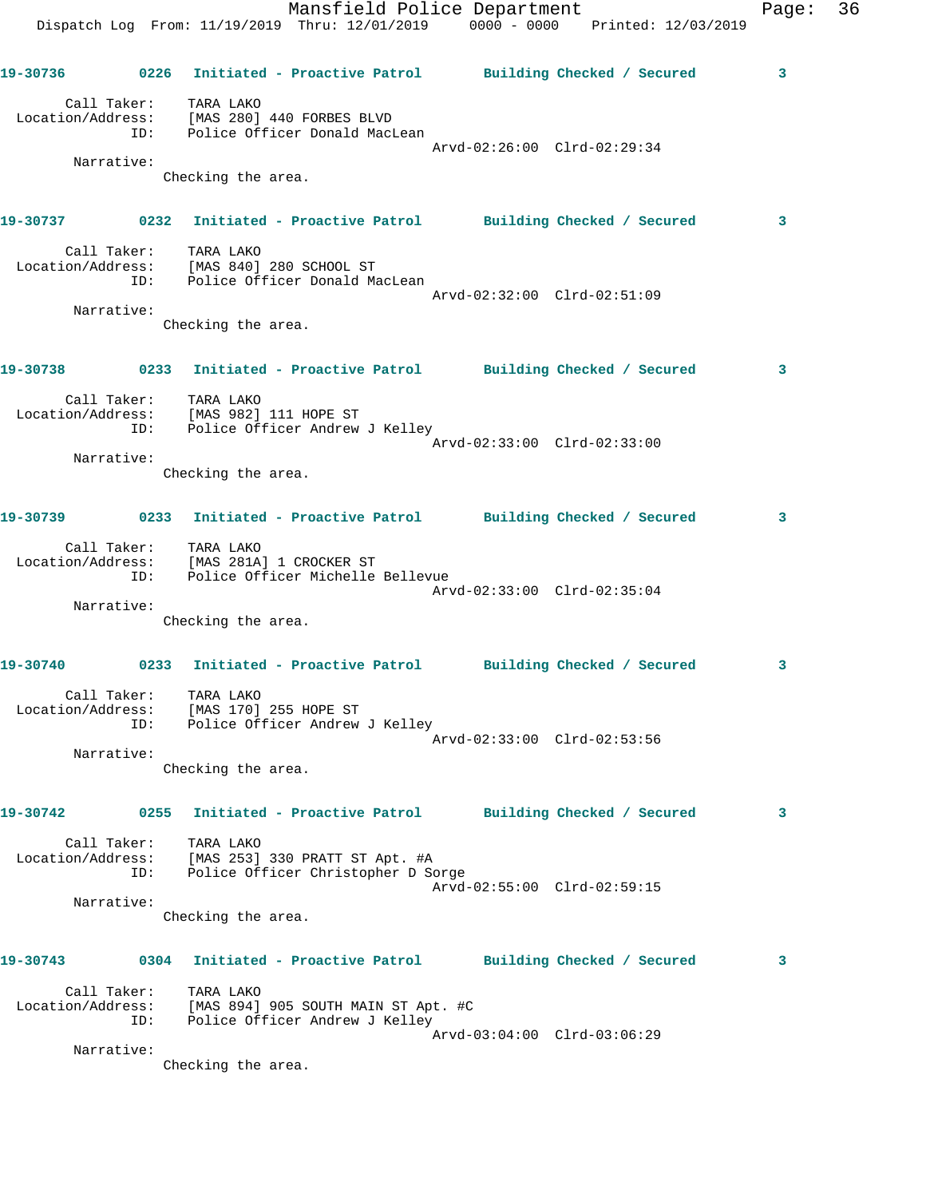**19-30736** 0226 **Initiated - Proactive Patrol** **Building Checked / Secured** **3**

Call Taker: TARA LAKO
Location/Address: [MAS 280] 440 FORBES BLVD
ID: Police Officer Donald MacLean
Arvd-02:26:00 Clrd-02:29:34

Narrative:
Checking the area.

**19-30737** 0232 **Initiated - Proactive Patrol** **Building Checked / Secured** **3**

Call Taker: TARA LAKO
Location/Address: [MAS 840] 280 SCHOOL ST
ID: Police Officer Donald MacLean
Arvd-02:32:00 Clrd-02:51:09

Narrative:
Checking the area.

**19-30738** 0233 **Initiated - Proactive Patrol** **Building Checked / Secured** **3**

Call Taker: TARA LAKO
Location/Address: [MAS 982] 111 HOPE ST
ID: Police Officer Andrew J Kelley
Arvd-02:33:00 Clrd-02:33:00

Narrative:
Checking the area.

**19-30739** 0233 **Initiated - Proactive Patrol** **Building Checked / Secured** **3**

Call Taker: TARA LAKO
Location/Address: [MAS 281A] 1 CROCKER ST
ID: Police Officer Michelle Bellevue
Arvd-02:33:00 Clrd-02:35:04

Narrative:
Checking the area.

**19-30740** 0233 **Initiated - Proactive Patrol** **Building Checked / Secured** **3**

Call Taker: TARA LAKO
Location/Address: [MAS 170] 255 HOPE ST
ID: Police Officer Andrew J Kelley
Arvd-02:33:00 Clrd-02:53:56

Narrative:
Checking the area.

**19-30742** 0255 **Initiated - Proactive Patrol** **Building Checked / Secured** **3**

Call Taker: TARA LAKO
Location/Address: [MAS 253] 330 PRATT ST Apt. #A
ID: Police Officer Christopher D Sorge
Arvd-02:55:00 Clrd-02:59:15

Narrative:
Checking the area.

**19-30743** 0304 **Initiated - Proactive Patrol** **Building Checked / Secured** **3**

Call Taker: TARA LAKO
Location/Address: [MAS 894] 905 SOUTH MAIN ST Apt. #C
ID: Police Officer Andrew J Kelley
Arvd-03:04:00 Clrd-03:06:29

Narrative:
Checking the area.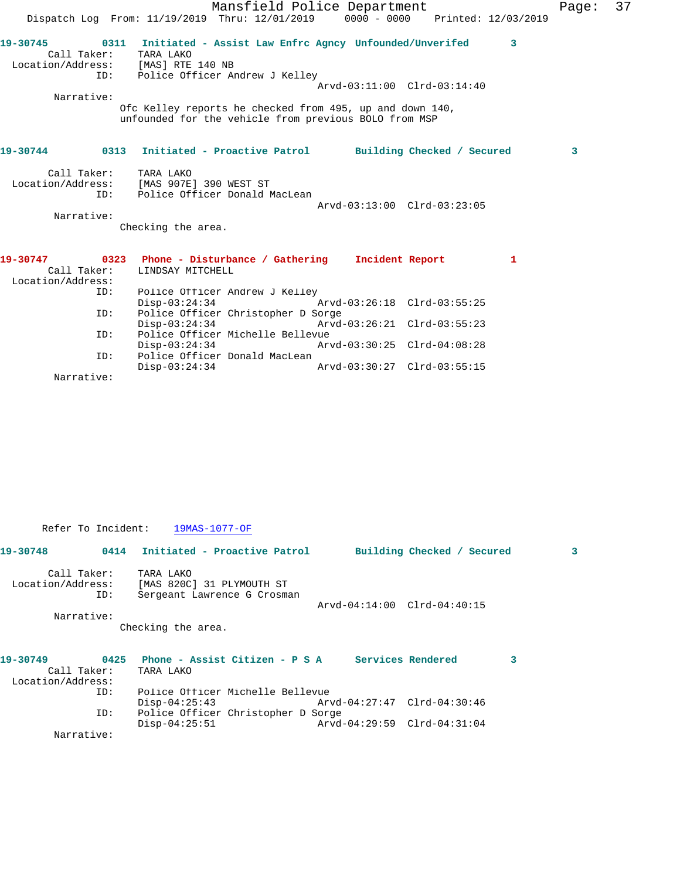**19-30745** 0311 Initiated - Assist Law Enfrc Agncy Unfounded/Unverifed 3

Call Taker: TARA LAKO
Location/Address: [MAS] RTE 140 NB
ID: Police Officer Andrew J Kelley
Arvd-03:11:00 Clrd-03:14:40

Narrative:
Ofc Kelley reports he checked from 495, up and down 140, unfounded for the vehicle from previous BOLO from MSP

**19-30744** 0313 Initiated - Proactive Patrol Building Checked / Secured 3

Call Taker: TARA LAKO
Location/Address: [MAS 907E] 390 WEST ST
ID: Police Officer Donald MacLean
Arvd-03:13:00 Clrd-03:23:05

Narrative:
Checking the area.

**19-30747** 0323 Phone - Disturbance / Gathering Incident Report 1

Call Taker: LINDSAY MITCHELL
Location/Address:
ID: Police Officer Andrew J Kelley
Disp-03:24:34 Arvd-03:26:18 Clrd-03:55:25
ID: Police Officer Christopher D Sorge
Disp-03:24:34 Arvd-03:26:21 Clrd-03:55:23
ID: Police Officer Michelle Bellevue
Disp-03:24:34 Arvd-03:30:25 Clrd-04:08:28
ID: Police Officer Donald MacLean
Disp-03:24:34 Arvd-03:30:27 Clrd-03:55:15

Narrative:

Refer To Incident: 19MAS-1077-OF

**19-30748** 0414 Initiated - Proactive Patrol Building Checked / Secured 3

Call Taker: TARA LAKO
Location/Address: [MAS 820C] 31 PLYMOUTH ST
ID: Sergeant Lawrence G Crosman
Arvd-04:14:00 Clrd-04:40:15

Narrative:
Checking the area.

**19-30749** 0425 Phone - Assist Citizen - P S A Services Rendered 3

Call Taker: TARA LAKO
Location/Address:
ID: Police Officer Michelle Bellevue
Disp-04:25:43 Arvd-04:27:47 Clrd-04:30:46
ID: Police Officer Christopher D Sorge
Disp-04:25:51 Arvd-04:29:59 Clrd-04:31:04

Narrative: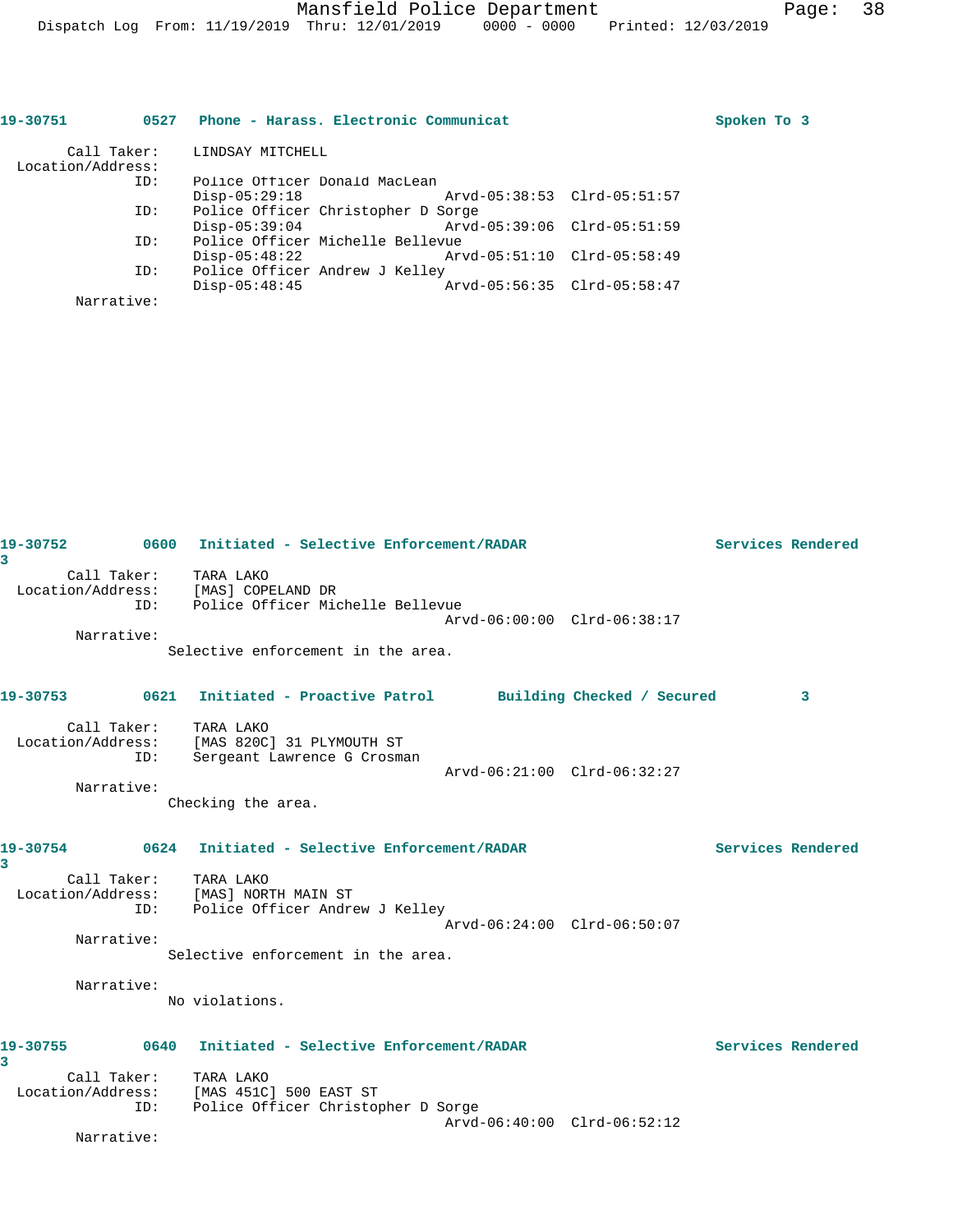**19-30751** 0527 **Phone - Harass. Electronic Communicat** **Spoken To 3**

Call Taker: LINDSAY MITCHELL
Location/Address:
ID: Police Officer Donald MacLean
Disp-05:29:18 Arvd-05:38:53 Clrd-05:51:57
ID: Police Officer Christopher D Sorge
Disp-05:39:04 Arvd-05:39:06 Clrd-05:51:59
ID: Police Officer Michelle Bellevue
Disp-05:48:22 Arvd-05:51:10 Clrd-05:58:49
ID: Police Officer Andrew J Kelley
Disp-05:48:45 Arvd-05:56:35 Clrd-05:58:47
Narrative:

**19-30752** 0600 **Initiated - Selective Enforcement/RADAR** **Services Rendered 3**

Call Taker: TARA LAKO
Location/Address: [MAS] COPELAND DR
ID: Police Officer Michelle Bellevue
Arvd-06:00:00 Clrd-06:38:17
Narrative:
Selective enforcement in the area.

**19-30753** 0621 **Initiated - Proactive Patrol** **Building Checked / Secured 3**

Call Taker: TARA LAKO
Location/Address: [MAS 820C] 31 PLYMOUTH ST
ID: Sergeant Lawrence G Crosman
Arvd-06:21:00 Clrd-06:32:27
Narrative:
Checking the area.

**19-30754** 0624 **Initiated - Selective Enforcement/RADAR** **Services Rendered 3**

Call Taker: TARA LAKO
Location/Address: [MAS] NORTH MAIN ST
ID: Police Officer Andrew J Kelley
Arvd-06:24:00 Clrd-06:50:07
Narrative:
Selective enforcement in the area.

Narrative:
No violations.

**19-30755** 0640 **Initiated - Selective Enforcement/RADAR** **Services Rendered 3**

Call Taker: TARA LAKO
Location/Address: [MAS 451C] 500 EAST ST
ID: Police Officer Christopher D Sorge
Arvd-06:40:00 Clrd-06:52:12
Narrative: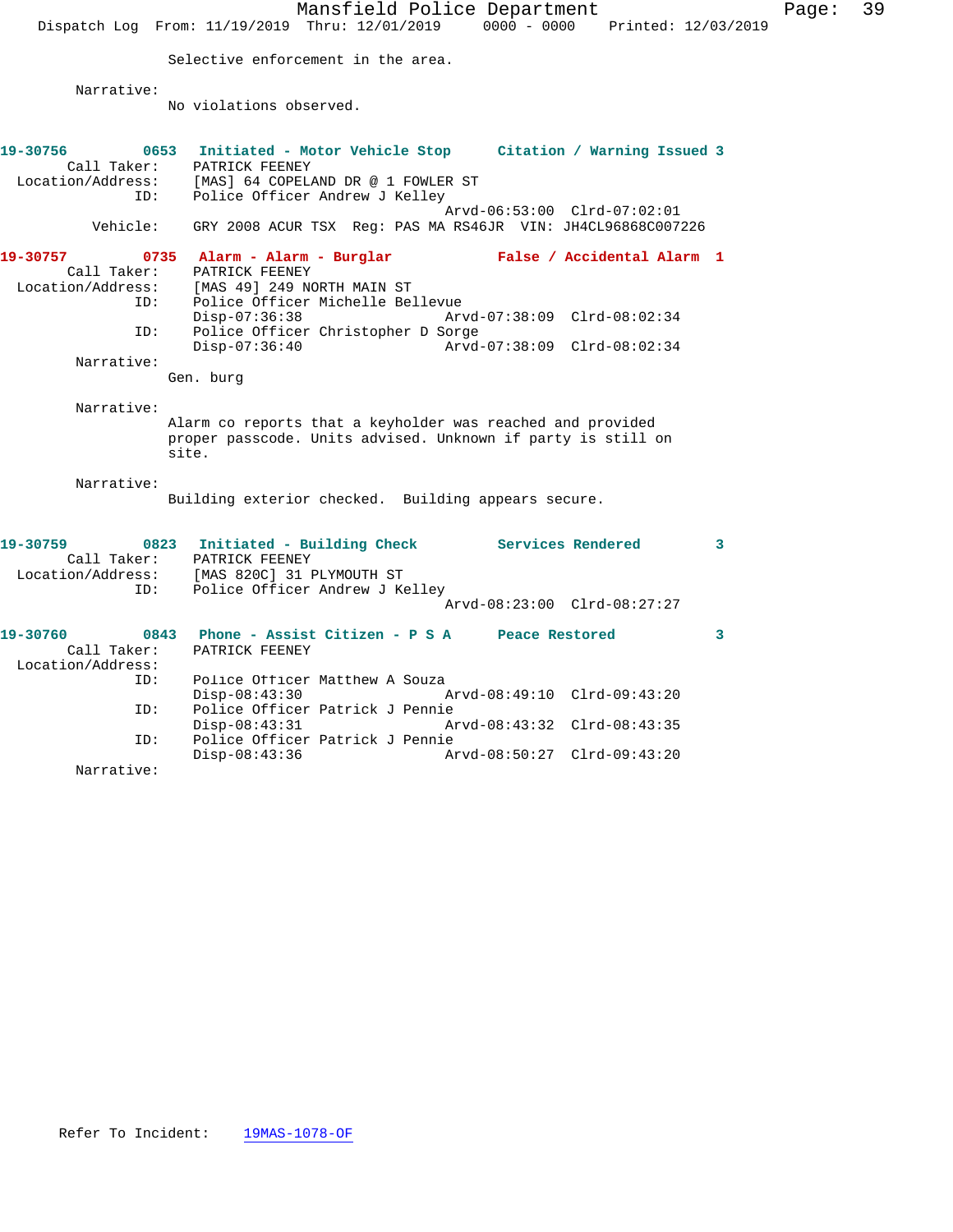Selective enforcement in the area.

Narrative:
No violations observed.

**19-30756** 0653 **Initiated - Motor Vehicle Stop** **Citation / Warning Issued 3**
Call Taker: PATRICK FEENEY
Location/Address: [MAS] 64 COPELAND DR @ 1 FOWLER ST
ID: Police Officer Andrew J Kelley
Arvd-06:53:00 Clrd-07:02:01
Vehicle: GRY 2008 ACUR TSX Reg: PAS MA RS46JR VIN: JH4CL96868C007226

**19-30757** 0735 **Alarm - Alarm - Burglar** **False / Accidental Alarm 1**
Call Taker: PATRICK FEENEY
Location/Address: [MAS 49] 249 NORTH MAIN ST
ID: Police Officer Michelle Bellevue
Disp-07:36:38 Arvd-07:38:09 Clrd-08:02:34
ID: Police Officer Christopher D Sorge
Disp-07:36:40 Arvd-07:38:09 Clrd-08:02:34
Narrative:
Gen. burg

Narrative:
Alarm co reports that a keyholder was reached and provided proper passcode. Units advised. Unknown if party is still on site.

Narrative:
Building exterior checked. Building appears secure.

**19-30759** 0823 **Initiated - Building Check** **Services Rendered 3**
Call Taker: PATRICK FEENEY
Location/Address: [MAS 820C] 31 PLYMOUTH ST
ID: Police Officer Andrew J Kelley
Arvd-08:23:00 Clrd-08:27:27

**19-30760** 0843 **Phone - Assist Citizen - P S A** **Peace Restored 3**
Call Taker: PATRICK FEENEY
Location/Address:
ID: Police Officer Matthew A Souza
Disp-08:43:30 Arvd-08:49:10 Clrd-09:43:20
ID: Police Officer Patrick J Pennie
Disp-08:43:31 Arvd-08:43:32 Clrd-08:43:35
ID: Police Officer Patrick J Pennie
Disp-08:43:36 Arvd-08:50:27 Clrd-09:43:20
Narrative:

Refer To Incident: 19MAS-1078-OF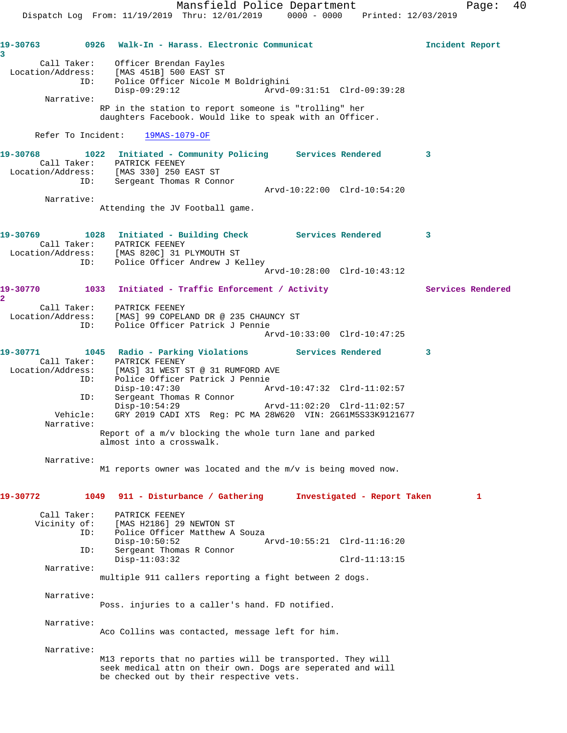**19-30763** 0926 Walk-In - Harass. Electronic Communicat Incident Report 3

Call Taker: Officer Brendan Fayles
Location/Address: [MAS 451B] 500 EAST ST
ID: Police Officer Nicole M Boldrighini
Disp-09:29:12 Arvd-09:31:51 Clrd-09:39:28

Narrative:
RP in the station to report someone is "trolling" her daughters Facebook. Would like to speak with an Officer.

Refer To Incident: 19MAS-1079-OF

**19-30768** 1022 Initiated - Community Policing Services Rendered 3

Call Taker: PATRICK FEENEY
Location/Address: [MAS 330] 250 EAST ST
ID: Sergeant Thomas R Connor
Arvd-10:22:00 Clrd-10:54:20

Narrative:
Attending the JV Football game.

**19-30769** 1028 Initiated - Building Check Services Rendered 3

Call Taker: PATRICK FEENEY
Location/Address: [MAS 820C] 31 PLYMOUTH ST
ID: Police Officer Andrew J Kelley
Arvd-10:28:00 Clrd-10:43:12

**19-30770** 1033 Initiated - Traffic Enforcement / Activity Services Rendered 2

Call Taker: PATRICK FEENEY
Location/Address: [MAS] 99 COPELAND DR @ 235 CHAUNCY ST
ID: Police Officer Patrick J Pennie
Arvd-10:33:00 Clrd-10:47:25

**19-30771** 1045 Radio - Parking Violations Services Rendered 3

Call Taker: PATRICK FEENEY
Location/Address: [MAS] 31 WEST ST @ 31 RUMFORD AVE
ID: Police Officer Patrick J Pennie
Disp-10:47:30 Arvd-10:47:32 Clrd-11:02:57
ID: Sergeant Thomas R Connor
Disp-10:54:29 Arvd-11:02:20 Clrd-11:02:57
Vehicle: GRY 2019 CADI XTS Reg: PC MA 28W620 VIN: 2G61M5S33K9121677

Narrative:
Report of a m/v blocking the whole turn lane and parked almost into a crosswalk.

Narrative:
M1 reports owner was located and the m/v is being moved now.

**19-30772** 1049 911 - Disturbance / Gathering Investigated - Report Taken 1

Call Taker: PATRICK FEENEY
Vicinity of: [MAS H2186] 29 NEWTON ST
ID: Police Officer Matthew A Souza
Disp-10:50:52 Arvd-10:55:21 Clrd-11:16:20
ID: Sergeant Thomas R Connor
Disp-11:03:32 Clrd-11:13:15

Narrative:
multiple 911 callers reporting a fight between 2 dogs.

Narrative:
Poss. injuries to a caller's hand. FD notified.

Narrative:
Aco Collins was contacted, message left for him.

Narrative:
M13 reports that no parties will be transported. They will seek medical attn on their own. Dogs are seperated and will be checked out by their respective vets.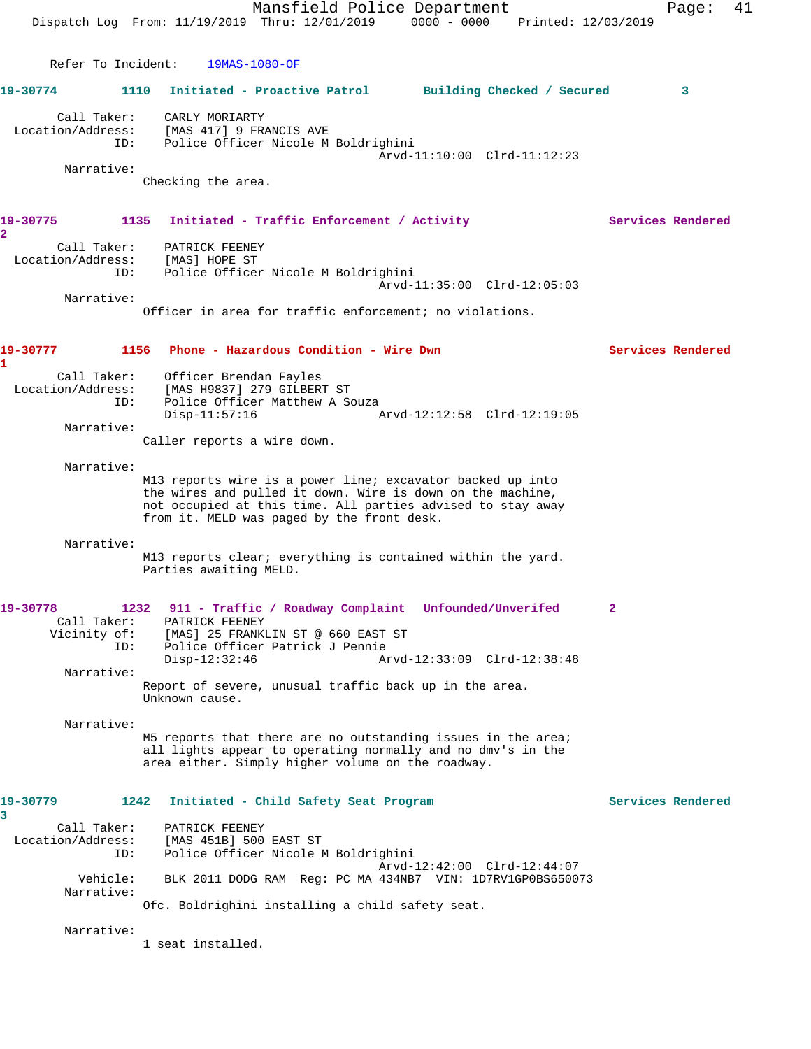Refer To Incident: 19MAS-1080-OF

**19-30774** 1110 Initiated - Proactive Patrol Building Checked / Secured 3

Call Taker: CARLY MORIARTY
Location/Address: [MAS 417] 9 FRANCIS AVE
ID: Police Officer Nicole M Boldrighini
Arvd-11:10:00 Clrd-11:12:23

Narrative:
Checking the area.

**19-30775** 1135 Initiated - Traffic Enforcement / Activity Services Rendered 2

Call Taker: PATRICK FEENEY
Location/Address: [MAS] HOPE ST
ID: Police Officer Nicole M Boldrighini
Arvd-11:35:00 Clrd-12:05:03

Narrative:
Officer in area for traffic enforcement; no violations.

**19-30777** 1156 Phone - Hazardous Condition - Wire Dwn Services Rendered 1

Call Taker: Officer Brendan Fayles
Location/Address: [MAS H9837] 279 GILBERT ST
ID: Police Officer Matthew A Souza
Disp-11:57:16 Arvd-12:12:58 Clrd-12:19:05

Narrative:
Caller reports a wire down.

Narrative:
M13 reports wire is a power line; excavator backed up into the wires and pulled it down. Wire is down on the machine, not occupied at this time. All parties advised to stay away from it. MELD was paged by the front desk.

Narrative:
M13 reports clear; everything is contained within the yard. Parties awaiting MELD.

**19-30778** 1232 911 - Traffic / Roadway Complaint Unfounded/Unverifed 2

Call Taker: PATRICK FEENEY
Vicinity of: [MAS] 25 FRANKLIN ST @ 660 EAST ST
ID: Police Officer Patrick J Pennie
Disp-12:32:46 Arvd-12:33:09 Clrd-12:38:48

Narrative:
Report of severe, unusual traffic back up in the area. Unknown cause.

Narrative:
M5 reports that there are no outstanding issues in the area; all lights appear to operating normally and no dmv's in the area either. Simply higher volume on the roadway.

**19-30779** 1242 Initiated - Child Safety Seat Program Services Rendered 3

Call Taker: PATRICK FEENEY
Location/Address: [MAS 451B] 500 EAST ST
ID: Police Officer Nicole M Boldrighini
Arvd-12:42:00 Clrd-12:44:07
Vehicle: BLK 2011 DODG RAM Reg: PC MA 434NB7 VIN: 1D7RV1GP0BS650073

Narrative:
Ofc. Boldrighini installing a child safety seat.

Narrative:
1 seat installed.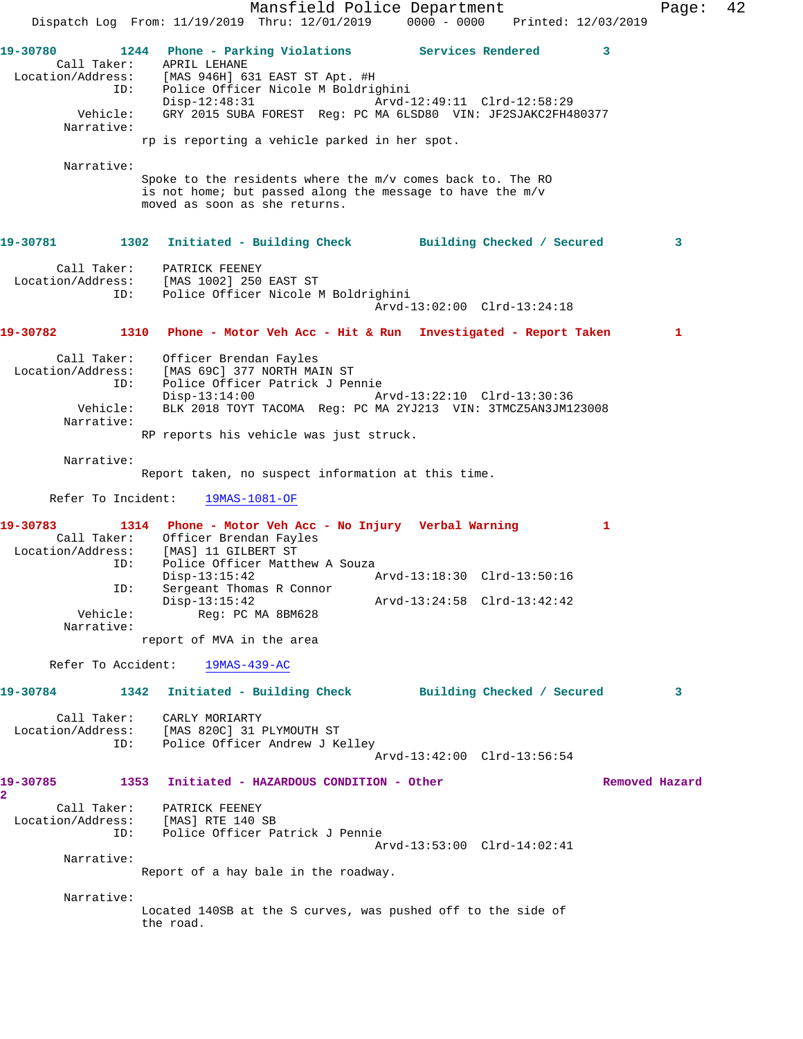**19-30780** 1244 Phone - Parking Violations — Services Rendered 3

Call Taker: APRIL LEHANE
Location/Address: [MAS 946H] 631 EAST ST Apt. #H
ID: Police Officer Nicole M Boldrighini
Disp-12:48:31 Arvd-12:49:11 Clrd-12:58:29
Vehicle: GRY 2015 SUBA FOREST Reg: PC MA 6LSD80 VIN: JF2SJAKC2FH480377
Narrative:
rp is reporting a vehicle parked in her spot.

Narrative:
Spoke to the residents where the m/v comes back to. The RO is not home; but passed along the message to have the m/v moved as soon as she returns.

**19-30781** 1302 Initiated - Building Check — Building Checked / Secured 3

Call Taker: PATRICK FEENEY
Location/Address: [MAS 1002] 250 EAST ST
ID: Police Officer Nicole M Boldrighini
Arvd-13:02:00 Clrd-13:24:18

**19-30782** 1310 Phone - Motor Veh Acc - Hit & Run — Investigated - Report Taken 1

Call Taker: Officer Brendan Fayles
Location/Address: [MAS 69C] 377 NORTH MAIN ST
ID: Police Officer Patrick J Pennie
Disp-13:14:00 Arvd-13:22:10 Clrd-13:30:36
Vehicle: BLK 2018 TOYT TACOMA Reg: PC MA 2YJ213 VIN: 3TMCZ5AN3JM123008
Narrative:
RP reports his vehicle was just struck.

Narrative:
Report taken, no suspect information at this time.

Refer To Incident: 19MAS-1081-OF

**19-30783** 1314 Phone - Motor Veh Acc - No Injury — Verbal Warning 1

Call Taker: Officer Brendan Fayles
Location/Address: [MAS] 11 GILBERT ST
ID: Police Officer Matthew A Souza
Disp-13:15:42 Arvd-13:18:30 Clrd-13:50:16
ID: Sergeant Thomas R Connor
Disp-13:15:42 Arvd-13:24:58 Clrd-13:42:42
Vehicle: Reg: PC MA 8BM628
Narrative:
report of MVA in the area

Refer To Accident: 19MAS-439-AC

**19-30784** 1342 Initiated - Building Check — Building Checked / Secured 3

Call Taker: CARLY MORIARTY
Location/Address: [MAS 820C] 31 PLYMOUTH ST
ID: Police Officer Andrew J Kelley
Arvd-13:42:00 Clrd-13:56:54

**19-30785** 1353 Initiated - HAZARDOUS CONDITION - Other — Removed Hazard 2

Call Taker: PATRICK FEENEY
Location/Address: [MAS] RTE 140 SB
ID: Police Officer Patrick J Pennie
Arvd-13:53:00 Clrd-14:02:41
Narrative:
Report of a hay bale in the roadway.

Narrative:
Located 140SB at the S curves, was pushed off to the side of the road.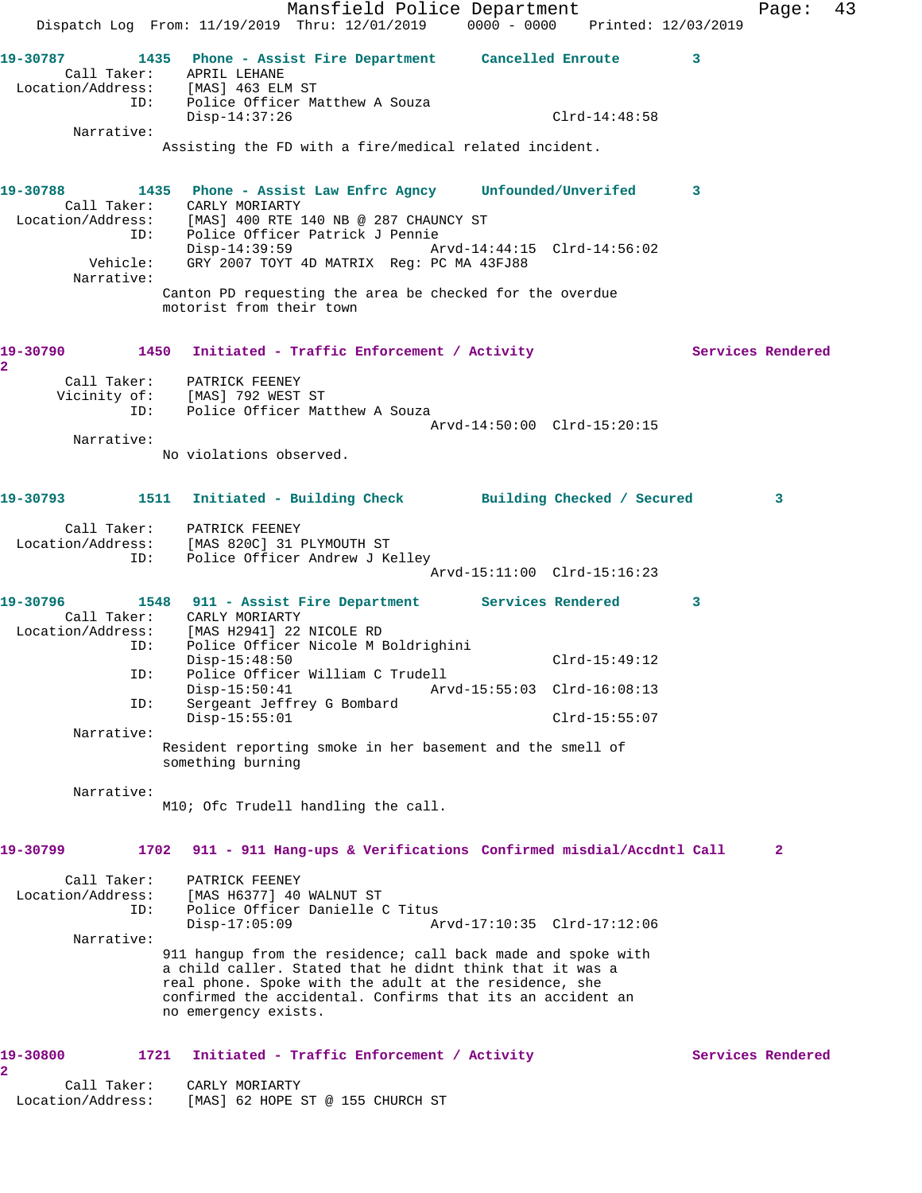**19-30787** 1435 Phone - Assist Fire Department Cancelled Enroute 3

Call Taker: APRIL LEHANE
Location/Address: [MAS] 463 ELM ST
ID: Police Officer Matthew A Souza
Disp-14:37:26 Clrd-14:48:58

Narrative:
Assisting the FD with a fire/medical related incident.

**19-30788** 1435 Phone - Assist Law Enfrc Agncy Unfounded/Unverifed 3

Call Taker: CARLY MORIARTY
Location/Address: [MAS] 400 RTE 140 NB @ 287 CHAUNCY ST
ID: Police Officer Patrick J Pennie
Disp-14:39:59 Arvd-14:44:15 Clrd-14:56:02
Vehicle: GRY 2007 TOYT 4D MATRIX Reg: PC MA 43FJ88

Narrative:
Canton PD requesting the area be checked for the overdue motorist from their town

**19-30790** 1450 Initiated - Traffic Enforcement / Activity Services Rendered 2

Call Taker: PATRICK FEENEY
Vicinity of: [MAS] 792 WEST ST
ID: Police Officer Matthew A Souza
Arvd-14:50:00 Clrd-15:20:15

Narrative:
No violations observed.

**19-30793** 1511 Initiated - Building Check Building Checked / Secured 3

Call Taker: PATRICK FEENEY
Location/Address: [MAS 820C] 31 PLYMOUTH ST
ID: Police Officer Andrew J Kelley
Arvd-15:11:00 Clrd-15:16:23

**19-30796** 1548 911 - Assist Fire Department Services Rendered 3

Call Taker: CARLY MORIARTY
Location/Address: [MAS H2941] 22 NICOLE RD
ID: Police Officer Nicole M Boldrighini
Disp-15:48:50 Clrd-15:49:12
ID: Police Officer William C Trudell
Disp-15:50:41 Arvd-15:55:03 Clrd-16:08:13
ID: Sergeant Jeffrey G Bombard
Disp-15:55:01 Clrd-15:55:07

Narrative:
Resident reporting smoke in her basement and the smell of something burning

Narrative:
M10; Ofc Trudell handling the call.

**19-30799** 1702 911 - 911 Hang-ups & Verifications Confirmed misdial/Accdntl Call 2

Call Taker: PATRICK FEENEY
Location/Address: [MAS H6377] 40 WALNUT ST
ID: Police Officer Danielle C Titus
Disp-17:05:09 Arvd-17:10:35 Clrd-17:12:06

Narrative:
911 hangup from the residence; call back made and spoke with a child caller. Stated that he didnt think that it was a real phone. Spoke with the adult at the residence, she confirmed the accidental. Confirms that its an accident an no emergency exists.

**19-30800** 1721 Initiated - Traffic Enforcement / Activity Services Rendered 2

Call Taker: CARLY MORIARTY
Location/Address: [MAS] 62 HOPE ST @ 155 CHURCH ST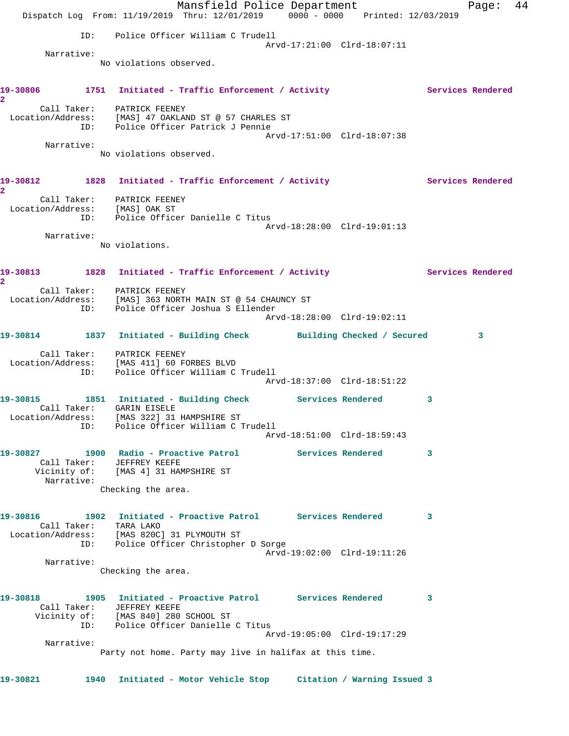ID: Police Officer William C Trudell
Arvd-17:21:00 Clrd-18:07:11

Narrative:
No violations observed.

**19-30806 1751 Initiated - Traffic Enforcement / Activity Services Rendered 2**

Call Taker: PATRICK FEENEY
Location/Address: [MAS] 47 OAKLAND ST @ 57 CHARLES ST
ID: Police Officer Patrick J Pennie
Arvd-17:51:00 Clrd-18:07:38

Narrative:
No violations observed.

**19-30812 1828 Initiated - Traffic Enforcement / Activity Services Rendered 2**

Call Taker: PATRICK FEENEY
Location/Address: [MAS] OAK ST
ID: Police Officer Danielle C Titus
Arvd-18:28:00 Clrd-19:01:13

Narrative:
No violations.

**19-30813 1828 Initiated - Traffic Enforcement / Activity Services Rendered 2**

Call Taker: PATRICK FEENEY
Location/Address: [MAS] 363 NORTH MAIN ST @ 54 CHAUNCY ST
ID: Police Officer Joshua S Ellender
Arvd-18:28:00 Clrd-19:02:11

**19-30814 1837 Initiated - Building Check Building Checked / Secured 3**

Call Taker: PATRICK FEENEY
Location/Address: [MAS 411] 60 FORBES BLVD
ID: Police Officer William C Trudell
Arvd-18:37:00 Clrd-18:51:22

**19-30815 1851 Initiated - Building Check Services Rendered 3**

Call Taker: GARIN EISELE
Location/Address: [MAS 322] 31 HAMPSHIRE ST
ID: Police Officer William C Trudell
Arvd-18:51:00 Clrd-18:59:43

**19-30827 1900 Radio - Proactive Patrol Services Rendered 3**

Call Taker: JEFFREY KEEFE
Vicinity of: [MAS 4] 31 HAMPSHIRE ST

Narrative:
Checking the area.

**19-30816 1902 Initiated - Proactive Patrol Services Rendered 3**

Call Taker: TARA LAKO
Location/Address: [MAS 820C] 31 PLYMOUTH ST
ID: Police Officer Christopher D Sorge
Arvd-19:02:00 Clrd-19:11:26

Narrative:
Checking the area.

**19-30818 1905 Initiated - Proactive Patrol Services Rendered 3**

Call Taker: JEFFREY KEEFE
Vicinity of: [MAS 840] 280 SCHOOL ST
ID: Police Officer Danielle C Titus
Arvd-19:05:00 Clrd-19:17:29

Narrative:
Party not home. Party may live in halifax at this time.

**19-30821 1940 Initiated - Motor Vehicle Stop Citation / Warning Issued 3**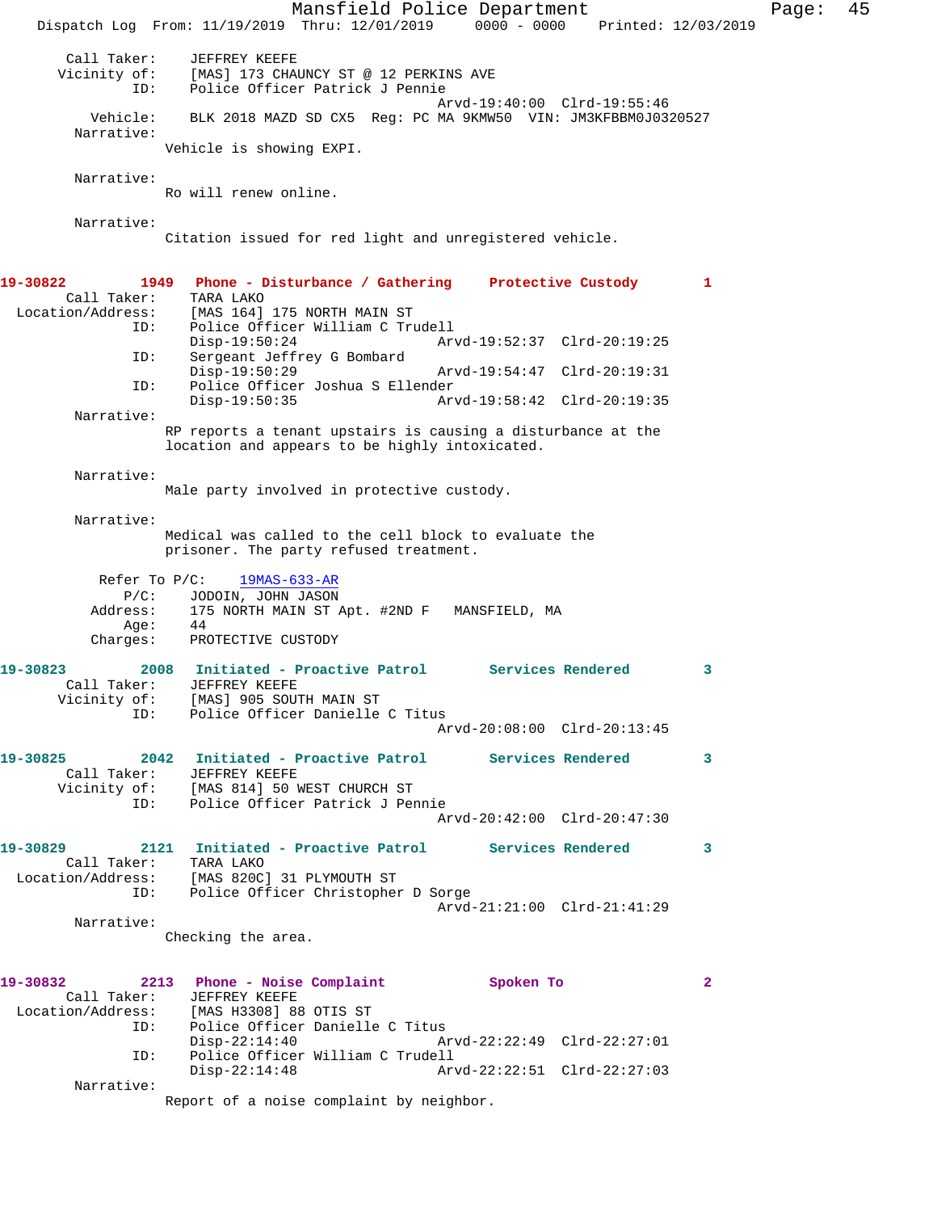Call Taker: JEFFREY KEEFE
Vicinity of: [MAS] 173 CHAUNCY ST @ 12 PERKINS AVE
ID: Police Officer Patrick J Pennie
Arvd-19:40:00 Clrd-19:55:46
Vehicle: BLK 2018 MAZD SD CX5 Reg: PC MA 9KMW50 VIN: JM3KFBBM0J0320527
Narrative:
Vehicle is showing EXPI.

Narrative:
Ro will renew online.

Narrative:
Citation issued for red light and unregistered vehicle.

**19-30822 1949 Phone - Disturbance / Gathering Protective Custody 1**
Call Taker: TARA LAKO
Location/Address: [MAS 164] 175 NORTH MAIN ST
ID: Police Officer William C Trudell
Disp-19:50:24 Arvd-19:52:37 Clrd-20:19:25
ID: Sergeant Jeffrey G Bombard
Disp-19:50:29 Arvd-19:54:47 Clrd-20:19:31
ID: Police Officer Joshua S Ellender
Disp-19:50:35 Arvd-19:58:42 Clrd-20:19:35
Narrative:
RP reports a tenant upstairs is causing a disturbance at the location and appears to be highly intoxicated.

Narrative:
Male party involved in protective custody.

Narrative:
Medical was called to the cell block to evaluate the prisoner. The party refused treatment.

Refer To P/C: 19MAS-633-AR
P/C: JODOIN, JOHN JASON
Address: 175 NORTH MAIN ST Apt. #2ND F MANSFIELD, MA
Age: 44
Charges: PROTECTIVE CUSTODY

**19-30823 2008 Initiated - Proactive Patrol Services Rendered 3**
Call Taker: JEFFREY KEEFE
Vicinity of: [MAS] 905 SOUTH MAIN ST
ID: Police Officer Danielle C Titus
Arvd-20:08:00 Clrd-20:13:45

**19-30825 2042 Initiated - Proactive Patrol Services Rendered 3**
Call Taker: JEFFREY KEEFE
Vicinity of: [MAS 814] 50 WEST CHURCH ST
ID: Police Officer Patrick J Pennie
Arvd-20:42:00 Clrd-20:47:30

**19-30829 2121 Initiated - Proactive Patrol Services Rendered 3**
Call Taker: TARA LAKO
Location/Address: [MAS 820C] 31 PLYMOUTH ST
ID: Police Officer Christopher D Sorge
Arvd-21:21:00 Clrd-21:41:29
Narrative:
Checking the area.

**19-30832 2213 Phone - Noise Complaint Spoken To 2**
Call Taker: JEFFREY KEEFE
Location/Address: [MAS H3308] 88 OTIS ST
ID: Police Officer Danielle C Titus
Disp-22:14:40 Arvd-22:22:49 Clrd-22:27:01
ID: Police Officer William C Trudell
Disp-22:14:48 Arvd-22:22:51 Clrd-22:27:03
Narrative:
Report of a noise complaint by neighbor.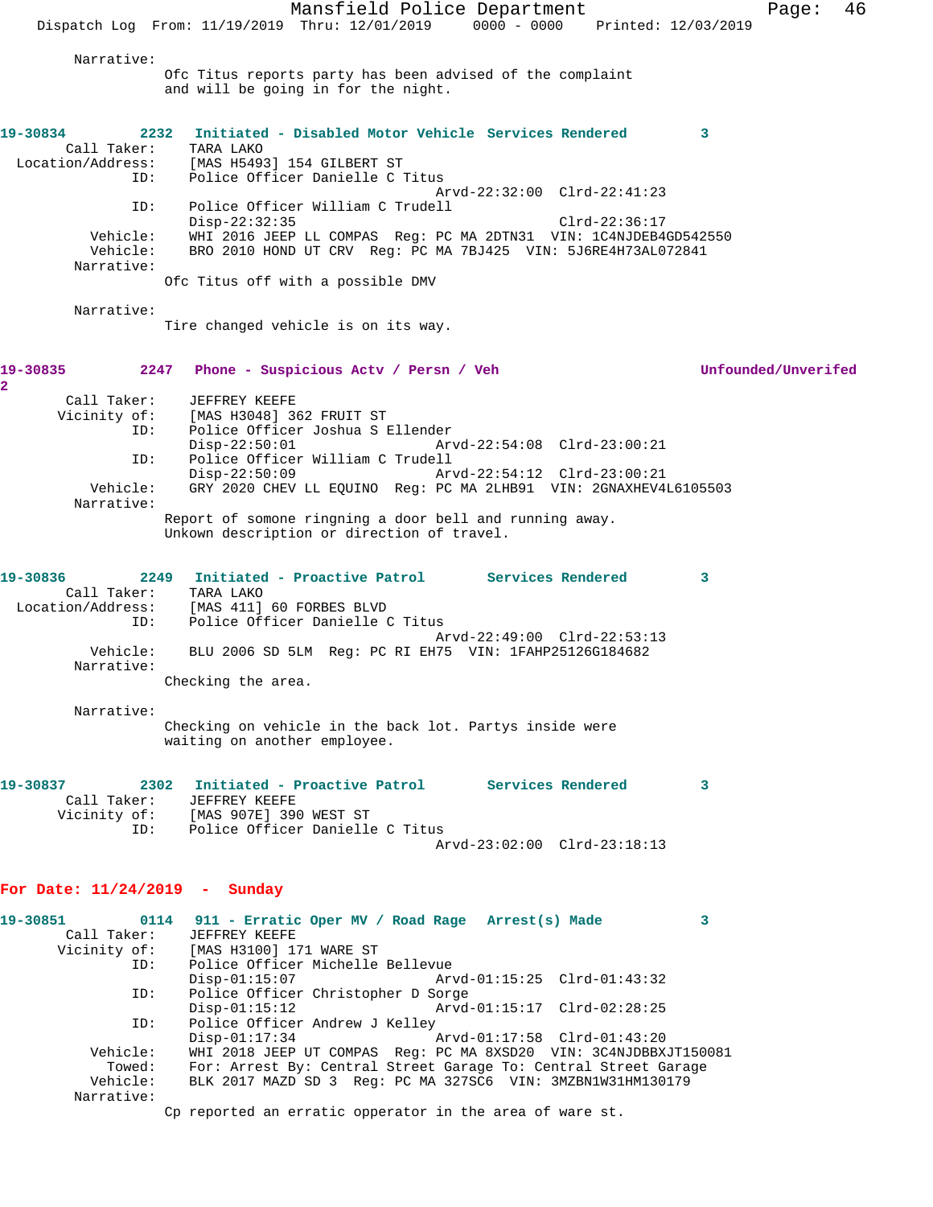Narrative:
Ofc Titus reports party has been advised of the complaint and will be going in for the night.

**19-30834 2232 Initiated - Disabled Motor Vehicle Services Rendered 3**

Call Taker: TARA LAKO
Location/Address: [MAS H5493] 154 GILBERT ST
ID: Police Officer Danielle C Titus
Arvd-22:32:00 Clrd-22:41:23
ID: Police Officer William C Trudell
Disp-22:32:35 Clrd-22:36:17
Vehicle: WHI 2016 JEEP LL COMPAS Reg: PC MA 2DTN31 VIN: 1C4NJDEB4GD542550
Vehicle: BRO 2010 HOND UT CRV Reg: PC MA 7BJ425 VIN: 5J6RE4H73AL072841
Narrative:
Ofc Titus off with a possible DMV

Narrative:
Tire changed vehicle is on its way.

**19-30835 2247 Phone - Suspicious Actv / Persn / Veh Unfounded/Unverifed 2**

Call Taker: JEFFREY KEEFE
Vicinity of: [MAS H3048] 362 FRUIT ST
ID: Police Officer Joshua S Ellender
Disp-22:50:01 Arvd-22:54:08 Clrd-23:00:21
ID: Police Officer William C Trudell
Disp-22:50:09 Arvd-22:54:12 Clrd-23:00:21
Vehicle: GRY 2020 CHEV LL EQUINO Reg: PC MA 2LHB91 VIN: 2GNAXHEV4L6105503
Narrative:
Report of somone ringning a door bell and running away. Unkown description or direction of travel.

**19-30836 2249 Initiated - Proactive Patrol Services Rendered 3**

Call Taker: TARA LAKO
Location/Address: [MAS 411] 60 FORBES BLVD
ID: Police Officer Danielle C Titus
Arvd-22:49:00 Clrd-22:53:13
Vehicle: BLU 2006 SD 5LM Reg: PC RI EH75 VIN: 1FAHP25126G184682
Narrative:
Checking the area.

Narrative:
Checking on vehicle in the back lot. Partys inside were waiting on another employee.

**19-30837 2302 Initiated - Proactive Patrol Services Rendered 3**

Call Taker: JEFFREY KEEFE
Vicinity of: [MAS 907E] 390 WEST ST
ID: Police Officer Danielle C Titus
Arvd-23:02:00 Clrd-23:18:13

## For Date: 11/24/2019 - Sunday

**19-30851 0114 911 - Erratic Oper MV / Road Rage Arrest(s) Made 3**

Call Taker: JEFFREY KEEFE
Vicinity of: [MAS H3100] 171 WARE ST
ID: Police Officer Michelle Bellevue
Disp-01:15:07 Arvd-01:15:25 Clrd-01:43:32
ID: Police Officer Christopher D Sorge
Disp-01:15:12 Arvd-01:15:17 Clrd-02:28:25
ID: Police Officer Andrew J Kelley
Disp-01:17:34 Arvd-01:17:58 Clrd-01:43:20
Vehicle: WHI 2018 JEEP UT COMPAS Reg: PC MA 8XSD20 VIN: 3C4NJDBBXJT150081
Towed: For: Arrest By: Central Street Garage To: Central Street Garage
Vehicle: BLK 2017 MAZD SD 3 Reg: PC MA 327SC6 VIN: 3MZBN1W31HM130179
Narrative:
Cp reported an erratic opperator in the area of ware st.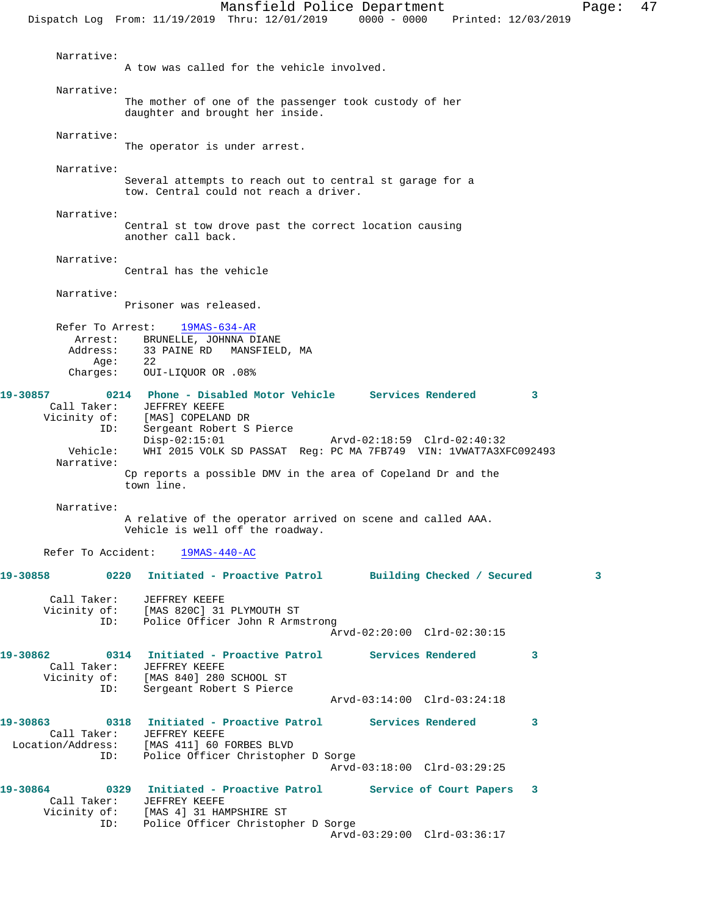Narrative:
A tow was called for the vehicle involved.

Narrative:
The mother of one of the passenger took custody of her daughter and brought her inside.

Narrative:
The operator is under arrest.

Narrative:
Several attempts to reach out to central st garage for a tow. Central could not reach a driver.

Narrative:
Central st tow drove past the correct location causing another call back.

Narrative:
Central has the vehicle

Narrative:
Prisoner was released.

Refer To Arrest: 19MAS-634-AR
Arrest: BRUNELLE, JOHNNA DIANE
Address: 33 PAINE RD MANSFIELD, MA
Age: 22
Charges: OUI-LIQUOR OR .08%

**19-30857 0214 Phone - Disabled Motor Vehicle Services Rendered 3**
Call Taker: JEFFREY KEEFE
Vicinity of: [MAS] COPELAND DR
ID: Sergeant Robert S Pierce
Disp-02:15:01 Arvd-02:18:59 Clrd-02:40:32
Vehicle: WHI 2015 VOLK SD PASSAT Reg: PC MA 7FB749 VIN: 1VWAT7A3XFC092493
Narrative:
Cp reports a possible DMV in the area of Copeland Dr and the town line.

Narrative:
A relative of the operator arrived on scene and called AAA. Vehicle is well off the roadway.

Refer To Accident: 19MAS-440-AC

**19-30858 0220 Initiated - Proactive Patrol Building Checked / Secured 3**
Call Taker: JEFFREY KEEFE
Vicinity of: [MAS 820C] 31 PLYMOUTH ST
ID: Police Officer John R Armstrong
Arvd-02:20:00 Clrd-02:30:15

**19-30862 0314 Initiated - Proactive Patrol Services Rendered 3**
Call Taker: JEFFREY KEEFE
Vicinity of: [MAS 840] 280 SCHOOL ST
ID: Sergeant Robert S Pierce
Arvd-03:14:00 Clrd-03:24:18

**19-30863 0318 Initiated - Proactive Patrol Services Rendered 3**
Call Taker: JEFFREY KEEFE
Location/Address: [MAS 411] 60 FORBES BLVD
ID: Police Officer Christopher D Sorge
Arvd-03:18:00 Clrd-03:29:25

**19-30864 0329 Initiated - Proactive Patrol Service of Court Papers 3**
Call Taker: JEFFREY KEEFE
Vicinity of: [MAS 4] 31 HAMPSHIRE ST
ID: Police Officer Christopher D Sorge
Arvd-03:29:00 Clrd-03:36:17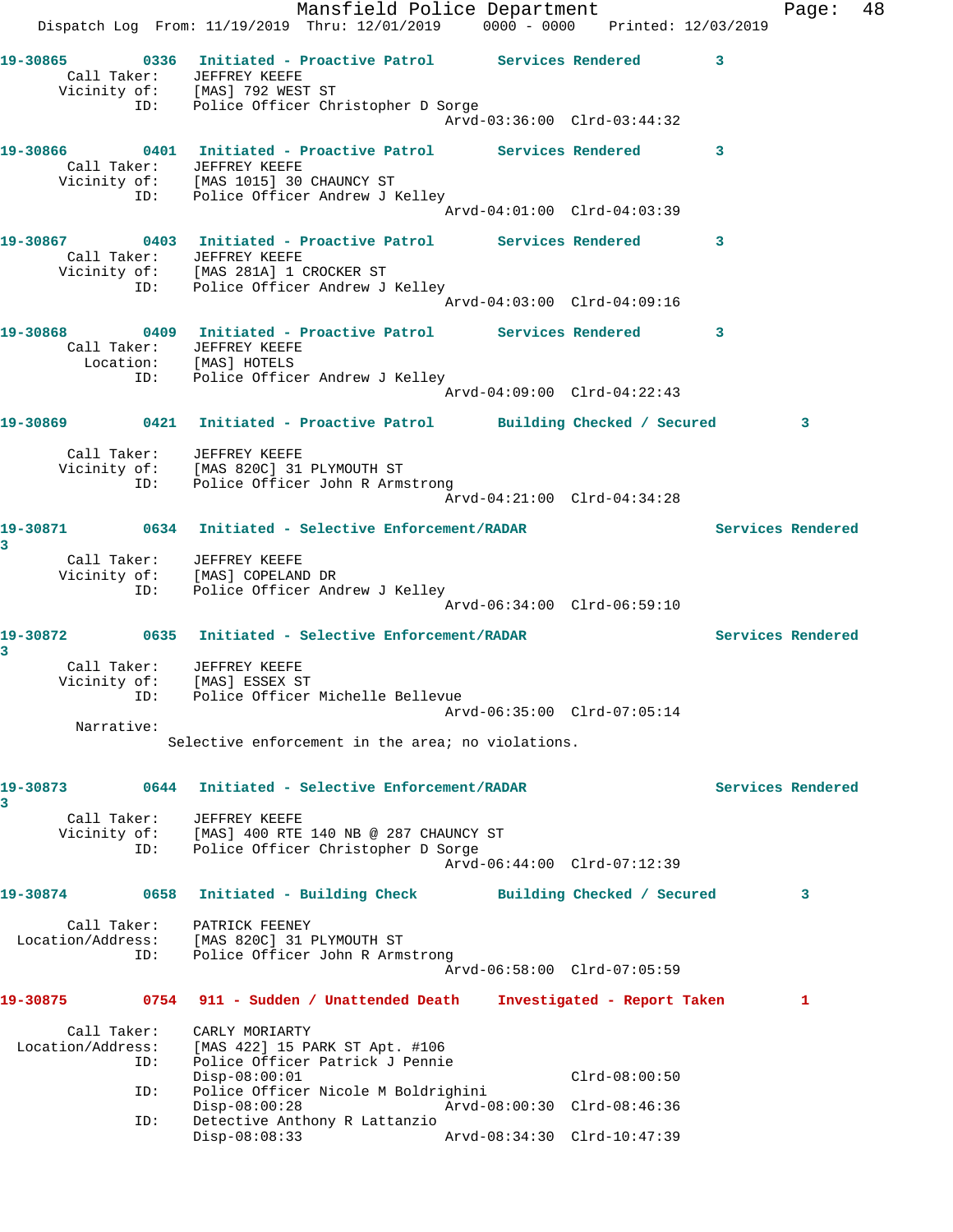**19-30865** 0336 Initiated - Proactive Patrol Services Rendered 3

Call Taker: JEFFREY KEEFE
Vicinity of: [MAS] 792 WEST ST
ID: Police Officer Christopher D Sorge
Arvd-03:36:00 Clrd-03:44:32

**19-30866** 0401 Initiated - Proactive Patrol Services Rendered 3

Call Taker: JEFFREY KEEFE
Vicinity of: [MAS 1015] 30 CHAUNCY ST
ID: Police Officer Andrew J Kelley
Arvd-04:01:00 Clrd-04:03:39

**19-30867** 0403 Initiated - Proactive Patrol Services Rendered 3

Call Taker: JEFFREY KEEFE
Vicinity of: [MAS 281A] 1 CROCKER ST
ID: Police Officer Andrew J Kelley
Arvd-04:03:00 Clrd-04:09:16

**19-30868** 0409 Initiated - Proactive Patrol Services Rendered 3

Call Taker: JEFFREY KEEFE
Location: [MAS] HOTELS
ID: Police Officer Andrew J Kelley
Arvd-04:09:00 Clrd-04:22:43

**19-30869** 0421 Initiated - Proactive Patrol Building Checked / Secured 3

Call Taker: JEFFREY KEEFE
Vicinity of: [MAS 820C] 31 PLYMOUTH ST
ID: Police Officer John R Armstrong
Arvd-04:21:00 Clrd-04:34:28

**19-30871** 0634 Initiated - Selective Enforcement/RADAR Services Rendered 3

Call Taker: JEFFREY KEEFE
Vicinity of: [MAS] COPELAND DR
ID: Police Officer Andrew J Kelley
Arvd-06:34:00 Clrd-06:59:10

**19-30872** 0635 Initiated - Selective Enforcement/RADAR Services Rendered 3

Call Taker: JEFFREY KEEFE
Vicinity of: [MAS] ESSEX ST
ID: Police Officer Michelle Bellevue
Arvd-06:35:00 Clrd-07:05:14

Narrative:
Selective enforcement in the area; no violations.

**19-30873** 0644 Initiated - Selective Enforcement/RADAR Services Rendered 3

Call Taker: JEFFREY KEEFE
Vicinity of: [MAS] 400 RTE 140 NB @ 287 CHAUNCY ST
ID: Police Officer Christopher D Sorge
Arvd-06:44:00 Clrd-07:12:39

**19-30874** 0658 Initiated - Building Check Building Checked / Secured 3

Call Taker: PATRICK FEENEY
Location/Address: [MAS 820C] 31 PLYMOUTH ST
ID: Police Officer John R Armstrong
Arvd-06:58:00 Clrd-07:05:59

**19-30875** 0754 911 - Sudden / Unattended Death Investigated - Report Taken 1

Call Taker: CARLY MORIARTY
Location/Address: [MAS 422] 15 PARK ST Apt. #106
ID: Police Officer Patrick J Pennie
Disp-08:00:01 Clrd-08:00:50
ID: Police Officer Nicole M Boldrighini
Disp-08:00:28 Arvd-08:00:30 Clrd-08:46:36
ID: Detective Anthony R Lattanzio
Disp-08:08:33 Arvd-08:34:30 Clrd-10:47:39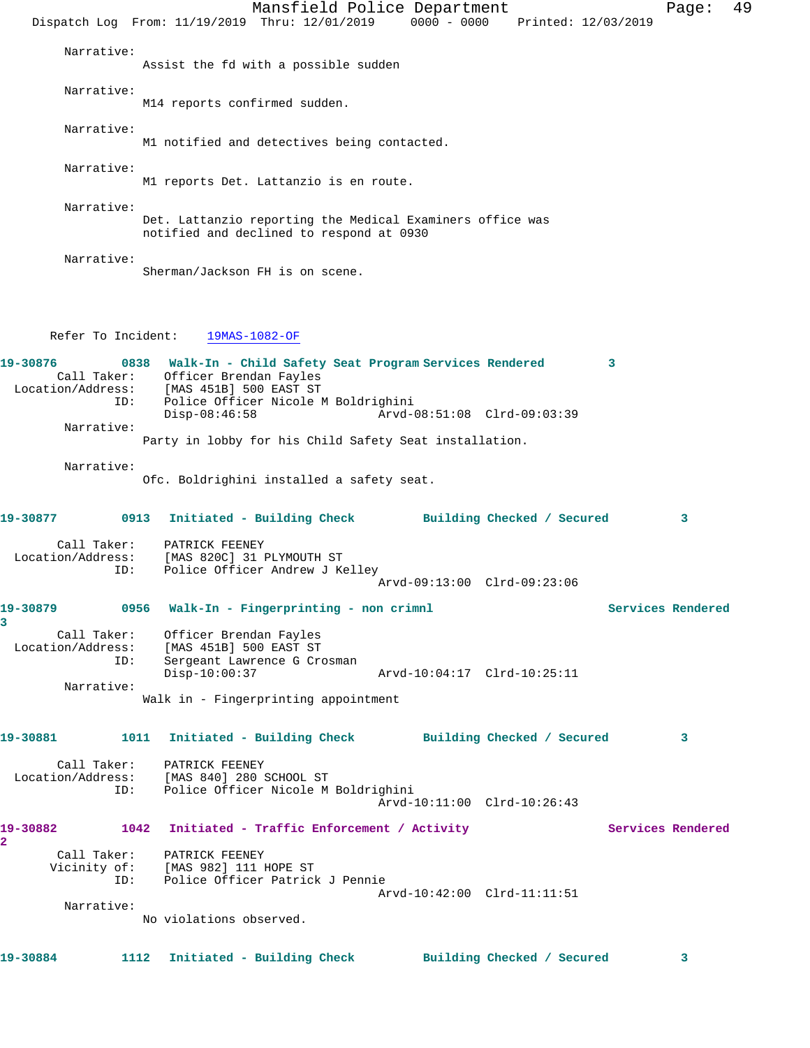Narrative:
Assist the fd with a possible sudden

Narrative:
M14 reports confirmed sudden.

Narrative:
M1 notified and detectives being contacted.

Narrative:
M1 reports Det. Lattanzio is en route.

Narrative:
Det. Lattanzio reporting the Medical Examiners office was notified and declined to respond at 0930

Narrative:
Sherman/Jackson FH is on scene.

Refer To Incident: 19MAS-1082-OF

**19-30876 0838 Walk-In - Child Safety Seat Program Services Rendered 3**

Call Taker: Officer Brendan Fayles
Location/Address: [MAS 451B] 500 EAST ST
ID: Police Officer Nicole M Boldrighini
Disp-08:46:58 Arvd-08:51:08 Clrd-09:03:39

Narrative:
Party in lobby for his Child Safety Seat installation.

Narrative:
Ofc. Boldrighini installed a safety seat.

**19-30877 0913 Initiated - Building Check Building Checked / Secured 3**

Call Taker: PATRICK FEENEY
Location/Address: [MAS 820C] 31 PLYMOUTH ST
ID: Police Officer Andrew J Kelley
Arvd-09:13:00 Clrd-09:23:06

**19-30879 0956 Walk-In - Fingerprinting - non crimnl Services Rendered 3**

Call Taker: Officer Brendan Fayles
Location/Address: [MAS 451B] 500 EAST ST
ID: Sergeant Lawrence G Crosman
Disp-10:00:37 Arvd-10:04:17 Clrd-10:25:11

Narrative:
Walk in - Fingerprinting appointment

**19-30881 1011 Initiated - Building Check Building Checked / Secured 3**

Call Taker: PATRICK FEENEY
Location/Address: [MAS 840] 280 SCHOOL ST
ID: Police Officer Nicole M Boldrighini
Arvd-10:11:00 Clrd-10:26:43

**19-30882 1042 Initiated - Traffic Enforcement / Activity Services Rendered 2**

Call Taker: PATRICK FEENEY
Vicinity of: [MAS 982] 111 HOPE ST
ID: Police Officer Patrick J Pennie
Arvd-10:42:00 Clrd-11:11:51

Narrative:
No violations observed.

**19-30884 1112 Initiated - Building Check Building Checked / Secured 3**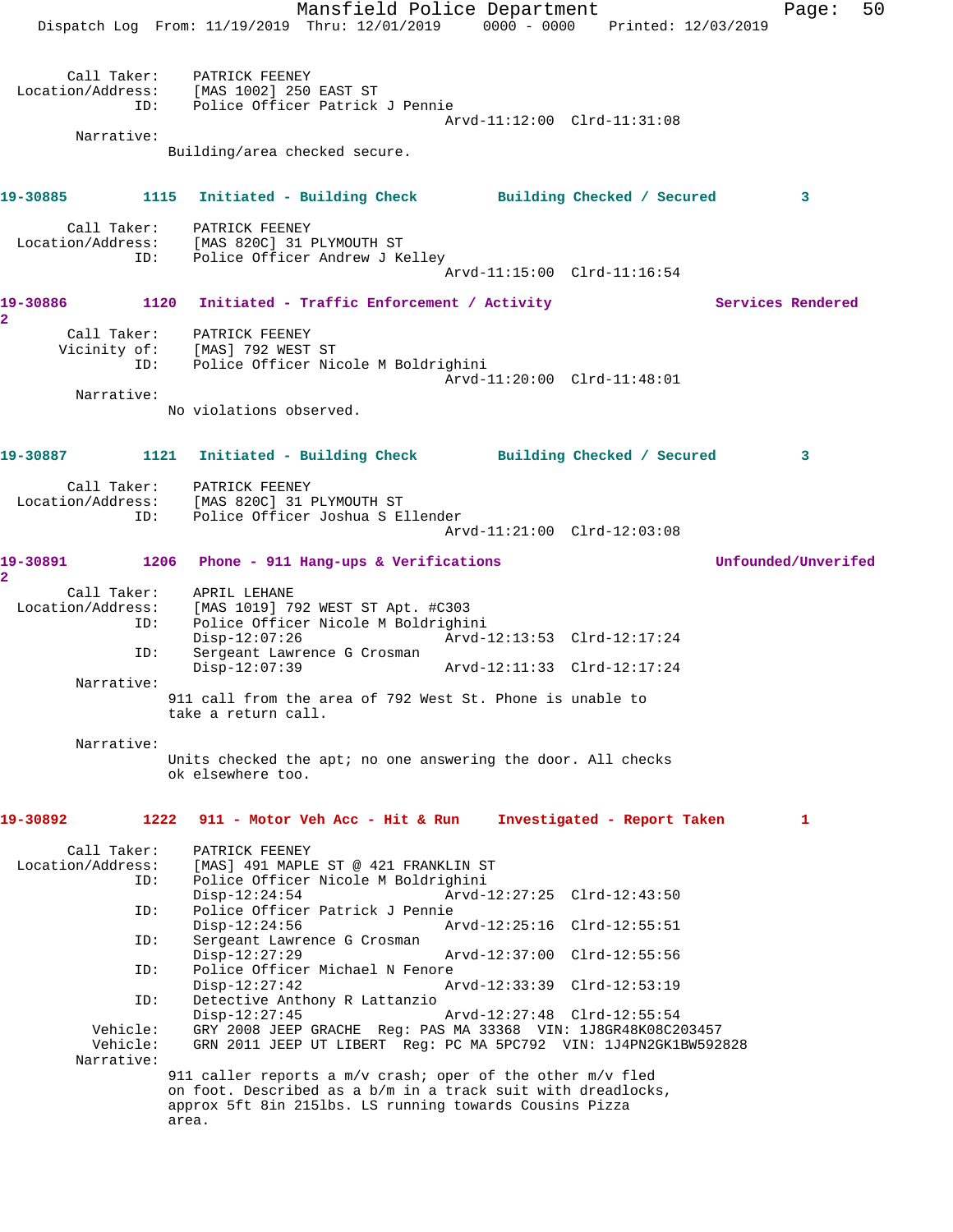Call Taker: PATRICK FEENEY
Location/Address: [MAS 1002] 250 EAST ST
ID: Police Officer Patrick J Pennie
Arvd-11:12:00 Clrd-11:31:08

Narrative:
Building/area checked secure.

**19-30885 1115 Initiated - Building Check Building Checked / Secured 3**

Call Taker: PATRICK FEENEY
Location/Address: [MAS 820C] 31 PLYMOUTH ST
ID: Police Officer Andrew J Kelley
Arvd-11:15:00 Clrd-11:16:54

**19-30886 1120 Initiated - Traffic Enforcement / Activity Services Rendered 2**

Call Taker: PATRICK FEENEY
Vicinity of: [MAS] 792 WEST ST
ID: Police Officer Nicole M Boldrighini
Arvd-11:20:00 Clrd-11:48:01

Narrative:
No violations observed.

**19-30887 1121 Initiated - Building Check Building Checked / Secured 3**

Call Taker: PATRICK FEENEY
Location/Address: [MAS 820C] 31 PLYMOUTH ST
ID: Police Officer Joshua S Ellender
Arvd-11:21:00 Clrd-12:03:08

**19-30891 1206 Phone - 911 Hang-ups & Verifications Unfounded/Unverifed 2**

Call Taker: APRIL LEHANE
Location/Address: [MAS 1019] 792 WEST ST Apt. #C303
ID: Police Officer Nicole M Boldrighini
Disp-12:07:26 Arvd-12:13:53 Clrd-12:17:24
ID: Sergeant Lawrence G Crosman
Disp-12:07:39 Arvd-12:11:33 Clrd-12:17:24

Narrative:
911 call from the area of 792 West St. Phone is unable to take a return call.

Narrative:
Units checked the apt; no one answering the door. All checks ok elsewhere too.

**19-30892 1222 911 - Motor Veh Acc - Hit & Run Investigated - Report Taken 1**

Call Taker: PATRICK FEENEY
Location/Address: [MAS] 491 MAPLE ST @ 421 FRANKLIN ST
ID: Police Officer Nicole M Boldrighini
Disp-12:24:54 Arvd-12:27:25 Clrd-12:43:50
ID: Police Officer Patrick J Pennie
Disp-12:24:56 Arvd-12:25:16 Clrd-12:55:51
ID: Sergeant Lawrence G Crosman
Disp-12:27:29 Arvd-12:37:00 Clrd-12:55:56
ID: Police Officer Michael N Fenore
Disp-12:27:42 Arvd-12:33:39 Clrd-12:53:19
ID: Detective Anthony R Lattanzio
Disp-12:27:45 Arvd-12:27:48 Clrd-12:55:54
Vehicle: GRY 2008 JEEP GRACHE Reg: PAS MA 33368 VIN: 1J8GR48K08C203457
Vehicle: GRN 2011 JEEP UT LIBERT Reg: PC MA 5PC792 VIN: 1J4PN2GK1BW592828

Narrative:
911 caller reports a m/v crash; oper of the other m/v fled on foot. Described as a b/m in a track suit with dreadlocks, approx 5ft 8in 215lbs. LS running towards Cousins Pizza area.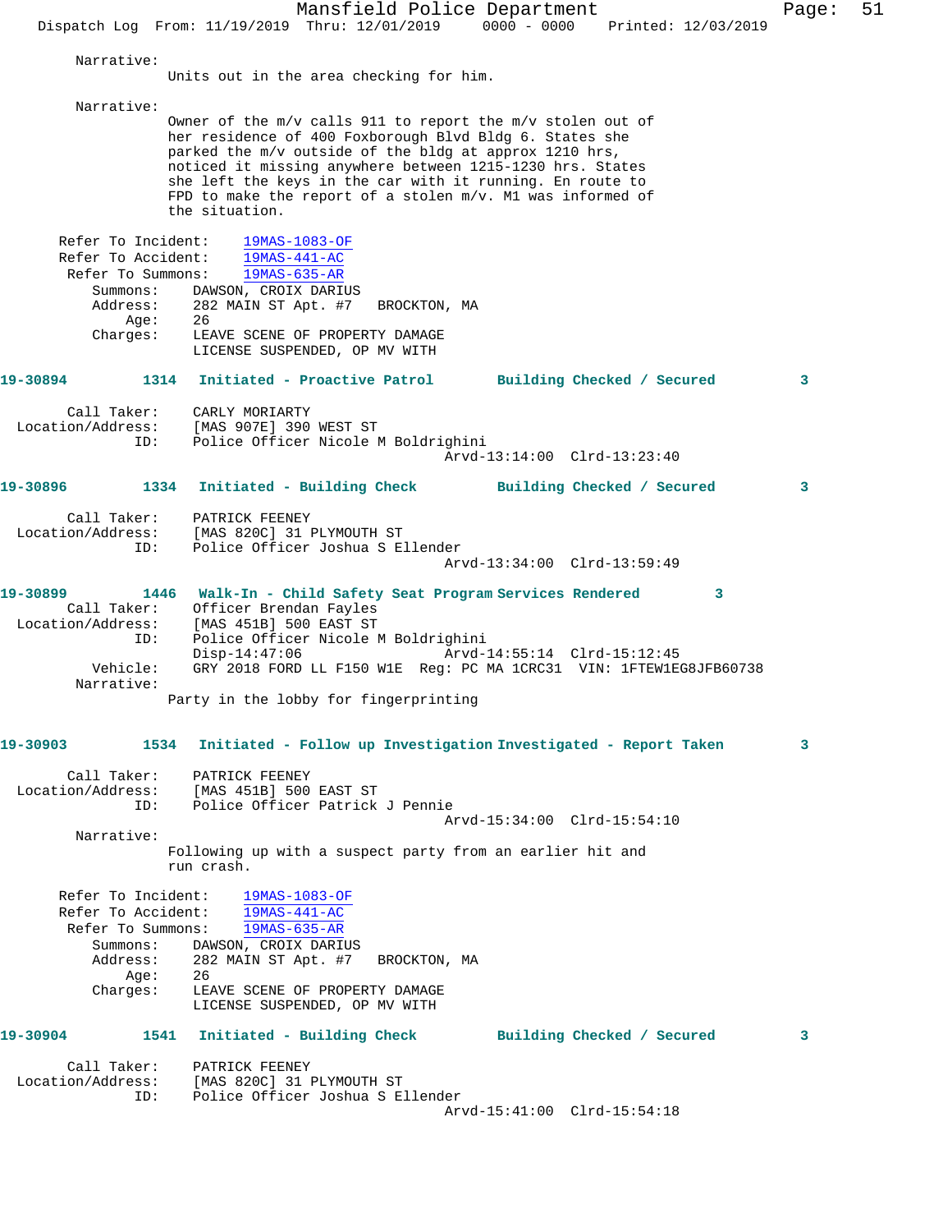Narrative:

Units out in the area checking for him.

Narrative:

Owner of the m/v calls 911 to report the m/v stolen out of her residence of 400 Foxborough Blvd Bldg 6. States she parked the m/v outside of the bldg at approx 1210 hrs, noticed it missing anywhere between 1215-1230 hrs. States she left the keys in the car with it running. En route to FPD to make the report of a stolen m/v. M1 was informed of the situation.

Refer To Incident: 19MAS-1083-OF
Refer To Accident: 19MAS-441-AC
Refer To Summons: 19MAS-635-AR
Summons: DAWSON, CROIX DARIUS
Address: 282 MAIN ST Apt. #7 BROCKTON, MA
Age: 26
Charges: LEAVE SCENE OF PROPERTY DAMAGE
LICENSE SUSPENDED, OP MV WITH

**19-30894 1314 Initiated - Proactive Patrol Building Checked / Secured 3**

Call Taker: CARLY MORIARTY
Location/Address: [MAS 907E] 390 WEST ST
ID: Police Officer Nicole M Boldrighini
Arvd-13:14:00 Clrd-13:23:40

**19-30896 1334 Initiated - Building Check Building Checked / Secured 3**

Call Taker: PATRICK FEENEY
Location/Address: [MAS 820C] 31 PLYMOUTH ST
ID: Police Officer Joshua S Ellender
Arvd-13:34:00 Clrd-13:59:49

**19-30899 1446 Walk-In - Child Safety Seat Program Services Rendered 3**

Call Taker: Officer Brendan Fayles
Location/Address: [MAS 451B] 500 EAST ST
ID: Police Officer Nicole M Boldrighini
Disp-14:47:06 Arvd-14:55:14 Clrd-15:12:45
Vehicle: GRY 2018 FORD LL F150 W1E Reg: PC MA 1CRC31 VIN: 1FTEW1EG8JFB60738
Narrative:

Party in the lobby for fingerprinting

**19-30903 1534 Initiated - Follow up Investigation Investigated - Report Taken 3**

Call Taker: PATRICK FEENEY
Location/Address: [MAS 451B] 500 EAST ST
ID: Police Officer Patrick J Pennie
Arvd-15:34:00 Clrd-15:54:10
Narrative:

Following up with a suspect party from an earlier hit and run crash.

Refer To Incident: 19MAS-1083-OF
Refer To Accident: 19MAS-441-AC
Refer To Summons: 19MAS-635-AR
Summons: DAWSON, CROIX DARIUS
Address: 282 MAIN ST Apt. #7 BROCKTON, MA
Age: 26
Charges: LEAVE SCENE OF PROPERTY DAMAGE
LICENSE SUSPENDED, OP MV WITH

**19-30904 1541 Initiated - Building Check Building Checked / Secured 3**

Call Taker: PATRICK FEENEY
Location/Address: [MAS 820C] 31 PLYMOUTH ST
ID: Police Officer Joshua S Ellender
Arvd-15:41:00 Clrd-15:54:18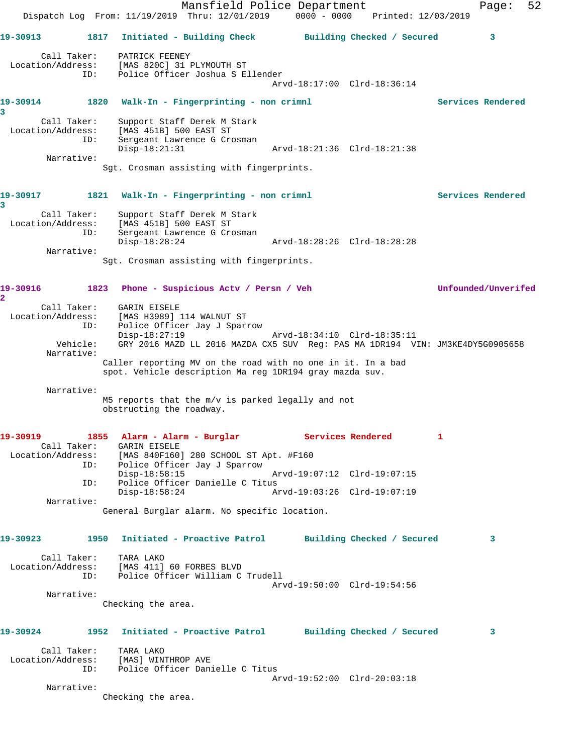**19-30913** 1817 **Initiated - Building Check** **Building Checked / Secured** 3

Call Taker: PATRICK FEENEY
Location/Address: [MAS 820C] 31 PLYMOUTH ST
ID: Police Officer Joshua S Ellender
Arvd-18:17:00 Clrd-18:36:14

**19-30914** 1820 **Walk-In - Fingerprinting - non crimnl** **Services Rendered** 3

Call Taker: Support Staff Derek M Stark
Location/Address: [MAS 451B] 500 EAST ST
ID: Sergeant Lawrence G Crosman
Disp-18:21:31 Arvd-18:21:36 Clrd-18:21:38

Narrative:
Sgt. Crosman assisting with fingerprints.

**19-30917** 1821 **Walk-In - Fingerprinting - non crimnl** **Services Rendered** 3

Call Taker: Support Staff Derek M Stark
Location/Address: [MAS 451B] 500 EAST ST
ID: Sergeant Lawrence G Crosman
Disp-18:28:24 Arvd-18:28:26 Clrd-18:28:28

Narrative:
Sgt. Crosman assisting with fingerprints.

**19-30916** 1823 **Phone - Suspicious Actv / Persn / Veh** **Unfounded/Unverifed** 2

Call Taker: GARIN EISELE
Location/Address: [MAS H3989] 114 WALNUT ST
ID: Police Officer Jay J Sparrow
Disp-18:27:19 Arvd-18:34:10 Clrd-18:35:11

Vehicle: GRY 2016 MAZD LL 2016 MAZDA CX5 SUV Reg: PAS MA 1DR194 VIN: JM3KE4DY5G0905658

Narrative:
Caller reporting MV on the road with no one in it. In a bad spot. Vehicle description Ma reg 1DR194 gray mazda suv.

Narrative:
M5 reports that the m/v is parked legally and not obstructing the roadway.

**19-30919** 1855 **Alarm - Alarm - Burglar** **Services Rendered** 1

Call Taker: GARIN EISELE
Location/Address: [MAS 840F160] 280 SCHOOL ST Apt. #F160
ID: Police Officer Jay J Sparrow
Disp-18:58:15 Arvd-19:07:12 Clrd-19:07:15
ID: Police Officer Danielle C Titus
Disp-18:58:24 Arvd-19:03:26 Clrd-19:07:19

Narrative:
General Burglar alarm. No specific location.

**19-30923** 1950 **Initiated - Proactive Patrol** **Building Checked / Secured** 3

Call Taker: TARA LAKO
Location/Address: [MAS 411] 60 FORBES BLVD
ID: Police Officer William C Trudell
Arvd-19:50:00 Clrd-19:54:56

Narrative:
Checking the area.

**19-30924** 1952 **Initiated - Proactive Patrol** **Building Checked / Secured** 3

Call Taker: TARA LAKO
Location/Address: [MAS] WINTHROP AVE
ID: Police Officer Danielle C Titus
Arvd-19:52:00 Clrd-20:03:18

Narrative:
Checking the area.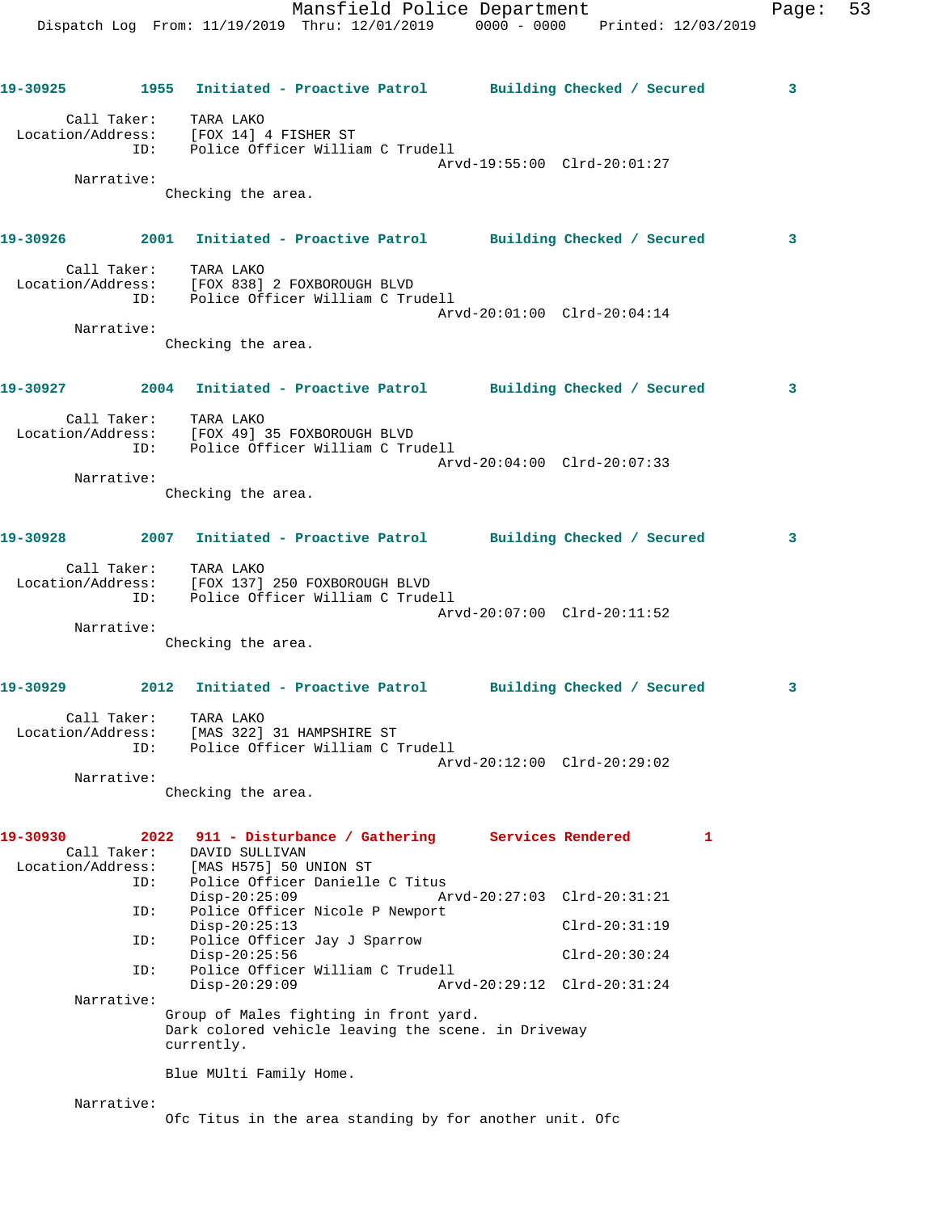**19-30925** 1955 **Initiated - Proactive Patrol** **Building Checked / Secured** 3

Call Taker: TARA LAKO
Location/Address: [FOX 14] 4 FISHER ST
ID: Police Officer William C Trudell
Arvd-19:55:00 Clrd-20:01:27

Narrative:
Checking the area.

**19-30926** 2001 **Initiated - Proactive Patrol** **Building Checked / Secured** 3

Call Taker: TARA LAKO
Location/Address: [FOX 838] 2 FOXBOROUGH BLVD
ID: Police Officer William C Trudell
Arvd-20:01:00 Clrd-20:04:14

Narrative:
Checking the area.

**19-30927** 2004 **Initiated - Proactive Patrol** **Building Checked / Secured** 3

Call Taker: TARA LAKO
Location/Address: [FOX 49] 35 FOXBOROUGH BLVD
ID: Police Officer William C Trudell
Arvd-20:04:00 Clrd-20:07:33

Narrative:
Checking the area.

**19-30928** 2007 **Initiated - Proactive Patrol** **Building Checked / Secured** 3

Call Taker: TARA LAKO
Location/Address: [FOX 137] 250 FOXBOROUGH BLVD
ID: Police Officer William C Trudell
Arvd-20:07:00 Clrd-20:11:52

Narrative:
Checking the area.

**19-30929** 2012 **Initiated - Proactive Patrol** **Building Checked / Secured** 3

Call Taker: TARA LAKO
Location/Address: [MAS 322] 31 HAMPSHIRE ST
ID: Police Officer William C Trudell
Arvd-20:12:00 Clrd-20:29:02

Narrative:
Checking the area.

**19-30930** 2022 **911 - Disturbance / Gathering** **Services Rendered** 1

Call Taker: DAVID SULLIVAN
Location/Address: [MAS H575] 50 UNION ST
ID: Police Officer Danielle C Titus
Disp-20:25:09 Arvd-20:27:03 Clrd-20:31:21
ID: Police Officer Nicole P Newport
Disp-20:25:13 Clrd-20:31:19
ID: Police Officer Jay J Sparrow
Disp-20:25:56 Clrd-20:30:24
ID: Police Officer William C Trudell
Disp-20:29:09 Arvd-20:29:12 Clrd-20:31:24

Narrative:
Group of Males fighting in front yard.
Dark colored vehicle leaving the scene. in Driveway currently.

Blue MUlti Family Home.

Narrative:
Ofc Titus in the area standing by for another unit. Ofc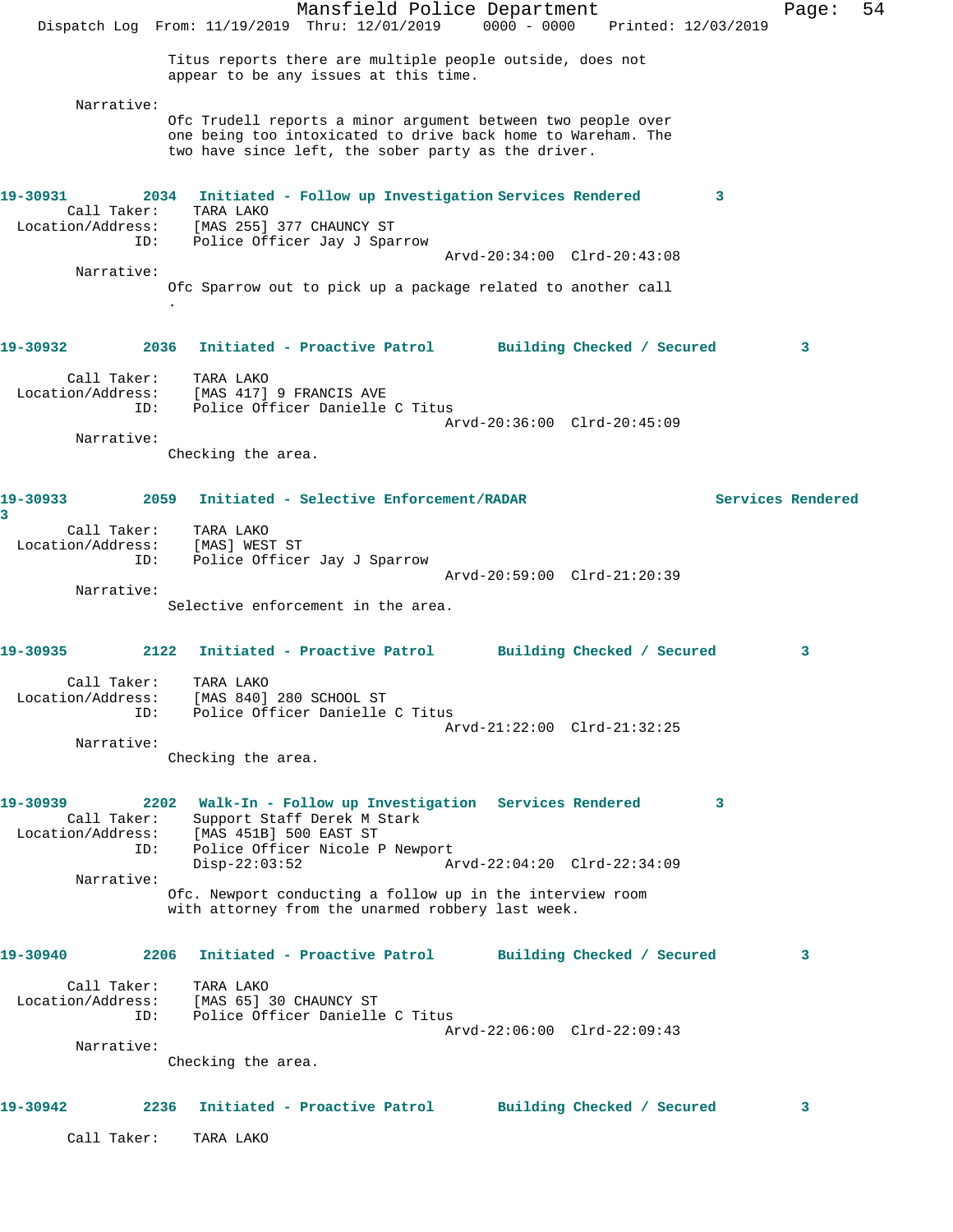Titus reports there are multiple people outside, does not appear to be any issues at this time.

Narrative:

Ofc Trudell reports a minor argument between two people over one being too intoxicated to drive back home to Wareham. The two have since left, the sober party as the driver.

**19-30931 2034 Initiated - Follow up Investigation Services Rendered 3**

Call Taker: TARA LAKO
Location/Address: [MAS 255] 377 CHAUNCY ST
ID: Police Officer Jay J Sparrow
Arvd-20:34:00 Clrd-20:43:08

Narrative:

Ofc Sparrow out to pick up a package related to another call .

**19-30932 2036 Initiated - Proactive Patrol Building Checked / Secured 3**

Call Taker: TARA LAKO
Location/Address: [MAS 417] 9 FRANCIS AVE
ID: Police Officer Danielle C Titus
Arvd-20:36:00 Clrd-20:45:09

Narrative:

Checking the area.

**19-30933 2059 Initiated - Selective Enforcement/RADAR Services Rendered 3**

Call Taker: TARA LAKO
Location/Address: [MAS] WEST ST
ID: Police Officer Jay J Sparrow
Arvd-20:59:00 Clrd-21:20:39

Narrative:

Selective enforcement in the area.

**19-30935 2122 Initiated - Proactive Patrol Building Checked / Secured 3**

Call Taker: TARA LAKO
Location/Address: [MAS 840] 280 SCHOOL ST
ID: Police Officer Danielle C Titus
Arvd-21:22:00 Clrd-21:32:25

Narrative:

Checking the area.

**19-30939 2202 Walk-In - Follow up Investigation Services Rendered 3**

Call Taker: Support Staff Derek M Stark
Location/Address: [MAS 451B] 500 EAST ST
ID: Police Officer Nicole P Newport
Disp-22:03:52 Arvd-22:04:20 Clrd-22:34:09

Narrative:

Ofc. Newport conducting a follow up in the interview room with attorney from the unarmed robbery last week.

**19-30940 2206 Initiated - Proactive Patrol Building Checked / Secured 3**

Call Taker: TARA LAKO
Location/Address: [MAS 65] 30 CHAUNCY ST
ID: Police Officer Danielle C Titus
Arvd-22:06:00 Clrd-22:09:43

Narrative:

Checking the area.

**19-30942 2236 Initiated - Proactive Patrol Building Checked / Secured 3**

Call Taker: TARA LAKO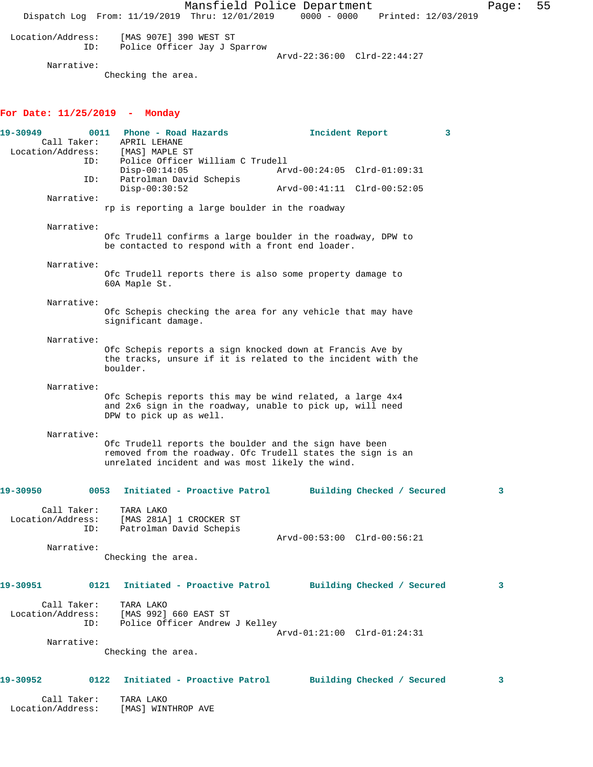Location/Address: [MAS 907E] 390 WEST ST
ID: Police Officer Jay J Sparrow
Arvd-22:36:00 Clrd-22:44:27

Narrative:
Checking the area.

## For Date: 11/25/2019 - Monday

**19-30949 0011 Phone - Road Hazards Incident Report 3**

Call Taker: APRIL LEHANE
Location/Address: [MAS] MAPLE ST
ID: Police Officer William C Trudell
Disp-00:14:05 Arvd-00:24:05 Clrd-01:09:31
ID: Patrolman David Schepis
Disp-00:30:52 Arvd-00:41:11 Clrd-00:52:05

Narrative:
rp is reporting a large boulder in the roadway

Narrative:
Ofc Trudell confirms a large boulder in the roadway, DPW to be contacted to respond with a front end loader.

Narrative:
Ofc Trudell reports there is also some property damage to 60A Maple St.

Narrative:
Ofc Schepis checking the area for any vehicle that may have significant damage.

Narrative:
Ofc Schepis reports a sign knocked down at Francis Ave by the tracks, unsure if it is related to the incident with the boulder.

Narrative:
Ofc Schepis reports this may be wind related, a large 4x4 and 2x6 sign in the roadway, unable to pick up, will need DPW to pick up as well.

Narrative:
Ofc Trudell reports the boulder and the sign have been removed from the roadway. Ofc Trudell states the sign is an unrelated incident and was most likely the wind.

**19-30950 0053 Initiated - Proactive Patrol Building Checked / Secured 3**

Call Taker: TARA LAKO
Location/Address: [MAS 281A] 1 CROCKER ST
ID: Patrolman David Schepis
Arvd-00:53:00 Clrd-00:56:21

Narrative:
Checking the area.

**19-30951 0121 Initiated - Proactive Patrol Building Checked / Secured 3**

Call Taker: TARA LAKO
Location/Address: [MAS 992] 660 EAST ST
ID: Police Officer Andrew J Kelley
Arvd-01:21:00 Clrd-01:24:31

Narrative:
Checking the area.

**19-30952 0122 Initiated - Proactive Patrol Building Checked / Secured 3**

Call Taker: TARA LAKO
Location/Address: [MAS] WINTHROP AVE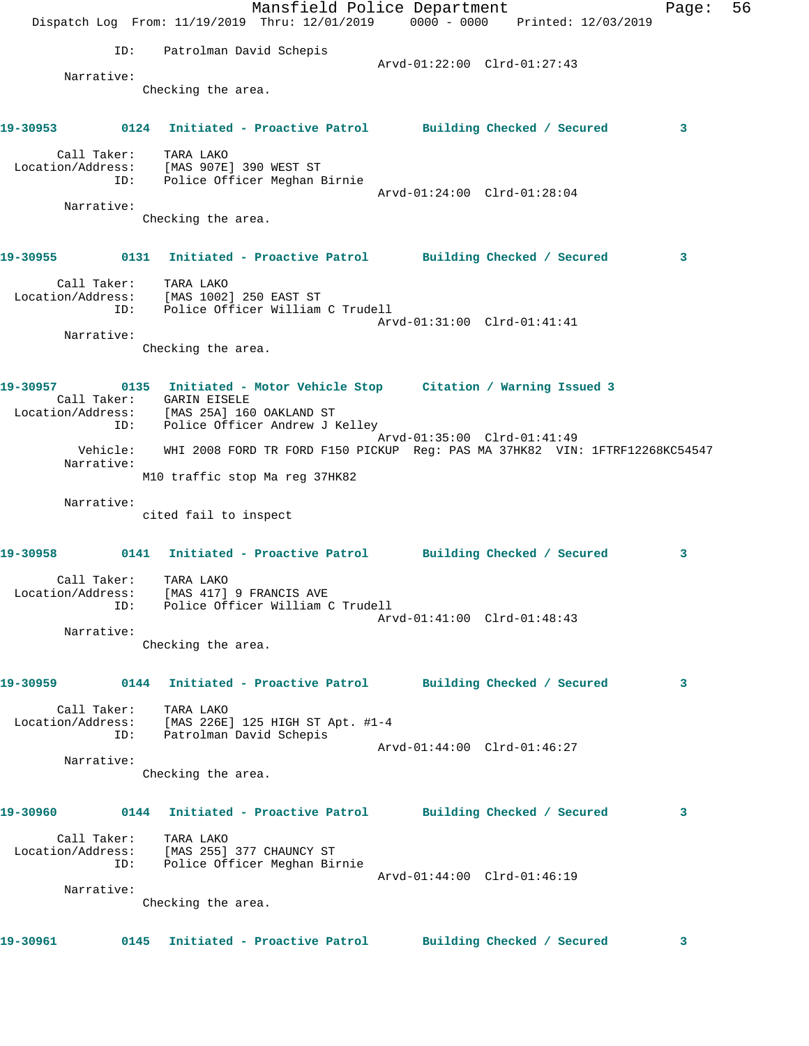ID: Patrolman David Schepis
Arvd-01:22:00 Clrd-01:27:43

Narrative:
Checking the area.

**19-30953 0124 Initiated - Proactive Patrol Building Checked / Secured 3**

Call Taker: TARA LAKO
Location/Address: [MAS 907E] 390 WEST ST
ID: Police Officer Meghan Birnie
Arvd-01:24:00 Clrd-01:28:04

Narrative:
Checking the area.

**19-30955 0131 Initiated - Proactive Patrol Building Checked / Secured 3**

Call Taker: TARA LAKO
Location/Address: [MAS 1002] 250 EAST ST
ID: Police Officer William C Trudell
Arvd-01:31:00 Clrd-01:41:41

Narrative:
Checking the area.

**19-30957 0135 Initiated - Motor Vehicle Stop Citation / Warning Issued 3**

Call Taker: GARIN EISELE
Location/Address: [MAS 25A] 160 OAKLAND ST
ID: Police Officer Andrew J Kelley
Arvd-01:35:00 Clrd-01:41:49
Vehicle: WHI 2008 FORD TR FORD F150 PICKUP Reg: PAS MA 37HK82 VIN: 1FTRF12268KC54547

Narrative:
M10 traffic stop Ma reg 37HK82

Narrative:
cited fail to inspect

**19-30958 0141 Initiated - Proactive Patrol Building Checked / Secured 3**

Call Taker: TARA LAKO
Location/Address: [MAS 417] 9 FRANCIS AVE
ID: Police Officer William C Trudell
Arvd-01:41:00 Clrd-01:48:43

Narrative:
Checking the area.

**19-30959 0144 Initiated - Proactive Patrol Building Checked / Secured 3**

Call Taker: TARA LAKO
Location/Address: [MAS 226E] 125 HIGH ST Apt. #1-4
ID: Patrolman David Schepis
Arvd-01:44:00 Clrd-01:46:27

Narrative:
Checking the area.

**19-30960 0144 Initiated - Proactive Patrol Building Checked / Secured 3**

Call Taker: TARA LAKO
Location/Address: [MAS 255] 377 CHAUNCY ST
ID: Police Officer Meghan Birnie
Arvd-01:44:00 Clrd-01:46:19

Narrative:
Checking the area.

**19-30961 0145 Initiated - Proactive Patrol Building Checked / Secured 3**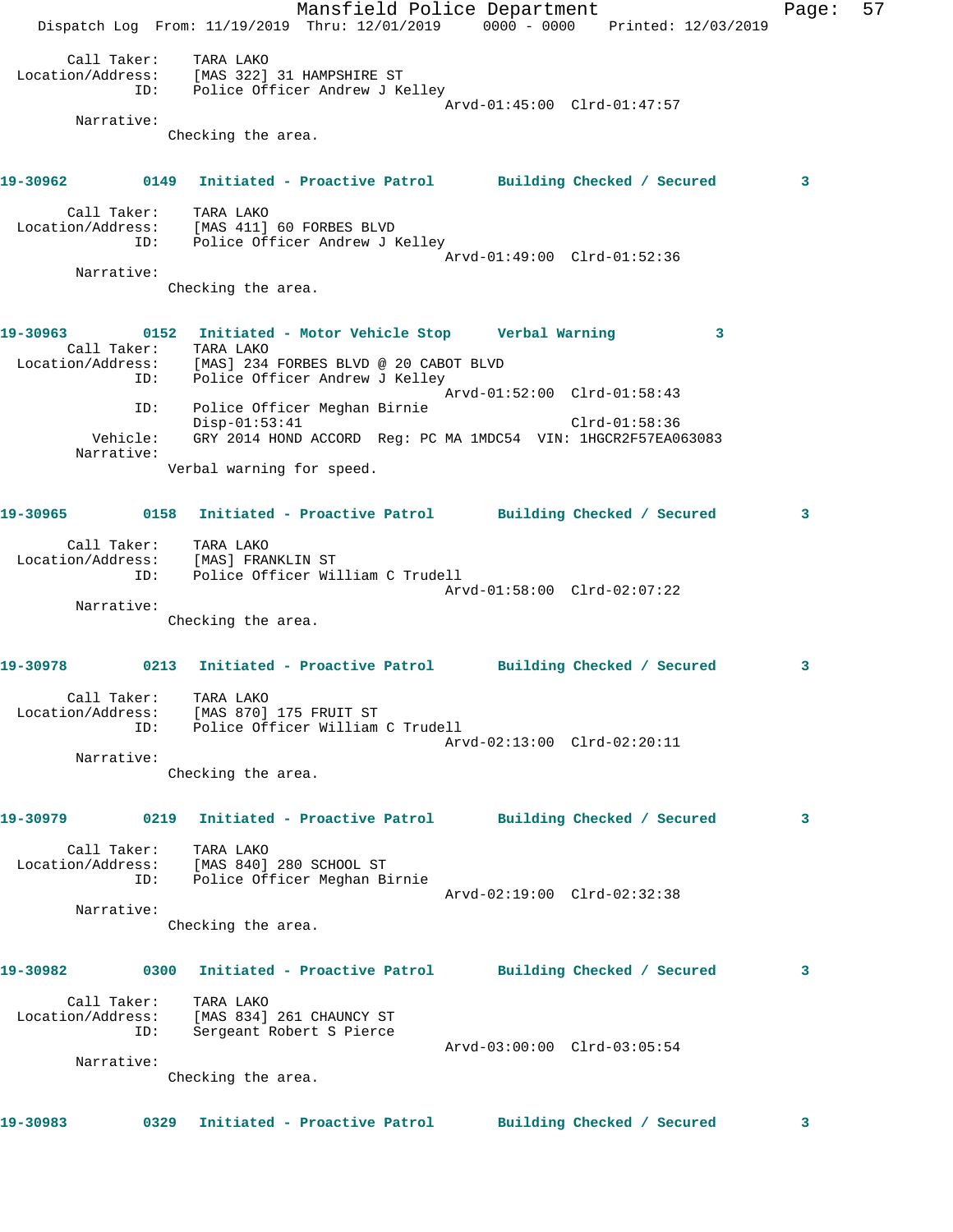Call Taker: TARA LAKO
Location/Address: [MAS 322] 31 HAMPSHIRE ST
ID: Police Officer Andrew J Kelley
Arvd-01:45:00 Clrd-01:47:57
Narrative:
Checking the area.

**19-30962 0149 Initiated - Proactive Patrol Building Checked / Secured 3**

Call Taker: TARA LAKO
Location/Address: [MAS 411] 60 FORBES BLVD
ID: Police Officer Andrew J Kelley
Arvd-01:49:00 Clrd-01:52:36
Narrative:
Checking the area.

**19-30963 0152 Initiated - Motor Vehicle Stop Verbal Warning 3**

Call Taker: TARA LAKO
Location/Address: [MAS] 234 FORBES BLVD @ 20 CABOT BLVD
ID: Police Officer Andrew J Kelley
Arvd-01:52:00 Clrd-01:58:43
ID: Police Officer Meghan Birnie
Disp-01:53:41 Clrd-01:58:36
Vehicle: GRY 2014 HOND ACCORD Reg: PC MA 1MDC54 VIN: 1HGCR2F57EA063083
Narrative:
Verbal warning for speed.

**19-30965 0158 Initiated - Proactive Patrol Building Checked / Secured 3**

Call Taker: TARA LAKO
Location/Address: [MAS] FRANKLIN ST
ID: Police Officer William C Trudell
Arvd-01:58:00 Clrd-02:07:22
Narrative:
Checking the area.

**19-30978 0213 Initiated - Proactive Patrol Building Checked / Secured 3**

Call Taker: TARA LAKO
Location/Address: [MAS 870] 175 FRUIT ST
ID: Police Officer William C Trudell
Arvd-02:13:00 Clrd-02:20:11
Narrative:
Checking the area.

**19-30979 0219 Initiated - Proactive Patrol Building Checked / Secured 3**

Call Taker: TARA LAKO
Location/Address: [MAS 840] 280 SCHOOL ST
ID: Police Officer Meghan Birnie
Arvd-02:19:00 Clrd-02:32:38
Narrative:
Checking the area.

**19-30982 0300 Initiated - Proactive Patrol Building Checked / Secured 3**

Call Taker: TARA LAKO
Location/Address: [MAS 834] 261 CHAUNCY ST
ID: Sergeant Robert S Pierce
Arvd-03:00:00 Clrd-03:05:54
Narrative:
Checking the area.

**19-30983 0329 Initiated - Proactive Patrol Building Checked / Secured 3**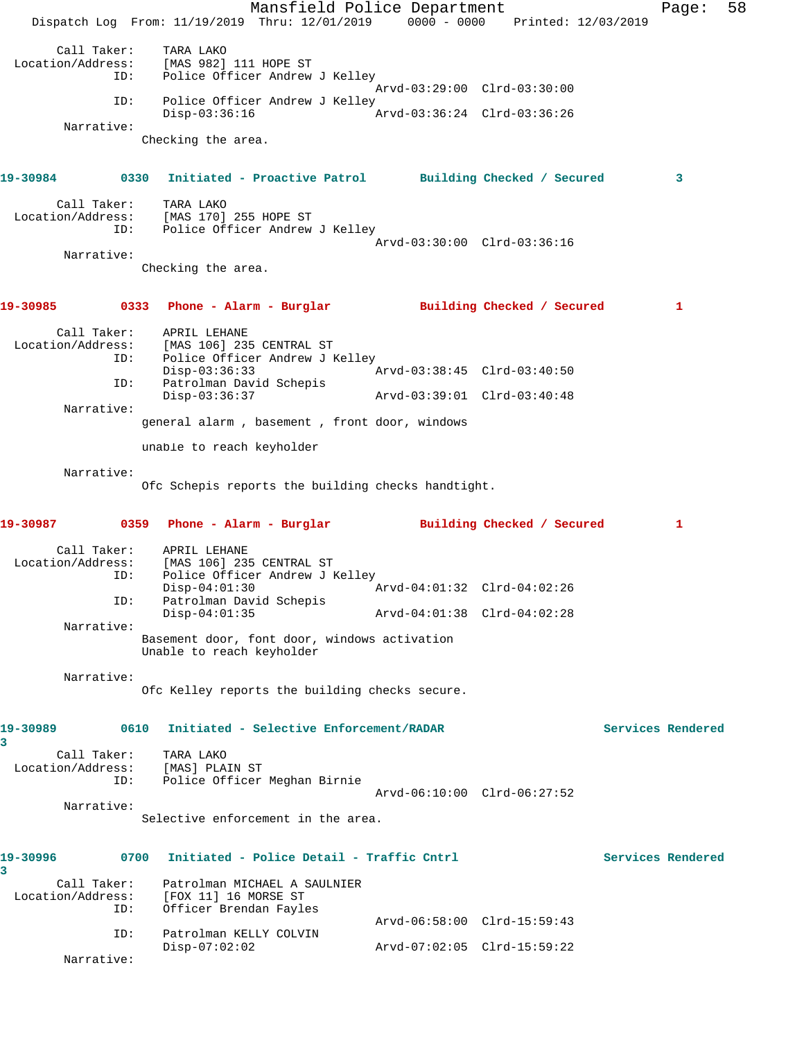Call Taker: TARA LAKO
Location/Address: [MAS 982] 111 HOPE ST
ID: Police Officer Andrew J Kelley
Arvd-03:29:00 Clrd-03:30:00
ID: Police Officer Andrew J Kelley
Disp-03:36:16 Arvd-03:36:24 Clrd-03:36:26
Narrative:
Checking the area.

**19-30984 0330 Initiated - Proactive Patrol Building Checked / Secured 3**

Call Taker: TARA LAKO
Location/Address: [MAS 170] 255 HOPE ST
ID: Police Officer Andrew J Kelley
Arvd-03:30:00 Clrd-03:36:16
Narrative:
Checking the area.

**19-30985 0333 Phone - Alarm - Burglar Building Checked / Secured 1**

Call Taker: APRIL LEHANE
Location/Address: [MAS 106] 235 CENTRAL ST
ID: Police Officer Andrew J Kelley
Disp-03:36:33 Arvd-03:38:45 Clrd-03:40:50
ID: Patrolman David Schepis
Disp-03:36:37 Arvd-03:39:01 Clrd-03:40:48
Narrative:
general alarm , basement , front door, windows

unable to reach keyholder

Narrative:
Ofc Schepis reports the building checks handtight.

**19-30987 0359 Phone - Alarm - Burglar Building Checked / Secured 1**

Call Taker: APRIL LEHANE
Location/Address: [MAS 106] 235 CENTRAL ST
ID: Police Officer Andrew J Kelley
Disp-04:01:30 Arvd-04:01:32 Clrd-04:02:26
ID: Patrolman David Schepis
Disp-04:01:35 Arvd-04:01:38 Clrd-04:02:28
Narrative:
Basement door, font door, windows activation
Unable to reach keyholder

Narrative:
Ofc Kelley reports the building checks secure.

**19-30989 0610 Initiated - Selective Enforcement/RADAR Services Rendered 3**

Call Taker: TARA LAKO
Location/Address: [MAS] PLAIN ST
ID: Police Officer Meghan Birnie
Arvd-06:10:00 Clrd-06:27:52
Narrative:
Selective enforcement in the area.

**19-30996 0700 Initiated - Police Detail - Traffic Cntrl Services Rendered 3**

Call Taker: Patrolman MICHAEL A SAULNIER
Location/Address: [FOX 11] 16 MORSE ST
ID: Officer Brendan Fayles
Arvd-06:58:00 Clrd-15:59:43
ID: Patrolman KELLY COLVIN
Disp-07:02:02 Arvd-07:02:05 Clrd-15:59:22
Narrative: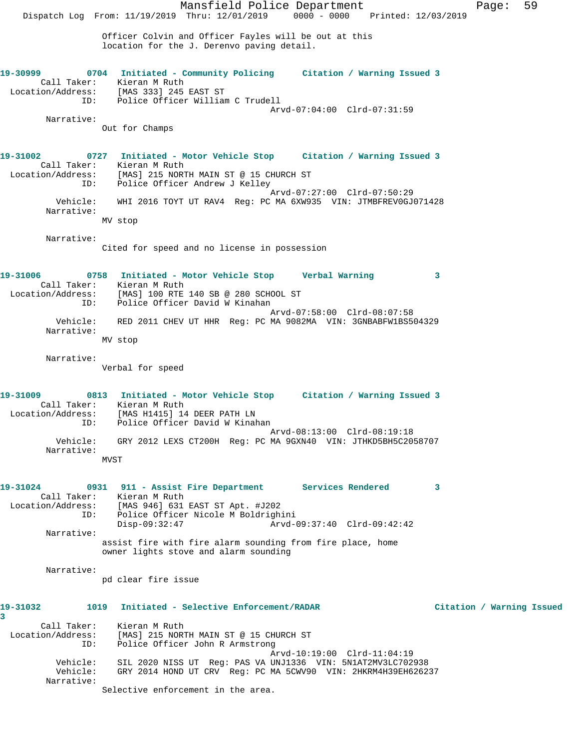Officer Colvin and Officer Fayles will be out at this location for the J. Derenvo paving detail.

**19-30999** 0704 **Initiated - Community Policing** **Citation / Warning Issued 3**

Call Taker: Kieran M Ruth
Location/Address: [MAS 333] 245 EAST ST
ID: Police Officer William C Trudell
Arvd-07:04:00 Clrd-07:31:59

Narrative:
Out for Champs

**19-31002** 0727 **Initiated - Motor Vehicle Stop** **Citation / Warning Issued 3**

Call Taker: Kieran M Ruth
Location/Address: [MAS] 215 NORTH MAIN ST @ 15 CHURCH ST
ID: Police Officer Andrew J Kelley
Arvd-07:27:00 Clrd-07:50:29
Vehicle: WHI 2016 TOYT UT RAV4 Reg: PC MA 6XW935 VIN: JTMBFREV0GJ071428

Narrative:
MV stop

Narrative:
Cited for speed and no license in possession

**19-31006** 0758 **Initiated - Motor Vehicle Stop** **Verbal Warning 3**

Call Taker: Kieran M Ruth
Location/Address: [MAS] 100 RTE 140 SB @ 280 SCHOOL ST
ID: Police Officer David W Kinahan
Arvd-07:58:00 Clrd-08:07:58
Vehicle: RED 2011 CHEV UT HHR Reg: PC MA 9082MA VIN: 3GNBABFW1BS504329

Narrative:
MV stop

Narrative:
Verbal for speed

**19-31009** 0813 **Initiated - Motor Vehicle Stop** **Citation / Warning Issued 3**

Call Taker: Kieran M Ruth
Location/Address: [MAS H1415] 14 DEER PATH LN
ID: Police Officer David W Kinahan
Arvd-08:13:00 Clrd-08:19:18
Vehicle: GRY 2012 LEXS CT200H Reg: PC MA 9GXN40 VIN: JTHKD5BH5C2058707

Narrative:
MVST

**19-31024** 0931 **911 - Assist Fire Department** **Services Rendered 3**

Call Taker: Kieran M Ruth
Location/Address: [MAS 946] 631 EAST ST Apt. #J202
ID: Police Officer Nicole M Boldrighini
Disp-09:32:47 Arvd-09:37:40 Clrd-09:42:42

Narrative:
assist fire with fire alarm sounding from fire place, home owner lights stove and alarm sounding

Narrative:
pd clear fire issue

**19-31032** 1019 **Initiated - Selective Enforcement/RADAR** **Citation / Warning Issued 3**

Call Taker: Kieran M Ruth
Location/Address: [MAS] 215 NORTH MAIN ST @ 15 CHURCH ST
ID: Police Officer John R Armstrong
Arvd-10:19:00 Clrd-11:04:19
Vehicle: SIL 2020 NISS UT Reg: PAS VA UNJ1336 VIN: 5N1AT2MV3LC702938
Vehicle: GRY 2014 HOND UT CRV Reg: PC MA 5CWV90 VIN: 2HKRM4H39EH626237

Narrative:
Selective enforcement in the area.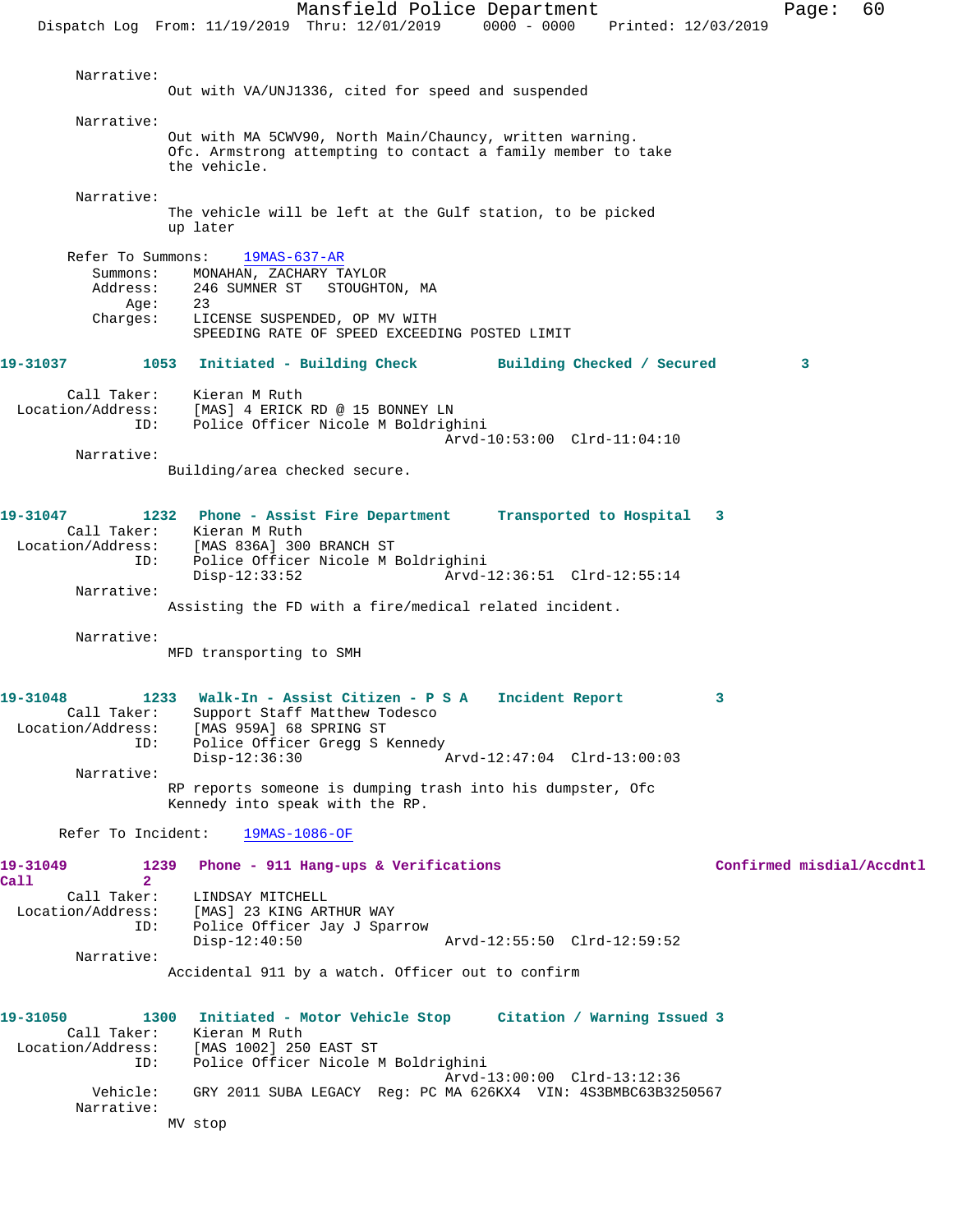Narrative:
Out with VA/UNJ1336, cited for speed and suspended

Narrative:
Out with MA 5CWV90, North Main/Chauncy, written warning. Ofc. Armstrong attempting to contact a family member to take the vehicle.

Narrative:
The vehicle will be left at the Gulf station, to be picked up later

Refer To Summons: 19MAS-637-AR
Summons: MONAHAN, ZACHARY TAYLOR
Address: 246 SUMNER ST STOUGHTON, MA
Age: 23
Charges: LICENSE SUSPENDED, OP MV WITH
SPEEDING RATE OF SPEED EXCEEDING POSTED LIMIT

**19-31037 1053 Initiated - Building Check Building Checked / Secured 3**

Call Taker: Kieran M Ruth
Location/Address: [MAS] 4 ERICK RD @ 15 BONNEY LN
ID: Police Officer Nicole M Boldrighini
Arvd-10:53:00 Clrd-11:04:10

Narrative:
Building/area checked secure.

**19-31047 1232 Phone - Assist Fire Department Transported to Hospital 3**

Call Taker: Kieran M Ruth
Location/Address: [MAS 836A] 300 BRANCH ST
ID: Police Officer Nicole M Boldrighini
Disp-12:33:52 Arvd-12:36:51 Clrd-12:55:14

Narrative:
Assisting the FD with a fire/medical related incident.

Narrative:
MFD transporting to SMH

**19-31048 1233 Walk-In - Assist Citizen - P S A Incident Report 3**

Call Taker: Support Staff Matthew Todesco
Location/Address: [MAS 959A] 68 SPRING ST
ID: Police Officer Gregg S Kennedy
Disp-12:36:30 Arvd-12:47:04 Clrd-13:00:03

Narrative:
RP reports someone is dumping trash into his dumpster, Ofc Kennedy into speak with the RP.

Refer To Incident: 19MAS-1086-OF

**19-31049 1239 Phone - 911 Hang-ups & Verifications Confirmed misdial/Accdntl Call 2**

Call Taker: LINDSAY MITCHELL
Location/Address: [MAS] 23 KING ARTHUR WAY
ID: Police Officer Jay J Sparrow
Disp-12:40:50 Arvd-12:55:50 Clrd-12:59:52

Narrative:
Accidental 911 by a watch. Officer out to confirm

**19-31050 1300 Initiated - Motor Vehicle Stop Citation / Warning Issued 3**

Call Taker: Kieran M Ruth
Location/Address: [MAS 1002] 250 EAST ST
ID: Police Officer Nicole M Boldrighini
Arvd-13:00:00 Clrd-13:12:36
Vehicle: GRY 2011 SUBA LEGACY Reg: PC MA 626KX4 VIN: 4S3BMBC63B3250567

Narrative:
MV stop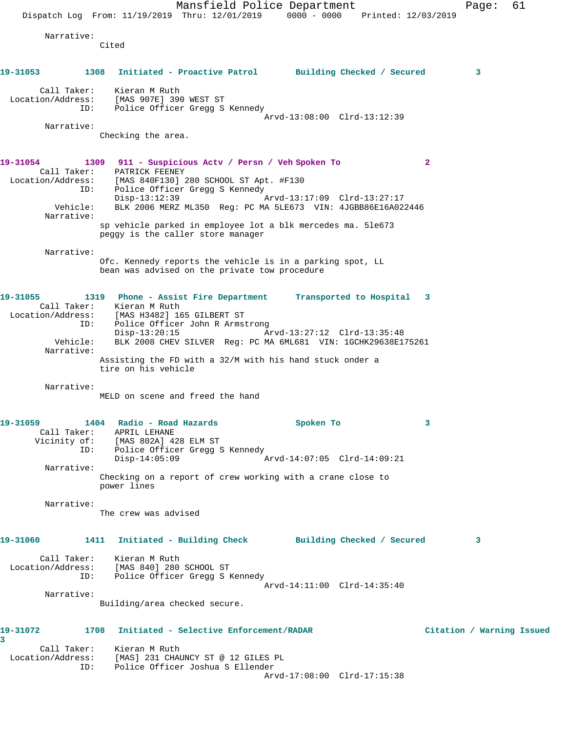Narrative:
Cited

**19-31053** 1308 **Initiated - Proactive Patrol** **Building Checked / Secured** 3

Call Taker: Kieran M Ruth
Location/Address: [MAS 907E] 390 WEST ST
ID: Police Officer Gregg S Kennedy
Arvd-13:08:00 Clrd-13:12:39
Narrative:
Checking the area.

**19-31054** 1309 **911 - Suspicious Actv / Persn / Veh** **Spoken To** 2
Call Taker: PATRICK FEENEY
Location/Address: [MAS 840F130] 280 SCHOOL ST Apt. #F130
ID: Police Officer Gregg S Kennedy
Disp-13:12:39 Arvd-13:17:09 Clrd-13:27:17
Vehicle: BLK 2006 MERZ ML350 Reg: PC MA 5LE673 VIN: 4JGBB86E16A022446
Narrative:
sp vehicle parked in employee lot a blk mercedes ma. 5le673
peggy is the caller store manager

Narrative:
Ofc. Kennedy reports the vehicle is in a parking spot, LL
bean was advised on the private tow procedure

**19-31055** 1319 **Phone - Assist Fire Department** **Transported to Hospital** 3
Call Taker: Kieran M Ruth
Location/Address: [MAS H3482] 165 GILBERT ST
ID: Police Officer John R Armstrong
Disp-13:20:15 Arvd-13:27:12 Clrd-13:35:48
Vehicle: BLK 2008 CHEV SILVER Reg: PC MA 6ML681 VIN: 1GCHK29638E175261
Narrative:
Assisting the FD with a 32/M with his hand stuck onder a
tire on his vehicle

Narrative:
MELD on scene and freed the hand

**19-31059** 1404 **Radio - Road Hazards** **Spoken To** 3
Call Taker: APRIL LEHANE
Vicinity of: [MAS 802A] 428 ELM ST
ID: Police Officer Gregg S Kennedy
Disp-14:05:09 Arvd-14:07:05 Clrd-14:09:21
Narrative:
Checking on a report of crew working with a crane close to
power lines

Narrative:
The crew was advised

**19-31060** 1411 **Initiated - Building Check** **Building Checked / Secured** 3

Call Taker: Kieran M Ruth
Location/Address: [MAS 840] 280 SCHOOL ST
ID: Police Officer Gregg S Kennedy
Arvd-14:11:00 Clrd-14:35:40
Narrative:
Building/area checked secure.

**19-31072** 1708 **Initiated - Selective Enforcement/RADAR** **Citation / Warning Issued** 3
Call Taker: Kieran M Ruth
Location/Address: [MAS] 231 CHAUNCY ST @ 12 GILES PL
ID: Police Officer Joshua S Ellender
Arvd-17:08:00 Clrd-17:15:38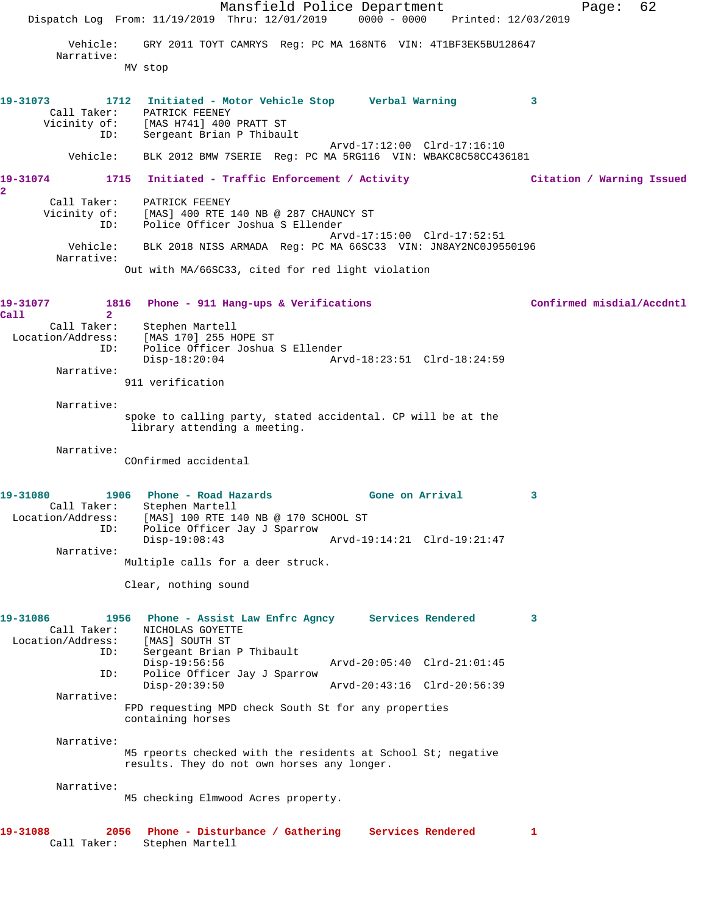Vehicle: GRY 2011 TOYT CAMRYS Reg: PC MA 168NT6 VIN: 4T1BF3EK5BU128647
Narrative:
MV stop

**19-31073** 1712 **Initiated - Motor Vehicle Stop** **Verbal Warning** 3
Call Taker: PATRICK FEENEY
Vicinity of: [MAS H741] 400 PRATT ST
ID: Sergeant Brian P Thibault
Arvd-17:12:00 Clrd-17:16:10
Vehicle: BLK 2012 BMW 7SERIE Reg: PC MA 5RG116 VIN: WBAKC8C58CC436181

**19-31074** 1715 **Initiated - Traffic Enforcement / Activity** **Citation / Warning Issued** 2
Call Taker: PATRICK FEENEY
Vicinity of: [MAS] 400 RTE 140 NB @ 287 CHAUNCY ST
ID: Police Officer Joshua S Ellender
Arvd-17:15:00 Clrd-17:52:51
Vehicle: BLK 2018 NISS ARMADA Reg: PC MA 66SC33 VIN: JN8AY2NC0J9550196
Narrative:
Out with MA/66SC33, cited for red light violation

**19-31077** 1816 **Phone - 911 Hang-ups & Verifications** **Confirmed misdial/Accdntl Call** 2
Call Taker: Stephen Martell
Location/Address: [MAS 170] 255 HOPE ST
ID: Police Officer Joshua S Ellender
Disp-18:20:04 Arvd-18:23:51 Clrd-18:24:59
Narrative:
911 verification

Narrative:
spoke to calling party, stated accidental. CP will be at the library attending a meeting.

Narrative:
COnfirmed accidental

**19-31080** 1906 **Phone - Road Hazards** **Gone on Arrival** 3
Call Taker: Stephen Martell
Location/Address: [MAS] 100 RTE 140 NB @ 170 SCHOOL ST
ID: Police Officer Jay J Sparrow
Disp-19:08:43 Arvd-19:14:21 Clrd-19:21:47
Narrative:
Multiple calls for a deer struck.

Clear, nothing sound

**19-31086** 1956 **Phone - Assist Law Enfrc Agncy** **Services Rendered** 3
Call Taker: NICHOLAS GOYETTE
Location/Address: [MAS] SOUTH ST
ID: Sergeant Brian P Thibault
Disp-19:56:56 Arvd-20:05:40 Clrd-21:01:45
ID: Police Officer Jay J Sparrow
Disp-20:39:50 Arvd-20:43:16 Clrd-20:56:39
Narrative:
FPD requesting MPD check South St for any properties containing horses

Narrative:
M5 rpeorts checked with the residents at School St; negative results. They do not own horses any longer.

Narrative:
M5 checking Elmwood Acres property.

**19-31088** 2056 **Phone - Disturbance / Gathering** **Services Rendered** 1
Call Taker: Stephen Martell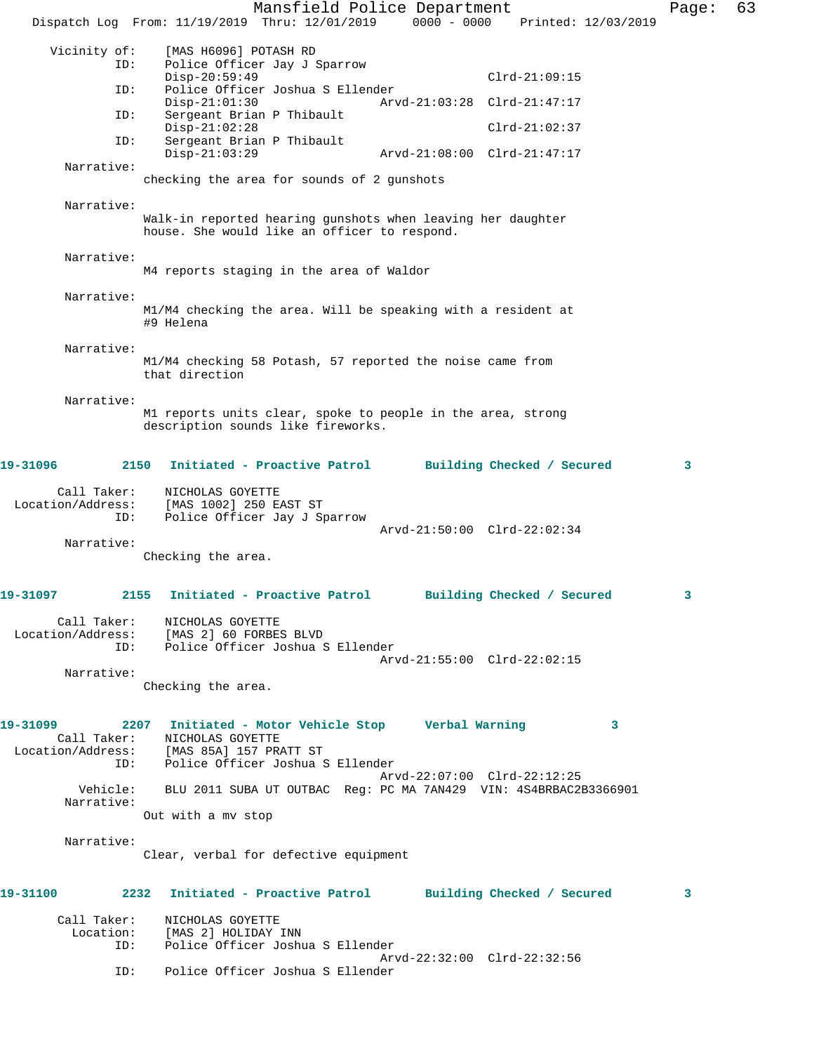Vicinity of: [MAS H6096] POTASH RD
ID: Police Officer Jay J Sparrow
Disp-20:59:49 Clrd-21:09:15
ID: Police Officer Joshua S Ellender
Disp-21:01:30 Arvd-21:03:28 Clrd-21:47:17
ID: Sergeant Brian P Thibault
Disp-21:02:28 Clrd-21:02:37
ID: Sergeant Brian P Thibault
Disp-21:03:29 Arvd-21:08:00 Clrd-21:47:17

Narrative:
checking the area for sounds of 2 gunshots

Narrative:
Walk-in reported hearing gunshots when leaving her daughter house. She would like an officer to respond.

Narrative:
M4 reports staging in the area of Waldor

Narrative:
M1/M4 checking the area. Will be speaking with a resident at #9 Helena

Narrative:
M1/M4 checking 58 Potash, 57 reported the noise came from that direction

Narrative:
M1 reports units clear, spoke to people in the area, strong description sounds like fireworks.

**19-31096 2150 Initiated - Proactive Patrol Building Checked / Secured 3**

Call Taker: NICHOLAS GOYETTE
Location/Address: [MAS 1002] 250 EAST ST
ID: Police Officer Jay J Sparrow
Arvd-21:50:00 Clrd-22:02:34

Narrative:
Checking the area.

**19-31097 2155 Initiated - Proactive Patrol Building Checked / Secured 3**

Call Taker: NICHOLAS GOYETTE
Location/Address: [MAS 2] 60 FORBES BLVD
ID: Police Officer Joshua S Ellender
Arvd-21:55:00 Clrd-22:02:15

Narrative:
Checking the area.

**19-31099 2207 Initiated - Motor Vehicle Stop Verbal Warning 3**

Call Taker: NICHOLAS GOYETTE
Location/Address: [MAS 85A] 157 PRATT ST
ID: Police Officer Joshua S Ellender
Arvd-22:07:00 Clrd-22:12:25
Vehicle: BLU 2011 SUBA UT OUTBAC Reg: PC MA 7AN429 VIN: 4S4BRBAC2B3366901

Narrative:
Out with a mv stop

Narrative:
Clear, verbal for defective equipment

**19-31100 2232 Initiated - Proactive Patrol Building Checked / Secured 3**

Call Taker: NICHOLAS GOYETTE
Location: [MAS 2] HOLIDAY INN
ID: Police Officer Joshua S Ellender
Arvd-22:32:00 Clrd-22:32:56
ID: Police Officer Joshua S Ellender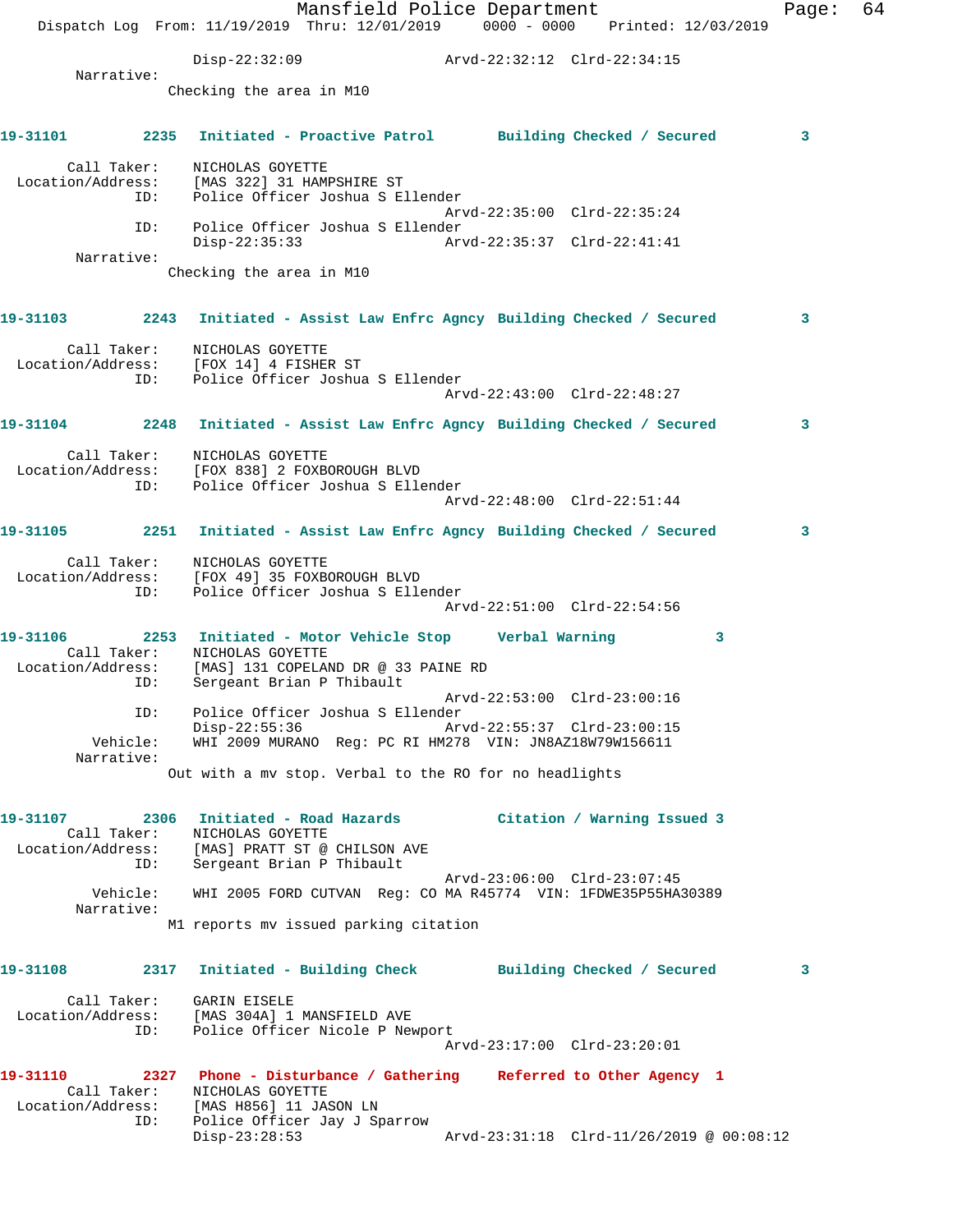Disp-22:32:09 Arvd-22:32:12 Clrd-22:34:15

Narrative:

Checking the area in M10

**19-31101 2235 Initiated - Proactive Patrol Building Checked / Secured 3**

Call Taker: NICHOLAS GOYETTE
Location/Address: [MAS 322] 31 HAMPSHIRE ST
ID: Police Officer Joshua S Ellender
Arvd-22:35:00 Clrd-22:35:24
ID: Police Officer Joshua S Ellender
Disp-22:35:33 Arvd-22:35:37 Clrd-22:41:41

Narrative:

Checking the area in M10

**19-31103 2243 Initiated - Assist Law Enfrc Agncy Building Checked / Secured 3**

Call Taker: NICHOLAS GOYETTE
Location/Address: [FOX 14] 4 FISHER ST
ID: Police Officer Joshua S Ellender
Arvd-22:43:00 Clrd-22:48:27

**19-31104 2248 Initiated - Assist Law Enfrc Agncy Building Checked / Secured 3**

Call Taker: NICHOLAS GOYETTE
Location/Address: [FOX 838] 2 FOXBOROUGH BLVD
ID: Police Officer Joshua S Ellender
Arvd-22:48:00 Clrd-22:51:44

**19-31105 2251 Initiated - Assist Law Enfrc Agncy Building Checked / Secured 3**

Call Taker: NICHOLAS GOYETTE
Location/Address: [FOX 49] 35 FOXBOROUGH BLVD
ID: Police Officer Joshua S Ellender
Arvd-22:51:00 Clrd-22:54:56

**19-31106 2253 Initiated - Motor Vehicle Stop Verbal Warning 3**

Call Taker: NICHOLAS GOYETTE
Location/Address: [MAS] 131 COPELAND DR @ 33 PAINE RD
ID: Sergeant Brian P Thibault
Arvd-22:53:00 Clrd-23:00:16
ID: Police Officer Joshua S Ellender
Disp-22:55:36 Arvd-22:55:37 Clrd-23:00:15
Vehicle: WHI 2009 MURANO Reg: PC RI HM278 VIN: JN8AZ18W79W156611

Narrative:

Out with a mv stop. Verbal to the RO for no headlights

**19-31107 2306 Initiated - Road Hazards Citation / Warning Issued 3**

Call Taker: NICHOLAS GOYETTE
Location/Address: [MAS] PRATT ST @ CHILSON AVE
ID: Sergeant Brian P Thibault
Arvd-23:06:00 Clrd-23:07:45
Vehicle: WHI 2005 FORD CUTVAN Reg: CO MA R45774 VIN: 1FDWE35P55HA30389

Narrative:

M1 reports mv issued parking citation

**19-31108 2317 Initiated - Building Check Building Checked / Secured 3**

Call Taker: GARIN EISELE
Location/Address: [MAS 304A] 1 MANSFIELD AVE
ID: Police Officer Nicole P Newport
Arvd-23:17:00 Clrd-23:20:01

**19-31110 2327 Phone - Disturbance / Gathering Referred to Other Agency 1**

Call Taker: NICHOLAS GOYETTE
Location/Address: [MAS H856] 11 JASON LN
ID: Police Officer Jay J Sparrow
Disp-23:28:53 Arvd-23:31:18 Clrd-11/26/2019 @ 00:08:12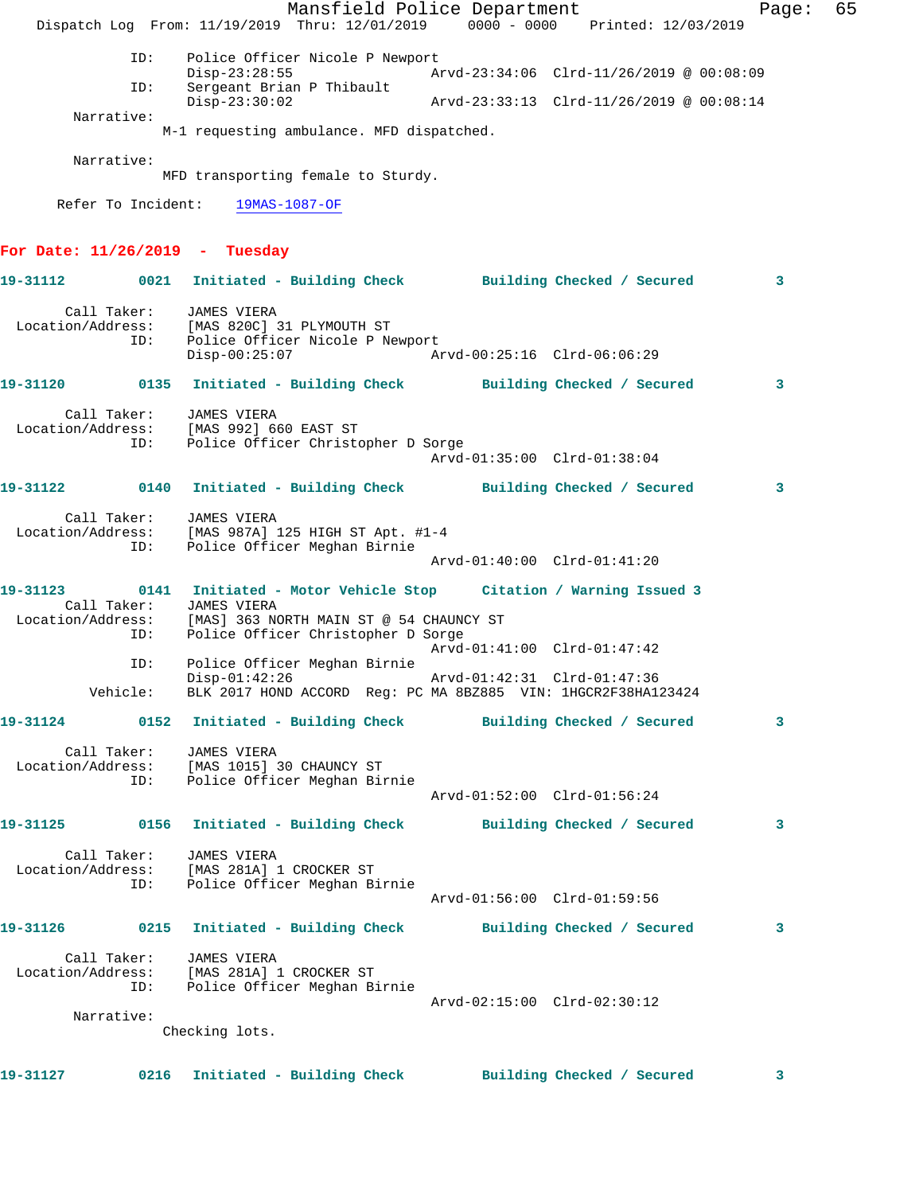```
            ID:    Police Officer Nicole P Newport
                   Disp-23:28:55                 Arvd-23:34:06  Clrd-11/26/2019 @ 00:08:09
            ID:    Sergeant Brian P Thibault
                   Disp-23:30:02                 Arvd-23:33:13  Clrd-11/26/2019 @ 00:08:14
      Narrative:
                  M-1 requesting ambulance. MFD dispatched.

      Narrative:
                  MFD transporting female to Sturdy.

    Refer To Incident:    19MAS-1087-OF
```

**For Date: 11/26/2019 - Tuesday**

```
19-31112        0021   Initiated - Building Check        Building Checked / Secured        3

      Call Taker:    JAMES VIERA
  Location/Address:    [MAS 820C] 31 PLYMOUTH ST
            ID:    Police Officer Nicole P Newport
                   Disp-00:25:07                 Arvd-00:25:16  Clrd-06:06:29

19-31120        0135   Initiated - Building Check        Building Checked / Secured        3

      Call Taker:    JAMES VIERA
  Location/Address:    [MAS 992] 660 EAST ST
            ID:    Police Officer Christopher D Sorge
                                                 Arvd-01:35:00  Clrd-01:38:04

19-31122        0140   Initiated - Building Check        Building Checked / Secured        3

      Call Taker:    JAMES VIERA
  Location/Address:    [MAS 987A] 125 HIGH ST Apt. #1-4
            ID:    Police Officer Meghan Birnie
                                                 Arvd-01:40:00  Clrd-01:41:20

19-31123        0141   Initiated - Motor Vehicle Stop     Citation / Warning Issued 3
      Call Taker:    JAMES VIERA
  Location/Address:    [MAS] 363 NORTH MAIN ST @ 54 CHAUNCY ST
            ID:    Police Officer Christopher D Sorge
                                                 Arvd-01:41:00  Clrd-01:47:42
            ID:    Police Officer Meghan Birnie
                   Disp-01:42:26                 Arvd-01:42:31  Clrd-01:47:36
       Vehicle:    BLK 2017 HOND ACCORD  Reg: PC MA 8BZ885  VIN: 1HGCR2F38HA123424

19-31124        0152   Initiated - Building Check        Building Checked / Secured        3

      Call Taker:    JAMES VIERA
  Location/Address:    [MAS 1015] 30 CHAUNCY ST
            ID:    Police Officer Meghan Birnie
                                                 Arvd-01:52:00  Clrd-01:56:24

19-31125        0156   Initiated - Building Check        Building Checked / Secured        3

      Call Taker:    JAMES VIERA
  Location/Address:    [MAS 281A] 1 CROCKER ST
            ID:    Police Officer Meghan Birnie
                                                 Arvd-01:56:00  Clrd-01:59:56

19-31126        0215   Initiated - Building Check        Building Checked / Secured        3

      Call Taker:    JAMES VIERA
  Location/Address:    [MAS 281A] 1 CROCKER ST
            ID:    Police Officer Meghan Birnie
                                                 Arvd-02:15:00  Clrd-02:30:12
      Narrative:
                  Checking lots.

19-31127        0216   Initiated - Building Check        Building Checked / Secured        3
```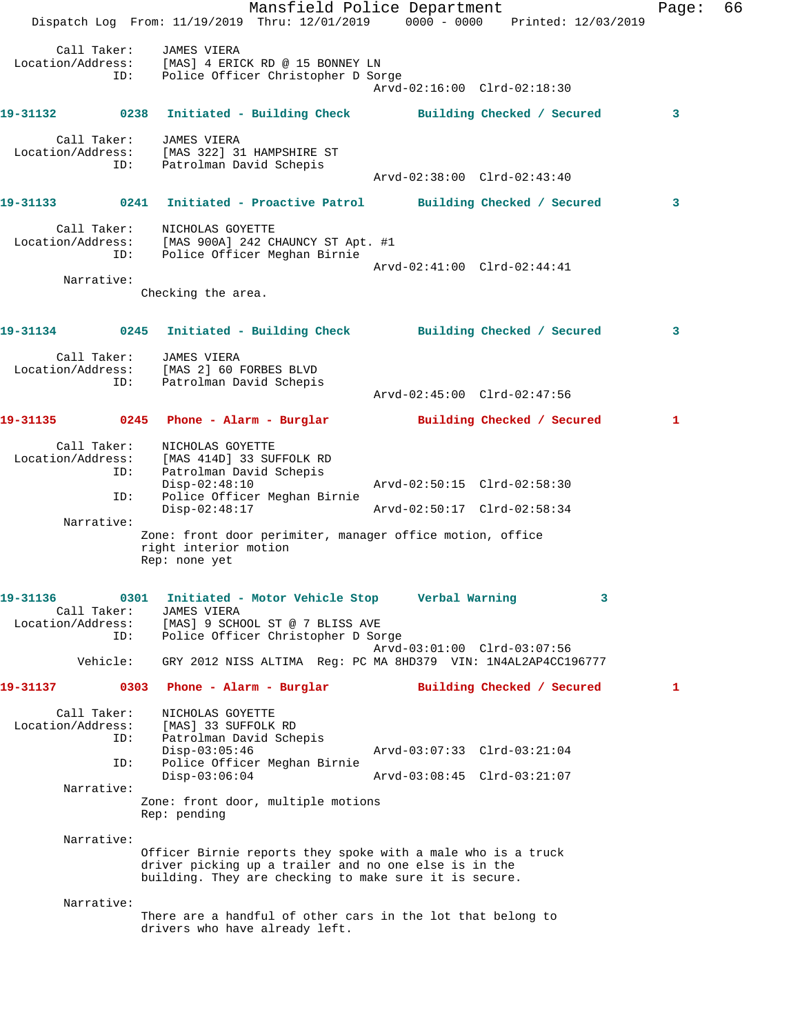Call Taker: JAMES VIERA
Location/Address: [MAS] 4 ERICK RD @ 15 BONNEY LN
ID: Police Officer Christopher D Sorge
Arvd-02:16:00 Clrd-02:18:30

**19-31132 0238 Initiated - Building Check Building Checked / Secured 3**

Call Taker: JAMES VIERA
Location/Address: [MAS 322] 31 HAMPSHIRE ST
ID: Patrolman David Schepis
Arvd-02:38:00 Clrd-02:43:40

**19-31133 0241 Initiated - Proactive Patrol Building Checked / Secured 3**

Call Taker: NICHOLAS GOYETTE
Location/Address: [MAS 900A] 242 CHAUNCY ST Apt. #1
ID: Police Officer Meghan Birnie
Arvd-02:41:00 Clrd-02:44:41

Narrative:
Checking the area.

**19-31134 0245 Initiated - Building Check Building Checked / Secured 3**

Call Taker: JAMES VIERA
Location/Address: [MAS 2] 60 FORBES BLVD
ID: Patrolman David Schepis
Arvd-02:45:00 Clrd-02:47:56

**19-31135 0245 Phone - Alarm - Burglar Building Checked / Secured 1**

Call Taker: NICHOLAS GOYETTE
Location/Address: [MAS 414D] 33 SUFFOLK RD
ID: Patrolman David Schepis
Disp-02:48:10 Arvd-02:50:15 Clrd-02:58:30
ID: Police Officer Meghan Birnie
Disp-02:48:17 Arvd-02:50:17 Clrd-02:58:34

Narrative:
Zone: front door perimiter, manager office motion, office right interior motion
Rep: none yet

**19-31136 0301 Initiated - Motor Vehicle Stop Verbal Warning 3**

Call Taker: JAMES VIERA
Location/Address: [MAS] 9 SCHOOL ST @ 7 BLISS AVE
ID: Police Officer Christopher D Sorge
Arvd-03:01:00 Clrd-03:07:56
Vehicle: GRY 2012 NISS ALTIMA Reg: PC MA 8HD379 VIN: 1N4AL2AP4CC196777

**19-31137 0303 Phone - Alarm - Burglar Building Checked / Secured 1**

Call Taker: NICHOLAS GOYETTE
Location/Address: [MAS] 33 SUFFOLK RD
ID: Patrolman David Schepis
Disp-03:05:46 Arvd-03:07:33 Clrd-03:21:04
ID: Police Officer Meghan Birnie
Disp-03:06:04 Arvd-03:08:45 Clrd-03:21:07

Narrative:
Zone: front door, multiple motions
Rep: pending

Narrative:
Officer Birnie reports they spoke with a male who is a truck driver picking up a trailer and no one else is in the building. They are checking to make sure it is secure.

Narrative:
There are a handful of other cars in the lot that belong to drivers who have already left.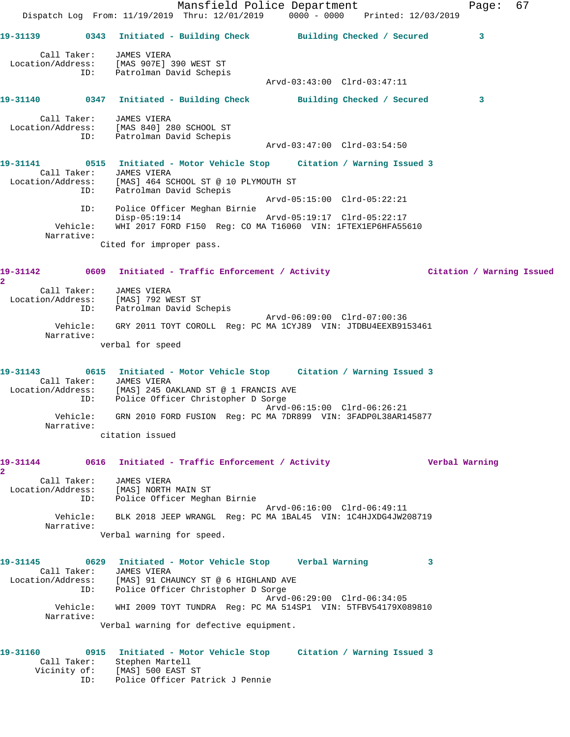**19-31139** 0343 Initiated - Building Check — Building Checked / Secured 3

```
        Call Taker:    JAMES VIERA
  Location/Address:    [MAS 907E] 390 WEST ST
                ID:    Patrolman David Schepis
                                             Arvd-03:43:00  Clrd-03:47:11
```

**19-31140** 0347 Initiated - Building Check — Building Checked / Secured 3

```
        Call Taker:    JAMES VIERA
  Location/Address:    [MAS 840] 280 SCHOOL ST
                ID:    Patrolman David Schepis
                                             Arvd-03:47:00  Clrd-03:54:50
```

**19-31141** 0515 Initiated - Motor Vehicle Stop — Citation / Warning Issued 3

```
        Call Taker:    JAMES VIERA
  Location/Address:    [MAS] 464 SCHOOL ST @ 10 PLYMOUTH ST
                ID:    Patrolman David Schepis
                                             Arvd-05:15:00  Clrd-05:22:21
                ID:    Police Officer Meghan Birnie
                       Disp-05:19:14         Arvd-05:19:17  Clrd-05:22:17
           Vehicle:    WHI 2017 FORD F150  Reg: CO MA T16060  VIN: 1FTEX1EP6HFA55610
         Narrative:    
                    Cited for improper pass.
```

**19-31142** 0609 Initiated - Traffic Enforcement / Activity — Citation / Warning Issued 2

```
        Call Taker:    JAMES VIERA
  Location/Address:    [MAS] 792 WEST ST
                ID:    Patrolman David Schepis
                                             Arvd-06:09:00  Clrd-07:00:36
           Vehicle:    GRY 2011 TOYT COROLL  Reg: PC MA 1CYJ89  VIN: JTDBU4EEXB9153461
         Narrative:    
                    verbal for speed
```

**19-31143** 0615 Initiated - Motor Vehicle Stop — Citation / Warning Issued 3

```
        Call Taker:    JAMES VIERA
  Location/Address:    [MAS] 245 OAKLAND ST @ 1 FRANCIS AVE
                ID:    Police Officer Christopher D Sorge
                                             Arvd-06:15:00  Clrd-06:26:21
           Vehicle:    GRN 2010 FORD FUSION  Reg: PC MA 7DR899  VIN: 3FADP0L38AR145877
         Narrative:    
                    citation issued
```

**19-31144** 0616 Initiated - Traffic Enforcement / Activity — Verbal Warning 2

```
        Call Taker:    JAMES VIERA
  Location/Address:    [MAS] NORTH MAIN ST
                ID:    Police Officer Meghan Birnie
                                             Arvd-06:16:00  Clrd-06:49:11
           Vehicle:    BLK 2018 JEEP WRANGL  Reg: PC MA 1BAL45  VIN: 1C4HJXDG4JW208719
         Narrative:    
                    Verbal warning for speed.
```

**19-31145** 0629 Initiated - Motor Vehicle Stop — Verbal Warning 3

```
        Call Taker:    JAMES VIERA
  Location/Address:    [MAS] 91 CHAUNCY ST @ 6 HIGHLAND AVE
                ID:    Police Officer Christopher D Sorge
                                             Arvd-06:29:00  Clrd-06:34:05
           Vehicle:    WHI 2009 TOYT TUNDRA  Reg: PC MA 514SP1  VIN: 5TFBV54179X089810
         Narrative:    
                    Verbal warning for defective equipment.
```

**19-31160** 0915 Initiated - Motor Vehicle Stop — Citation / Warning Issued 3

```
        Call Taker:    Stephen Martell
       Vicinity of:    [MAS] 500 EAST ST
                ID:    Police Officer Patrick J Pennie
```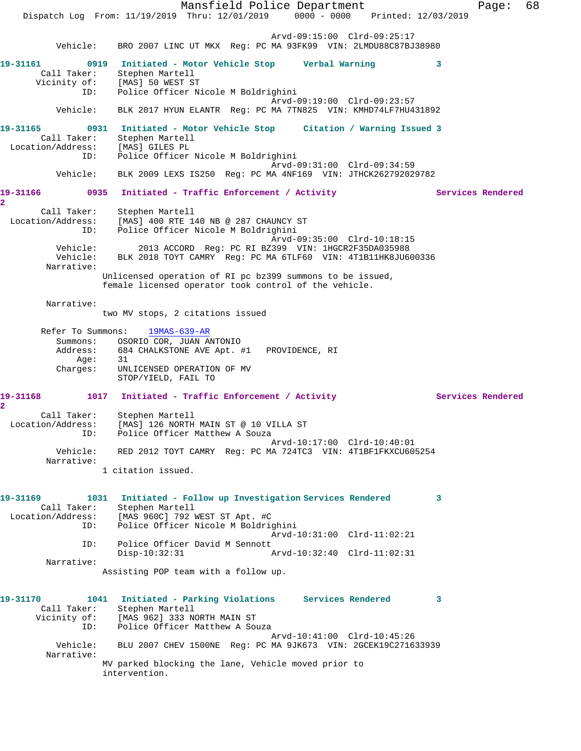Arvd-09:15:00 Clrd-09:25:17
Vehicle: BRO 2007 LINC UT MKX Reg: PC MA 93FK99 VIN: 2LMDU88C87BJ38980

**19-31161 0919 Initiated - Motor Vehicle Stop Verbal Warning 3**
Call Taker: Stephen Martell
Vicinity of: [MAS] 50 WEST ST
ID: Police Officer Nicole M Boldrighini
Arvd-09:19:00 Clrd-09:23:57
Vehicle: BLK 2017 HYUN ELANTR Reg: PC MA 7TN825 VIN: KMHD74LF7HU431892

**19-31165 0931 Initiated - Motor Vehicle Stop Citation / Warning Issued 3**
Call Taker: Stephen Martell
Location/Address: [MAS] GILES PL
ID: Police Officer Nicole M Boldrighini
Arvd-09:31:00 Clrd-09:34:59
Vehicle: BLK 2009 LEXS IS250 Reg: PC MA 4NF169 VIN: JTHCK262792029782

**19-31166 0935 Initiated - Traffic Enforcement / Activity Services Rendered 2**
Call Taker: Stephen Martell
Location/Address: [MAS] 400 RTE 140 NB @ 287 CHAUNCY ST
ID: Police Officer Nicole M Boldrighini
Arvd-09:35:00 Clrd-10:18:15
Vehicle: 2013 ACCORD Reg: PC RI BZ399 VIN: 1HGCR2F35DA035988
Vehicle: BLK 2018 TOYT CAMRY Reg: PC MA 6TLF60 VIN: 4T1B11HK8JU600336
Narrative:
Unlicensed operation of RI pc bz399 summons to be issued, female licensed operator took control of the vehicle.

Narrative:
two MV stops, 2 citations issued

Refer To Summons: 19MAS-639-AR
Summons: OSORIO COR, JUAN ANTONIO
Address: 684 CHALKSTONE AVE Apt. #1 PROVIDENCE, RI
Age: 31
Charges: UNLICENSED OPERATION OF MV
STOP/YIELD, FAIL TO

**19-31168 1017 Initiated - Traffic Enforcement / Activity Services Rendered 2**
Call Taker: Stephen Martell
Location/Address: [MAS] 126 NORTH MAIN ST @ 10 VILLA ST
ID: Police Officer Matthew A Souza
Arvd-10:17:00 Clrd-10:40:01
Vehicle: RED 2012 TOYT CAMRY Reg: PC MA 724TC3 VIN: 4T1BF1FKXCU605254
Narrative:
1 citation issued.

**19-31169 1031 Initiated - Follow up Investigation Services Rendered 3**
Call Taker: Stephen Martell
Location/Address: [MAS 960C] 792 WEST ST Apt. #C
ID: Police Officer Nicole M Boldrighini
Arvd-10:31:00 Clrd-11:02:21
ID: Police Officer David M Sennott
Disp-10:32:31 Arvd-10:32:40 Clrd-11:02:31
Narrative:
Assisting POP team with a follow up.

**19-31170 1041 Initiated - Parking Violations Services Rendered 3**
Call Taker: Stephen Martell
Vicinity of: [MAS 962] 333 NORTH MAIN ST
ID: Police Officer Matthew A Souza
Arvd-10:41:00 Clrd-10:45:26
Vehicle: BLU 2007 CHEV 1500NE Reg: PC MA 9JK673 VIN: 2GCEK19C271633939
Narrative:
MV parked blocking the lane, Vehicle moved prior to intervention.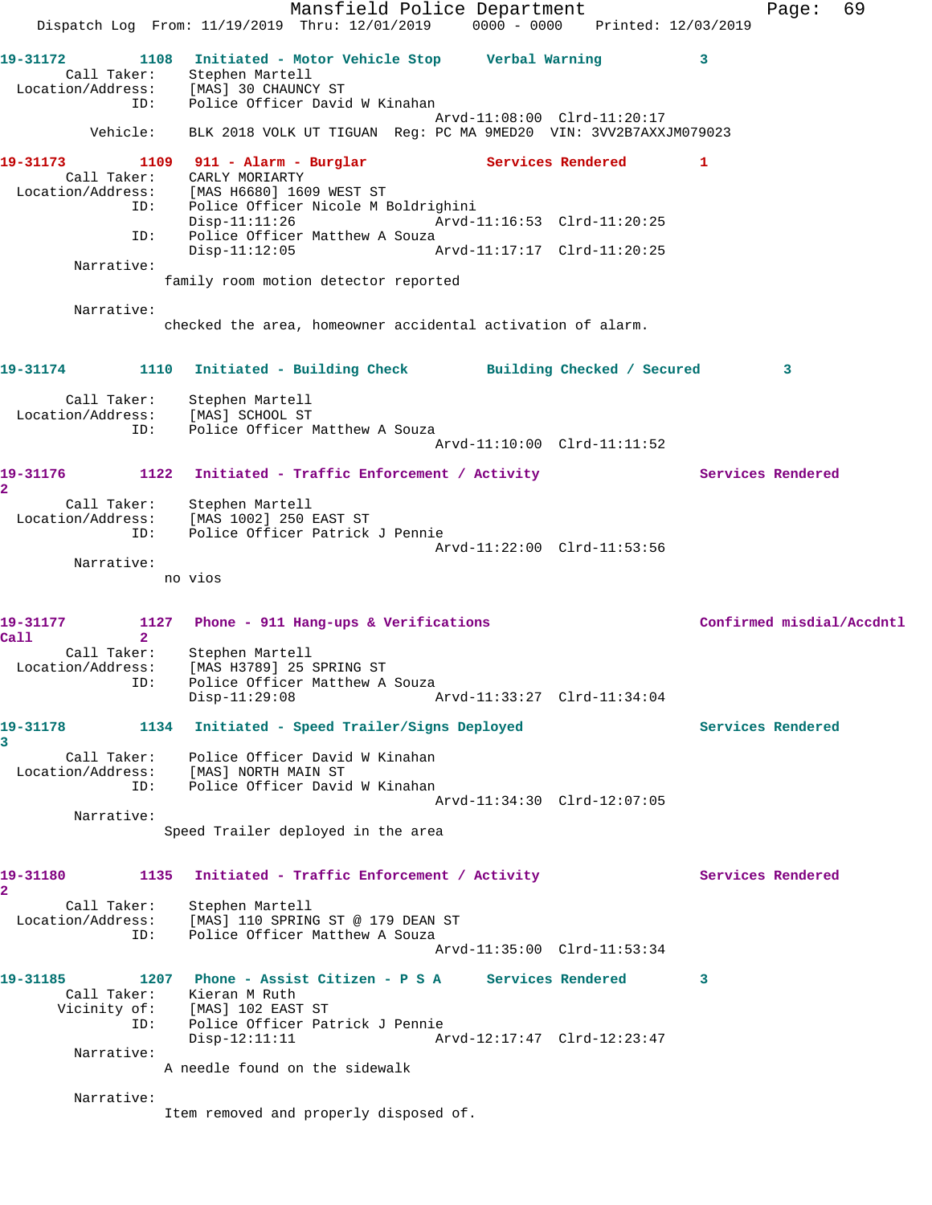**19-31172** 1108 Initiated - Motor Vehicle Stop Verbal Warning 3

Call Taker: Stephen Martell
Location/Address: [MAS] 30 CHAUNCY ST
ID: Police Officer David W Kinahan
Arvd-11:08:00 Clrd-11:20:17
Vehicle: BLK 2018 VOLK UT TIGUAN Reg: PC MA 9MED20 VIN: 3VV2B7AXXJM079023

**19-31173** 1109 911 - Alarm - Burglar Services Rendered 1

Call Taker: CARLY MORIARTY
Location/Address: [MAS H6680] 1609 WEST ST
ID: Police Officer Nicole M Boldrighini
Disp-11:11:26 Arvd-11:16:53 Clrd-11:20:25
ID: Police Officer Matthew A Souza
Disp-11:12:05 Arvd-11:17:17 Clrd-11:20:25

Narrative:
family room motion detector reported

Narrative:
checked the area, homeowner accidental activation of alarm.

**19-31174** 1110 Initiated - Building Check Building Checked / Secured 3

Call Taker: Stephen Martell
Location/Address: [MAS] SCHOOL ST
ID: Police Officer Matthew A Souza
Arvd-11:10:00 Clrd-11:11:52

**19-31176** 1122 Initiated - Traffic Enforcement / Activity Services Rendered 2

Call Taker: Stephen Martell
Location/Address: [MAS 1002] 250 EAST ST
ID: Police Officer Patrick J Pennie
Arvd-11:22:00 Clrd-11:53:56

Narrative:
no vios

**19-31177** 1127 Phone - 911 Hang-ups & Verifications Confirmed misdial/Accdntl Call 2

Call Taker: Stephen Martell
Location/Address: [MAS H3789] 25 SPRING ST
ID: Police Officer Matthew A Souza
Disp-11:29:08 Arvd-11:33:27 Clrd-11:34:04

**19-31178** 1134 Initiated - Speed Trailer/Signs Deployed Services Rendered 3

Call Taker: Police Officer David W Kinahan
Location/Address: [MAS] NORTH MAIN ST
ID: Police Officer David W Kinahan
Arvd-11:34:30 Clrd-12:07:05

Narrative:
Speed Trailer deployed in the area

**19-31180** 1135 Initiated - Traffic Enforcement / Activity Services Rendered 2

Call Taker: Stephen Martell
Location/Address: [MAS] 110 SPRING ST @ 179 DEAN ST
ID: Police Officer Matthew A Souza
Arvd-11:35:00 Clrd-11:53:34

**19-31185** 1207 Phone - Assist Citizen - P S A Services Rendered 3

Call Taker: Kieran M Ruth
Vicinity of: [MAS] 102 EAST ST
ID: Police Officer Patrick J Pennie
Disp-12:11:11 Arvd-12:17:47 Clrd-12:23:47

Narrative:
A needle found on the sidewalk

Narrative:
Item removed and properly disposed of.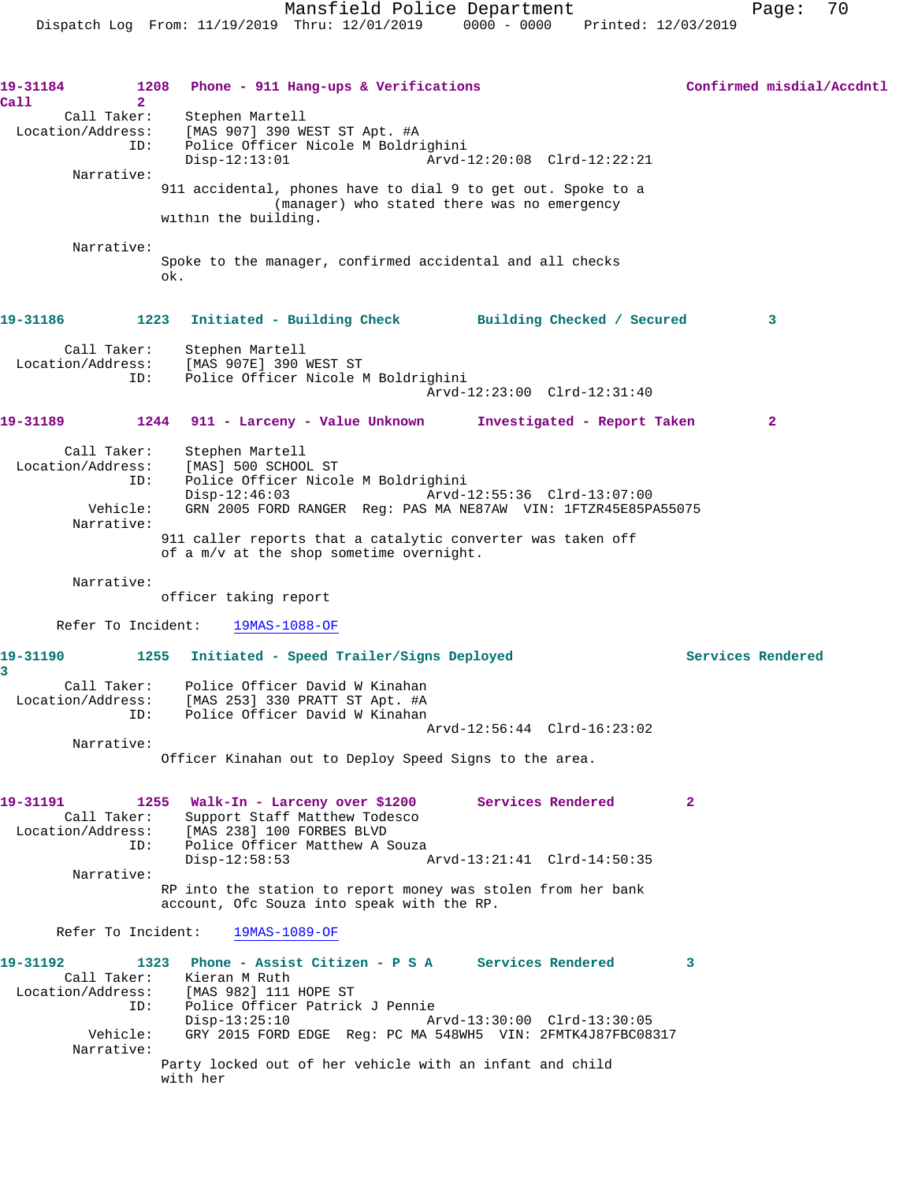**19-31184** 1208 **Phone - 911 Hang-ups & Verifications** **Confirmed misdial/Accdntl Call** 2

Call Taker: Stephen Martell
Location/Address: [MAS 907] 390 WEST ST Apt. #A
ID: Police Officer Nicole M Boldrighini
Disp-12:13:01 Arvd-12:20:08 Clrd-12:22:21

Narrative:
911 accidental, phones have to dial 9 to get out. Spoke to a (manager) who stated there was no emergency within the building.

Narrative:
Spoke to the manager, confirmed accidental and all checks ok.

**19-31186** 1223 **Initiated - Building Check** **Building Checked / Secured** 3

Call Taker: Stephen Martell
Location/Address: [MAS 907E] 390 WEST ST
ID: Police Officer Nicole M Boldrighini
Arvd-12:23:00 Clrd-12:31:40

**19-31189** 1244 **911 - Larceny - Value Unknown** **Investigated - Report Taken** 2

Call Taker: Stephen Martell
Location/Address: [MAS] 500 SCHOOL ST
ID: Police Officer Nicole M Boldrighini
Disp-12:46:03 Arvd-12:55:36 Clrd-13:07:00
Vehicle: GRN 2005 FORD RANGER Reg: PAS MA NE87AW VIN: 1FTZR45E85PA55075

Narrative:
911 caller reports that a catalytic converter was taken off of a m/v at the shop sometime overnight.

Narrative:
officer taking report

Refer To Incident: 19MAS-1088-OF

**19-31190** 1255 **Initiated - Speed Trailer/Signs Deployed** **Services Rendered** 3

Call Taker: Police Officer David W Kinahan
Location/Address: [MAS 253] 330 PRATT ST Apt. #A
ID: Police Officer David W Kinahan
Arvd-12:56:44 Clrd-16:23:02

Narrative:
Officer Kinahan out to Deploy Speed Signs to the area.

**19-31191** 1255 **Walk-In - Larceny over $1200** **Services Rendered** 2

Call Taker: Support Staff Matthew Todesco
Location/Address: [MAS 238] 100 FORBES BLVD
ID: Police Officer Matthew A Souza
Disp-12:58:53 Arvd-13:21:41 Clrd-14:50:35

Narrative:
RP into the station to report money was stolen from her bank account, Ofc Souza into speak with the RP.

Refer To Incident: 19MAS-1089-OF

**19-31192** 1323 **Phone - Assist Citizen - P S A** **Services Rendered** 3

Call Taker: Kieran M Ruth
Location/Address: [MAS 982] 111 HOPE ST
ID: Police Officer Patrick J Pennie
Disp-13:25:10 Arvd-13:30:00 Clrd-13:30:05
Vehicle: GRY 2015 FORD EDGE Reg: PC MA 548WH5 VIN: 2FMTK4J87FBC08317

Narrative:
Party locked out of her vehicle with an infant and child with her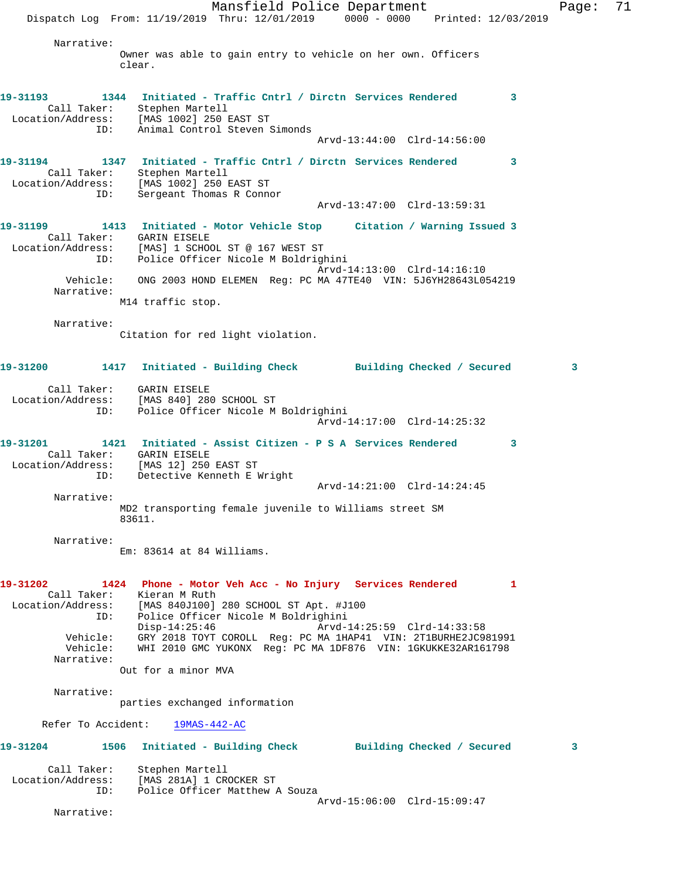Narrative:
Owner was able to gain entry to vehicle on her own. Officers clear.

**19-31193** 1344 Initiated - Traffic Cntrl / Dirctn Services Rendered 3
Call Taker: Stephen Martell
Location/Address: [MAS 1002] 250 EAST ST
ID: Animal Control Steven Simonds
Arvd-13:44:00 Clrd-14:56:00

**19-31194** 1347 Initiated - Traffic Cntrl / Dirctn Services Rendered 3
Call Taker: Stephen Martell
Location/Address: [MAS 1002] 250 EAST ST
ID: Sergeant Thomas R Connor
Arvd-13:47:00 Clrd-13:59:31

**19-31199** 1413 Initiated - Motor Vehicle Stop Citation / Warning Issued 3
Call Taker: GARIN EISELE
Location/Address: [MAS] 1 SCHOOL ST @ 167 WEST ST
ID: Police Officer Nicole M Boldrighini
Arvd-14:13:00 Clrd-14:16:10
Vehicle: ONG 2003 HOND ELEMEN Reg: PC MA 47TE40 VIN: 5J6YH28643L054219
Narrative:
M14 traffic stop.

Narrative:
Citation for red light violation.

**19-31200** 1417 Initiated - Building Check Building Checked / Secured 3
Call Taker: GARIN EISELE
Location/Address: [MAS 840] 280 SCHOOL ST
ID: Police Officer Nicole M Boldrighini
Arvd-14:17:00 Clrd-14:25:32

**19-31201** 1421 Initiated - Assist Citizen - P S A Services Rendered 3
Call Taker: GARIN EISELE
Location/Address: [MAS 12] 250 EAST ST
ID: Detective Kenneth E Wright
Arvd-14:21:00 Clrd-14:24:45
Narrative:
MD2 transporting female juvenile to Williams street SM 83611.

Narrative:
Em: 83614 at 84 Williams.

**19-31202** 1424 Phone - Motor Veh Acc - No Injury Services Rendered 1
Call Taker: Kieran M Ruth
Location/Address: [MAS 840J100] 280 SCHOOL ST Apt. #J100
ID: Police Officer Nicole M Boldrighini
Disp-14:25:46 Arvd-14:25:59 Clrd-14:33:58
Vehicle: GRY 2018 TOYT COROLL Reg: PC MA 1HAP41 VIN: 2T1BURHE2JC981991
Vehicle: WHI 2010 GMC YUKONX Reg: PC MA 1DF876 VIN: 1GKUKKE32AR161798
Narrative:
Out for a minor MVA

Narrative:
parties exchanged information

Refer To Accident: 19MAS-442-AC

**19-31204** 1506 Initiated - Building Check Building Checked / Secured 3
Call Taker: Stephen Martell
Location/Address: [MAS 281A] 1 CROCKER ST
ID: Police Officer Matthew A Souza
Arvd-15:06:00 Clrd-15:09:47
Narrative: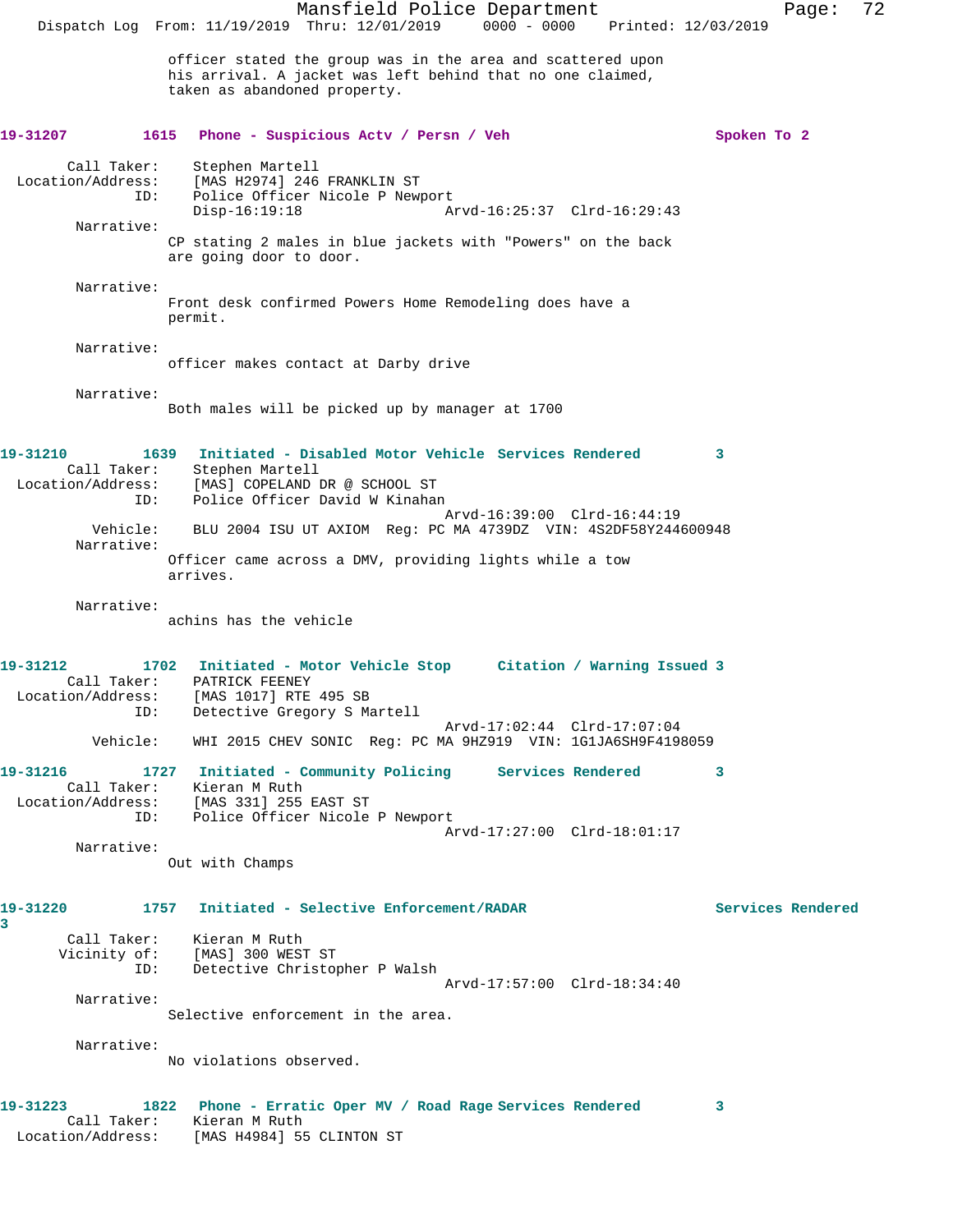officer stated the group was in the area and scattered upon his arrival. A jacket was left behind that no one claimed, taken as abandoned property.

**19-31207 1615 Phone - Suspicious Actv / Persn / Veh — Spoken To 2**

Call Taker: Stephen Martell
Location/Address: [MAS H2974] 246 FRANKLIN ST
ID: Police Officer Nicole P Newport
Disp-16:19:18 Arvd-16:25:37 Clrd-16:29:43

Narrative:
CP stating 2 males in blue jackets with "Powers" on the back are going door to door.

Narrative:
Front desk confirmed Powers Home Remodeling does have a permit.

Narrative:
officer makes contact at Darby drive

Narrative:
Both males will be picked up by manager at 1700

**19-31210 1639 Initiated - Disabled Motor Vehicle — Services Rendered 3**

Call Taker: Stephen Martell
Location/Address: [MAS] COPELAND DR @ SCHOOL ST
ID: Police Officer David W Kinahan
Arvd-16:39:00 Clrd-16:44:19
Vehicle: BLU 2004 ISU UT AXIOM Reg: PC MA 4739DZ VIN: 4S2DF58Y244600948

Narrative:
Officer came across a DMV, providing lights while a tow arrives.

Narrative:
achins has the vehicle

**19-31212 1702 Initiated - Motor Vehicle Stop — Citation / Warning Issued 3**

Call Taker: PATRICK FEENEY
Location/Address: [MAS 1017] RTE 495 SB
ID: Detective Gregory S Martell
Arvd-17:02:44 Clrd-17:07:04
Vehicle: WHI 2015 CHEV SONIC Reg: PC MA 9HZ919 VIN: 1G1JA6SH9F4198059

**19-31216 1727 Initiated - Community Policing — Services Rendered 3**

Call Taker: Kieran M Ruth
Location/Address: [MAS 331] 255 EAST ST
ID: Police Officer Nicole P Newport
Arvd-17:27:00 Clrd-18:01:17

Narrative:
Out with Champs

**19-31220 1757 Initiated - Selective Enforcement/RADAR — Services Rendered 3**

Call Taker: Kieran M Ruth
Vicinity of: [MAS] 300 WEST ST
ID: Detective Christopher P Walsh
Arvd-17:57:00 Clrd-18:34:40

Narrative:
Selective enforcement in the area.

Narrative:
No violations observed.

**19-31223 1822 Phone - Erratic Oper MV / Road Rage — Services Rendered 3**

Call Taker: Kieran M Ruth
Location/Address: [MAS H4984] 55 CLINTON ST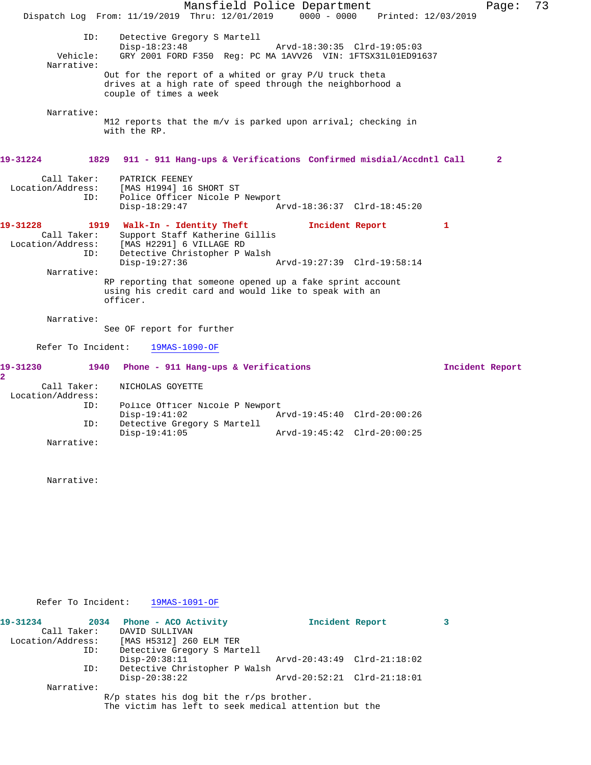```
            ID:     Detective Gregory S Martell
                    Disp-18:23:48                Arvd-18:30:35  Clrd-19:05:03
       Vehicle:     GRY 2001 FORD F350  Reg: PC MA 1AVV26  VIN: 1FTSX31L01ED91637
     Narrative:
                   Out for the report of a whited or gray P/U truck theta
                   drives at a high rate of speed through the neighborhood a
                   couple of times a week

     Narrative:
                   M12 reports that the m/v is parked upon arrival; checking in
                   with the RP.
```

**19-31224 1829 911 - 911 Hang-ups & Verifications Confirmed misdial/Accdntl Call 2**

```
    Call Taker:     PATRICK FEENEY
Location/Address:   [MAS H1994] 16 SHORT ST
            ID:     Police Officer Nicole P Newport
                    Disp-18:29:47                Arvd-18:36:37  Clrd-18:45:20
```

**19-31228 1919 Walk-In - Identity Theft Incident Report 1**

```
    Call Taker:     Support Staff Katherine Gillis
Location/Address:   [MAS H2291] 6 VILLAGE RD
            ID:     Detective Christopher P Walsh
                    Disp-19:27:36                Arvd-19:27:39  Clrd-19:58:14
     Narrative:
                   RP reporting that someone opened up a fake sprint account
                   using his credit card and would like to speak with an
                   officer.

     Narrative:
                   See OF report for further

   Refer To Incident:    19MAS-1090-OF
```

**19-31230 1940 Phone - 911 Hang-ups & Verifications Incident Report 2**

```
    Call Taker:     NICHOLAS GOYETTE
Location/Address:
            ID:     Police Officer Nicole P Newport
                    Disp-19:41:02                Arvd-19:45:40  Clrd-20:00:26
            ID:     Detective Gregory S Martell
                    Disp-19:41:05                Arvd-19:45:42  Clrd-20:00:25
     Narrative:

     Narrative:

   Refer To Incident:    19MAS-1091-OF
```

**19-31234 2034 Phone - ACO Activity Incident Report 3**

```
    Call Taker:     DAVID SULLIVAN
Location/Address:   [MAS H5312] 260 ELM TER
            ID:     Detective Gregory S Martell
                    Disp-20:38:11                Arvd-20:43:49  Clrd-21:18:02
            ID:     Detective Christopher P Walsh
                    Disp-20:38:22                Arvd-20:52:21  Clrd-21:18:01
     Narrative:
                   R/p states his dog bit the r/ps brother.
                   The victim has left to seek medical attention but the
```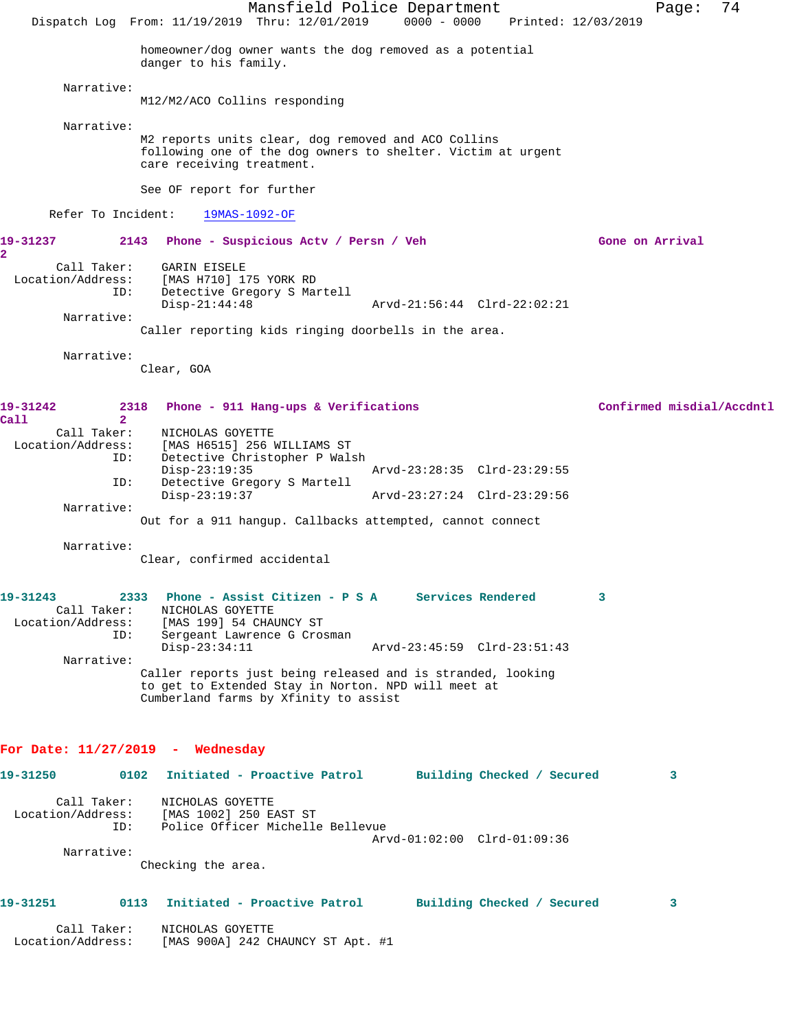homeowner/dog owner wants the dog removed as a potential danger to his family.

Narrative:
M12/M2/ACO Collins responding

Narrative:
M2 reports units clear, dog removed and ACO Collins following one of the dog owners to shelter. Victim at urgent care receiving treatment.

See OF report for further

Refer To Incident: 19MAS-1092-OF

**19-31237 2143 Phone - Suspicious Actv / Persn / Veh — Gone on Arrival 2**

Call Taker: GARIN EISELE
Location/Address: [MAS H710] 175 YORK RD
ID: Detective Gregory S Martell
Disp-21:44:48 Arvd-21:56:44 Clrd-22:02:21

Narrative:
Caller reporting kids ringing doorbells in the area.

Narrative:
Clear, GOA

**19-31242 2318 Phone - 911 Hang-ups & Verifications — Confirmed misdial/Accdntl Call 2**

Call Taker: NICHOLAS GOYETTE
Location/Address: [MAS H6515] 256 WILLIAMS ST
ID: Detective Christopher P Walsh
Disp-23:19:35 Arvd-23:28:35 Clrd-23:29:55
ID: Detective Gregory S Martell
Disp-23:19:37 Arvd-23:27:24 Clrd-23:29:56

Narrative:
Out for a 911 hangup. Callbacks attempted, cannot connect

Narrative:
Clear, confirmed accidental

**19-31243 2333 Phone - Assist Citizen - P S A — Services Rendered 3**

Call Taker: NICHOLAS GOYETTE
Location/Address: [MAS 199] 54 CHAUNCY ST
ID: Sergeant Lawrence G Crosman
Disp-23:34:11 Arvd-23:45:59 Clrd-23:51:43

Narrative:
Caller reports just being released and is stranded, looking to get to Extended Stay in Norton. NPD will meet at Cumberland farms by Xfinity to assist

## For Date: 11/27/2019 - Wednesday

**19-31250 0102 Initiated - Proactive Patrol — Building Checked / Secured 3**

Call Taker: NICHOLAS GOYETTE
Location/Address: [MAS 1002] 250 EAST ST
ID: Police Officer Michelle Bellevue
Arvd-01:02:00 Clrd-01:09:36

Narrative:
Checking the area.

**19-31251 0113 Initiated - Proactive Patrol — Building Checked / Secured 3**

Call Taker: NICHOLAS GOYETTE
Location/Address: [MAS 900A] 242 CHAUNCY ST Apt. #1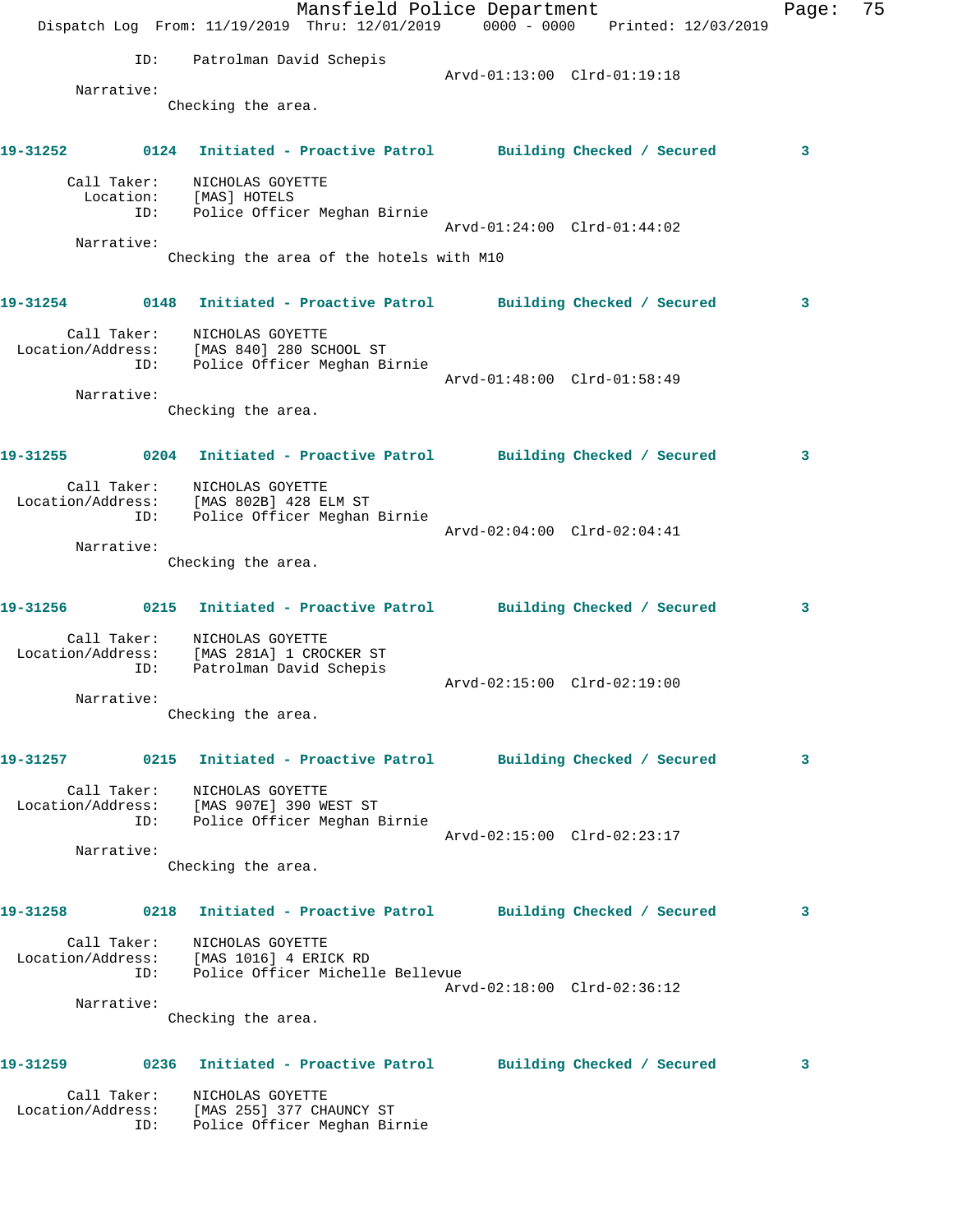ID: Patrolman David Schepis
Arvd-01:13:00 Clrd-01:19:18

Narrative:
Checking the area.

**19-31252 0124 Initiated - Proactive Patrol Building Checked / Secured 3**

Call Taker: NICHOLAS GOYETTE
Location: [MAS] HOTELS
ID: Police Officer Meghan Birnie
Arvd-01:24:00 Clrd-01:44:02

Narrative:
Checking the area of the hotels with M10

**19-31254 0148 Initiated - Proactive Patrol Building Checked / Secured 3**

Call Taker: NICHOLAS GOYETTE
Location/Address: [MAS 840] 280 SCHOOL ST
ID: Police Officer Meghan Birnie
Arvd-01:48:00 Clrd-01:58:49

Narrative:
Checking the area.

**19-31255 0204 Initiated - Proactive Patrol Building Checked / Secured 3**

Call Taker: NICHOLAS GOYETTE
Location/Address: [MAS 802B] 428 ELM ST
ID: Police Officer Meghan Birnie
Arvd-02:04:00 Clrd-02:04:41

Narrative:
Checking the area.

**19-31256 0215 Initiated - Proactive Patrol Building Checked / Secured 3**

Call Taker: NICHOLAS GOYETTE
Location/Address: [MAS 281A] 1 CROCKER ST
ID: Patrolman David Schepis
Arvd-02:15:00 Clrd-02:19:00

Narrative:
Checking the area.

**19-31257 0215 Initiated - Proactive Patrol Building Checked / Secured 3**

Call Taker: NICHOLAS GOYETTE
Location/Address: [MAS 907E] 390 WEST ST
ID: Police Officer Meghan Birnie
Arvd-02:15:00 Clrd-02:23:17

Narrative:
Checking the area.

**19-31258 0218 Initiated - Proactive Patrol Building Checked / Secured 3**

Call Taker: NICHOLAS GOYETTE
Location/Address: [MAS 1016] 4 ERICK RD
ID: Police Officer Michelle Bellevue
Arvd-02:18:00 Clrd-02:36:12

Narrative:
Checking the area.

**19-31259 0236 Initiated - Proactive Patrol Building Checked / Secured 3**

Call Taker: NICHOLAS GOYETTE
Location/Address: [MAS 255] 377 CHAUNCY ST
ID: Police Officer Meghan Birnie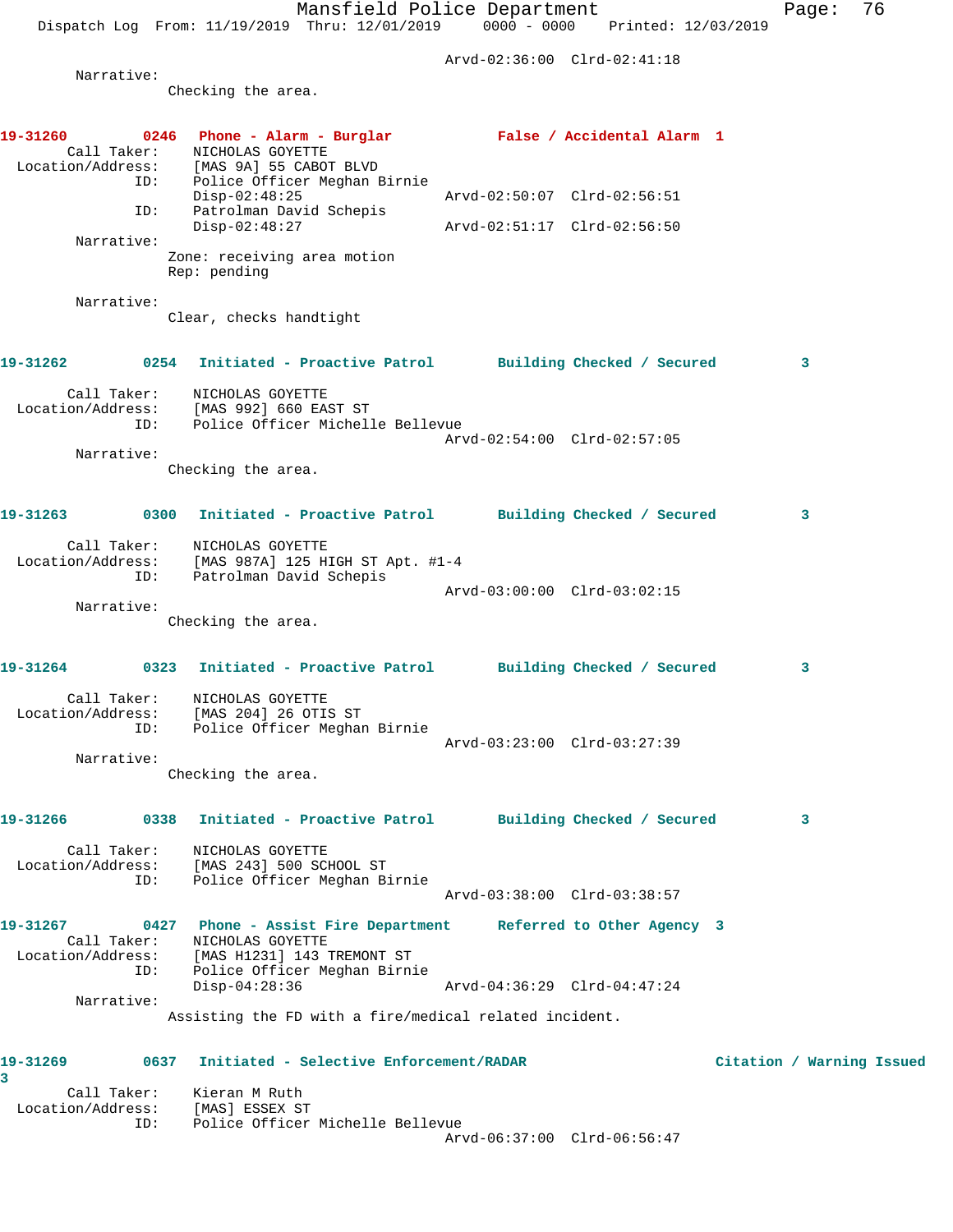Arvd-02:36:00 Clrd-02:41:18

Narrative:
Checking the area.

**19-31260 0246 Phone - Alarm - Burglar False / Accidental Alarm 1**

Call Taker: NICHOLAS GOYETTE
Location/Address: [MAS 9A] 55 CABOT BLVD
ID: Police Officer Meghan Birnie
Disp-02:48:25 Arvd-02:50:07 Clrd-02:56:51
ID: Patrolman David Schepis
Disp-02:48:27 Arvd-02:51:17 Clrd-02:56:50

Narrative:
Zone: receiving area motion
Rep: pending

Narrative:
Clear, checks handtight

**19-31262 0254 Initiated - Proactive Patrol Building Checked / Secured 3**

Call Taker: NICHOLAS GOYETTE
Location/Address: [MAS 992] 660 EAST ST
ID: Police Officer Michelle Bellevue
Arvd-02:54:00 Clrd-02:57:05

Narrative:
Checking the area.

**19-31263 0300 Initiated - Proactive Patrol Building Checked / Secured 3**

Call Taker: NICHOLAS GOYETTE
Location/Address: [MAS 987A] 125 HIGH ST Apt. #1-4
ID: Patrolman David Schepis
Arvd-03:00:00 Clrd-03:02:15

Narrative:
Checking the area.

**19-31264 0323 Initiated - Proactive Patrol Building Checked / Secured 3**

Call Taker: NICHOLAS GOYETTE
Location/Address: [MAS 204] 26 OTIS ST
ID: Police Officer Meghan Birnie
Arvd-03:23:00 Clrd-03:27:39

Narrative:
Checking the area.

**19-31266 0338 Initiated - Proactive Patrol Building Checked / Secured 3**

Call Taker: NICHOLAS GOYETTE
Location/Address: [MAS 243] 500 SCHOOL ST
ID: Police Officer Meghan Birnie
Arvd-03:38:00 Clrd-03:38:57

**19-31267 0427 Phone - Assist Fire Department Referred to Other Agency 3**

Call Taker: NICHOLAS GOYETTE
Location/Address: [MAS H1231] 143 TREMONT ST
ID: Police Officer Meghan Birnie
Disp-04:28:36 Arvd-04:36:29 Clrd-04:47:24

Narrative:
Assisting the FD with a fire/medical related incident.

**19-31269 0637 Initiated - Selective Enforcement/RADAR Citation / Warning Issued 3**

Call Taker: Kieran M Ruth
Location/Address: [MAS] ESSEX ST
ID: Police Officer Michelle Bellevue
Arvd-06:37:00 Clrd-06:56:47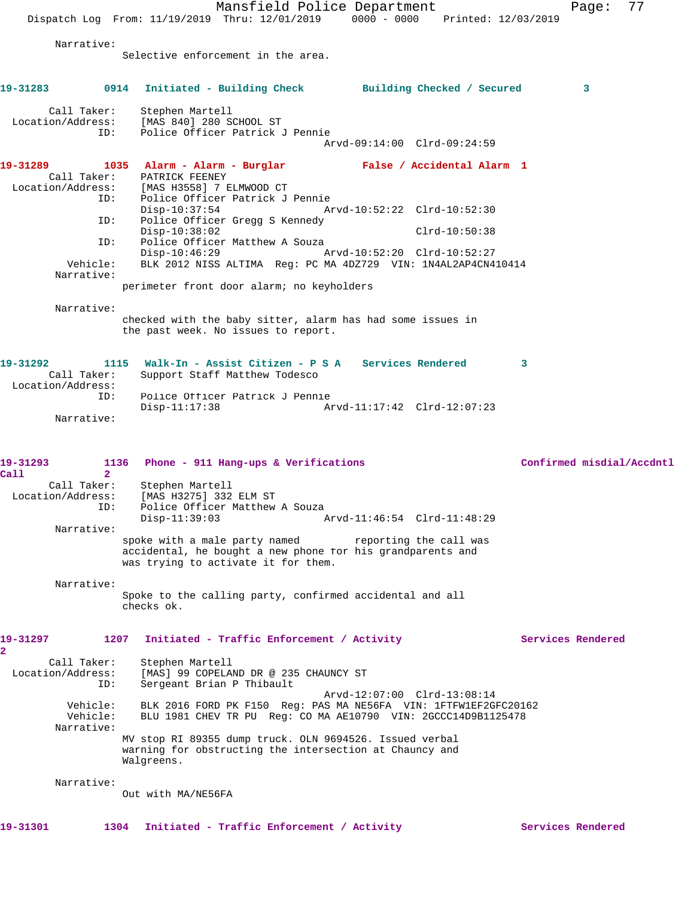Narrative:
Selective enforcement in the area.

**19-31283 0914 Initiated - Building Check — Building Checked / Secured 3**

Call Taker: Stephen Martell
Location/Address: [MAS 840] 280 SCHOOL ST
ID: Police Officer Patrick J Pennie
Arvd-09:14:00 Clrd-09:24:59

**19-31289 1035 Alarm - Alarm - Burglar — False / Accidental Alarm 1**

Call Taker: PATRICK FEENEY
Location/Address: [MAS H3558] 7 ELMWOOD CT
ID: Police Officer Patrick J Pennie
Disp-10:37:54 Arvd-10:52:22 Clrd-10:52:30
ID: Police Officer Gregg S Kennedy
Disp-10:38:02 Clrd-10:50:38
ID: Police Officer Matthew A Souza
Disp-10:46:29 Arvd-10:52:20 Clrd-10:52:27
Vehicle: BLK 2012 NISS ALTIMA Reg: PC MA 4DZ729 VIN: 1N4AL2AP4CN410414
Narrative:
perimeter front door alarm; no keyholders

Narrative:
checked with the baby sitter, alarm has had some issues in the past week. No issues to report.

**19-31292 1115 Walk-In - Assist Citizen - P S A — Services Rendered 3**

Call Taker: Support Staff Matthew Todesco
Location/Address:
ID: Police Officer Patrick J Pennie
Disp-11:17:38 Arvd-11:17:42 Clrd-12:07:23
Narrative:

**19-31293 1136 Phone - 911 Hang-ups & Verifications — Confirmed misdial/Accdntl Call 2**

Call Taker: Stephen Martell
Location/Address: [MAS H3275] 332 ELM ST
ID: Police Officer Matthew A Souza
Disp-11:39:03 Arvd-11:46:54 Clrd-11:48:29
Narrative:
spoke with a male party named reporting the call was accidental, he bought a new phone for his grandparents and was trying to activate it for them.

Narrative:
Spoke to the calling party, confirmed accidental and all checks ok.

**19-31297 1207 Initiated - Traffic Enforcement / Activity — Services Rendered 2**

Call Taker: Stephen Martell
Location/Address: [MAS] 99 COPELAND DR @ 235 CHAUNCY ST
ID: Sergeant Brian P Thibault
Arvd-12:07:00 Clrd-13:08:14
Vehicle: BLK 2016 FORD PK F150 Reg: PAS MA NE56FA VIN: 1FTFW1EF2GFC20162
Vehicle: BLU 1981 CHEV TR PU Reg: CO MA AE10790 VIN: 2GCCC14D9B1125478
Narrative:
MV stop RI 89355 dump truck. OLN 9694526. Issued verbal warning for obstructing the intersection at Chauncy and Walgreens.

Narrative:
Out with MA/NE56FA

**19-31301 1304 Initiated - Traffic Enforcement / Activity — Services Rendered**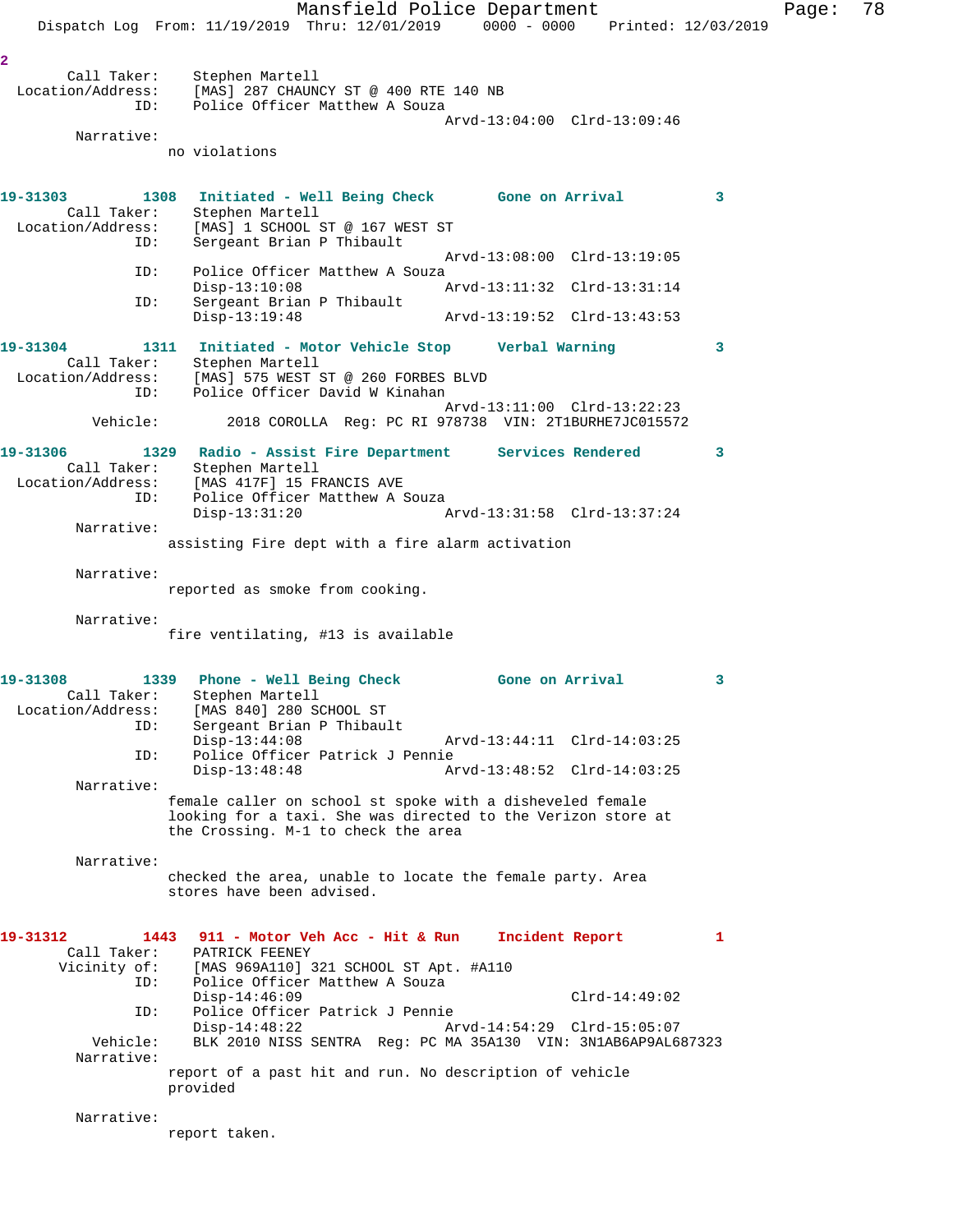2

```
        Call Taker:    Stephen Martell
  Location/Address:    [MAS] 287 CHAUNCY ST @ 400 RTE 140 NB
                ID:    Police Officer Matthew A Souza
                                              Arvd-13:04:00  Clrd-13:09:46
         Narrative:
                 no violations

19-31303        1308   Initiated - Well Being Check       Gone on Arrival          3
        Call Taker:    Stephen Martell
  Location/Address:    [MAS] 1 SCHOOL ST @ 167 WEST ST
                ID:    Sergeant Brian P Thibault
                                              Arvd-13:08:00  Clrd-13:19:05
                ID:    Police Officer Matthew A Souza
                       Disp-13:10:08          Arvd-13:11:32  Clrd-13:31:14
                ID:    Sergeant Brian P Thibault
                       Disp-13:19:48          Arvd-13:19:52  Clrd-13:43:53

19-31304        1311   Initiated - Motor Vehicle Stop     Verbal Warning           3
        Call Taker:    Stephen Martell
  Location/Address:    [MAS] 575 WEST ST @ 260 FORBES BLVD
                ID:    Police Officer David W Kinahan
                                              Arvd-13:11:00  Clrd-13:22:23
           Vehicle:        2018 COROLLA  Reg: PC RI 978738  VIN: 2T1BURHE7JC015572

19-31306        1329   Radio - Assist Fire Department     Services Rendered        3
        Call Taker:    Stephen Martell
  Location/Address:    [MAS 417F] 15 FRANCIS AVE
                ID:    Police Officer Matthew A Souza
                       Disp-13:31:20          Arvd-13:31:58  Clrd-13:37:24
         Narrative:
                 assisting Fire dept with a fire alarm activation

         Narrative:
                 reported as smoke from cooking.

         Narrative:
                 fire ventilating, #13 is available

19-31308        1339   Phone - Well Being Check           Gone on Arrival          3
        Call Taker:    Stephen Martell
  Location/Address:    [MAS 840] 280 SCHOOL ST
                ID:    Sergeant Brian P Thibault
                       Disp-13:44:08          Arvd-13:44:11  Clrd-14:03:25
                ID:    Police Officer Patrick J Pennie
                       Disp-13:48:48          Arvd-13:48:52  Clrd-14:03:25
         Narrative:
                 female caller on school st spoke with a disheveled female
                 looking for a taxi. She was directed to the Verizon store at
                 the Crossing. M-1 to check the area

         Narrative:
                 checked the area, unable to locate the female party. Area
                 stores have been advised.

19-31312        1443   911 - Motor Veh Acc - Hit & Run    Incident Report          1
        Call Taker:    PATRICK FEENEY
       Vicinity of:    [MAS 969A110] 321 SCHOOL ST Apt. #A110
                ID:    Police Officer Matthew A Souza
                       Disp-14:46:09                         Clrd-14:49:02
                ID:    Police Officer Patrick J Pennie
                       Disp-14:48:22          Arvd-14:54:29  Clrd-15:05:07
           Vehicle:    BLK 2010 NISS SENTRA  Reg: PC MA 35A130  VIN: 3N1AB6AP9AL687323
         Narrative:
                 report of a past hit and run. No description of vehicle
                 provided

         Narrative:
                 report taken.
```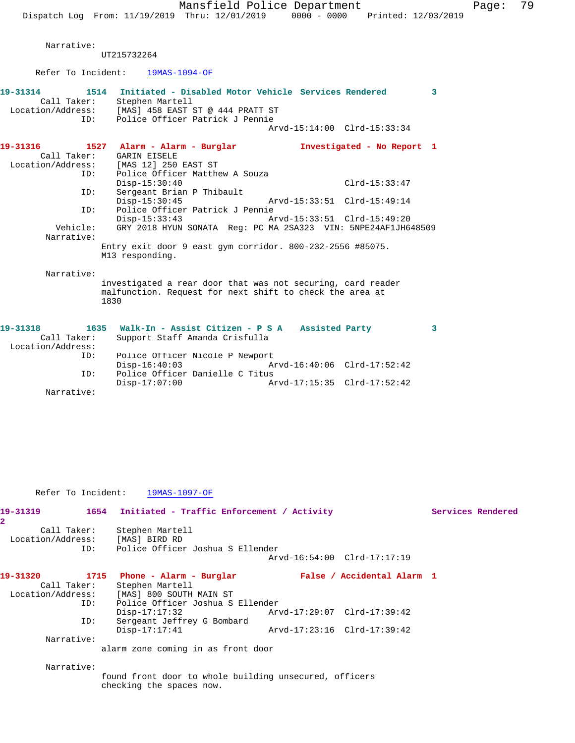Narrative:
UT215732264

Refer To Incident: 19MAS-1094-OF

**19-31314 1514 Initiated - Disabled Motor Vehicle Services Rendered 3**

Call Taker: Stephen Martell
Location/Address: [MAS] 458 EAST ST @ 444 PRATT ST
ID: Police Officer Patrick J Pennie
Arvd-15:14:00 Clrd-15:33:34

**19-31316 1527 Alarm - Alarm - Burglar Investigated - No Report 1**

Call Taker: GARIN EISELE
Location/Address: [MAS 12] 250 EAST ST
ID: Police Officer Matthew A Souza
Disp-15:30:40 Clrd-15:33:47
ID: Sergeant Brian P Thibault
Disp-15:30:45 Arvd-15:33:51 Clrd-15:49:14
ID: Police Officer Patrick J Pennie
Disp-15:33:43 Arvd-15:33:51 Clrd-15:49:20
Vehicle: GRY 2018 HYUN SONATA Reg: PC MA 2SA323 VIN: 5NPE24AF1JH648509
Narrative:
Entry exit door 9 east gym corridor. 800-232-2556 #85075.
M13 responding.

Narrative:
investigated a rear door that was not securing, card reader malfunction. Request for next shift to check the area at 1830

**19-31318 1635 Walk-In - Assist Citizen - P S A Assisted Party 3**

Call Taker: Support Staff Amanda Crisfulla
Location/Address:
ID: Police Officer Nicole P Newport
Disp-16:40:03 Arvd-16:40:06 Clrd-17:52:42
ID: Police Officer Danielle C Titus
Disp-17:07:00 Arvd-17:15:35 Clrd-17:52:42
Narrative:

Refer To Incident: 19MAS-1097-OF

**19-31319 1654 Initiated - Traffic Enforcement / Activity Services Rendered 2**

Call Taker: Stephen Martell
Location/Address: [MAS] BIRD RD
ID: Police Officer Joshua S Ellender
Arvd-16:54:00 Clrd-17:17:19

**19-31320 1715 Phone - Alarm - Burglar False / Accidental Alarm 1**

Call Taker: Stephen Martell
Location/Address: [MAS] 800 SOUTH MAIN ST
ID: Police Officer Joshua S Ellender
Disp-17:17:32 Arvd-17:29:07 Clrd-17:39:42
ID: Sergeant Jeffrey G Bombard
Disp-17:17:41 Arvd-17:23:16 Clrd-17:39:42
Narrative:
alarm zone coming in as front door

Narrative:
found front door to whole building unsecured, officers checking the spaces now.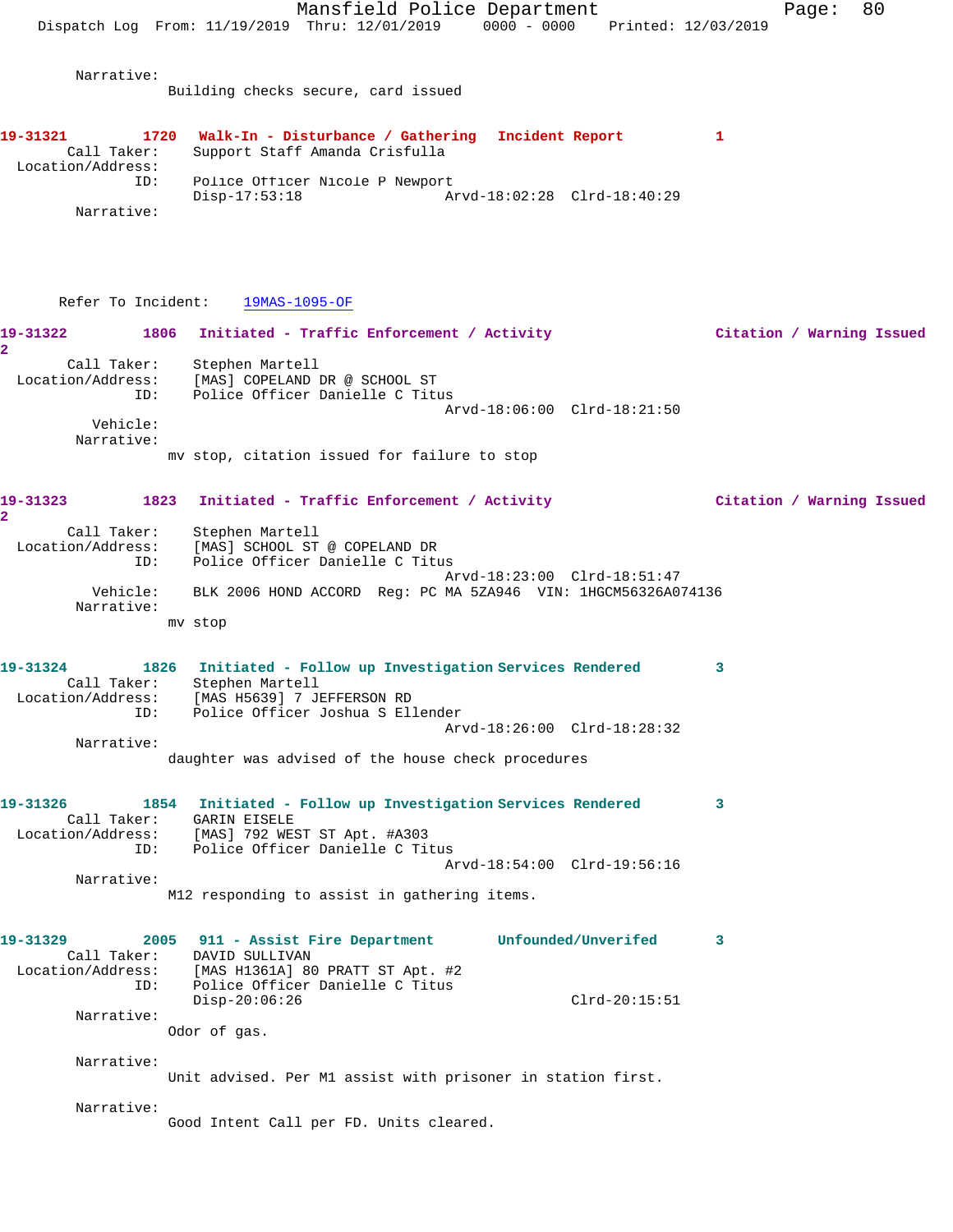Narrative:
Building checks secure, card issued

**19-31321 1720 Walk-In - Disturbance / Gathering Incident Report 1**

Call Taker: Support Staff Amanda Crisfulla
Location/Address:
ID: Police Officer Nicole P Newport
Disp-17:53:18 Arvd-18:02:28 Clrd-18:40:29
Narrative:

Refer To Incident: 19MAS-1095-OF

**19-31322 1806 Initiated - Traffic Enforcement / Activity Citation / Warning Issued 2**

Call Taker: Stephen Martell
Location/Address: [MAS] COPELAND DR @ SCHOOL ST
ID: Police Officer Danielle C Titus
Arvd-18:06:00 Clrd-18:21:50
Vehicle:
Narrative:
mv stop, citation issued for failure to stop

**19-31323 1823 Initiated - Traffic Enforcement / Activity Citation / Warning Issued 2**

Call Taker: Stephen Martell
Location/Address: [MAS] SCHOOL ST @ COPELAND DR
ID: Police Officer Danielle C Titus
Arvd-18:23:00 Clrd-18:51:47
Vehicle: BLK 2006 HOND ACCORD Reg: PC MA 5ZA946 VIN: 1HGCM56326A074136
Narrative:
mv stop

**19-31324 1826 Initiated - Follow up Investigation Services Rendered 3**

Call Taker: Stephen Martell
Location/Address: [MAS H5639] 7 JEFFERSON RD
ID: Police Officer Joshua S Ellender
Arvd-18:26:00 Clrd-18:28:32
Narrative:
daughter was advised of the house check procedures

**19-31326 1854 Initiated - Follow up Investigation Services Rendered 3**

Call Taker: GARIN EISELE
Location/Address: [MAS] 792 WEST ST Apt. #A303
ID: Police Officer Danielle C Titus
Arvd-18:54:00 Clrd-19:56:16
Narrative:
M12 responding to assist in gathering items.

**19-31329 2005 911 - Assist Fire Department Unfounded/Unverifed 3**

Call Taker: DAVID SULLIVAN
Location/Address: [MAS H1361A] 80 PRATT ST Apt. #2
ID: Police Officer Danielle C Titus
Disp-20:06:26 Clrd-20:15:51
Narrative:
Odor of gas.

Narrative:
Unit advised. Per M1 assist with prisoner in station first.

Narrative:
Good Intent Call per FD. Units cleared.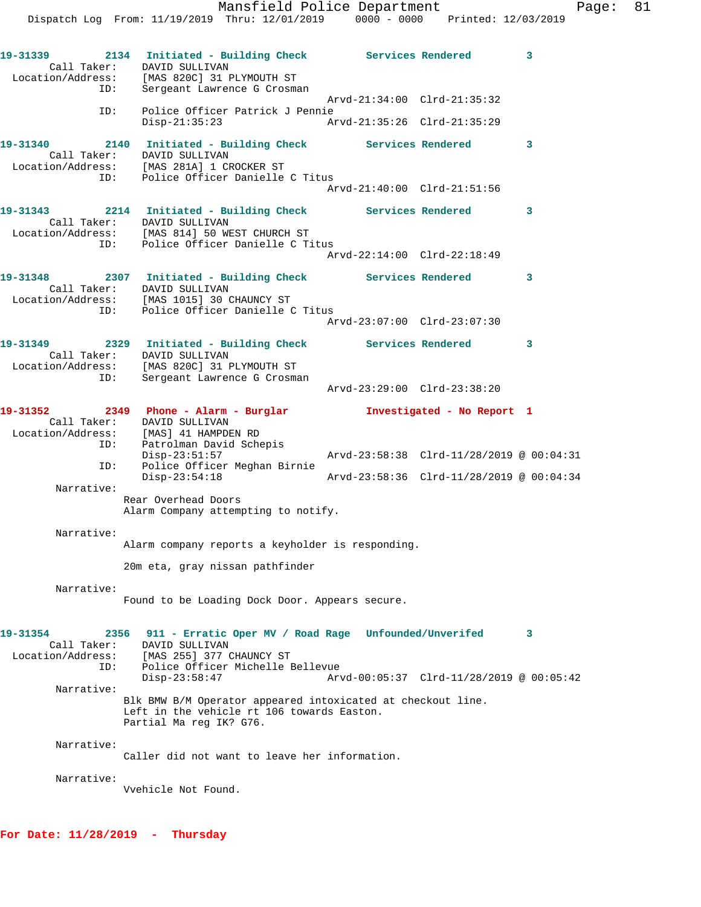19-31339 2134 Initiated - Building Check Services Rendered 3
Call Taker: DAVID SULLIVAN
Location/Address: [MAS 820C] 31 PLYMOUTH ST
ID: Sergeant Lawrence G Crosman
Arvd-21:34:00 Clrd-21:35:32
ID: Police Officer Patrick J Pennie
Disp-21:35:23 Arvd-21:35:26 Clrd-21:35:29

19-31340 2140 Initiated - Building Check Services Rendered 3
Call Taker: DAVID SULLIVAN
Location/Address: [MAS 281A] 1 CROCKER ST
ID: Police Officer Danielle C Titus
Arvd-21:40:00 Clrd-21:51:56

19-31343 2214 Initiated - Building Check Services Rendered 3
Call Taker: DAVID SULLIVAN
Location/Address: [MAS 814] 50 WEST CHURCH ST
ID: Police Officer Danielle C Titus
Arvd-22:14:00 Clrd-22:18:49

19-31348 2307 Initiated - Building Check Services Rendered 3
Call Taker: DAVID SULLIVAN
Location/Address: [MAS 1015] 30 CHAUNCY ST
ID: Police Officer Danielle C Titus
Arvd-23:07:00 Clrd-23:07:30

19-31349 2329 Initiated - Building Check Services Rendered 3
Call Taker: DAVID SULLIVAN
Location/Address: [MAS 820C] 31 PLYMOUTH ST
ID: Sergeant Lawrence G Crosman
Arvd-23:29:00 Clrd-23:38:20

19-31352 2349 Phone - Alarm - Burglar Investigated - No Report 1
Call Taker: DAVID SULLIVAN
Location/Address: [MAS] 41 HAMPDEN RD
ID: Patrolman David Schepis
Disp-23:51:57 Arvd-23:58:38 Clrd-11/28/2019 @ 00:04:31
ID: Police Officer Meghan Birnie
Disp-23:54:18 Arvd-23:58:36 Clrd-11/28/2019 @ 00:04:34
Narrative:
Rear Overhead Doors
Alarm Company attempting to notify.

Narrative:
Alarm company reports a keyholder is responding.

20m eta, gray nissan pathfinder

Narrative:
Found to be Loading Dock Door. Appears secure.

19-31354 2356 911 - Erratic Oper MV / Road Rage Unfounded/Unverifed 3
Call Taker: DAVID SULLIVAN
Location/Address: [MAS 255] 377 CHAUNCY ST
ID: Police Officer Michelle Bellevue
Disp-23:58:47 Arvd-00:05:37 Clrd-11/28/2019 @ 00:05:42
Narrative:
Blk BMW B/M Operator appeared intoxicated at checkout line.
Left in the vehicle rt 106 towards Easton.
Partial Ma reg IK? G76.

Narrative:
Caller did not want to leave her information.

Narrative:
Vvehicle Not Found.

**For Date: 11/28/2019 - Thursday**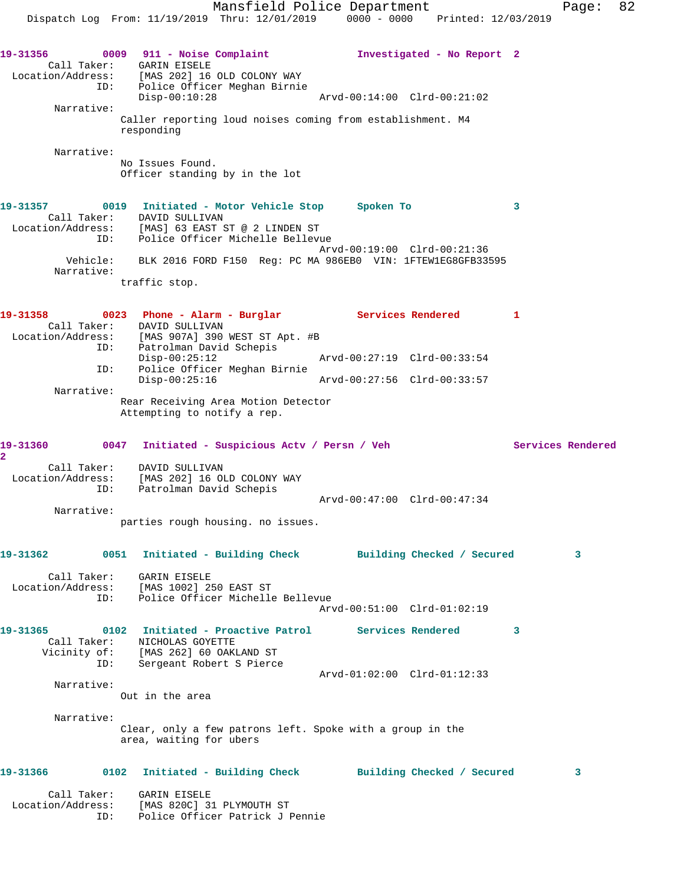**19-31356** 0009 **911 - Noise Complaint** **Investigated - No Report** 2

Call Taker: GARIN EISELE
Location/Address: [MAS 202] 16 OLD COLONY WAY
ID: Police Officer Meghan Birnie
Disp-00:10:28 Arvd-00:14:00 Clrd-00:21:02

Narrative:
Caller reporting loud noises coming from establishment. M4 responding

Narrative:
No Issues Found.
Officer standing by in the lot

**19-31357** 0019 **Initiated - Motor Vehicle Stop** **Spoken To** 3

Call Taker: DAVID SULLIVAN
Location/Address: [MAS] 63 EAST ST @ 2 LINDEN ST
ID: Police Officer Michelle Bellevue
Arvd-00:19:00 Clrd-00:21:36
Vehicle: BLK 2016 FORD F150 Reg: PC MA 986EB0 VIN: 1FTEW1EG8GFB33595

Narrative:
traffic stop.

**19-31358** 0023 **Phone - Alarm - Burglar** **Services Rendered** 1

Call Taker: DAVID SULLIVAN
Location/Address: [MAS 907A] 390 WEST ST Apt. #B
ID: Patrolman David Schepis
Disp-00:25:12 Arvd-00:27:19 Clrd-00:33:54
ID: Police Officer Meghan Birnie
Disp-00:25:16 Arvd-00:27:56 Clrd-00:33:57

Narrative:
Rear Receiving Area Motion Detector
Attempting to notify a rep.

**19-31360** 0047 **Initiated - Suspicious Actv / Persn / Veh** **Services Rendered** 2

Call Taker: DAVID SULLIVAN
Location/Address: [MAS 202] 16 OLD COLONY WAY
ID: Patrolman David Schepis
Arvd-00:47:00 Clrd-00:47:34

Narrative:
parties rough housing. no issues.

**19-31362** 0051 **Initiated - Building Check** **Building Checked / Secured** 3

Call Taker: GARIN EISELE
Location/Address: [MAS 1002] 250 EAST ST
ID: Police Officer Michelle Bellevue
Arvd-00:51:00 Clrd-01:02:19

**19-31365** 0102 **Initiated - Proactive Patrol** **Services Rendered** 3

Call Taker: NICHOLAS GOYETTE
Vicinity of: [MAS 262] 60 OAKLAND ST
ID: Sergeant Robert S Pierce
Arvd-01:02:00 Clrd-01:12:33

Narrative:
Out in the area

Narrative:
Clear, only a few patrons left. Spoke with a group in the area, waiting for ubers

**19-31366** 0102 **Initiated - Building Check** **Building Checked / Secured** 3

Call Taker: GARIN EISELE
Location/Address: [MAS 820C] 31 PLYMOUTH ST
ID: Police Officer Patrick J Pennie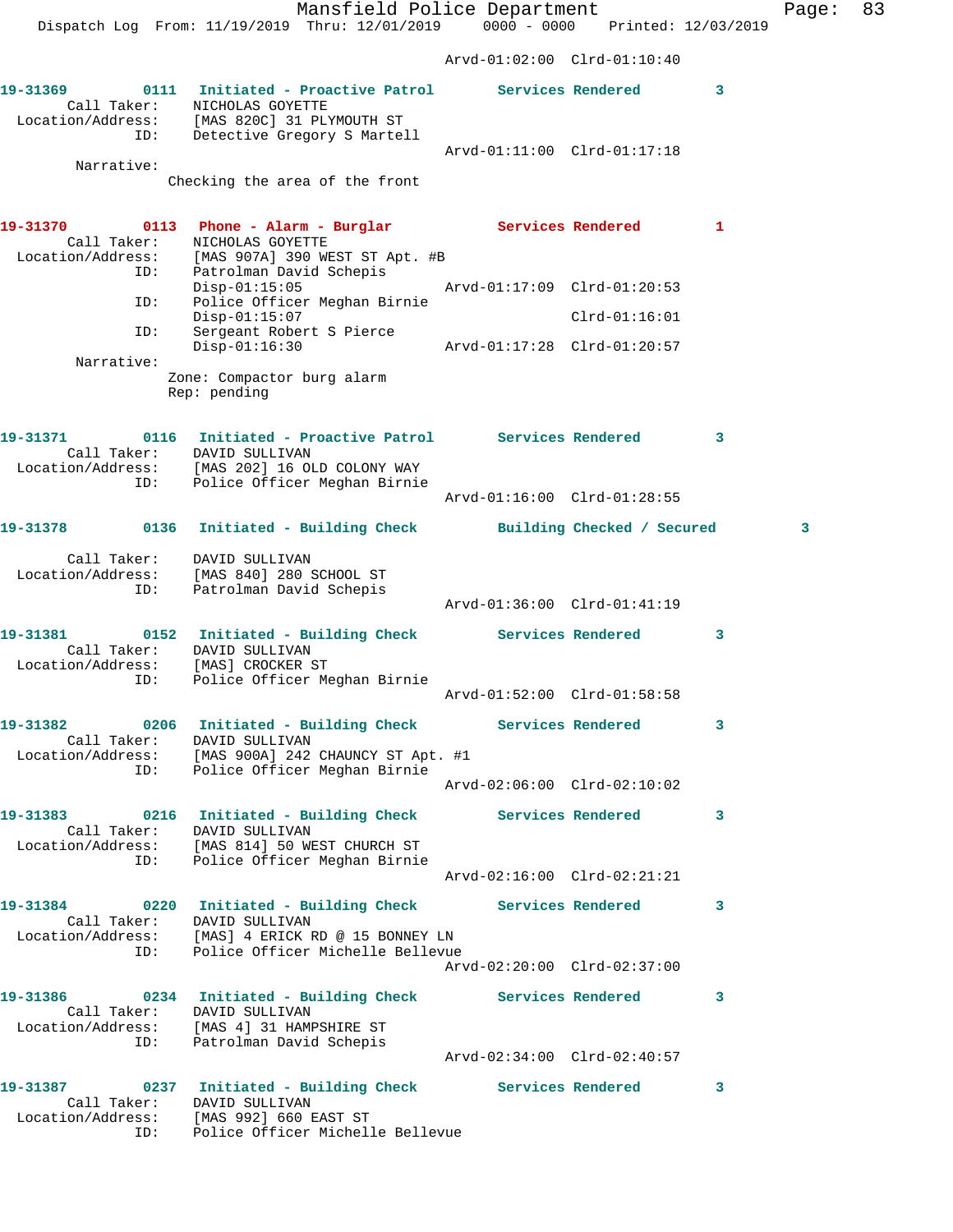Arvd-01:02:00 Clrd-01:10:40

**19-31369** 0111 **Initiated - Proactive Patrol** **Services Rendered** 3
Call Taker: NICHOLAS GOYETTE
Location/Address: [MAS 820C] 31 PLYMOUTH ST
ID: Detective Gregory S Martell
Arvd-01:11:00 Clrd-01:17:18
Narrative:
Checking the area of the front

**19-31370** 0113 **Phone - Alarm - Burglar** **Services Rendered** 1
Call Taker: NICHOLAS GOYETTE
Location/Address: [MAS 907A] 390 WEST ST Apt. #B
ID: Patrolman David Schepis
Disp-01:15:05 Arvd-01:17:09 Clrd-01:20:53
ID: Police Officer Meghan Birnie
Disp-01:15:07 Clrd-01:16:01
ID: Sergeant Robert S Pierce
Disp-01:16:30 Arvd-01:17:28 Clrd-01:20:57
Narrative:
Zone: Compactor burg alarm
Rep: pending

**19-31371** 0116 **Initiated - Proactive Patrol** **Services Rendered** 3
Call Taker: DAVID SULLIVAN
Location/Address: [MAS 202] 16 OLD COLONY WAY
ID: Police Officer Meghan Birnie
Arvd-01:16:00 Clrd-01:28:55

**19-31378** 0136 **Initiated - Building Check** **Building Checked / Secured** 3
Call Taker: DAVID SULLIVAN
Location/Address: [MAS 840] 280 SCHOOL ST
ID: Patrolman David Schepis
Arvd-01:36:00 Clrd-01:41:19

**19-31381** 0152 **Initiated - Building Check** **Services Rendered** 3
Call Taker: DAVID SULLIVAN
Location/Address: [MAS] CROCKER ST
ID: Police Officer Meghan Birnie
Arvd-01:52:00 Clrd-01:58:58

**19-31382** 0206 **Initiated - Building Check** **Services Rendered** 3
Call Taker: DAVID SULLIVAN
Location/Address: [MAS 900A] 242 CHAUNCY ST Apt. #1
ID: Police Officer Meghan Birnie
Arvd-02:06:00 Clrd-02:10:02

**19-31383** 0216 **Initiated - Building Check** **Services Rendered** 3
Call Taker: DAVID SULLIVAN
Location/Address: [MAS 814] 50 WEST CHURCH ST
ID: Police Officer Meghan Birnie
Arvd-02:16:00 Clrd-02:21:21

**19-31384** 0220 **Initiated - Building Check** **Services Rendered** 3
Call Taker: DAVID SULLIVAN
Location/Address: [MAS] 4 ERICK RD @ 15 BONNEY LN
ID: Police Officer Michelle Bellevue
Arvd-02:20:00 Clrd-02:37:00

**19-31386** 0234 **Initiated - Building Check** **Services Rendered** 3
Call Taker: DAVID SULLIVAN
Location/Address: [MAS 4] 31 HAMPSHIRE ST
ID: Patrolman David Schepis
Arvd-02:34:00 Clrd-02:40:57

**19-31387** 0237 **Initiated - Building Check** **Services Rendered** 3
Call Taker: DAVID SULLIVAN
Location/Address: [MAS 992] 660 EAST ST
ID: Police Officer Michelle Bellevue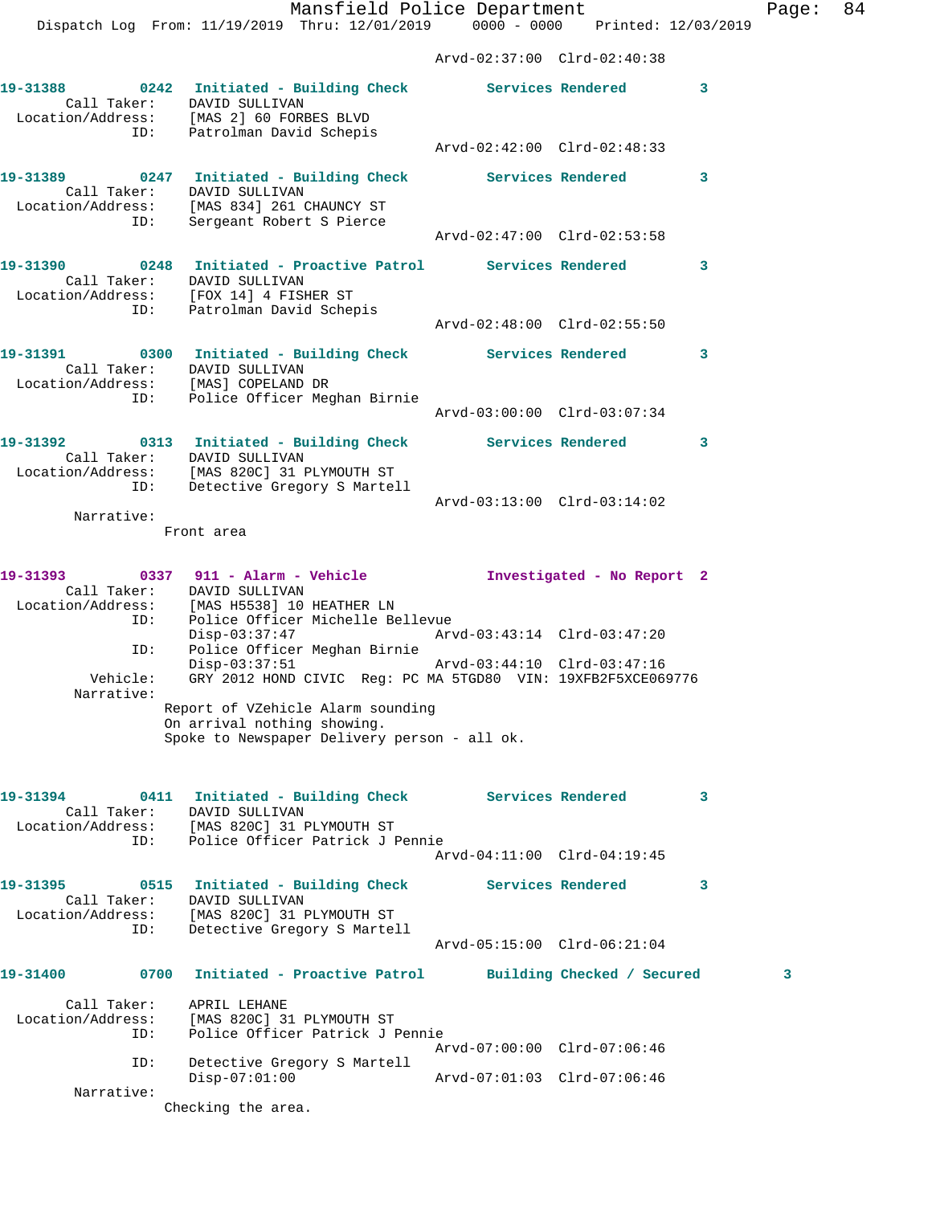Arvd-02:37:00 Clrd-02:40:38

**19-31388** 0242 **Initiated - Building Check** **Services Rendered** 3
Call Taker: DAVID SULLIVAN
Location/Address: [MAS 2] 60 FORBES BLVD
ID: Patrolman David Schepis
Arvd-02:42:00 Clrd-02:48:33

**19-31389** 0247 **Initiated - Building Check** **Services Rendered** 3
Call Taker: DAVID SULLIVAN
Location/Address: [MAS 834] 261 CHAUNCY ST
ID: Sergeant Robert S Pierce
Arvd-02:47:00 Clrd-02:53:58

**19-31390** 0248 **Initiated - Proactive Patrol** **Services Rendered** 3
Call Taker: DAVID SULLIVAN
Location/Address: [FOX 14] 4 FISHER ST
ID: Patrolman David Schepis
Arvd-02:48:00 Clrd-02:55:50

**19-31391** 0300 **Initiated - Building Check** **Services Rendered** 3
Call Taker: DAVID SULLIVAN
Location/Address: [MAS] COPELAND DR
ID: Police Officer Meghan Birnie
Arvd-03:00:00 Clrd-03:07:34

**19-31392** 0313 **Initiated - Building Check** **Services Rendered** 3
Call Taker: DAVID SULLIVAN
Location/Address: [MAS 820C] 31 PLYMOUTH ST
ID: Detective Gregory S Martell
Arvd-03:13:00 Clrd-03:14:02
Narrative:
Front area

**19-31393** 0337 **911 - Alarm - Vehicle** **Investigated - No Report** 2
Call Taker: DAVID SULLIVAN
Location/Address: [MAS H5538] 10 HEATHER LN
ID: Police Officer Michelle Bellevue
Disp-03:37:47 Arvd-03:43:14 Clrd-03:47:20
ID: Police Officer Meghan Birnie
Disp-03:37:51 Arvd-03:44:10 Clrd-03:47:16
Vehicle: GRY 2012 HOND CIVIC Reg: PC MA 5TGD80 VIN: 19XFB2F5XCE069776
Narrative:
Report of VZehicle Alarm sounding
On arrival nothing showing.
Spoke to Newspaper Delivery person - all ok.

**19-31394** 0411 **Initiated - Building Check** **Services Rendered** 3
Call Taker: DAVID SULLIVAN
Location/Address: [MAS 820C] 31 PLYMOUTH ST
ID: Police Officer Patrick J Pennie
Arvd-04:11:00 Clrd-04:19:45

**19-31395** 0515 **Initiated - Building Check** **Services Rendered** 3
Call Taker: DAVID SULLIVAN
Location/Address: [MAS 820C] 31 PLYMOUTH ST
ID: Detective Gregory S Martell
Arvd-05:15:00 Clrd-06:21:04

**19-31400** 0700 **Initiated - Proactive Patrol** **Building Checked / Secured** 3
Call Taker: APRIL LEHANE
Location/Address: [MAS 820C] 31 PLYMOUTH ST
ID: Police Officer Patrick J Pennie
Arvd-07:00:00 Clrd-07:06:46
ID: Detective Gregory S Martell
Disp-07:01:00 Arvd-07:01:03 Clrd-07:06:46
Narrative:
Checking the area.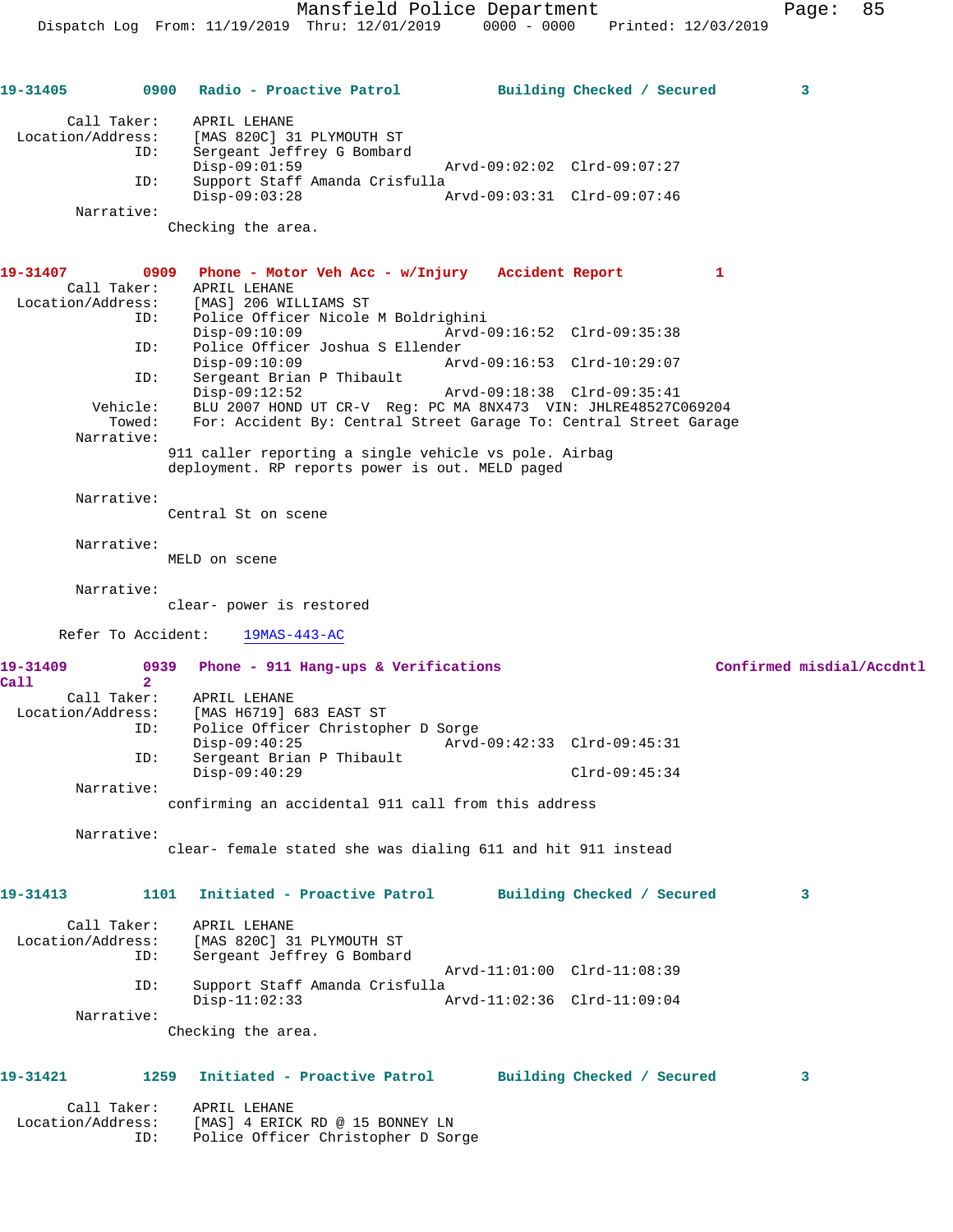**19-31405 0900 Radio - Proactive Patrol Building Checked / Secured 3**

```
      Call Taker:    APRIL LEHANE
 Location/Address:   [MAS 820C] 31 PLYMOUTH ST
               ID:   Sergeant Jeffrey G Bombard
                     Disp-09:01:59              Arvd-09:02:02  Clrd-09:07:27
               ID:   Support Staff Amanda Crisfulla
                     Disp-09:03:28              Arvd-09:03:31  Clrd-09:07:46
        Narrative:
                   Checking the area.
```

**19-31407 0909 Phone - Motor Veh Acc - w/Injury Accident Report 1**

```
      Call Taker:    APRIL LEHANE
 Location/Address:   [MAS] 206 WILLIAMS ST
               ID:   Police Officer Nicole M Boldrighini
                     Disp-09:10:09              Arvd-09:16:52  Clrd-09:35:38
               ID:   Police Officer Joshua S Ellender
                     Disp-09:10:09              Arvd-09:16:53  Clrd-10:29:07
               ID:   Sergeant Brian P Thibault
                     Disp-09:12:52              Arvd-09:18:38  Clrd-09:35:41
          Vehicle:   BLU 2007 HOND UT CR-V  Reg: PC MA 8NX473  VIN: JHLRE48527C069204
            Towed:   For: Accident By: Central Street Garage To: Central Street Garage
        Narrative:
                   911 caller reporting a single vehicle vs pole. Airbag
                   deployment. RP reports power is out. MELD paged

        Narrative:
                   Central St on scene

        Narrative:
                   MELD on scene

        Narrative:
                   clear- power is restored

      Refer To Accident:    19MAS-443-AC
```

**19-31409 0939 Phone - 911 Hang-ups & Verifications Confirmed misdial/Accdntl Call 2**

```
      Call Taker:    APRIL LEHANE
 Location/Address:   [MAS H6719] 683 EAST ST
               ID:   Police Officer Christopher D Sorge
                     Disp-09:40:25              Arvd-09:42:33  Clrd-09:45:31
               ID:   Sergeant Brian P Thibault
                     Disp-09:40:29                             Clrd-09:45:34
        Narrative:
                   confirming an accidental 911 call from this address

        Narrative:
                   clear- female stated she was dialing 611 and hit 911 instead
```

**19-31413 1101 Initiated - Proactive Patrol Building Checked / Secured 3**

```
      Call Taker:    APRIL LEHANE
 Location/Address:   [MAS 820C] 31 PLYMOUTH ST
               ID:   Sergeant Jeffrey G Bombard
                                                Arvd-11:01:00  Clrd-11:08:39
               ID:   Support Staff Amanda Crisfulla
                     Disp-11:02:33              Arvd-11:02:36  Clrd-11:09:04
        Narrative:
                   Checking the area.
```

**19-31421 1259 Initiated - Proactive Patrol Building Checked / Secured 3**

```
      Call Taker:    APRIL LEHANE
 Location/Address:   [MAS] 4 ERICK RD @ 15 BONNEY LN
               ID:   Police Officer Christopher D Sorge
```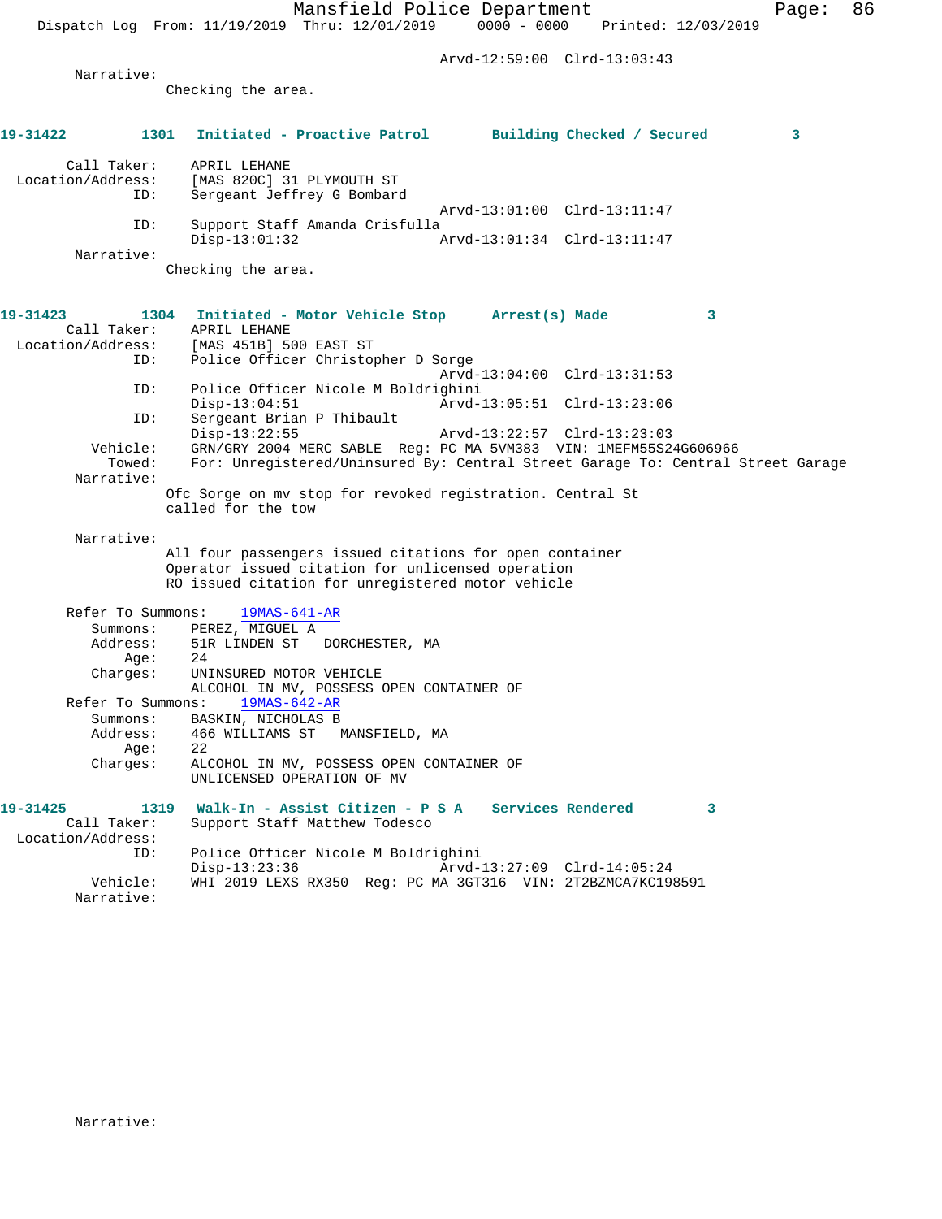Arvd-12:59:00 Clrd-13:03:43

Narrative:
Checking the area.

**19-31422 1301 Initiated - Proactive Patrol Building Checked / Secured 3**

Call Taker: APRIL LEHANE
Location/Address: [MAS 820C] 31 PLYMOUTH ST
ID: Sergeant Jeffrey G Bombard
Arvd-13:01:00 Clrd-13:11:47
ID: Support Staff Amanda Crisfulla
Disp-13:01:32 Arvd-13:01:34 Clrd-13:11:47

Narrative:
Checking the area.

**19-31423 1304 Initiated - Motor Vehicle Stop Arrest(s) Made 3**

Call Taker: APRIL LEHANE
Location/Address: [MAS 451B] 500 EAST ST
ID: Police Officer Christopher D Sorge
Arvd-13:04:00 Clrd-13:31:53
ID: Police Officer Nicole M Boldrighini
Disp-13:04:51 Arvd-13:05:51 Clrd-13:23:06
ID: Sergeant Brian P Thibault
Disp-13:22:55 Arvd-13:22:57 Clrd-13:23:03
Vehicle: GRN/GRY 2004 MERC SABLE Reg: PC MA 5VM383 VIN: 1MEFM55S24G606966
Towed: For: Unregistered/Uninsured By: Central Street Garage To: Central Street Garage

Narrative:
Ofc Sorge on mv stop for revoked registration. Central St called for the tow

Narrative:
All four passengers issued citations for open container
Operator issued citation for unlicensed operation
RO issued citation for unregistered motor vehicle

Refer To Summons: 19MAS-641-AR
Summons: PEREZ, MIGUEL A
Address: 51R LINDEN ST DORCHESTER, MA
Age: 24
Charges: UNINSURED MOTOR VEHICLE
ALCOHOL IN MV, POSSESS OPEN CONTAINER OF

Refer To Summons: 19MAS-642-AR
Summons: BASKIN, NICHOLAS B
Address: 466 WILLIAMS ST MANSFIELD, MA
Age: 22
Charges: ALCOHOL IN MV, POSSESS OPEN CONTAINER OF
UNLICENSED OPERATION OF MV

**19-31425 1319 Walk-In - Assist Citizen - P S A Services Rendered 3**

Call Taker: Support Staff Matthew Todesco
Location/Address:
ID: Police Officer Nicole M Boldrighini
Disp-13:23:36 Arvd-13:27:09 Clrd-14:05:24
Vehicle: WHI 2019 LEXS RX350 Reg: PC MA 3GT316 VIN: 2T2BZMCA7KC198591

Narrative:

Narrative: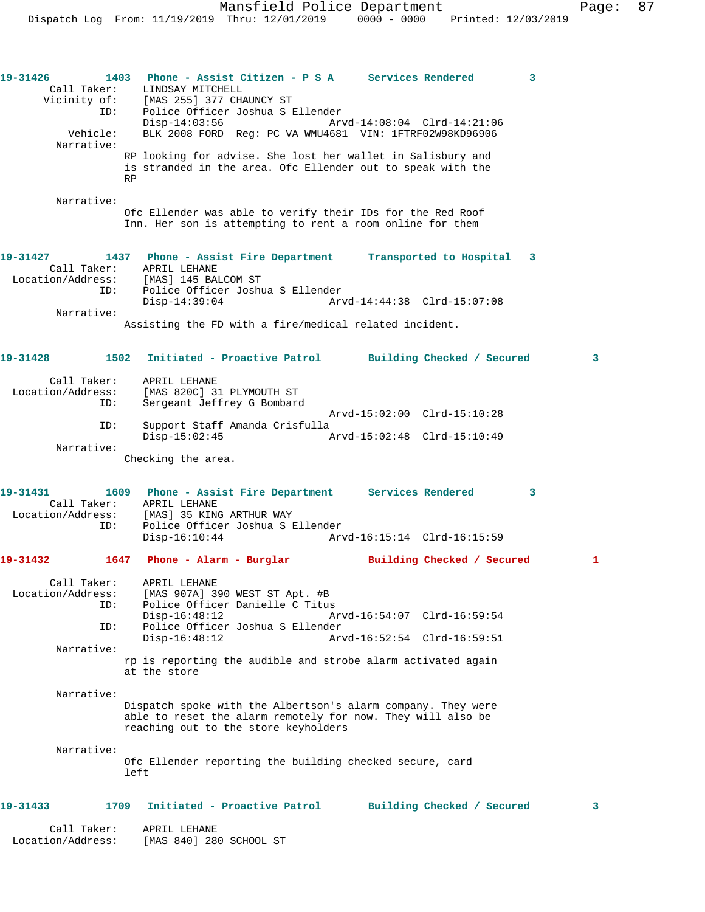19-31426 1403 Phone - Assist Citizen - P S A Services Rendered 3

```
        Call Taker:    LINDSAY MITCHELL
       Vicinity of:    [MAS 255] 377 CHAUNCY ST
                ID:    Police Officer Joshua S Ellender
                       Disp-14:03:56                Arvd-14:08:04  Clrd-14:21:06
           Vehicle:    BLK 2008 FORD  Reg: PC VA WMU4681  VIN: 1FTRF02W98KD96906
         Narrative:
                      RP looking for advise. She lost her wallet in Salisbury and
                      is stranded in the area. Ofc Ellender out to speak with the
                      RP

         Narrative:
                      Ofc Ellender was able to verify their IDs for the Red Roof
                      Inn. Her son is attempting to rent a room online for them
```

19-31427 1437 Phone - Assist Fire Department Transported to Hospital 3

```
        Call Taker:    APRIL LEHANE
  Location/Address:    [MAS] 145 BALCOM ST
                ID:    Police Officer Joshua S Ellender
                       Disp-14:39:04                Arvd-14:44:38  Clrd-15:07:08
         Narrative:
                      Assisting the FD with a fire/medical related incident.
```

19-31428 1502 Initiated - Proactive Patrol Building Checked / Secured 3

```
        Call Taker:    APRIL LEHANE
  Location/Address:    [MAS 820C] 31 PLYMOUTH ST
                ID:    Sergeant Jeffrey G Bombard
                                                    Arvd-15:02:00  Clrd-15:10:28
                ID:    Support Staff Amanda Crisfulla
                       Disp-15:02:45                Arvd-15:02:48  Clrd-15:10:49
         Narrative:
                      Checking the area.
```

19-31431 1609 Phone - Assist Fire Department Services Rendered 3

```
        Call Taker:    APRIL LEHANE
  Location/Address:    [MAS] 35 KING ARTHUR WAY
                ID:    Police Officer Joshua S Ellender
                       Disp-16:10:44                Arvd-16:15:14  Clrd-16:15:59
```

19-31432 1647 Phone - Alarm - Burglar Building Checked / Secured 1

```
        Call Taker:    APRIL LEHANE
  Location/Address:    [MAS 907A] 390 WEST ST Apt. #B
                ID:    Police Officer Danielle C Titus
                       Disp-16:48:12                Arvd-16:54:07  Clrd-16:59:54
                ID:    Police Officer Joshua S Ellender
                       Disp-16:48:12                Arvd-16:52:54  Clrd-16:59:51
         Narrative:
                      rp is reporting the audible and strobe alarm activated again
                      at the store

         Narrative:
                      Dispatch spoke with the Albertson's alarm company. They were
                      able to reset the alarm remotely for now. They will also be
                      reaching out to the store keyholders

         Narrative:
                      Ofc Ellender reporting the building checked secure, card
                      left
```

19-31433 1709 Initiated - Proactive Patrol Building Checked / Secured 3

```
        Call Taker:    APRIL LEHANE
  Location/Address:    [MAS 840] 280 SCHOOL ST
```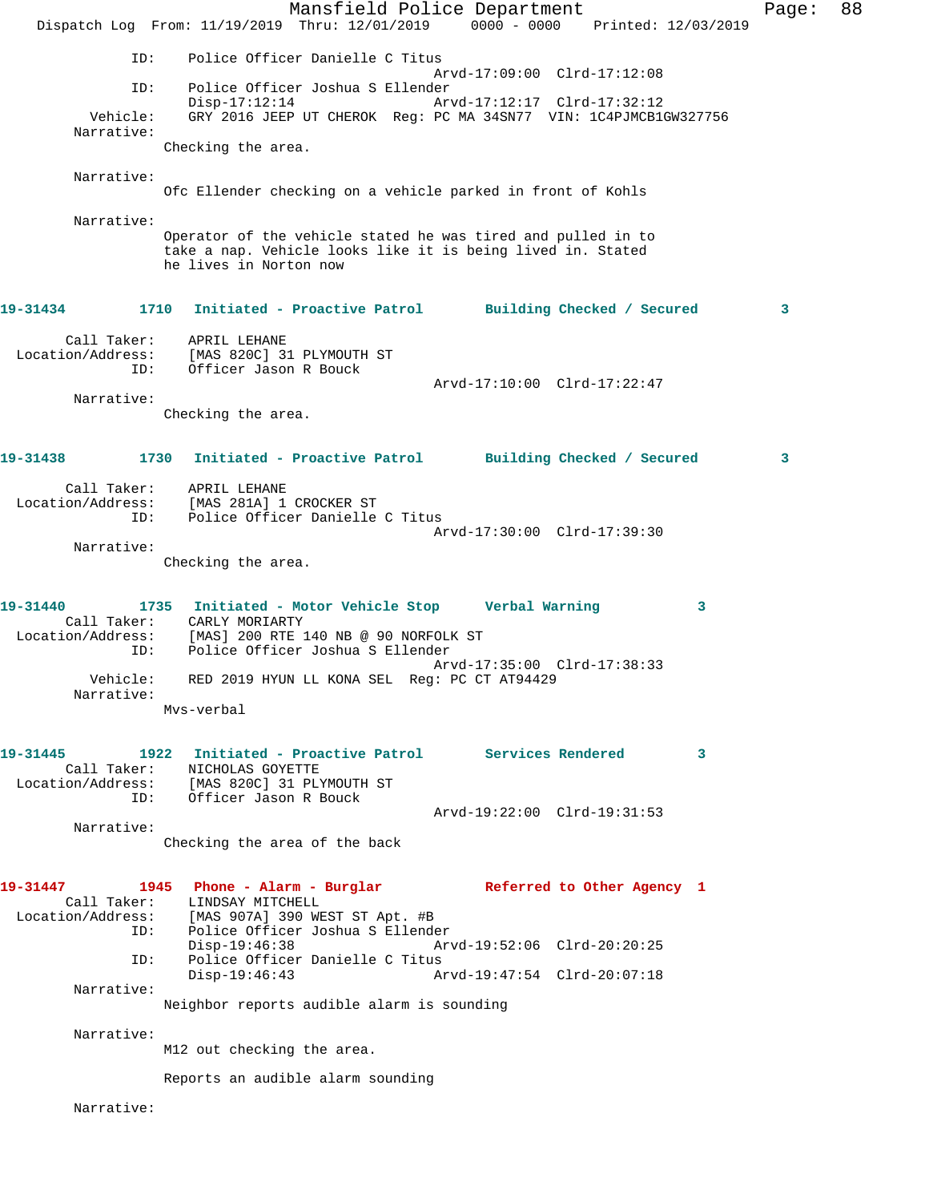```
        ID:     Police Officer Danielle C Titus
                                            Arvd-17:09:00  Clrd-17:12:08
        ID:     Police Officer Joshua S Ellender
                Disp-17:12:14               Arvd-17:12:17  Clrd-17:32:12
   Vehicle:     GRY 2016 JEEP UT CHEROK  Reg: PC MA 34SN77  VIN: 1C4PJMCB1GW327756
 Narrative:
              Checking the area.

 Narrative:
              Ofc Ellender checking on a vehicle parked in front of Kohls

 Narrative:
              Operator of the vehicle stated he was tired and pulled in to
              take a nap. Vehicle looks like it is being lived in. Stated
              he lives in Norton now
```

**19-31434** 1710 **Initiated - Proactive Patrol** **Building Checked / Secured** 3

```
       Call Taker:     APRIL LEHANE
 Location/Address:     [MAS 820C] 31 PLYMOUTH ST
               ID:     Officer Jason R Bouck
                                            Arvd-17:10:00  Clrd-17:22:47
        Narrative:
              Checking the area.
```

**19-31438** 1730 **Initiated - Proactive Patrol** **Building Checked / Secured** 3

```
       Call Taker:     APRIL LEHANE
 Location/Address:     [MAS 281A] 1 CROCKER ST
               ID:     Police Officer Danielle C Titus
                                            Arvd-17:30:00  Clrd-17:39:30
        Narrative:
              Checking the area.
```

**19-31440** 1735 **Initiated - Motor Vehicle Stop** **Verbal Warning** 3

```
       Call Taker:     CARLY MORIARTY
 Location/Address:     [MAS] 200 RTE 140 NB @ 90 NORFOLK ST
               ID:     Police Officer Joshua S Ellender
                                            Arvd-17:35:00  Clrd-17:38:33
          Vehicle:     RED 2019 HYUN LL KONA SEL  Reg: PC CT AT94429
        Narrative:
              Mvs-verbal
```

**19-31445** 1922 **Initiated - Proactive Patrol** **Services Rendered** 3

```
       Call Taker:     NICHOLAS GOYETTE
 Location/Address:     [MAS 820C] 31 PLYMOUTH ST
               ID:     Officer Jason R Bouck
                                            Arvd-19:22:00  Clrd-19:31:53
        Narrative:
              Checking the area of the back
```

**19-31447** 1945 **Phone - Alarm - Burglar** **Referred to Other Agency** 1

```
       Call Taker:     LINDSAY MITCHELL
 Location/Address:     [MAS 907A] 390 WEST ST Apt. #B
               ID:     Police Officer Joshua S Ellender
                       Disp-19:46:38                Arvd-19:52:06  Clrd-20:20:25
               ID:     Police Officer Danielle C Titus
                       Disp-19:46:43                Arvd-19:47:54  Clrd-20:07:18
        Narrative:
              Neighbor reports audible alarm is sounding

        Narrative:
              M12 out checking the area.

              Reports an audible alarm sounding

        Narrative:
```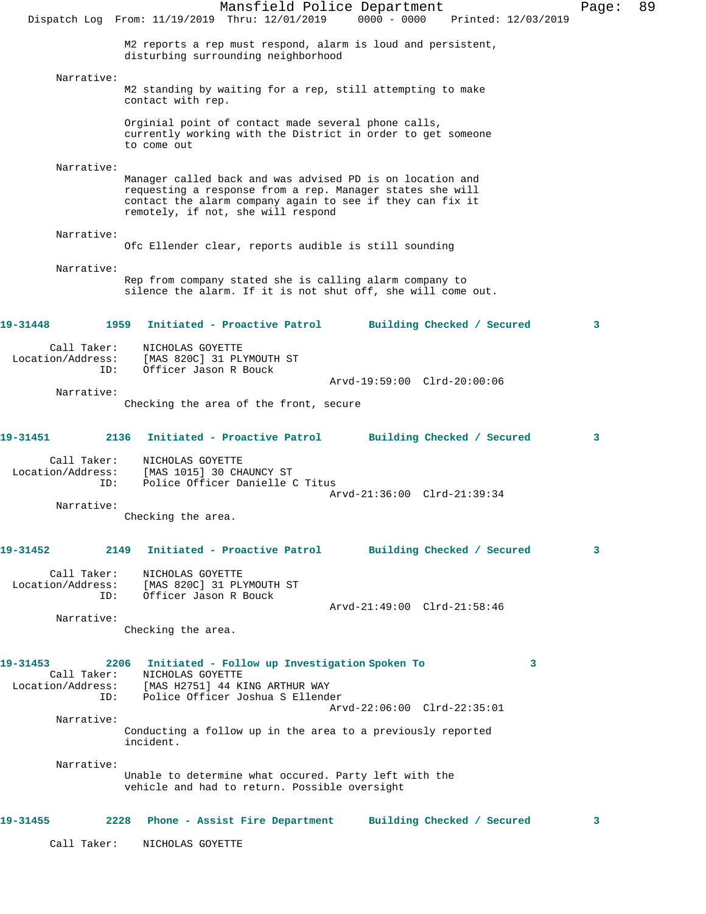M2 reports a rep must respond, alarm is loud and persistent, disturbing surrounding neighborhood

Narrative:

M2 standing by waiting for a rep, still attempting to make contact with rep.

Orginial point of contact made several phone calls, currently working with the District in order to get someone to come out

Narrative:

Manager called back and was advised PD is on location and requesting a response from a rep. Manager states she will contact the alarm company again to see if they can fix it remotely, if not, she will respond

Narrative:

Ofc Ellender clear, reports audible is still sounding

Narrative:

Rep from company stated she is calling alarm company to silence the alarm. If it is not shut off, she will come out.

**19-31448 1959 Initiated - Proactive Patrol Building Checked / Secured 3**

Call Taker: NICHOLAS GOYETTE
Location/Address: [MAS 820C] 31 PLYMOUTH ST
ID: Officer Jason R Bouck
Arvd-19:59:00 Clrd-20:00:06

Narrative:

Checking the area of the front, secure

**19-31451 2136 Initiated - Proactive Patrol Building Checked / Secured 3**

Call Taker: NICHOLAS GOYETTE
Location/Address: [MAS 1015] 30 CHAUNCY ST
ID: Police Officer Danielle C Titus
Arvd-21:36:00 Clrd-21:39:34

Narrative:

Checking the area.

**19-31452 2149 Initiated - Proactive Patrol Building Checked / Secured 3**

Call Taker: NICHOLAS GOYETTE
Location/Address: [MAS 820C] 31 PLYMOUTH ST
ID: Officer Jason R Bouck
Arvd-21:49:00 Clrd-21:58:46

Narrative:

Checking the area.

**19-31453 2206 Initiated - Follow up Investigation Spoken To 3**

Call Taker: NICHOLAS GOYETTE
Location/Address: [MAS H2751] 44 KING ARTHUR WAY
ID: Police Officer Joshua S Ellender
Arvd-22:06:00 Clrd-22:35:01

Narrative:

Conducting a follow up in the area to a previously reported incident.

Narrative:

Unable to determine what occured. Party left with the vehicle and had to return. Possible oversight

**19-31455 2228 Phone - Assist Fire Department Building Checked / Secured 3**

Call Taker: NICHOLAS GOYETTE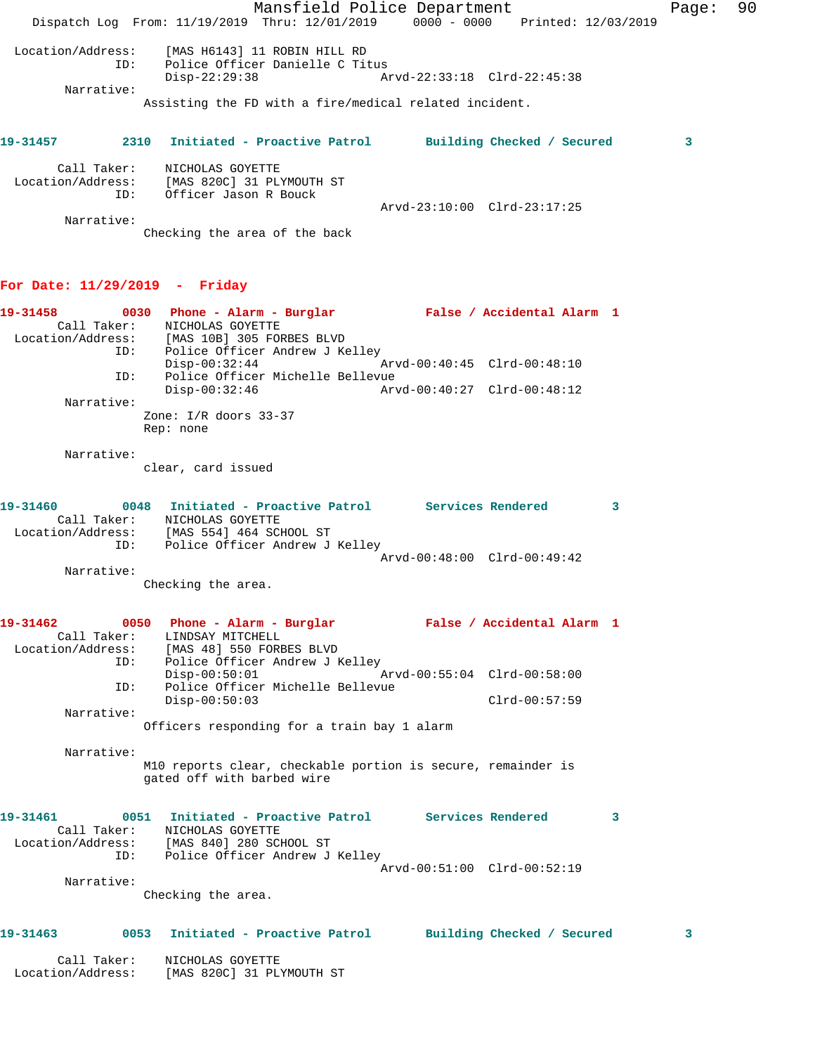Location/Address: [MAS H6143] 11 ROBIN HILL RD
ID: Police Officer Danielle C Titus
Disp-22:29:38 Arvd-22:33:18 Clrd-22:45:38

Narrative:
Assisting the FD with a fire/medical related incident.

**19-31457 2310 Initiated - Proactive Patrol Building Checked / Secured 3**

Call Taker: NICHOLAS GOYETTE
Location/Address: [MAS 820C] 31 PLYMOUTH ST
ID: Officer Jason R Bouck
Arvd-23:10:00 Clrd-23:17:25

Narrative:
Checking the area of the back

## For Date: 11/29/2019 - Friday

**19-31458 0030 Phone - Alarm - Burglar False / Accidental Alarm 1**

Call Taker: NICHOLAS GOYETTE
Location/Address: [MAS 10B] 305 FORBES BLVD
ID: Police Officer Andrew J Kelley
Disp-00:32:44 Arvd-00:40:45 Clrd-00:48:10
ID: Police Officer Michelle Bellevue
Disp-00:32:46 Arvd-00:40:27 Clrd-00:48:12

Narrative:
Zone: I/R doors 33-37
Rep: none

Narrative:
clear, card issued

**19-31460 0048 Initiated - Proactive Patrol Services Rendered 3**

Call Taker: NICHOLAS GOYETTE
Location/Address: [MAS 554] 464 SCHOOL ST
ID: Police Officer Andrew J Kelley
Arvd-00:48:00 Clrd-00:49:42

Narrative:
Checking the area.

**19-31462 0050 Phone - Alarm - Burglar False / Accidental Alarm 1**

Call Taker: LINDSAY MITCHELL
Location/Address: [MAS 48] 550 FORBES BLVD
ID: Police Officer Andrew J Kelley
Disp-00:50:01 Arvd-00:55:04 Clrd-00:58:00
ID: Police Officer Michelle Bellevue
Disp-00:50:03 Clrd-00:57:59

Narrative:
Officers responding for a train bay 1 alarm

Narrative:
M10 reports clear, checkable portion is secure, remainder is gated off with barbed wire

**19-31461 0051 Initiated - Proactive Patrol Services Rendered 3**

Call Taker: NICHOLAS GOYETTE
Location/Address: [MAS 840] 280 SCHOOL ST
ID: Police Officer Andrew J Kelley
Arvd-00:51:00 Clrd-00:52:19

Narrative:
Checking the area.

**19-31463 0053 Initiated - Proactive Patrol Building Checked / Secured 3**

Call Taker: NICHOLAS GOYETTE
Location/Address: [MAS 820C] 31 PLYMOUTH ST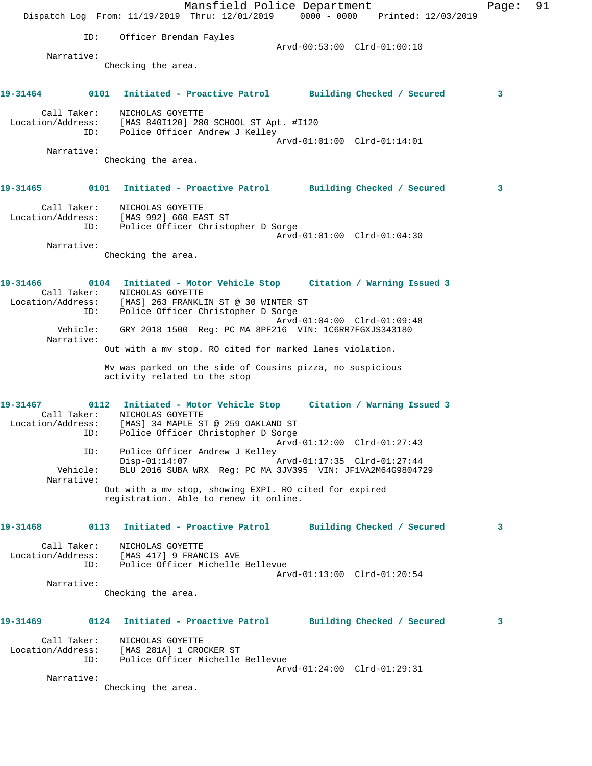ID: Officer Brendan Fayles
Arvd-00:53:00 Clrd-01:00:10

Narrative:
Checking the area.

**19-31464 0101 Initiated - Proactive Patrol Building Checked / Secured 3**

Call Taker: NICHOLAS GOYETTE
Location/Address: [MAS 840I120] 280 SCHOOL ST Apt. #I120
ID: Police Officer Andrew J Kelley
Arvd-01:01:00 Clrd-01:14:01

Narrative:
Checking the area.

**19-31465 0101 Initiated - Proactive Patrol Building Checked / Secured 3**

Call Taker: NICHOLAS GOYETTE
Location/Address: [MAS 992] 660 EAST ST
ID: Police Officer Christopher D Sorge
Arvd-01:01:00 Clrd-01:04:30

Narrative:
Checking the area.

**19-31466 0104 Initiated - Motor Vehicle Stop Citation / Warning Issued 3**

Call Taker: NICHOLAS GOYETTE
Location/Address: [MAS] 263 FRANKLIN ST @ 30 WINTER ST
ID: Police Officer Christopher D Sorge
Arvd-01:04:00 Clrd-01:09:48
Vehicle: GRY 2018 1500 Reg: PC MA 8PF216 VIN: 1C6RR7FGXJS343180

Narrative:
Out with a mv stop. RO cited for marked lanes violation.

Mv was parked on the side of Cousins pizza, no suspicious activity related to the stop

**19-31467 0112 Initiated - Motor Vehicle Stop Citation / Warning Issued 3**

Call Taker: NICHOLAS GOYETTE
Location/Address: [MAS] 34 MAPLE ST @ 259 OAKLAND ST
ID: Police Officer Christopher D Sorge
Arvd-01:12:00 Clrd-01:27:43
ID: Police Officer Andrew J Kelley
Disp-01:14:07 Arvd-01:17:35 Clrd-01:27:44
Vehicle: BLU 2016 SUBA WRX Reg: PC MA 3JV395 VIN: JF1VA2M64G9804729

Narrative:
Out with a mv stop, showing EXPI. RO cited for expired registration. Able to renew it online.

**19-31468 0113 Initiated - Proactive Patrol Building Checked / Secured 3**

Call Taker: NICHOLAS GOYETTE
Location/Address: [MAS 417] 9 FRANCIS AVE
ID: Police Officer Michelle Bellevue
Arvd-01:13:00 Clrd-01:20:54

Narrative:
Checking the area.

**19-31469 0124 Initiated - Proactive Patrol Building Checked / Secured 3**

Call Taker: NICHOLAS GOYETTE
Location/Address: [MAS 281A] 1 CROCKER ST
ID: Police Officer Michelle Bellevue
Arvd-01:24:00 Clrd-01:29:31

Narrative:
Checking the area.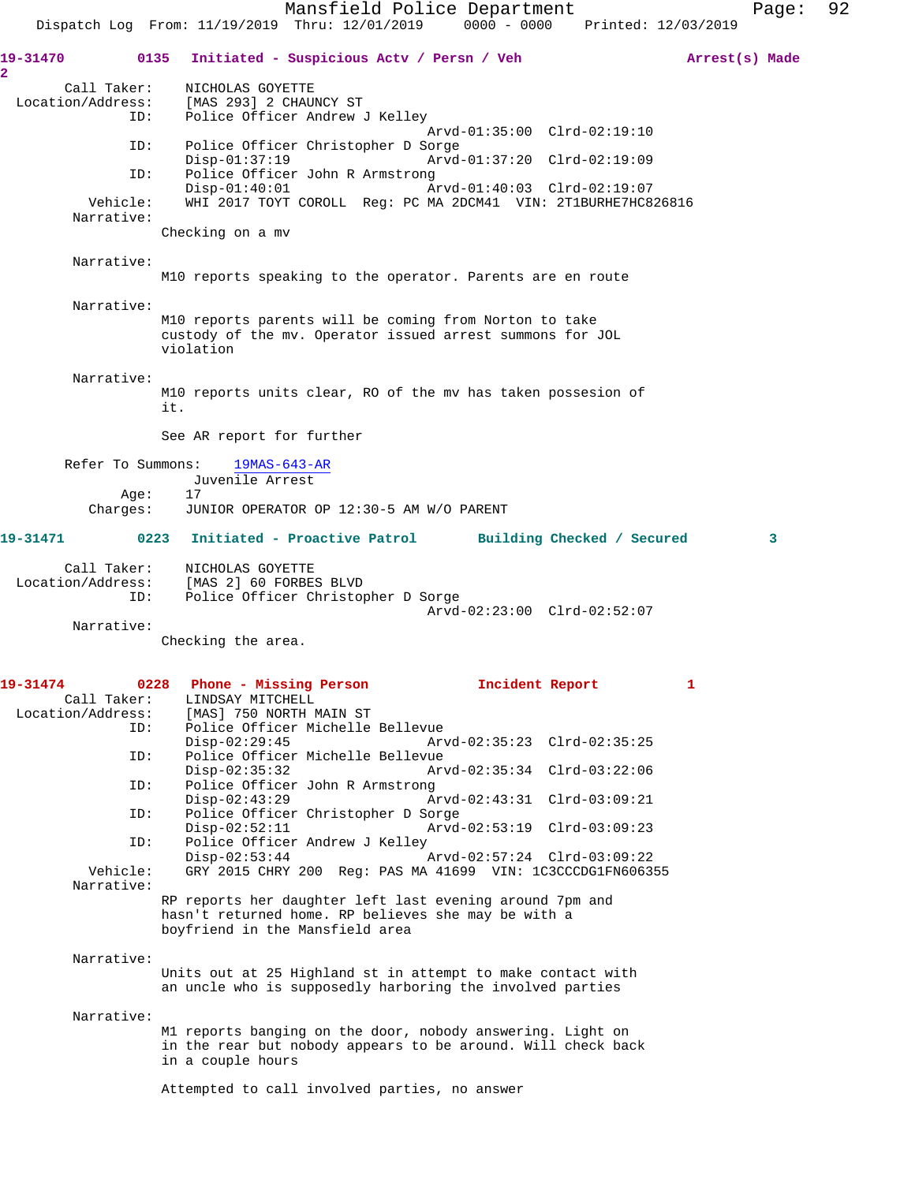**19-31470** 0135 **Initiated - Suspicious Actv / Persn / Veh** **Arrest(s) Made** 2

```
        Call Taker:    NICHOLAS GOYETTE
  Location/Address:    [MAS 293] 2 CHAUNCY ST
                ID:    Police Officer Andrew J Kelley
                                          Arvd-01:35:00  Clrd-02:19:10
                ID:    Police Officer Christopher D Sorge
                       Disp-01:37:19      Arvd-01:37:20  Clrd-02:19:09
                ID:    Police Officer John R Armstrong
                       Disp-01:40:01      Arvd-01:40:03  Clrd-02:19:07
           Vehicle:    WHI 2017 TOYT COROLL  Reg: PC MA 2DCM41  VIN: 2T1BURHE7HC826816
         Narrative:
                     Checking on a mv

         Narrative:
                     M10 reports speaking to the operator. Parents are en route

         Narrative:
                     M10 reports parents will be coming from Norton to take
                     custody of the mv. Operator issued arrest summons for JOL
                     violation

         Narrative:
                     M10 reports units clear, RO of the mv has taken possesion of
                     it.

                     See AR report for further

       Refer To Summons:    19MAS-643-AR
                          Juvenile Arrest
               Age:    17
           Charges:    JUNIOR OPERATOR OP 12:30-5 AM W/O PARENT
```

**19-31471** 0223 **Initiated - Proactive Patrol** **Building Checked / Secured** 3

```
        Call Taker:    NICHOLAS GOYETTE
  Location/Address:    [MAS 2] 60 FORBES BLVD
                ID:    Police Officer Christopher D Sorge
                                          Arvd-02:23:00  Clrd-02:52:07
         Narrative:
                     Checking the area.
```

**19-31474** 0228 **Phone - Missing Person** **Incident Report** 1

```
        Call Taker:    LINDSAY MITCHELL
  Location/Address:    [MAS] 750 NORTH MAIN ST
                ID:    Police Officer Michelle Bellevue
                       Disp-02:29:45      Arvd-02:35:23  Clrd-02:35:25
                ID:    Police Officer Michelle Bellevue
                       Disp-02:35:32      Arvd-02:35:34  Clrd-03:22:06
                ID:    Police Officer John R Armstrong
                       Disp-02:43:29      Arvd-02:43:31  Clrd-03:09:21
                ID:    Police Officer Christopher D Sorge
                       Disp-02:52:11      Arvd-02:53:19  Clrd-03:09:23
                ID:    Police Officer Andrew J Kelley
                       Disp-02:53:44      Arvd-02:57:24  Clrd-03:09:22
           Vehicle:    GRY 2015 CHRY 200  Reg: PAS MA 41699  VIN: 1C3CCCDG1FN606355
         Narrative:
                     RP reports her daughter left last evening around 7pm and
                     hasn't returned home. RP believes she may be with a
                     boyfriend in the Mansfield area

         Narrative:
                     Units out at 25 Highland st in attempt to make contact with
                     an uncle who is supposedly harboring the involved parties

         Narrative:
                     M1 reports banging on the door, nobody answering. Light on
                     in the rear but nobody appears to be around. Will check back
                     in a couple hours

                     Attempted to call involved parties, no answer
```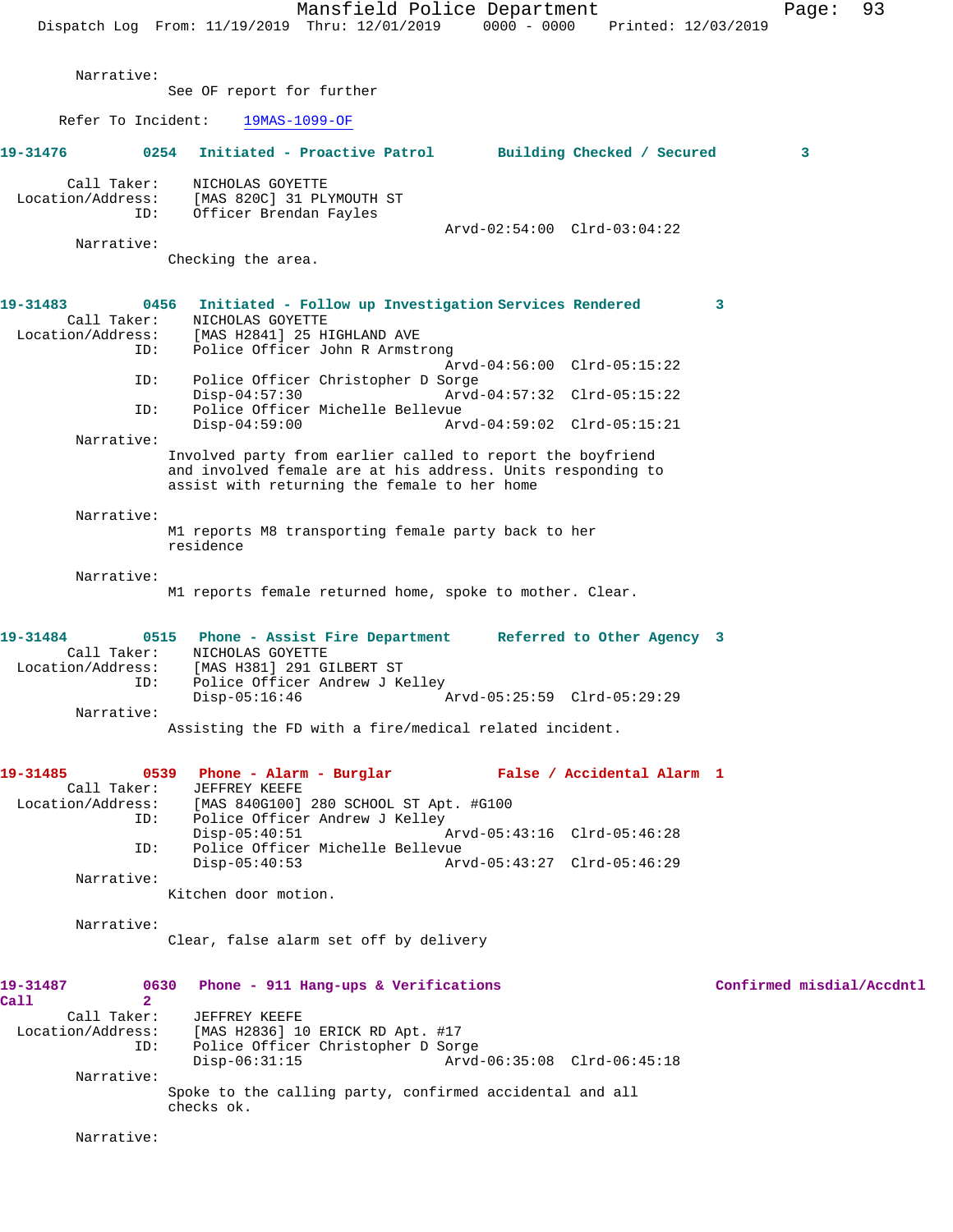Narrative:
See OF report for further

Refer To Incident: 19MAS-1099-OF

**19-31476 0254 Initiated - Proactive Patrol Building Checked / Secured 3**

Call Taker: NICHOLAS GOYETTE
Location/Address: [MAS 820C] 31 PLYMOUTH ST
ID: Officer Brendan Fayles
Arvd-02:54:00 Clrd-03:04:22

Narrative:
Checking the area.

**19-31483 0456 Initiated - Follow up Investigation Services Rendered 3**

Call Taker: NICHOLAS GOYETTE
Location/Address: [MAS H2841] 25 HIGHLAND AVE
ID: Police Officer John R Armstrong
Arvd-04:56:00 Clrd-05:15:22
ID: Police Officer Christopher D Sorge
Disp-04:57:30 Arvd-04:57:32 Clrd-05:15:22
ID: Police Officer Michelle Bellevue
Disp-04:59:00 Arvd-04:59:02 Clrd-05:15:21

Narrative:
Involved party from earlier called to report the boyfriend and involved female are at his address. Units responding to assist with returning the female to her home

Narrative:
M1 reports M8 transporting female party back to her residence

Narrative:
M1 reports female returned home, spoke to mother. Clear.

**19-31484 0515 Phone - Assist Fire Department Referred to Other Agency 3**

Call Taker: NICHOLAS GOYETTE
Location/Address: [MAS H381] 291 GILBERT ST
ID: Police Officer Andrew J Kelley
Disp-05:16:46 Arvd-05:25:59 Clrd-05:29:29

Narrative:
Assisting the FD with a fire/medical related incident.

**19-31485 0539 Phone - Alarm - Burglar False / Accidental Alarm 1**

Call Taker: JEFFREY KEEFE
Location/Address: [MAS 840G100] 280 SCHOOL ST Apt. #G100
ID: Police Officer Andrew J Kelley
Disp-05:40:51 Arvd-05:43:16 Clrd-05:46:28
ID: Police Officer Michelle Bellevue
Disp-05:40:53 Arvd-05:43:27 Clrd-05:46:29

Narrative:
Kitchen door motion.

Narrative:
Clear, false alarm set off by delivery

**19-31487 0630 Phone - 911 Hang-ups & Verifications Confirmed misdial/Accdntl Call 2**

Call Taker: JEFFREY KEEFE
Location/Address: [MAS H2836] 10 ERICK RD Apt. #17
ID: Police Officer Christopher D Sorge
Disp-06:31:15 Arvd-06:35:08 Clrd-06:45:18

Narrative:
Spoke to the calling party, confirmed accidental and all checks ok.

Narrative: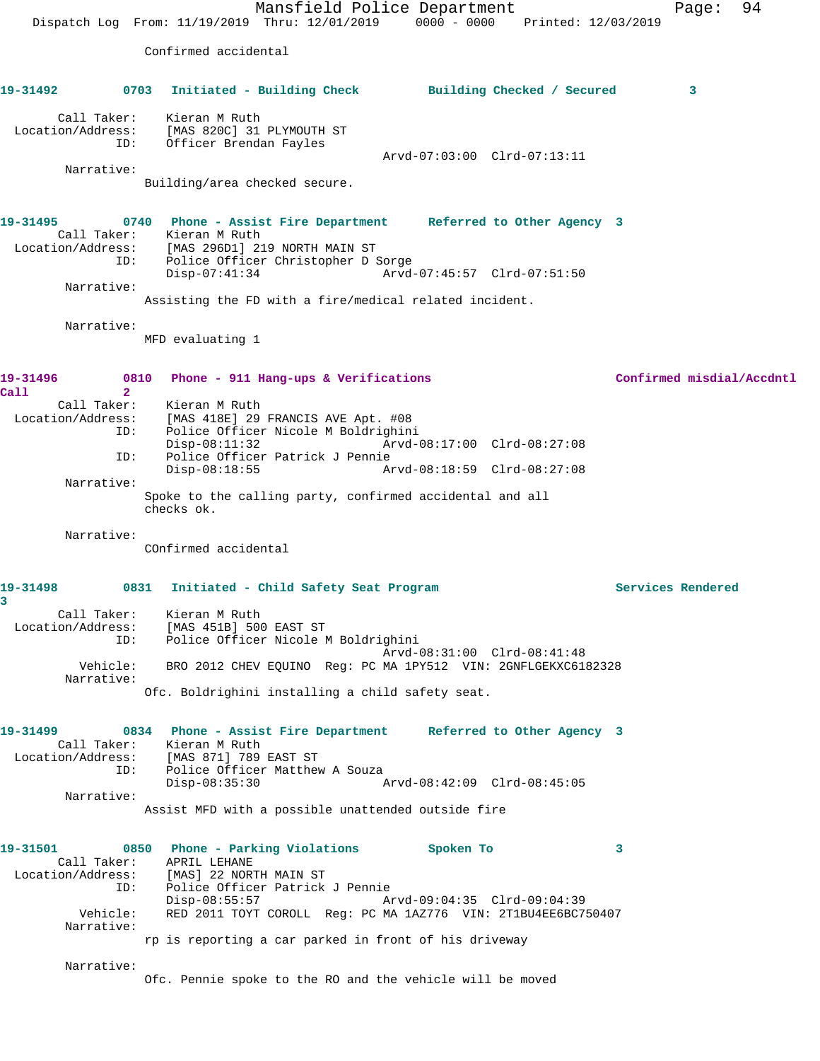Confirmed accidental

**19-31492 0703 Initiated - Building Check Building Checked / Secured 3**

Call Taker: Kieran M Ruth
Location/Address: [MAS 820C] 31 PLYMOUTH ST
ID: Officer Brendan Fayles
Arvd-07:03:00 Clrd-07:13:11

Narrative:
Building/area checked secure.

**19-31495 0740 Phone - Assist Fire Department Referred to Other Agency 3**

Call Taker: Kieran M Ruth
Location/Address: [MAS 296D1] 219 NORTH MAIN ST
ID: Police Officer Christopher D Sorge
Disp-07:41:34 Arvd-07:45:57 Clrd-07:51:50

Narrative:
Assisting the FD with a fire/medical related incident.

Narrative:
MFD evaluating 1

**19-31496 0810 Phone - 911 Hang-ups & Verifications Confirmed misdial/Accdntl Call 2**

Call Taker: Kieran M Ruth
Location/Address: [MAS 418E] 29 FRANCIS AVE Apt. #08
ID: Police Officer Nicole M Boldrighini
Disp-08:11:32 Arvd-08:17:00 Clrd-08:27:08
ID: Police Officer Patrick J Pennie
Disp-08:18:55 Arvd-08:18:59 Clrd-08:27:08

Narrative:
Spoke to the calling party, confirmed accidental and all checks ok.

Narrative:
COnfirmed accidental

**19-31498 0831 Initiated - Child Safety Seat Program Services Rendered 3**

Call Taker: Kieran M Ruth
Location/Address: [MAS 451B] 500 EAST ST
ID: Police Officer Nicole M Boldrighini
Arvd-08:31:00 Clrd-08:41:48
Vehicle: BRO 2012 CHEV EQUINO Reg: PC MA 1PY512 VIN: 2GNFLGEKXC6182328

Narrative:
Ofc. Boldrighini installing a child safety seat.

**19-31499 0834 Phone - Assist Fire Department Referred to Other Agency 3**

Call Taker: Kieran M Ruth
Location/Address: [MAS 871] 789 EAST ST
ID: Police Officer Matthew A Souza
Disp-08:35:30 Arvd-08:42:09 Clrd-08:45:05

Narrative:
Assist MFD with a possible unattended outside fire

**19-31501 0850 Phone - Parking Violations Spoken To 3**

Call Taker: APRIL LEHANE
Location/Address: [MAS] 22 NORTH MAIN ST
ID: Police Officer Patrick J Pennie
Disp-08:55:57 Arvd-09:04:35 Clrd-09:04:39
Vehicle: RED 2011 TOYT COROLL Reg: PC MA 1AZ776 VIN: 2T1BU4EE6BC750407

Narrative:
rp is reporting a car parked in front of his driveway

Narrative:
Ofc. Pennie spoke to the RO and the vehicle will be moved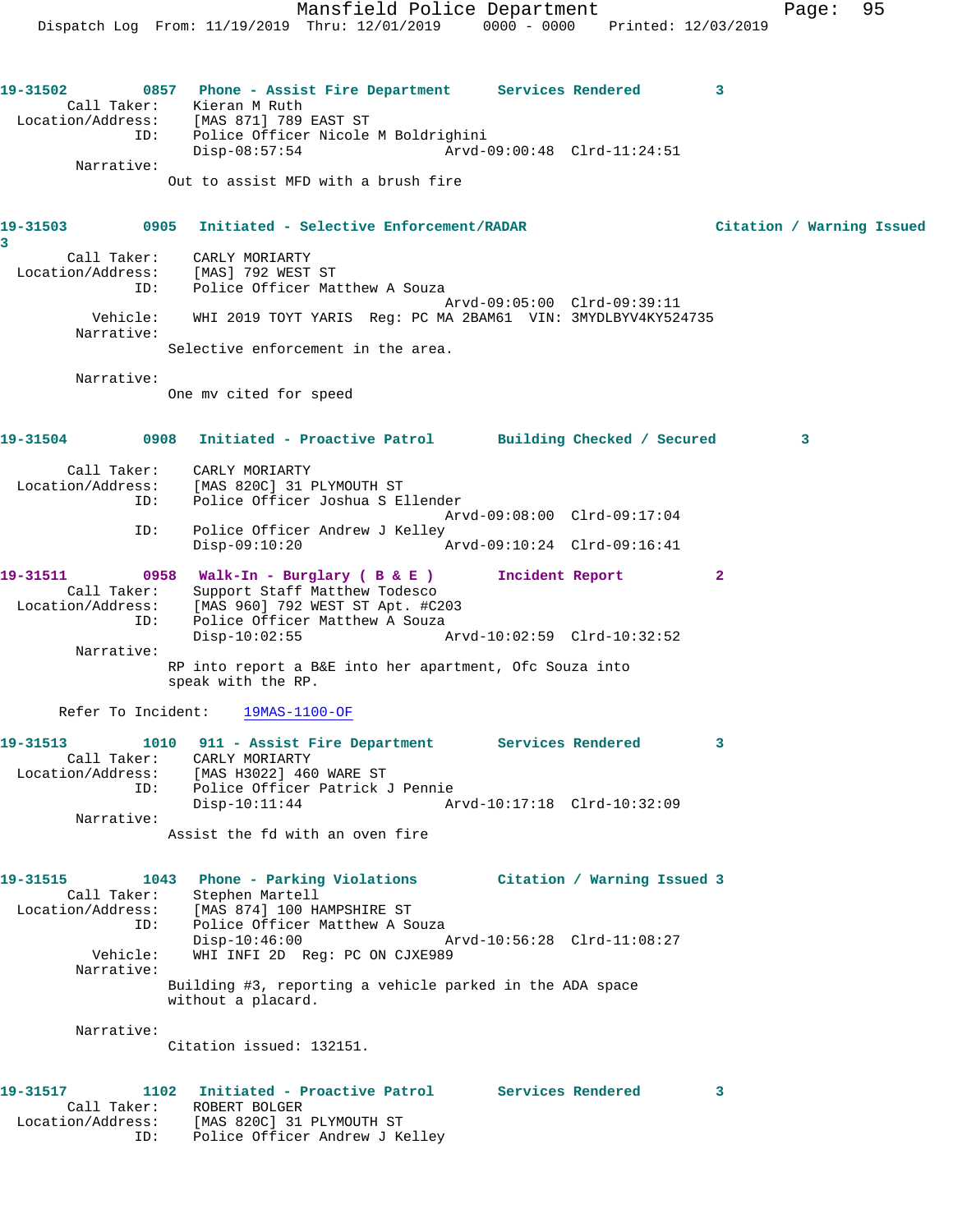**19-31502** 0857 Phone - Assist Fire Department Services Rendered 3

Call Taker: Kieran M Ruth
Location/Address: [MAS 871] 789 EAST ST
ID: Police Officer Nicole M Boldrighini
Disp-08:57:54 Arvd-09:00:48 Clrd-11:24:51

Narrative:
Out to assist MFD with a brush fire

**19-31503** 0905 Initiated - Selective Enforcement/RADAR Citation / Warning Issued 3

Call Taker: CARLY MORIARTY
Location/Address: [MAS] 792 WEST ST
ID: Police Officer Matthew A Souza
Arvd-09:05:00 Clrd-09:39:11
Vehicle: WHI 2019 TOYT YARIS Reg: PC MA 2BAM61 VIN: 3MYDLBYV4KY524735

Narrative:
Selective enforcement in the area.

Narrative:
One mv cited for speed

**19-31504** 0908 Initiated - Proactive Patrol Building Checked / Secured 3

Call Taker: CARLY MORIARTY
Location/Address: [MAS 820C] 31 PLYMOUTH ST
ID: Police Officer Joshua S Ellender
Arvd-09:08:00 Clrd-09:17:04
ID: Police Officer Andrew J Kelley
Disp-09:10:20 Arvd-09:10:24 Clrd-09:16:41

**19-31511** 0958 Walk-In - Burglary ( B & E ) Incident Report 2

Call Taker: Support Staff Matthew Todesco
Location/Address: [MAS 960] 792 WEST ST Apt. #C203
ID: Police Officer Matthew A Souza
Disp-10:02:55 Arvd-10:02:59 Clrd-10:32:52

Narrative:
RP into report a B&E into her apartment, Ofc Souza into speak with the RP.

Refer To Incident: 19MAS-1100-OF

**19-31513** 1010 911 - Assist Fire Department Services Rendered 3

Call Taker: CARLY MORIARTY
Location/Address: [MAS H3022] 460 WARE ST
ID: Police Officer Patrick J Pennie
Disp-10:11:44 Arvd-10:17:18 Clrd-10:32:09

Narrative:
Assist the fd with an oven fire

**19-31515** 1043 Phone - Parking Violations Citation / Warning Issued 3

Call Taker: Stephen Martell
Location/Address: [MAS 874] 100 HAMPSHIRE ST
ID: Police Officer Matthew A Souza
Disp-10:46:00 Arvd-10:56:28 Clrd-11:08:27
Vehicle: WHI INFI 2D Reg: PC ON CJXE989

Narrative:
Building #3, reporting a vehicle parked in the ADA space without a placard.

Narrative:
Citation issued: 132151.

**19-31517** 1102 Initiated - Proactive Patrol Services Rendered 3

Call Taker: ROBERT BOLGER
Location/Address: [MAS 820C] 31 PLYMOUTH ST
ID: Police Officer Andrew J Kelley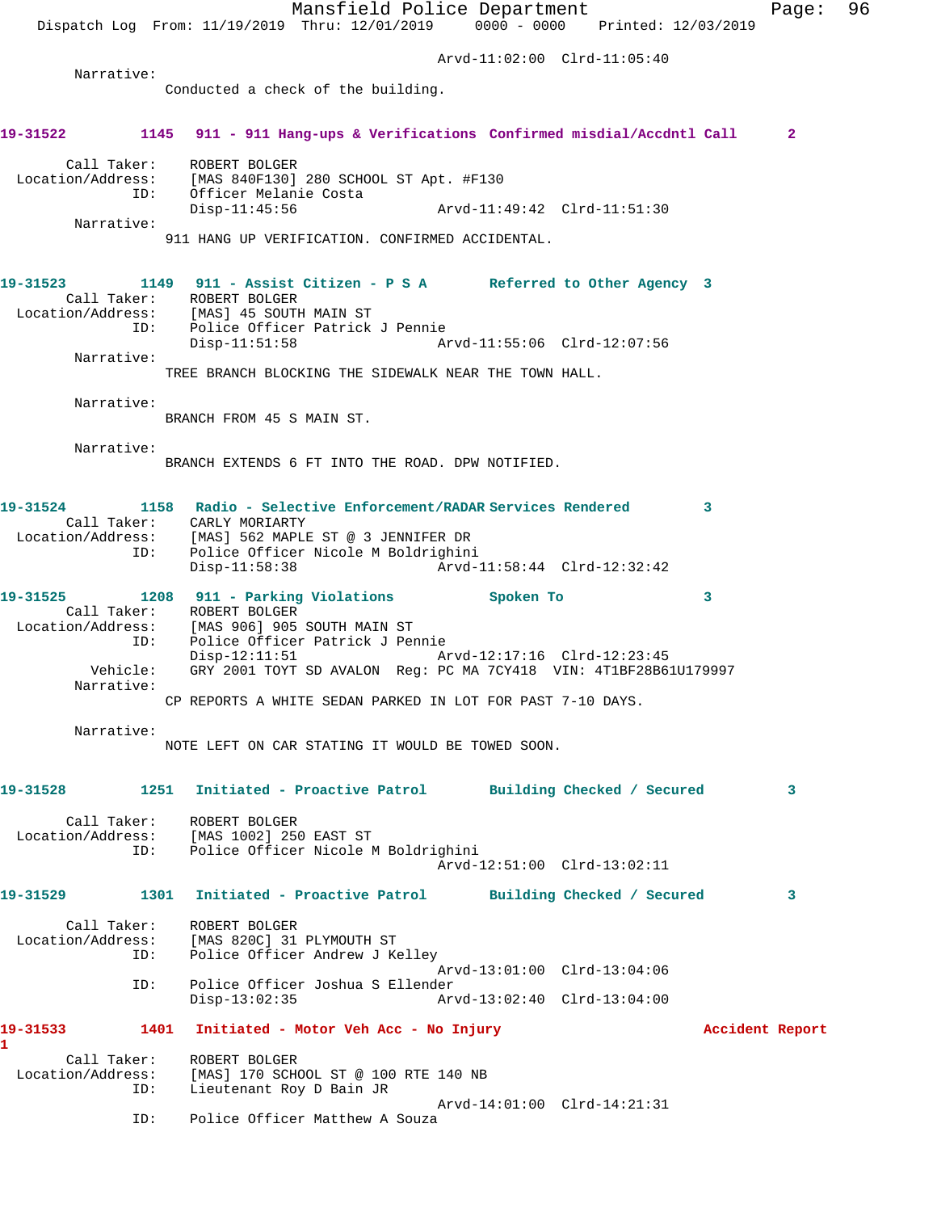Arvd-11:02:00 Clrd-11:05:40

Narrative:
Conducted a check of the building.

**19-31522 1145 911 - 911 Hang-ups & Verifications Confirmed misdial/Accdntl Call 2**

Call Taker: ROBERT BOLGER
Location/Address: [MAS 840F130] 280 SCHOOL ST Apt. #F130
ID: Officer Melanie Costa
Disp-11:45:56 Arvd-11:49:42 Clrd-11:51:30

Narrative:
911 HANG UP VERIFICATION. CONFIRMED ACCIDENTAL.

**19-31523 1149 911 - Assist Citizen - P S A Referred to Other Agency 3**

Call Taker: ROBERT BOLGER
Location/Address: [MAS] 45 SOUTH MAIN ST
ID: Police Officer Patrick J Pennie
Disp-11:51:58 Arvd-11:55:06 Clrd-12:07:56

Narrative:
TREE BRANCH BLOCKING THE SIDEWALK NEAR THE TOWN HALL.

Narrative:
BRANCH FROM 45 S MAIN ST.

Narrative:
BRANCH EXTENDS 6 FT INTO THE ROAD. DPW NOTIFIED.

**19-31524 1158 Radio - Selective Enforcement/RADAR Services Rendered 3**

Call Taker: CARLY MORIARTY
Location/Address: [MAS] 562 MAPLE ST @ 3 JENNIFER DR
ID: Police Officer Nicole M Boldrighini
Disp-11:58:38 Arvd-11:58:44 Clrd-12:32:42

**19-31525 1208 911 - Parking Violations Spoken To 3**

Call Taker: ROBERT BOLGER
Location/Address: [MAS 906] 905 SOUTH MAIN ST
ID: Police Officer Patrick J Pennie
Disp-12:11:51 Arvd-12:17:16 Clrd-12:23:45
Vehicle: GRY 2001 TOYT SD AVALON Reg: PC MA 7CY418 VIN: 4T1BF28B61U179997

Narrative:
CP REPORTS A WHITE SEDAN PARKED IN LOT FOR PAST 7-10 DAYS.

Narrative:
NOTE LEFT ON CAR STATING IT WOULD BE TOWED SOON.

**19-31528 1251 Initiated - Proactive Patrol Building Checked / Secured 3**

Call Taker: ROBERT BOLGER
Location/Address: [MAS 1002] 250 EAST ST
ID: Police Officer Nicole M Boldrighini
Arvd-12:51:00 Clrd-13:02:11

**19-31529 1301 Initiated - Proactive Patrol Building Checked / Secured 3**

Call Taker: ROBERT BOLGER
Location/Address: [MAS 820C] 31 PLYMOUTH ST
ID: Police Officer Andrew J Kelley
Arvd-13:01:00 Clrd-13:04:06
ID: Police Officer Joshua S Ellender
Disp-13:02:35 Arvd-13:02:40 Clrd-13:04:00

**19-31533 1401 Initiated - Motor Veh Acc - No Injury Accident Report 1**

Call Taker: ROBERT BOLGER
Location/Address: [MAS] 170 SCHOOL ST @ 100 RTE 140 NB
ID: Lieutenant Roy D Bain JR
Arvd-14:01:00 Clrd-14:21:31
ID: Police Officer Matthew A Souza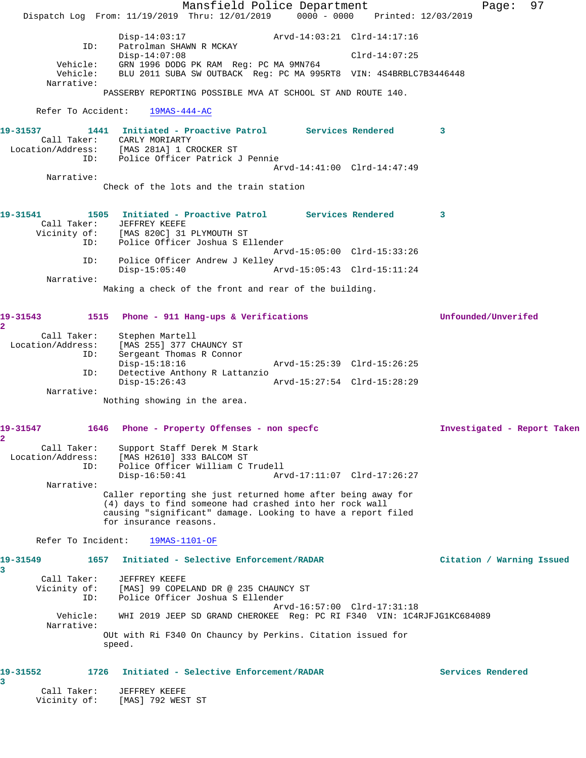```
                Disp-14:03:17                Arvd-14:03:21  Clrd-14:17:16
          ID:   Patrolman SHAWN R MCKAY
                Disp-14:07:08                               Clrd-14:07:25
     Vehicle:   GRN 1996 DODG PK RAM  Reg: PC MA 9MN764
     Vehicle:   BLU 2011 SUBA SW OUTBACK  Reg: PC MA 995RT8  VIN: 4S4BRBLC7B3446448
   Narrative:
               PASSERBY REPORTING POSSIBLE MVA AT SCHOOL ST AND ROUTE 140.

   Refer To Accident:    19MAS-444-AC

19-31537        1441   Initiated - Proactive Patrol       Services Rendered        3
     Call Taker:    CARLY MORIARTY
  Location/Address:    [MAS 281A] 1 CROCKER ST
          ID:   Police Officer Patrick J Pennie
                                             Arvd-14:41:00  Clrd-14:47:49
   Narrative:
               Check of the lots and the train station


19-31541        1505   Initiated - Proactive Patrol       Services Rendered        3
     Call Taker:    JEFFREY KEEFE
     Vicinity of:    [MAS 820C] 31 PLYMOUTH ST
          ID:   Police Officer Joshua S Ellender
                                             Arvd-15:05:00  Clrd-15:33:26
          ID:   Police Officer Andrew J Kelley
                Disp-15:05:40                Arvd-15:05:43  Clrd-15:11:24
   Narrative:
               Making a check of the front and rear of the building.


19-31543        1515   Phone - 911 Hang-ups & Verifications              Unfounded/Unverifed
2
     Call Taker:    Stephen Martell
  Location/Address:    [MAS 255] 377 CHAUNCY ST
          ID:   Sergeant Thomas R Connor
                Disp-15:18:16                Arvd-15:25:39  Clrd-15:26:25
          ID:   Detective Anthony R Lattanzio
                Disp-15:26:43                Arvd-15:27:54  Clrd-15:28:29
   Narrative:
               Nothing showing in the area.


19-31547        1646   Phone - Property Offenses - non specfc            Investigated - Report Taken
2
     Call Taker:    Support Staff Derek M Stark
  Location/Address:    [MAS H2610] 333 BALCOM ST
          ID:   Police Officer William C Trudell
                Disp-16:50:41                Arvd-17:11:07  Clrd-17:26:27
   Narrative:
               Caller reporting she just returned home after being away for
               (4) days to find someone had crashed into her rock wall
               causing "significant" damage. Looking to have a report filed
               for insurance reasons.

   Refer To Incident:    19MAS-1101-OF

19-31549        1657   Initiated - Selective Enforcement/RADAR           Citation / Warning Issued
3
     Call Taker:    JEFFREY KEEFE
     Vicinity of:    [MAS] 99 COPELAND DR @ 235 CHAUNCY ST
          ID:   Police Officer Joshua S Ellender
                                             Arvd-16:57:00  Clrd-17:31:18
     Vehicle:   WHI 2019 JEEP SD GRAND CHEROKEE  Reg: PC RI F340  VIN: 1C4RJFJG1KC684089
   Narrative:
               OUt with Ri F340 On Chauncy by Perkins. Citation issued for
               speed.


19-31552        1726   Initiated - Selective Enforcement/RADAR           Services Rendered
3
     Call Taker:    JEFFREY KEEFE
     Vicinity of:    [MAS] 792 WEST ST
```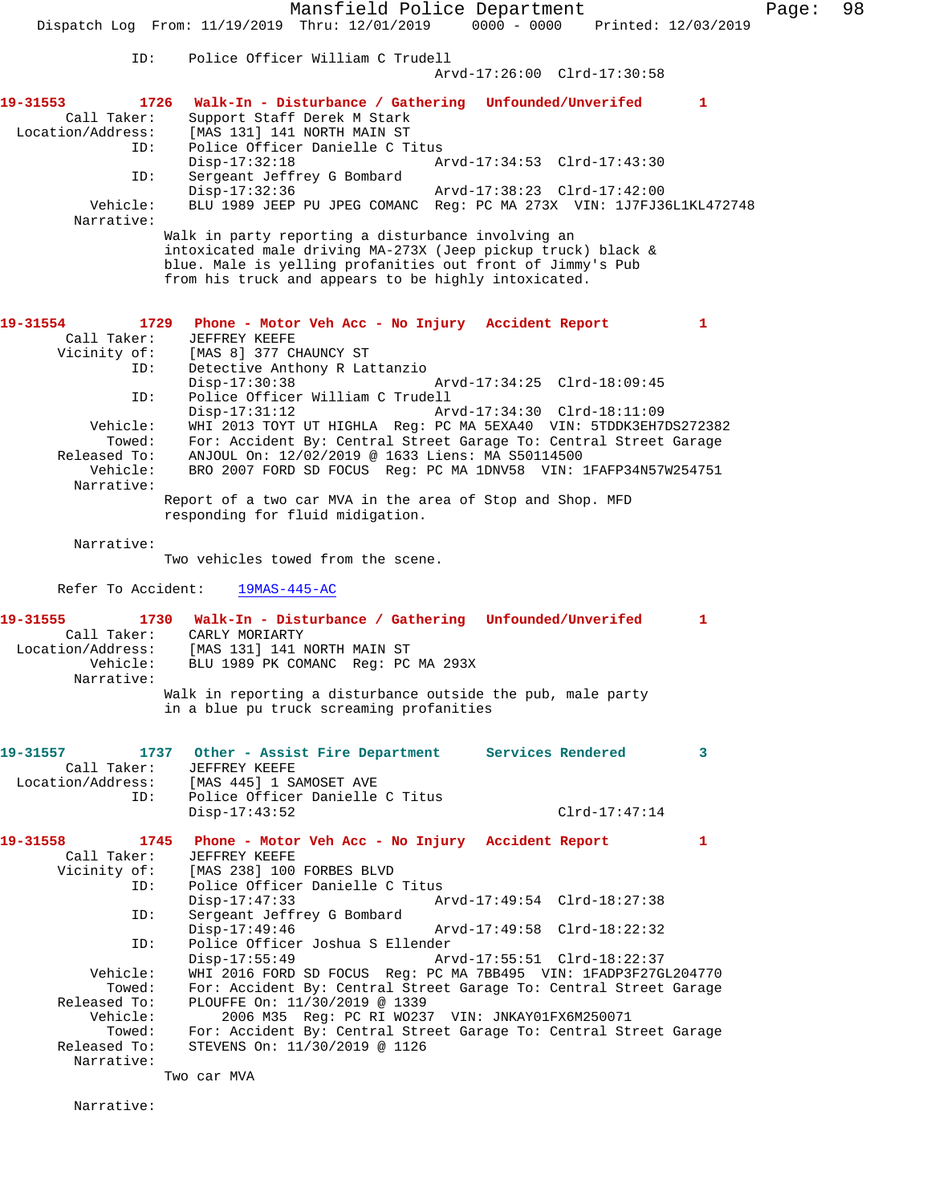```
            ID:    Police Officer William C Trudell
                                                Arvd-17:26:00  Clrd-17:30:58

19-31553        1726   Walk-In - Disturbance / Gathering   Unfounded/Unverifed       1
       Call Taker:     Support Staff Derek M Stark
  Location/Address:    [MAS 131] 141 NORTH MAIN ST
                ID:    Police Officer Danielle C Titus
                       Disp-17:32:18                Arvd-17:34:53  Clrd-17:43:30
                ID:    Sergeant Jeffrey G Bombard
                       Disp-17:32:36                Arvd-17:38:23  Clrd-17:42:00
           Vehicle:    BLU 1989 JEEP PU JPEG COMANC  Reg: PC MA 273X  VIN: 1J7FJ36L1KL472748
         Narrative:
                    Walk in party reporting a disturbance involving an
                    intoxicated male driving MA-273X (Jeep pickup truck) black &
                    blue. Male is yelling profanities out front of Jimmy's Pub
                    from his truck and appears to be highly intoxicated.

19-31554        1729   Phone - Motor Veh Acc - No Injury   Accident Report           1
       Call Taker:     JEFFREY KEEFE
       Vicinity of:    [MAS 8] 377 CHAUNCY ST
                ID:    Detective Anthony R Lattanzio
                       Disp-17:30:38                Arvd-17:34:25  Clrd-18:09:45
                ID:    Police Officer William C Trudell
                       Disp-17:31:12                Arvd-17:34:30  Clrd-18:11:09
           Vehicle:    WHI 2013 TOYT UT HIGHLA  Reg: PC MA 5EXA40  VIN: 5TDDK3EH7DS272382
             Towed:    For: Accident By: Central Street Garage To: Central Street Garage
       Released To:    ANJOUL On: 12/02/2019 @ 1633 Liens: MA S50114500
           Vehicle:    BRO 2007 FORD SD FOCUS  Reg: PC MA 1DNV58  VIN: 1FAFP34N57W254751
         Narrative:
                    Report of a two car MVA in the area of Stop and Shop. MFD
                    responding for fluid midigation.

         Narrative:
                    Two vehicles towed from the scene.

      Refer To Accident:    19MAS-445-AC

19-31555        1730   Walk-In - Disturbance / Gathering   Unfounded/Unverifed       1
       Call Taker:     CARLY MORIARTY
  Location/Address:    [MAS 131] 141 NORTH MAIN ST
           Vehicle:    BLU 1989 PK COMANC  Reg: PC MA 293X
         Narrative:
                    Walk in reporting a disturbance outside the pub, male party
                    in a blue pu truck screaming profanities

19-31557        1737   Other - Assist Fire Department      Services Rendered         3
       Call Taker:     JEFFREY KEEFE
  Location/Address:    [MAS 445] 1 SAMOSET AVE
                ID:    Police Officer Danielle C Titus
                       Disp-17:43:52                               Clrd-17:47:14

19-31558        1745   Phone - Motor Veh Acc - No Injury   Accident Report           1
       Call Taker:     JEFFREY KEEFE
       Vicinity of:    [MAS 238] 100 FORBES BLVD
                ID:    Police Officer Danielle C Titus
                       Disp-17:47:33                Arvd-17:49:54  Clrd-18:27:38
                ID:    Sergeant Jeffrey G Bombard
                       Disp-17:49:46                Arvd-17:49:58  Clrd-18:22:32
                ID:    Police Officer Joshua S Ellender
                       Disp-17:55:49                Arvd-17:55:51  Clrd-18:22:37
           Vehicle:    WHI 2016 FORD SD FOCUS  Reg: PC MA 7BB495  VIN: 1FADP3F27GL204770
             Towed:    For: Accident By: Central Street Garage To: Central Street Garage
       Released To:    PLOUFFE On: 11/30/2019 @ 1339
           Vehicle:        2006 M35  Reg: PC RI WO237  VIN: JNKAY01FX6M250071
             Towed:    For: Accident By: Central Street Garage To: Central Street Garage
       Released To:    STEVENS On: 11/30/2019 @ 1126
         Narrative:
                    Two car MVA

         Narrative:
```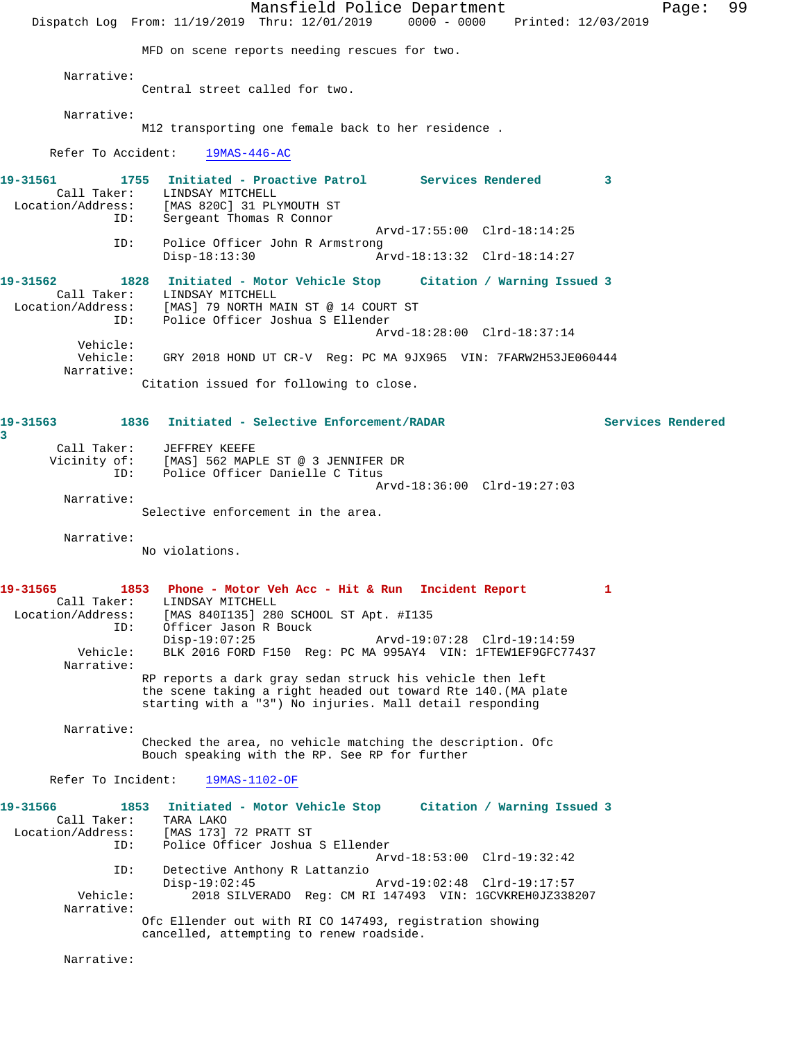MFD on scene reports needing rescues for two.

Narrative:
Central street called for two.

Narrative:
M12 transporting one female back to her residence .

Refer To Accident: 19MAS-446-AC

**19-31561** 1755 Initiated - Proactive Patrol Services Rendered 3
Call Taker: LINDSAY MITCHELL
Location/Address: [MAS 820C] 31 PLYMOUTH ST
ID: Sergeant Thomas R Connor
Arvd-17:55:00 Clrd-18:14:25
ID: Police Officer John R Armstrong
Disp-18:13:30 Arvd-18:13:32 Clrd-18:14:27

**19-31562** 1828 Initiated - Motor Vehicle Stop Citation / Warning Issued 3
Call Taker: LINDSAY MITCHELL
Location/Address: [MAS] 79 NORTH MAIN ST @ 14 COURT ST
ID: Police Officer Joshua S Ellender
Arvd-18:28:00 Clrd-18:37:14
Vehicle:
Vehicle: GRY 2018 HOND UT CR-V Reg: PC MA 9JX965 VIN: 7FARW2H53JE060444
Narrative:
Citation issued for following to close.

**19-31563** 1836 Initiated - Selective Enforcement/RADAR Services Rendered 3
Call Taker: JEFFREY KEEFE
Vicinity of: [MAS] 562 MAPLE ST @ 3 JENNIFER DR
ID: Police Officer Danielle C Titus
Arvd-18:36:00 Clrd-19:27:03
Narrative:
Selective enforcement in the area.

Narrative:
No violations.

**19-31565** 1853 Phone - Motor Veh Acc - Hit & Run Incident Report 1
Call Taker: LINDSAY MITCHELL
Location/Address: [MAS 840I135] 280 SCHOOL ST Apt. #I135
ID: Officer Jason R Bouck
Disp-19:07:25 Arvd-19:07:28 Clrd-19:14:59
Vehicle: BLK 2016 FORD F150 Reg: PC MA 995AY4 VIN: 1FTEW1EF9GFC77437
Narrative:
RP reports a dark gray sedan struck his vehicle then left the scene taking a right headed out toward Rte 140.(MA plate starting with a "3") No injuries. Mall detail responding

Narrative:
Checked the area, no vehicle matching the description. Ofc Bouch speaking with the RP. See RP for further

Refer To Incident: 19MAS-1102-OF

**19-31566** 1853 Initiated - Motor Vehicle Stop Citation / Warning Issued 3
Call Taker: TARA LAKO
Location/Address: [MAS 173] 72 PRATT ST
ID: Police Officer Joshua S Ellender
Arvd-18:53:00 Clrd-19:32:42
ID: Detective Anthony R Lattanzio
Disp-19:02:45 Arvd-19:02:48 Clrd-19:17:57
Vehicle: 2018 SILVERADO Reg: CM RI 147493 VIN: 1GCVKREH0JZ338207
Narrative:
Ofc Ellender out with RI CO 147493, registration showing cancelled, attempting to renew roadside.

Narrative: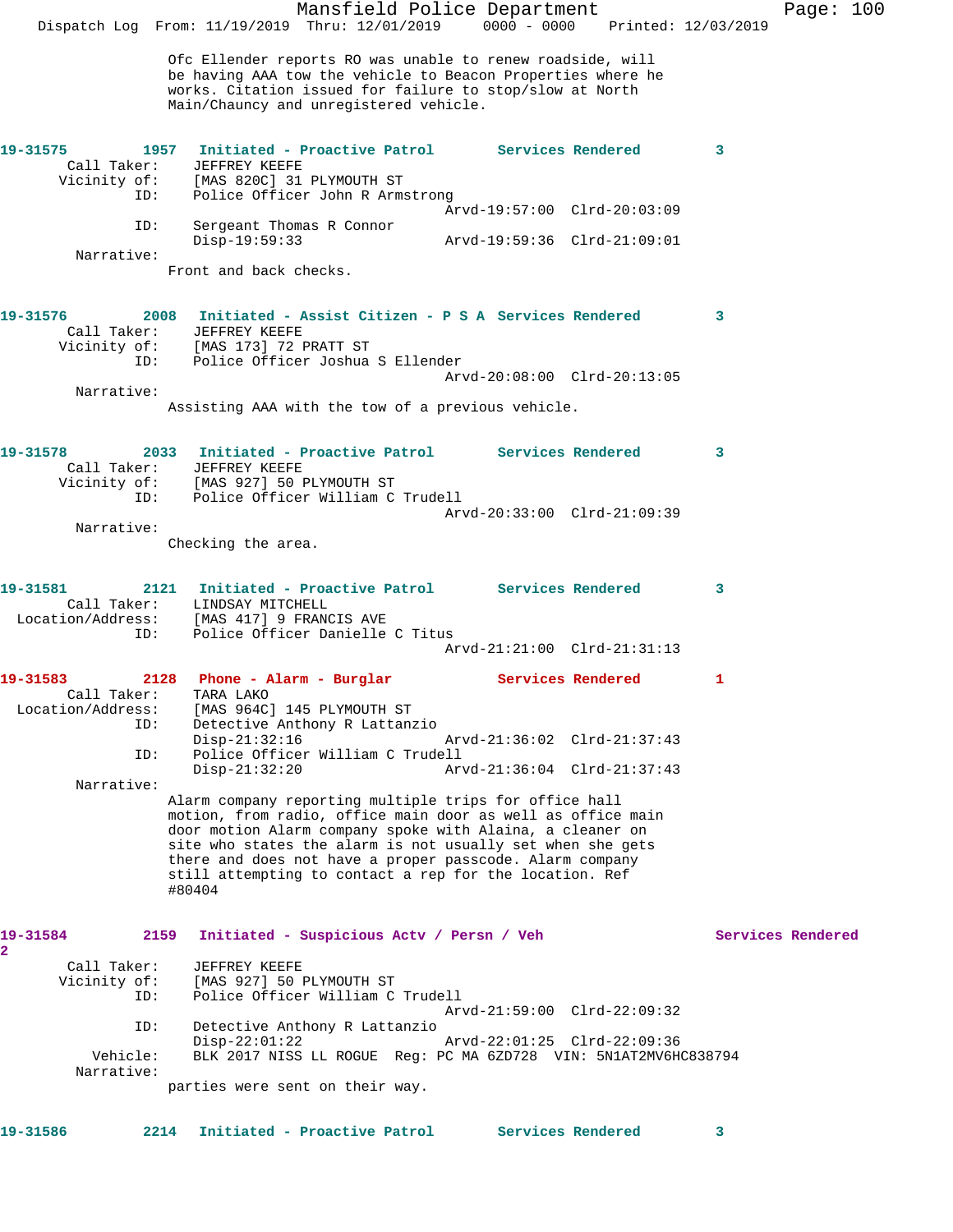Ofc Ellender reports RO was unable to renew roadside, will be having AAA tow the vehicle to Beacon Properties where he works. Citation issued for failure to stop/slow at North Main/Chauncy and unregistered vehicle.

**19-31575 1957 Initiated - Proactive Patrol Services Rendered 3**

Call Taker: JEFFREY KEEFE
Vicinity of: [MAS 820C] 31 PLYMOUTH ST
ID: Police Officer John R Armstrong
Arvd-19:57:00 Clrd-20:03:09
ID: Sergeant Thomas R Connor
Disp-19:59:33 Arvd-19:59:36 Clrd-21:09:01
Narrative:
Front and back checks.

**19-31576 2008 Initiated - Assist Citizen - P S A Services Rendered 3**

Call Taker: JEFFREY KEEFE
Vicinity of: [MAS 173] 72 PRATT ST
ID: Police Officer Joshua S Ellender
Arvd-20:08:00 Clrd-20:13:05
Narrative:
Assisting AAA with the tow of a previous vehicle.

**19-31578 2033 Initiated - Proactive Patrol Services Rendered 3**

Call Taker: JEFFREY KEEFE
Vicinity of: [MAS 927] 50 PLYMOUTH ST
ID: Police Officer William C Trudell
Arvd-20:33:00 Clrd-21:09:39
Narrative:
Checking the area.

**19-31581 2121 Initiated - Proactive Patrol Services Rendered 3**

Call Taker: LINDSAY MITCHELL
Location/Address: [MAS 417] 9 FRANCIS AVE
ID: Police Officer Danielle C Titus
Arvd-21:21:00 Clrd-21:31:13

**19-31583 2128 Phone - Alarm - Burglar Services Rendered 1**

Call Taker: TARA LAKO
Location/Address: [MAS 964C] 145 PLYMOUTH ST
ID: Detective Anthony R Lattanzio
Disp-21:32:16 Arvd-21:36:02 Clrd-21:37:43
ID: Police Officer William C Trudell
Disp-21:32:20 Arvd-21:36:04 Clrd-21:37:43
Narrative:
Alarm company reporting multiple trips for office hall motion, from radio, office main door as well as office main door motion Alarm company spoke with Alaina, a cleaner on site who states the alarm is not usually set when she gets there and does not have a proper passcode. Alarm company still attempting to contact a rep for the location. Ref #80404

**19-31584 2159 Initiated - Suspicious Actv / Persn / Veh Services Rendered 2**

Call Taker: JEFFREY KEEFE
Vicinity of: [MAS 927] 50 PLYMOUTH ST
ID: Police Officer William C Trudell
Arvd-21:59:00 Clrd-22:09:32
ID: Detective Anthony R Lattanzio
Disp-22:01:22 Arvd-22:01:25 Clrd-22:09:36
Vehicle: BLK 2017 NISS LL ROGUE Reg: PC MA 6ZD728 VIN: 5N1AT2MV6HC838794
Narrative:
parties were sent on their way.

**19-31586 2214 Initiated - Proactive Patrol Services Rendered 3**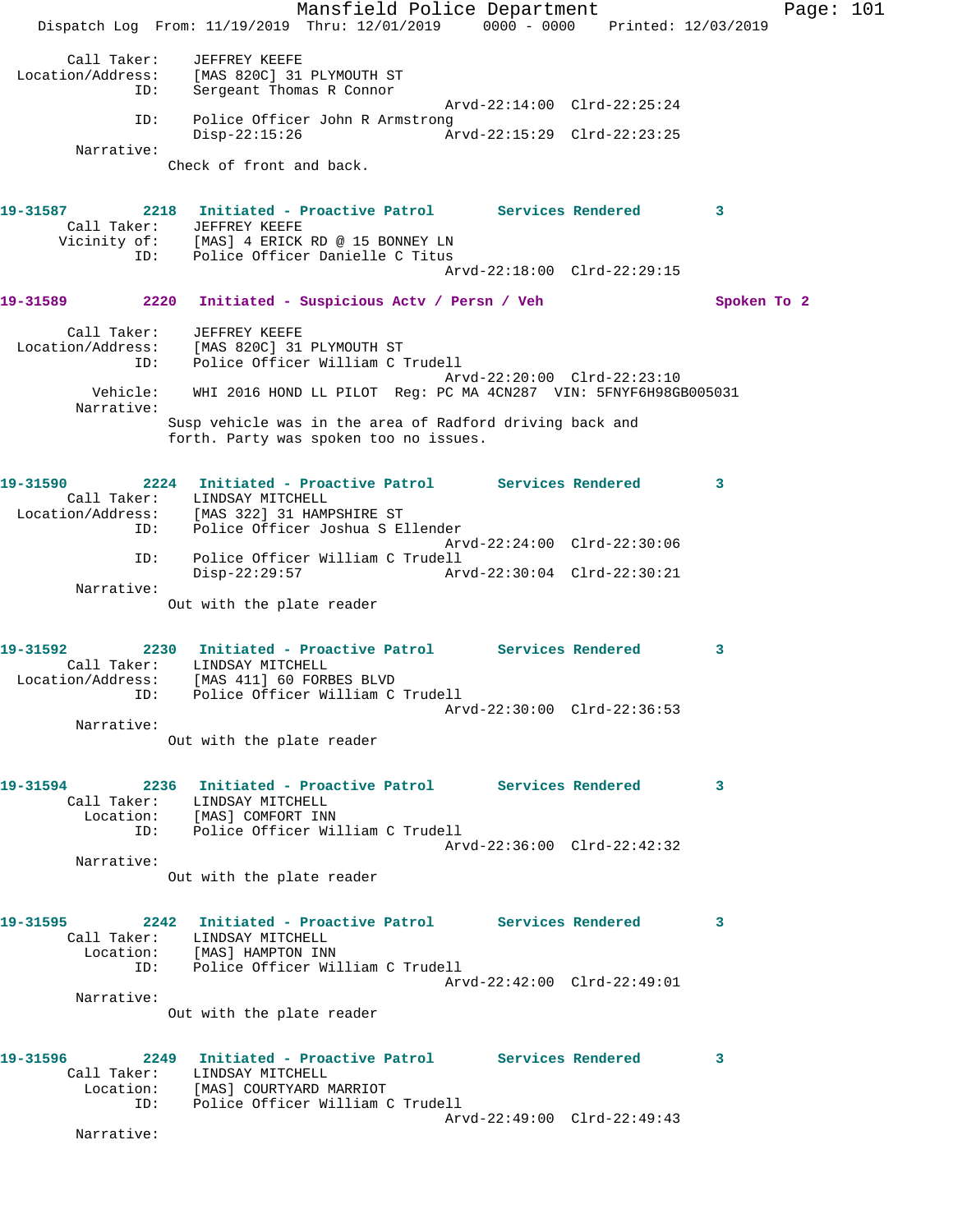Call Taker: JEFFREY KEEFE
Location/Address: [MAS 820C] 31 PLYMOUTH ST
ID: Sergeant Thomas R Connor
Arvd-22:14:00 Clrd-22:25:24
ID: Police Officer John R Armstrong
Disp-22:15:26 Arvd-22:15:29 Clrd-22:23:25
Narrative:
Check of front and back.

**19-31587 2218 Initiated - Proactive Patrol Services Rendered 3**
Call Taker: JEFFREY KEEFE
Vicinity of: [MAS] 4 ERICK RD @ 15 BONNEY LN
ID: Police Officer Danielle C Titus
Arvd-22:18:00 Clrd-22:29:15

**19-31589 2220 Initiated - Suspicious Actv / Persn / Veh Spoken To 2**
Call Taker: JEFFREY KEEFE
Location/Address: [MAS 820C] 31 PLYMOUTH ST
ID: Police Officer William C Trudell
Arvd-22:20:00 Clrd-22:23:10
Vehicle: WHI 2016 HOND LL PILOT Reg: PC MA 4CN287 VIN: 5FNYF6H98GB005031
Narrative:
Susp vehicle was in the area of Radford driving back and forth. Party was spoken too no issues.

**19-31590 2224 Initiated - Proactive Patrol Services Rendered 3**
Call Taker: LINDSAY MITCHELL
Location/Address: [MAS 322] 31 HAMPSHIRE ST
ID: Police Officer Joshua S Ellender
Arvd-22:24:00 Clrd-22:30:06
ID: Police Officer William C Trudell
Disp-22:29:57 Arvd-22:30:04 Clrd-22:30:21
Narrative:
Out with the plate reader

**19-31592 2230 Initiated - Proactive Patrol Services Rendered 3**
Call Taker: LINDSAY MITCHELL
Location/Address: [MAS 411] 60 FORBES BLVD
ID: Police Officer William C Trudell
Arvd-22:30:00 Clrd-22:36:53
Narrative:
Out with the plate reader

**19-31594 2236 Initiated - Proactive Patrol Services Rendered 3**
Call Taker: LINDSAY MITCHELL
Location: [MAS] COMFORT INN
ID: Police Officer William C Trudell
Arvd-22:36:00 Clrd-22:42:32
Narrative:
Out with the plate reader

**19-31595 2242 Initiated - Proactive Patrol Services Rendered 3**
Call Taker: LINDSAY MITCHELL
Location: [MAS] HAMPTON INN
ID: Police Officer William C Trudell
Arvd-22:42:00 Clrd-22:49:01
Narrative:
Out with the plate reader

**19-31596 2249 Initiated - Proactive Patrol Services Rendered 3**
Call Taker: LINDSAY MITCHELL
Location: [MAS] COURTYARD MARRIOT
ID: Police Officer William C Trudell
Arvd-22:49:00 Clrd-22:49:43
Narrative: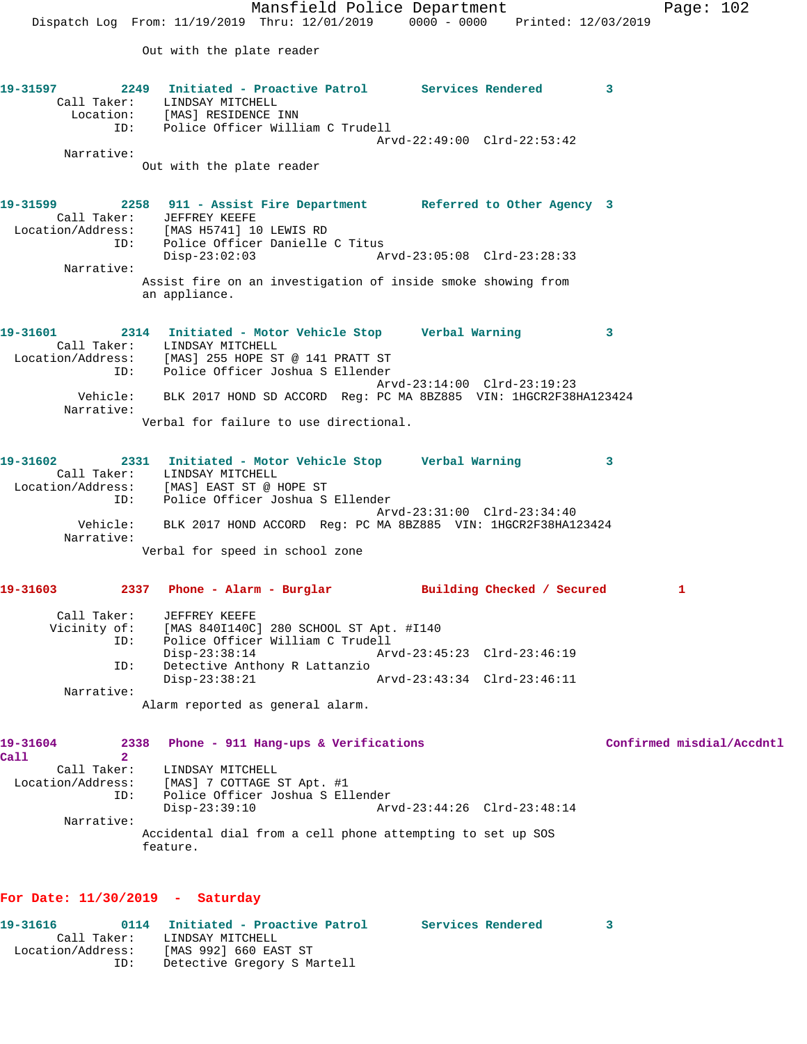Out with the plate reader

**19-31597** 2249 **Initiated - Proactive Patrol** **Services Rendered** 3

Call Taker: LINDSAY MITCHELL
Location: [MAS] RESIDENCE INN
ID: Police Officer William C Trudell
Arvd-22:49:00 Clrd-22:53:42

Narrative:
Out with the plate reader

**19-31599** 2258 **911 - Assist Fire Department** **Referred to Other Agency** 3

Call Taker: JEFFREY KEEFE
Location/Address: [MAS H5741] 10 LEWIS RD
ID: Police Officer Danielle C Titus
Disp-23:02:03 Arvd-23:05:08 Clrd-23:28:33

Narrative:
Assist fire on an investigation of inside smoke showing from an appliance.

**19-31601** 2314 **Initiated - Motor Vehicle Stop** **Verbal Warning** 3

Call Taker: LINDSAY MITCHELL
Location/Address: [MAS] 255 HOPE ST @ 141 PRATT ST
ID: Police Officer Joshua S Ellender
Arvd-23:14:00 Clrd-23:19:23
Vehicle: BLK 2017 HOND SD ACCORD Reg: PC MA 8BZ885 VIN: 1HGCR2F38HA123424

Narrative:
Verbal for failure to use directional.

**19-31602** 2331 **Initiated - Motor Vehicle Stop** **Verbal Warning** 3

Call Taker: LINDSAY MITCHELL
Location/Address: [MAS] EAST ST @ HOPE ST
ID: Police Officer Joshua S Ellender
Arvd-23:31:00 Clrd-23:34:40
Vehicle: BLK 2017 HOND ACCORD Reg: PC MA 8BZ885 VIN: 1HGCR2F38HA123424

Narrative:
Verbal for speed in school zone

**19-31603** 2337 **Phone - Alarm - Burglar** **Building Checked / Secured** 1

Call Taker: JEFFREY KEEFE
Vicinity of: [MAS 840I140C] 280 SCHOOL ST Apt. #I140
ID: Police Officer William C Trudell
Disp-23:38:14 Arvd-23:45:23 Clrd-23:46:19
ID: Detective Anthony R Lattanzio
Disp-23:38:21 Arvd-23:43:34 Clrd-23:46:11

Narrative:
Alarm reported as general alarm.

**19-31604** 2338 **Phone - 911 Hang-ups & Verifications** **Confirmed misdial/Accdntl Call** 2

Call Taker: LINDSAY MITCHELL
Location/Address: [MAS] 7 COTTAGE ST Apt. #1
ID: Police Officer Joshua S Ellender
Disp-23:39:10 Arvd-23:44:26 Clrd-23:48:14

Narrative:
Accidental dial from a cell phone attempting to set up SOS feature.

## For Date: 11/30/2019 - Saturday

**19-31616** 0114 **Initiated - Proactive Patrol** **Services Rendered** 3

Call Taker: LINDSAY MITCHELL
Location/Address: [MAS 992] 660 EAST ST
ID: Detective Gregory S Martell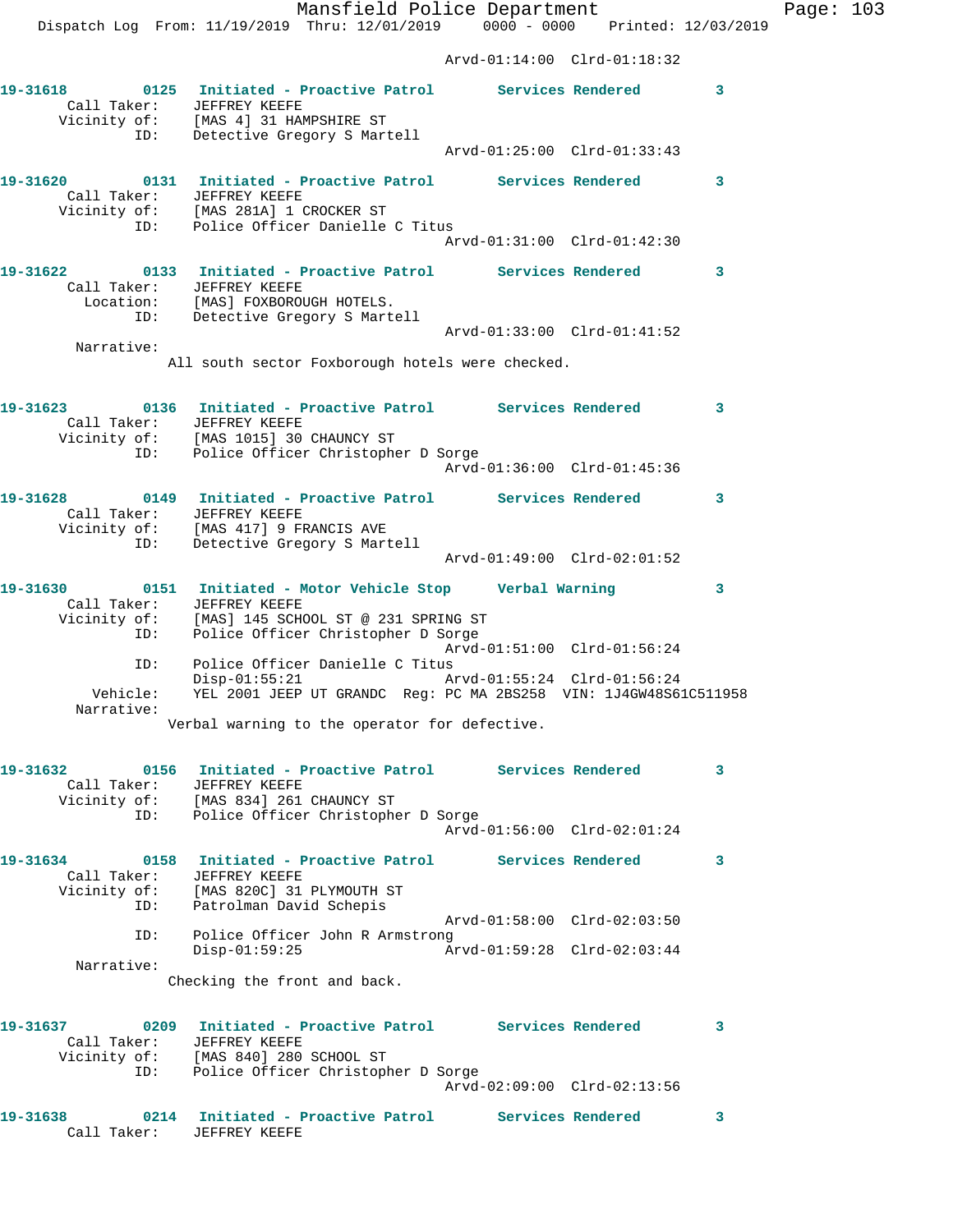Arvd-01:14:00 Clrd-01:18:32

**19-31618** 0125 **Initiated - Proactive Patrol** **Services Rendered** 3
Call Taker: JEFFREY KEEFE
Vicinity of: [MAS 4] 31 HAMPSHIRE ST
ID: Detective Gregory S Martell
Arvd-01:25:00 Clrd-01:33:43

**19-31620** 0131 **Initiated - Proactive Patrol** **Services Rendered** 3
Call Taker: JEFFREY KEEFE
Vicinity of: [MAS 281A] 1 CROCKER ST
ID: Police Officer Danielle C Titus
Arvd-01:31:00 Clrd-01:42:30

**19-31622** 0133 **Initiated - Proactive Patrol** **Services Rendered** 3
Call Taker: JEFFREY KEEFE
Location: [MAS] FOXBOROUGH HOTELS.
ID: Detective Gregory S Martell
Arvd-01:33:00 Clrd-01:41:52
Narrative:
All south sector Foxborough hotels were checked.

**19-31623** 0136 **Initiated - Proactive Patrol** **Services Rendered** 3
Call Taker: JEFFREY KEEFE
Vicinity of: [MAS 1015] 30 CHAUNCY ST
ID: Police Officer Christopher D Sorge
Arvd-01:36:00 Clrd-01:45:36

**19-31628** 0149 **Initiated - Proactive Patrol** **Services Rendered** 3
Call Taker: JEFFREY KEEFE
Vicinity of: [MAS 417] 9 FRANCIS AVE
ID: Detective Gregory S Martell
Arvd-01:49:00 Clrd-02:01:52

**19-31630** 0151 **Initiated - Motor Vehicle Stop** **Verbal Warning** 3
Call Taker: JEFFREY KEEFE
Vicinity of: [MAS] 145 SCHOOL ST @ 231 SPRING ST
ID: Police Officer Christopher D Sorge
Arvd-01:51:00 Clrd-01:56:24
ID: Police Officer Danielle C Titus
Disp-01:55:21 Arvd-01:55:24 Clrd-01:56:24
Vehicle: YEL 2001 JEEP UT GRANDC Reg: PC MA 2BS258 VIN: 1J4GW48S61C511958
Narrative:
Verbal warning to the operator for defective.

**19-31632** 0156 **Initiated - Proactive Patrol** **Services Rendered** 3
Call Taker: JEFFREY KEEFE
Vicinity of: [MAS 834] 261 CHAUNCY ST
ID: Police Officer Christopher D Sorge
Arvd-01:56:00 Clrd-02:01:24

**19-31634** 0158 **Initiated - Proactive Patrol** **Services Rendered** 3
Call Taker: JEFFREY KEEFE
Vicinity of: [MAS 820C] 31 PLYMOUTH ST
ID: Patrolman David Schepis
Arvd-01:58:00 Clrd-02:03:50
ID: Police Officer John R Armstrong
Disp-01:59:25 Arvd-01:59:28 Clrd-02:03:44
Narrative:
Checking the front and back.

**19-31637** 0209 **Initiated - Proactive Patrol** **Services Rendered** 3
Call Taker: JEFFREY KEEFE
Vicinity of: [MAS 840] 280 SCHOOL ST
ID: Police Officer Christopher D Sorge
Arvd-02:09:00 Clrd-02:13:56

**19-31638** 0214 **Initiated - Proactive Patrol** **Services Rendered** 3
Call Taker: JEFFREY KEEFE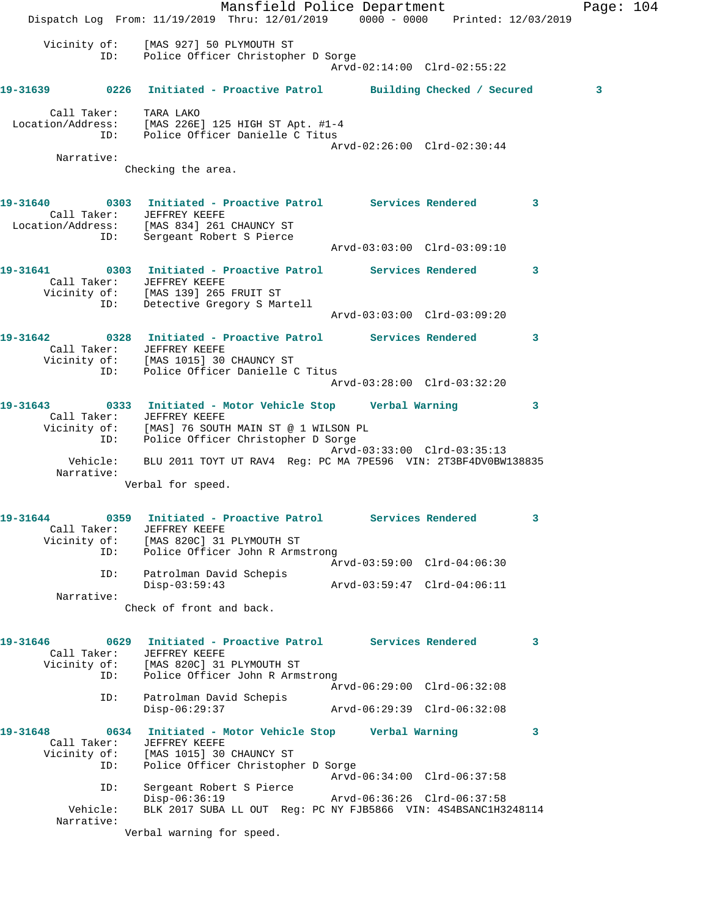Vicinity of: [MAS 927] 50 PLYMOUTH ST
ID: Police Officer Christopher D Sorge
Arvd-02:14:00 Clrd-02:55:22

**19-31639 0226 Initiated - Proactive Patrol Building Checked / Secured 3**

Call Taker: TARA LAKO
Location/Address: [MAS 226E] 125 HIGH ST Apt. #1-4
ID: Police Officer Danielle C Titus
Arvd-02:26:00 Clrd-02:30:44
Narrative:
Checking the area.

**19-31640 0303 Initiated - Proactive Patrol Services Rendered 3**
Call Taker: JEFFREY KEEFE
Location/Address: [MAS 834] 261 CHAUNCY ST
ID: Sergeant Robert S Pierce
Arvd-03:03:00 Clrd-03:09:10

**19-31641 0303 Initiated - Proactive Patrol Services Rendered 3**
Call Taker: JEFFREY KEEFE
Vicinity of: [MAS 139] 265 FRUIT ST
ID: Detective Gregory S Martell
Arvd-03:03:00 Clrd-03:09:20

**19-31642 0328 Initiated - Proactive Patrol Services Rendered 3**
Call Taker: JEFFREY KEEFE
Vicinity of: [MAS 1015] 30 CHAUNCY ST
ID: Police Officer Danielle C Titus
Arvd-03:28:00 Clrd-03:32:20

**19-31643 0333 Initiated - Motor Vehicle Stop Verbal Warning 3**
Call Taker: JEFFREY KEEFE
Vicinity of: [MAS] 76 SOUTH MAIN ST @ 1 WILSON PL
ID: Police Officer Christopher D Sorge
Arvd-03:33:00 Clrd-03:35:13
Vehicle: BLU 2011 TOYT UT RAV4 Reg: PC MA 7PE596 VIN: 2T3BF4DV0BW138835
Narrative:
Verbal for speed.

**19-31644 0359 Initiated - Proactive Patrol Services Rendered 3**
Call Taker: JEFFREY KEEFE
Vicinity of: [MAS 820C] 31 PLYMOUTH ST
ID: Police Officer John R Armstrong
Arvd-03:59:00 Clrd-04:06:30
ID: Patrolman David Schepis
Disp-03:59:43 Arvd-03:59:47 Clrd-04:06:11
Narrative:
Check of front and back.

**19-31646 0629 Initiated - Proactive Patrol Services Rendered 3**
Call Taker: JEFFREY KEEFE
Vicinity of: [MAS 820C] 31 PLYMOUTH ST
ID: Police Officer John R Armstrong
Arvd-06:29:00 Clrd-06:32:08
ID: Patrolman David Schepis
Disp-06:29:37 Arvd-06:29:39 Clrd-06:32:08

**19-31648 0634 Initiated - Motor Vehicle Stop Verbal Warning 3**
Call Taker: JEFFREY KEEFE
Vicinity of: [MAS 1015] 30 CHAUNCY ST
ID: Police Officer Christopher D Sorge
Arvd-06:34:00 Clrd-06:37:58
ID: Sergeant Robert S Pierce
Disp-06:36:19 Arvd-06:36:26 Clrd-06:37:58
Vehicle: BLK 2017 SUBA LL OUT Reg: PC NY FJB5866 VIN: 4S4BSANC1H3248114
Narrative:
Verbal warning for speed.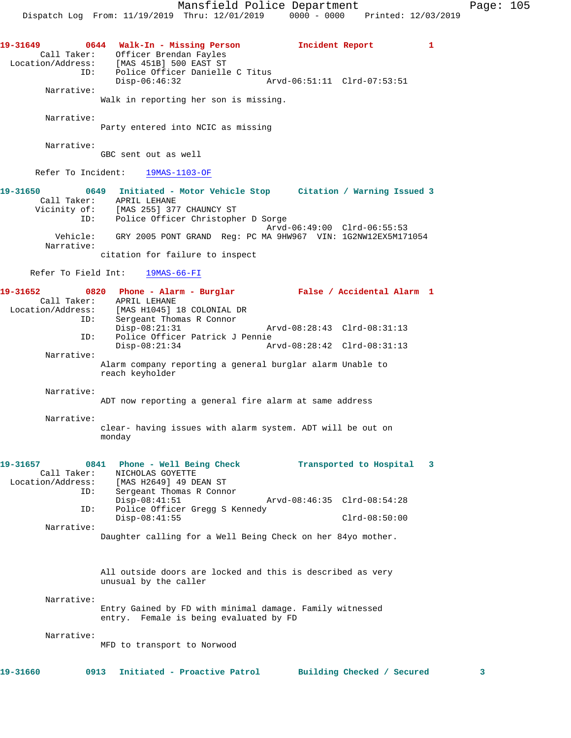**19-31649** 0644 **Walk-In - Missing Person** **Incident Report** 1

Call Taker: Officer Brendan Fayles
Location/Address: [MAS 451B] 500 EAST ST
ID: Police Officer Danielle C Titus
Disp-06:46:32 Arvd-06:51:11 Clrd-07:53:51

Narrative:
Walk in reporting her son is missing.

Narrative:
Party entered into NCIC as missing

Narrative:
GBC sent out as well

Refer To Incident: 19MAS-1103-OF

**19-31650** 0649 **Initiated - Motor Vehicle Stop** **Citation / Warning Issued** 3

Call Taker: APRIL LEHANE
Vicinity of: [MAS 255] 377 CHAUNCY ST
ID: Police Officer Christopher D Sorge
Arvd-06:49:00 Clrd-06:55:53
Vehicle: GRY 2005 PONT GRAND Reg: PC MA 9HW967 VIN: 1G2NW12EX5M171054

Narrative:
citation for failure to inspect

Refer To Field Int: 19MAS-66-FI

**19-31652** 0820 **Phone - Alarm - Burglar** **False / Accidental Alarm** 1

Call Taker: APRIL LEHANE
Location/Address: [MAS H1045] 18 COLONIAL DR
ID: Sergeant Thomas R Connor
Disp-08:21:31 Arvd-08:28:43 Clrd-08:31:13
ID: Police Officer Patrick J Pennie
Disp-08:21:34 Arvd-08:28:42 Clrd-08:31:13

Narrative:
Alarm company reporting a general burglar alarm Unable to reach keyholder

Narrative:
ADT now reporting a general fire alarm at same address

Narrative:
clear- having issues with alarm system. ADT will be out on monday

**19-31657** 0841 **Phone - Well Being Check** **Transported to Hospital** 3

Call Taker: NICHOLAS GOYETTE
Location/Address: [MAS H2649] 49 DEAN ST
ID: Sergeant Thomas R Connor
Disp-08:41:51 Arvd-08:46:35 Clrd-08:54:28
ID: Police Officer Gregg S Kennedy
Disp-08:41:55 Clrd-08:50:00

Narrative:
Daughter calling for a Well Being Check on her 84yo mother.

All outside doors are locked and this is described as very unusual by the caller

Narrative:
Entry Gained by FD with minimal damage. Family witnessed entry. Female is being evaluated by FD

Narrative:
MFD to transport to Norwood

**19-31660** 0913 **Initiated - Proactive Patrol** **Building Checked / Secured** 3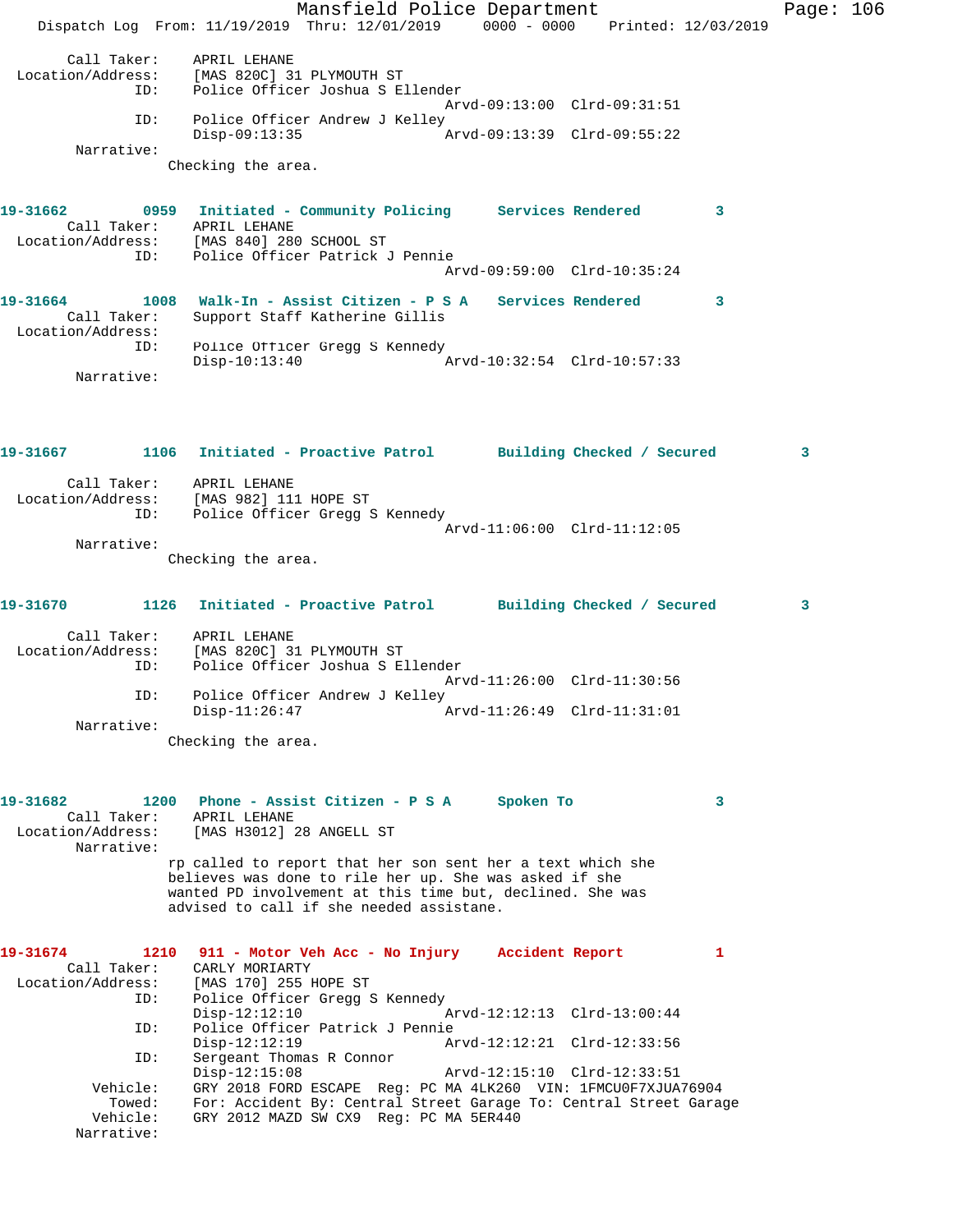Call Taker: APRIL LEHANE
Location/Address: [MAS 820C] 31 PLYMOUTH ST
ID: Police Officer Joshua S Ellender
Arvd-09:13:00 Clrd-09:31:51
ID: Police Officer Andrew J Kelley
Disp-09:13:35 Arvd-09:13:39 Clrd-09:55:22
Narrative:
Checking the area.

**19-31662 0959 Initiated - Community Policing Services Rendered 3**
Call Taker: APRIL LEHANE
Location/Address: [MAS 840] 280 SCHOOL ST
ID: Police Officer Patrick J Pennie
Arvd-09:59:00 Clrd-10:35:24

**19-31664 1008 Walk-In - Assist Citizen - P S A Services Rendered 3**
Call Taker: Support Staff Katherine Gillis
Location/Address:
ID: Police Officer Gregg S Kennedy
Disp-10:13:40 Arvd-10:32:54 Clrd-10:57:33
Narrative:

**19-31667 1106 Initiated - Proactive Patrol Building Checked / Secured 3**
Call Taker: APRIL LEHANE
Location/Address: [MAS 982] 111 HOPE ST
ID: Police Officer Gregg S Kennedy
Arvd-11:06:00 Clrd-11:12:05
Narrative:
Checking the area.

**19-31670 1126 Initiated - Proactive Patrol Building Checked / Secured 3**
Call Taker: APRIL LEHANE
Location/Address: [MAS 820C] 31 PLYMOUTH ST
ID: Police Officer Joshua S Ellender
Arvd-11:26:00 Clrd-11:30:56
ID: Police Officer Andrew J Kelley
Disp-11:26:47 Arvd-11:26:49 Clrd-11:31:01
Narrative:
Checking the area.

**19-31682 1200 Phone - Assist Citizen - P S A Spoken To 3**
Call Taker: APRIL LEHANE
Location/Address: [MAS H3012] 28 ANGELL ST
Narrative:
rp called to report that her son sent her a text which she believes was done to rile her up. She was asked if she wanted PD involvement at this time but, declined. She was advised to call if she needed assistane.

**19-31674 1210 911 - Motor Veh Acc - No Injury Accident Report 1**
Call Taker: CARLY MORIARTY
Location/Address: [MAS 170] 255 HOPE ST
ID: Police Officer Gregg S Kennedy
Disp-12:12:10 Arvd-12:12:13 Clrd-13:00:44
ID: Police Officer Patrick J Pennie
Disp-12:12:19 Arvd-12:12:21 Clrd-12:33:56
ID: Sergeant Thomas R Connor
Disp-12:15:08 Arvd-12:15:10 Clrd-12:33:51
Vehicle: GRY 2018 FORD ESCAPE Reg: PC MA 4LK260 VIN: 1FMCU0F7XJUA76904
Towed: For: Accident By: Central Street Garage To: Central Street Garage
Vehicle: GRY 2012 MAZD SW CX9 Reg: PC MA 5ER440
Narrative: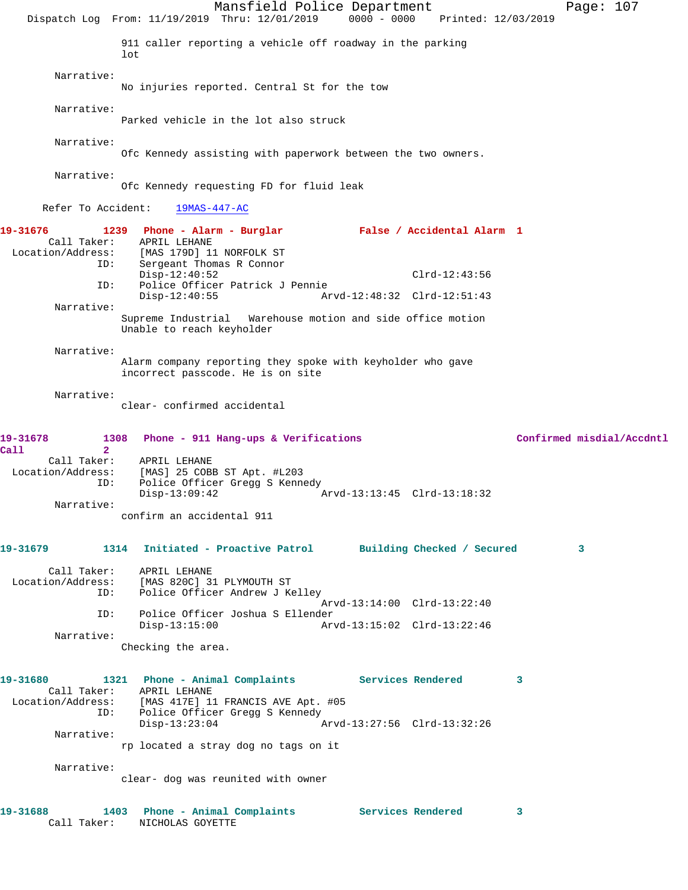911 caller reporting a vehicle off roadway in the parking lot

Narrative:
No injuries reported. Central St for the tow

Narrative:
Parked vehicle in the lot also struck

Narrative:
Ofc Kennedy assisting with paperwork between the two owners.

Narrative:
Ofc Kennedy requesting FD for fluid leak

Refer To Accident: 19MAS-447-AC

**19-31676 1239 Phone - Alarm - Burglar False / Accidental Alarm 1**

Call Taker: APRIL LEHANE
Location/Address: [MAS 179D] 11 NORFOLK ST
ID: Sergeant Thomas R Connor
Disp-12:40:52 Clrd-12:43:56
ID: Police Officer Patrick J Pennie
Disp-12:40:55 Arvd-12:48:32 Clrd-12:51:43

Narrative:
Supreme Industrial Warehouse motion and side office motion
Unable to reach keyholder

Narrative:
Alarm company reporting they spoke with keyholder who gave incorrect passcode. He is on site

Narrative:
clear- confirmed accidental

**19-31678 1308 Phone - 911 Hang-ups & Verifications Confirmed misdial/Accdntl Call 2**

Call Taker: APRIL LEHANE
Location/Address: [MAS] 25 COBB ST Apt. #L203
ID: Police Officer Gregg S Kennedy
Disp-13:09:42 Arvd-13:13:45 Clrd-13:18:32

Narrative:
confirm an accidental 911

**19-31679 1314 Initiated - Proactive Patrol Building Checked / Secured 3**

Call Taker: APRIL LEHANE
Location/Address: [MAS 820C] 31 PLYMOUTH ST
ID: Police Officer Andrew J Kelley
Arvd-13:14:00 Clrd-13:22:40
ID: Police Officer Joshua S Ellender
Disp-13:15:00 Arvd-13:15:02 Clrd-13:22:46

Narrative:
Checking the area.

**19-31680 1321 Phone - Animal Complaints Services Rendered 3**

Call Taker: APRIL LEHANE
Location/Address: [MAS 417E] 11 FRANCIS AVE Apt. #05
ID: Police Officer Gregg S Kennedy
Disp-13:23:04 Arvd-13:27:56 Clrd-13:32:26

Narrative:
rp located a stray dog no tags on it

Narrative:
clear- dog was reunited with owner

**19-31688 1403 Phone - Animal Complaints Services Rendered 3**

Call Taker: NICHOLAS GOYETTE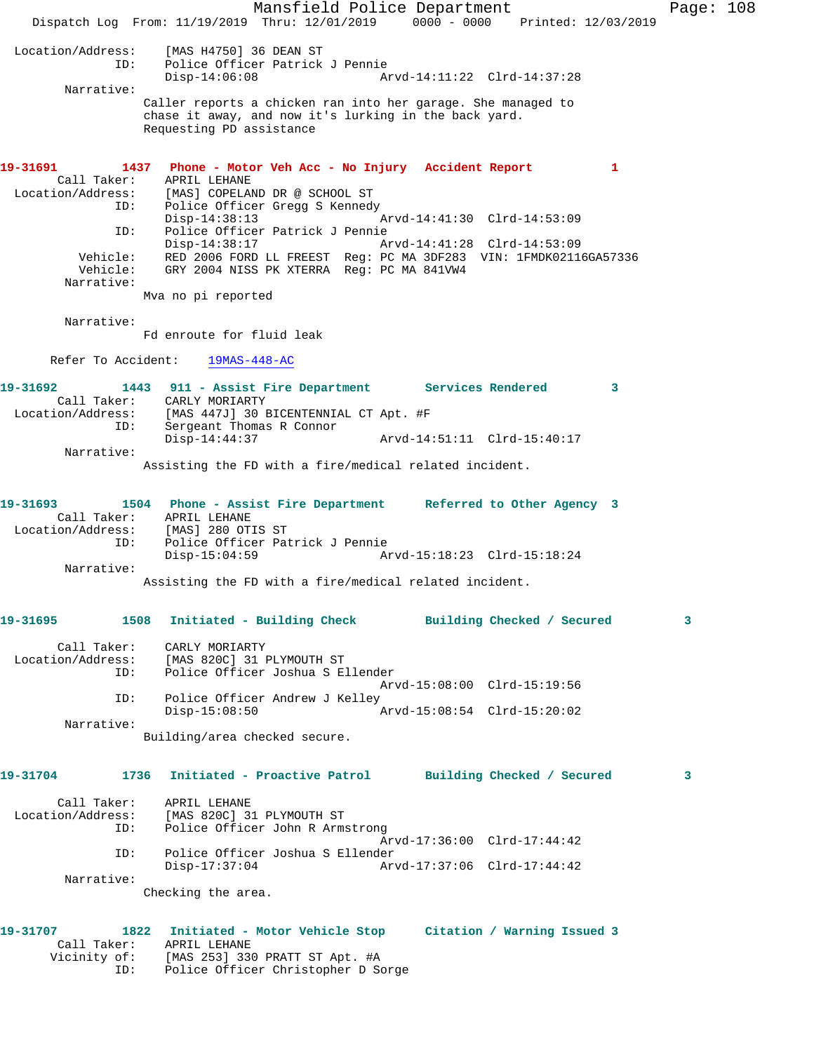Location/Address: [MAS H4750] 36 DEAN ST
ID: Police Officer Patrick J Pennie
Disp-14:06:08 Arvd-14:11:22 Clrd-14:37:28

Narrative:
Caller reports a chicken ran into her garage. She managed to chase it away, and now it's lurking in the back yard. Requesting PD assistance

**19-31691 1437 Phone - Motor Veh Acc - No Injury Accident Report 1**

Call Taker: APRIL LEHANE
Location/Address: [MAS] COPELAND DR @ SCHOOL ST
ID: Police Officer Gregg S Kennedy
Disp-14:38:13 Arvd-14:41:30 Clrd-14:53:09
ID: Police Officer Patrick J Pennie
Disp-14:38:17 Arvd-14:41:28 Clrd-14:53:09
Vehicle: RED 2006 FORD LL FREEST Reg: PC MA 3DF283 VIN: 1FMDK02116GA57336
Vehicle: GRY 2004 NISS PK XTERRA Reg: PC MA 841VW4

Narrative:
Mva no pi reported

Narrative:
Fd enroute for fluid leak

Refer To Accident: 19MAS-448-AC

**19-31692 1443 911 - Assist Fire Department Services Rendered 3**

Call Taker: CARLY MORIARTY
Location/Address: [MAS 447J] 30 BICENTENNIAL CT Apt. #F
ID: Sergeant Thomas R Connor
Disp-14:44:37 Arvd-14:51:11 Clrd-15:40:17

Narrative:
Assisting the FD with a fire/medical related incident.

**19-31693 1504 Phone - Assist Fire Department Referred to Other Agency 3**

Call Taker: APRIL LEHANE
Location/Address: [MAS] 280 OTIS ST
ID: Police Officer Patrick J Pennie
Disp-15:04:59 Arvd-15:18:23 Clrd-15:18:24

Narrative:
Assisting the FD with a fire/medical related incident.

**19-31695 1508 Initiated - Building Check Building Checked / Secured 3**

Call Taker: CARLY MORIARTY
Location/Address: [MAS 820C] 31 PLYMOUTH ST
ID: Police Officer Joshua S Ellender
Arvd-15:08:00 Clrd-15:19:56
ID: Police Officer Andrew J Kelley
Disp-15:08:50 Arvd-15:08:54 Clrd-15:20:02

Narrative:
Building/area checked secure.

**19-31704 1736 Initiated - Proactive Patrol Building Checked / Secured 3**

Call Taker: APRIL LEHANE
Location/Address: [MAS 820C] 31 PLYMOUTH ST
ID: Police Officer John R Armstrong
Arvd-17:36:00 Clrd-17:44:42
ID: Police Officer Joshua S Ellender
Disp-17:37:04 Arvd-17:37:06 Clrd-17:44:42

Narrative:
Checking the area.

**19-31707 1822 Initiated - Motor Vehicle Stop Citation / Warning Issued 3**

Call Taker: APRIL LEHANE
Vicinity of: [MAS 253] 330 PRATT ST Apt. #A
ID: Police Officer Christopher D Sorge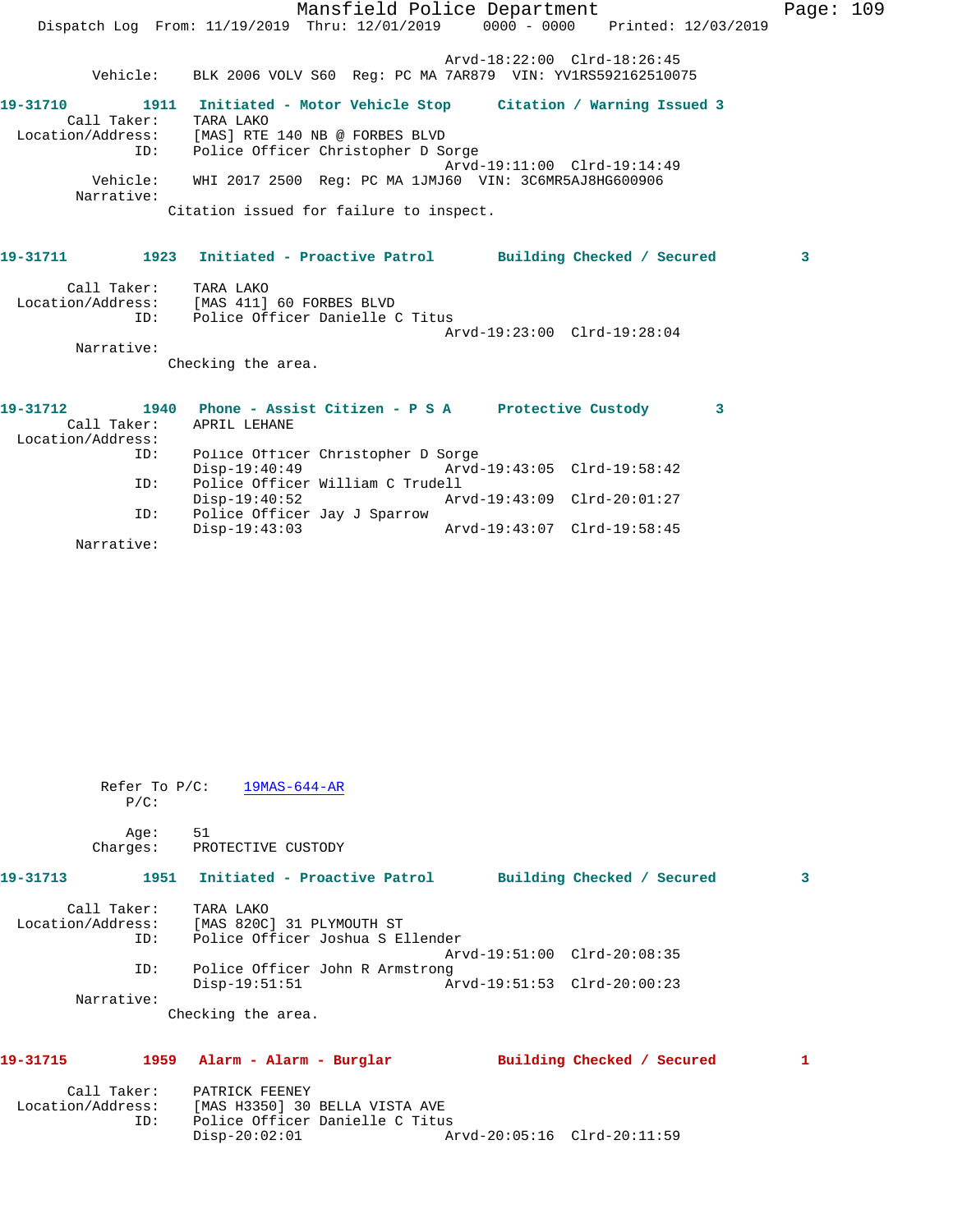Arvd-18:22:00  Clrd-18:26:45

Vehicle: BLK 2006 VOLV S60  Reg: PC MA 7AR879  VIN: YV1RS592162510075

**19-31710  1911  Initiated - Motor Vehicle Stop  Citation / Warning Issued 3**

Call Taker: TARA LAKO
Location/Address: [MAS] RTE 140 NB @ FORBES BLVD
ID: Police Officer Christopher D Sorge
Arvd-19:11:00  Clrd-19:14:49
Vehicle: WHI 2017 2500  Reg: PC MA 1JMJ60  VIN: 3C6MR5AJ8HG600906
Narrative:
Citation issued for failure to inspect.

**19-31711  1923  Initiated - Proactive Patrol  Building Checked / Secured  3**

Call Taker: TARA LAKO
Location/Address: [MAS 411] 60 FORBES BLVD
ID: Police Officer Danielle C Titus
Arvd-19:23:00  Clrd-19:28:04
Narrative:
Checking the area.

**19-31712  1940  Phone - Assist Citizen - P S A  Protective Custody  3**

Call Taker: APRIL LEHANE
Location/Address:
ID: Police Officer Christopher D Sorge
Disp-19:40:49  Arvd-19:43:05  Clrd-19:58:42
ID: Police Officer William C Trudell
Disp-19:40:52  Arvd-19:43:09  Clrd-20:01:27
ID: Police Officer Jay J Sparrow
Disp-19:43:03  Arvd-19:43:07  Clrd-19:58:45
Narrative:

Refer To P/C: 19MAS-644-AR
P/C:

Age: 51
Charges: PROTECTIVE CUSTODY

**19-31713  1951  Initiated - Proactive Patrol  Building Checked / Secured  3**

Call Taker: TARA LAKO
Location/Address: [MAS 820C] 31 PLYMOUTH ST
ID: Police Officer Joshua S Ellender
Arvd-19:51:00  Clrd-20:08:35
ID: Police Officer John R Armstrong
Disp-19:51:51  Arvd-19:51:53  Clrd-20:00:23
Narrative:
Checking the area.

**19-31715  1959  Alarm - Alarm - Burglar  Building Checked / Secured  1**

Call Taker: PATRICK FEENEY
Location/Address: [MAS H3350] 30 BELLA VISTA AVE
ID: Police Officer Danielle C Titus
Disp-20:02:01  Arvd-20:05:16  Clrd-20:11:59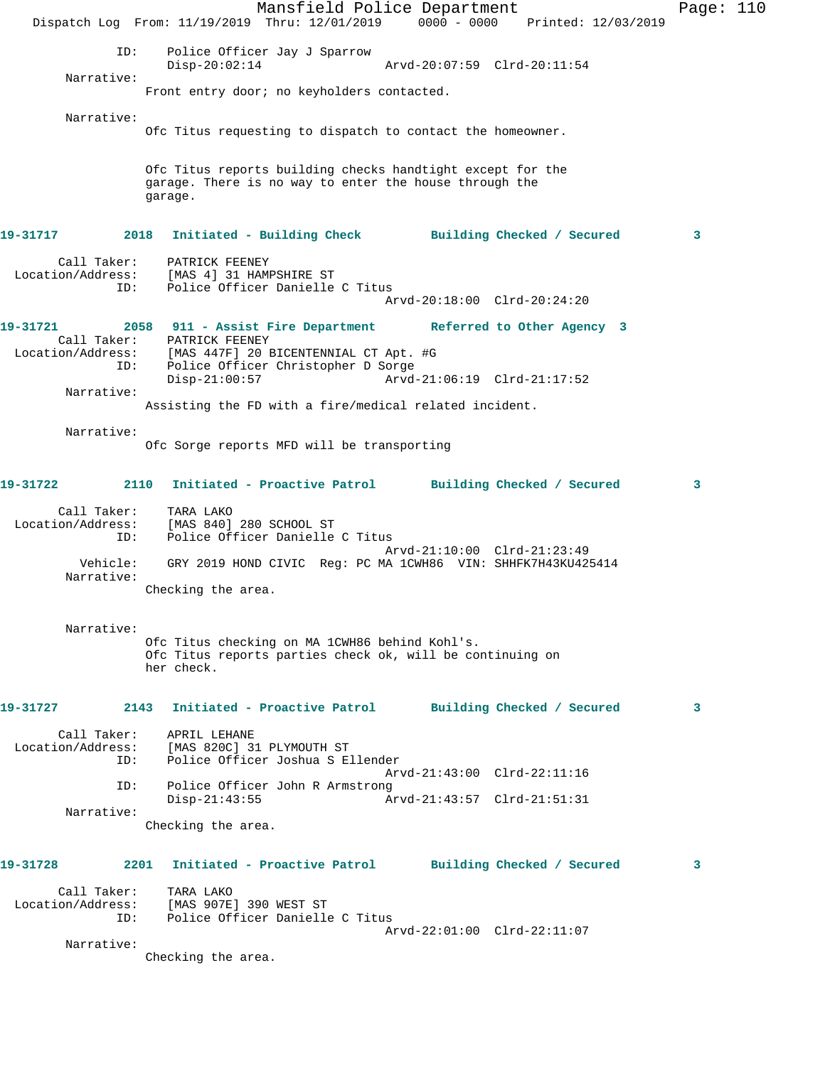```
            ID:     Police Officer Jay J Sparrow
                    Disp-20:02:14                 Arvd-20:07:59  Clrd-20:11:54
        Narrative:
                   Front entry door; no keyholders contacted.

        Narrative:
                   Ofc Titus requesting to dispatch to contact the homeowner.


                   Ofc Titus reports building checks handtight except for the
                   garage. There is no way to enter the house through the
                   garage.
```

```
19-31717        2018  Initiated - Building Check        Building Checked / Secured        3

       Call Taker:    PATRICK FEENEY
  Location/Address:   [MAS 4] 31 HAMPSHIRE ST
               ID:    Police Officer Danielle C Titus
                                                  Arvd-20:18:00  Clrd-20:24:20
```

```
19-31721        2058  911 - Assist Fire Department      Referred to Other Agency  3
       Call Taker:    PATRICK FEENEY
  Location/Address:   [MAS 447F] 20 BICENTENNIAL CT Apt. #G
               ID:    Police Officer Christopher D Sorge
                      Disp-21:00:57               Arvd-21:06:19  Clrd-21:17:52
        Narrative:
                   Assisting the FD with a fire/medical related incident.

        Narrative:
                   Ofc Sorge reports MFD will be transporting
```

```
19-31722        2110  Initiated - Proactive Patrol      Building Checked / Secured        3

       Call Taker:    TARA LAKO
  Location/Address:   [MAS 840] 280 SCHOOL ST
               ID:    Police Officer Danielle C Titus
                                                  Arvd-21:10:00  Clrd-21:23:49
          Vehicle:    GRY 2019 HOND CIVIC  Reg: PC MA 1CWH86  VIN: SHHFK7H43KU425414
        Narrative:
                   Checking the area.


        Narrative:
                   Ofc Titus checking on MA 1CWH86 behind Kohl's.
                   Ofc Titus reports parties check ok, will be continuing on
                   her check.
```

```
19-31727        2143  Initiated - Proactive Patrol      Building Checked / Secured        3

       Call Taker:    APRIL LEHANE
  Location/Address:   [MAS 820C] 31 PLYMOUTH ST
               ID:    Police Officer Joshua S Ellender
                                                  Arvd-21:43:00  Clrd-22:11:16
               ID:    Police Officer John R Armstrong
                      Disp-21:43:55               Arvd-21:43:57  Clrd-21:51:31
        Narrative:
                   Checking the area.
```

```
19-31728        2201  Initiated - Proactive Patrol      Building Checked / Secured        3

       Call Taker:    TARA LAKO
  Location/Address:   [MAS 907E] 390 WEST ST
               ID:    Police Officer Danielle C Titus
                                                  Arvd-22:01:00  Clrd-22:11:07
        Narrative:
                   Checking the area.
```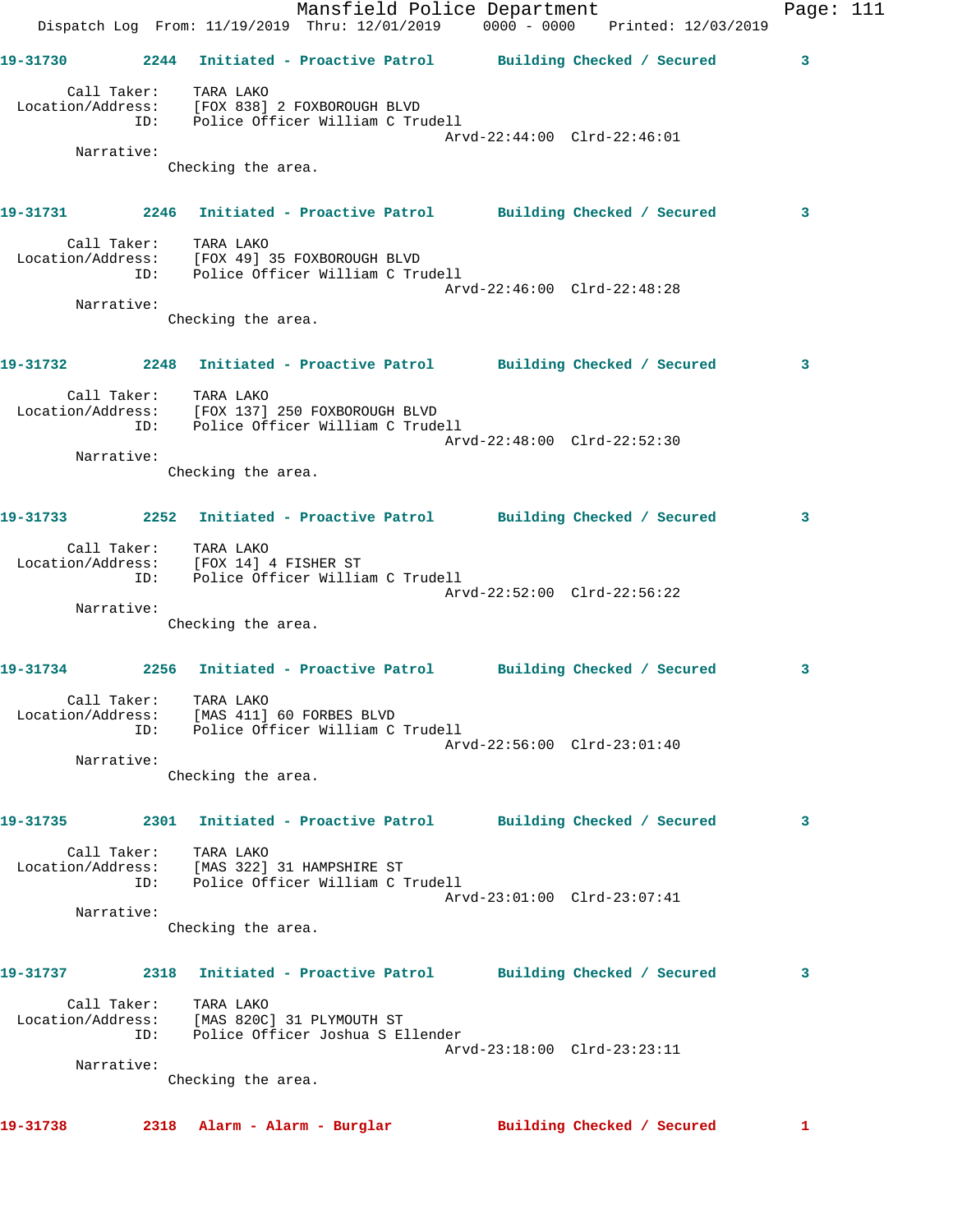**19-31730** 2244 **Initiated - Proactive Patrol** **Building Checked / Secured** 3

Call Taker: TARA LAKO
Location/Address: [FOX 838] 2 FOXBOROUGH BLVD
ID: Police Officer William C Trudell
Arvd-22:44:00 Clrd-22:46:01
Narrative:
Checking the area.

**19-31731** 2246 **Initiated - Proactive Patrol** **Building Checked / Secured** 3

Call Taker: TARA LAKO
Location/Address: [FOX 49] 35 FOXBOROUGH BLVD
ID: Police Officer William C Trudell
Arvd-22:46:00 Clrd-22:48:28
Narrative:
Checking the area.

**19-31732** 2248 **Initiated - Proactive Patrol** **Building Checked / Secured** 3

Call Taker: TARA LAKO
Location/Address: [FOX 137] 250 FOXBOROUGH BLVD
ID: Police Officer William C Trudell
Arvd-22:48:00 Clrd-22:52:30
Narrative:
Checking the area.

**19-31733** 2252 **Initiated - Proactive Patrol** **Building Checked / Secured** 3

Call Taker: TARA LAKO
Location/Address: [FOX 14] 4 FISHER ST
ID: Police Officer William C Trudell
Arvd-22:52:00 Clrd-22:56:22
Narrative:
Checking the area.

**19-31734** 2256 **Initiated - Proactive Patrol** **Building Checked / Secured** 3

Call Taker: TARA LAKO
Location/Address: [MAS 411] 60 FORBES BLVD
ID: Police Officer William C Trudell
Arvd-22:56:00 Clrd-23:01:40
Narrative:
Checking the area.

**19-31735** 2301 **Initiated - Proactive Patrol** **Building Checked / Secured** 3

Call Taker: TARA LAKO
Location/Address: [MAS 322] 31 HAMPSHIRE ST
ID: Police Officer William C Trudell
Arvd-23:01:00 Clrd-23:07:41
Narrative:
Checking the area.

**19-31737** 2318 **Initiated - Proactive Patrol** **Building Checked / Secured** 3

Call Taker: TARA LAKO
Location/Address: [MAS 820C] 31 PLYMOUTH ST
ID: Police Officer Joshua S Ellender
Arvd-23:18:00 Clrd-23:23:11
Narrative:
Checking the area.

**19-31738** 2318 **Alarm - Alarm - Burglar** **Building Checked / Secured** 1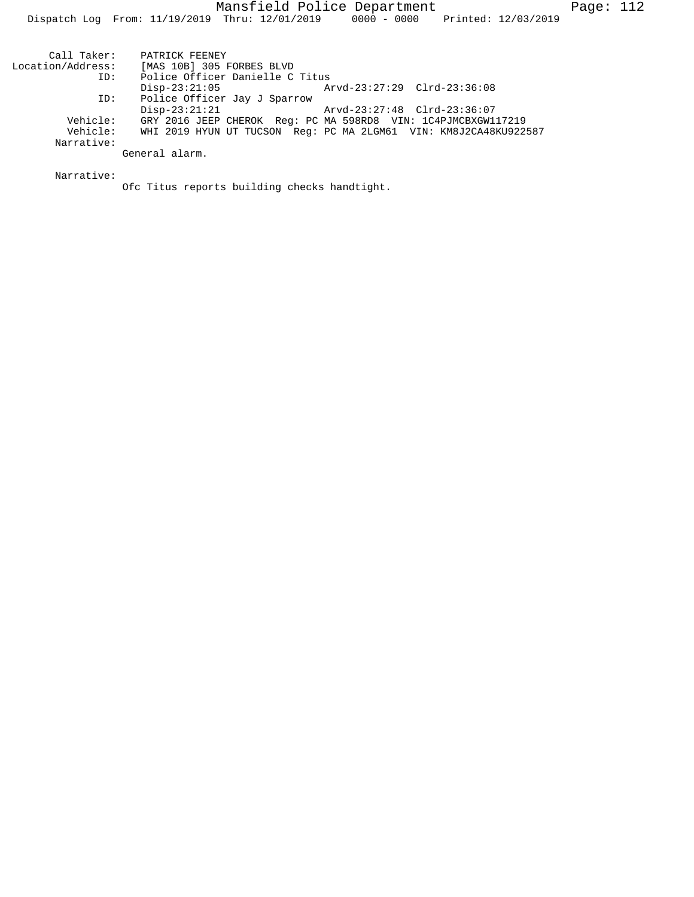```
      Call Taker:    PATRICK FEENEY
Location/Address:    [MAS 10B] 305 FORBES BLVD
              ID:    Police Officer Danielle C Titus
                     Disp-23:21:05                Arvd-23:27:29  Clrd-23:36:08
              ID:    Police Officer Jay J Sparrow
                     Disp-23:21:21                Arvd-23:27:48  Clrd-23:36:07
         Vehicle:    GRY 2016 JEEP CHEROK  Reg: PC MA 598RD8  VIN: 1C4PJMCBXGW117219
         Vehicle:    WHI 2019 HYUN UT TUCSON  Reg: PC MA 2LGM61  VIN: KM8J2CA48KU922587
       Narrative:
                   General alarm.

       Narrative:
                   Ofc Titus reports building checks handtight.
```